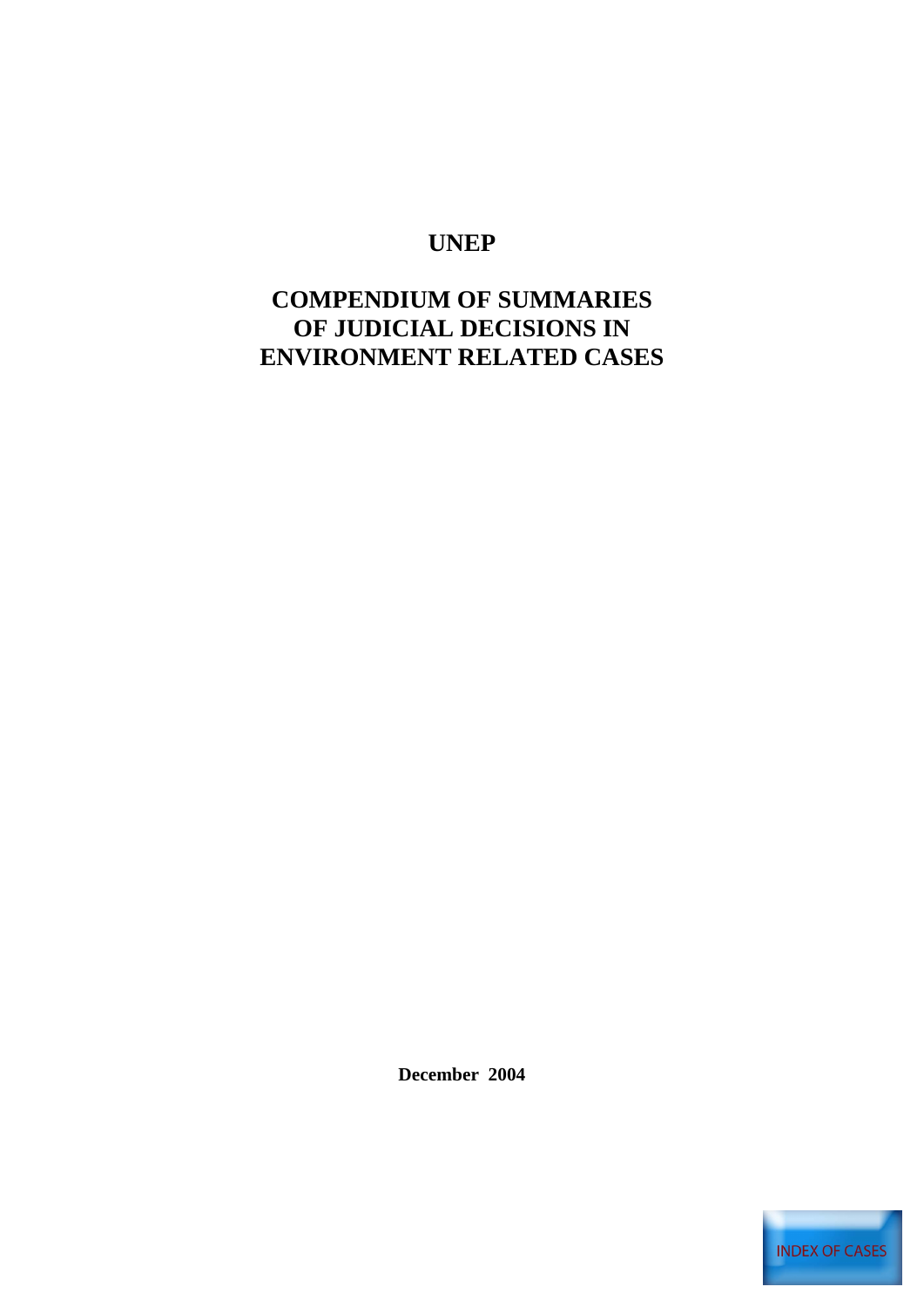# UNEP

# COMPENDIUM OF SUMMARIES OF JUDICIAL DECISIONS IN ENVIRONMENT RELATED CASES

**December 2004**

INDEX OF CASES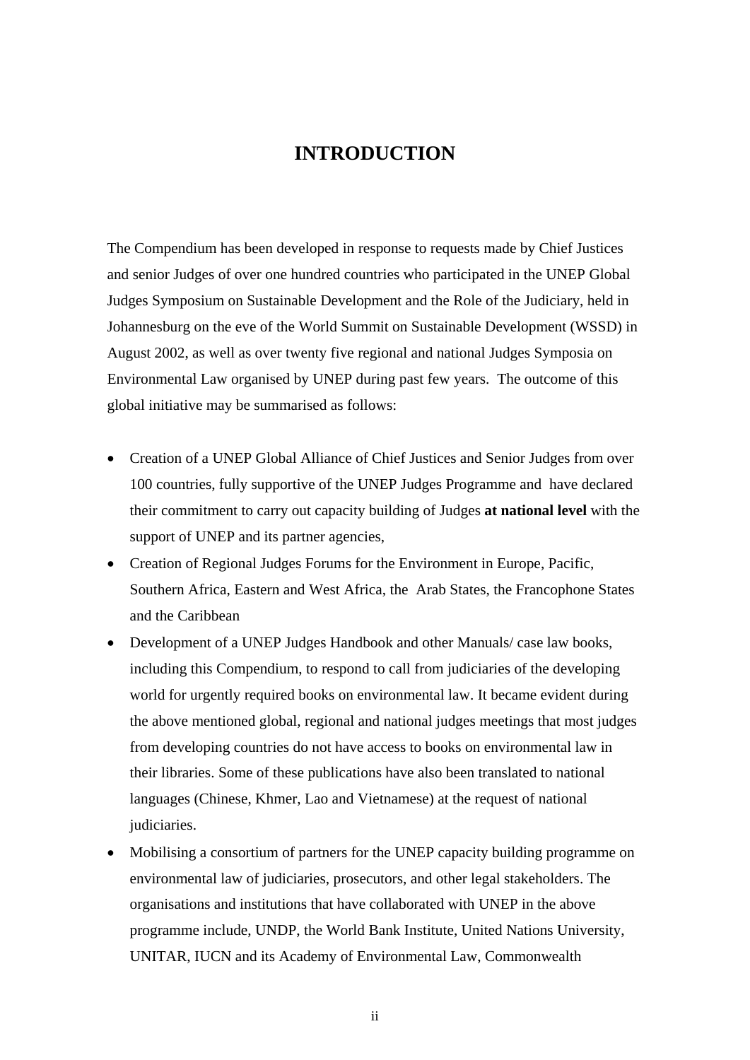# INTRODUCTION

The Compendium has been developed in response to requests made by Chief Justices and senior Judges of over one hundred countries who participated in the UNEP Global Judges Symposium on Sustainable Development and the Role of the Judiciary, held in Johannesburg on the eve of the World Summit on Sustainable Development (WSSD) in August 2002, as well as over twenty five regional and national Judges Symposia on Environmental Law organised by UNEP during past few years. The outcome of this global initiative may be summarised as follows:

- Creation of a UNEP Global Alliance of Chief Justices and Senior Judges from over 100 countries, fully supportive of the UNEP Judges Programme and have declared their commitment to carry out capacity building of Judges **at national level** with the support of UNEP and its partner agencies,
- Creation of Regional Judges Forums for the Environment in Europe, Pacific, Southern Africa, Eastern and West Africa, the Arab States, the Francophone States and the Caribbean
- Development of a UNEP Judges Handbook and other Manuals/ case law books, including this Compendium, to respond to call from judiciaries of the developing world for urgently required books on environmental law. It became evident during the above mentioned global, regional and national judges meetings that most judges from developing countries do not have access to books on environmental law in their libraries. Some of these publications have also been translated to national languages (Chinese, Khmer, Lao and Vietnamese) at the request of national judiciaries.
- Mobilising a consortium of partners for the UNEP capacity building programme on environmental law of judiciaries, prosecutors, and other legal stakeholders. The organisations and institutions that have collaborated with UNEP in the above programme include, UNDP, the World Bank Institute, United Nations University, UNITAR, IUCN and its Academy of Environmental Law, Commonwealth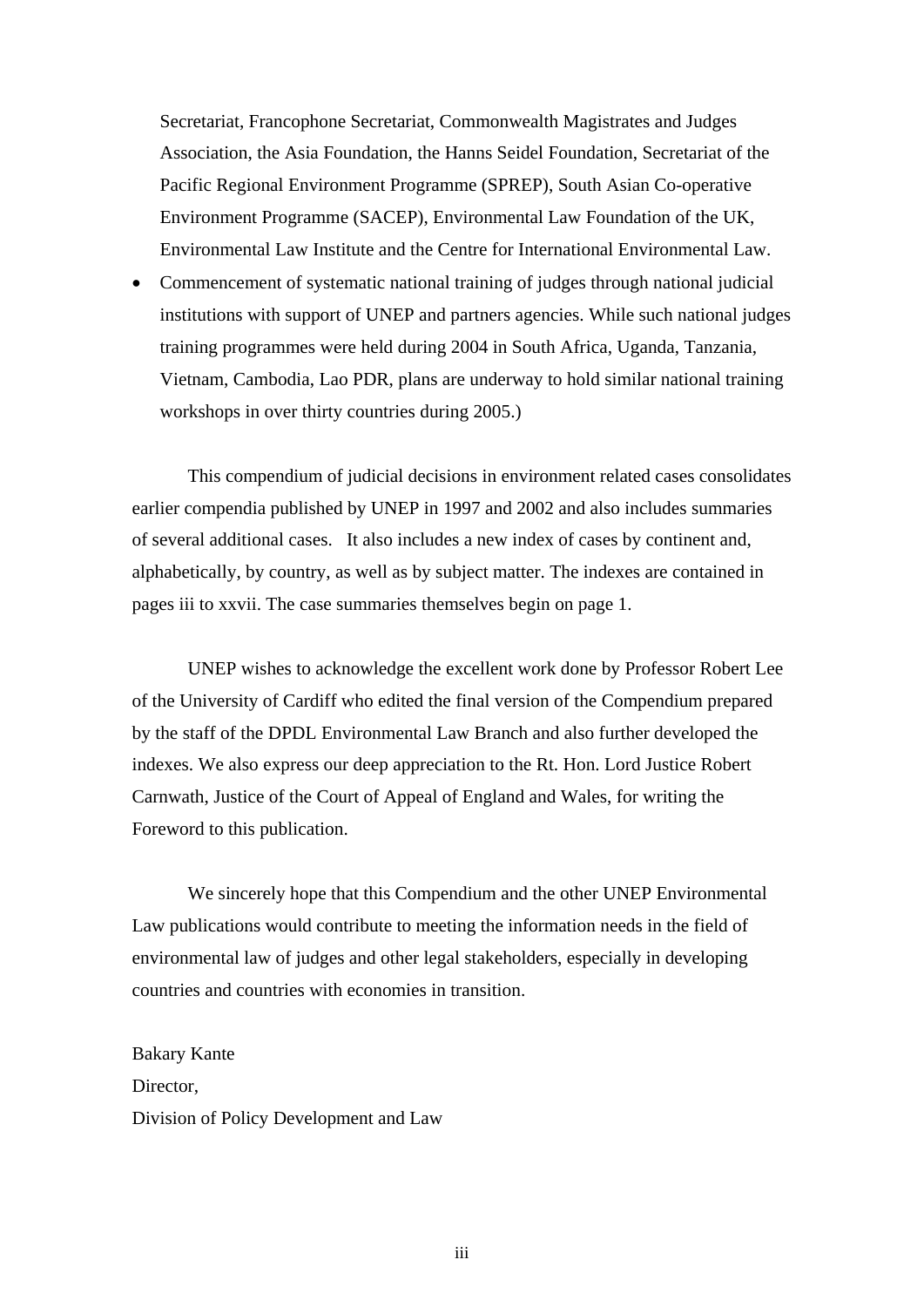Secretariat, Francophone Secretariat, Commonwealth Magistrates and Judges Association, the Asia Foundation, the Hanns Seidel Foundation, Secretariat of the Pacific Regional Environment Programme (SPREP), South Asian Co-operative Environment Programme (SACEP), Environmental Law Foundation of the UK, Environmental Law Institute and the Centre for International Environmental Law.

- Commencement of systematic national training of judges through national judicial institutions with support of UNEP and partners agencies. While such national judges training programmes were held during 2004 in South Africa, Uganda, Tanzania, Vietnam, Cambodia, Lao PDR, plans are underway to hold similar national training workshops in over thirty countries during 2005.)

This compendium of judicial decisions in environment related cases consolidates earlier compendia published by UNEP in 1997 and 2002 and also includes summaries of several additional cases. It also includes a new index of cases by continent and, alphabetically, by country, as well as by subject matter. The indexes are contained in pages iii to xxvii. The case summaries themselves begin on page 1.

UNEP wishes to acknowledge the excellent work done by Professor Robert Lee of the University of Cardiff who edited the final version of the Compendium prepared by the staff of the DPDL Environmental Law Branch and also further developed the indexes. We also express our deep appreciation to the Rt. Hon. Lord Justice Robert Carnwath, Justice of the Court of Appeal of England and Wales, for writing the Foreword to this publication.

We sincerely hope that this Compendium and the other UNEP Environmental Law publications would contribute to meeting the information needs in the field of environmental law of judges and other legal stakeholders, especially in developing countries and countries with economies in transition.

Bakary Kante  
Director,  
Division of Policy Development and Law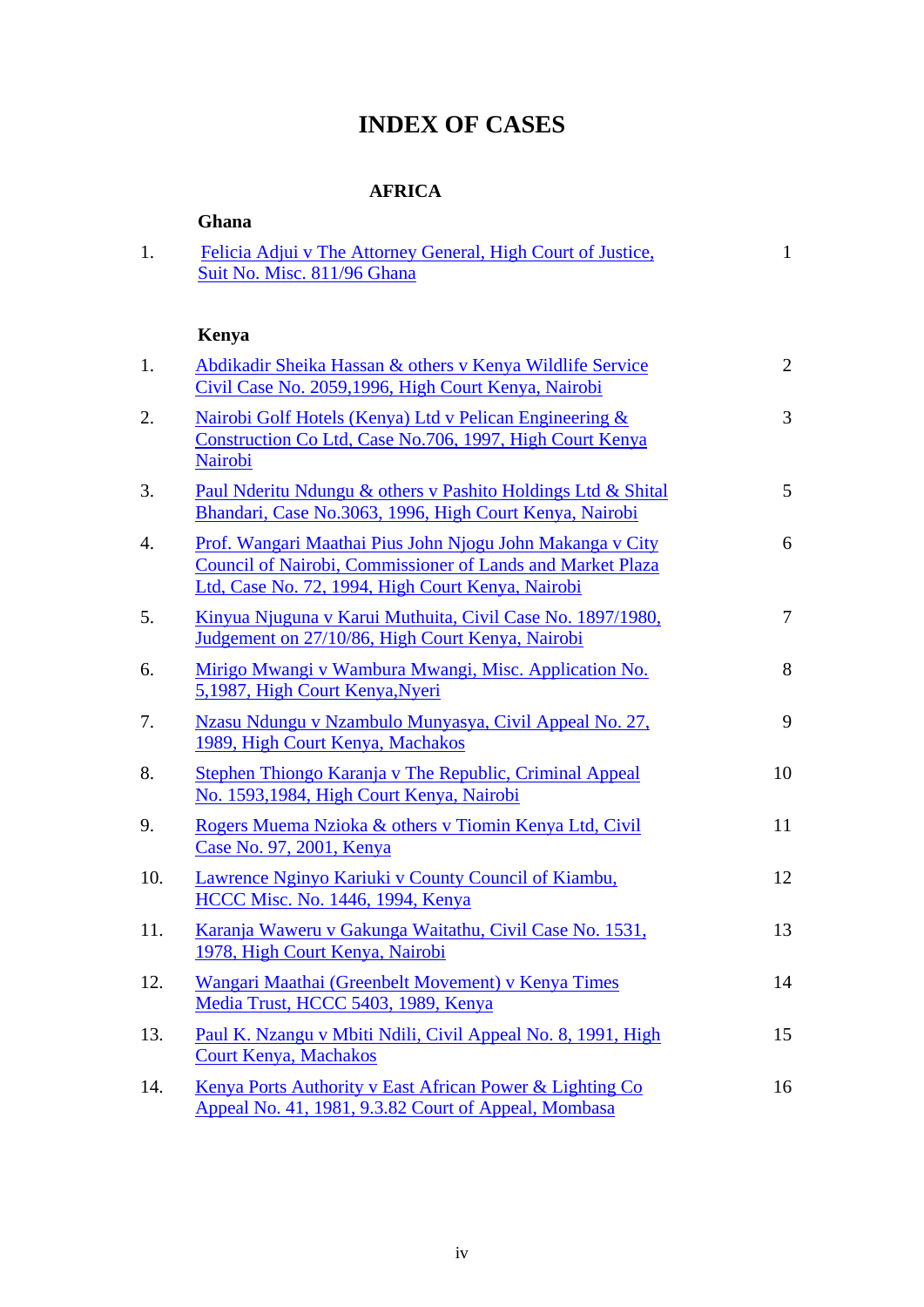# INDEX OF CASES

## AFRICA

### Ghana

| | | |
|---|---|---|
| 1. | Felicia Adjui v The Attorney General, High Court of Justice, Suit No. Misc. 811/96 Ghana | 1 |

### Kenya

| | | |
|---|---|---|
| 1. | Abdikadir Sheika Hassan & others v Kenya Wildlife Service Civil Case No. 2059,1996, High Court Kenya, Nairobi | 2 |
| 2. | Nairobi Golf Hotels (Kenya) Ltd v Pelican Engineering & Construction Co Ltd, Case No.706, 1997, High Court Kenya Nairobi | 3 |
| 3. | Paul Nderitu Ndungu & others v Pashito Holdings Ltd & Shital Bhandari, Case No.3063, 1996, High Court Kenya, Nairobi | 5 |
| 4. | Prof. Wangari Maathai Pius John Njogu John Makanga v City Council of Nairobi, Commissioner of Lands and Market Plaza Ltd, Case No. 72, 1994, High Court Kenya, Nairobi | 6 |
| 5. | Kinyua Njuguna v Karui Muthuita, Civil Case No. 1897/1980, Judgement on 27/10/86, High Court Kenya, Nairobi | 7 |
| 6. | Mirigo Mwangi v Wambura Mwangi, Misc. Application No. 5,1987, High Court Kenya,Nyeri | 8 |
| 7. | Nzasu Ndungu v Nzambulo Munyasya, Civil Appeal No. 27, 1989, High Court Kenya, Machakos | 9 |
| 8. | Stephen Thiongo Karanja v The Republic, Criminal Appeal No. 1593,1984, High Court Kenya, Nairobi | 10 |
| 9. | Rogers Muema Nzioka & others v Tiomin Kenya Ltd, Civil Case No. 97, 2001, Kenya | 11 |
| 10. | Lawrence Nginyo Kariuki v County Council of Kiambu, HCCC Misc. No. 1446, 1994, Kenya | 12 |
| 11. | Karanja Waweru v Gakunga Waitathu, Civil Case No. 1531, 1978, High Court Kenya, Nairobi | 13 |
| 12. | Wangari Maathai (Greenbelt Movement) v Kenya Times Media Trust, HCCC 5403, 1989, Kenya | 14 |
| 13. | Paul K. Nzangu v Mbiti Ndili, Civil Appeal No. 8, 1991, High Court Kenya, Machakos | 15 |
| 14. | Kenya Ports Authority v East African Power & Lighting Co Appeal No. 41, 1981, 9.3.82 Court of Appeal, Mombasa | 16 |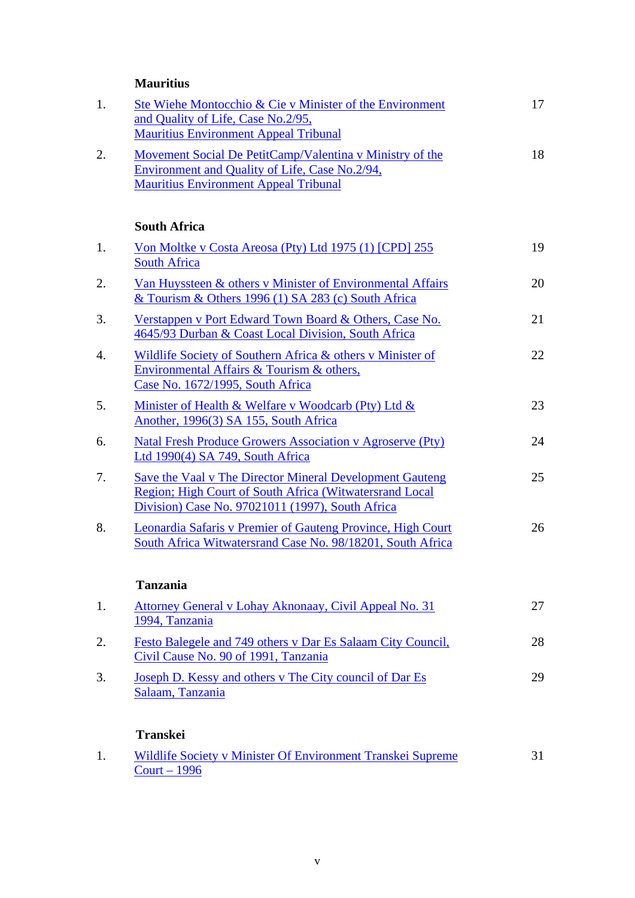**Mauritius**

| | | |
|---|---|---|
| 1. | Ste Wiehe Montocchio & Cie v Minister of the Environment and Quality of Life, Case No.2/95, Mauritius Environment Appeal Tribunal | 17 |
| 2. | Movement Social De PetitCamp/Valentina v Ministry of the Environment and Quality of Life, Case No.2/94, Mauritius Environment Appeal Tribunal | 18 |

**South Africa**

| | | |
|---|---|---|
| 1. | Von Moltke v Costa Areosa (Pty) Ltd 1975 (1) [CPD] 255 South Africa | 19 |
| 2. | Van Huyssteen & others v Minister of Environmental Affairs & Tourism & Others 1996 (1) SA 283 (c) South Africa | 20 |
| 3. | Verstappen v Port Edward Town Board & Others, Case No. 4645/93 Durban & Coast Local Division, South Africa | 21 |
| 4. | Wildlife Society of Southern Africa & others v Minister of Environmental Affairs & Tourism & others, Case No. 1672/1995, South Africa | 22 |
| 5. | Minister of Health & Welfare v Woodcarb (Pty) Ltd & Another, 1996(3) SA 155, South Africa | 23 |
| 6. | Natal Fresh Produce Growers Association v Agroserve (Pty) Ltd 1990(4) SA 749, South Africa | 24 |
| 7. | Save the Vaal v The Director Mineral Development Gauteng Region; High Court of South Africa (Witwatersrand Local Division) Case No. 97021011 (1997), South Africa | 25 |
| 8. | Leonardia Safaris v Premier of Gauteng Province, High Court South Africa Witwatersrand Case No. 98/18201, South Africa | 26 |

**Tanzania**

| | | |
|---|---|---|
| 1. | Attorney General v Lohay Aknonaay, Civil Appeal No. 31 1994, Tanzania | 27 |
| 2. | Festo Balegele and 749 others v Dar Es Salaam City Council, Civil Cause No. 90 of 1991, Tanzania | 28 |
| 3. | Joseph D. Kessy and others v The City council of Dar Es Salaam, Tanzania | 29 |

**Transkei**

| | | |
|---|---|---|
| 1. | Wildlife Society v Minister Of Environment Transkei Supreme Court – 1996 | 31 |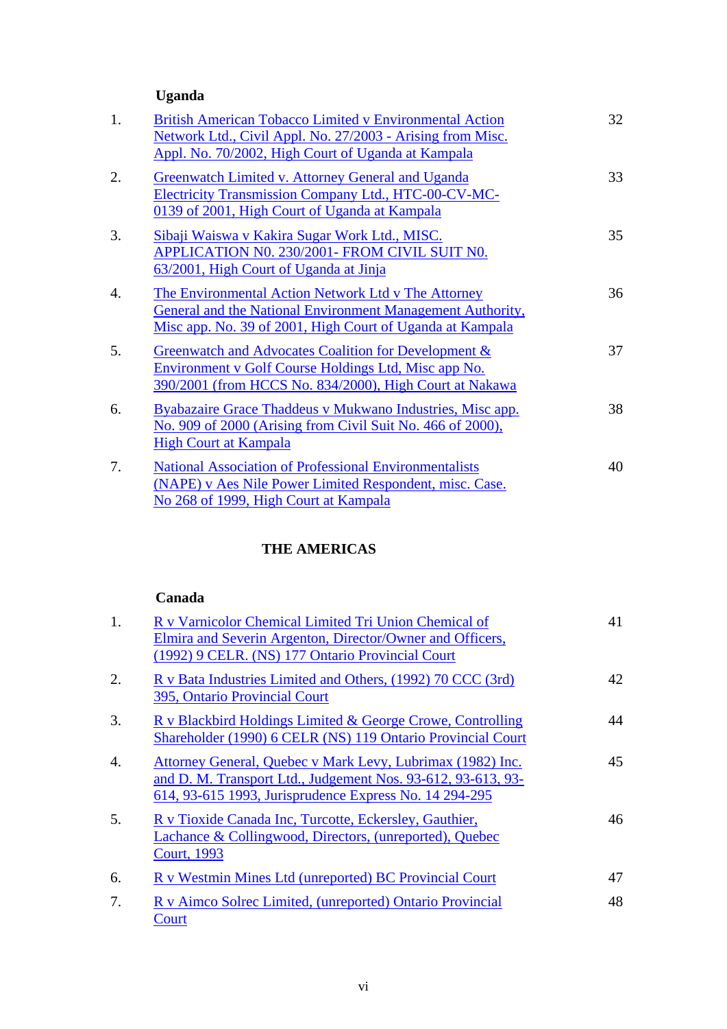**Uganda**

| | | |
|---|---|---|
| 1. | British American Tobacco Limited v Environmental Action Network Ltd., Civil Appl. No. 27/2003 - Arising from Misc. Appl. No. 70/2002, High Court of Uganda at Kampala | 32 |
| 2. | Greenwatch Limited v. Attorney General and Uganda Electricity Transmission Company Ltd., HTC-00-CV-MC-0139 of 2001, High Court of Uganda at Kampala | 33 |
| 3. | Sibaji Waiswa v Kakira Sugar Work Ltd., MISC. APPLICATION N0. 230/2001- FROM CIVIL SUIT N0. 63/2001, High Court of Uganda at Jinja | 35 |
| 4. | The Environmental Action Network Ltd v The Attorney General and the National Environment Management Authority, Misc app. No. 39 of 2001, High Court of Uganda at Kampala | 36 |
| 5. | Greenwatch and Advocates Coalition for Development & Environment v Golf Course Holdings Ltd, Misc app No. 390/2001 (from HCCS No. 834/2000), High Court at Nakawa | 37 |
| 6. | Byabazaire Grace Thaddeus v Mukwano Industries, Misc app. No. 909 of 2000 (Arising from Civil Suit No. 466 of 2000), High Court at Kampala | 38 |
| 7. | National Association of Professional Environmentalists (NAPE) v Aes Nile Power Limited Respondent, misc. Case. No 268 of 1999, High Court at Kampala | 40 |

## THE AMERICAS

**Canada**

| | | |
|---|---|---|
| 1. | R v Varnicolor Chemical Limited Tri Union Chemical of Elmira and Severin Argenton, Director/Owner and Officers, (1992) 9 CELR. (NS) 177 Ontario Provincial Court | 41 |
| 2. | R v Bata Industries Limited and Others, (1992) 70 CCC (3rd) 395, Ontario Provincial Court | 42 |
| 3. | R v Blackbird Holdings Limited & George Crowe, Controlling Shareholder (1990) 6 CELR (NS) 119 Ontario Provincial Court | 44 |
| 4. | Attorney General, Quebec v Mark Levy, Lubrimax (1982) Inc. and D. M. Transport Ltd., Judgement Nos. 93-612, 93-613, 93-614, 93-615 1993, Jurisprudence Express No. 14 294-295 | 45 |
| 5. | R v Tioxide Canada Inc, Turcotte, Eckersley, Gauthier, Lachance & Collingwood, Directors, (unreported), Quebec Court, 1993 | 46 |
| 6. | R v Westmin Mines Ltd (unreported) BC Provincial Court | 47 |
| 7. | R v Aimco Solrec Limited, (unreported) Ontario Provincial Court | 48 |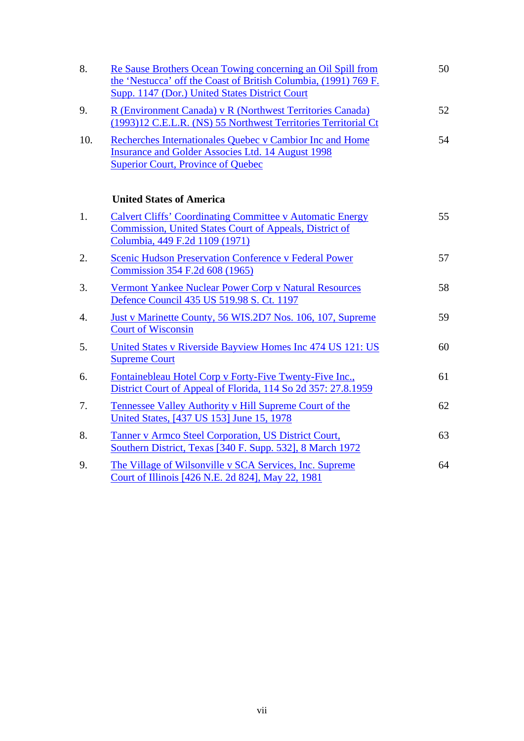| | | |
|---|---|---|
| 8. | Re Sause Brothers Ocean Towing concerning an Oil Spill from the 'Nestucca' off the Coast of British Columbia, (1991) 769 F. Supp. 1147 (Dor.) United States District Court | 50 |
| 9. | R (Environment Canada) v R (Northwest Territories Canada) (1993)12 C.E.L.R. (NS) 55 Northwest Territories Territorial Ct | 52 |
| 10. | Recherches Internationales Quebec v Cambior Inc and Home Insurance and Golder Associes Ltd. 14 August 1998 Superior Court, Province of Quebec | 54 |

**United States of America**

| | | |
|---|---|---|
| 1. | Calvert Cliffs' Coordinating Committee v Automatic Energy Commission, United States Court of Appeals, District of Columbia, 449 F.2d 1109 (1971) | 55 |
| 2. | Scenic Hudson Preservation Conference v Federal Power Commission 354 F.2d 608 (1965) | 57 |
| 3. | Vermont Yankee Nuclear Power Corp v Natural Resources Defence Council 435 US 519.98 S. Ct. 1197 | 58 |
| 4. | Just v Marinette County, 56 WIS.2D7 Nos. 106, 107, Supreme Court of Wisconsin | 59 |
| 5. | United States v Riverside Bayview Homes Inc 474 US 121: US Supreme Court | 60 |
| 6. | Fontainebleau Hotel Corp v Forty-Five Twenty-Five Inc., District Court of Appeal of Florida, 114 So 2d 357: 27.8.1959 | 61 |
| 7. | Tennessee Valley Authority v Hill Supreme Court of the United States, [437 US 153] June 15, 1978 | 62 |
| 8. | Tanner v Armco Steel Corporation, US District Court, Southern District, Texas [340 F. Supp. 532], 8 March 1972 | 63 |
| 9. | The Village of Wilsonville v SCA Services, Inc. Supreme Court of Illinois [426 N.E. 2d 824], May 22, 1981 | 64 |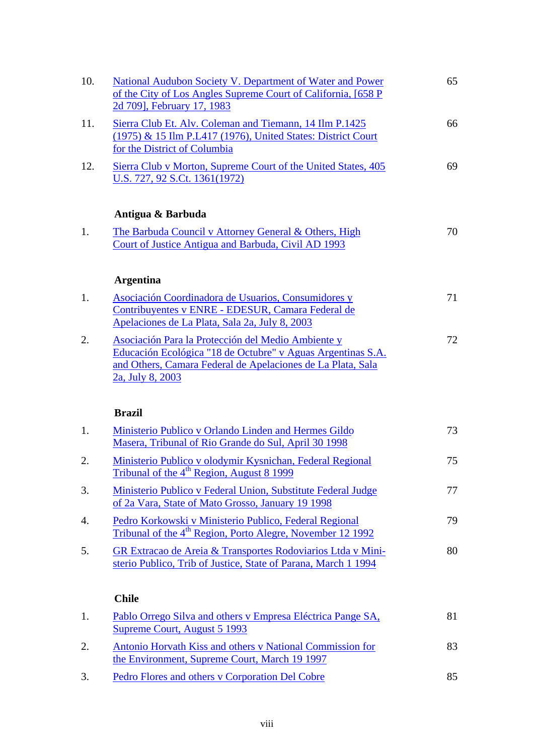| | | |
|---|---|---|
| 10. | National Audubon Society V. Department of Water and Power of the City of Los Angles Supreme Court of California, [658 P 2d 709], February 17, 1983 | 65 |
| 11. | Sierra Club Et. Alv. Coleman and Tiemann, 14 Ilm P.1425 (1975) & 15 Ilm P.L417 (1976), United States: District Court for the District of Columbia | 66 |
| 12. | Sierra Club v Morton, Supreme Court of the United States, 405 U.S. 727, 92 S.Ct. 1361(1972) | 69 |

**Antigua & Barbuda**

| | | |
|---|---|---|
| 1. | The Barbuda Council v Attorney General & Others, High Court of Justice Antigua and Barbuda, Civil AD 1993 | 70 |

**Argentina**

| | | |
|---|---|---|
| 1. | Asociación Coordinadora de Usuarios, Consumidores y Contribuyentes v ENRE - EDESUR, Camara Federal de Apelaciones de La Plata, Sala 2a, July 8, 2003 | 71 |
| 2. | Asociación Para la Protección del Medio Ambiente y Educación Ecológica "18 de Octubre" v Aguas Argentinas S.A. and Others, Camara Federal de Apelaciones de La Plata, Sala 2a, July 8, 2003 | 72 |

**Brazil**

| | | |
|---|---|---|
| 1. | Ministerio Publico v Orlando Linden and Hermes Gildo Masera, Tribunal of Rio Grande do Sul, April 30 1998 | 73 |
| 2. | Ministerio Publico v olodymir Kysnichan, Federal Regional Tribunal of the 4th Region, August 8 1999 | 75 |
| 3. | Ministerio Publico v Federal Union, Substitute Federal Judge of 2a Vara, State of Mato Grosso, January 19 1998 | 77 |
| 4. | Pedro Korkowski v Ministerio Publico, Federal Regional Tribunal of the 4th Region, Porto Alegre, November 12 1992 | 79 |
| 5. | GR Extracao de Areia & Transportes Rodoviarios Ltda v Ministerio Publico, Trib of Justice, State of Parana, March 1 1994 | 80 |

**Chile**

| | | |
|---|---|---|
| 1. | Pablo Orrego Silva and others v Empresa Eléctrica Pange SA, Supreme Court, August 5 1993 | 81 |
| 2. | Antonio Horvath Kiss and others v National Commission for the Environment, Supreme Court, March 19 1997 | 83 |
| 3. | Pedro Flores and others v Corporation Del Cobre | 85 |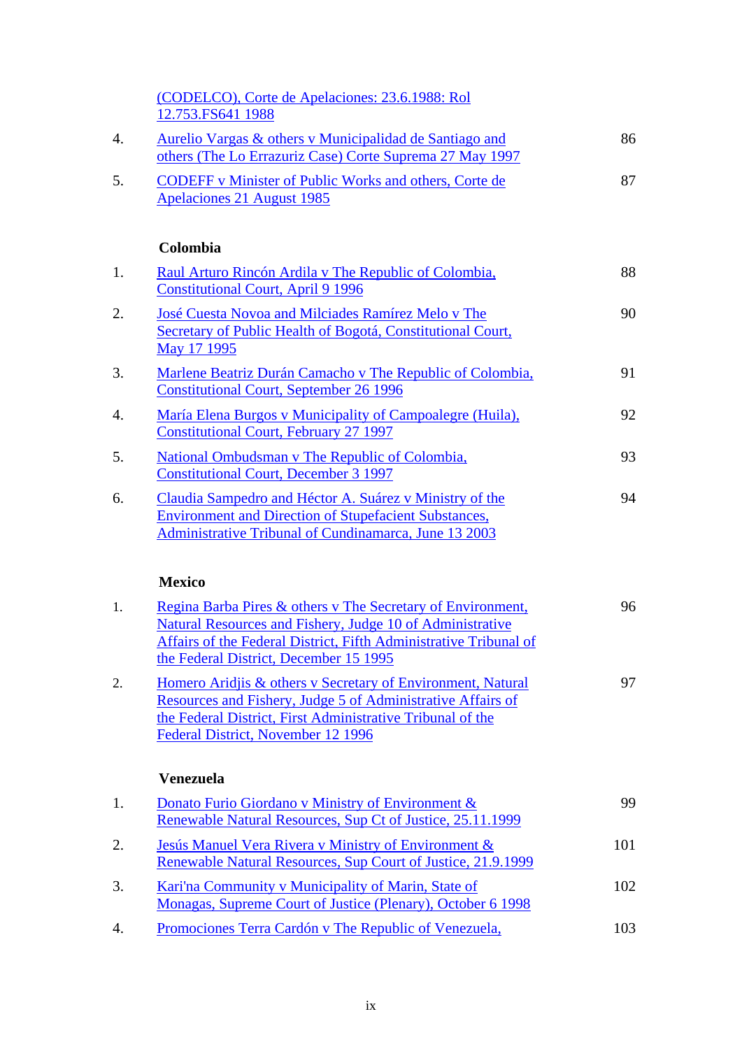| | | |
|---|---|---|
| | (CODELCO), Corte de Apelaciones: 23.6.1988: Rol 12.753.FS641 1988 | |
| 4. | Aurelio Vargas & others v Municipalidad de Santiago and others (The Lo Errazuriz Case) Corte Suprema 27 May 1997 | 86 |
| 5. | CODEFF v Minister of Public Works and others, Corte de Apelaciones 21 August 1985 | 87 |

**Colombia**

| | | |
|---|---|---|
| 1. | Raul Arturo Rincón Ardila v The Republic of Colombia, Constitutional Court, April 9 1996 | 88 |
| 2. | José Cuesta Novoa and Milciades Ramírez Melo v The Secretary of Public Health of Bogotá, Constitutional Court, May 17 1995 | 90 |
| 3. | Marlene Beatriz Durán Camacho v The Republic of Colombia, Constitutional Court, September 26 1996 | 91 |
| 4. | María Elena Burgos v Municipality of Campoalegre (Huila), Constitutional Court, February 27 1997 | 92 |
| 5. | National Ombudsman v The Republic of Colombia, Constitutional Court, December 3 1997 | 93 |
| 6. | Claudia Sampedro and Héctor A. Suárez v Ministry of the Environment and Direction of Stupefacient Substances, Administrative Tribunal of Cundinamarca, June 13 2003 | 94 |

**Mexico**

| | | |
|---|---|---|
| 1. | Regina Barba Pires & others v The Secretary of Environment, Natural Resources and Fishery, Judge 10 of Administrative Affairs of the Federal District, Fifth Administrative Tribunal of the Federal District, December 15 1995 | 96 |
| 2. | Homero Aridjis & others v Secretary of Environment, Natural Resources and Fishery, Judge 5 of Administrative Affairs of the Federal District, First Administrative Tribunal of the Federal District, November 12 1996 | 97 |

**Venezuela**

| | | |
|---|---|---|
| 1. | Donato Furio Giordano v Ministry of Environment & Renewable Natural Resources, Sup Ct of Justice, 25.11.1999 | 99 |
| 2. | Jesús Manuel Vera Rivera v Ministry of Environment & Renewable Natural Resources, Sup Court of Justice, 21.9.1999 | 101 |
| 3. | Kari'na Community v Municipality of Marin, State of Monagas, Supreme Court of Justice (Plenary), October 6 1998 | 102 |
| 4. | Promociones Terra Cardón v The Republic of Venezuela, | 103 |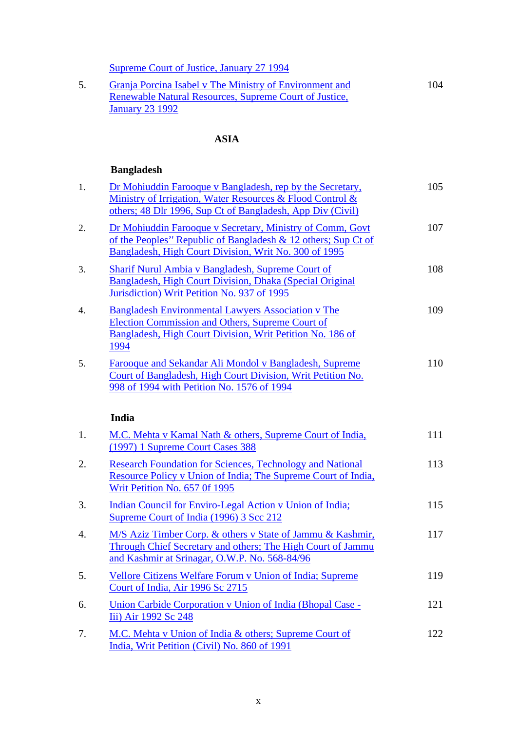| | | |
|---|---|---|
| | Supreme Court of Justice, January 27 1994 | |
| 5. | Granja Porcina Isabel v The Ministry of Environment and Renewable Natural Resources, Supreme Court of Justice, January 23 1992 | 104 |

## ASIA

### Bangladesh

| | | |
|---|---|---|
| 1. | Dr Mohiuddin Farooque v Bangladesh, rep by the Secretary, Ministry of Irrigation, Water Resources & Flood Control & others; 48 Dlr 1996, Sup Ct of Bangladesh, App Div (Civil) | 105 |
| 2. | Dr Mohiuddin Farooque v Secretary, Ministry of Comm, Govt of the Peoples'' Republic of Bangladesh & 12 others; Sup Ct of Bangladesh, High Court Division, Writ No. 300 of 1995 | 107 |
| 3. | Sharif Nurul Ambia v Bangladesh, Supreme Court of Bangladesh, High Court Division, Dhaka (Special Original Jurisdiction) Writ Petition No. 937 of 1995 | 108 |
| 4. | Bangladesh Environmental Lawyers Association v The Election Commission and Others, Supreme Court of Bangladesh, High Court Division, Writ Petition No. 186 of 1994 | 109 |
| 5. | Farooque and Sekandar Ali Mondol v Bangladesh, Supreme Court of Bangladesh, High Court Division, Writ Petition No. 998 of 1994 with Petition No. 1576 of 1994 | 110 |

### India

| | | |
|---|---|---|
| 1. | M.C. Mehta v Kamal Nath & others, Supreme Court of India, (1997) 1 Supreme Court Cases 388 | 111 |
| 2. | Research Foundation for Sciences, Technology and National Resource Policy v Union of India; The Supreme Court of India, Writ Petition No. 657 0f 1995 | 113 |
| 3. | Indian Council for Enviro-Legal Action v Union of India; Supreme Court of India (1996) 3 Scc 212 | 115 |
| 4. | M/S Aziz Timber Corp. & others v State of Jammu & Kashmir, Through Chief Secretary and others; The High Court of Jammu and Kashmir at Srinagar, O.W.P. No. 568-84/96 | 117 |
| 5. | Vellore Citizens Welfare Forum v Union of India; Supreme Court of India, Air 1996 Sc 2715 | 119 |
| 6. | Union Carbide Corporation v Union of India (Bhopal Case - Iii) Air 1992 Sc 248 | 121 |
| 7. | M.C. Mehta v Union of India & others; Supreme Court of India, Writ Petition (Civil) No. 860 of 1991 | 122 |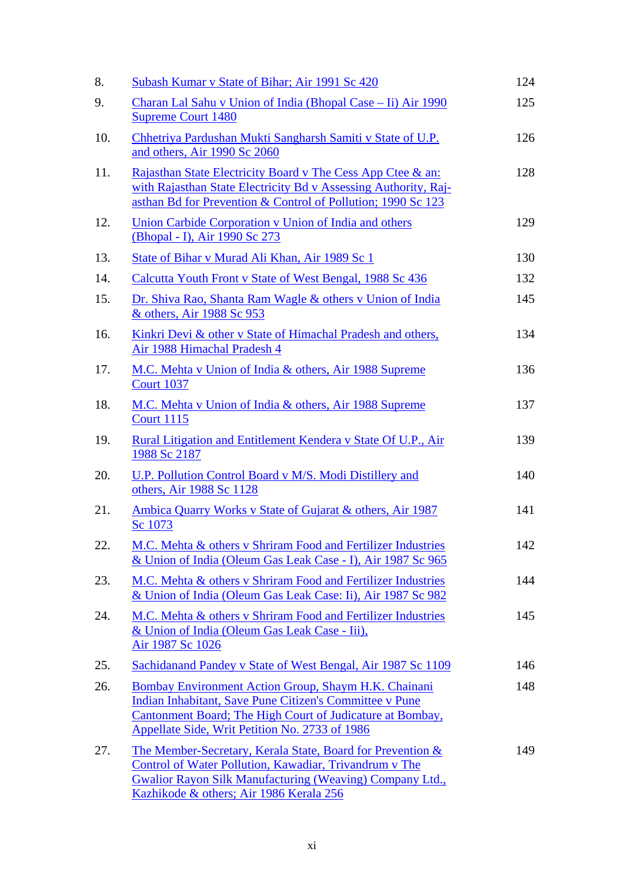| | | |
|---|---|---|
| 8. | Subash Kumar v State of Bihar; Air 1991 Sc 420 | 124 |
| 9. | Charan Lal Sahu v Union of India (Bhopal Case – Ii) Air 1990 Supreme Court 1480 | 125 |
| 10. | Chhetriya Pardushan Mukti Sangharsh Samiti v State of U.P. and others, Air 1990 Sc 2060 | 126 |
| 11. | Rajasthan State Electricity Board v The Cess App Ctee & an: with Rajasthan State Electricity Bd v Assessing Authority, Raj-asthan Bd for Prevention & Control of Pollution; 1990 Sc 123 | 128 |
| 12. | Union Carbide Corporation v Union of India and others (Bhopal - I), Air 1990 Sc 273 | 129 |
| 13. | State of Bihar v Murad Ali Khan, Air 1989 Sc 1 | 130 |
| 14. | Calcutta Youth Front v State of West Bengal, 1988 Sc 436 | 132 |
| 15. | Dr. Shiva Rao, Shanta Ram Wagle & others v Union of India & others, Air 1988 Sc 953 | 145 |
| 16. | Kinkri Devi & other v State of Himachal Pradesh and others, Air 1988 Himachal Pradesh 4 | 134 |
| 17. | M.C. Mehta v Union of India & others, Air 1988 Supreme Court 1037 | 136 |
| 18. | M.C. Mehta v Union of India & others, Air 1988 Supreme Court 1115 | 137 |
| 19. | Rural Litigation and Entitlement Kendera v State Of U.P., Air 1988 Sc 2187 | 139 |
| 20. | U.P. Pollution Control Board v M/S. Modi Distillery and others, Air 1988 Sc 1128 | 140 |
| 21. | Ambica Quarry Works v State of Gujarat & others, Air 1987 Sc 1073 | 141 |
| 22. | M.C. Mehta & others v Shriram Food and Fertilizer Industries & Union of India (Oleum Gas Leak Case - I), Air 1987 Sc 965 | 142 |
| 23. | M.C. Mehta & others v Shriram Food and Fertilizer Industries & Union of India (Oleum Gas Leak Case: Ii), Air 1987 Sc 982 | 144 |
| 24. | M.C. Mehta & others v Shriram Food and Fertilizer Industries & Union of India (Oleum Gas Leak Case - Iii), Air 1987 Sc 1026 | 145 |
| 25. | Sachidanand Pandey v State of West Bengal, Air 1987 Sc 1109 | 146 |
| 26. | Bombay Environment Action Group, Shaym H.K. Chainani Indian Inhabitant, Save Pune Citizen's Committee v Pune Cantonment Board; The High Court of Judicature at Bombay, Appellate Side, Writ Petition No. 2733 of 1986 | 148 |
| 27. | The Member-Secretary, Kerala State, Board for Prevention & Control of Water Pollution, Kawadiar, Trivandrum v The Gwalior Rayon Silk Manufacturing (Weaving) Company Ltd., Kazhikode & others; Air 1986 Kerala 256 | 149 |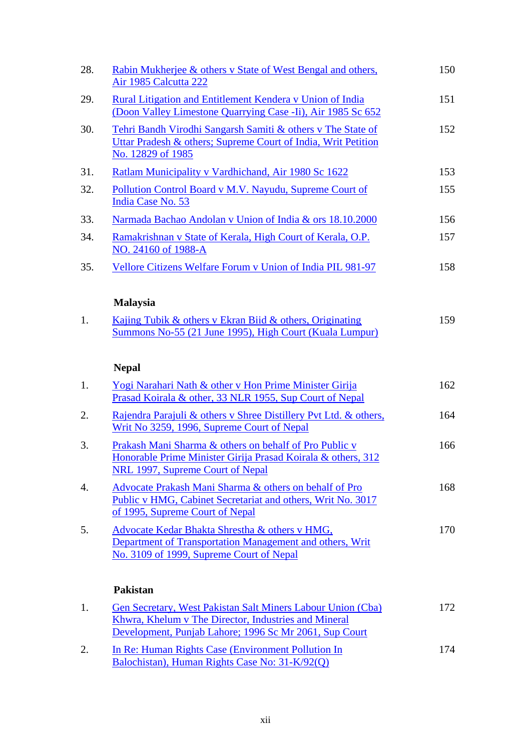| | | |
|---|---|---|
| 28. | Rabin Mukherjee & others v State of West Bengal and others, Air 1985 Calcutta 222 | 150 |
| 29. | Rural Litigation and Entitlement Kendera v Union of India (Doon Valley Limestone Quarrying Case -Ii), Air 1985 Sc 652 | 151 |
| 30. | Tehri Bandh Virodhi Sangarsh Samiti & others v The State of Uttar Pradesh & others; Supreme Court of India, Writ Petition No. 12829 of 1985 | 152 |
| 31. | Ratlam Municipality v Vardhichand, Air 1980 Sc 1622 | 153 |
| 32. | Pollution Control Board v M.V. Nayudu, Supreme Court of India Case No. 53 | 155 |
| 33. | Narmada Bachao Andolan v Union of India & ors 18.10.2000 | 156 |
| 34. | Ramakrishnan v State of Kerala, High Court of Kerala, O.P. NO. 24160 of 1988-A | 157 |
| 35. | Vellore Citizens Welfare Forum v Union of India PIL 981-97 | 158 |

**Malaysia**

| | | |
|---|---|---|
| 1. | Kajing Tubik & others v Ekran Biid & others, Originating Summons No-55 (21 June 1995), High Court (Kuala Lumpur) | 159 |

**Nepal**

| | | |
|---|---|---|
| 1. | Yogi Narahari Nath & other v Hon Prime Minister Girija Prasad Koirala & other, 33 NLR 1955, Sup Court of Nepal | 162 |
| 2. | Rajendra Parajuli & others v Shree Distillery Pvt Ltd. & others, Writ No 3259, 1996, Supreme Court of Nepal | 164 |
| 3. | Prakash Mani Sharma & others on behalf of Pro Public v Honorable Prime Minister Girija Prasad Koirala & others, 312 NRL 1997, Supreme Court of Nepal | 166 |
| 4. | Advocate Prakash Mani Sharma & others on behalf of Pro Public v HMG, Cabinet Secretariat and others, Writ No. 3017 of 1995, Supreme Court of Nepal | 168 |
| 5. | Advocate Kedar Bhakta Shrestha & others v HMG, Department of Transportation Management and others, Writ No. 3109 of 1999, Supreme Court of Nepal | 170 |

**Pakistan**

| | | |
|---|---|---|
| 1. | Gen Secretary, West Pakistan Salt Miners Labour Union (Cba) Khwra, Khelum v The Director, Industries and Mineral Development, Punjab Lahore; 1996 Sc Mr 2061, Sup Court | 172 |
| 2. | In Re: Human Rights Case (Environment Pollution In Balochistan), Human Rights Case No: 31-K/92(Q) | 174 |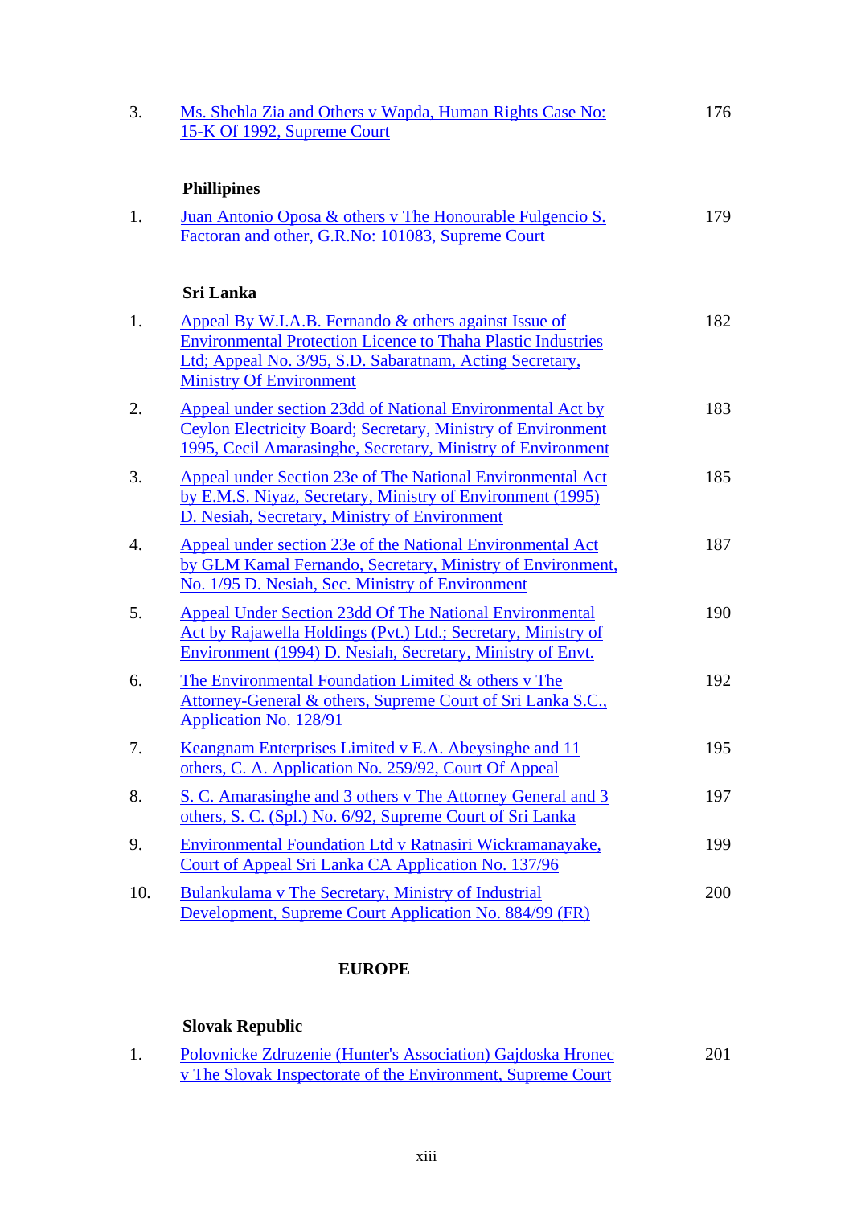| | | |
|---|---|---|
| 3. | Ms. Shehla Zia and Others v Wapda, Human Rights Case No: 15-K Of 1992, Supreme Court | 176 |

**Phillipines**

| | | |
|---|---|---|
| 1. | Juan Antonio Oposa & others v The Honourable Fulgencio S. Factoran and other, G.R.No: 101083, Supreme Court | 179 |

**Sri Lanka**

| | | |
|---|---|---|
| 1. | Appeal By W.I.A.B. Fernando & others against Issue of Environmental Protection Licence to Thaha Plastic Industries Ltd; Appeal No. 3/95, S.D. Sabaratnam, Acting Secretary, Ministry Of Environment | 182 |
| 2. | Appeal under section 23dd of National Environmental Act by Ceylon Electricity Board; Secretary, Ministry of Environment 1995, Cecil Amarasinghe, Secretary, Ministry of Environment | 183 |
| 3. | Appeal under Section 23e of The National Environmental Act by E.M.S. Niyaz, Secretary, Ministry of Environment (1995) D. Nesiah, Secretary, Ministry of Environment | 185 |
| 4. | Appeal under section 23e of the National Environmental Act by GLM Kamal Fernando, Secretary, Ministry of Environment, No. 1/95 D. Nesiah, Sec. Ministry of Environment | 187 |
| 5. | Appeal Under Section 23dd Of The National Environmental Act by Rajawella Holdings (Pvt.) Ltd.; Secretary, Ministry of Environment (1994) D. Nesiah, Secretary, Ministry of Envt. | 190 |
| 6. | The Environmental Foundation Limited & others v The Attorney-General & others, Supreme Court of Sri Lanka S.C., Application No. 128/91 | 192 |
| 7. | Keangnam Enterprises Limited v E.A. Abeysinghe and 11 others, C. A. Application No. 259/92, Court Of Appeal | 195 |
| 8. | S. C. Amarasinghe and 3 others v The Attorney General and 3 others, S. C. (Spl.) No. 6/92, Supreme Court of Sri Lanka | 197 |
| 9. | Environmental Foundation Ltd v Ratnasiri Wickramanayake, Court of Appeal Sri Lanka CA Application No. 137/96 | 199 |
| 10. | Bulankulama v The Secretary, Ministry of Industrial Development, Supreme Court Application No. 884/99 (FR) | 200 |

## EUROPE

**Slovak Republic**

| | | |
|---|---|---|
| 1. | Polovnicke Zdruzenie (Hunter's Association) Gajdoska Hronec v The Slovak Inspectorate of the Environment, Supreme Court | 201 |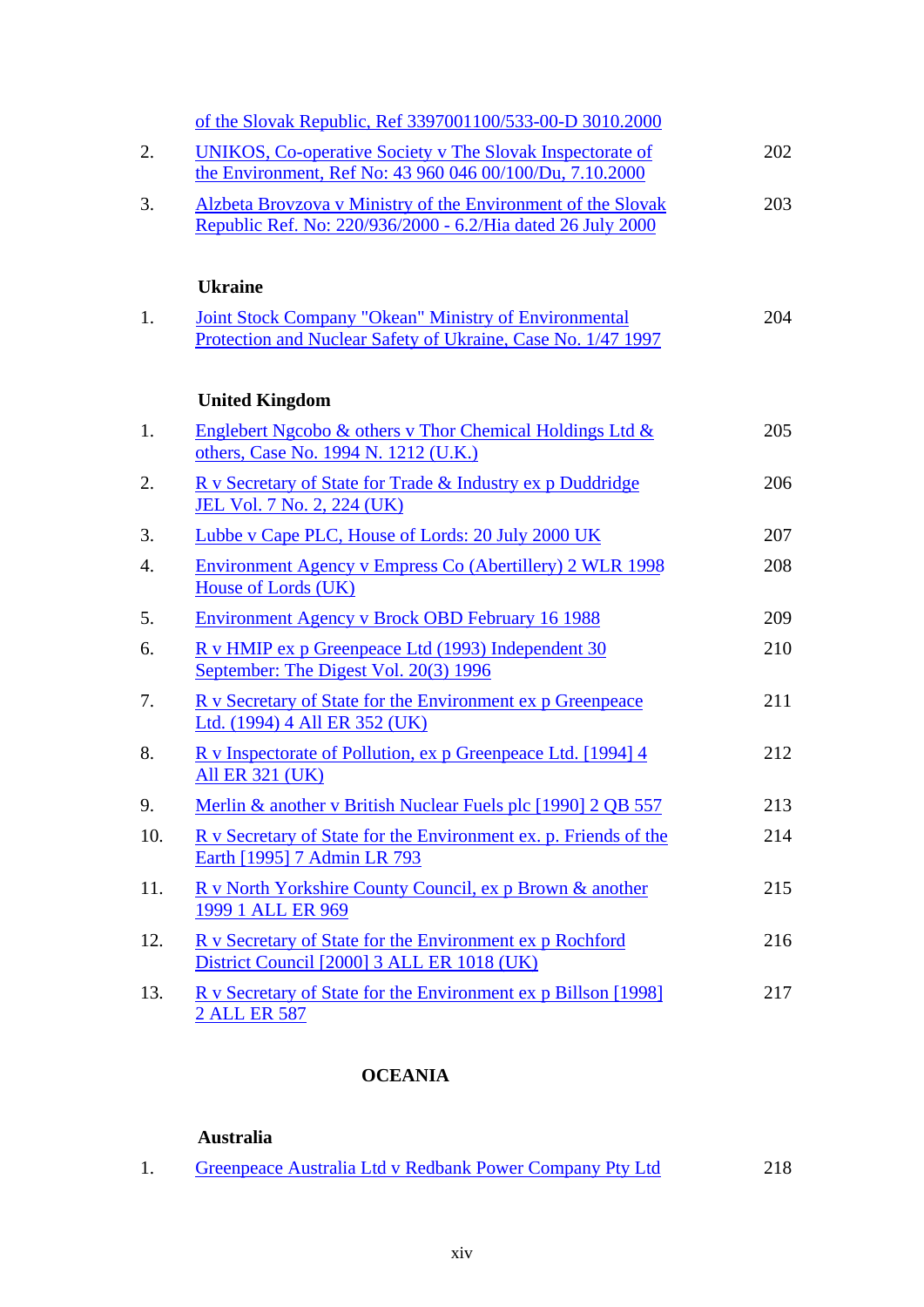| | | |
|---|---|---|
| | of the Slovak Republic, Ref 3397001100/533-00-D 3010.2000 | |
| 2. | UNIKOS, Co-operative Society v The Slovak Inspectorate of the Environment, Ref No: 43 960 046 00/100/Du, 7.10.2000 | 202 |
| 3. | Alzbeta Brovzova v Ministry of the Environment of the Slovak Republic Ref. No: 220/936/2000 - 6.2/Hia dated 26 July 2000 | 203 |

**Ukraine**

| | | |
|---|---|---|
| 1. | Joint Stock Company "Okean" Ministry of Environmental Protection and Nuclear Safety of Ukraine, Case No. 1/47 1997 | 204 |

**United Kingdom**

| | | |
|---|---|---|
| 1. | Englebert Ngcobo & others v Thor Chemical Holdings Ltd & others, Case No. 1994 N. 1212 (U.K.) | 205 |
| 2. | R v Secretary of State for Trade & Industry ex p Duddridge JEL Vol. 7 No. 2, 224 (UK) | 206 |
| 3. | Lubbe v Cape PLC, House of Lords: 20 July 2000 UK | 207 |
| 4. | Environment Agency v Empress Co (Abertillery) 2 WLR 1998 House of Lords (UK) | 208 |
| 5. | Environment Agency v Brock OBD February 16 1988 | 209 |
| 6. | R v HMIP ex p Greenpeace Ltd (1993) Independent 30 September: The Digest Vol. 20(3) 1996 | 210 |
| 7. | R v Secretary of State for the Environment ex p Greenpeace Ltd. (1994) 4 All ER 352 (UK) | 211 |
| 8. | R v Inspectorate of Pollution, ex p Greenpeace Ltd. [1994] 4 All ER 321 (UK) | 212 |
| 9. | Merlin & another v British Nuclear Fuels plc [1990] 2 QB 557 | 213 |
| 10. | R v Secretary of State for the Environment ex. p. Friends of the Earth [1995] 7 Admin LR 793 | 214 |
| 11. | R v North Yorkshire County Council, ex p Brown & another 1999 1 ALL ER 969 | 215 |
| 12. | R v Secretary of State for the Environment ex p Rochford District Council [2000] 3 ALL ER 1018 (UK) | 216 |
| 13. | R v Secretary of State for the Environment ex p Billson [1998] 2 ALL ER 587 | 217 |

## OCEANIA

**Australia**

| | | |
|---|---|---|
| 1. | Greenpeace Australia Ltd v Redbank Power Company Pty Ltd | 218 |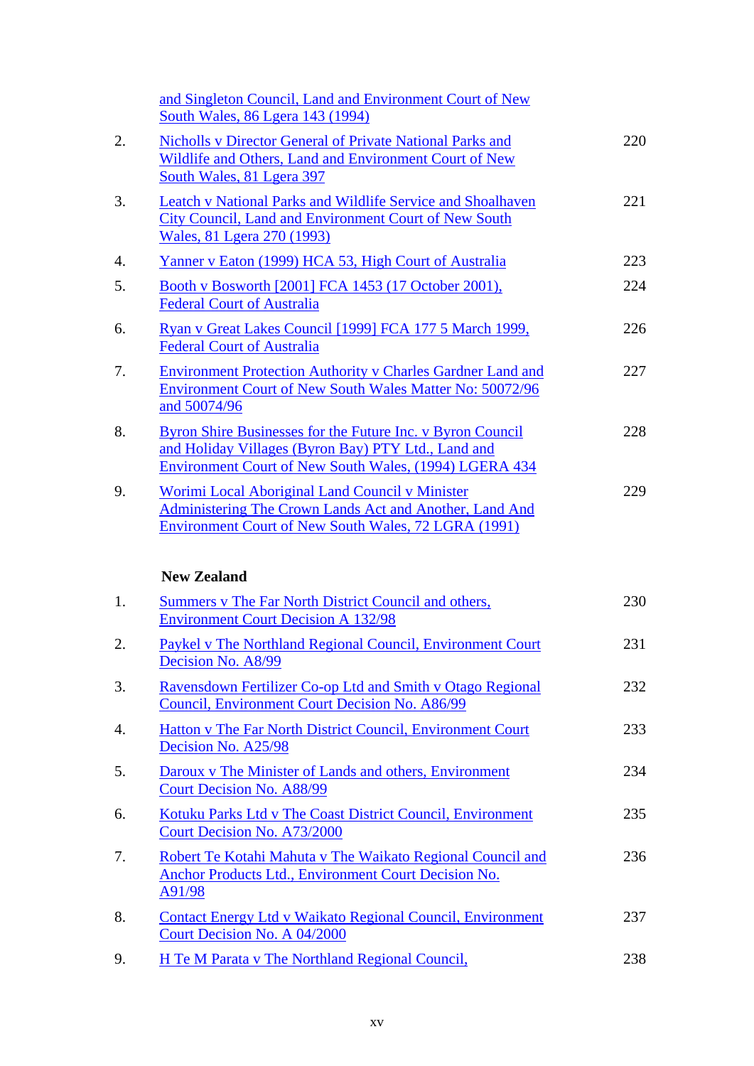and Singleton Council, Land and Environment Court of New South Wales, 86 Lgera 143 (1994)

2. Nicholls v Director General of Private National Parks and Wildlife and Others, Land and Environment Court of New South Wales, 81 Lgera 397 — 220

3. Leatch v National Parks and Wildlife Service and Shoalhaven City Council, Land and Environment Court of New South Wales, 81 Lgera 270 (1993) — 221

4. Yanner v Eaton (1999) HCA 53, High Court of Australia — 223

5. Booth v Bosworth [2001] FCA 1453 (17 October 2001), Federal Court of Australia — 224

6. Ryan v Great Lakes Council [1999] FCA 177 5 March 1999, Federal Court of Australia — 226

7. Environment Protection Authority v Charles Gardner Land and Environment Court of New South Wales Matter No: 50072/96 and 50074/96 — 227

8. Byron Shire Businesses for the Future Inc. v Byron Council and Holiday Villages (Byron Bay) PTY Ltd., Land and Environment Court of New South Wales, (1994) LGERA 434 — 228

9. Worimi Local Aboriginal Land Council v Minister Administering The Crown Lands Act and Another, Land And Environment Court of New South Wales, 72 LGRA (1991) — 229

**New Zealand**

1. Summers v The Far North District Council and others, Environment Court Decision A 132/98 — 230

2. Paykel v The Northland Regional Council, Environment Court Decision No. A8/99 — 231

3. Ravensdown Fertilizer Co-op Ltd and Smith v Otago Regional Council, Environment Court Decision No. A86/99 — 232

4. Hatton v The Far North District Council, Environment Court Decision No. A25/98 — 233

5. Daroux v The Minister of Lands and others, Environment Court Decision No. A88/99 — 234

6. Kotuku Parks Ltd v The Coast District Council, Environment Court Decision No. A73/2000 — 235

7. Robert Te Kotahi Mahuta v The Waikato Regional Council and Anchor Products Ltd., Environment Court Decision No. A91/98 — 236

8. Contact Energy Ltd v Waikato Regional Council, Environment Court Decision No. A 04/2000 — 237

9. H Te M Parata v The Northland Regional Council, — 238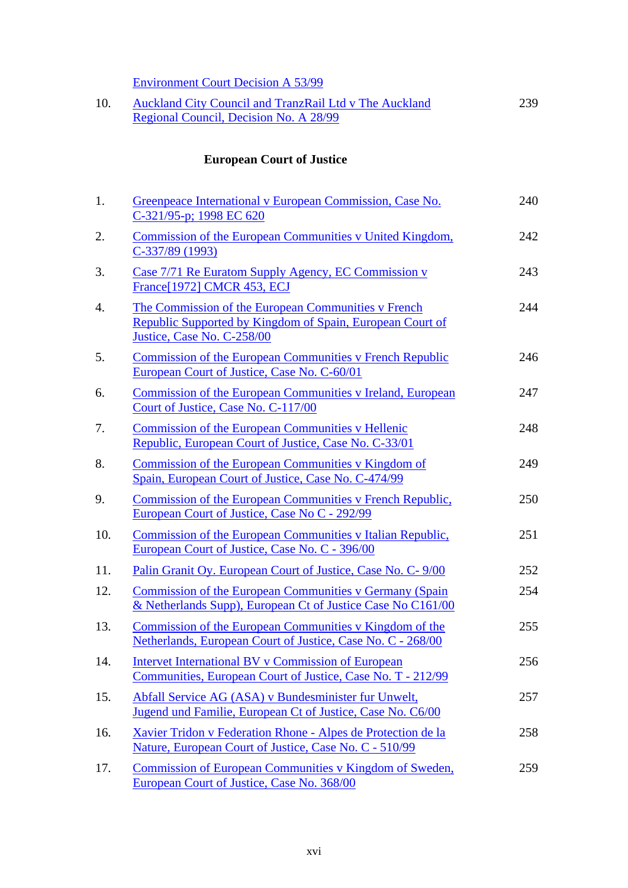Environment Court Decision A 53/99

10. Auckland City Council and TranzRail Ltd v The Auckland Regional Council, Decision No. A 28/99 — 239

## European Court of Justice

1. Greenpeace International v European Commission, Case No. C-321/95-p; 1998 EC 620 — 240
2. Commission of the European Communities v United Kingdom, C-337/89 (1993) — 242
3. Case 7/71 Re Euratom Supply Agency, EC Commission v France[1972] CMCR 453, ECJ — 243
4. The Commission of the European Communities v French Republic Supported by Kingdom of Spain, European Court of Justice, Case No. C-258/00 — 244
5. Commission of the European Communities v French Republic European Court of Justice, Case No. C-60/01 — 246
6. Commission of the European Communities v Ireland, European Court of Justice, Case No. C-117/00 — 247
7. Commission of the European Communities v Hellenic Republic, European Court of Justice, Case No. C-33/01 — 248
8. Commission of the European Communities v Kingdom of Spain, European Court of Justice, Case No. C-474/99 — 249
9. Commission of the European Communities v French Republic, European Court of Justice, Case No C - 292/99 — 250
10. Commission of the European Communities v Italian Republic, European Court of Justice, Case No. C - 396/00 — 251
11. Palin Granit Oy. European Court of Justice, Case No. C- 9/00 — 252
12. Commission of the European Communities v Germany (Spain & Netherlands Supp), European Ct of Justice Case No C161/00 — 254
13. Commission of the European Communities v Kingdom of the Netherlands, European Court of Justice, Case No. C - 268/00 — 255
14. Intervet International BV v Commission of European Communities, European Court of Justice, Case No. T - 212/99 — 256
15. Abfall Service AG (ASA) v Bundesminister fur Unwelt, Jugend und Familie, European Ct of Justice, Case No. C6/00 — 257
16. Xavier Tridon v Federation Rhone - Alpes de Protection de la Nature, European Court of Justice, Case No. C - 510/99 — 258
17. Commission of European Communities v Kingdom of Sweden, European Court of Justice, Case No. 368/00 — 259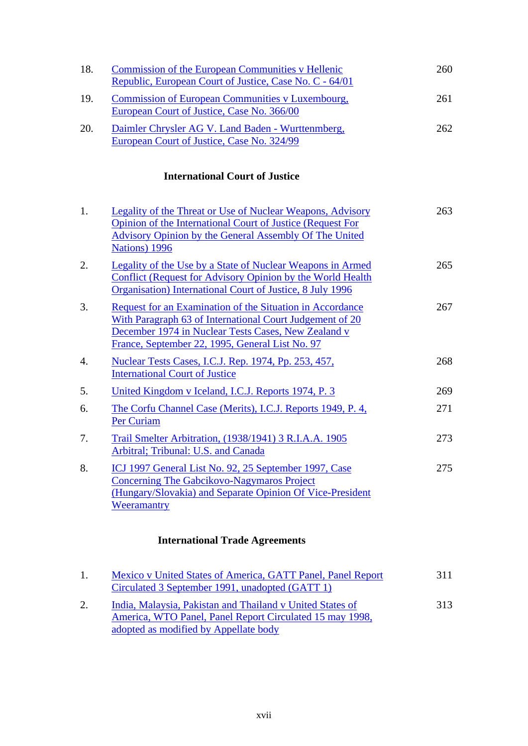| | | |
|---|---|---|
| 18. | Commission of the European Communities v Hellenic Republic, European Court of Justice, Case No. C - 64/01 | 260 |
| 19. | Commission of European Communities v Luxembourg, European Court of Justice, Case No. 366/00 | 261 |
| 20. | Daimler Chrysler AG V. Land Baden - Wurttenmberg, European Court of Justice, Case No. 324/99 | 262 |

## International Court of Justice

| | | |
|---|---|---|
| 1. | Legality of the Threat or Use of Nuclear Weapons, Advisory Opinion of the International Court of Justice (Request For Advisory Opinion by the General Assembly Of The United Nations) 1996 | 263 |
| 2. | Legality of the Use by a State of Nuclear Weapons in Armed Conflict (Request for Advisory Opinion by the World Health Organisation) International Court of Justice, 8 July 1996 | 265 |
| 3. | Request for an Examination of the Situation in Accordance With Paragraph 63 of International Court Judgement of 20 December 1974 in Nuclear Tests Cases, New Zealand v France, September 22, 1995, General List No. 97 | 267 |
| 4. | Nuclear Tests Cases, I.C.J. Rep. 1974, Pp. 253, 457, International Court of Justice | 268 |
| 5. | United Kingdom v Iceland, I.C.J. Reports 1974, P. 3 | 269 |
| 6. | The Corfu Channel Case (Merits), I.C.J. Reports 1949, P. 4, Per Curiam | 271 |
| 7. | Trail Smelter Arbitration, (1938/1941) 3 R.I.A.A. 1905 Arbitral; Tribunal: U.S. and Canada | 273 |
| 8. | ICJ 1997 General List No. 92, 25 September 1997, Case Concerning The Gabcikovo-Nagymaros Project (Hungary/Slovakia) and Separate Opinion Of Vice-President Weeramantry | 275 |

## International Trade Agreements

| | | |
|---|---|---|
| 1. | Mexico v United States of America, GATT Panel, Panel Report Circulated 3 September 1991, unadopted (GATT 1) | 311 |
| 2. | India, Malaysia, Pakistan and Thailand v United States of America, WTO Panel, Panel Report Circulated 15 may 1998, adopted as modified by Appellate body | 313 |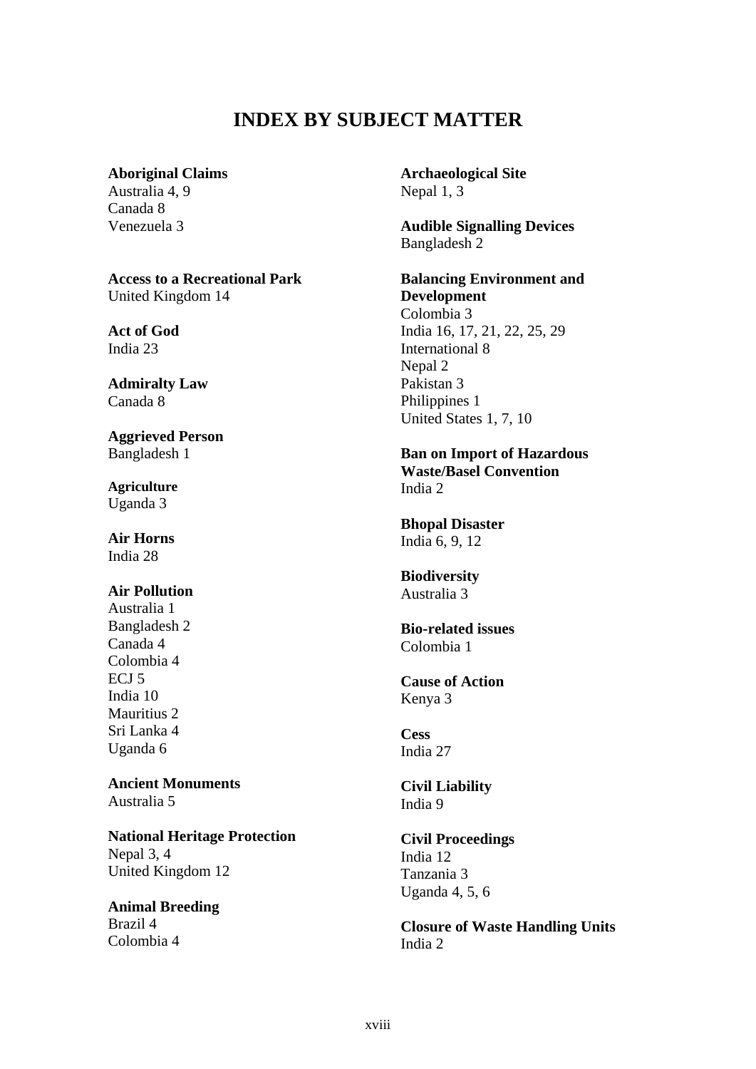# INDEX BY SUBJECT MATTER

**Aboriginal Claims**
Australia 4, 9
Canada 8
Venezuela 3

**Access to a Recreational Park**
United Kingdom 14

**Act of God**
India 23

**Admiralty Law**
Canada 8

**Aggrieved Person**
Bangladesh 1

**Agriculture**
Uganda 3

**Air Horns**
India 28

**Air Pollution**
Australia 1
Bangladesh 2
Canada 4
Colombia 4
ECJ 5
India 10
Mauritius 2
Sri Lanka 4
Uganda 6

**Ancient Monuments**
Australia 5

**National Heritage Protection**
Nepal 3, 4
United Kingdom 12

**Animal Breeding**
Brazil 4
Colombia 4

**Archaeological Site**
Nepal 1, 3

**Audible Signalling Devices**
Bangladesh 2

**Balancing Environment and Development**
Colombia 3
India 16, 17, 21, 22, 25, 29
International 8
Nepal 2
Pakistan 3
Philippines 1
United States 1, 7, 10

**Ban on Import of Hazardous Waste/Basel Convention**
India 2

**Bhopal Disaster**
India 6, 9, 12

**Biodiversity**
Australia 3

**Bio-related issues**
Colombia 1

**Cause of Action**
Kenya 3

**Cess**
India 27

**Civil Liability**
India 9

**Civil Proceedings**
India 12
Tanzania 3
Uganda 4, 5, 6

**Closure of Waste Handling Units**
India 2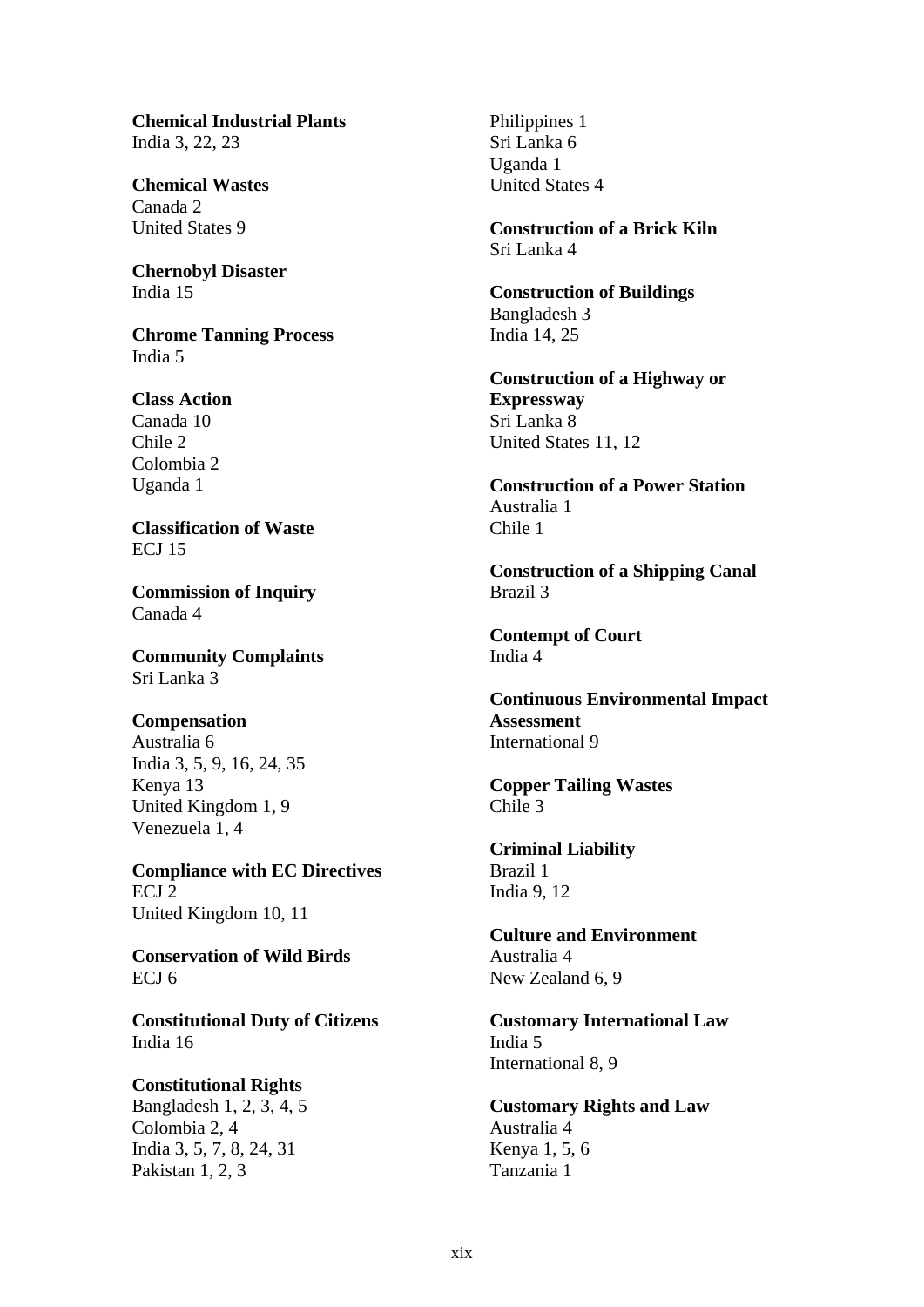**Chemical Industrial Plants**
India 3, 22, 23

**Chemical Wastes**
Canada 2
United States 9

**Chernobyl Disaster**
India 15

**Chrome Tanning Process**
India 5

**Class Action**
Canada 10
Chile 2
Colombia 2
Uganda 1

**Classification of Waste**
ECJ 15

**Commission of Inquiry**
Canada 4

**Community Complaints**
Sri Lanka 3

**Compensation**
Australia 6
India 3, 5, 9, 16, 24, 35
Kenya 13
United Kingdom 1, 9
Venezuela 1, 4

**Compliance with EC Directives**
ECJ 2
United Kingdom 10, 11

**Conservation of Wild Birds**
ECJ 6

**Constitutional Duty of Citizens**
India 16

**Constitutional Rights**
Bangladesh 1, 2, 3, 4, 5
Colombia 2, 4
India 3, 5, 7, 8, 24, 31
Pakistan 1, 2, 3
Philippines 1
Sri Lanka 6
Uganda 1
United States 4

**Construction of a Brick Kiln**
Sri Lanka 4

**Construction of Buildings**
Bangladesh 3
India 14, 25

**Construction of a Highway or Expressway**
Sri Lanka 8
United States 11, 12

**Construction of a Power Station**
Australia 1
Chile 1

**Construction of a Shipping Canal**
Brazil 3

**Contempt of Court**
India 4

**Continuous Environmental Impact Assessment**
International 9

**Copper Tailing Wastes**
Chile 3

**Criminal Liability**
Brazil 1
India 9, 12

**Culture and Environment**
Australia 4
New Zealand 6, 9

**Customary International Law**
India 5
International 8, 9

**Customary Rights and Law**
Australia 4
Kenya 1, 5, 6
Tanzania 1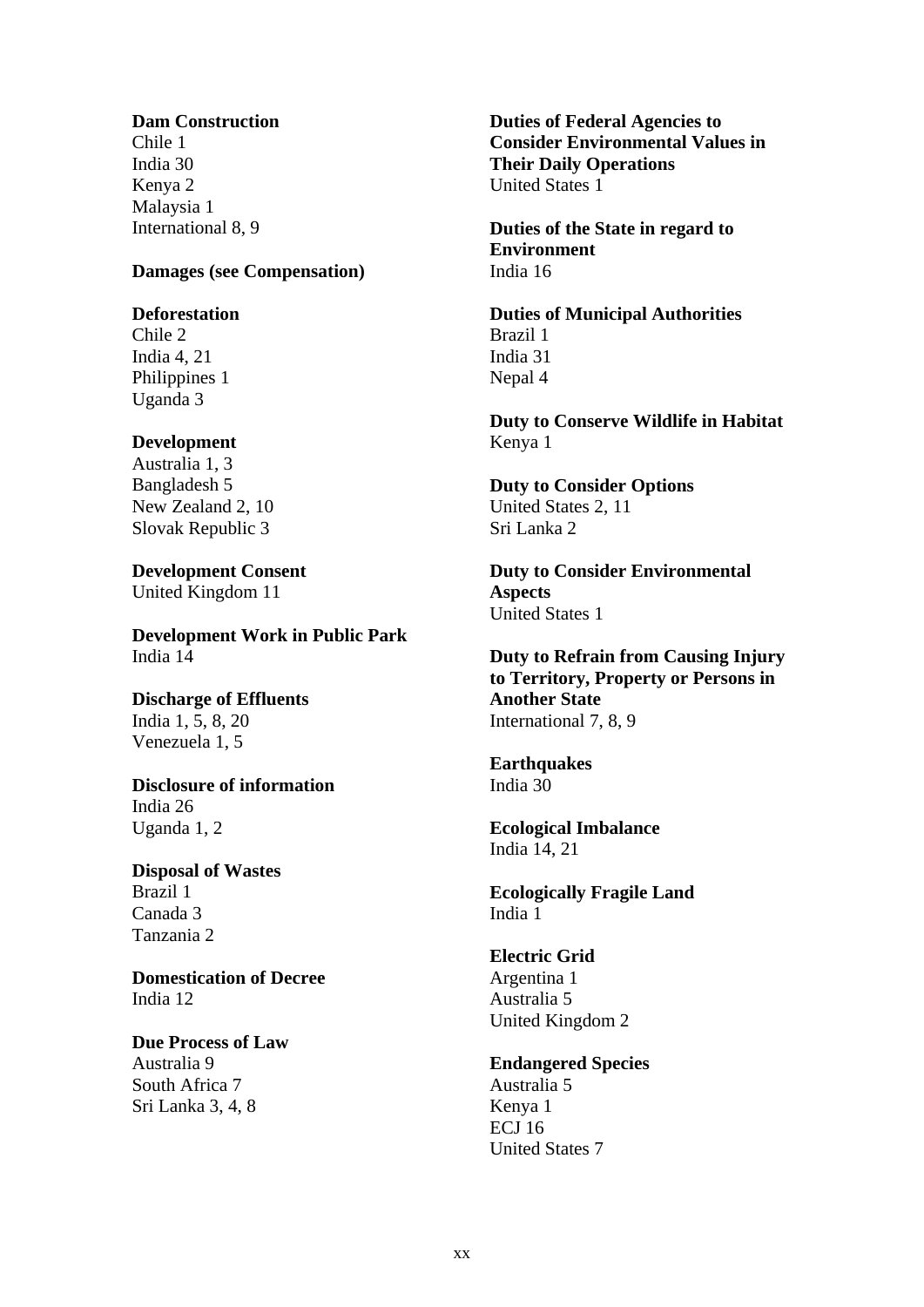**Dam Construction**
Chile 1
India 30
Kenya 2
Malaysia 1
International 8, 9

**Damages (see Compensation)**

**Deforestation**
Chile 2
India 4, 21
Philippines 1
Uganda 3

**Development**
Australia 1, 3
Bangladesh 5
New Zealand 2, 10
Slovak Republic 3

**Development Consent**
United Kingdom 11

**Development Work in Public Park**
India 14

**Discharge of Effluents**
India 1, 5, 8, 20
Venezuela 1, 5

**Disclosure of information**
India 26
Uganda 1, 2

**Disposal of Wastes**
Brazil 1
Canada 3
Tanzania 2

**Domestication of Decree**
India 12

**Due Process of Law**
Australia 9
South Africa 7
Sri Lanka 3, 4, 8

**Duties of Federal Agencies to Consider Environmental Values in Their Daily Operations**
United States 1

**Duties of the State in regard to Environment**
India 16

**Duties of Municipal Authorities**
Brazil 1
India 31
Nepal 4

**Duty to Conserve Wildlife in Habitat**
Kenya 1

**Duty to Consider Options**
United States 2, 11
Sri Lanka 2

**Duty to Consider Environmental Aspects**
United States 1

**Duty to Refrain from Causing Injury to Territory, Property or Persons in Another State**
International 7, 8, 9

**Earthquakes**
India 30

**Ecological Imbalance**
India 14, 21

**Ecologically Fragile Land**
India 1

**Electric Grid**
Argentina 1
Australia 5
United Kingdom 2

**Endangered Species**
Australia 5
Kenya 1
ECJ 16
United States 7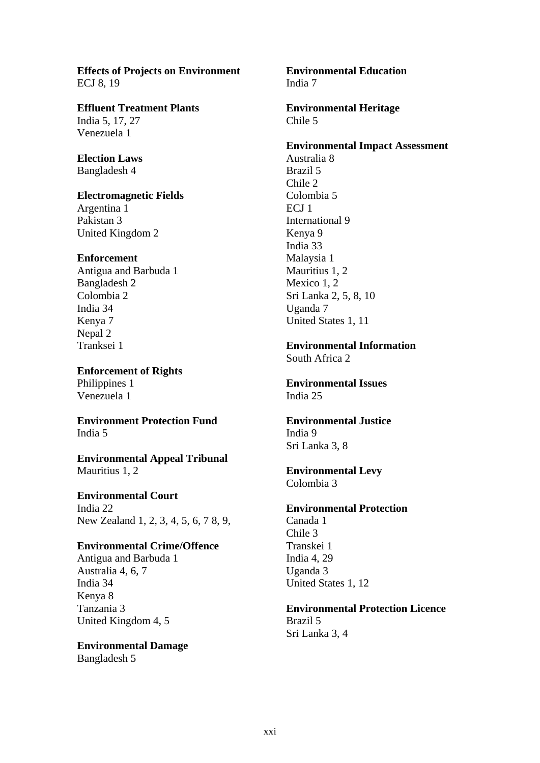**Effects of Projects on Environment**
ECJ 8, 19

**Effluent Treatment Plants**
India 5, 17, 27
Venezuela 1

**Election Laws**
Bangladesh 4

**Electromagnetic Fields**
Argentina 1
Pakistan 3
United Kingdom 2

**Enforcement**
Antigua and Barbuda 1
Bangladesh 2
Colombia 2
India 34
Kenya 7
Nepal 2
Tranksei 1

**Enforcement of Rights**
Philippines 1
Venezuela 1

**Environment Protection Fund**
India 5

**Environmental Appeal Tribunal**
Mauritius 1, 2

**Environmental Court**
India 22
New Zealand 1, 2, 3, 4, 5, 6, 7 8, 9,

**Environmental Crime/Offence**
Antigua and Barbuda 1
Australia 4, 6, 7
India 34
Kenya 8
Tanzania 3
United Kingdom 4, 5

**Environmental Damage**
Bangladesh 5

**Environmental Education**
India 7

**Environmental Heritage**
Chile 5

**Environmental Impact Assessment**
Australia 8
Brazil 5
Chile 2
Colombia 5
ECJ 1
International 9
Kenya 9
India 33
Malaysia 1
Mauritius 1, 2
Mexico 1, 2
Sri Lanka 2, 5, 8, 10
Uganda 7
United States 1, 11

**Environmental Information**
South Africa 2

**Environmental Issues**
India 25

**Environmental Justice**
India 9
Sri Lanka 3, 8

**Environmental Levy**
Colombia 3

**Environmental Protection**
Canada 1
Chile 3
Transkei 1
India 4, 29
Uganda 3
United States 1, 12

**Environmental Protection Licence**
Brazil 5
Sri Lanka 3, 4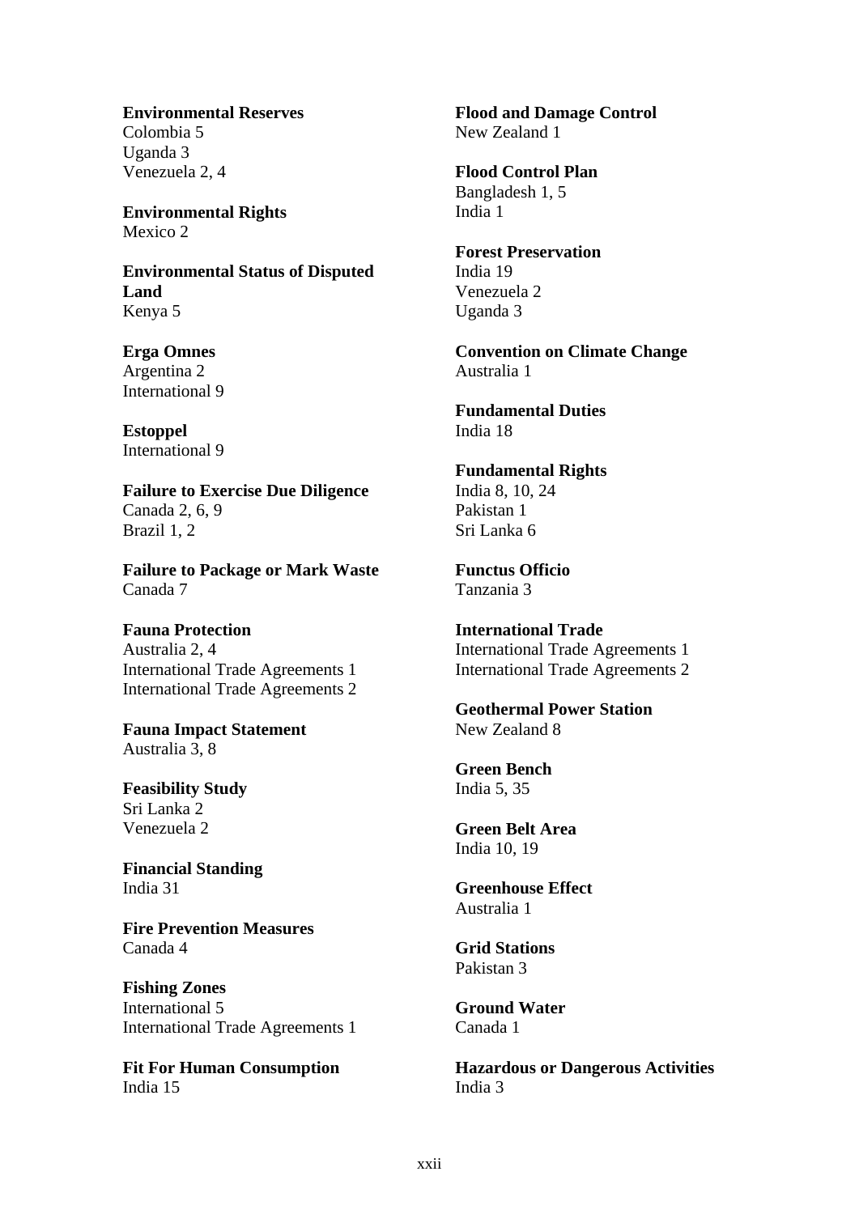**Environmental Reserves**
Colombia 5
Uganda 3
Venezuela 2, 4

**Environmental Rights**
Mexico 2

**Environmental Status of Disputed Land**
Kenya 5

**Erga Omnes**
Argentina 2
International 9

**Estoppel**
International 9

**Failure to Exercise Due Diligence**
Canada 2, 6, 9
Brazil 1, 2

**Failure to Package or Mark Waste**
Canada 7

**Fauna Protection**
Australia 2, 4
International Trade Agreements 1
International Trade Agreements 2

**Fauna Impact Statement**
Australia 3, 8

**Feasibility Study**
Sri Lanka 2
Venezuela 2

**Financial Standing**
India 31

**Fire Prevention Measures**
Canada 4

**Fishing Zones**
International 5
International Trade Agreements 1

**Fit For Human Consumption**
India 15

**Flood and Damage Control**
New Zealand 1

**Flood Control Plan**
Bangladesh 1, 5
India 1

**Forest Preservation**
India 19
Venezuela 2
Uganda 3

**Convention on Climate Change**
Australia 1

**Fundamental Duties**
India 18

**Fundamental Rights**
India 8, 10, 24
Pakistan 1
Sri Lanka 6

**Functus Officio**
Tanzania 3

**International Trade**
International Trade Agreements 1
International Trade Agreements 2

**Geothermal Power Station**
New Zealand 8

**Green Bench**
India 5, 35

**Green Belt Area**
India 10, 19

**Greenhouse Effect**
Australia 1

**Grid Stations**
Pakistan 3

**Ground Water**
Canada 1

**Hazardous or Dangerous Activities**
India 3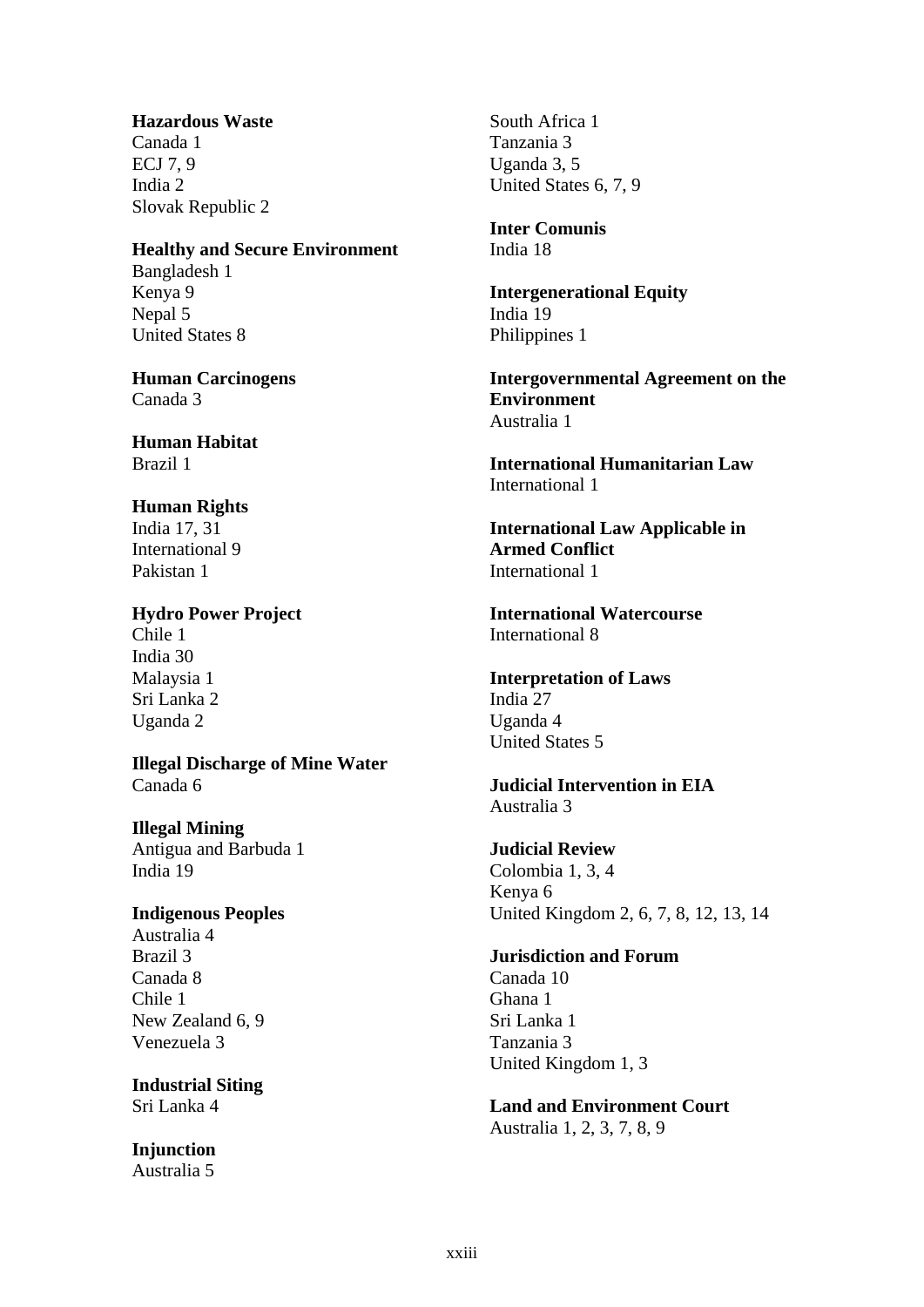**Hazardous Waste**
Canada 1
ECJ 7, 9
India 2
Slovak Republic 2

**Healthy and Secure Environment**
Bangladesh 1
Kenya 9
Nepal 5
United States 8

**Human Carcinogens**
Canada 3

**Human Habitat**
Brazil 1

**Human Rights**
India 17, 31
International 9
Pakistan 1

**Hydro Power Project**
Chile 1
India 30
Malaysia 1
Sri Lanka 2
Uganda 2

**Illegal Discharge of Mine Water**
Canada 6

**Illegal Mining**
Antigua and Barbuda 1
India 19

**Indigenous Peoples**
Australia 4
Brazil 3
Canada 8
Chile 1
New Zealand 6, 9
Venezuela 3

**Industrial Siting**
Sri Lanka 4

**Injunction**
Australia 5
South Africa 1
Tanzania 3
Uganda 3, 5
United States 6, 7, 9

**Inter Comunis**
India 18

**Intergenerational Equity**
India 19
Philippines 1

**Intergovernmental Agreement on the Environment**
Australia 1

**International Humanitarian Law**
International 1

**International Law Applicable in Armed Conflict**
International 1

**International Watercourse**
International 8

**Interpretation of Laws**
India 27
Uganda 4
United States 5

**Judicial Intervention in EIA**
Australia 3

**Judicial Review**
Colombia 1, 3, 4
Kenya 6
United Kingdom 2, 6, 7, 8, 12, 13, 14

**Jurisdiction and Forum**
Canada 10
Ghana 1
Sri Lanka 1
Tanzania 3
United Kingdom 1, 3

**Land and Environment Court**
Australia 1, 2, 3, 7, 8, 9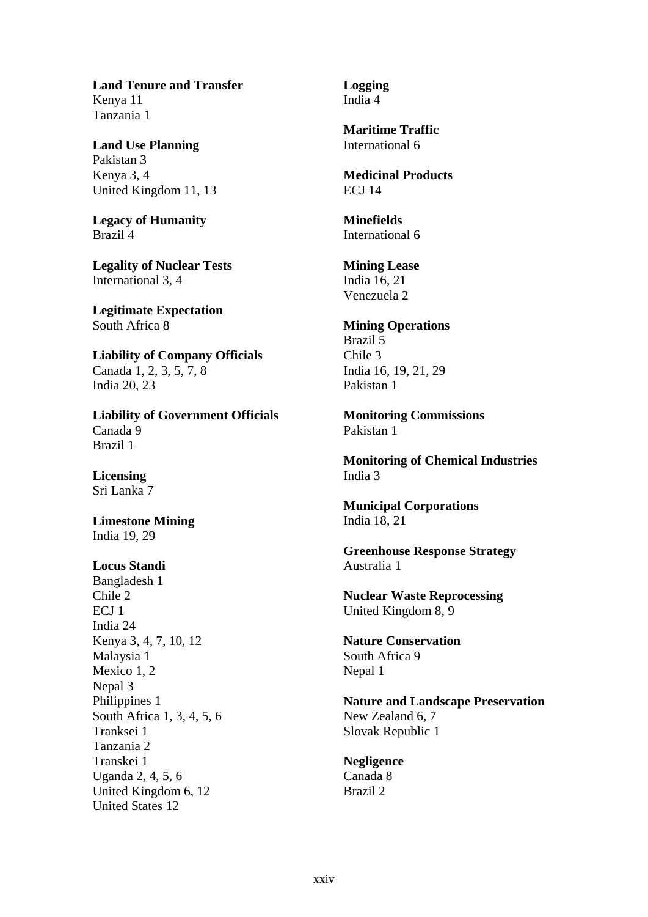**Land Tenure and Transfer**
Kenya 11
Tanzania 1

**Land Use Planning**
Pakistan 3
Kenya 3, 4
United Kingdom 11, 13

**Legacy of Humanity**
Brazil 4

**Legality of Nuclear Tests**
International 3, 4

**Legitimate Expectation**
South Africa 8

**Liability of Company Officials**
Canada 1, 2, 3, 5, 7, 8
India 20, 23

**Liability of Government Officials**
Canada 9
Brazil 1

**Licensing**
Sri Lanka 7

**Limestone Mining**
India 19, 29

**Locus Standi**
Bangladesh 1
Chile 2
ECJ 1
India 24
Kenya 3, 4, 7, 10, 12
Malaysia 1
Mexico 1, 2
Nepal 3
Philippines 1
South Africa 1, 3, 4, 5, 6
Tranksei 1
Tanzania 2
Transkei 1
Uganda 2, 4, 5, 6
United Kingdom 6, 12
United States 12

**Logging**
India 4

**Maritime Traffic**
International 6

**Medicinal Products**
ECJ 14

**Minefields**
International 6

**Mining Lease**
India 16, 21
Venezuela 2

**Mining Operations**
Brazil 5
Chile 3
India 16, 19, 21, 29
Pakistan 1

**Monitoring Commissions**
Pakistan 1

**Monitoring of Chemical Industries**
India 3

**Municipal Corporations**
India 18, 21

**Greenhouse Response Strategy**
Australia 1

**Nuclear Waste Reprocessing**
United Kingdom 8, 9

**Nature Conservation**
South Africa 9
Nepal 1

**Nature and Landscape Preservation**
New Zealand 6, 7
Slovak Republic 1

**Negligence**
Canada 8
Brazil 2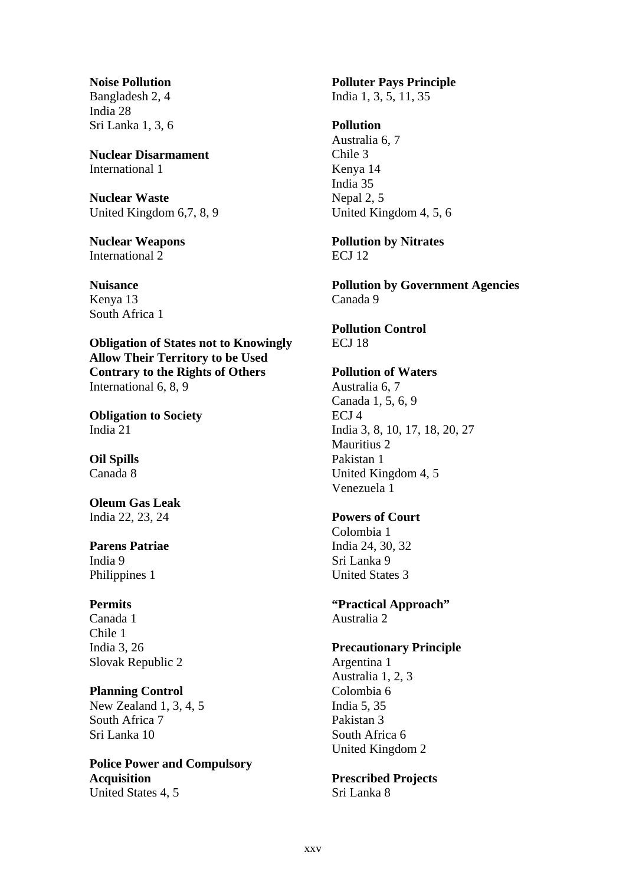**Noise Pollution**
Bangladesh 2, 4
India 28
Sri Lanka 1, 3, 6

**Nuclear Disarmament**
International 1

**Nuclear Waste**
United Kingdom 6,7, 8, 9

**Nuclear Weapons**
International 2

**Nuisance**
Kenya 13
South Africa 1

**Obligation of States not to Knowingly Allow Their Territory to be Used Contrary to the Rights of Others**
International 6, 8, 9

**Obligation to Society**
India 21

**Oil Spills**
Canada 8

**Oleum Gas Leak**
India 22, 23, 24

**Parens Patriae**
India 9
Philippines 1

**Permits**
Canada 1
Chile 1
India 3, 26
Slovak Republic 2

**Planning Control**
New Zealand 1, 3, 4, 5
South Africa 7
Sri Lanka 10

**Police Power and Compulsory Acquisition**
United States 4, 5

**Polluter Pays Principle**
India 1, 3, 5, 11, 35

**Pollution**
Australia 6, 7
Chile 3
Kenya 14
India 35
Nepal 2, 5
United Kingdom 4, 5, 6

**Pollution by Nitrates**
ECJ 12

**Pollution by Government Agencies**
Canada 9

**Pollution Control**
ECJ 18

**Pollution of Waters**
Australia 6, 7
Canada 1, 5, 6, 9
ECJ 4
India 3, 8, 10, 17, 18, 20, 27
Mauritius 2
Pakistan 1
United Kingdom 4, 5
Venezuela 1

**Powers of Court**
Colombia 1
India 24, 30, 32
Sri Lanka 9
United States 3

**"Practical Approach"**
Australia 2

**Precautionary Principle**
Argentina 1
Australia 1, 2, 3
Colombia 6
India 5, 35
Pakistan 3
South Africa 6
United Kingdom 2

**Prescribed Projects**
Sri Lanka 8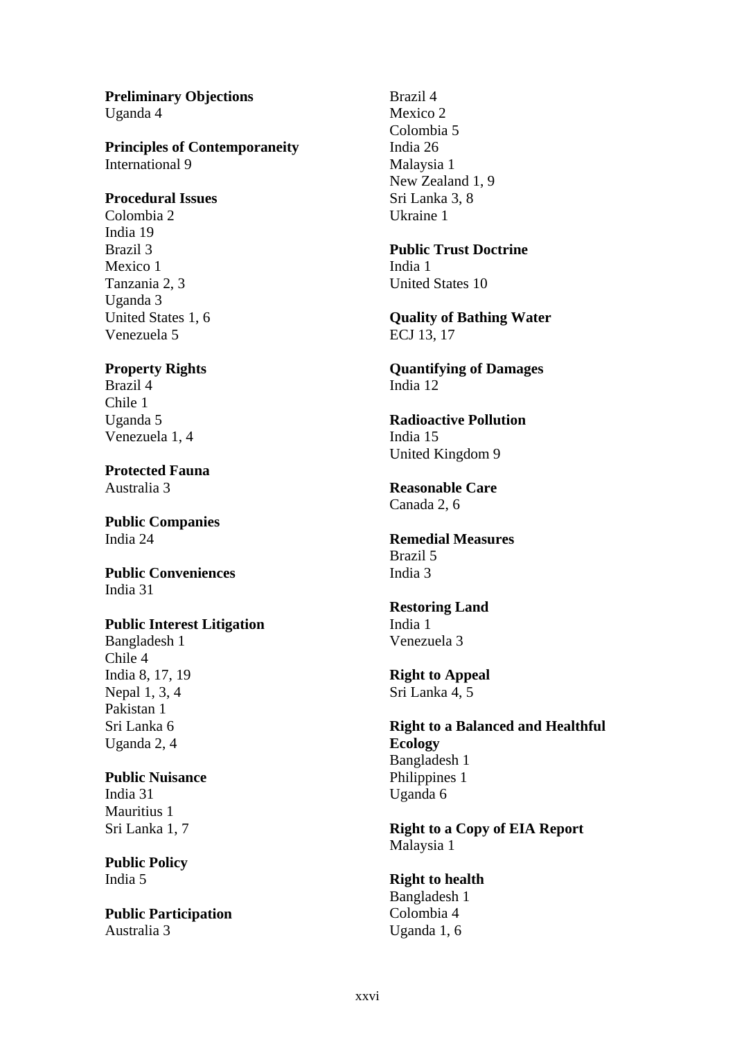**Preliminary Objections**
Uganda 4

**Principles of Contemporaneity**
International 9

**Procedural Issues**
Colombia 2
India 19
Brazil 3
Mexico 1
Tanzania 2, 3
Uganda 3
United States 1, 6
Venezuela 5

**Property Rights**
Brazil 4
Chile 1
Uganda 5
Venezuela 1, 4

**Protected Fauna**
Australia 3

**Public Companies**
India 24

**Public Conveniences**
India 31

**Public Interest Litigation**
Bangladesh 1
Chile 4
India 8, 17, 19
Nepal 1, 3, 4
Pakistan 1
Sri Lanka 6
Uganda 2, 4

**Public Nuisance**
India 31
Mauritius 1
Sri Lanka 1, 7

**Public Policy**
India 5

**Public Participation**
Australia 3
Brazil 4
Mexico 2
Colombia 5
India 26
Malaysia 1
New Zealand 1, 9
Sri Lanka 3, 8
Ukraine 1

**Public Trust Doctrine**
India 1
United States 10

**Quality of Bathing Water**
ECJ 13, 17

**Quantifying of Damages**
India 12

**Radioactive Pollution**
India 15
United Kingdom 9

**Reasonable Care**
Canada 2, 6

**Remedial Measures**
Brazil 5
India 3

**Restoring Land**
India 1
Venezuela 3

**Right to Appeal**
Sri Lanka 4, 5

**Right to a Balanced and Healthful Ecology**
Bangladesh 1
Philippines 1
Uganda 6

**Right to a Copy of EIA Report**
Malaysia 1

**Right to health**
Bangladesh 1
Colombia 4
Uganda 1, 6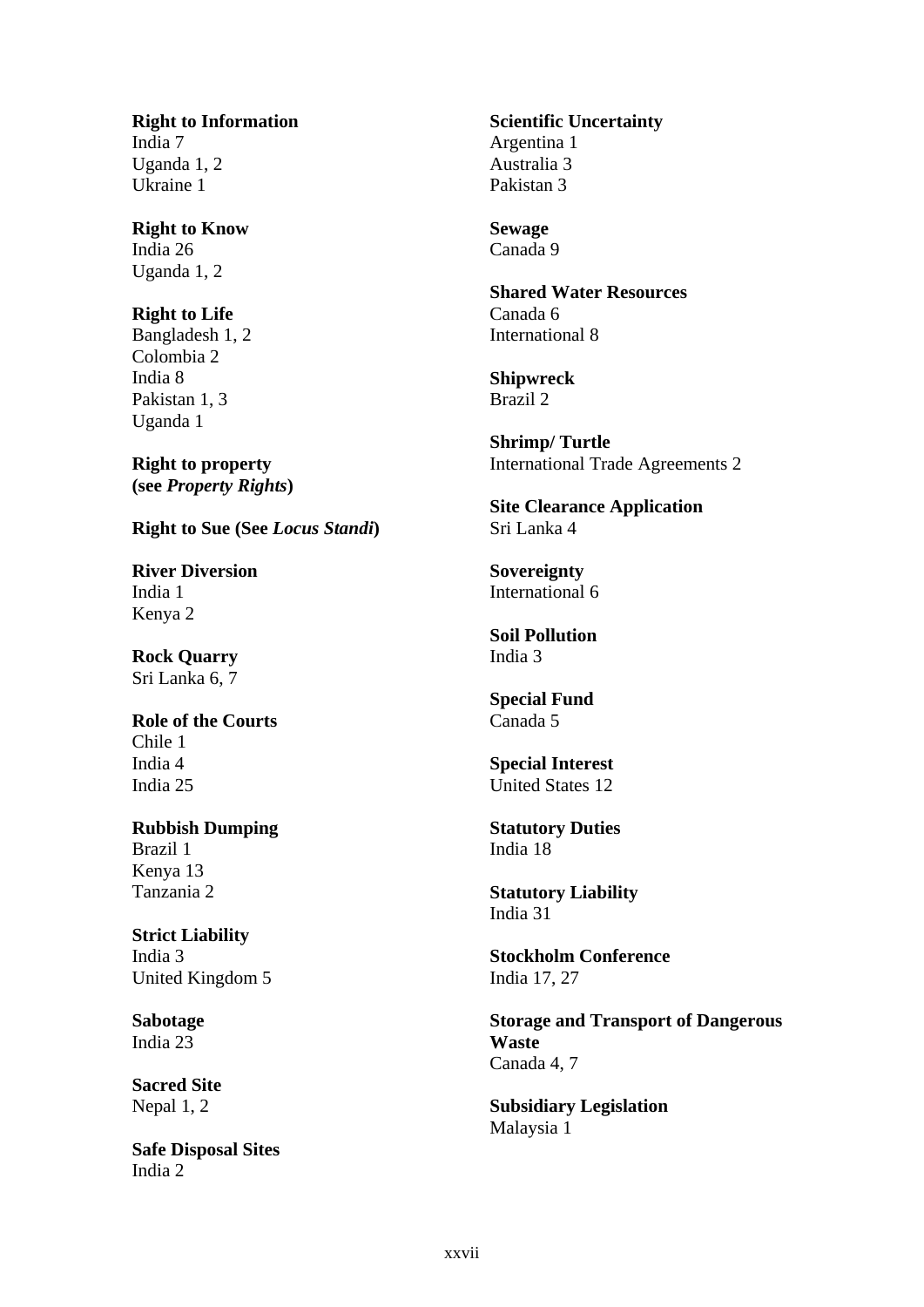**Right to Information**
India 7
Uganda 1, 2
Ukraine 1

**Right to Know**
India 26
Uganda 1, 2

**Right to Life**
Bangladesh 1, 2
Colombia 2
India 8
Pakistan 1, 3
Uganda 1

**Right to property (see *Property Rights*)**

**Right to Sue (See *Locus Standi*)**

**River Diversion**
India 1
Kenya 2

**Rock Quarry**
Sri Lanka 6, 7

**Role of the Courts**
Chile 1
India 4
India 25

**Rubbish Dumping**
Brazil 1
Kenya 13
Tanzania 2

**Strict Liability**
India 3
United Kingdom 5

**Sabotage**
India 23

**Sacred Site**
Nepal 1, 2

**Safe Disposal Sites**
India 2

**Scientific Uncertainty**
Argentina 1
Australia 3
Pakistan 3

**Sewage**
Canada 9

**Shared Water Resources**
Canada 6
International 8

**Shipwreck**
Brazil 2

**Shrimp/ Turtle**
International Trade Agreements 2

**Site Clearance Application**
Sri Lanka 4

**Sovereignty**
International 6

**Soil Pollution**
India 3

**Special Fund**
Canada 5

**Special Interest**
United States 12

**Statutory Duties**
India 18

**Statutory Liability**
India 31

**Stockholm Conference**
India 17, 27

**Storage and Transport of Dangerous Waste**
Canada 4, 7

**Subsidiary Legislation**
Malaysia 1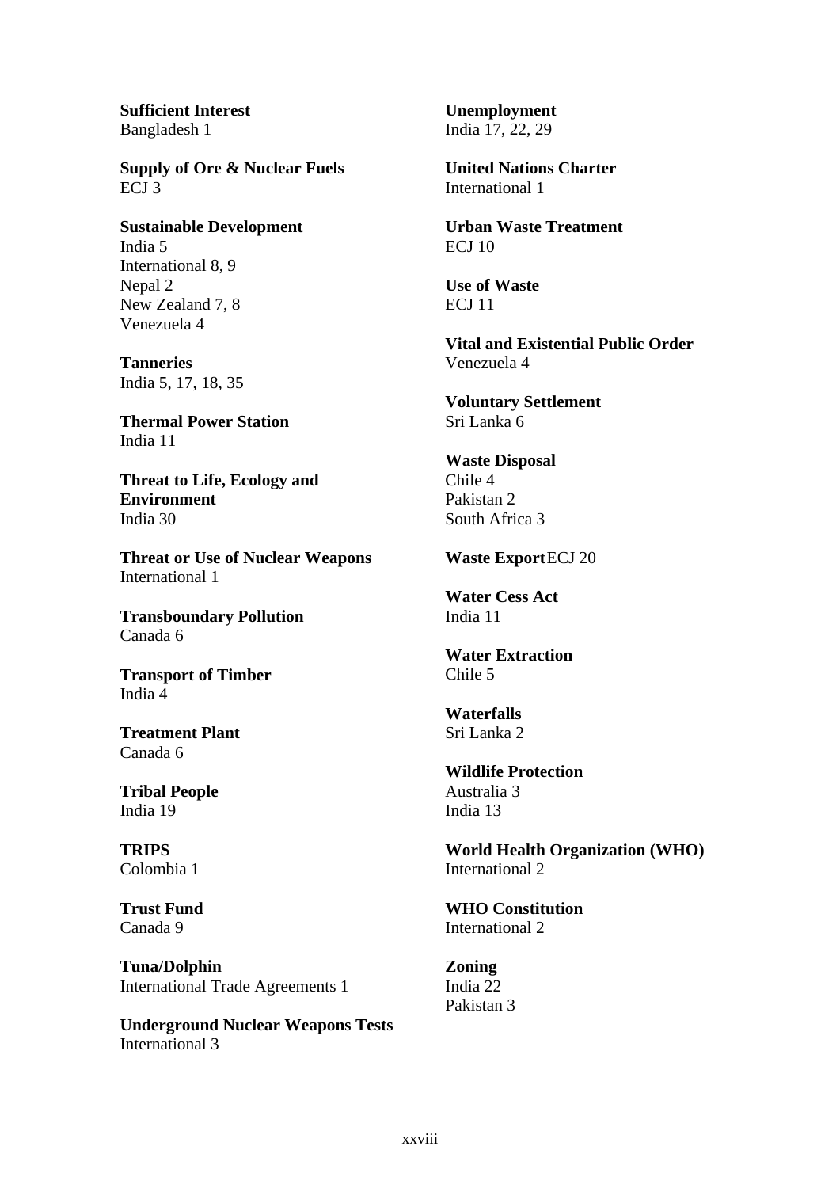**Sufficient Interest**
Bangladesh 1

**Supply of Ore & Nuclear Fuels**
ECJ 3

**Sustainable Development**
India 5
International 8, 9
Nepal 2
New Zealand 7, 8
Venezuela 4

**Tanneries**
India 5, 17, 18, 35

**Thermal Power Station**
India 11

**Threat to Life, Ecology and Environment**
India 30

**Threat or Use of Nuclear Weapons**
International 1

**Transboundary Pollution**
Canada 6

**Transport of Timber**
India 4

**Treatment Plant**
Canada 6

**Tribal People**
India 19

**TRIPS**
Colombia 1

**Trust Fund**
Canada 9

**Tuna/Dolphin**
International Trade Agreements 1

**Underground Nuclear Weapons Tests**
International 3

**Unemployment**
India 17, 22, 29

**United Nations Charter**
International 1

**Urban Waste Treatment**
ECJ 10

**Use of Waste**
ECJ 11

**Vital and Existential Public Order**
Venezuela 4

**Voluntary Settlement**
Sri Lanka 6

**Waste Disposal**
Chile 4
Pakistan 2
South Africa 3

**Waste Export** ECJ 20

**Water Cess Act**
India 11

**Water Extraction**
Chile 5

**Waterfalls**
Sri Lanka 2

**Wildlife Protection**
Australia 3
India 13

**World Health Organization (WHO)**
International 2

**WHO Constitution**
International 2

**Zoning**
India 22
Pakistan 3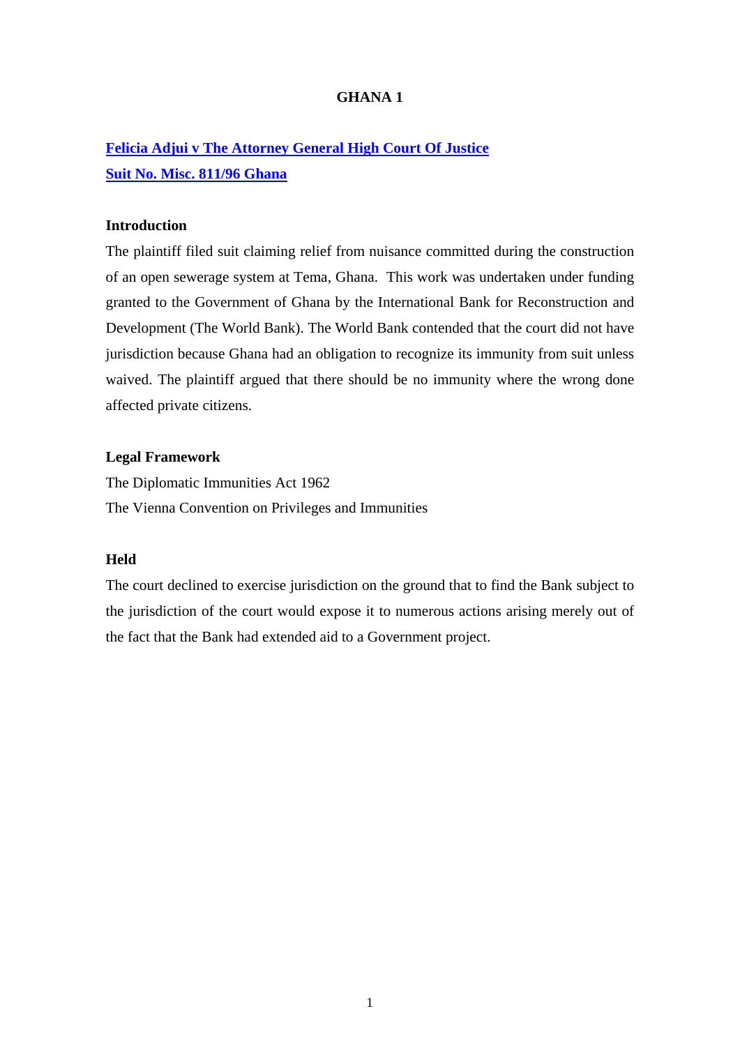# GHANA 1

## Felicia Adjui v The Attorney General High Court Of Justice Suit No. Misc. 811/96 Ghana

### Introduction

The plaintiff filed suit claiming relief from nuisance committed during the construction of an open sewerage system at Tema, Ghana. This work was undertaken under funding granted to the Government of Ghana by the International Bank for Reconstruction and Development (The World Bank). The World Bank contended that the court did not have jurisdiction because Ghana had an obligation to recognize its immunity from suit unless waived. The plaintiff argued that there should be no immunity where the wrong done affected private citizens.

### Legal Framework

The Diplomatic Immunities Act 1962

The Vienna Convention on Privileges and Immunities

### Held

The court declined to exercise jurisdiction on the ground that to find the Bank subject to the jurisdiction of the court would expose it to numerous actions arising merely out of the fact that the Bank had extended aid to a Government project.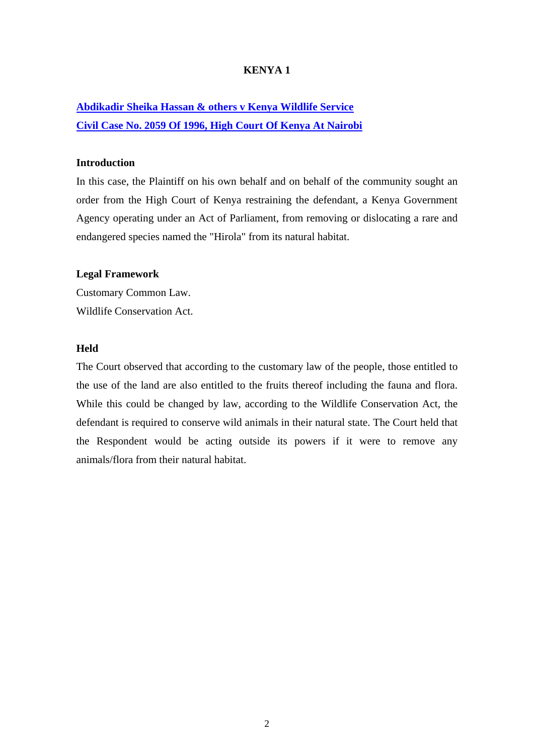# KENYA 1

**Abdikadir Sheika Hassan & others v Kenya Wildlife Service**
**Civil Case No. 2059 Of 1996, High Court Of Kenya At Nairobi**

### Introduction

In this case, the Plaintiff on his own behalf and on behalf of the community sought an order from the High Court of Kenya restraining the defendant, a Kenya Government Agency operating under an Act of Parliament, from removing or dislocating a rare and endangered species named the "Hirola" from its natural habitat.

### Legal Framework

Customary Common Law.

Wildlife Conservation Act.

### Held

The Court observed that according to the customary law of the people, those entitled to the use of the land are also entitled to the fruits thereof including the fauna and flora. While this could be changed by law, according to the Wildlife Conservation Act, the defendant is required to conserve wild animals in their natural state. The Court held that the Respondent would be acting outside its powers if it were to remove any animals/flora from their natural habitat.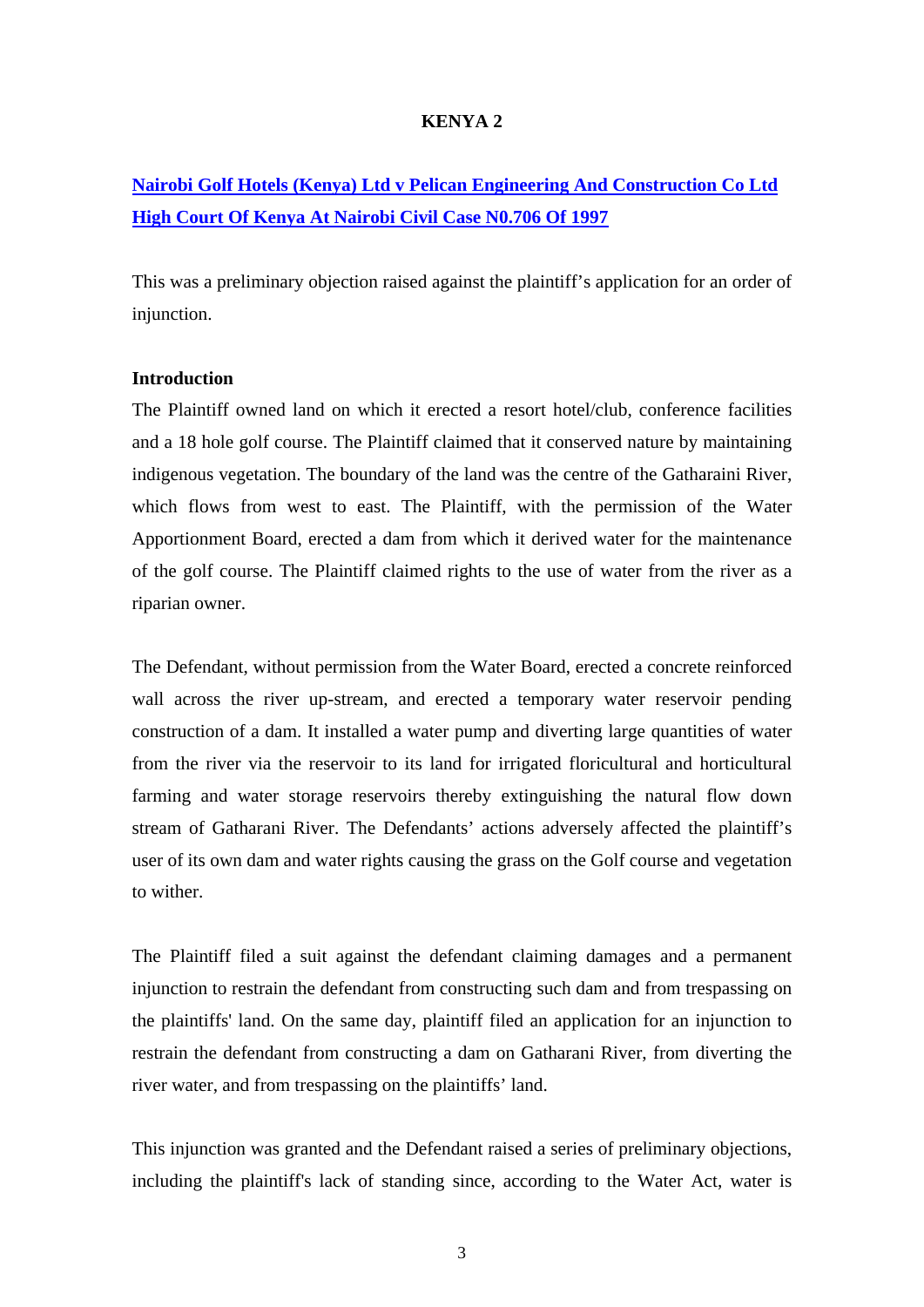## KENYA 2

**Nairobi Golf Hotels (Kenya) Ltd v Pelican Engineering And Construction Co Ltd High Court Of Kenya At Nairobi Civil Case N0.706 Of 1997**

This was a preliminary objection raised against the plaintiff's application for an order of injunction.

**Introduction**

The Plaintiff owned land on which it erected a resort hotel/club, conference facilities and a 18 hole golf course. The Plaintiff claimed that it conserved nature by maintaining indigenous vegetation. The boundary of the land was the centre of the Gatharaini River, which flows from west to east. The Plaintiff, with the permission of the Water Apportionment Board, erected a dam from which it derived water for the maintenance of the golf course. The Plaintiff claimed rights to the use of water from the river as a riparian owner.

The Defendant, without permission from the Water Board, erected a concrete reinforced wall across the river up-stream, and erected a temporary water reservoir pending construction of a dam. It installed a water pump and diverting large quantities of water from the river via the reservoir to its land for irrigated floricultural and horticultural farming and water storage reservoirs thereby extinguishing the natural flow down stream of Gatharani River. The Defendants' actions adversely affected the plaintiff's user of its own dam and water rights causing the grass on the Golf course and vegetation to wither.

The Plaintiff filed a suit against the defendant claiming damages and a permanent injunction to restrain the defendant from constructing such dam and from trespassing on the plaintiffs' land. On the same day, plaintiff filed an application for an injunction to restrain the defendant from constructing a dam on Gatharani River, from diverting the river water, and from trespassing on the plaintiffs' land.

This injunction was granted and the Defendant raised a series of preliminary objections, including the plaintiff's lack of standing since, according to the Water Act, water is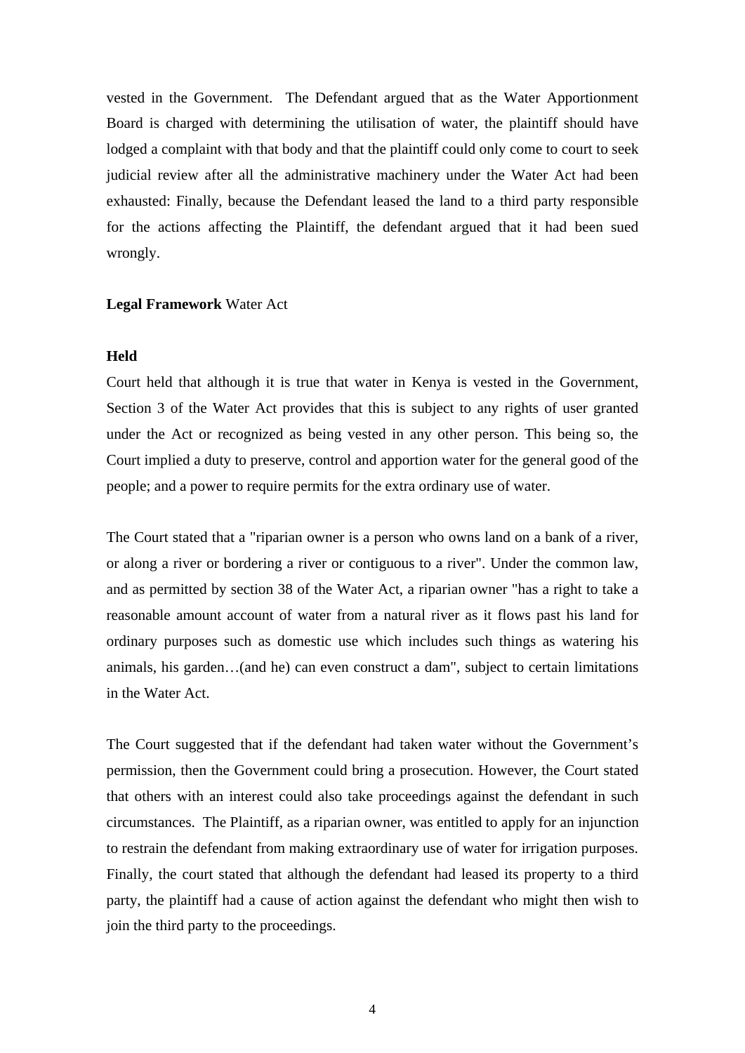vested in the Government. The Defendant argued that as the Water Apportionment Board is charged with determining the utilisation of water, the plaintiff should have lodged a complaint with that body and that the plaintiff could only come to court to seek judicial review after all the administrative machinery under the Water Act had been exhausted: Finally, because the Defendant leased the land to a third party responsible for the actions affecting the Plaintiff, the defendant argued that it had been sued wrongly.

**Legal Framework** Water Act

**Held**

Court held that although it is true that water in Kenya is vested in the Government, Section 3 of the Water Act provides that this is subject to any rights of user granted under the Act or recognized as being vested in any other person. This being so, the Court implied a duty to preserve, control and apportion water for the general good of the people; and a power to require permits for the extra ordinary use of water.

The Court stated that a "riparian owner is a person who owns land on a bank of a river, or along a river or bordering a river or contiguous to a river". Under the common law, and as permitted by section 38 of the Water Act, a riparian owner "has a right to take a reasonable amount account of water from a natural river as it flows past his land for ordinary purposes such as domestic use which includes such things as watering his animals, his garden…(and he) can even construct a dam", subject to certain limitations in the Water Act.

The Court suggested that if the defendant had taken water without the Government's permission, then the Government could bring a prosecution. However, the Court stated that others with an interest could also take proceedings against the defendant in such circumstances. The Plaintiff, as a riparian owner, was entitled to apply for an injunction to restrain the defendant from making extraordinary use of water for irrigation purposes. Finally, the court stated that although the defendant had leased its property to a third party, the plaintiff had a cause of action against the defendant who might then wish to join the third party to the proceedings.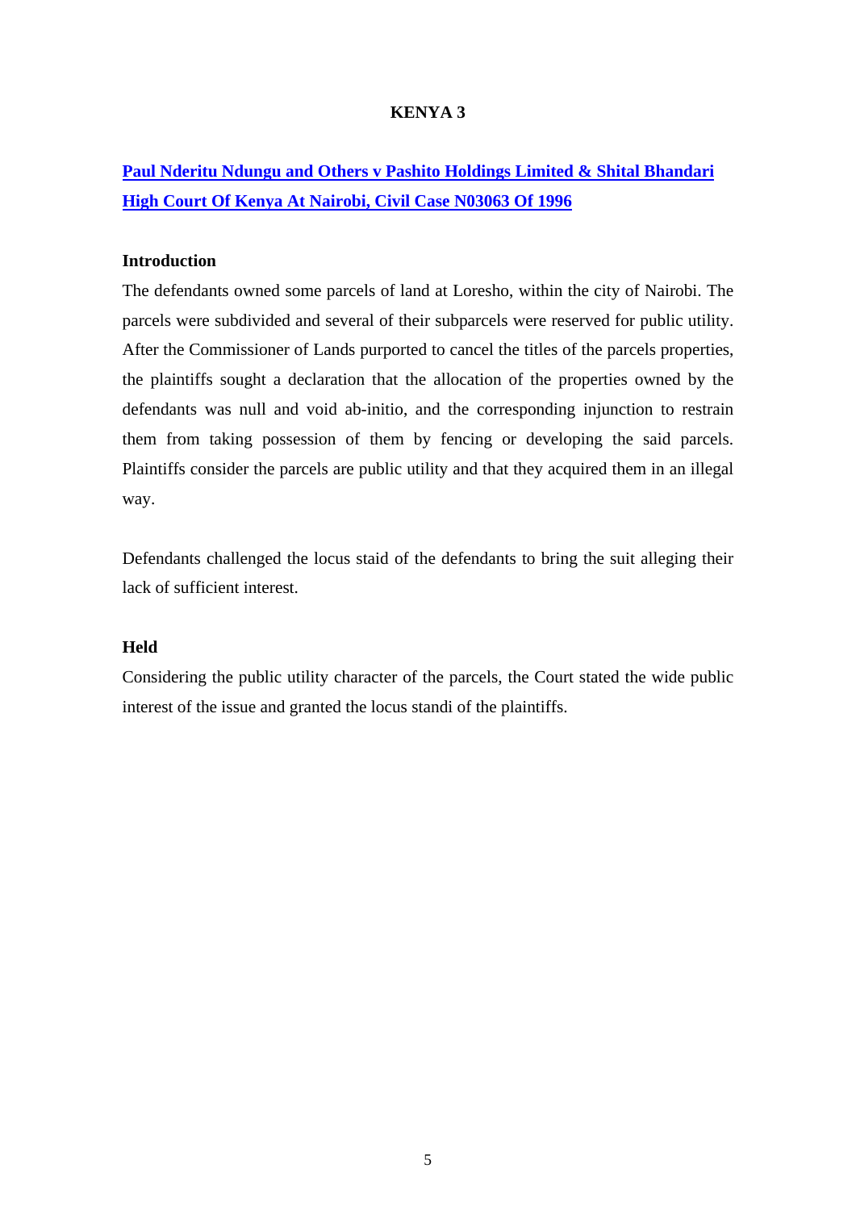## KENYA 3

**[Paul Nderitu Ndungu and Others v Pashito Holdings Limited & Shital Bhandari High Court Of Kenya At Nairobi, Civil Case N03063 Of 1996]**

**Introduction**

The defendants owned some parcels of land at Loresho, within the city of Nairobi. The parcels were subdivided and several of their subparcels were reserved for public utility. After the Commissioner of Lands purported to cancel the titles of the parcels properties, the plaintiffs sought a declaration that the allocation of the properties owned by the defendants was null and void ab-initio, and the corresponding injunction to restrain them from taking possession of them by fencing or developing the said parcels. Plaintiffs consider the parcels are public utility and that they acquired them in an illegal way.

Defendants challenged the locus staid of the defendants to bring the suit alleging their lack of sufficient interest.

**Held**

Considering the public utility character of the parcels, the Court stated the wide public interest of the issue and granted the locus standi of the plaintiffs.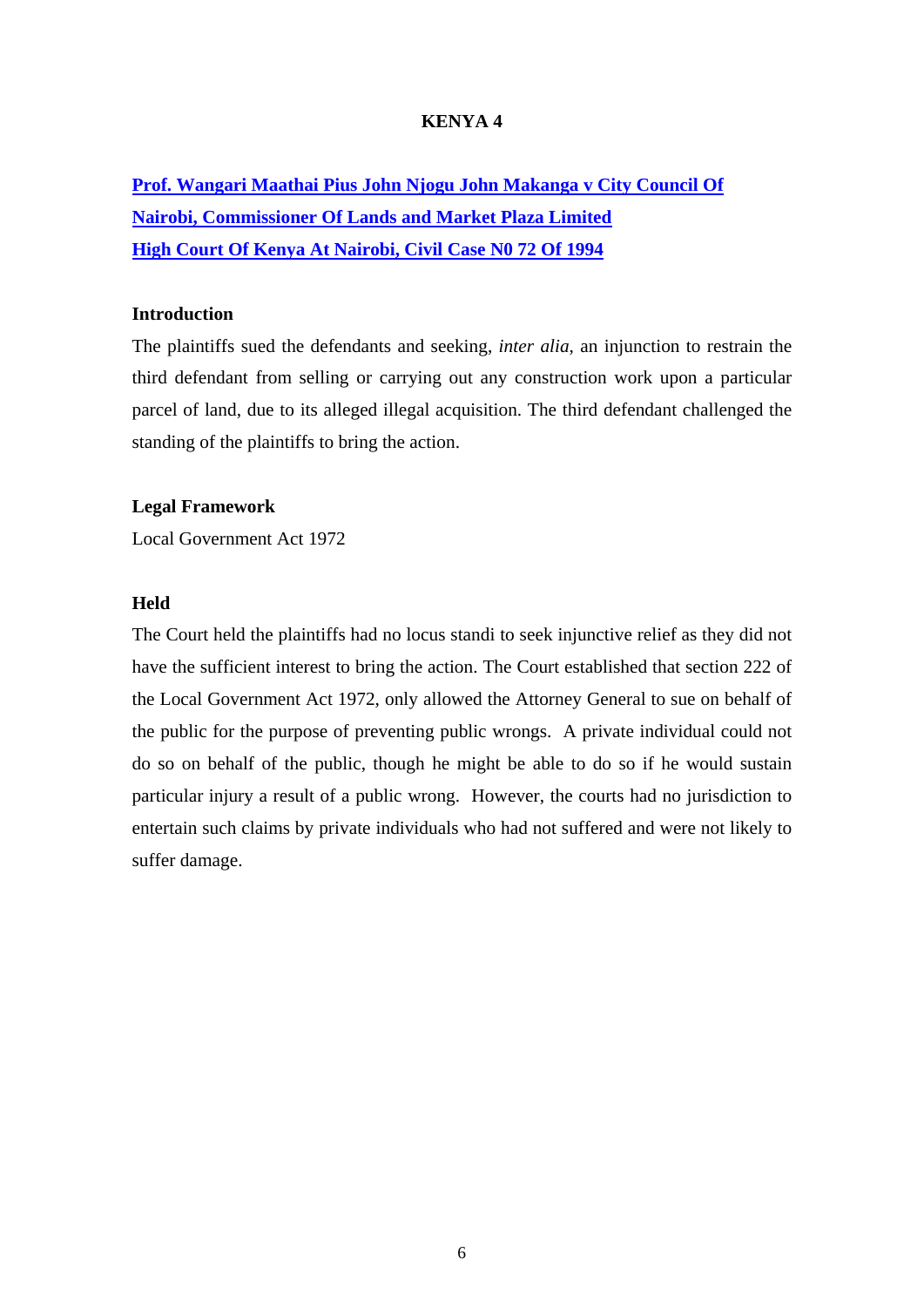# KENYA 4

**Prof. Wangari Maathai Pius John Njogu John Makanga v City Council Of Nairobi, Commissioner Of Lands and Market Plaza Limited**
**High Court Of Kenya At Nairobi, Civil Case N0 72 Of 1994**

### Introduction

The plaintiffs sued the defendants and seeking, *inter alia*, an injunction to restrain the third defendant from selling or carrying out any construction work upon a particular parcel of land, due to its alleged illegal acquisition. The third defendant challenged the standing of the plaintiffs to bring the action.

### Legal Framework

Local Government Act 1972

### Held

The Court held the plaintiffs had no locus standi to seek injunctive relief as they did not have the sufficient interest to bring the action. The Court established that section 222 of the Local Government Act 1972, only allowed the Attorney General to sue on behalf of the public for the purpose of preventing public wrongs. A private individual could not do so on behalf of the public, though he might be able to do so if he would sustain particular injury a result of a public wrong. However, the courts had no jurisdiction to entertain such claims by private individuals who had not suffered and were not likely to suffer damage.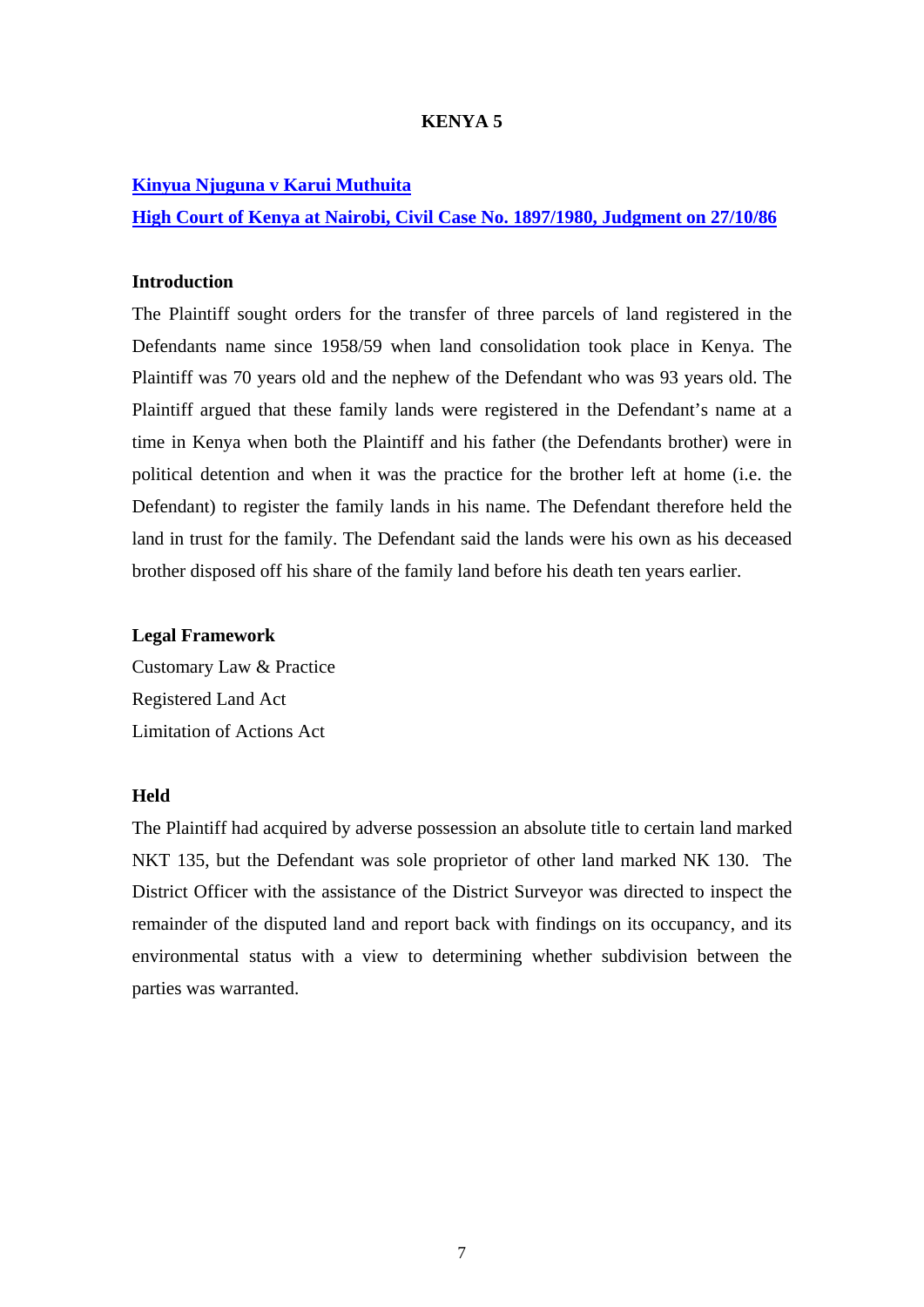# KENYA 5

**Kinyua Njuguna v Karui Muthuita**

**High Court of Kenya at Nairobi, Civil Case No. 1897/1980, Judgment on 27/10/86**

### Introduction

The Plaintiff sought orders for the transfer of three parcels of land registered in the Defendants name since 1958/59 when land consolidation took place in Kenya. The Plaintiff was 70 years old and the nephew of the Defendant who was 93 years old. The Plaintiff argued that these family lands were registered in the Defendant's name at a time in Kenya when both the Plaintiff and his father (the Defendants brother) were in political detention and when it was the practice for the brother left at home (i.e. the Defendant) to register the family lands in his name. The Defendant therefore held the land in trust for the family. The Defendant said the lands were his own as his deceased brother disposed off his share of the family land before his death ten years earlier.

### Legal Framework

Customary Law & Practice
Registered Land Act
Limitation of Actions Act

### Held

The Plaintiff had acquired by adverse possession an absolute title to certain land marked NKT 135, but the Defendant was sole proprietor of other land marked NK 130. The District Officer with the assistance of the District Surveyor was directed to inspect the remainder of the disputed land and report back with findings on its occupancy, and its environmental status with a view to determining whether subdivision between the parties was warranted.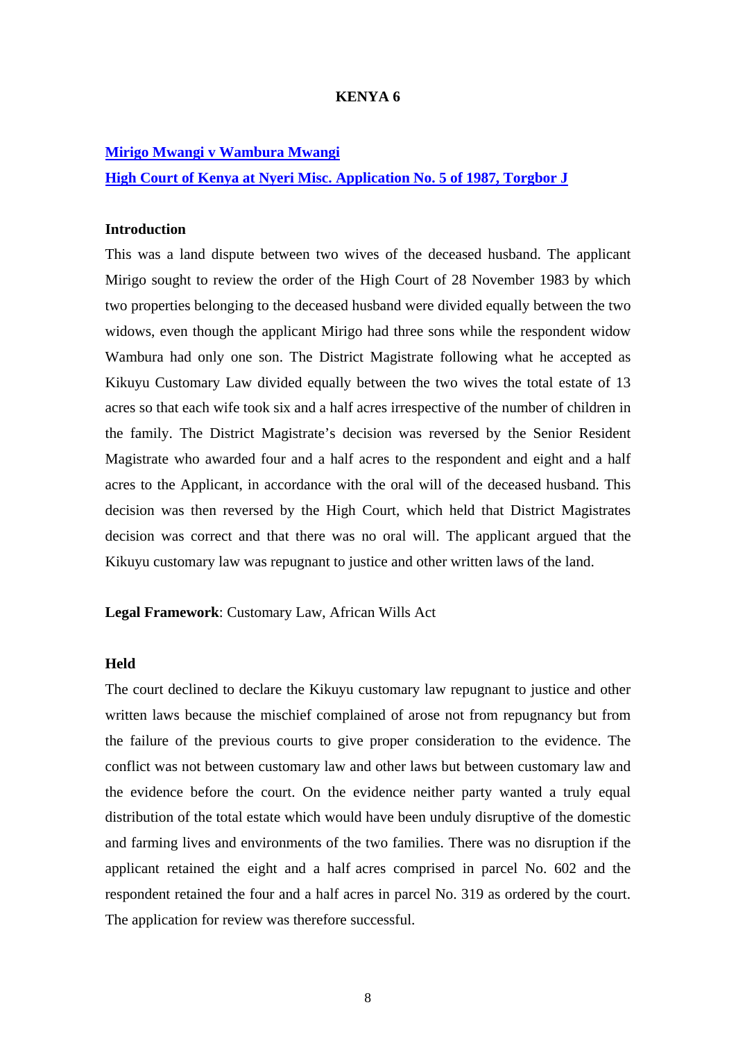# KENYA 6

**[Mirigo Mwangi v Wambura Mwangi](#)**

**[High Court of Kenya at Nyeri Misc. Application No. 5 of 1987, Torgbor J](#)**

**Introduction**

This was a land dispute between two wives of the deceased husband. The applicant Mirigo sought to review the order of the High Court of 28 November 1983 by which two properties belonging to the deceased husband were divided equally between the two widows, even though the applicant Mirigo had three sons while the respondent widow Wambura had only one son. The District Magistrate following what he accepted as Kikuyu Customary Law divided equally between the two wives the total estate of 13 acres so that each wife took six and a half acres irrespective of the number of children in the family. The District Magistrate's decision was reversed by the Senior Resident Magistrate who awarded four and a half acres to the respondent and eight and a half acres to the Applicant, in accordance with the oral will of the deceased husband. This decision was then reversed by the High Court, which held that District Magistrates decision was correct and that there was no oral will. The applicant argued that the Kikuyu customary law was repugnant to justice and other written laws of the land.

**Legal Framework**: Customary Law, African Wills Act

**Held**

The court declined to declare the Kikuyu customary law repugnant to justice and other written laws because the mischief complained of arose not from repugnancy but from the failure of the previous courts to give proper consideration to the evidence. The conflict was not between customary law and other laws but between customary law and the evidence before the court. On the evidence neither party wanted a truly equal distribution of the total estate which would have been unduly disruptive of the domestic and farming lives and environments of the two families. There was no disruption if the applicant retained the eight and a half acres comprised in parcel No. 602 and the respondent retained the four and a half acres in parcel No. 319 as ordered by the court. The application for review was therefore successful.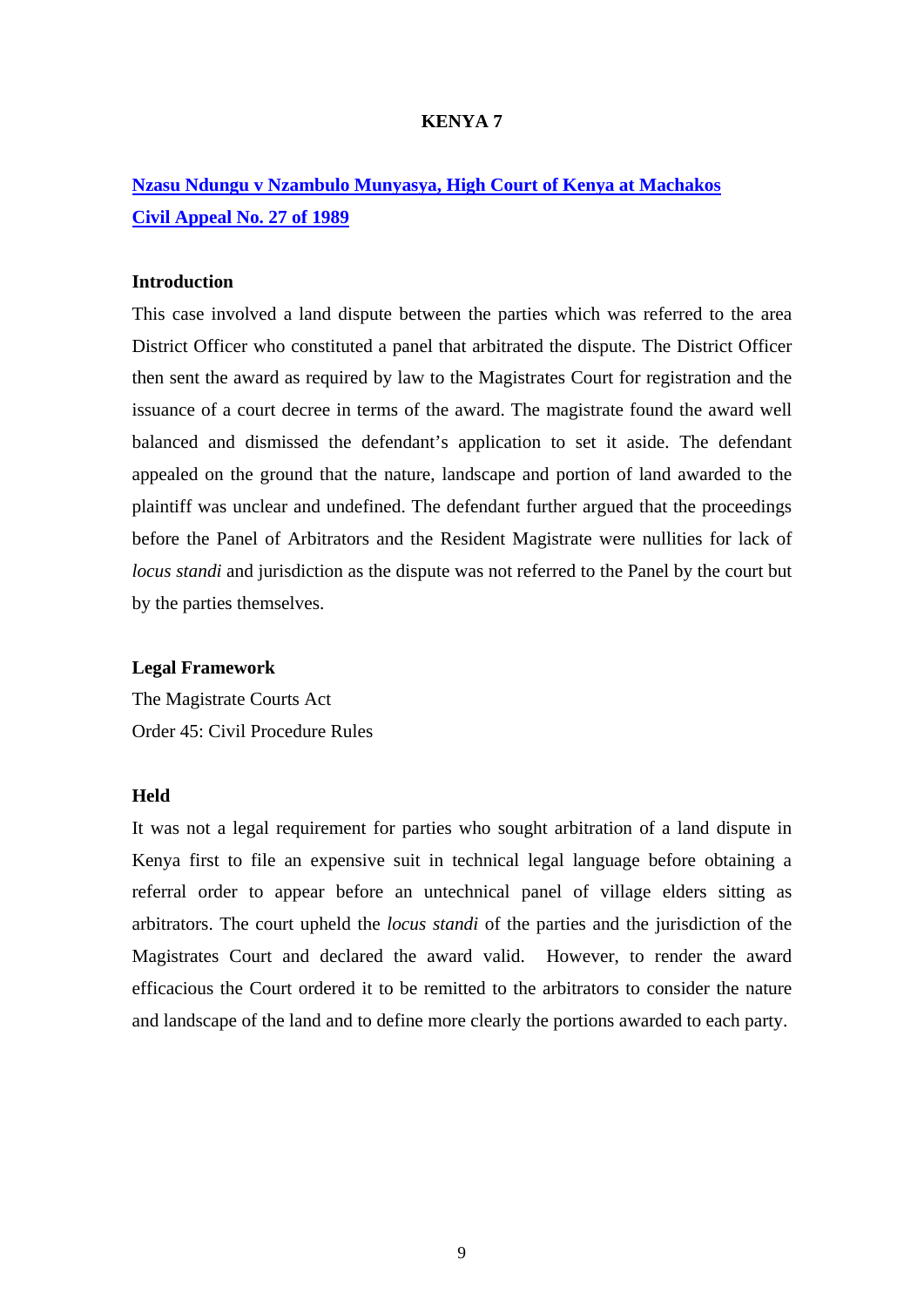## KENYA 7

**Nzasu Ndungu v Nzambulo Munyasya, High Court of Kenya at Machakos Civil Appeal No. 27 of 1989**

### Introduction

This case involved a land dispute between the parties which was referred to the area District Officer who constituted a panel that arbitrated the dispute. The District Officer then sent the award as required by law to the Magistrates Court for registration and the issuance of a court decree in terms of the award. The magistrate found the award well balanced and dismissed the defendant's application to set it aside. The defendant appealed on the ground that the nature, landscape and portion of land awarded to the plaintiff was unclear and undefined. The defendant further argued that the proceedings before the Panel of Arbitrators and the Resident Magistrate were nullities for lack of *locus standi* and jurisdiction as the dispute was not referred to the Panel by the court but by the parties themselves.

### Legal Framework

The Magistrate Courts Act
Order 45: Civil Procedure Rules

### Held

It was not a legal requirement for parties who sought arbitration of a land dispute in Kenya first to file an expensive suit in technical legal language before obtaining a referral order to appear before an untechnical panel of village elders sitting as arbitrators. The court upheld the *locus standi* of the parties and the jurisdiction of the Magistrates Court and declared the award valid. However, to render the award efficacious the Court ordered it to be remitted to the arbitrators to consider the nature and landscape of the land and to define more clearly the portions awarded to each party.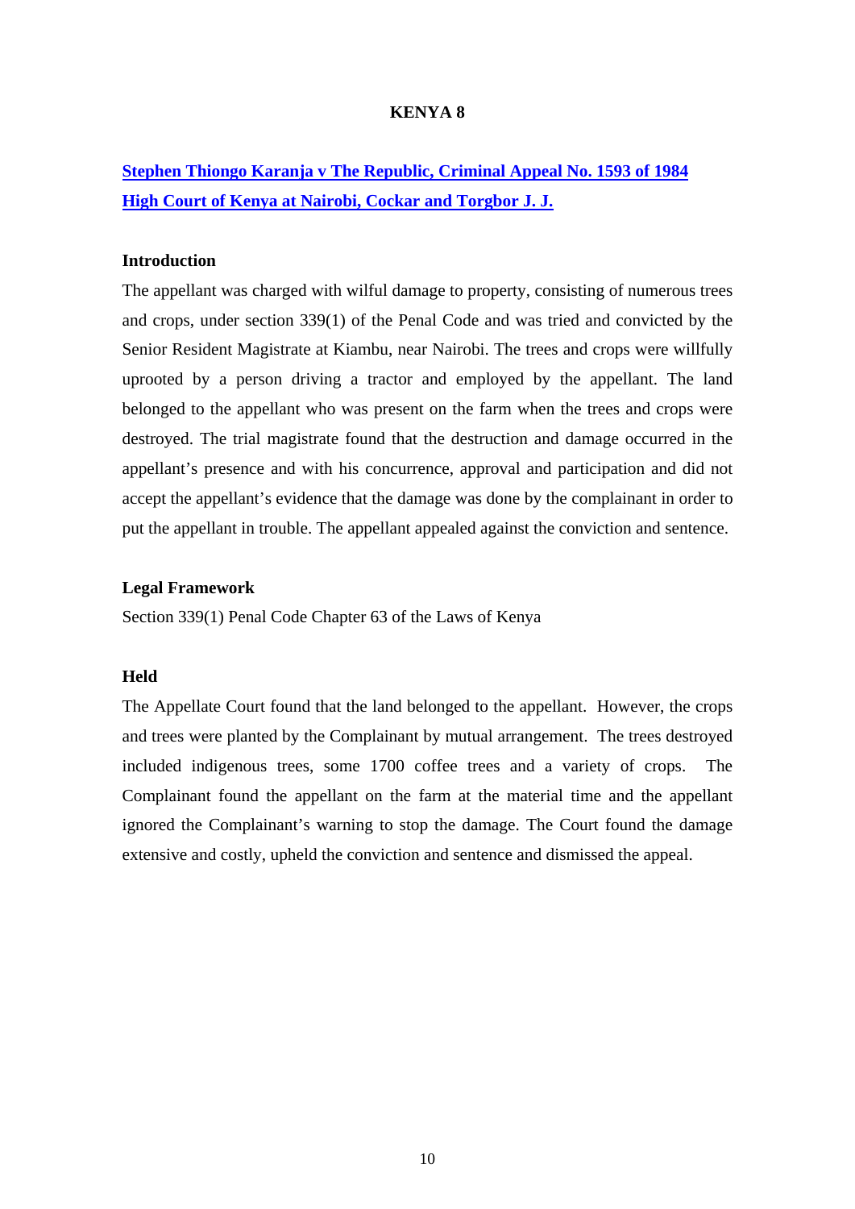# KENYA 8

**Stephen Thiongo Karanja v The Republic, Criminal Appeal No. 1593 of 1984 High Court of Kenya at Nairobi, Cockar and Torgbor J. J.**

## Introduction

The appellant was charged with wilful damage to property, consisting of numerous trees and crops, under section 339(1) of the Penal Code and was tried and convicted by the Senior Resident Magistrate at Kiambu, near Nairobi. The trees and crops were willfully uprooted by a person driving a tractor and employed by the appellant. The land belonged to the appellant who was present on the farm when the trees and crops were destroyed. The trial magistrate found that the destruction and damage occurred in the appellant's presence and with his concurrence, approval and participation and did not accept the appellant's evidence that the damage was done by the complainant in order to put the appellant in trouble. The appellant appealed against the conviction and sentence.

## Legal Framework

Section 339(1) Penal Code Chapter 63 of the Laws of Kenya

## Held

The Appellate Court found that the land belonged to the appellant. However, the crops and trees were planted by the Complainant by mutual arrangement. The trees destroyed included indigenous trees, some 1700 coffee trees and a variety of crops. The Complainant found the appellant on the farm at the material time and the appellant ignored the Complainant's warning to stop the damage. The Court found the damage extensive and costly, upheld the conviction and sentence and dismissed the appeal.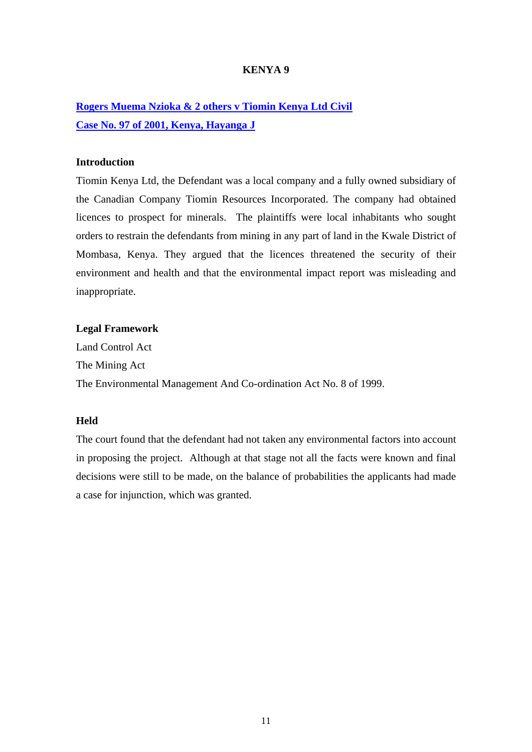# KENYA 9

**[Rogers Muema Nzioka & 2 others v Tiomin Kenya Ltd Civil Case No. 97 of 2001, Kenya, Hayanga J]**

**Introduction**

Tiomin Kenya Ltd, the Defendant was a local company and a fully owned subsidiary of the Canadian Company Tiomin Resources Incorporated. The company had obtained licences to prospect for minerals. The plaintiffs were local inhabitants who sought orders to restrain the defendants from mining in any part of land in the Kwale District of Mombasa, Kenya. They argued that the licences threatened the security of their environment and health and that the environmental impact report was misleading and inappropriate.

**Legal Framework**

Land Control Act

The Mining Act

The Environmental Management And Co-ordination Act No. 8 of 1999.

**Held**

The court found that the defendant had not taken any environmental factors into account in proposing the project. Although at that stage not all the facts were known and final decisions were still to be made, on the balance of probabilities the applicants had made a case for injunction, which was granted.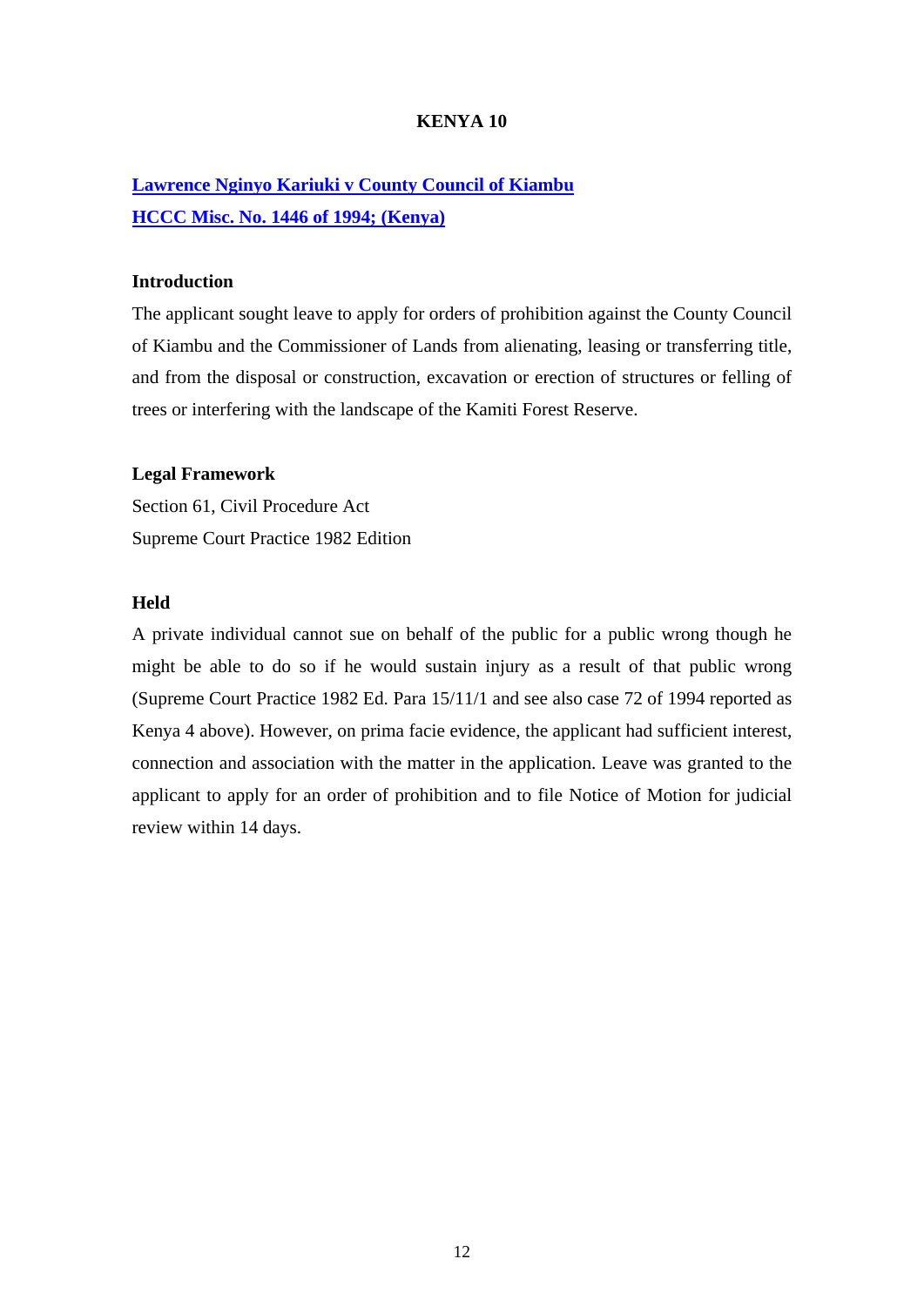# KENYA 10

**Lawrence Nginyo Kariuki v County Council of Kiambu**
**HCCC Misc. No. 1446 of 1994; (Kenya)**

### Introduction

The applicant sought leave to apply for orders of prohibition against the County Council of Kiambu and the Commissioner of Lands from alienating, leasing or transferring title, and from the disposal or construction, excavation or erection of structures or felling of trees or interfering with the landscape of the Kamiti Forest Reserve.

### Legal Framework

Section 61, Civil Procedure Act
Supreme Court Practice 1982 Edition

### Held

A private individual cannot sue on behalf of the public for a public wrong though he might be able to do so if he would sustain injury as a result of that public wrong (Supreme Court Practice 1982 Ed. Para 15/11/1 and see also case 72 of 1994 reported as Kenya 4 above). However, on prima facie evidence, the applicant had sufficient interest, connection and association with the matter in the application. Leave was granted to the applicant to apply for an order of prohibition and to file Notice of Motion for judicial review within 14 days.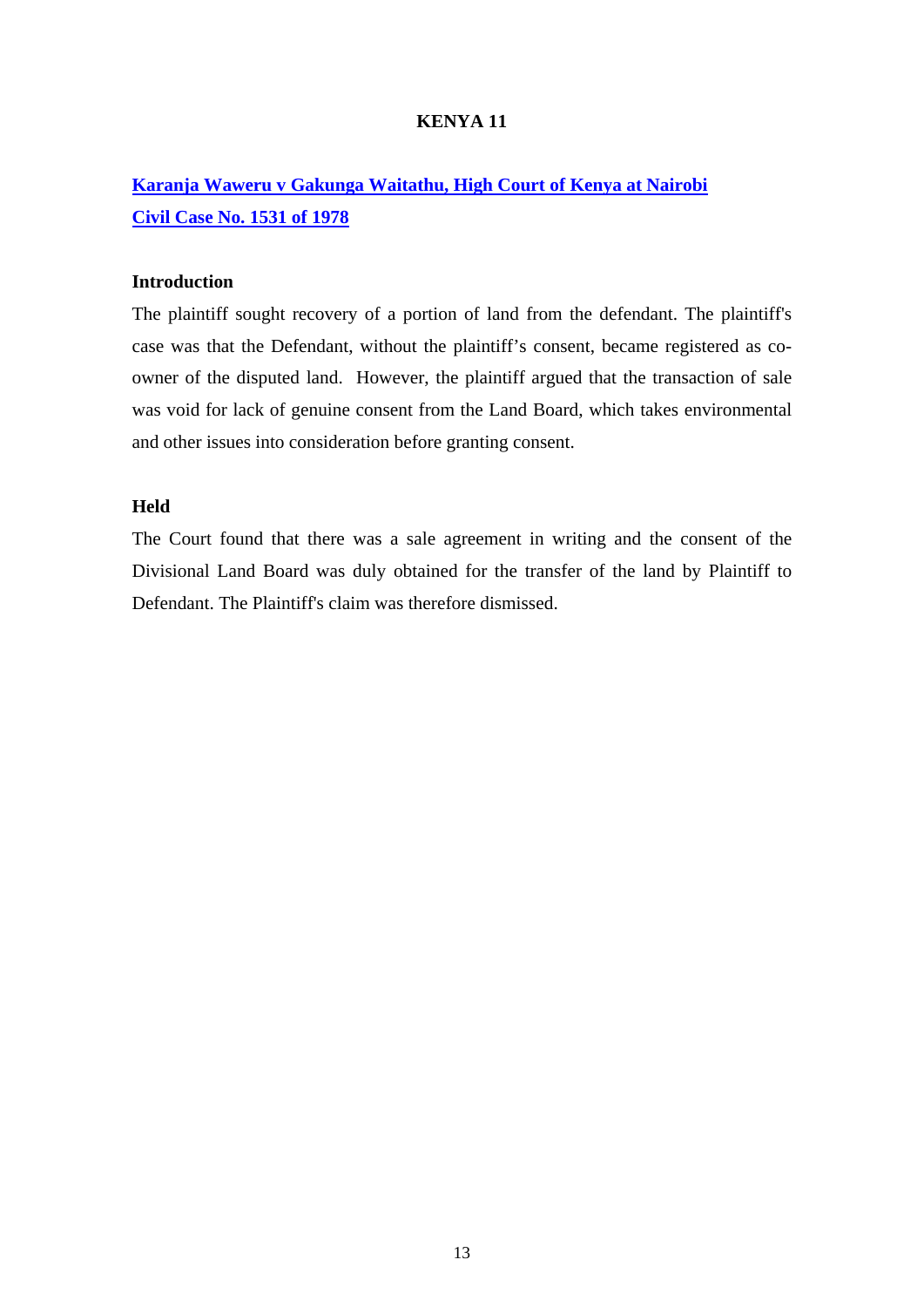## KENYA 11

### [Karanja Waweru v Gakunga Waitathu, High Court of Kenya at Nairobi Civil Case No. 1531 of 1978]

**Introduction**

The plaintiff sought recovery of a portion of land from the defendant. The plaintiff's case was that the Defendant, without the plaintiff's consent, became registered as co-owner of the disputed land. However, the plaintiff argued that the transaction of sale was void for lack of genuine consent from the Land Board, which takes environmental and other issues into consideration before granting consent.

**Held**

The Court found that there was a sale agreement in writing and the consent of the Divisional Land Board was duly obtained for the transfer of the land by Plaintiff to Defendant. The Plaintiff's claim was therefore dismissed.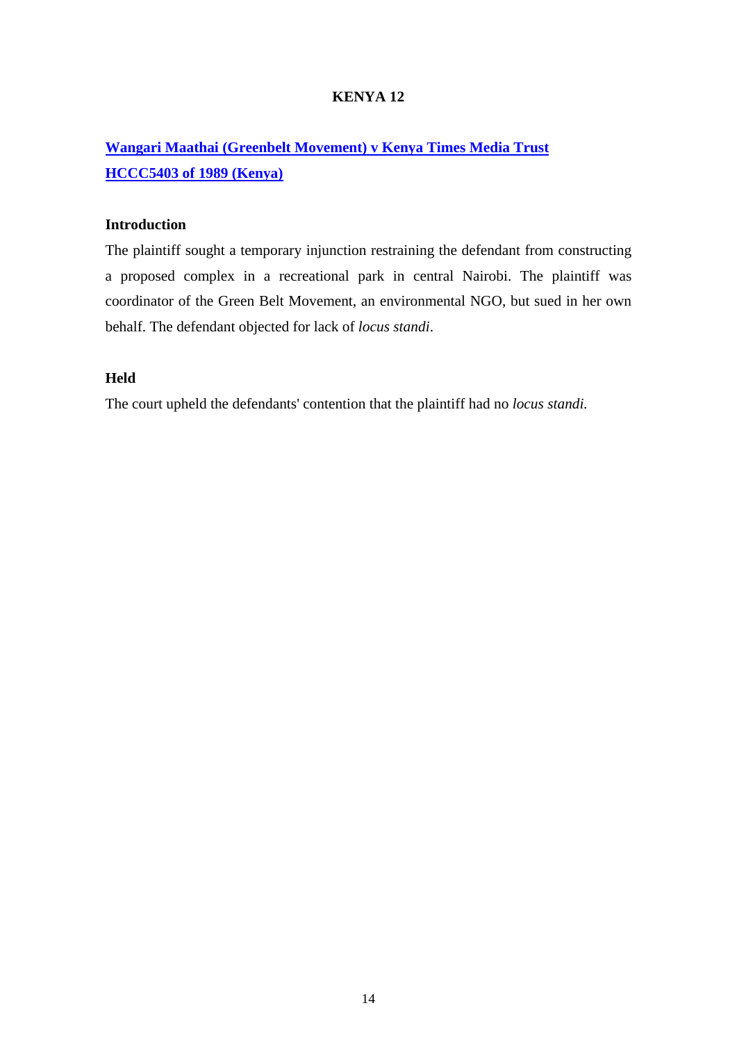# KENYA 12

## [Wangari Maathai (Greenbelt Movement) v Kenya Times Media Trust HCCC5403 of 1989 (Kenya)]

### Introduction

The plaintiff sought a temporary injunction restraining the defendant from constructing a proposed complex in a recreational park in central Nairobi. The plaintiff was coordinator of the Green Belt Movement, an environmental NGO, but sued in her own behalf. The defendant objected for lack of *locus standi*.

### Held

The court upheld the defendants' contention that the plaintiff had no *locus standi.*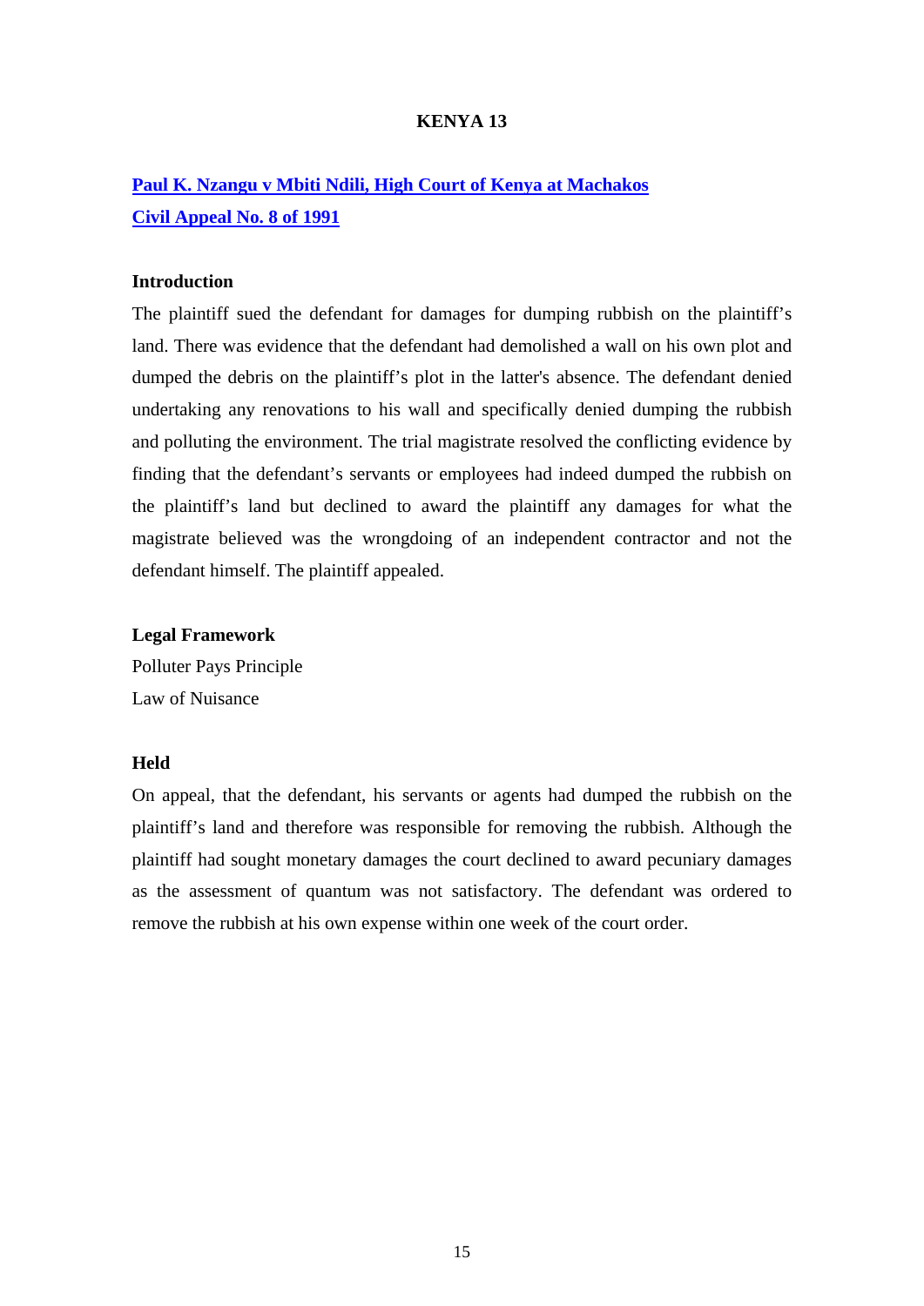## KENYA 13

**Paul K. Nzangu v Mbiti Ndili, High Court of Kenya at Machakos**
**Civil Appeal No. 8 of 1991**

### Introduction

The plaintiff sued the defendant for damages for dumping rubbish on the plaintiff's land. There was evidence that the defendant had demolished a wall on his own plot and dumped the debris on the plaintiff's plot in the latter's absence. The defendant denied undertaking any renovations to his wall and specifically denied dumping the rubbish and polluting the environment. The trial magistrate resolved the conflicting evidence by finding that the defendant's servants or employees had indeed dumped the rubbish on the plaintiff's land but declined to award the plaintiff any damages for what the magistrate believed was the wrongdoing of an independent contractor and not the defendant himself. The plaintiff appealed.

### Legal Framework

Polluter Pays Principle

Law of Nuisance

### Held

On appeal, that the defendant, his servants or agents had dumped the rubbish on the plaintiff's land and therefore was responsible for removing the rubbish. Although the plaintiff had sought monetary damages the court declined to award pecuniary damages as the assessment of quantum was not satisfactory. The defendant was ordered to remove the rubbish at his own expense within one week of the court order.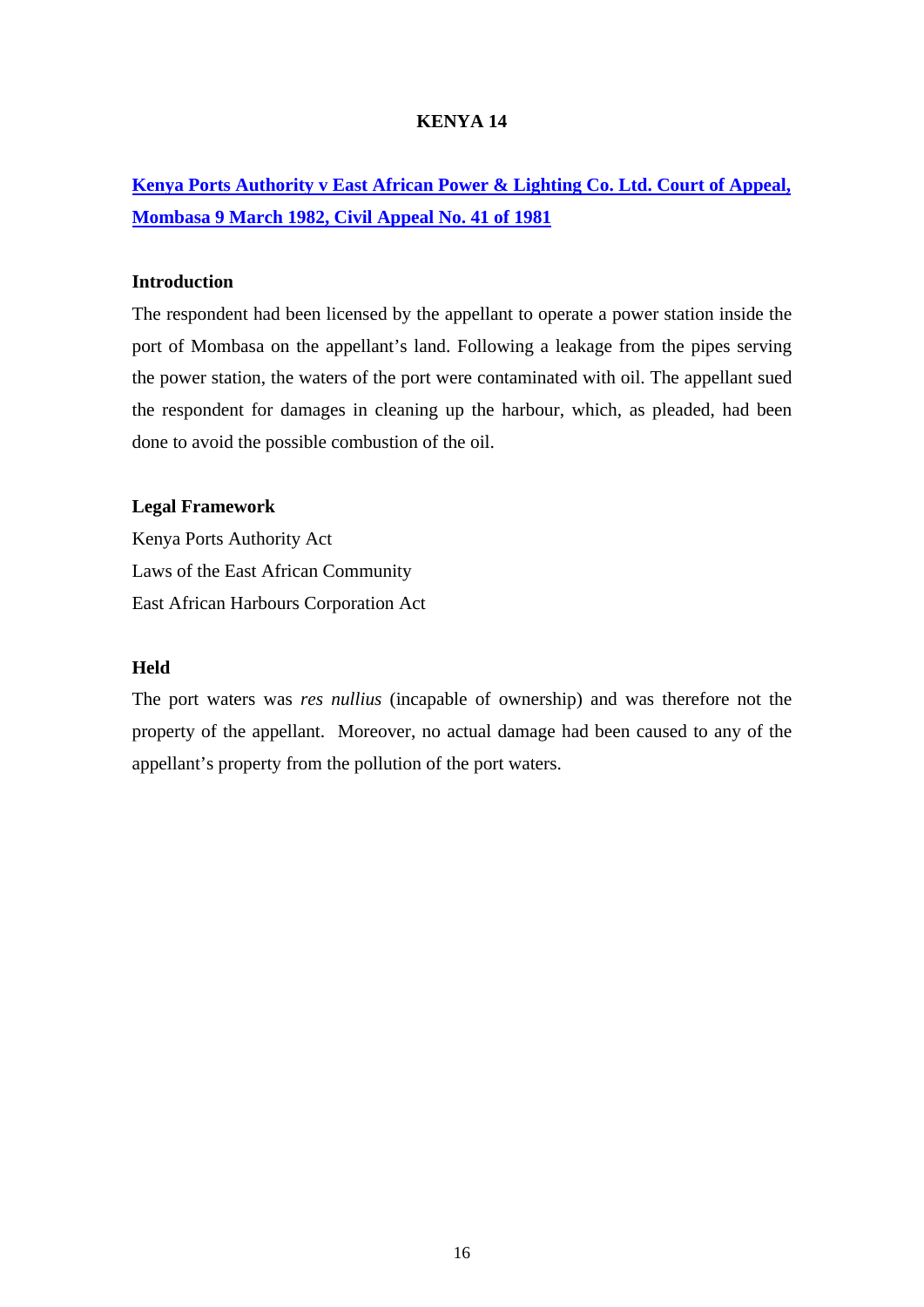# KENYA 14

**Kenya Ports Authority v East African Power & Lighting Co. Ltd. Court of Appeal, Mombasa 9 March 1982, Civil Appeal No. 41 of 1981**

### Introduction

The respondent had been licensed by the appellant to operate a power station inside the port of Mombasa on the appellant's land. Following a leakage from the pipes serving the power station, the waters of the port were contaminated with oil. The appellant sued the respondent for damages in cleaning up the harbour, which, as pleaded, had been done to avoid the possible combustion of the oil.

### Legal Framework

Kenya Ports Authority Act

Laws of the East African Community

East African Harbours Corporation Act

### Held

The port waters was *res nullius* (incapable of ownership) and was therefore not the property of the appellant. Moreover, no actual damage had been caused to any of the appellant's property from the pollution of the port waters.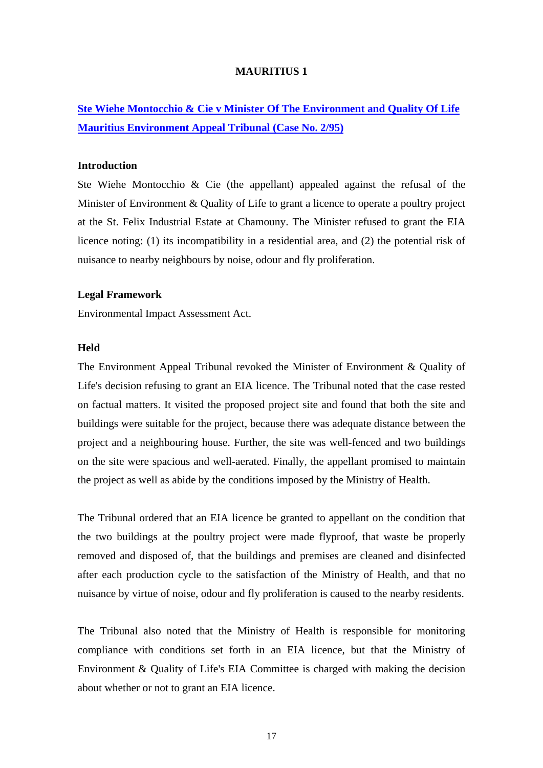# MAURITIUS 1

## Ste Wiehe Montocchio & Cie v Minister Of The Environment and Quality Of Life Mauritius Environment Appeal Tribunal (Case No. 2/95)

**Introduction**

Ste Wiehe Montocchio & Cie (the appellant) appealed against the refusal of the Minister of Environment & Quality of Life to grant a licence to operate a poultry project at the St. Felix Industrial Estate at Chamouny. The Minister refused to grant the EIA licence noting: (1) its incompatibility in a residential area, and (2) the potential risk of nuisance to nearby neighbours by noise, odour and fly proliferation.

**Legal Framework**

Environmental Impact Assessment Act.

**Held**

The Environment Appeal Tribunal revoked the Minister of Environment & Quality of Life's decision refusing to grant an EIA licence. The Tribunal noted that the case rested on factual matters. It visited the proposed project site and found that both the site and buildings were suitable for the project, because there was adequate distance between the project and a neighbouring house. Further, the site was well-fenced and two buildings on the site were spacious and well-aerated. Finally, the appellant promised to maintain the project as well as abide by the conditions imposed by the Ministry of Health.

The Tribunal ordered that an EIA licence be granted to appellant on the condition that the two buildings at the poultry project were made flyproof, that waste be properly removed and disposed of, that the buildings and premises are cleaned and disinfected after each production cycle to the satisfaction of the Ministry of Health, and that no nuisance by virtue of noise, odour and fly proliferation is caused to the nearby residents.

The Tribunal also noted that the Ministry of Health is responsible for monitoring compliance with conditions set forth in an EIA licence, but that the Ministry of Environment & Quality of Life's EIA Committee is charged with making the decision about whether or not to grant an EIA licence.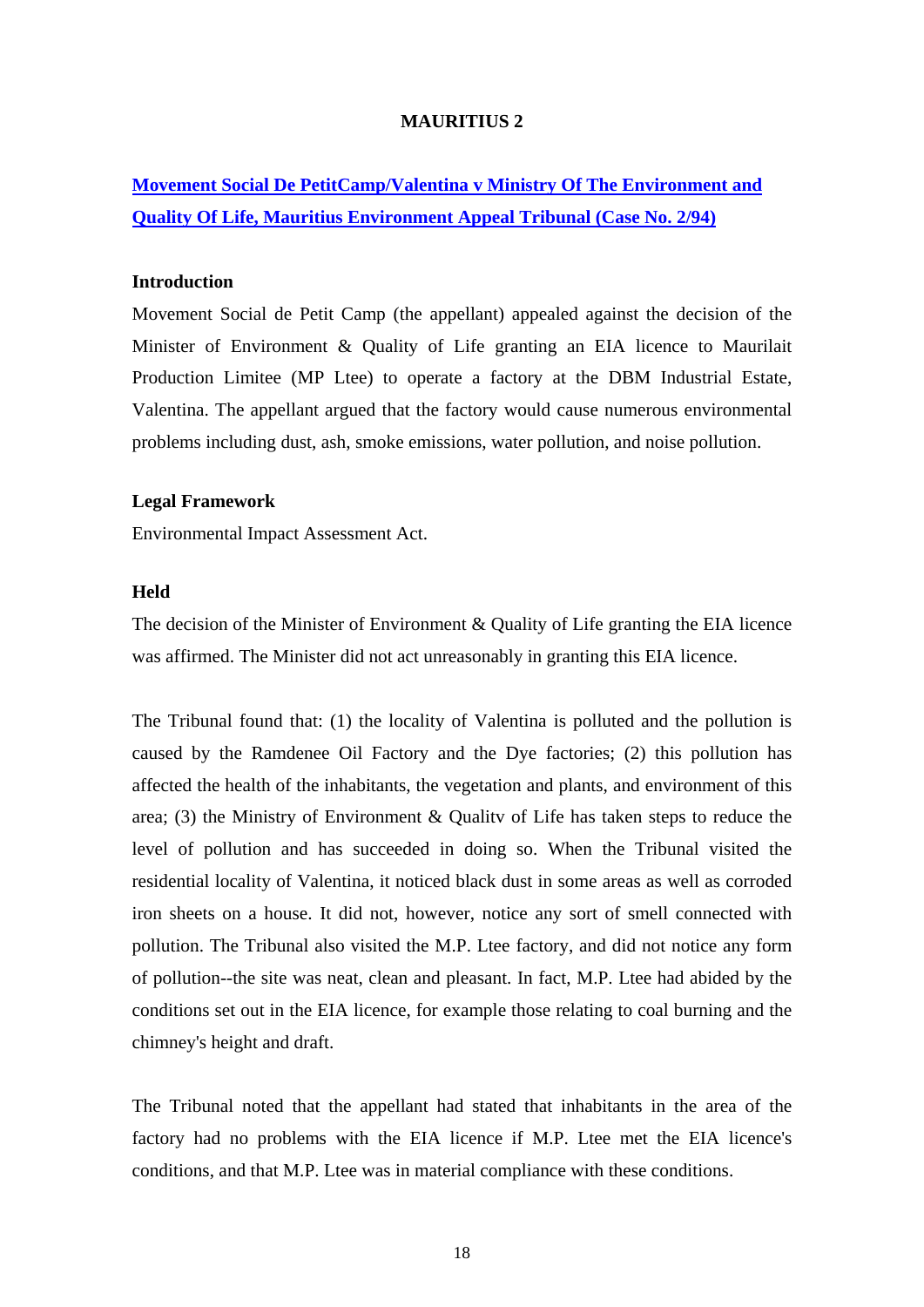# MAURITIUS 2

## Movement Social De PetitCamp/Valentina v Ministry Of The Environment and Quality Of Life, Mauritius Environment Appeal Tribunal (Case No. 2/94)

### Introduction

Movement Social de Petit Camp (the appellant) appealed against the decision of the Minister of Environment & Quality of Life granting an EIA licence to Maurilait Production Limitee (MP Ltee) to operate a factory at the DBM Industrial Estate, Valentina. The appellant argued that the factory would cause numerous environmental problems including dust, ash, smoke emissions, water pollution, and noise pollution.

### Legal Framework

Environmental Impact Assessment Act.

### Held

The decision of the Minister of Environment & Quality of Life granting the EIA licence was affirmed. The Minister did not act unreasonably in granting this EIA licence.

The Tribunal found that: (1) the locality of Valentina is polluted and the pollution is caused by the Ramdenee Oil Factory and the Dye factories; (2) this pollution has affected the health of the inhabitants, the vegetation and plants, and environment of this area; (3) the Ministry of Environment & Qualitv of Life has taken steps to reduce the level of pollution and has succeeded in doing so. When the Tribunal visited the residential locality of Valentina, it noticed black dust in some areas as well as corroded iron sheets on a house. It did not, however, notice any sort of smell connected with pollution. The Tribunal also visited the M.P. Ltee factory, and did not notice any form of pollution--the site was neat, clean and pleasant. In fact, M.P. Ltee had abided by the conditions set out in the EIA licence, for example those relating to coal burning and the chimney's height and draft.

The Tribunal noted that the appellant had stated that inhabitants in the area of the factory had no problems with the EIA licence if M.P. Ltee met the EIA licence's conditions, and that M.P. Ltee was in material compliance with these conditions.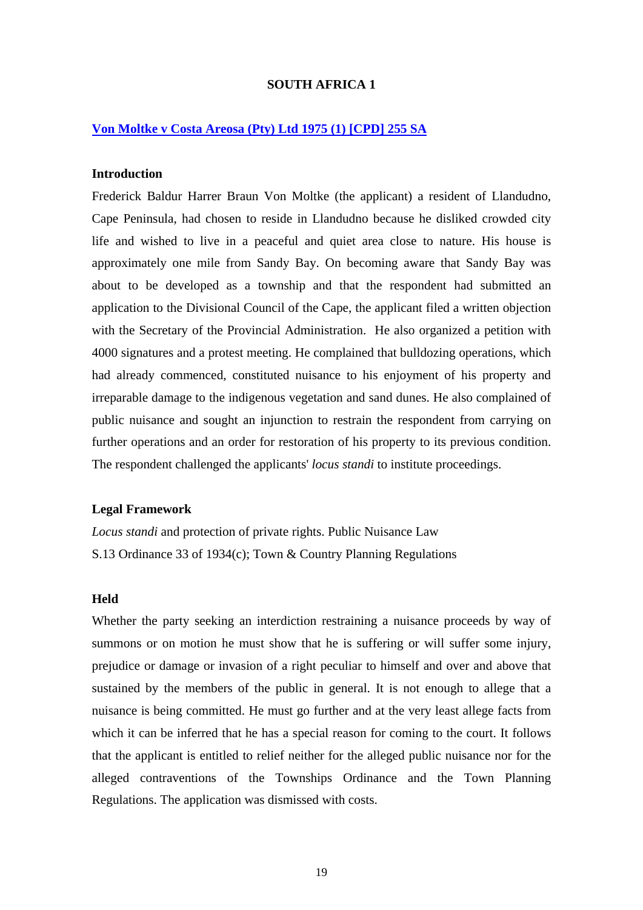## SOUTH AFRICA 1

**Von Moltke v Costa Areosa (Pty) Ltd 1975 (1) [CPD] 255 SA**

### Introduction

Frederick Baldur Harrer Braun Von Moltke (the applicant) a resident of Llandudno, Cape Peninsula, had chosen to reside in Llandudno because he disliked crowded city life and wished to live in a peaceful and quiet area close to nature. His house is approximately one mile from Sandy Bay. On becoming aware that Sandy Bay was about to be developed as a township and that the respondent had submitted an application to the Divisional Council of the Cape, the applicant filed a written objection with the Secretary of the Provincial Administration. He also organized a petition with 4000 signatures and a protest meeting. He complained that bulldozing operations, which had already commenced, constituted nuisance to his enjoyment of his property and irreparable damage to the indigenous vegetation and sand dunes. He also complained of public nuisance and sought an injunction to restrain the respondent from carrying on further operations and an order for restoration of his property to its previous condition. The respondent challenged the applicants' *locus standi* to institute proceedings.

### Legal Framework

*Locus standi* and protection of private rights. Public Nuisance Law
S.13 Ordinance 33 of 1934(c); Town & Country Planning Regulations

### Held

Whether the party seeking an interdiction restraining a nuisance proceeds by way of summons or on motion he must show that he is suffering or will suffer some injury, prejudice or damage or invasion of a right peculiar to himself and over and above that sustained by the members of the public in general. It is not enough to allege that a nuisance is being committed. He must go further and at the very least allege facts from which it can be inferred that he has a special reason for coming to the court. It follows that the applicant is entitled to relief neither for the alleged public nuisance nor for the alleged contraventions of the Townships Ordinance and the Town Planning Regulations. The application was dismissed with costs.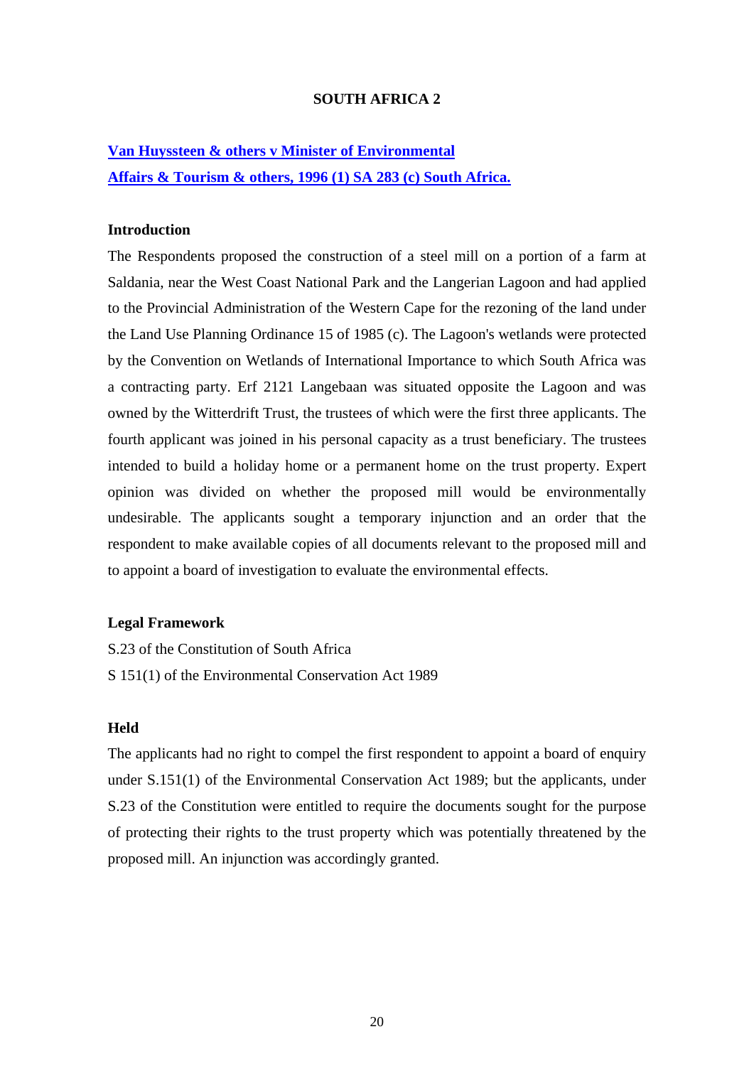# SOUTH AFRICA 2

## Van Huyssteen & others v Minister of Environmental Affairs & Tourism & others, 1996 (1) SA 283 (c) South Africa.

### Introduction

The Respondents proposed the construction of a steel mill on a portion of a farm at Saldania, near the West Coast National Park and the Langerian Lagoon and had applied to the Provincial Administration of the Western Cape for the rezoning of the land under the Land Use Planning Ordinance 15 of 1985 (c). The Lagoon's wetlands were protected by the Convention on Wetlands of International Importance to which South Africa was a contracting party. Erf 2121 Langebaan was situated opposite the Lagoon and was owned by the Witterdrift Trust, the trustees of which were the first three applicants. The fourth applicant was joined in his personal capacity as a trust beneficiary. The trustees intended to build a holiday home or a permanent home on the trust property. Expert opinion was divided on whether the proposed mill would be environmentally undesirable. The applicants sought a temporary injunction and an order that the respondent to make available copies of all documents relevant to the proposed mill and to appoint a board of investigation to evaluate the environmental effects.

### Legal Framework

S.23 of the Constitution of South Africa

S 151(1) of the Environmental Conservation Act 1989

### Held

The applicants had no right to compel the first respondent to appoint a board of enquiry under S.151(1) of the Environmental Conservation Act 1989; but the applicants, under S.23 of the Constitution were entitled to require the documents sought for the purpose of protecting their rights to the trust property which was potentially threatened by the proposed mill. An injunction was accordingly granted.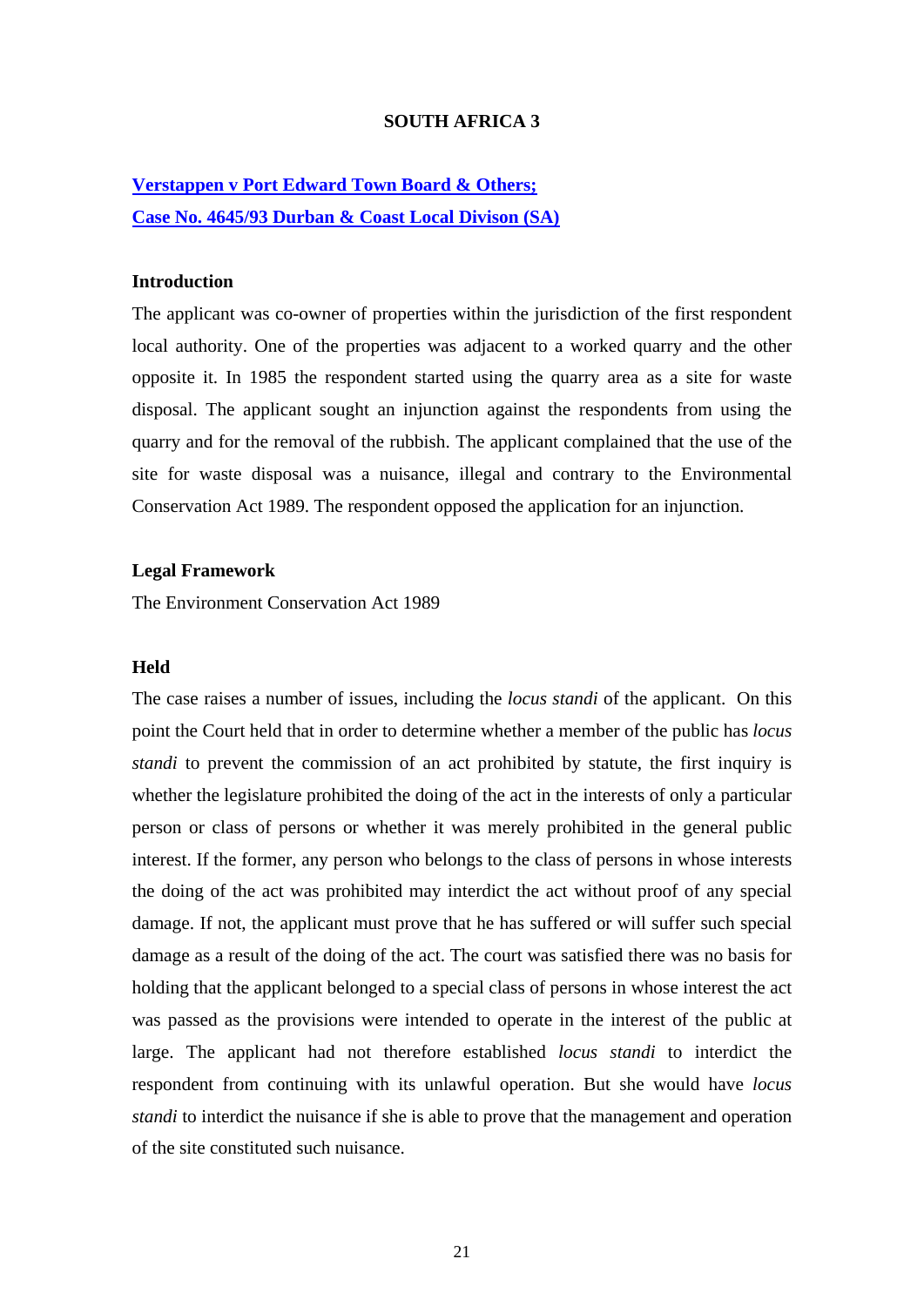## SOUTH AFRICA 3

**Verstappen v Port Edward Town Board & Others;**
**Case No. 4645/93 Durban & Coast Local Divison (SA)**

### Introduction

The applicant was co-owner of properties within the jurisdiction of the first respondent local authority. One of the properties was adjacent to a worked quarry and the other opposite it. In 1985 the respondent started using the quarry area as a site for waste disposal. The applicant sought an injunction against the respondents from using the quarry and for the removal of the rubbish. The applicant complained that the use of the site for waste disposal was a nuisance, illegal and contrary to the Environmental Conservation Act 1989. The respondent opposed the application for an injunction.

### Legal Framework

The Environment Conservation Act 1989

### Held

The case raises a number of issues, including the *locus standi* of the applicant. On this point the Court held that in order to determine whether a member of the public has *locus standi* to prevent the commission of an act prohibited by statute, the first inquiry is whether the legislature prohibited the doing of the act in the interests of only a particular person or class of persons or whether it was merely prohibited in the general public interest. If the former, any person who belongs to the class of persons in whose interests the doing of the act was prohibited may interdict the act without proof of any special damage. If not, the applicant must prove that he has suffered or will suffer such special damage as a result of the doing of the act. The court was satisfied there was no basis for holding that the applicant belonged to a special class of persons in whose interest the act was passed as the provisions were intended to operate in the interest of the public at large. The applicant had not therefore established *locus standi* to interdict the respondent from continuing with its unlawful operation. But she would have *locus standi* to interdict the nuisance if she is able to prove that the management and operation of the site constituted such nuisance.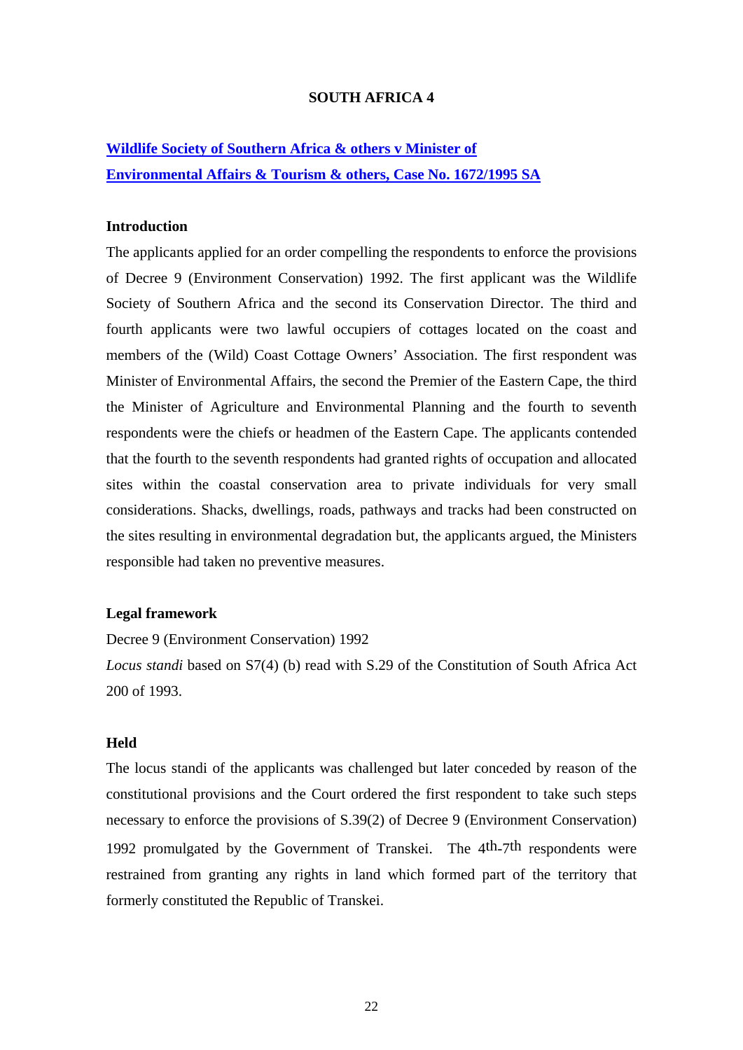## SOUTH AFRICA 4

### **Wildlife Society of Southern Africa & others v Minister of Environmental Affairs & Tourism & others, Case No. 1672/1995 SA**

**Introduction**

The applicants applied for an order compelling the respondents to enforce the provisions of Decree 9 (Environment Conservation) 1992. The first applicant was the Wildlife Society of Southern Africa and the second its Conservation Director. The third and fourth applicants were two lawful occupiers of cottages located on the coast and members of the (Wild) Coast Cottage Owners' Association. The first respondent was Minister of Environmental Affairs, the second the Premier of the Eastern Cape, the third the Minister of Agriculture and Environmental Planning and the fourth to seventh respondents were the chiefs or headmen of the Eastern Cape. The applicants contended that the fourth to the seventh respondents had granted rights of occupation and allocated sites within the coastal conservation area to private individuals for very small considerations. Shacks, dwellings, roads, pathways and tracks had been constructed on the sites resulting in environmental degradation but, the applicants argued, the Ministers responsible had taken no preventive measures.

**Legal framework**

Decree 9 (Environment Conservation) 1992

*Locus standi* based on S7(4) (b) read with S.29 of the Constitution of South Africa Act 200 of 1993.

**Held**

The locus standi of the applicants was challenged but later conceded by reason of the constitutional provisions and the Court ordered the first respondent to take such steps necessary to enforce the provisions of S.39(2) of Decree 9 (Environment Conservation) 1992 promulgated by the Government of Transkei. The 4th-7th respondents were restrained from granting any rights in land which formed part of the territory that formerly constituted the Republic of Transkei.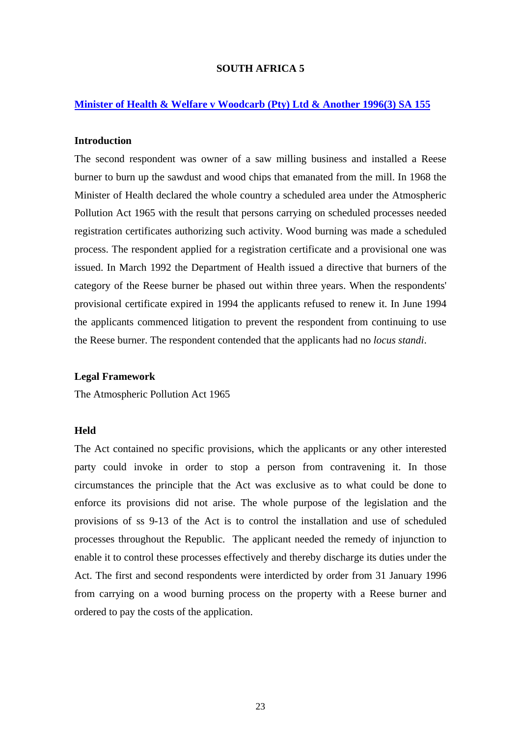## SOUTH AFRICA 5

### Minister of Health & Welfare v Woodcarb (Pty) Ltd & Another 1996(3) SA 155

**Introduction**

The second respondent was owner of a saw milling business and installed a Reese burner to burn up the sawdust and wood chips that emanated from the mill. In 1968 the Minister of Health declared the whole country a scheduled area under the Atmospheric Pollution Act 1965 with the result that persons carrying on scheduled processes needed registration certificates authorizing such activity. Wood burning was made a scheduled process. The respondent applied for a registration certificate and a provisional one was issued. In March 1992 the Department of Health issued a directive that burners of the category of the Reese burner be phased out within three years. When the respondents' provisional certificate expired in 1994 the applicants refused to renew it. In June 1994 the applicants commenced litigation to prevent the respondent from continuing to use the Reese burner. The respondent contended that the applicants had no *locus standi*.

**Legal Framework**

The Atmospheric Pollution Act 1965

**Held**

The Act contained no specific provisions, which the applicants or any other interested party could invoke in order to stop a person from contravening it. In those circumstances the principle that the Act was exclusive as to what could be done to enforce its provisions did not arise. The whole purpose of the legislation and the provisions of ss 9-13 of the Act is to control the installation and use of scheduled processes throughout the Republic. The applicant needed the remedy of injunction to enable it to control these processes effectively and thereby discharge its duties under the Act. The first and second respondents were interdicted by order from 31 January 1996 from carrying on a wood burning process on the property with a Reese burner and ordered to pay the costs of the application.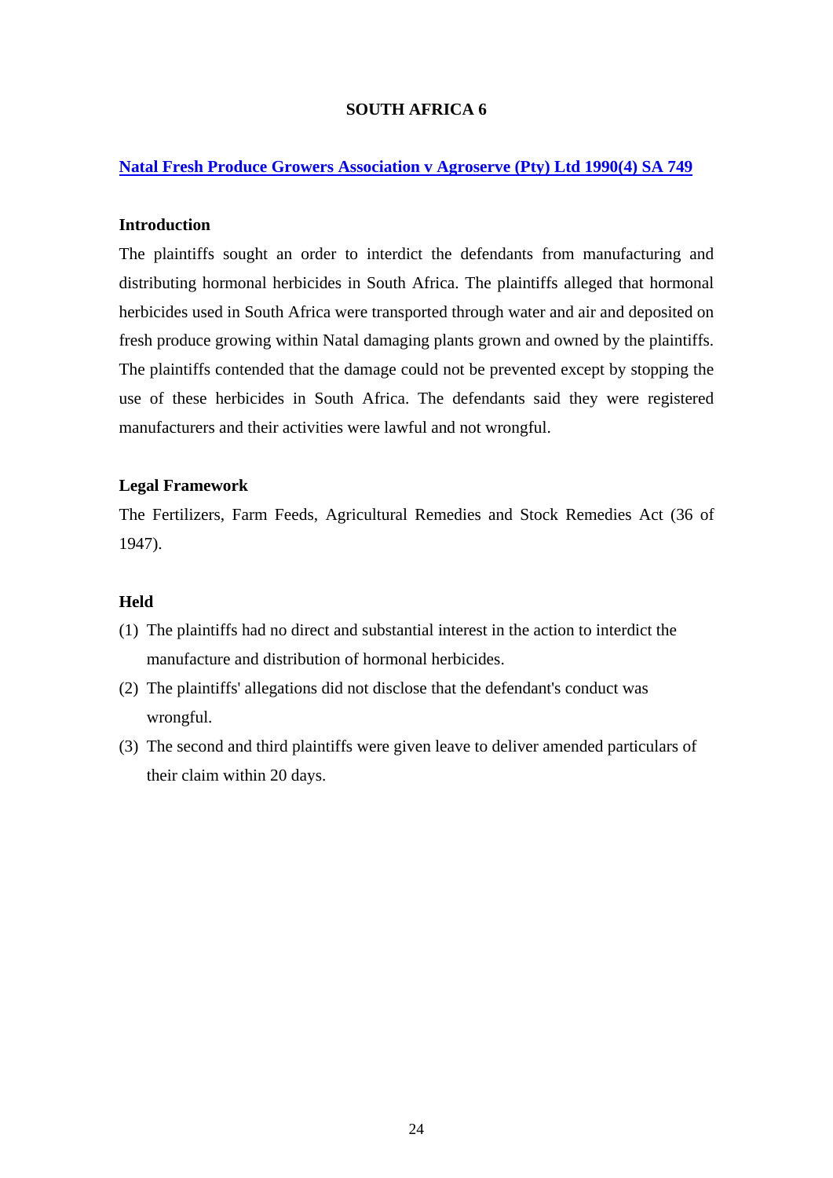# SOUTH AFRICA 6

## Natal Fresh Produce Growers Association v Agroserve (Pty) Ltd 1990(4) SA 749

### Introduction

The plaintiffs sought an order to interdict the defendants from manufacturing and distributing hormonal herbicides in South Africa. The plaintiffs alleged that hormonal herbicides used in South Africa were transported through water and air and deposited on fresh produce growing within Natal damaging plants grown and owned by the plaintiffs. The plaintiffs contended that the damage could not be prevented except by stopping the use of these herbicides in South Africa. The defendants said they were registered manufacturers and their activities were lawful and not wrongful.

### Legal Framework

The Fertilizers, Farm Feeds, Agricultural Remedies and Stock Remedies Act (36 of 1947).

### Held

(1) The plaintiffs had no direct and substantial interest in the action to interdict the manufacture and distribution of hormonal herbicides.

(2) The plaintiffs' allegations did not disclose that the defendant's conduct was wrongful.

(3) The second and third plaintiffs were given leave to deliver amended particulars of their claim within 20 days.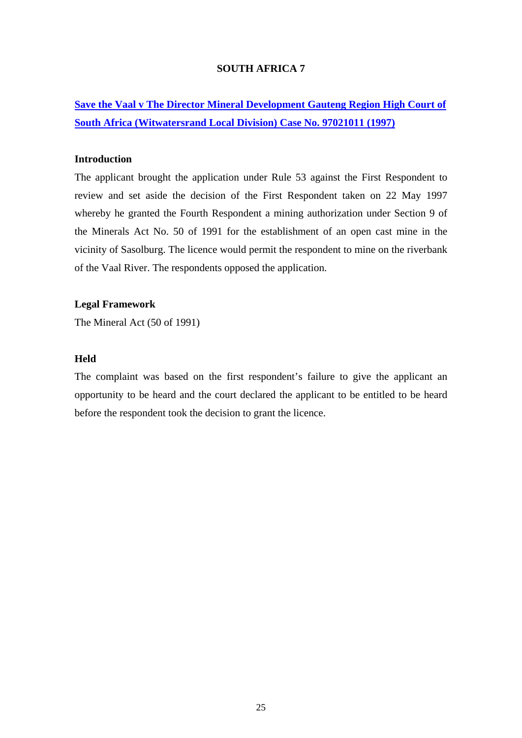## SOUTH AFRICA 7

**Save the Vaal v The Director Mineral Development Gauteng Region High Court of South Africa (Witwatersrand Local Division) Case No. 97021011 (1997)**

### Introduction

The applicant brought the application under Rule 53 against the First Respondent to review and set aside the decision of the First Respondent taken on 22 May 1997 whereby he granted the Fourth Respondent a mining authorization under Section 9 of the Minerals Act No. 50 of 1991 for the establishment of an open cast mine in the vicinity of Sasolburg. The licence would permit the respondent to mine on the riverbank of the Vaal River. The respondents opposed the application.

### Legal Framework

The Mineral Act (50 of 1991)

### Held

The complaint was based on the first respondent's failure to give the applicant an opportunity to be heard and the court declared the applicant to be entitled to be heard before the respondent took the decision to grant the licence.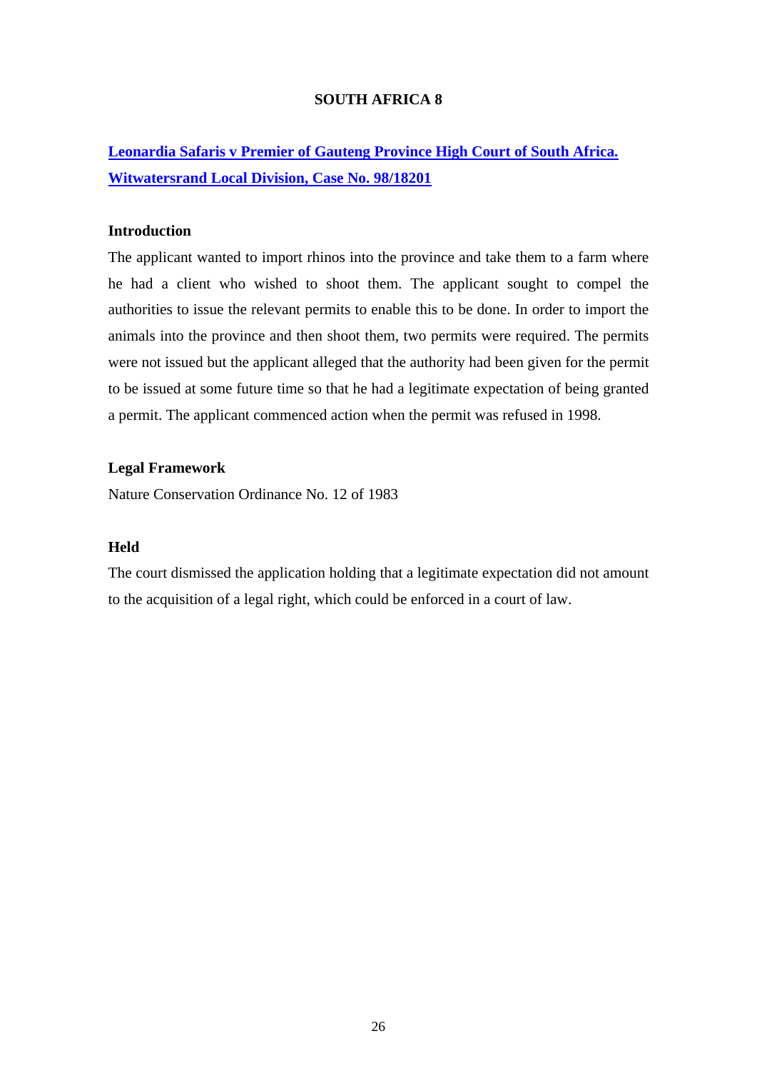# SOUTH AFRICA 8

**[Leonardia Safaris v Premier of Gauteng Province High Court of South Africa. Witwatersrand Local Division, Case No. 98/18201]()**

**Introduction**

The applicant wanted to import rhinos into the province and take them to a farm where he had a client who wished to shoot them. The applicant sought to compel the authorities to issue the relevant permits to enable this to be done. In order to import the animals into the province and then shoot them, two permits were required. The permits were not issued but the applicant alleged that the authority had been given for the permit to be issued at some future time so that he had a legitimate expectation of being granted a permit. The applicant commenced action when the permit was refused in 1998.

**Legal Framework**

Nature Conservation Ordinance No. 12 of 1983

**Held**

The court dismissed the application holding that a legitimate expectation did not amount to the acquisition of a legal right, which could be enforced in a court of law.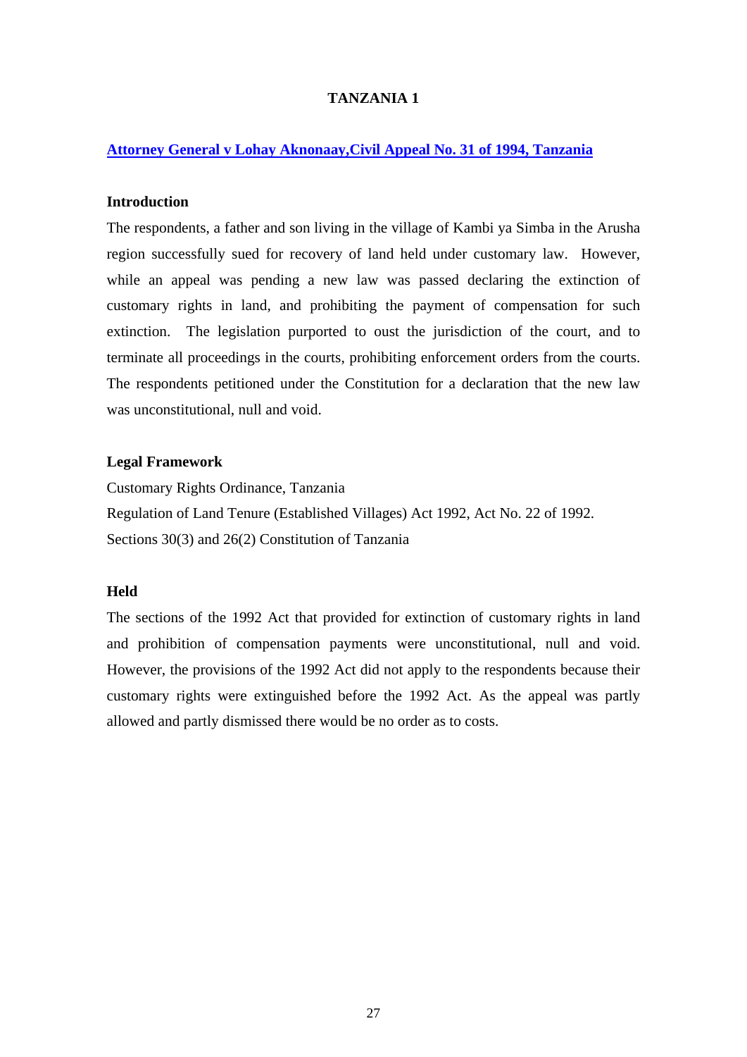# TANZANIA 1

**[Attorney General v Lohay Aknonaay,Civil Appeal No. 31 of 1994, Tanzania]**

### Introduction

The respondents, a father and son living in the village of Kambi ya Simba in the Arusha region successfully sued for recovery of land held under customary law. However, while an appeal was pending a new law was passed declaring the extinction of customary rights in land, and prohibiting the payment of compensation for such extinction. The legislation purported to oust the jurisdiction of the court, and to terminate all proceedings in the courts, prohibiting enforcement orders from the courts. The respondents petitioned under the Constitution for a declaration that the new law was unconstitutional, null and void.

### Legal Framework

Customary Rights Ordinance, Tanzania
Regulation of Land Tenure (Established Villages) Act 1992, Act No. 22 of 1992.
Sections 30(3) and 26(2) Constitution of Tanzania

### Held

The sections of the 1992 Act that provided for extinction of customary rights in land and prohibition of compensation payments were unconstitutional, null and void. However, the provisions of the 1992 Act did not apply to the respondents because their customary rights were extinguished before the 1992 Act. As the appeal was partly allowed and partly dismissed there would be no order as to costs.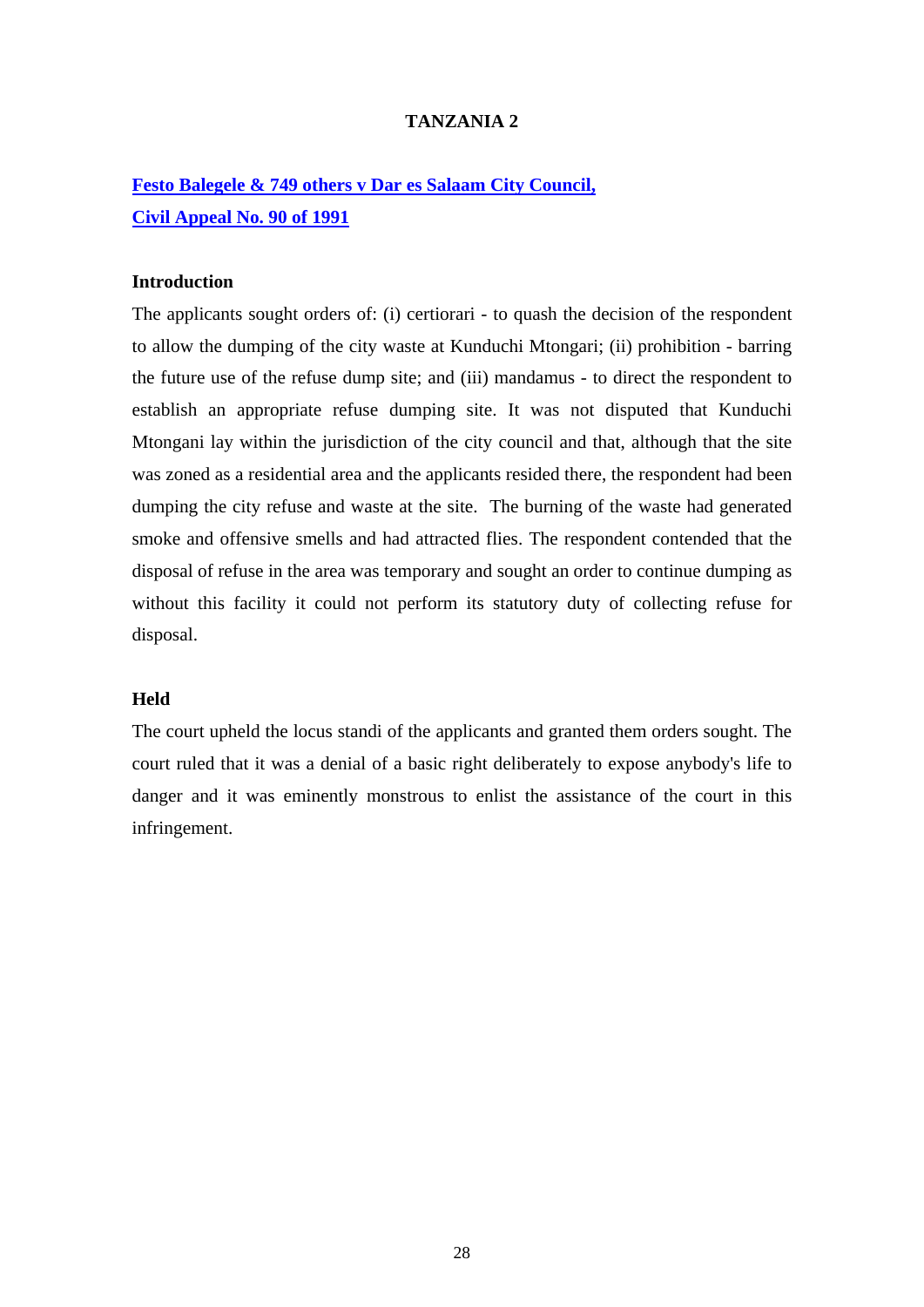# TANZANIA 2

## Festo Balegele & 749 others v Dar es Salaam City Council, Civil Appeal No. 90 of 1991

### Introduction

The applicants sought orders of: (i) certiorari - to quash the decision of the respondent to allow the dumping of the city waste at Kunduchi Mtongari; (ii) prohibition - barring the future use of the refuse dump site; and (iii) mandamus - to direct the respondent to establish an appropriate refuse dumping site. It was not disputed that Kunduchi Mtongani lay within the jurisdiction of the city council and that, although that the site was zoned as a residential area and the applicants resided there, the respondent had been dumping the city refuse and waste at the site. The burning of the waste had generated smoke and offensive smells and had attracted flies. The respondent contended that the disposal of refuse in the area was temporary and sought an order to continue dumping as without this facility it could not perform its statutory duty of collecting refuse for disposal.

### Held

The court upheld the locus standi of the applicants and granted them orders sought. The court ruled that it was a denial of a basic right deliberately to expose anybody's life to danger and it was eminently monstrous to enlist the assistance of the court in this infringement.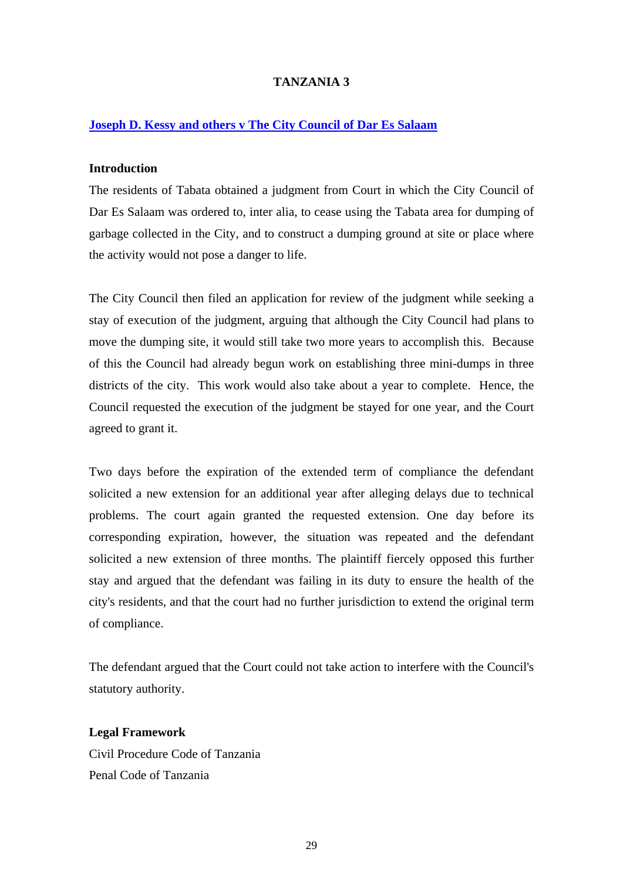# TANZANIA 3

**[Joseph D. Kessy and others v The City Council of Dar Es Salaam]()**

**Introduction**

The residents of Tabata obtained a judgment from Court in which the City Council of Dar Es Salaam was ordered to, inter alia, to cease using the Tabata area for dumping of garbage collected in the City, and to construct a dumping ground at site or place where the activity would not pose a danger to life.

The City Council then filed an application for review of the judgment while seeking a stay of execution of the judgment, arguing that although the City Council had plans to move the dumping site, it would still take two more years to accomplish this. Because of this the Council had already begun work on establishing three mini-dumps in three districts of the city. This work would also take about a year to complete. Hence, the Council requested the execution of the judgment be stayed for one year, and the Court agreed to grant it.

Two days before the expiration of the extended term of compliance the defendant solicited a new extension for an additional year after alleging delays due to technical problems. The court again granted the requested extension. One day before its corresponding expiration, however, the situation was repeated and the defendant solicited a new extension of three months. The plaintiff fiercely opposed this further stay and argued that the defendant was failing in its duty to ensure the health of the city's residents, and that the court had no further jurisdiction to extend the original term of compliance.

The defendant argued that the Court could not take action to interfere with the Council's statutory authority.

**Legal Framework**

Civil Procedure Code of Tanzania

Penal Code of Tanzania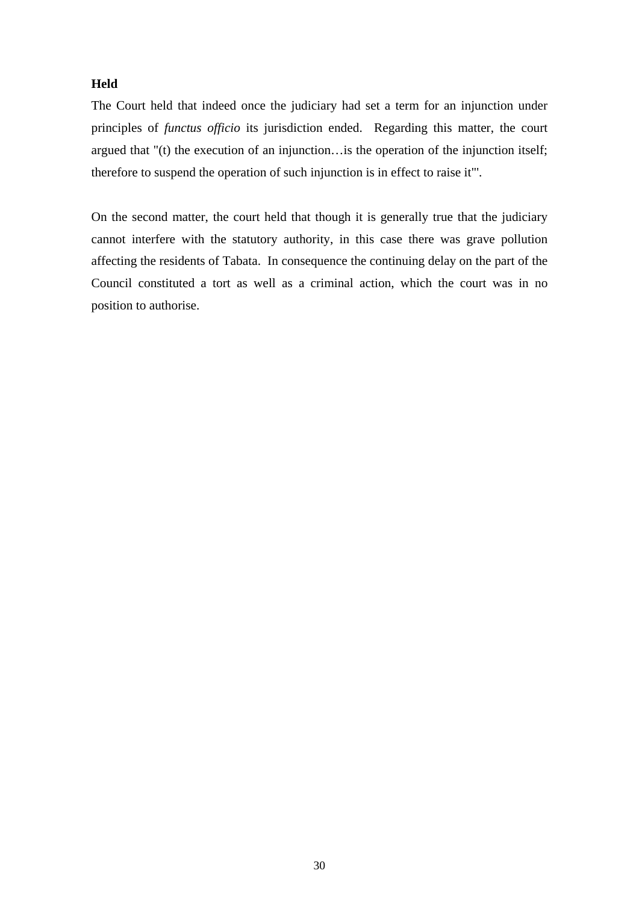**Held**

The Court held that indeed once the judiciary had set a term for an injunction under principles of *functus officio* its jurisdiction ended. Regarding this matter, the court argued that "(t) the execution of an injunction…is the operation of the injunction itself; therefore to suspend the operation of such injunction is in effect to raise it'".

On the second matter, the court held that though it is generally true that the judiciary cannot interfere with the statutory authority, in this case there was grave pollution affecting the residents of Tabata. In consequence the continuing delay on the part of the Council constituted a tort as well as a criminal action, which the court was in no position to authorise.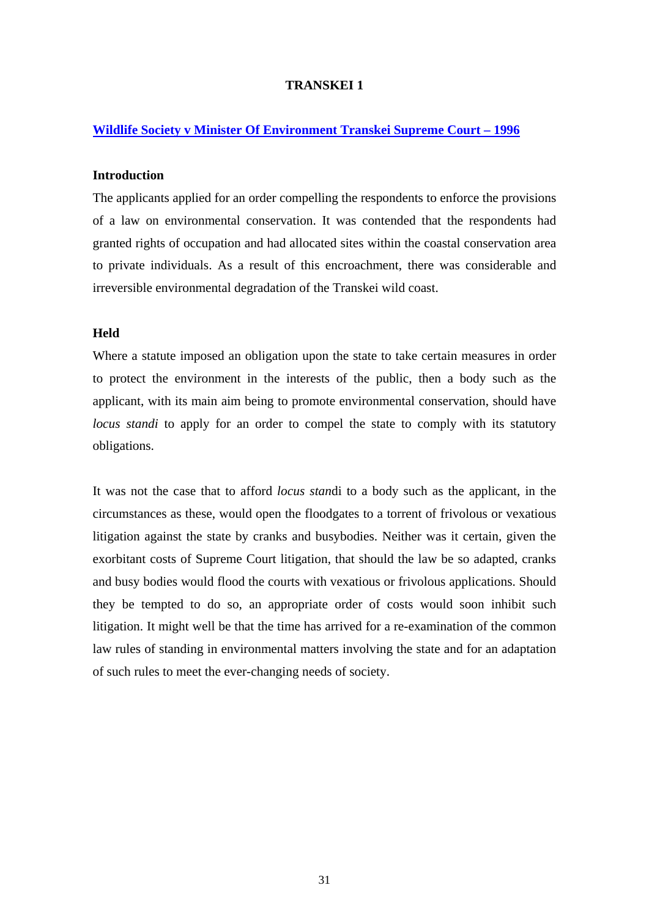# TRANSKEI 1

## [Wildlife Society v Minister Of Environment Transkei Supreme Court – 1996]

### Introduction

The applicants applied for an order compelling the respondents to enforce the provisions of a law on environmental conservation. It was contended that the respondents had granted rights of occupation and had allocated sites within the coastal conservation area to private individuals. As a result of this encroachment, there was considerable and irreversible environmental degradation of the Transkei wild coast.

### Held

Where a statute imposed an obligation upon the state to take certain measures in order to protect the environment in the interests of the public, then a body such as the applicant, with its main aim being to promote environmental conservation, should have *locus standi* to apply for an order to compel the state to comply with its statutory obligations.

It was not the case that to afford *locus stan*di to a body such as the applicant, in the circumstances as these, would open the floodgates to a torrent of frivolous or vexatious litigation against the state by cranks and busybodies. Neither was it certain, given the exorbitant costs of Supreme Court litigation, that should the law be so adapted, cranks and busy bodies would flood the courts with vexatious or frivolous applications. Should they be tempted to do so, an appropriate order of costs would soon inhibit such litigation. It might well be that the time has arrived for a re-examination of the common law rules of standing in environmental matters involving the state and for an adaptation of such rules to meet the ever-changing needs of society.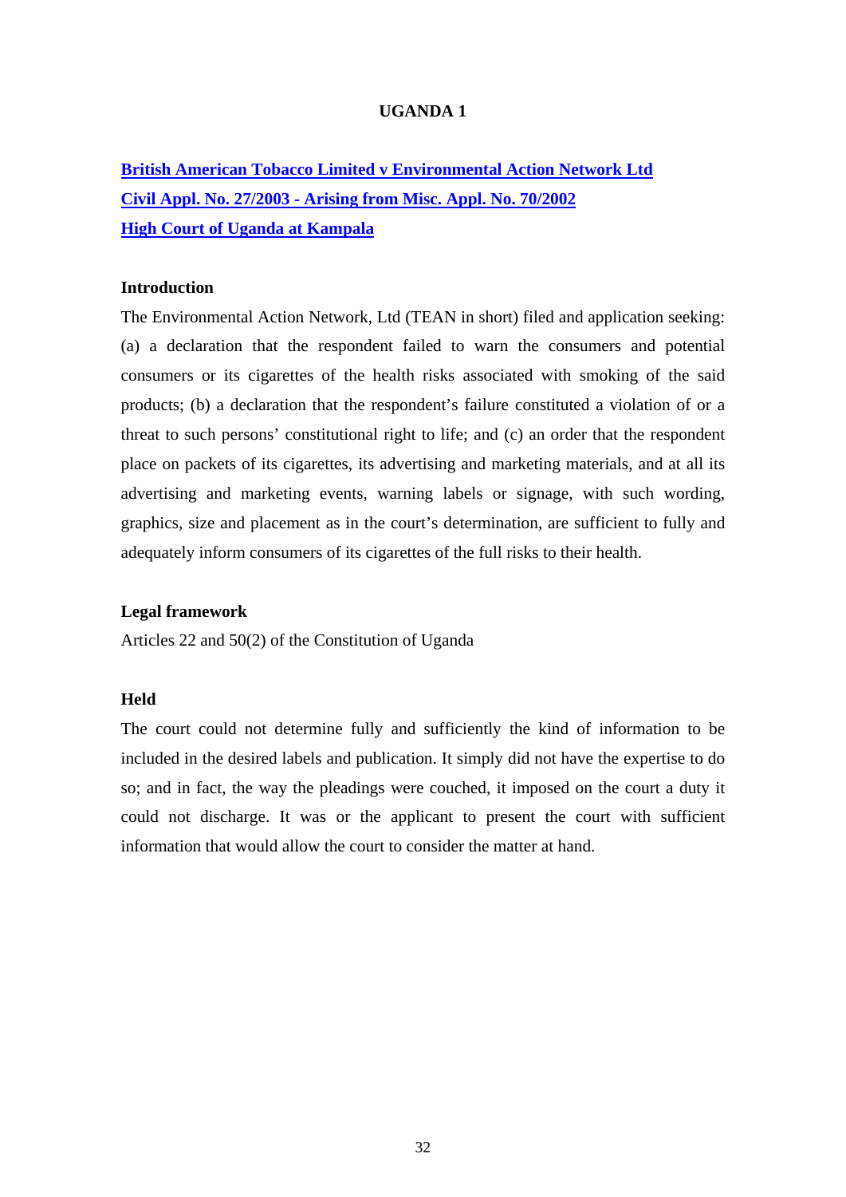## UGANDA 1

**British American Tobacco Limited v Environmental Action Network Ltd**
**Civil Appl. No. 27/2003 - Arising from Misc. Appl. No. 70/2002**
**High Court of Uganda at Kampala**

### Introduction

The Environmental Action Network, Ltd (TEAN in short) filed and application seeking: (a) a declaration that the respondent failed to warn the consumers and potential consumers or its cigarettes of the health risks associated with smoking of the said products; (b) a declaration that the respondent's failure constituted a violation of or a threat to such persons' constitutional right to life; and (c) an order that the respondent place on packets of its cigarettes, its advertising and marketing materials, and at all its advertising and marketing events, warning labels or signage, with such wording, graphics, size and placement as in the court's determination, are sufficient to fully and adequately inform consumers of its cigarettes of the full risks to their health.

### Legal framework

Articles 22 and 50(2) of the Constitution of Uganda

### Held

The court could not determine fully and sufficiently the kind of information to be included in the desired labels and publication. It simply did not have the expertise to do so; and in fact, the way the pleadings were couched, it imposed on the court a duty it could not discharge. It was or the applicant to present the court with sufficient information that would allow the court to consider the matter at hand.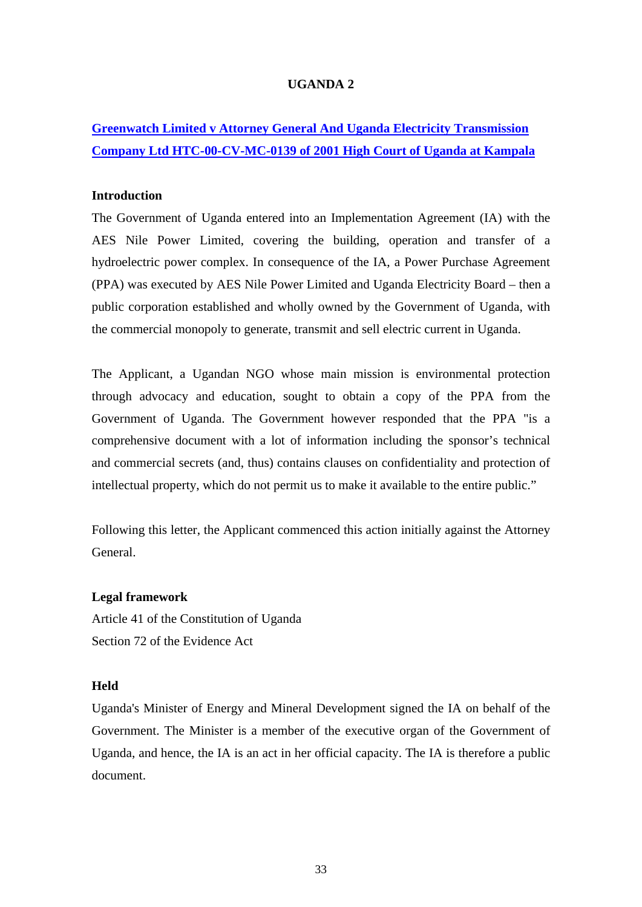## UGANDA 2

**Greenwatch Limited v Attorney General And Uganda Electricity Transmission Company Ltd HTC-00-CV-MC-0139 of 2001 High Court of Uganda at Kampala**

**Introduction**

The Government of Uganda entered into an Implementation Agreement (IA) with the AES Nile Power Limited, covering the building, operation and transfer of a hydroelectric power complex. In consequence of the IA, a Power Purchase Agreement (PPA) was executed by AES Nile Power Limited and Uganda Electricity Board – then a public corporation established and wholly owned by the Government of Uganda, with the commercial monopoly to generate, transmit and sell electric current in Uganda.

The Applicant, a Ugandan NGO whose main mission is environmental protection through advocacy and education, sought to obtain a copy of the PPA from the Government of Uganda. The Government however responded that the PPA "is a comprehensive document with a lot of information including the sponsor's technical and commercial secrets (and, thus) contains clauses on confidentiality and protection of intellectual property, which do not permit us to make it available to the entire public."

Following this letter, the Applicant commenced this action initially against the Attorney General.

**Legal framework**

Article 41 of the Constitution of Uganda
Section 72 of the Evidence Act

**Held**

Uganda's Minister of Energy and Mineral Development signed the IA on behalf of the Government. The Minister is a member of the executive organ of the Government of Uganda, and hence, the IA is an act in her official capacity. The IA is therefore a public document.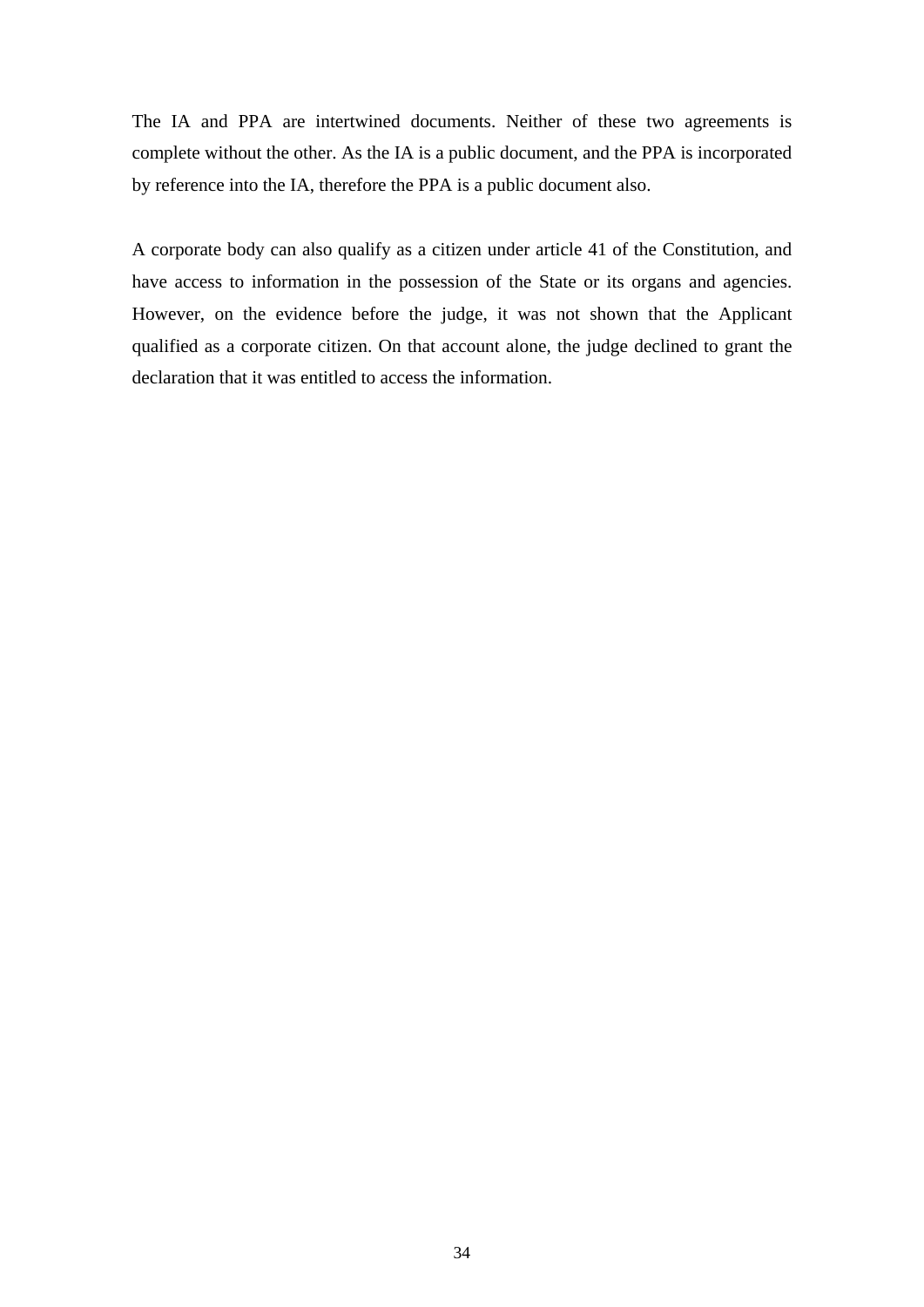The IA and PPA are intertwined documents. Neither of these two agreements is complete without the other. As the IA is a public document, and the PPA is incorporated by reference into the IA, therefore the PPA is a public document also.

A corporate body can also qualify as a citizen under article 41 of the Constitution, and have access to information in the possession of the State or its organs and agencies. However, on the evidence before the judge, it was not shown that the Applicant qualified as a corporate citizen. On that account alone, the judge declined to grant the declaration that it was entitled to access the information.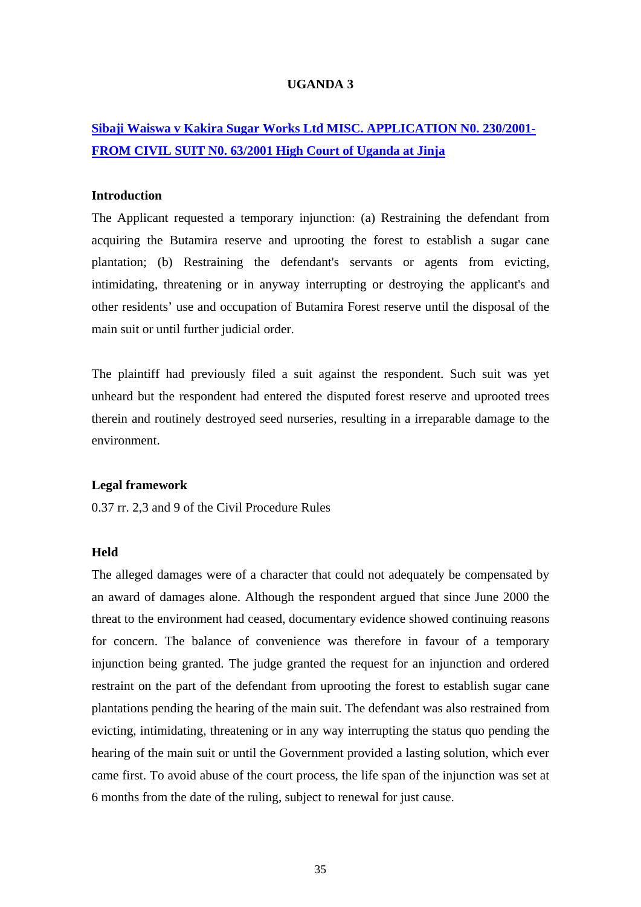# UGANDA 3

## [Sibaji Waiswa v Kakira Sugar Works Ltd MISC. APPLICATION N0. 230/2001-FROM CIVIL SUIT N0. 63/2001 High Court of Uganda at Jinja]()

### Introduction

The Applicant requested a temporary injunction: (a) Restraining the defendant from acquiring the Butamira reserve and uprooting the forest to establish a sugar cane plantation; (b) Restraining the defendant's servants or agents from evicting, intimidating, threatening or in anyway interrupting or destroying the applicant's and other residents' use and occupation of Butamira Forest reserve until the disposal of the main suit or until further judicial order.

The plaintiff had previously filed a suit against the respondent. Such suit was yet unheard but the respondent had entered the disputed forest reserve and uprooted trees therein and routinely destroyed seed nurseries, resulting in a irreparable damage to the environment.

### Legal framework

0.37 rr. 2,3 and 9 of the Civil Procedure Rules

### Held

The alleged damages were of a character that could not adequately be compensated by an award of damages alone. Although the respondent argued that since June 2000 the threat to the environment had ceased, documentary evidence showed continuing reasons for concern. The balance of convenience was therefore in favour of a temporary injunction being granted. The judge granted the request for an injunction and ordered restraint on the part of the defendant from uprooting the forest to establish sugar cane plantations pending the hearing of the main suit. The defendant was also restrained from evicting, intimidating, threatening or in any way interrupting the status quo pending the hearing of the main suit or until the Government provided a lasting solution, which ever came first. To avoid abuse of the court process, the life span of the injunction was set at 6 months from the date of the ruling, subject to renewal for just cause.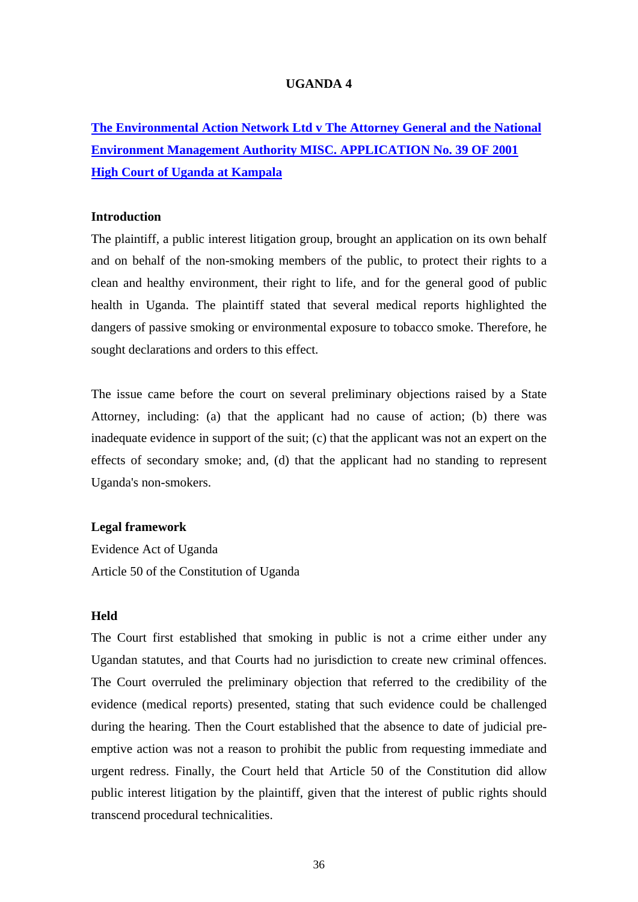## UGANDA 4

**[The Environmental Action Network Ltd v The Attorney General and the National Environment Management Authority MISC. APPLICATION No. 39 OF 2001 High Court of Uganda at Kampala]**

### Introduction

The plaintiff, a public interest litigation group, brought an application on its own behalf and on behalf of the non-smoking members of the public, to protect their rights to a clean and healthy environment, their right to life, and for the general good of public health in Uganda. The plaintiff stated that several medical reports highlighted the dangers of passive smoking or environmental exposure to tobacco smoke. Therefore, he sought declarations and orders to this effect.

The issue came before the court on several preliminary objections raised by a State Attorney, including: (a) that the applicant had no cause of action; (b) there was inadequate evidence in support of the suit; (c) that the applicant was not an expert on the effects of secondary smoke; and, (d) that the applicant had no standing to represent Uganda's non-smokers.

### Legal framework

Evidence Act of Uganda
Article 50 of the Constitution of Uganda

### Held

The Court first established that smoking in public is not a crime either under any Ugandan statutes, and that Courts had no jurisdiction to create new criminal offences. The Court overruled the preliminary objection that referred to the credibility of the evidence (medical reports) presented, stating that such evidence could be challenged during the hearing. Then the Court established that the absence to date of judicial pre-emptive action was not a reason to prohibit the public from requesting immediate and urgent redress. Finally, the Court held that Article 50 of the Constitution did allow public interest litigation by the plaintiff, given that the interest of public rights should transcend procedural technicalities.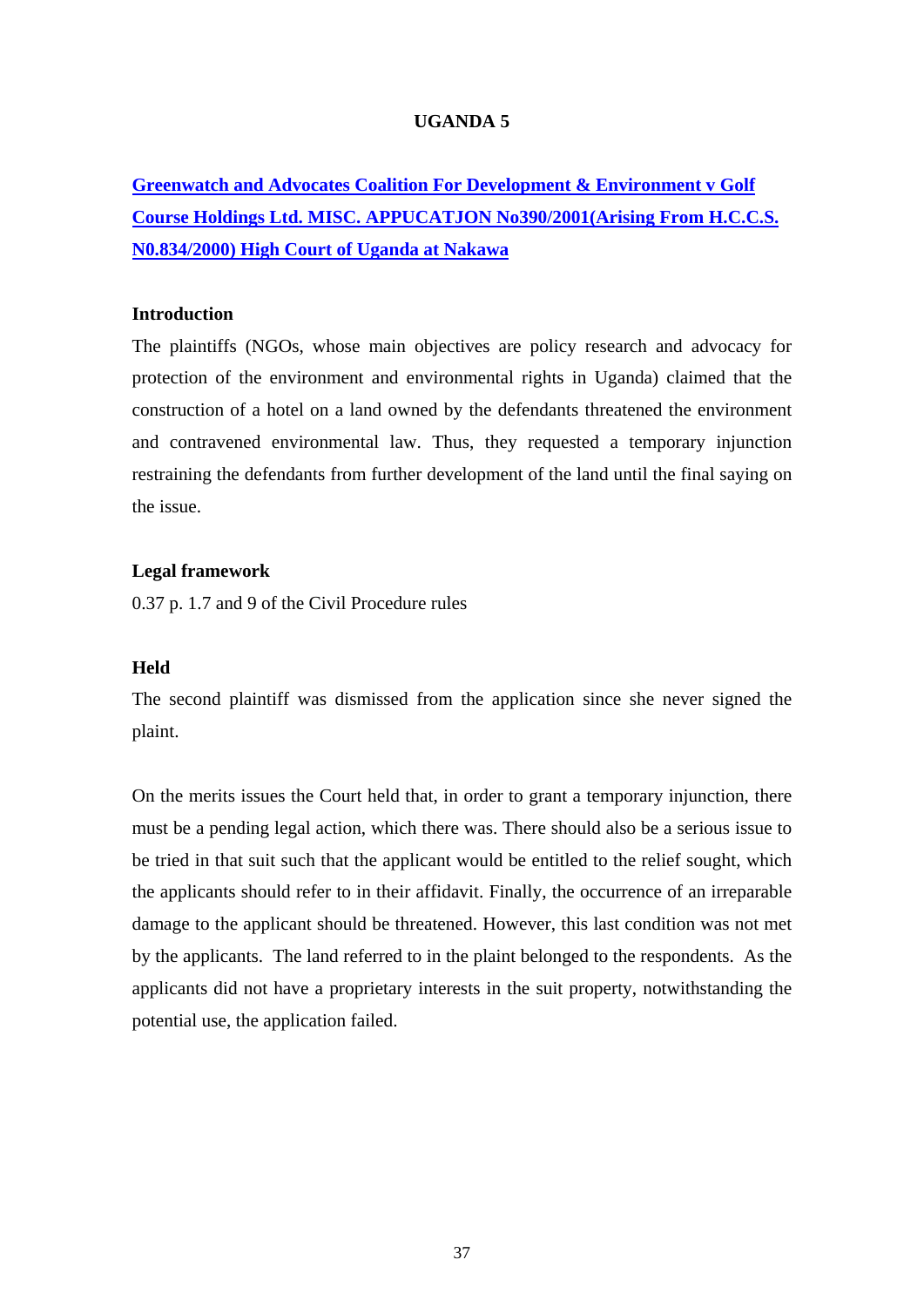## UGANDA 5

**[Greenwatch and Advocates Coalition For Development & Environment v Golf Course Holdings Ltd. MISC. APPUCATJON No390/2001(Arising From H.C.C.S. N0.834/2000) High Court of Uganda at Nakawa]()**

**Introduction**

The plaintiffs (NGOs, whose main objectives are policy research and advocacy for protection of the environment and environmental rights in Uganda) claimed that the construction of a hotel on a land owned by the defendants threatened the environment and contravened environmental law. Thus, they requested a temporary injunction restraining the defendants from further development of the land until the final saying on the issue.

**Legal framework**

0.37 p. 1.7 and 9 of the Civil Procedure rules

**Held**

The second plaintiff was dismissed from the application since she never signed the plaint.

On the merits issues the Court held that, in order to grant a temporary injunction, there must be a pending legal action, which there was. There should also be a serious issue to be tried in that suit such that the applicant would be entitled to the relief sought, which the applicants should refer to in their affidavit. Finally, the occurrence of an irreparable damage to the applicant should be threatened. However, this last condition was not met by the applicants. The land referred to in the plaint belonged to the respondents. As the applicants did not have a proprietary interests in the suit property, notwithstanding the potential use, the application failed.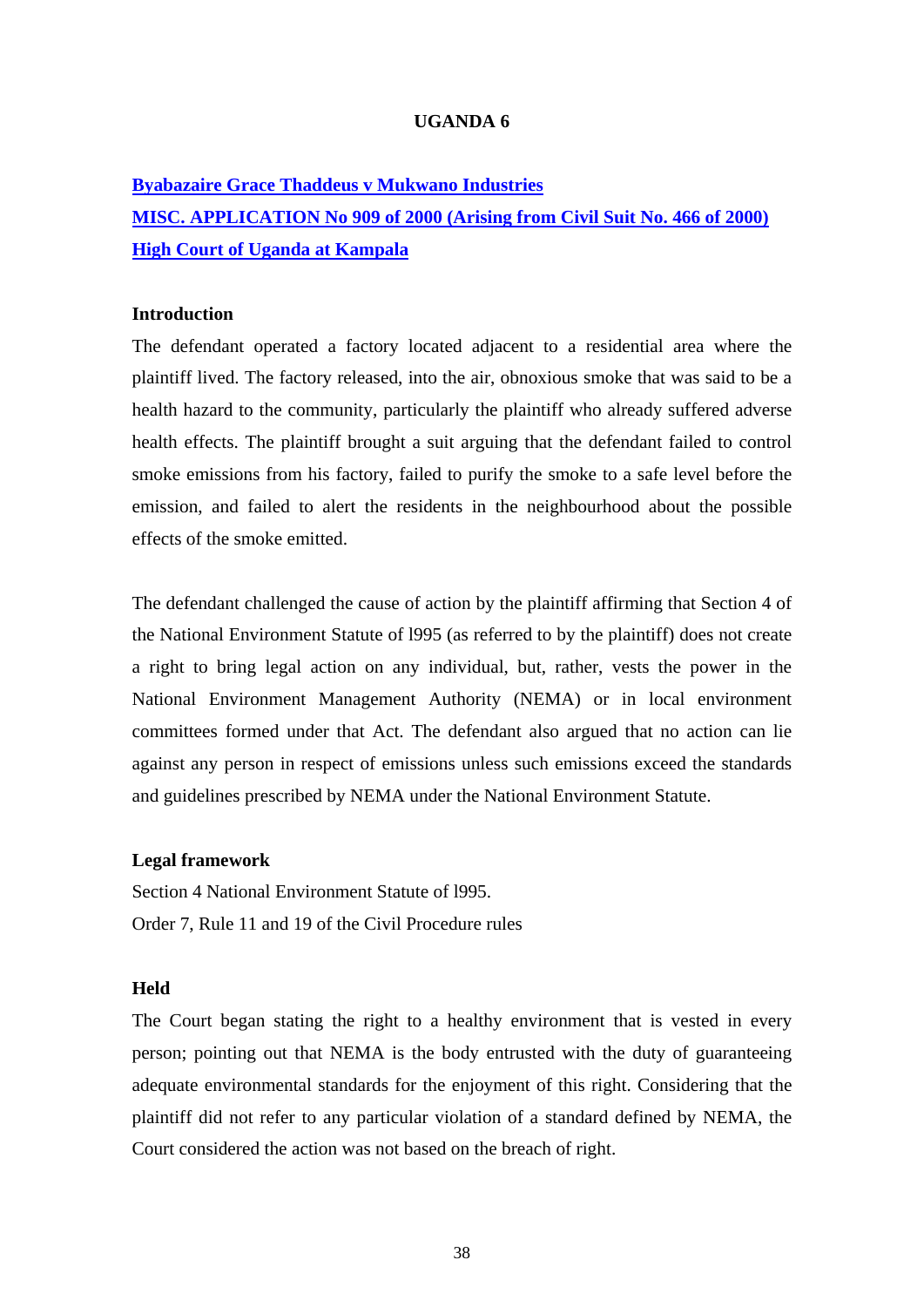## UGANDA 6

**Byabazaire Grace Thaddeus v Mukwano Industries**
**MISC. APPLICATION No 909 of 2000 (Arising from Civil Suit No. 466 of 2000)**
**High Court of Uganda at Kampala**

### Introduction

The defendant operated a factory located adjacent to a residential area where the plaintiff lived. The factory released, into the air, obnoxious smoke that was said to be a health hazard to the community, particularly the plaintiff who already suffered adverse health effects. The plaintiff brought a suit arguing that the defendant failed to control smoke emissions from his factory, failed to purify the smoke to a safe level before the emission, and failed to alert the residents in the neighbourhood about the possible effects of the smoke emitted.

The defendant challenged the cause of action by the plaintiff affirming that Section 4 of the National Environment Statute of l995 (as referred to by the plaintiff) does not create a right to bring legal action on any individual, but, rather, vests the power in the National Environment Management Authority (NEMA) or in local environment committees formed under that Act. The defendant also argued that no action can lie against any person in respect of emissions unless such emissions exceed the standards and guidelines prescribed by NEMA under the National Environment Statute.

### Legal framework

Section 4 National Environment Statute of l995.
Order 7, Rule 11 and 19 of the Civil Procedure rules

### Held

The Court began stating the right to a healthy environment that is vested in every person; pointing out that NEMA is the body entrusted with the duty of guaranteeing adequate environmental standards for the enjoyment of this right. Considering that the plaintiff did not refer to any particular violation of a standard defined by NEMA, the Court considered the action was not based on the breach of right.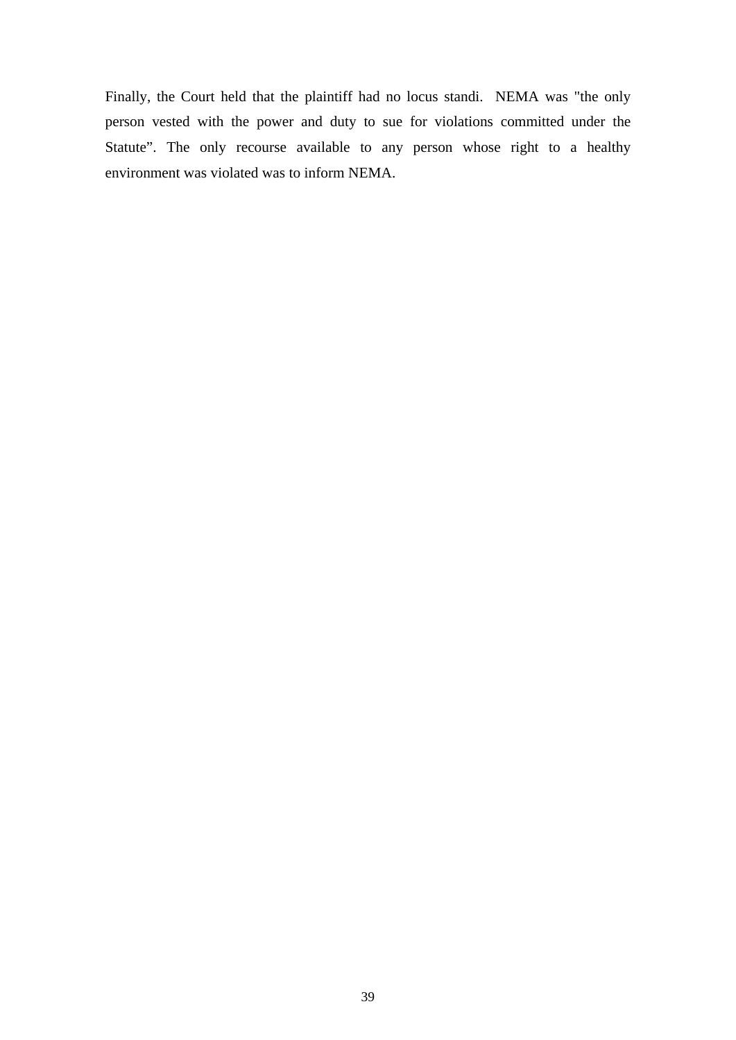Finally, the Court held that the plaintiff had no locus standi. NEMA was "the only person vested with the power and duty to sue for violations committed under the Statute". The only recourse available to any person whose right to a healthy environment was violated was to inform NEMA.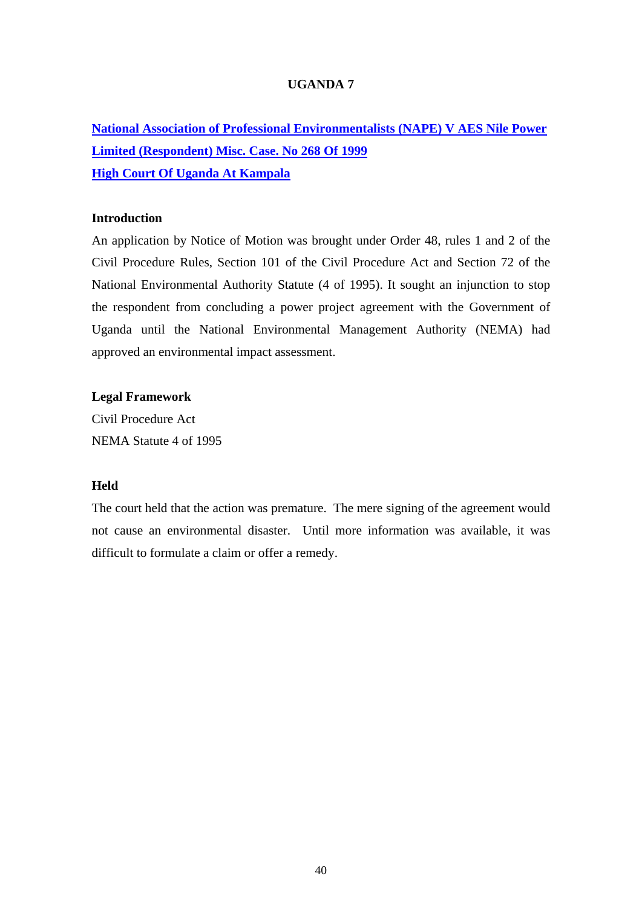# UGANDA 7

## National Association of Professional Environmentalists (NAPE) V AES Nile Power Limited (Respondent) Misc. Case. No 268 Of 1999
## High Court Of Uganda At Kampala

### Introduction

An application by Notice of Motion was brought under Order 48, rules 1 and 2 of the Civil Procedure Rules, Section 101 of the Civil Procedure Act and Section 72 of the National Environmental Authority Statute (4 of 1995). It sought an injunction to stop the respondent from concluding a power project agreement with the Government of Uganda until the National Environmental Management Authority (NEMA) had approved an environmental impact assessment.

### Legal Framework

Civil Procedure Act
NEMA Statute 4 of 1995

### Held

The court held that the action was premature. The mere signing of the agreement would not cause an environmental disaster. Until more information was available, it was difficult to formulate a claim or offer a remedy.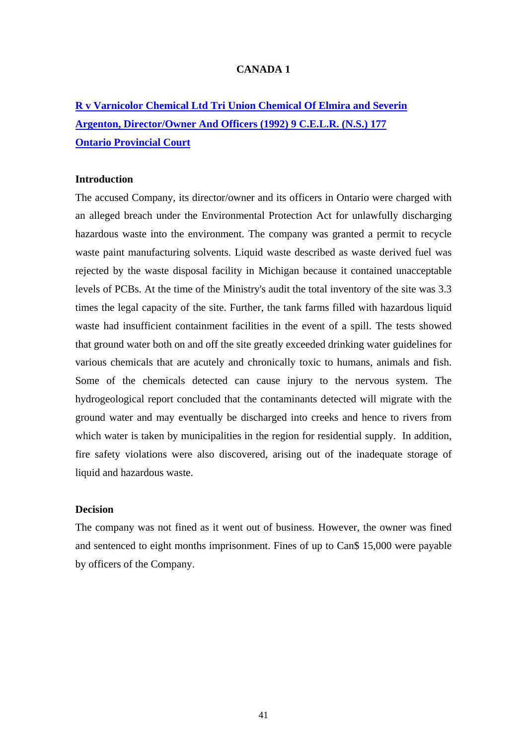# CANADA 1

**R v Varnicolor Chemical Ltd Tri Union Chemical Of Elmira and Severin Argenton, Director/Owner And Officers (1992) 9 C.E.L.R. (N.S.) 177**
**Ontario Provincial Court**

### Introduction

The accused Company, its director/owner and its officers in Ontario were charged with an alleged breach under the Environmental Protection Act for unlawfully discharging hazardous waste into the environment. The company was granted a permit to recycle waste paint manufacturing solvents. Liquid waste described as waste derived fuel was rejected by the waste disposal facility in Michigan because it contained unacceptable levels of PCBs. At the time of the Ministry's audit the total inventory of the site was 3.3 times the legal capacity of the site. Further, the tank farms filled with hazardous liquid waste had insufficient containment facilities in the event of a spill. The tests showed that ground water both on and off the site greatly exceeded drinking water guidelines for various chemicals that are acutely and chronically toxic to humans, animals and fish. Some of the chemicals detected can cause injury to the nervous system. The hydrogeological report concluded that the contaminants detected will migrate with the ground water and may eventually be discharged into creeks and hence to rivers from which water is taken by municipalities in the region for residential supply. In addition, fire safety violations were also discovered, arising out of the inadequate storage of liquid and hazardous waste.

### Decision

The company was not fined as it went out of business. However, the owner was fined and sentenced to eight months imprisonment. Fines of up to Can$ 15,000 were payable by officers of the Company.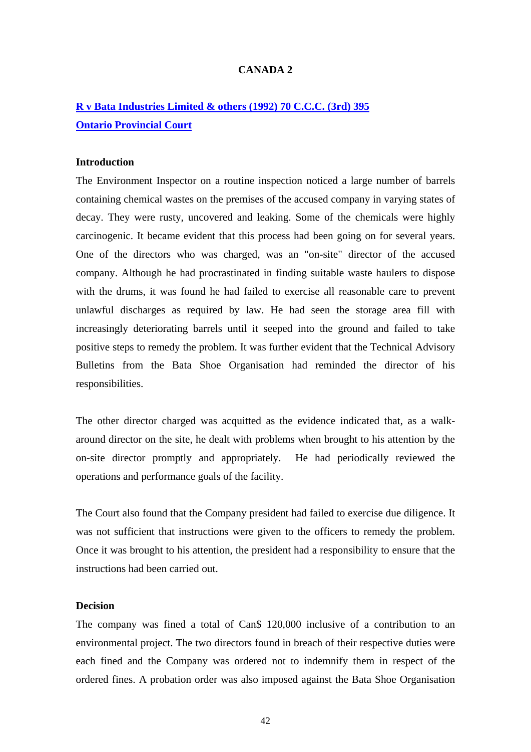## CANADA 2

**R v Bata Industries Limited & others (1992) 70 C.C.C. (3rd) 395**

**Ontario Provincial Court**

### Introduction

The Environment Inspector on a routine inspection noticed a large number of barrels containing chemical wastes on the premises of the accused company in varying states of decay. They were rusty, uncovered and leaking. Some of the chemicals were highly carcinogenic. It became evident that this process had been going on for several years. One of the directors who was charged, was an "on-site" director of the accused company. Although he had procrastinated in finding suitable waste haulers to dispose with the drums, it was found he had failed to exercise all reasonable care to prevent unlawful discharges as required by law. He had seen the storage area fill with increasingly deteriorating barrels until it seeped into the ground and failed to take positive steps to remedy the problem. It was further evident that the Technical Advisory Bulletins from the Bata Shoe Organisation had reminded the director of his responsibilities.

The other director charged was acquitted as the evidence indicated that, as a walk-around director on the site, he dealt with problems when brought to his attention by the on-site director promptly and appropriately. He had periodically reviewed the operations and performance goals of the facility.

The Court also found that the Company president had failed to exercise due diligence. It was not sufficient that instructions were given to the officers to remedy the problem. Once it was brought to his attention, the president had a responsibility to ensure that the instructions had been carried out.

### Decision

The company was fined a total of Can$ 120,000 inclusive of a contribution to an environmental project. The two directors found in breach of their respective duties were each fined and the Company was ordered not to indemnify them in respect of the ordered fines. A probation order was also imposed against the Bata Shoe Organisation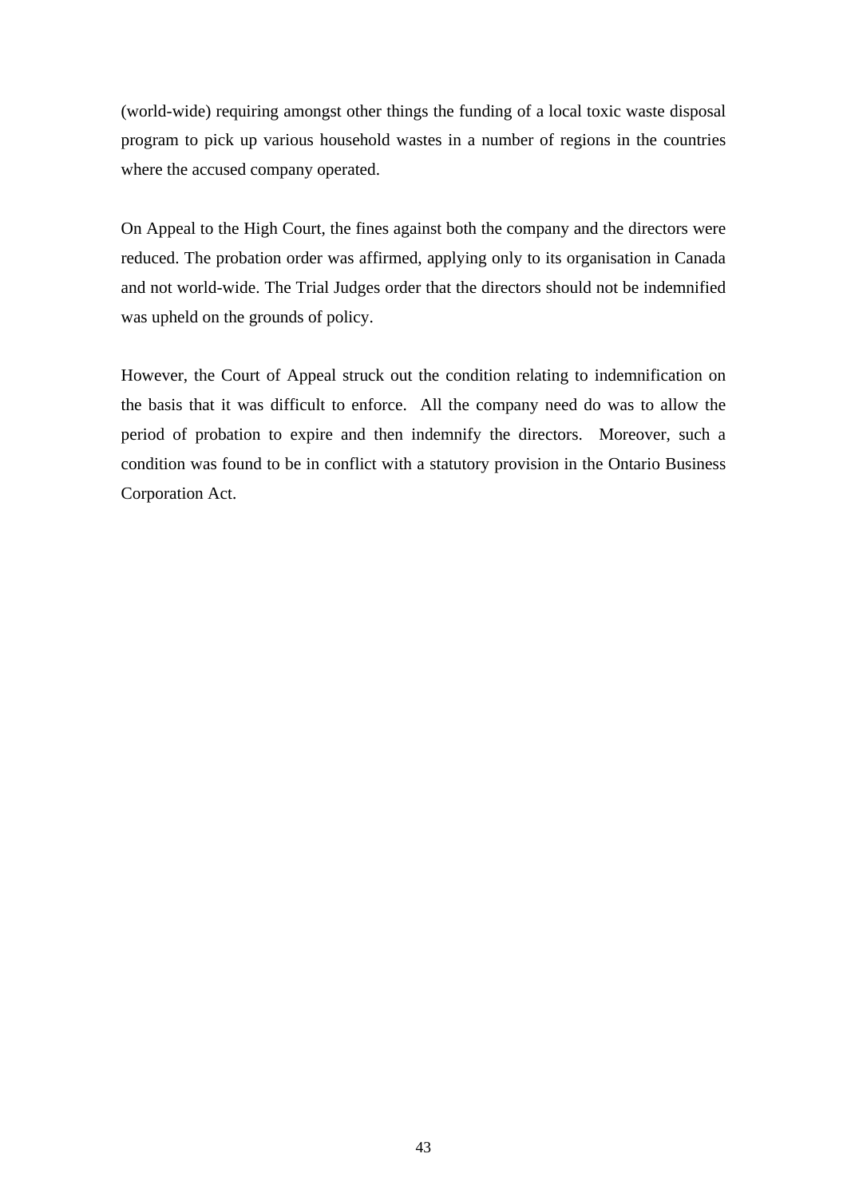(world-wide) requiring amongst other things the funding of a local toxic waste disposal program to pick up various household wastes in a number of regions in the countries where the accused company operated.

On Appeal to the High Court, the fines against both the company and the directors were reduced. The probation order was affirmed, applying only to its organisation in Canada and not world-wide. The Trial Judges order that the directors should not be indemnified was upheld on the grounds of policy.

However, the Court of Appeal struck out the condition relating to indemnification on the basis that it was difficult to enforce. All the company need do was to allow the period of probation to expire and then indemnify the directors. Moreover, such a condition was found to be in conflict with a statutory provision in the Ontario Business Corporation Act.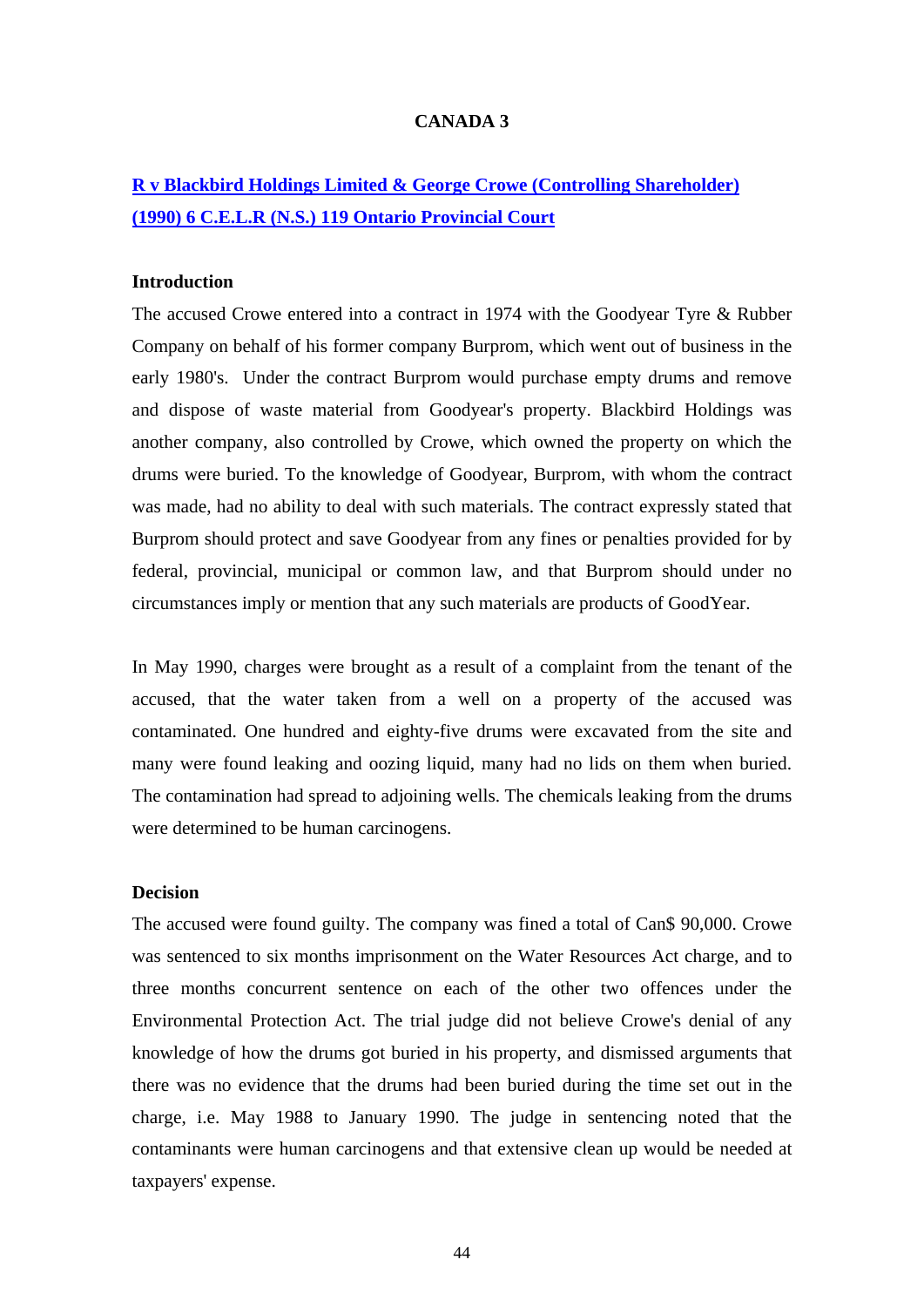## CANADA 3

### R v Blackbird Holdings Limited & George Crowe (Controlling Shareholder) (1990) 6 C.E.L.R (N.S.) 119 Ontario Provincial Court

**Introduction**

The accused Crowe entered into a contract in 1974 with the Goodyear Tyre & Rubber Company on behalf of his former company Burprom, which went out of business in the early 1980's. Under the contract Burprom would purchase empty drums and remove and dispose of waste material from Goodyear's property. Blackbird Holdings was another company, also controlled by Crowe, which owned the property on which the drums were buried. To the knowledge of Goodyear, Burprom, with whom the contract was made, had no ability to deal with such materials. The contract expressly stated that Burprom should protect and save Goodyear from any fines or penalties provided for by federal, provincial, municipal or common law, and that Burprom should under no circumstances imply or mention that any such materials are products of GoodYear.

In May 1990, charges were brought as a result of a complaint from the tenant of the accused, that the water taken from a well on a property of the accused was contaminated. One hundred and eighty-five drums were excavated from the site and many were found leaking and oozing liquid, many had no lids on them when buried. The contamination had spread to adjoining wells. The chemicals leaking from the drums were determined to be human carcinogens.

**Decision**

The accused were found guilty. The company was fined a total of Can$ 90,000. Crowe was sentenced to six months imprisonment on the Water Resources Act charge, and to three months concurrent sentence on each of the other two offences under the Environmental Protection Act. The trial judge did not believe Crowe's denial of any knowledge of how the drums got buried in his property, and dismissed arguments that there was no evidence that the drums had been buried during the time set out in the charge, i.e. May 1988 to January 1990. The judge in sentencing noted that the contaminants were human carcinogens and that extensive clean up would be needed at taxpayers' expense.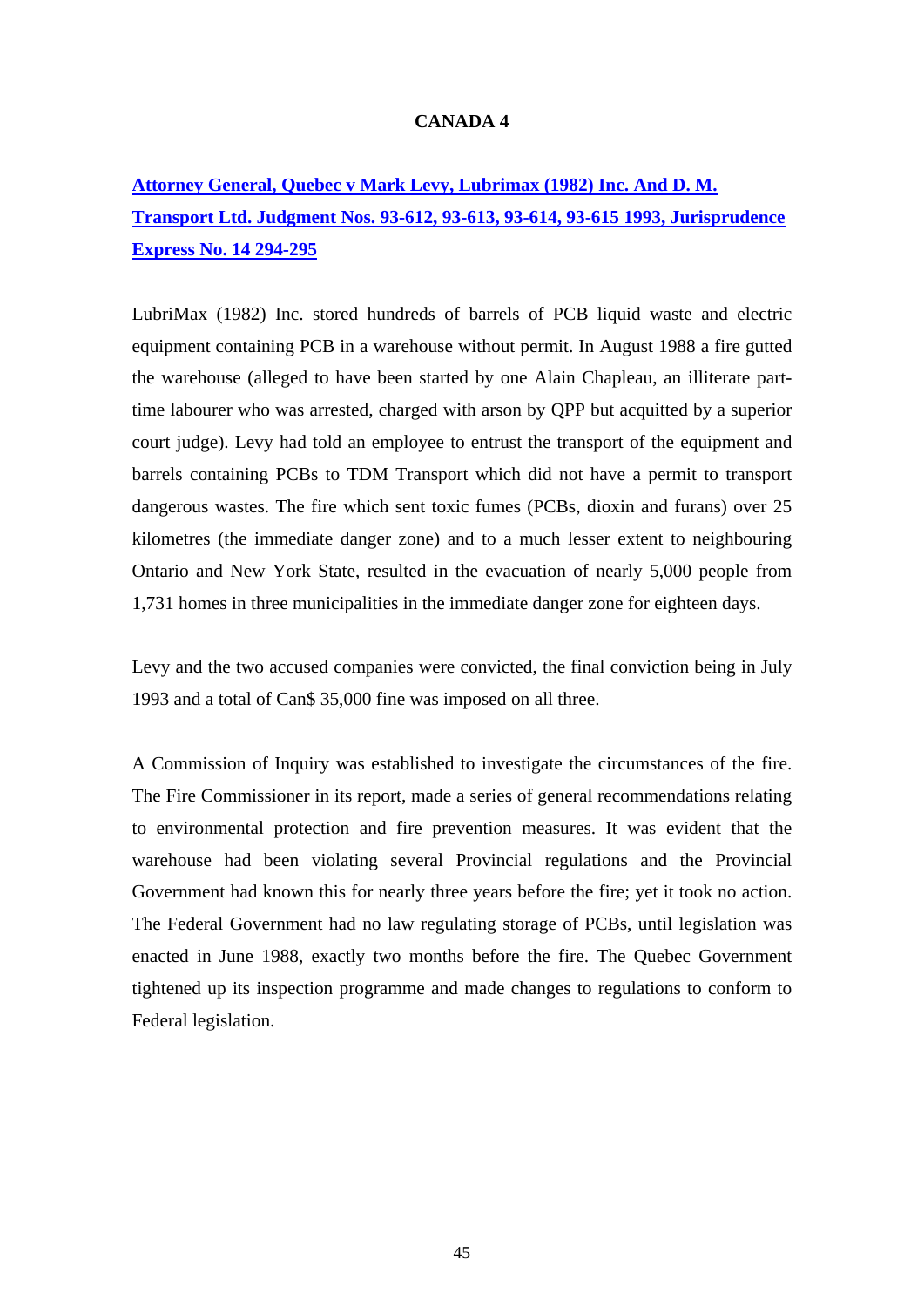## CANADA 4

**[Attorney General, Quebec v Mark Levy, Lubrimax (1982) Inc. And D. M. Transport Ltd. Judgment Nos. 93-612, 93-613, 93-614, 93-615 1993, Jurisprudence Express No. 14 294-295]**

LubriMax (1982) Inc. stored hundreds of barrels of PCB liquid waste and electric equipment containing PCB in a warehouse without permit. In August 1988 a fire gutted the warehouse (alleged to have been started by one Alain Chapleau, an illiterate part-time labourer who was arrested, charged with arson by QPP but acquitted by a superior court judge). Levy had told an employee to entrust the transport of the equipment and barrels containing PCBs to TDM Transport which did not have a permit to transport dangerous wastes. The fire which sent toxic fumes (PCBs, dioxin and furans) over 25 kilometres (the immediate danger zone) and to a much lesser extent to neighbouring Ontario and New York State, resulted in the evacuation of nearly 5,000 people from 1,731 homes in three municipalities in the immediate danger zone for eighteen days.

Levy and the two accused companies were convicted, the final conviction being in July 1993 and a total of Can$ 35,000 fine was imposed on all three.

A Commission of Inquiry was established to investigate the circumstances of the fire. The Fire Commissioner in its report, made a series of general recommendations relating to environmental protection and fire prevention measures. It was evident that the warehouse had been violating several Provincial regulations and the Provincial Government had known this for nearly three years before the fire; yet it took no action. The Federal Government had no law regulating storage of PCBs, until legislation was enacted in June 1988, exactly two months before the fire. The Quebec Government tightened up its inspection programme and made changes to regulations to conform to Federal legislation.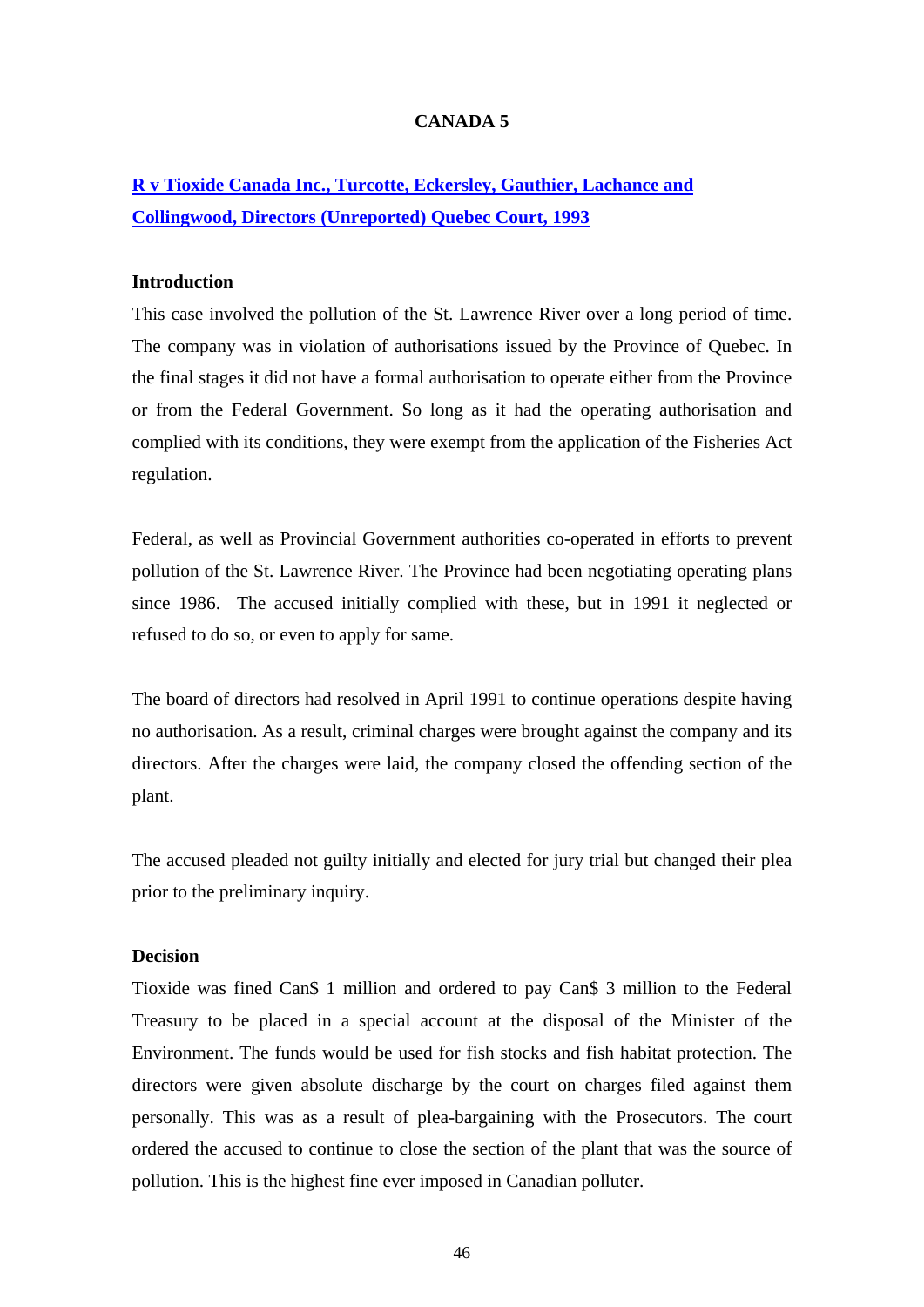## CANADA 5

### [R v Tioxide Canada Inc., Turcotte, Eckersley, Gauthier, Lachance and Collingwood, Directors (Unreported) Quebec Court, 1993]

**Introduction**

This case involved the pollution of the St. Lawrence River over a long period of time. The company was in violation of authorisations issued by the Province of Quebec. In the final stages it did not have a formal authorisation to operate either from the Province or from the Federal Government. So long as it had the operating authorisation and complied with its conditions, they were exempt from the application of the Fisheries Act regulation.

Federal, as well as Provincial Government authorities co-operated in efforts to prevent pollution of the St. Lawrence River. The Province had been negotiating operating plans since 1986. The accused initially complied with these, but in 1991 it neglected or refused to do so, or even to apply for same.

The board of directors had resolved in April 1991 to continue operations despite having no authorisation. As a result, criminal charges were brought against the company and its directors. After the charges were laid, the company closed the offending section of the plant.

The accused pleaded not guilty initially and elected for jury trial but changed their plea prior to the preliminary inquiry.

**Decision**

Tioxide was fined Can$ 1 million and ordered to pay Can$ 3 million to the Federal Treasury to be placed in a special account at the disposal of the Minister of the Environment. The funds would be used for fish stocks and fish habitat protection. The directors were given absolute discharge by the court on charges filed against them personally. This was as a result of plea-bargaining with the Prosecutors. The court ordered the accused to continue to close the section of the plant that was the source of pollution. This is the highest fine ever imposed in Canadian polluter.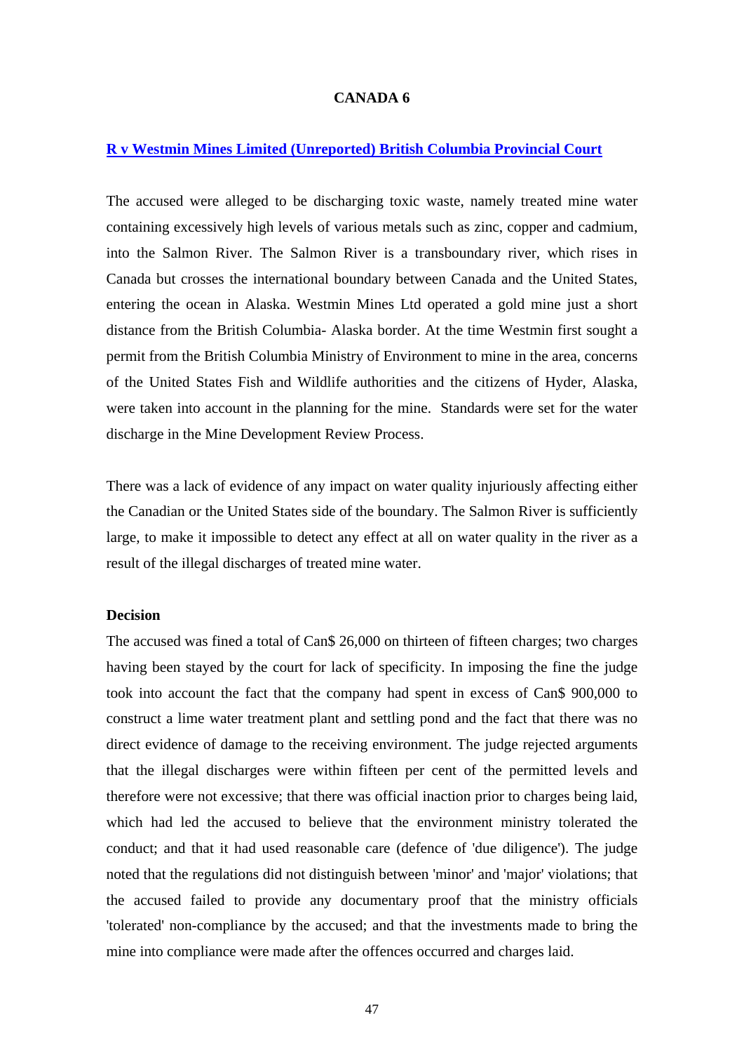# CANADA 6

## [R v Westmin Mines Limited (Unreported) British Columbia Provincial Court]()

The accused were alleged to be discharging toxic waste, namely treated mine water containing excessively high levels of various metals such as zinc, copper and cadmium, into the Salmon River. The Salmon River is a transboundary river, which rises in Canada but crosses the international boundary between Canada and the United States, entering the ocean in Alaska. Westmin Mines Ltd operated a gold mine just a short distance from the British Columbia- Alaska border. At the time Westmin first sought a permit from the British Columbia Ministry of Environment to mine in the area, concerns of the United States Fish and Wildlife authorities and the citizens of Hyder, Alaska, were taken into account in the planning for the mine. Standards were set for the water discharge in the Mine Development Review Process.

There was a lack of evidence of any impact on water quality injuriously affecting either the Canadian or the United States side of the boundary. The Salmon River is sufficiently large, to make it impossible to detect any effect at all on water quality in the river as a result of the illegal discharges of treated mine water.

**Decision**

The accused was fined a total of Can$ 26,000 on thirteen of fifteen charges; two charges having been stayed by the court for lack of specificity. In imposing the fine the judge took into account the fact that the company had spent in excess of Can$ 900,000 to construct a lime water treatment plant and settling pond and the fact that there was no direct evidence of damage to the receiving environment. The judge rejected arguments that the illegal discharges were within fifteen per cent of the permitted levels and therefore were not excessive; that there was official inaction prior to charges being laid, which had led the accused to believe that the environment ministry tolerated the conduct; and that it had used reasonable care (defence of 'due diligence'). The judge noted that the regulations did not distinguish between 'minor' and 'major' violations; that the accused failed to provide any documentary proof that the ministry officials 'tolerated' non-compliance by the accused; and that the investments made to bring the mine into compliance were made after the offences occurred and charges laid.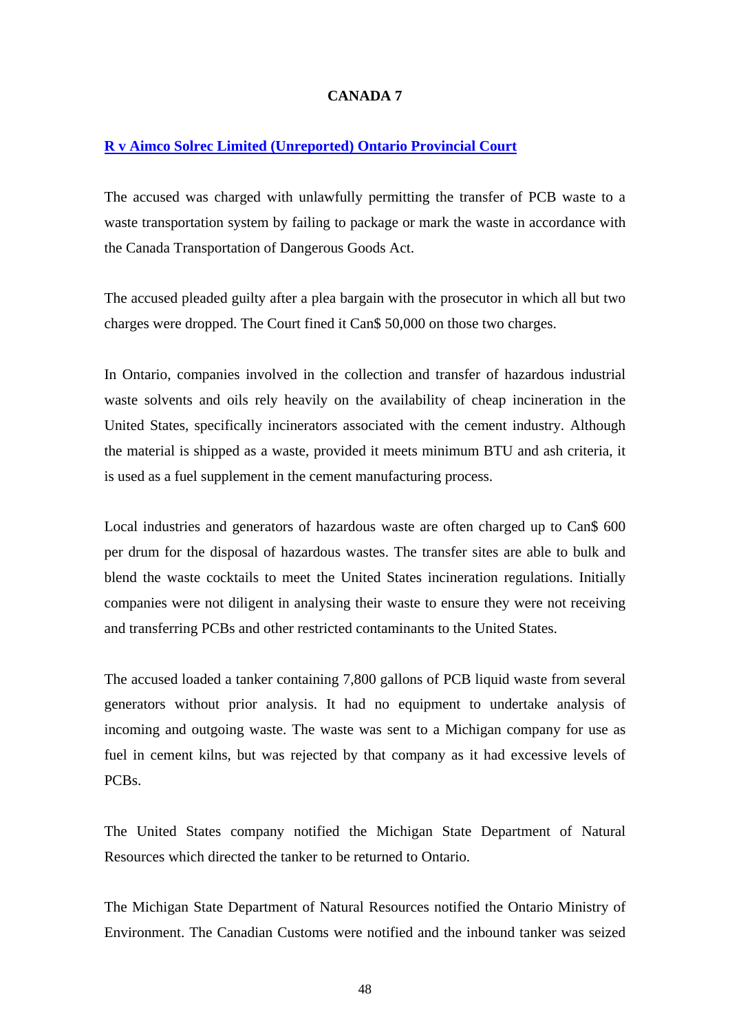## CANADA 7

**R v Aimco Solrec Limited (Unreported) Ontario Provincial Court**

The accused was charged with unlawfully permitting the transfer of PCB waste to a waste transportation system by failing to package or mark the waste in accordance with the Canada Transportation of Dangerous Goods Act.

The accused pleaded guilty after a plea bargain with the prosecutor in which all but two charges were dropped. The Court fined it Can$ 50,000 on those two charges.

In Ontario, companies involved in the collection and transfer of hazardous industrial waste solvents and oils rely heavily on the availability of cheap incineration in the United States, specifically incinerators associated with the cement industry. Although the material is shipped as a waste, provided it meets minimum BTU and ash criteria, it is used as a fuel supplement in the cement manufacturing process.

Local industries and generators of hazardous waste are often charged up to Can$ 600 per drum for the disposal of hazardous wastes. The transfer sites are able to bulk and blend the waste cocktails to meet the United States incineration regulations. Initially companies were not diligent in analysing their waste to ensure they were not receiving and transferring PCBs and other restricted contaminants to the United States.

The accused loaded a tanker containing 7,800 gallons of PCB liquid waste from several generators without prior analysis. It had no equipment to undertake analysis of incoming and outgoing waste. The waste was sent to a Michigan company for use as fuel in cement kilns, but was rejected by that company as it had excessive levels of PCBs.

The United States company notified the Michigan State Department of Natural Resources which directed the tanker to be returned to Ontario.

The Michigan State Department of Natural Resources notified the Ontario Ministry of Environment. The Canadian Customs were notified and the inbound tanker was seized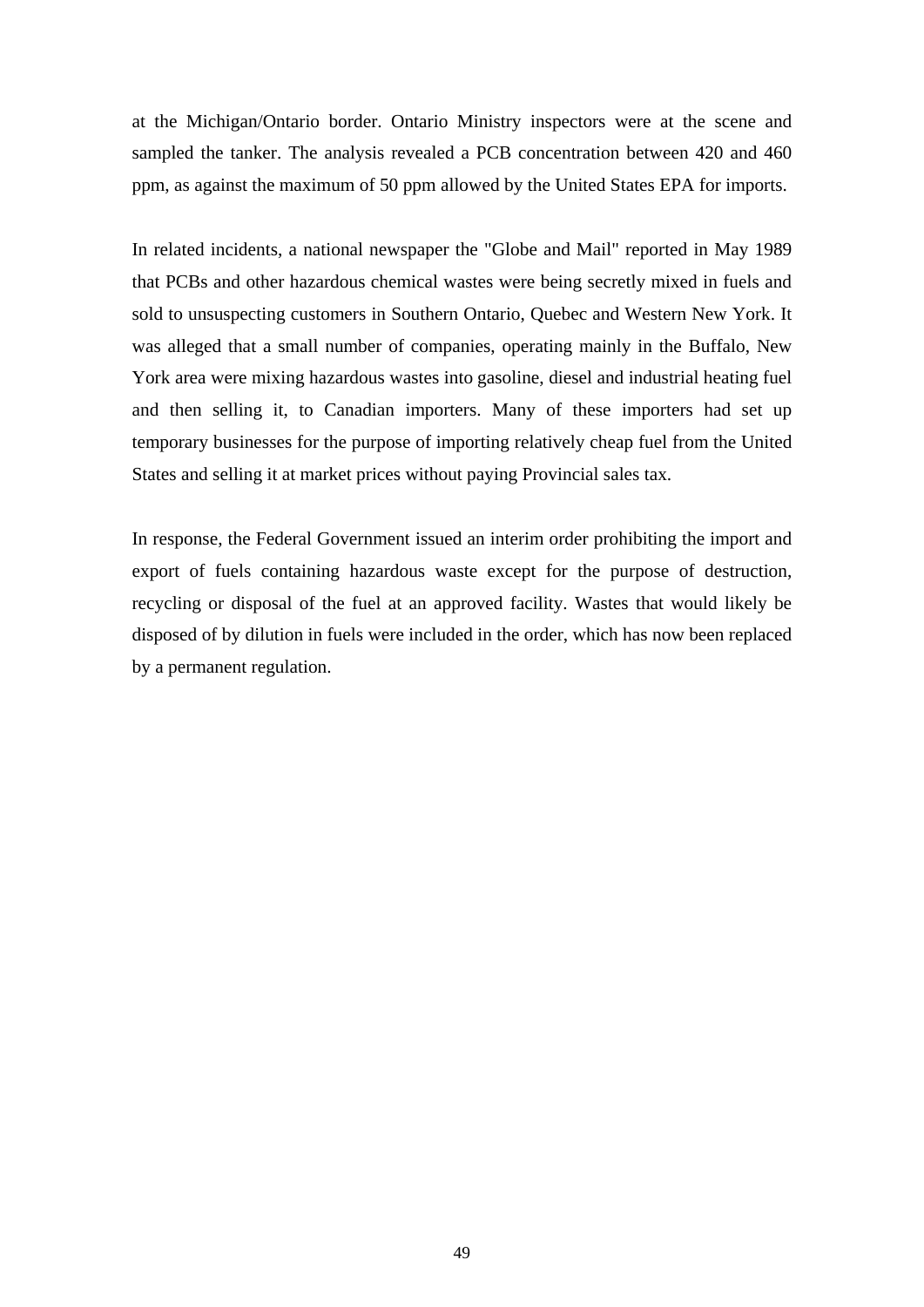at the Michigan/Ontario border. Ontario Ministry inspectors were at the scene and sampled the tanker. The analysis revealed a PCB concentration between 420 and 460 ppm, as against the maximum of 50 ppm allowed by the United States EPA for imports.

In related incidents, a national newspaper the "Globe and Mail" reported in May 1989 that PCBs and other hazardous chemical wastes were being secretly mixed in fuels and sold to unsuspecting customers in Southern Ontario, Quebec and Western New York. It was alleged that a small number of companies, operating mainly in the Buffalo, New York area were mixing hazardous wastes into gasoline, diesel and industrial heating fuel and then selling it, to Canadian importers. Many of these importers had set up temporary businesses for the purpose of importing relatively cheap fuel from the United States and selling it at market prices without paying Provincial sales tax.

In response, the Federal Government issued an interim order prohibiting the import and export of fuels containing hazardous waste except for the purpose of destruction, recycling or disposal of the fuel at an approved facility. Wastes that would likely be disposed of by dilution in fuels were included in the order, which has now been replaced by a permanent regulation.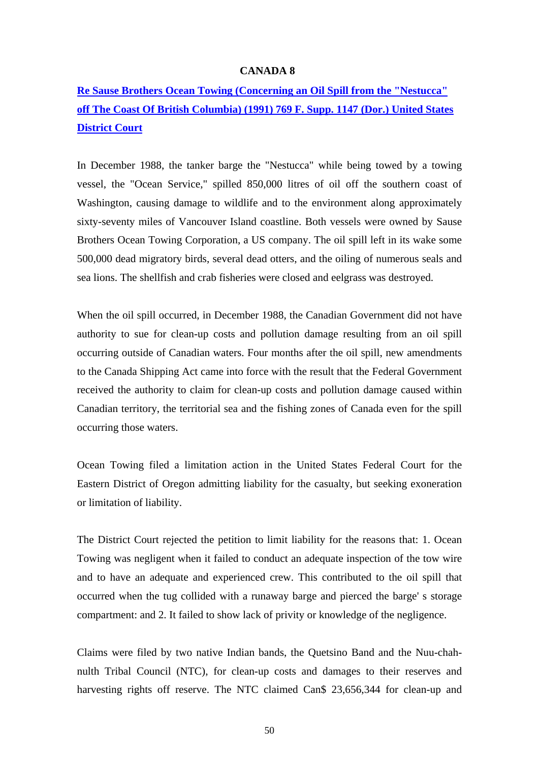**CANADA 8**

**Re Sause Brothers Ocean Towing (Concerning an Oil Spill from the "Nestucca" off The Coast Of British Columbia) (1991) 769 F. Supp. 1147 (Dor.) United States District Court**

In December 1988, the tanker barge the "Nestucca" while being towed by a towing vessel, the "Ocean Service," spilled 850,000 litres of oil off the southern coast of Washington, causing damage to wildlife and to the environment along approximately sixty-seventy miles of Vancouver Island coastline. Both vessels were owned by Sause Brothers Ocean Towing Corporation, a US company. The oil spill left in its wake some 500,000 dead migratory birds, several dead otters, and the oiling of numerous seals and sea lions. The shellfish and crab fisheries were closed and eelgrass was destroyed.

When the oil spill occurred, in December 1988, the Canadian Government did not have authority to sue for clean-up costs and pollution damage resulting from an oil spill occurring outside of Canadian waters. Four months after the oil spill, new amendments to the Canada Shipping Act came into force with the result that the Federal Government received the authority to claim for clean-up costs and pollution damage caused within Canadian territory, the territorial sea and the fishing zones of Canada even for the spill occurring those waters.

Ocean Towing filed a limitation action in the United States Federal Court for the Eastern District of Oregon admitting liability for the casualty, but seeking exoneration or limitation of liability.

The District Court rejected the petition to limit liability for the reasons that: 1. Ocean Towing was negligent when it failed to conduct an adequate inspection of the tow wire and to have an adequate and experienced crew. This contributed to the oil spill that occurred when the tug collided with a runaway barge and pierced the barge' s storage compartment: and 2. It failed to show lack of privity or knowledge of the negligence.

Claims were filed by two native Indian bands, the Quetsino Band and the Nuu-chah-nulth Tribal Council (NTC), for clean-up costs and damages to their reserves and harvesting rights off reserve. The NTC claimed Can$ 23,656,344 for clean-up and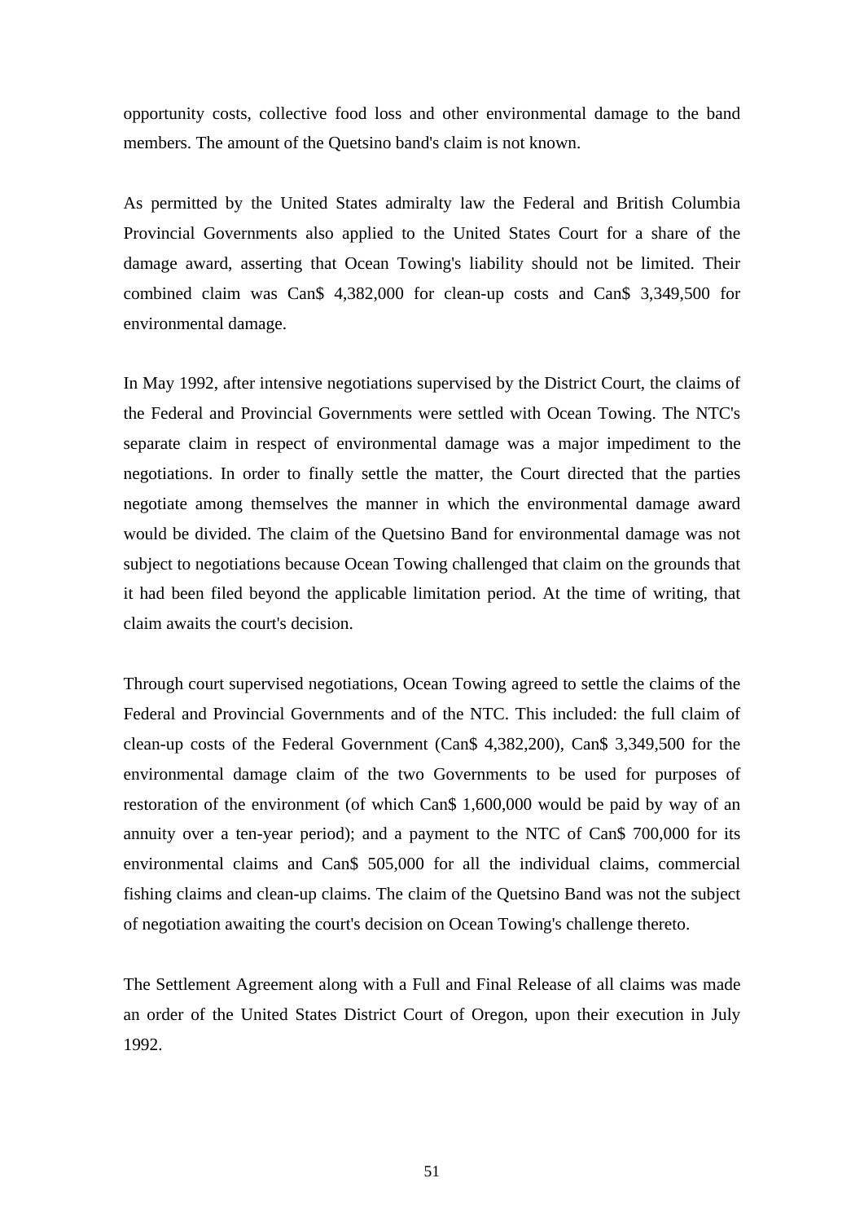opportunity costs, collective food loss and other environmental damage to the band members. The amount of the Quetsino band's claim is not known.

As permitted by the United States admiralty law the Federal and British Columbia Provincial Governments also applied to the United States Court for a share of the damage award, asserting that Ocean Towing's liability should not be limited. Their combined claim was Can$ 4,382,000 for clean-up costs and Can$ 3,349,500 for environmental damage.

In May 1992, after intensive negotiations supervised by the District Court, the claims of the Federal and Provincial Governments were settled with Ocean Towing. The NTC's separate claim in respect of environmental damage was a major impediment to the negotiations. In order to finally settle the matter, the Court directed that the parties negotiate among themselves the manner in which the environmental damage award would be divided. The claim of the Quetsino Band for environmental damage was not subject to negotiations because Ocean Towing challenged that claim on the grounds that it had been filed beyond the applicable limitation period. At the time of writing, that claim awaits the court's decision.

Through court supervised negotiations, Ocean Towing agreed to settle the claims of the Federal and Provincial Governments and of the NTC. This included: the full claim of clean-up costs of the Federal Government (Can$ 4,382,200), Can$ 3,349,500 for the environmental damage claim of the two Governments to be used for purposes of restoration of the environment (of which Can$ 1,600,000 would be paid by way of an annuity over a ten-year period); and a payment to the NTC of Can$ 700,000 for its environmental claims and Can$ 505,000 for all the individual claims, commercial fishing claims and clean-up claims. The claim of the Quetsino Band was not the subject of negotiation awaiting the court's decision on Ocean Towing's challenge thereto.

The Settlement Agreement along with a Full and Final Release of all claims was made an order of the United States District Court of Oregon, upon their execution in July 1992.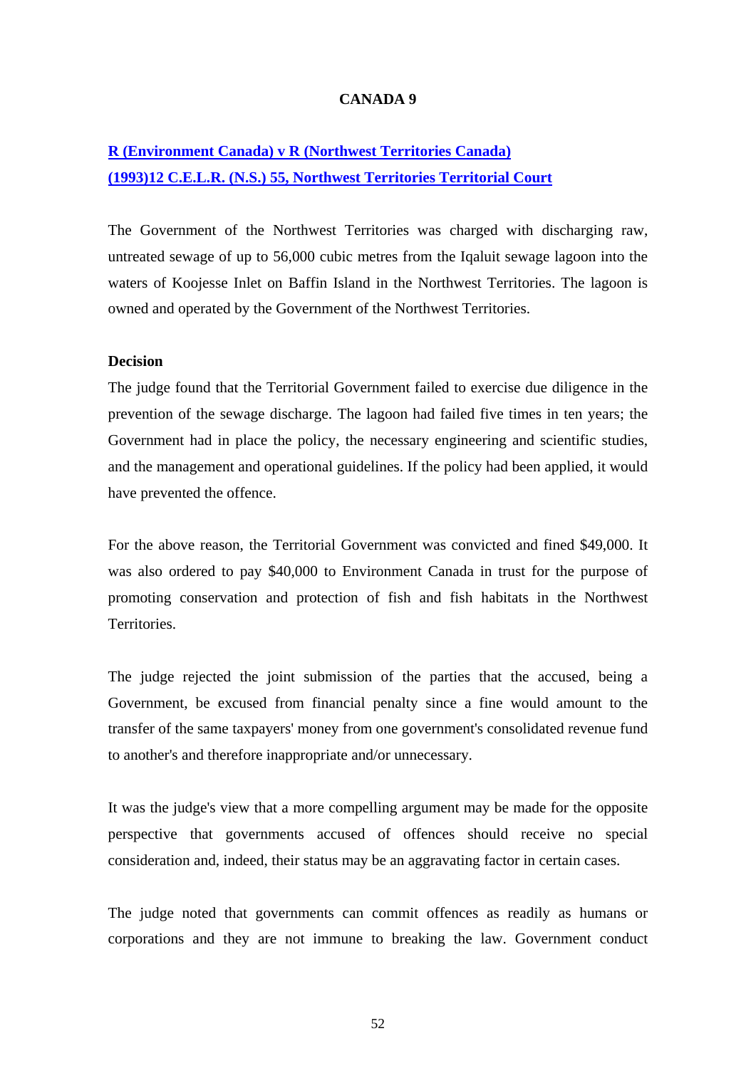# CANADA 9

**R (Environment Canada) v R (Northwest Territories Canada) (1993)12 C.E.L.R. (N.S.) 55, Northwest Territories Territorial Court**

The Government of the Northwest Territories was charged with discharging raw, untreated sewage of up to 56,000 cubic metres from the Iqaluit sewage lagoon into the waters of Koojesse Inlet on Baffin Island in the Northwest Territories. The lagoon is owned and operated by the Government of the Northwest Territories.

**Decision**

The judge found that the Territorial Government failed to exercise due diligence in the prevention of the sewage discharge. The lagoon had failed five times in ten years; the Government had in place the policy, the necessary engineering and scientific studies, and the management and operational guidelines. If the policy had been applied, it would have prevented the offence.

For the above reason, the Territorial Government was convicted and fined $49,000. It was also ordered to pay $40,000 to Environment Canada in trust for the purpose of promoting conservation and protection of fish and fish habitats in the Northwest Territories.

The judge rejected the joint submission of the parties that the accused, being a Government, be excused from financial penalty since a fine would amount to the transfer of the same taxpayers' money from one government's consolidated revenue fund to another's and therefore inappropriate and/or unnecessary.

It was the judge's view that a more compelling argument may be made for the opposite perspective that governments accused of offences should receive no special consideration and, indeed, their status may be an aggravating factor in certain cases.

The judge noted that governments can commit offences as readily as humans or corporations and they are not immune to breaking the law. Government conduct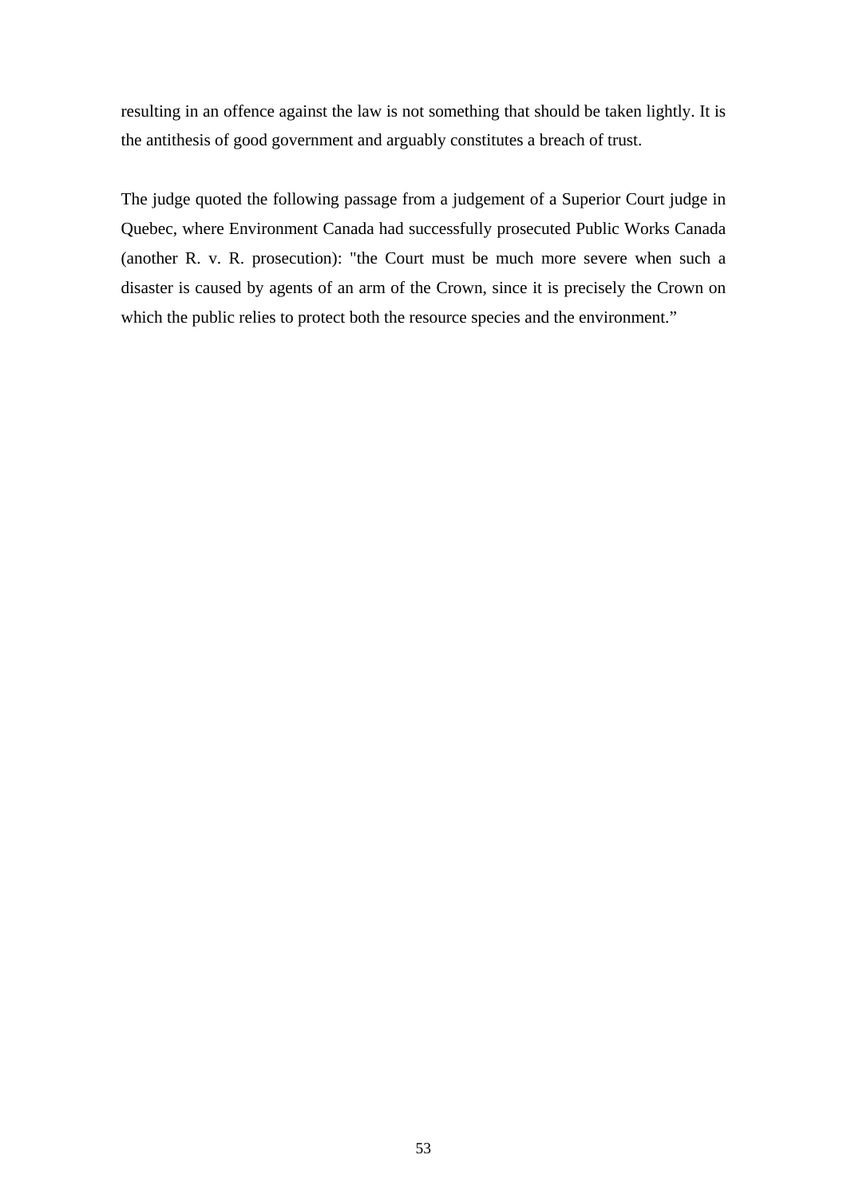resulting in an offence against the law is not something that should be taken lightly. It is the antithesis of good government and arguably constitutes a breach of trust.

The judge quoted the following passage from a judgement of a Superior Court judge in Quebec, where Environment Canada had successfully prosecuted Public Works Canada (another R. v. R. prosecution): "the Court must be much more severe when such a disaster is caused by agents of an arm of the Crown, since it is precisely the Crown on which the public relies to protect both the resource species and the environment."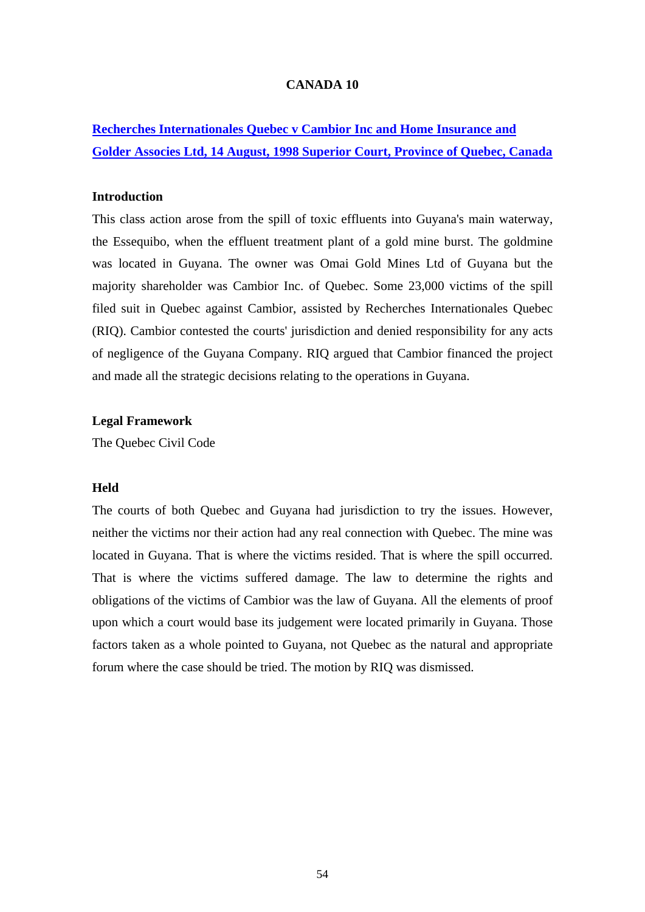## CANADA 10

**Recherches Internationales Quebec v Cambior Inc and Home Insurance and Golder Associes Ltd, 14 August, 1998 Superior Court, Province of Quebec, Canada**

### Introduction

This class action arose from the spill of toxic effluents into Guyana's main waterway, the Essequibo, when the effluent treatment plant of a gold mine burst. The goldmine was located in Guyana. The owner was Omai Gold Mines Ltd of Guyana but the majority shareholder was Cambior Inc. of Quebec. Some 23,000 victims of the spill filed suit in Quebec against Cambior, assisted by Recherches Internationales Quebec (RIQ). Cambior contested the courts' jurisdiction and denied responsibility for any acts of negligence of the Guyana Company. RIQ argued that Cambior financed the project and made all the strategic decisions relating to the operations in Guyana.

### Legal Framework

The Quebec Civil Code

### Held

The courts of both Quebec and Guyana had jurisdiction to try the issues. However, neither the victims nor their action had any real connection with Quebec. The mine was located in Guyana. That is where the victims resided. That is where the spill occurred. That is where the victims suffered damage. The law to determine the rights and obligations of the victims of Cambior was the law of Guyana. All the elements of proof upon which a court would base its judgement were located primarily in Guyana. Those factors taken as a whole pointed to Guyana, not Quebec as the natural and appropriate forum where the case should be tried. The motion by RIQ was dismissed.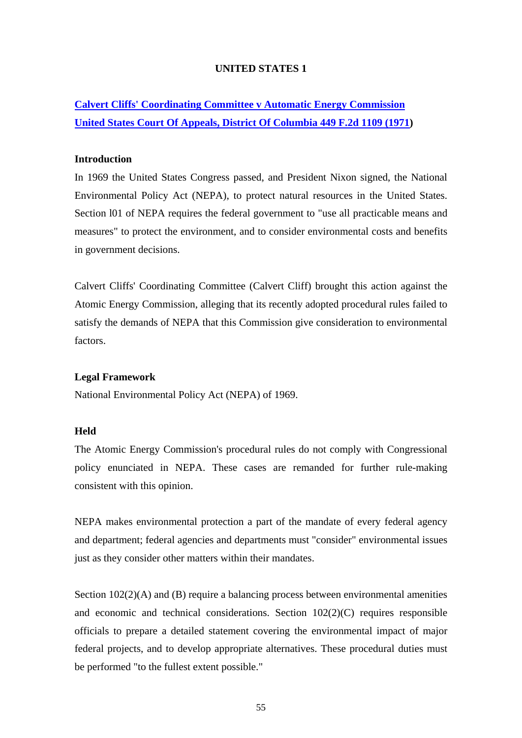## UNITED STATES 1

**Calvert Cliffs' Coordinating Committee v Automatic Energy Commission**
**United States Court Of Appeals, District Of Columbia 449 F.2d 1109 (1971)**

### Introduction

In 1969 the United States Congress passed, and President Nixon signed, the National Environmental Policy Act (NEPA), to protect natural resources in the United States. Section l01 of NEPA requires the federal government to "use all practicable means and measures" to protect the environment, and to consider environmental costs and benefits in government decisions.

Calvert Cliffs' Coordinating Committee (Calvert Cliff) brought this action against the Atomic Energy Commission, alleging that its recently adopted procedural rules failed to satisfy the demands of NEPA that this Commission give consideration to environmental factors.

### Legal Framework

National Environmental Policy Act (NEPA) of 1969.

### Held

The Atomic Energy Commission's procedural rules do not comply with Congressional policy enunciated in NEPA. These cases are remanded for further rule-making consistent with this opinion.

NEPA makes environmental protection a part of the mandate of every federal agency and department; federal agencies and departments must "consider" environmental issues just as they consider other matters within their mandates.

Section 102(2)(A) and (B) require a balancing process between environmental amenities and economic and technical considerations. Section 102(2)(C) requires responsible officials to prepare a detailed statement covering the environmental impact of major federal projects, and to develop appropriate alternatives. These procedural duties must be performed "to the fullest extent possible."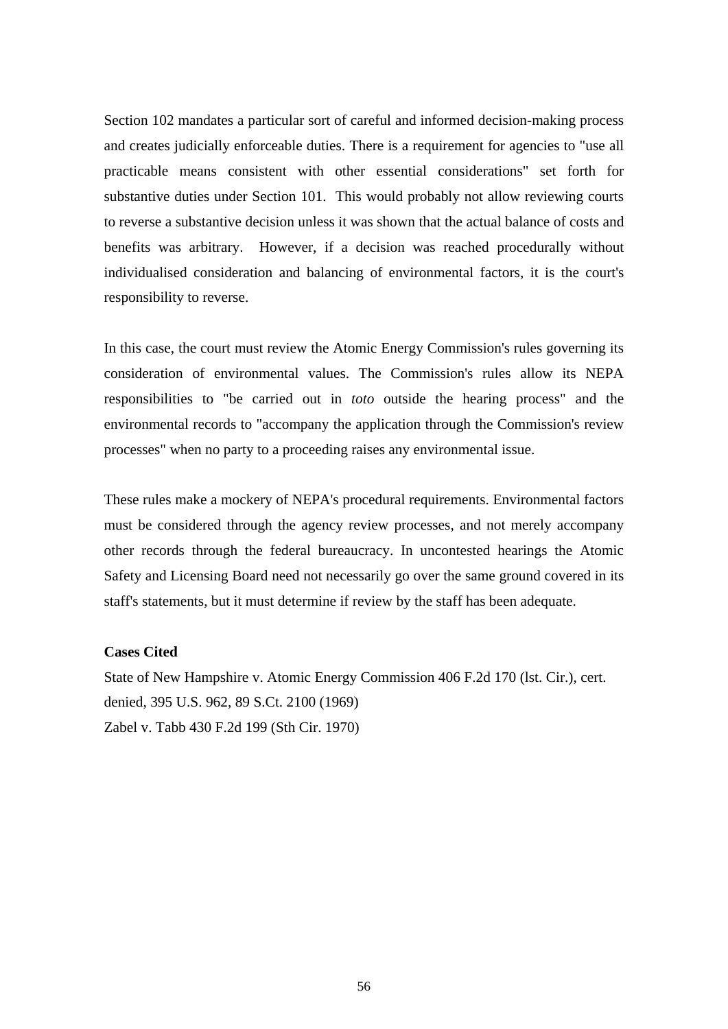Section 102 mandates a particular sort of careful and informed decision-making process and creates judicially enforceable duties. There is a requirement for agencies to "use all practicable means consistent with other essential considerations" set forth for substantive duties under Section 101. This would probably not allow reviewing courts to reverse a substantive decision unless it was shown that the actual balance of costs and benefits was arbitrary. However, if a decision was reached procedurally without individualised consideration and balancing of environmental factors, it is the court's responsibility to reverse.

In this case, the court must review the Atomic Energy Commission's rules governing its consideration of environmental values. The Commission's rules allow its NEPA responsibilities to "be carried out in *toto* outside the hearing process" and the environmental records to "accompany the application through the Commission's review processes" when no party to a proceeding raises any environmental issue.

These rules make a mockery of NEPA's procedural requirements. Environmental factors must be considered through the agency review processes, and not merely accompany other records through the federal bureaucracy. In uncontested hearings the Atomic Safety and Licensing Board need not necessarily go over the same ground covered in its staff's statements, but it must determine if review by the staff has been adequate.

**Cases Cited**

State of New Hampshire v. Atomic Energy Commission 406 F.2d 170 (lst. Cir.), cert. denied, 395 U.S. 962, 89 S.Ct. 2100 (1969)
Zabel v. Tabb 430 F.2d 199 (Sth Cir. 1970)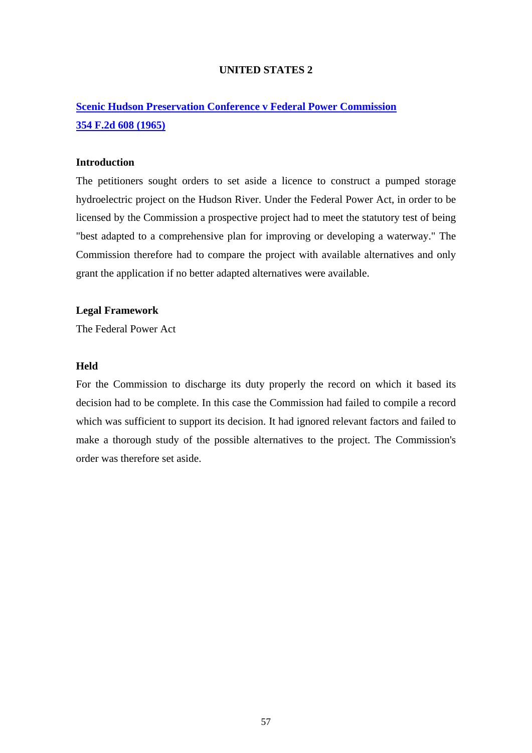## UNITED STATES 2

### [Scenic Hudson Preservation Conference v Federal Power Commission 354 F.2d 608 (1965)]

**Introduction**

The petitioners sought orders to set aside a licence to construct a pumped storage hydroelectric project on the Hudson River. Under the Federal Power Act, in order to be licensed by the Commission a prospective project had to meet the statutory test of being "best adapted to a comprehensive plan for improving or developing a waterway." The Commission therefore had to compare the project with available alternatives and only grant the application if no better adapted alternatives were available.

**Legal Framework**

The Federal Power Act

**Held**

For the Commission to discharge its duty properly the record on which it based its decision had to be complete. In this case the Commission had failed to compile a record which was sufficient to support its decision. It had ignored relevant factors and failed to make a thorough study of the possible alternatives to the project. The Commission's order was therefore set aside.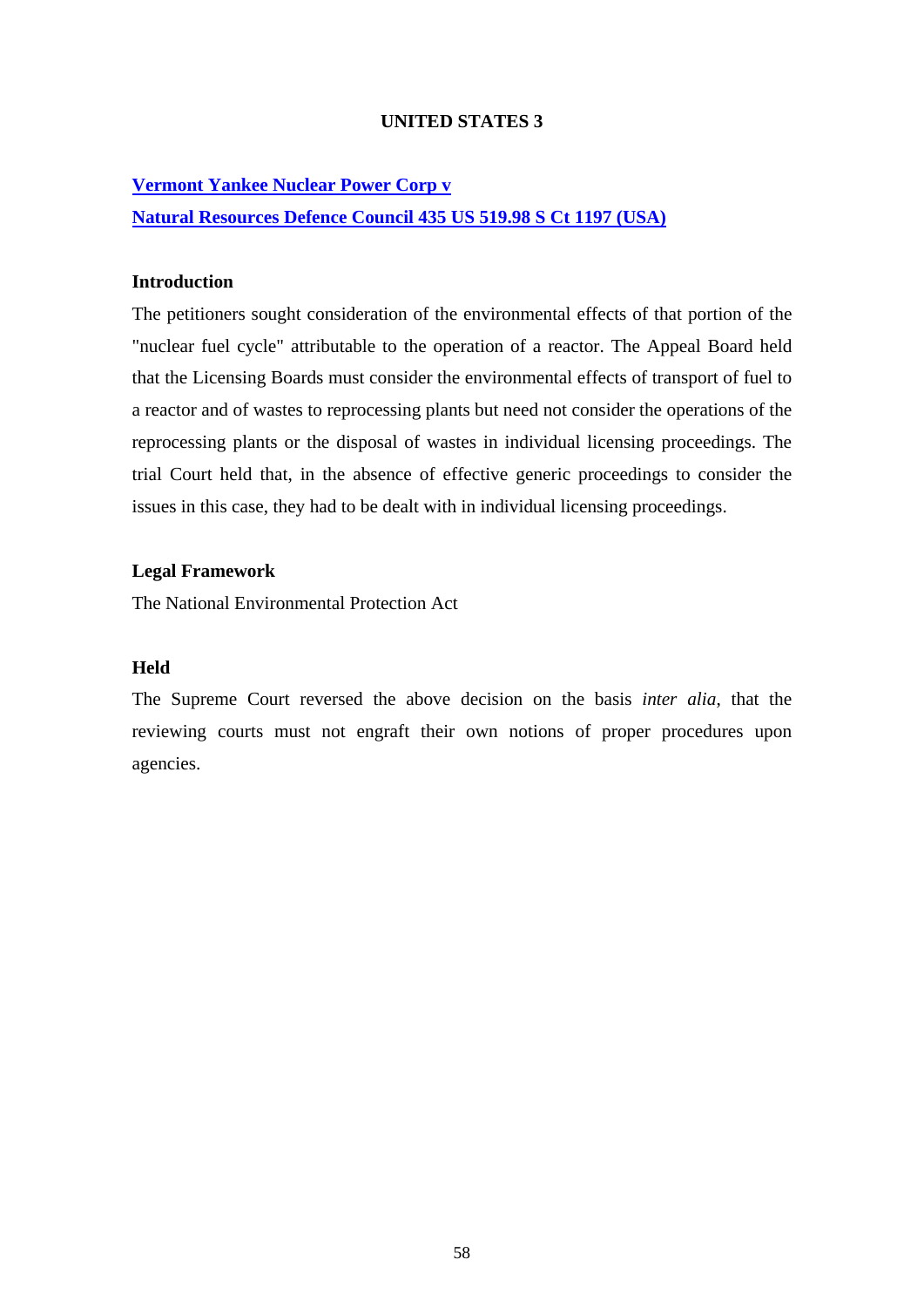## UNITED STATES 3

**Vermont Yankee Nuclear Power Corp v**
**Natural Resources Defence Council 435 US 519.98 S Ct 1197 (USA)**

### Introduction

The petitioners sought consideration of the environmental effects of that portion of the "nuclear fuel cycle" attributable to the operation of a reactor. The Appeal Board held that the Licensing Boards must consider the environmental effects of transport of fuel to a reactor and of wastes to reprocessing plants but need not consider the operations of the reprocessing plants or the disposal of wastes in individual licensing proceedings. The trial Court held that, in the absence of effective generic proceedings to consider the issues in this case, they had to be dealt with in individual licensing proceedings.

### Legal Framework

The National Environmental Protection Act

### Held

The Supreme Court reversed the above decision on the basis *inter alia*, that the reviewing courts must not engraft their own notions of proper procedures upon agencies.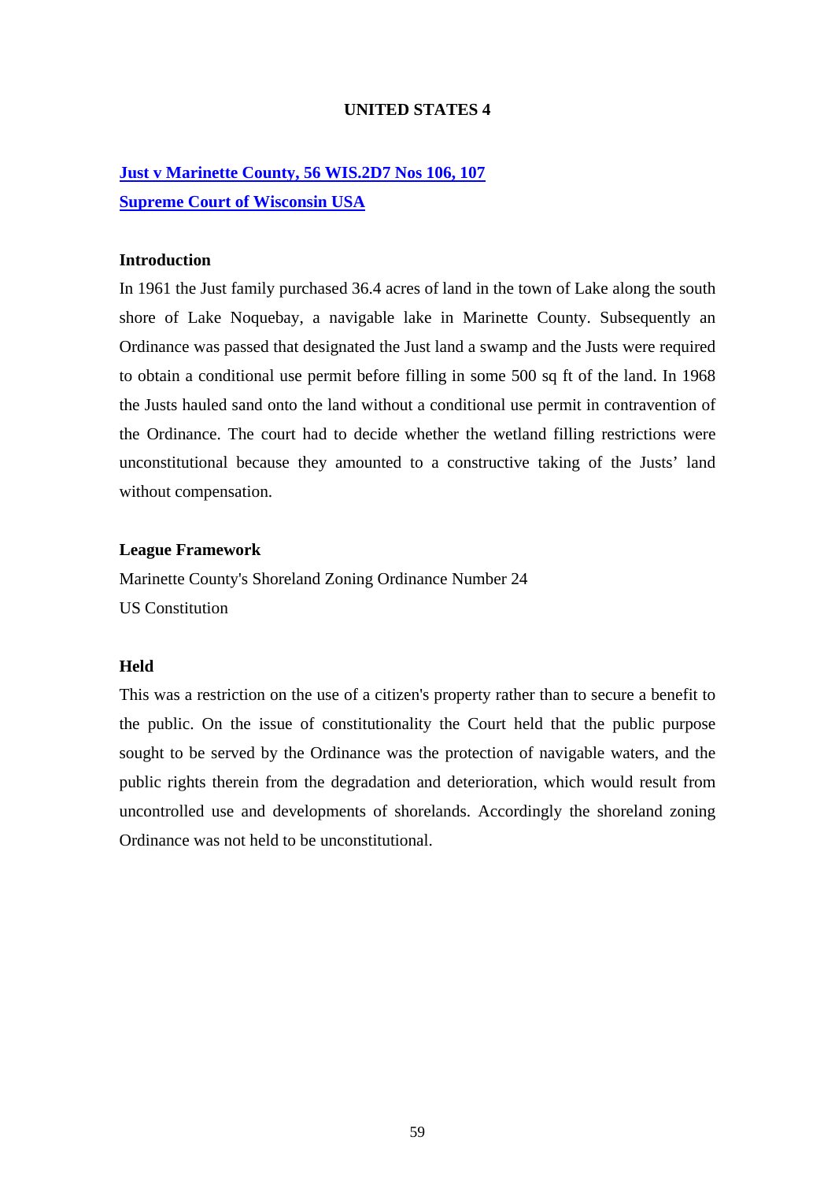**UNITED STATES 4**

**Just v Marinette County, 56 WIS.2D7 Nos 106, 107**

**Supreme Court of Wisconsin USA**

**Introduction**

In 1961 the Just family purchased 36.4 acres of land in the town of Lake along the south shore of Lake Noquebay, a navigable lake in Marinette County. Subsequently an Ordinance was passed that designated the Just land a swamp and the Justs were required to obtain a conditional use permit before filling in some 500 sq ft of the land. In 1968 the Justs hauled sand onto the land without a conditional use permit in contravention of the Ordinance. The court had to decide whether the wetland filling restrictions were unconstitutional because they amounted to a constructive taking of the Justs' land without compensation.

**League Framework**

Marinette County's Shoreland Zoning Ordinance Number 24

US Constitution

**Held**

This was a restriction on the use of a citizen's property rather than to secure a benefit to the public. On the issue of constitutionality the Court held that the public purpose sought to be served by the Ordinance was the protection of navigable waters, and the public rights therein from the degradation and deterioration, which would result from uncontrolled use and developments of shorelands. Accordingly the shoreland zoning Ordinance was not held to be unconstitutional.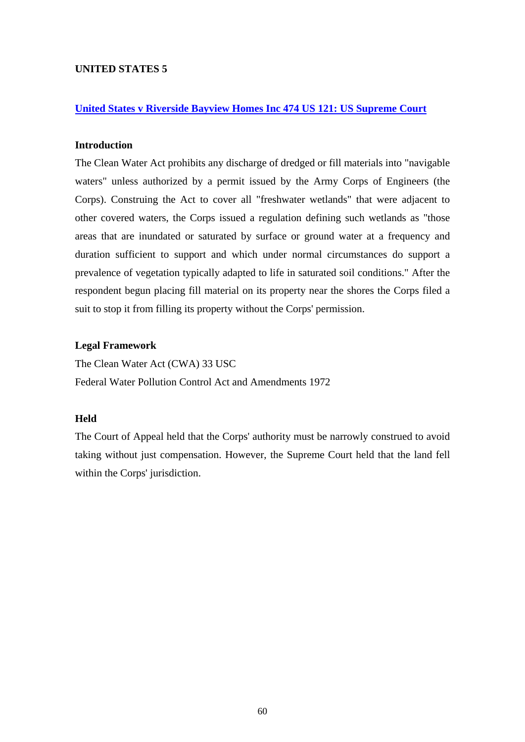**UNITED STATES 5**

**United States v Riverside Bayview Homes Inc 474 US 121: US Supreme Court**

**Introduction**

The Clean Water Act prohibits any discharge of dredged or fill materials into "navigable waters" unless authorized by a permit issued by the Army Corps of Engineers (the Corps). Construing the Act to cover all "freshwater wetlands" that were adjacent to other covered waters, the Corps issued a regulation defining such wetlands as "those areas that are inundated or saturated by surface or ground water at a frequency and duration sufficient to support and which under normal circumstances do support a prevalence of vegetation typically adapted to life in saturated soil conditions." After the respondent begun placing fill material on its property near the shores the Corps filed a suit to stop it from filling its property without the Corps' permission.

**Legal Framework**

The Clean Water Act (CWA) 33 USC

Federal Water Pollution Control Act and Amendments 1972

**Held**

The Court of Appeal held that the Corps' authority must be narrowly construed to avoid taking without just compensation. However, the Supreme Court held that the land fell within the Corps' jurisdiction.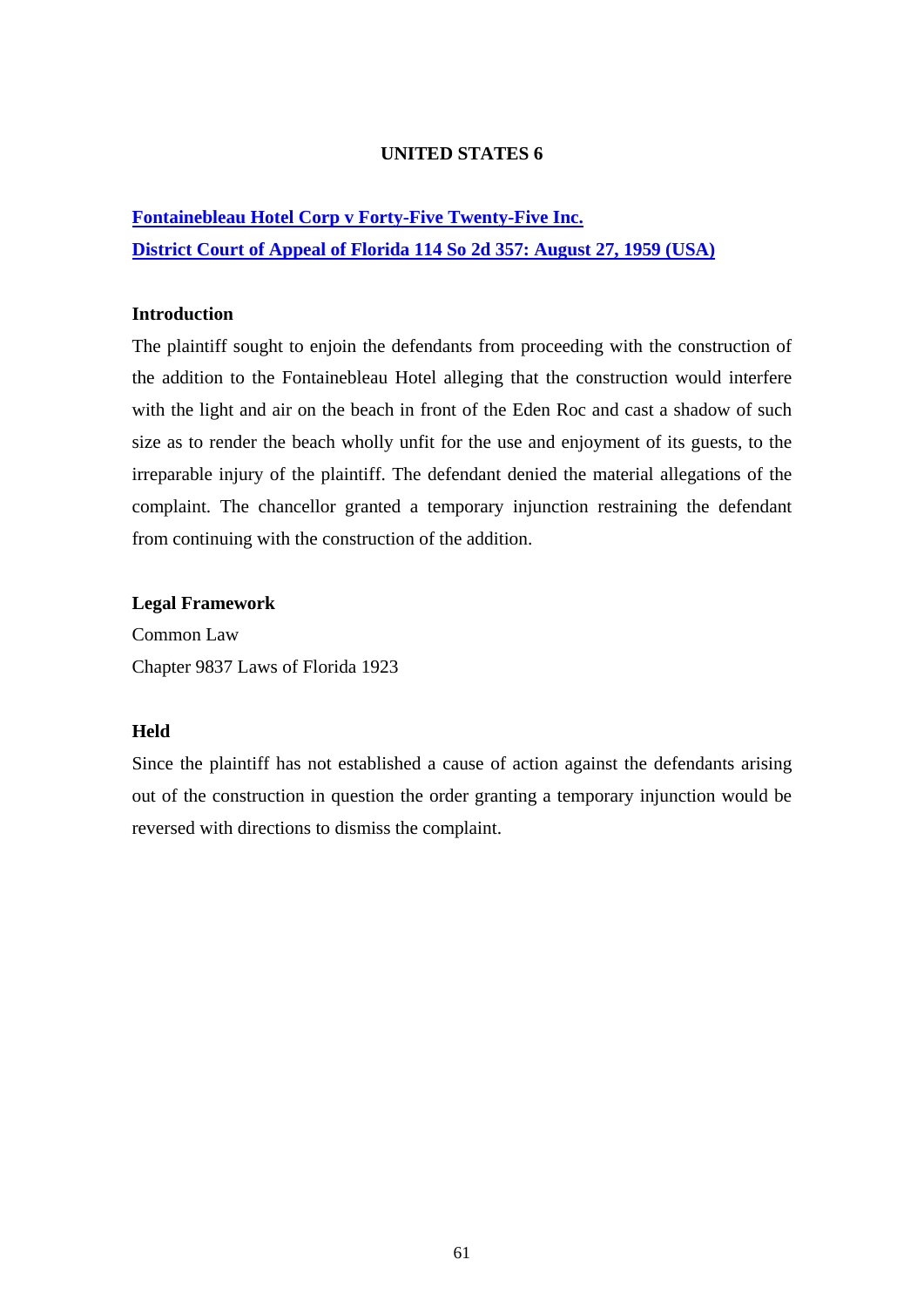## UNITED STATES 6

**Fontainebleau Hotel Corp v Forty-Five Twenty-Five Inc.**
**District Court of Appeal of Florida 114 So 2d 357: August 27, 1959 (USA)**

### Introduction

The plaintiff sought to enjoin the defendants from proceeding with the construction of the addition to the Fontainebleau Hotel alleging that the construction would interfere with the light and air on the beach in front of the Eden Roc and cast a shadow of such size as to render the beach wholly unfit for the use and enjoyment of its guests, to the irreparable injury of the plaintiff. The defendant denied the material allegations of the complaint. The chancellor granted a temporary injunction restraining the defendant from continuing with the construction of the addition.

### Legal Framework

Common Law
Chapter 9837 Laws of Florida 1923

### Held

Since the plaintiff has not established a cause of action against the defendants arising out of the construction in question the order granting a temporary injunction would be reversed with directions to dismiss the complaint.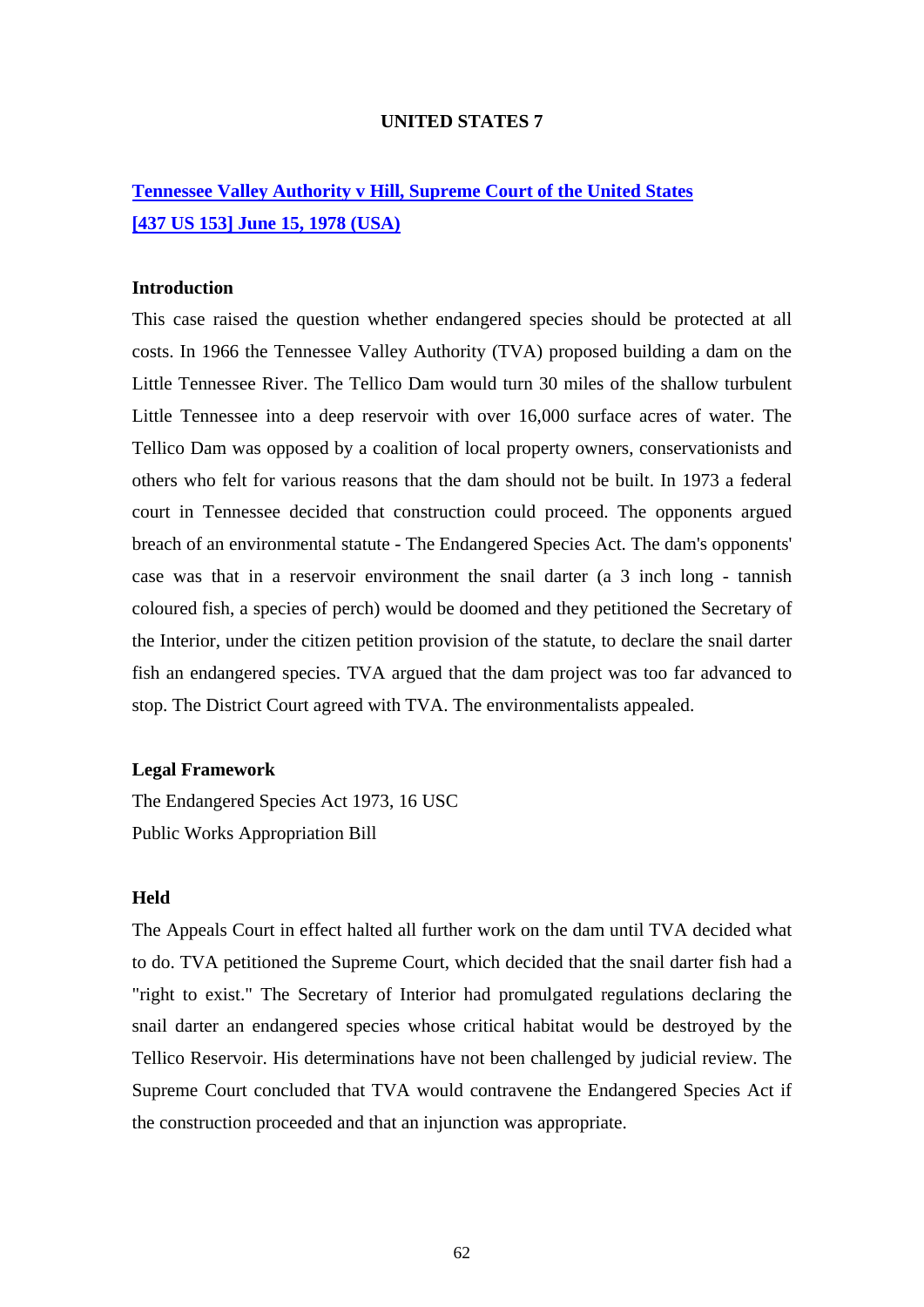## UNITED STATES 7

### [Tennessee Valley Authority v Hill, Supreme Court of the United States [437 US 153] June 15, 1978 (USA)]

**Introduction**

This case raised the question whether endangered species should be protected at all costs. In 1966 the Tennessee Valley Authority (TVA) proposed building a dam on the Little Tennessee River. The Tellico Dam would turn 30 miles of the shallow turbulent Little Tennessee into a deep reservoir with over 16,000 surface acres of water. The Tellico Dam was opposed by a coalition of local property owners, conservationists and others who felt for various reasons that the dam should not be built. In 1973 a federal court in Tennessee decided that construction could proceed. The opponents argued breach of an environmental statute - The Endangered Species Act. The dam's opponents' case was that in a reservoir environment the snail darter (a 3 inch long - tannish coloured fish, a species of perch) would be doomed and they petitioned the Secretary of the Interior, under the citizen petition provision of the statute, to declare the snail darter fish an endangered species. TVA argued that the dam project was too far advanced to stop. The District Court agreed with TVA. The environmentalists appealed.

**Legal Framework**

The Endangered Species Act 1973, 16 USC

Public Works Appropriation Bill

**Held**

The Appeals Court in effect halted all further work on the dam until TVA decided what to do. TVA petitioned the Supreme Court, which decided that the snail darter fish had a "right to exist." The Secretary of Interior had promulgated regulations declaring the snail darter an endangered species whose critical habitat would be destroyed by the Tellico Reservoir. His determinations have not been challenged by judicial review. The Supreme Court concluded that TVA would contravene the Endangered Species Act if the construction proceeded and that an injunction was appropriate.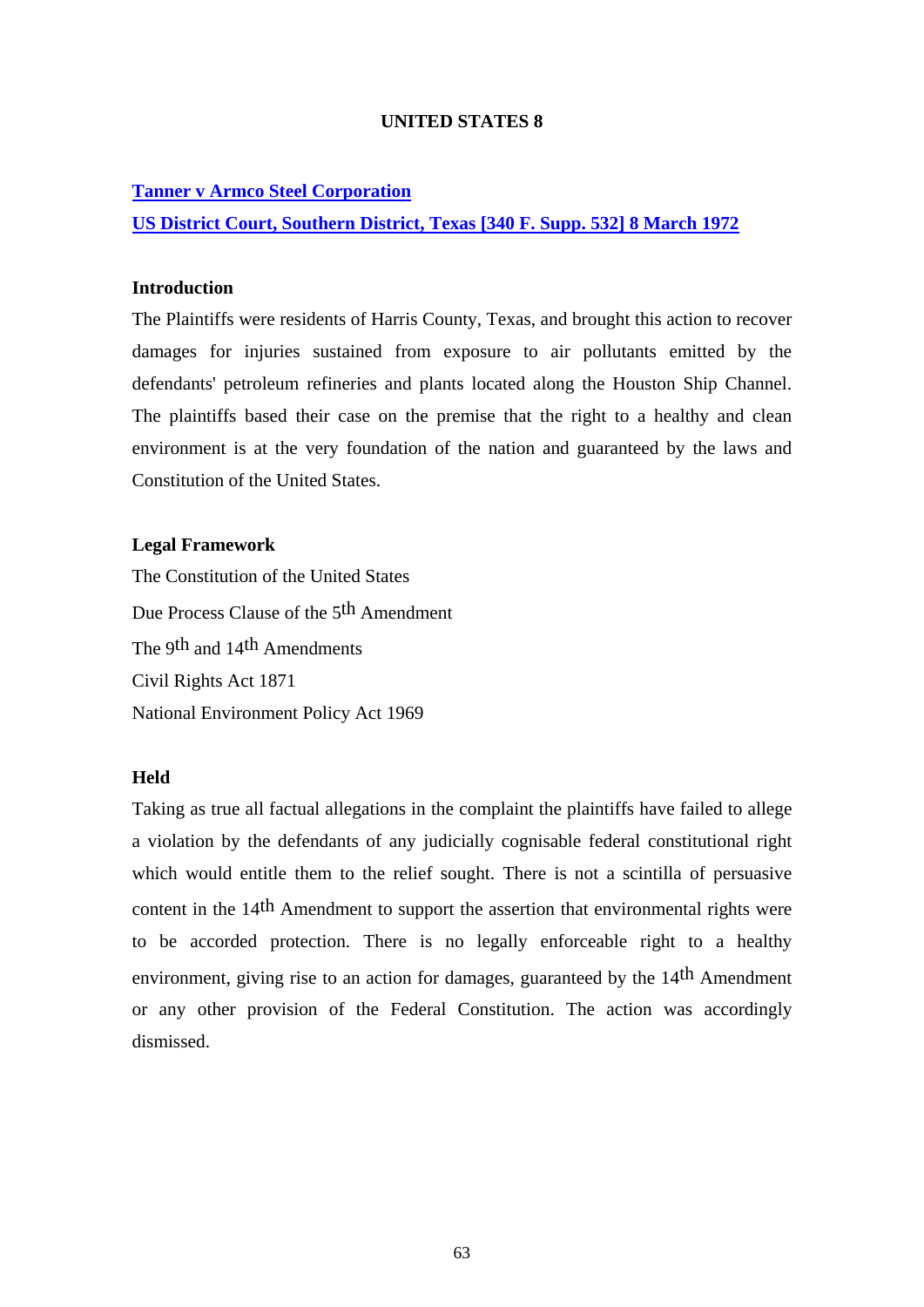## UNITED STATES 8

**Tanner v Armco Steel Corporation**

**US District Court, Southern District, Texas [340 F. Supp. 532] 8 March 1972**

### Introduction

The Plaintiffs were residents of Harris County, Texas, and brought this action to recover damages for injuries sustained from exposure to air pollutants emitted by the defendants' petroleum refineries and plants located along the Houston Ship Channel. The plaintiffs based their case on the premise that the right to a healthy and clean environment is at the very foundation of the nation and guaranteed by the laws and Constitution of the United States.

### Legal Framework

The Constitution of the United States

Due Process Clause of the 5th Amendment

The 9th and 14th Amendments

Civil Rights Act 1871

National Environment Policy Act 1969

### Held

Taking as true all factual allegations in the complaint the plaintiffs have failed to allege a violation by the defendants of any judicially cognisable federal constitutional right which would entitle them to the relief sought. There is not a scintilla of persuasive content in the 14th Amendment to support the assertion that environmental rights were to be accorded protection. There is no legally enforceable right to a healthy environment, giving rise to an action for damages, guaranteed by the 14th Amendment or any other provision of the Federal Constitution. The action was accordingly dismissed.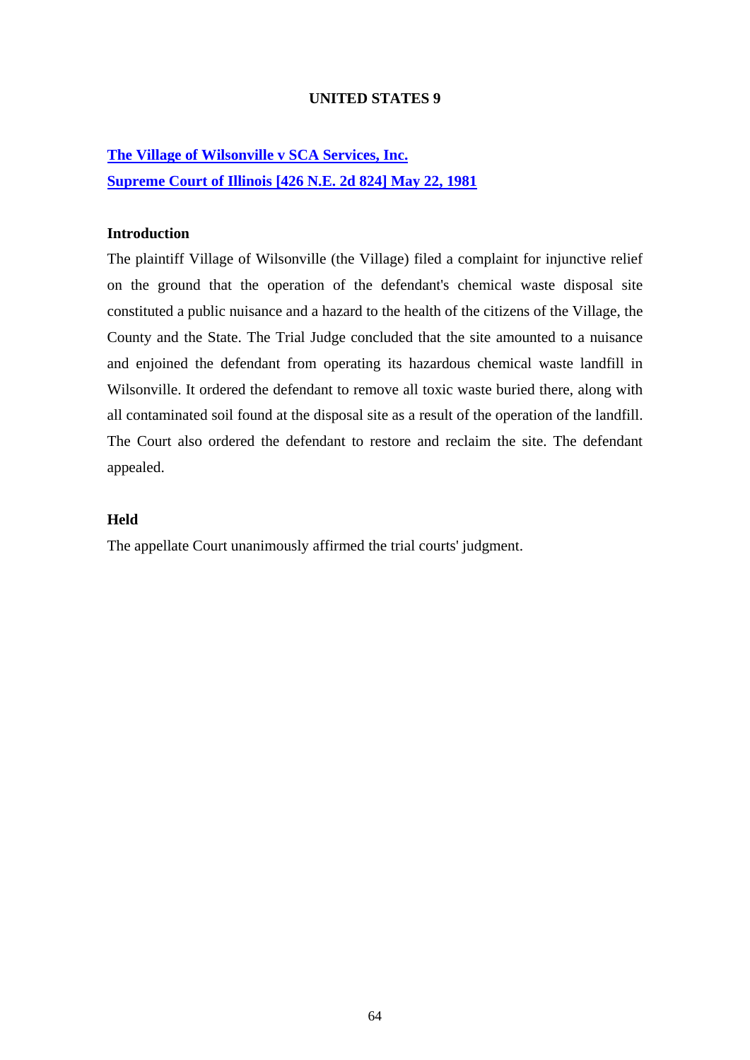## UNITED STATES 9

### The Village of Wilsonville v SCA Services, Inc.
### Supreme Court of Illinois [426 N.E. 2d 824] May 22, 1981

**Introduction**

The plaintiff Village of Wilsonville (the Village) filed a complaint for injunctive relief on the ground that the operation of the defendant's chemical waste disposal site constituted a public nuisance and a hazard to the health of the citizens of the Village, the County and the State. The Trial Judge concluded that the site amounted to a nuisance and enjoined the defendant from operating its hazardous chemical waste landfill in Wilsonville. It ordered the defendant to remove all toxic waste buried there, along with all contaminated soil found at the disposal site as a result of the operation of the landfill. The Court also ordered the defendant to restore and reclaim the site. The defendant appealed.

**Held**

The appellate Court unanimously affirmed the trial courts' judgment.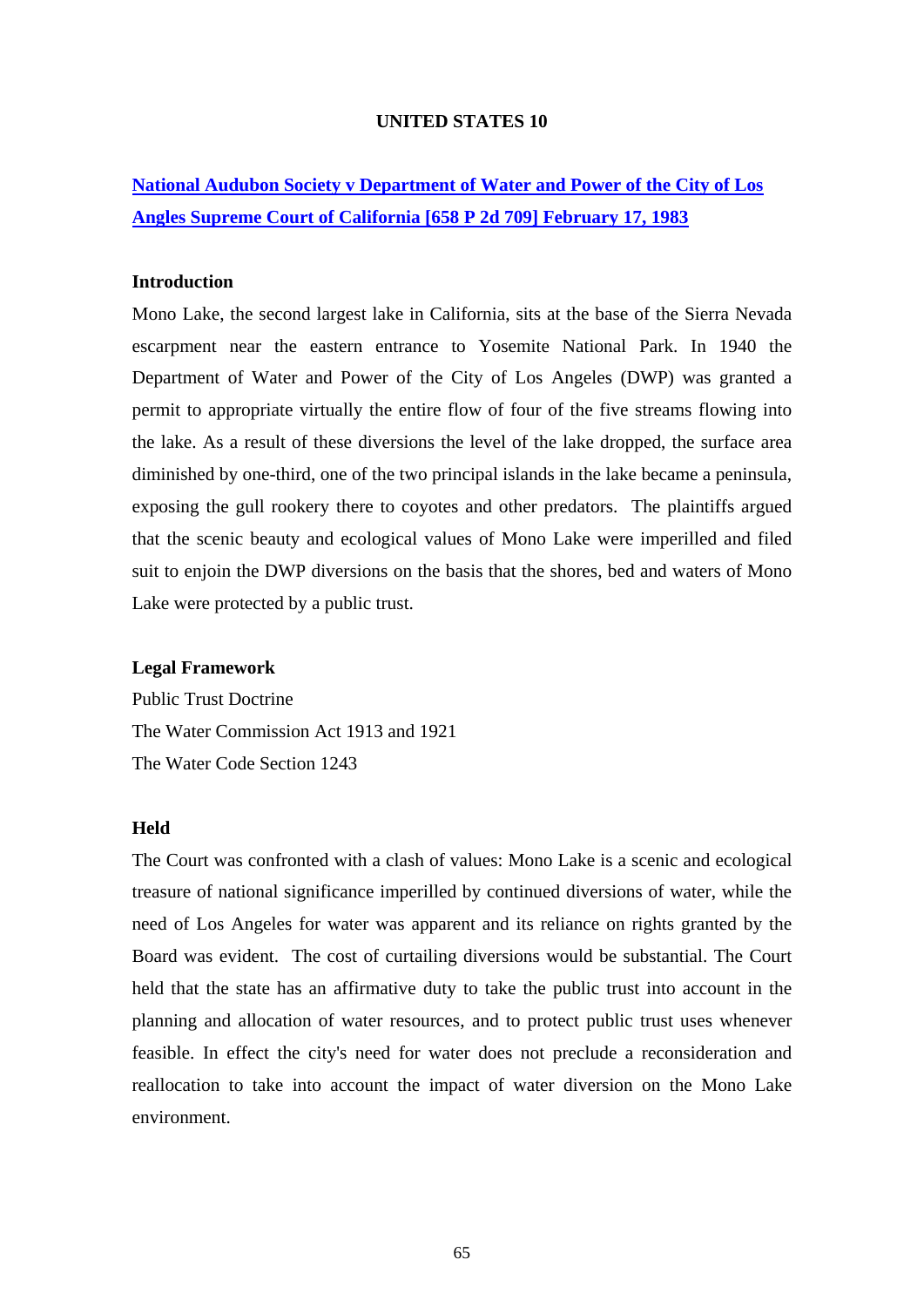## UNITED STATES 10

### **National Audubon Society v Department of Water and Power of the City of Los Angles Supreme Court of California [658 P 2d 709] February 17, 1983**

**Introduction**

Mono Lake, the second largest lake in California, sits at the base of the Sierra Nevada escarpment near the eastern entrance to Yosemite National Park. In 1940 the Department of Water and Power of the City of Los Angeles (DWP) was granted a permit to appropriate virtually the entire flow of four of the five streams flowing into the lake. As a result of these diversions the level of the lake dropped, the surface area diminished by one-third, one of the two principal islands in the lake became a peninsula, exposing the gull rookery there to coyotes and other predators. The plaintiffs argued that the scenic beauty and ecological values of Mono Lake were imperilled and filed suit to enjoin the DWP diversions on the basis that the shores, bed and waters of Mono Lake were protected by a public trust.

**Legal Framework**

Public Trust Doctrine
The Water Commission Act 1913 and 1921
The Water Code Section 1243

**Held**

The Court was confronted with a clash of values: Mono Lake is a scenic and ecological treasure of national significance imperilled by continued diversions of water, while the need of Los Angeles for water was apparent and its reliance on rights granted by the Board was evident. The cost of curtailing diversions would be substantial. The Court held that the state has an affirmative duty to take the public trust into account in the planning and allocation of water resources, and to protect public trust uses whenever feasible. In effect the city's need for water does not preclude a reconsideration and reallocation to take into account the impact of water diversion on the Mono Lake environment.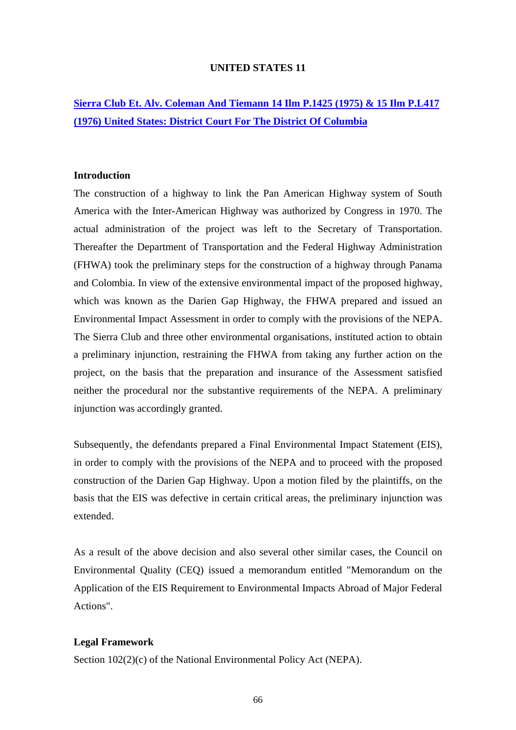## UNITED STATES 11

### [Sierra Club Et. Alv. Coleman And Tiemann 14 Ilm P.1425 (1975) & 15 Ilm P.L417 (1976) United States: District Court For The District Of Columbia]

**Introduction**

The construction of a highway to link the Pan American Highway system of South America with the Inter-American Highway was authorized by Congress in 1970. The actual administration of the project was left to the Secretary of Transportation. Thereafter the Department of Transportation and the Federal Highway Administration (FHWA) took the preliminary steps for the construction of a highway through Panama and Colombia. In view of the extensive environmental impact of the proposed highway, which was known as the Darien Gap Highway, the FHWA prepared and issued an Environmental Impact Assessment in order to comply with the provisions of the NEPA. The Sierra Club and three other environmental organisations, instituted action to obtain a preliminary injunction, restraining the FHWA from taking any further action on the project, on the basis that the preparation and insurance of the Assessment satisfied neither the procedural nor the substantive requirements of the NEPA. A preliminary injunction was accordingly granted.

Subsequently, the defendants prepared a Final Environmental Impact Statement (EIS), in order to comply with the provisions of the NEPA and to proceed with the proposed construction of the Darien Gap Highway. Upon a motion filed by the plaintiffs, on the basis that the EIS was defective in certain critical areas, the preliminary injunction was extended.

As a result of the above decision and also several other similar cases, the Council on Environmental Quality (CEQ) issued a memorandum entitled "Memorandum on the Application of the EIS Requirement to Environmental Impacts Abroad of Major Federal Actions".

**Legal Framework**

Section 102(2)(c) of the National Environmental Policy Act (NEPA).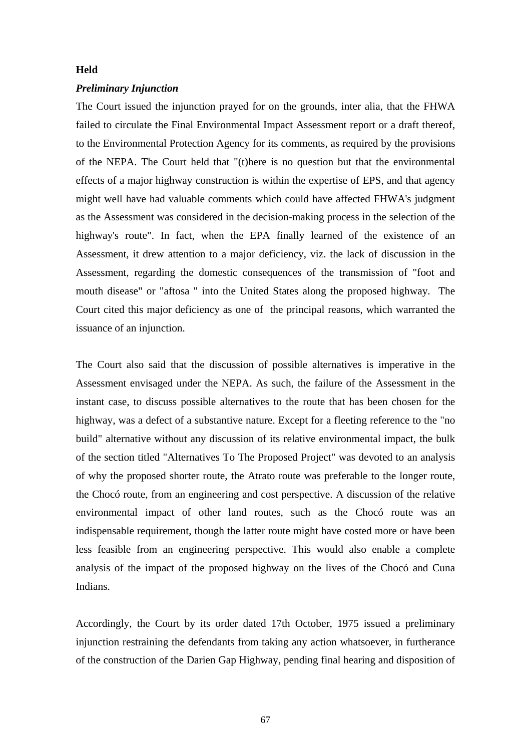**Held**

***Preliminary Injunction***

The Court issued the injunction prayed for on the grounds, inter alia, that the FHWA failed to circulate the Final Environmental Impact Assessment report or a draft thereof, to the Environmental Protection Agency for its comments, as required by the provisions of the NEPA. The Court held that "(t)here is no question but that the environmental effects of a major highway construction is within the expertise of EPS, and that agency might well have had valuable comments which could have affected FHWA's judgment as the Assessment was considered in the decision-making process in the selection of the highway's route". In fact, when the EPA finally learned of the existence of an Assessment, it drew attention to a major deficiency, viz. the lack of discussion in the Assessment, regarding the domestic consequences of the transmission of "foot and mouth disease" or "aftosa " into the United States along the proposed highway. The Court cited this major deficiency as one of the principal reasons, which warranted the issuance of an injunction.

The Court also said that the discussion of possible alternatives is imperative in the Assessment envisaged under the NEPA. As such, the failure of the Assessment in the instant case, to discuss possible alternatives to the route that has been chosen for the highway, was a defect of a substantive nature. Except for a fleeting reference to the "no build" alternative without any discussion of its relative environmental impact, the bulk of the section titled "Alternatives To The Proposed Project" was devoted to an analysis of why the proposed shorter route, the Atrato route was preferable to the longer route, the Chocó route, from an engineering and cost perspective. A discussion of the relative environmental impact of other land routes, such as the Chocó route was an indispensable requirement, though the latter route might have costed more or have been less feasible from an engineering perspective. This would also enable a complete analysis of the impact of the proposed highway on the lives of the Chocó and Cuna Indians.

Accordingly, the Court by its order dated 17th October, 1975 issued a preliminary injunction restraining the defendants from taking any action whatsoever, in furtherance of the construction of the Darien Gap Highway, pending final hearing and disposition of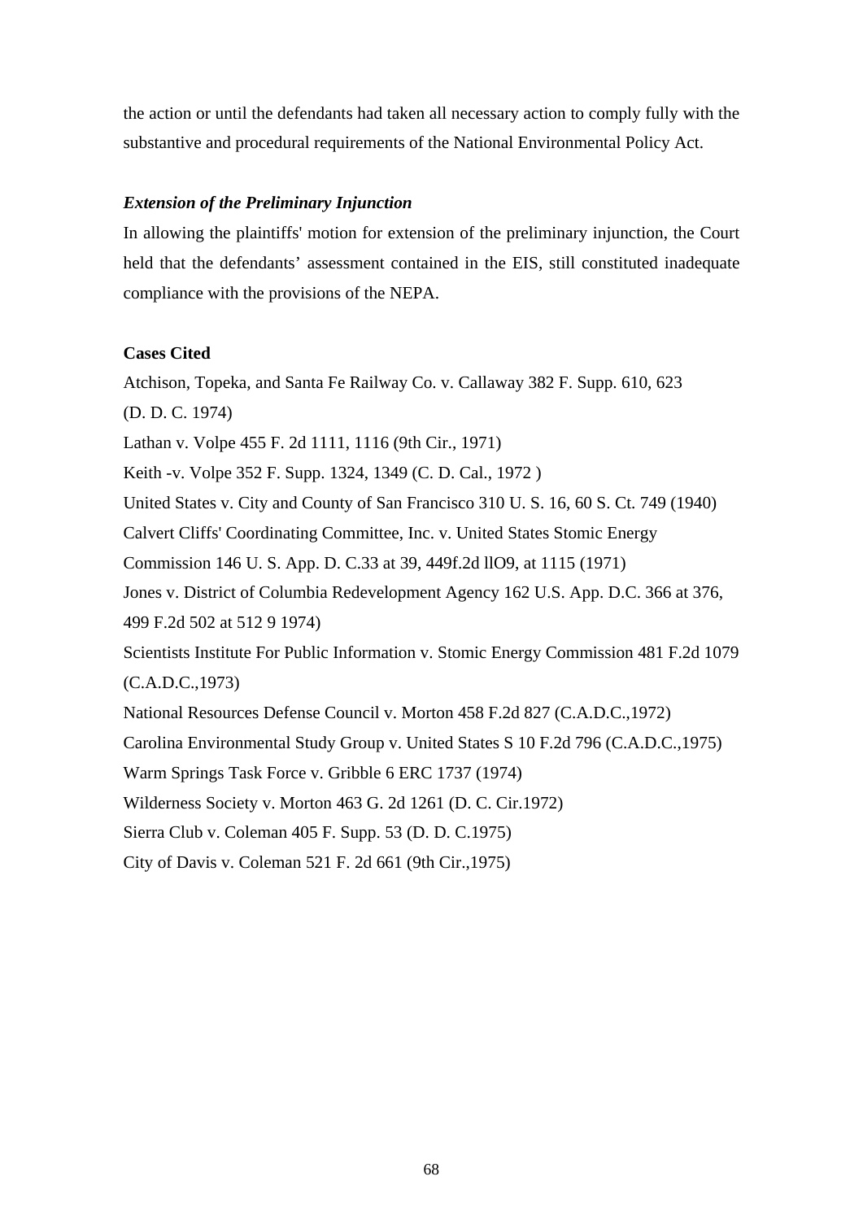the action or until the defendants had taken all necessary action to comply fully with the substantive and procedural requirements of the National Environmental Policy Act.

***Extension of the Preliminary Injunction***

In allowing the plaintiffs' motion for extension of the preliminary injunction, the Court held that the defendants' assessment contained in the EIS, still constituted inadequate compliance with the provisions of the NEPA.

**Cases Cited**

Atchison, Topeka, and Santa Fe Railway Co. v. Callaway 382 F. Supp. 610, 623 (D. D. C. 1974)

Lathan v. Volpe 455 F. 2d 1111, 1116 (9th Cir., 1971)

Keith -v. Volpe 352 F. Supp. 1324, 1349 (C. D. Cal., 1972 )

United States v. City and County of San Francisco 310 U. S. 16, 60 S. Ct. 749 (1940)

Calvert Cliffs' Coordinating Committee, Inc. v. United States Stomic Energy Commission 146 U. S. App. D. C.33 at 39, 449f.2d llO9, at 1115 (1971)

Jones v. District of Columbia Redevelopment Agency 162 U.S. App. D.C. 366 at 376, 499 F.2d 502 at 512 9 1974)

Scientists Institute For Public Information v. Stomic Energy Commission 481 F.2d 1079 (C.A.D.C.,1973)

National Resources Defense Council v. Morton 458 F.2d 827 (C.A.D.C.,1972)

Carolina Environmental Study Group v. United States S 10 F.2d 796 (C.A.D.C.,1975)

Warm Springs Task Force v. Gribble 6 ERC 1737 (1974)

Wilderness Society v. Morton 463 G. 2d 1261 (D. C. Cir.1972)

Sierra Club v. Coleman 405 F. Supp. 53 (D. D. C.1975)

City of Davis v. Coleman 521 F. 2d 661 (9th Cir.,1975)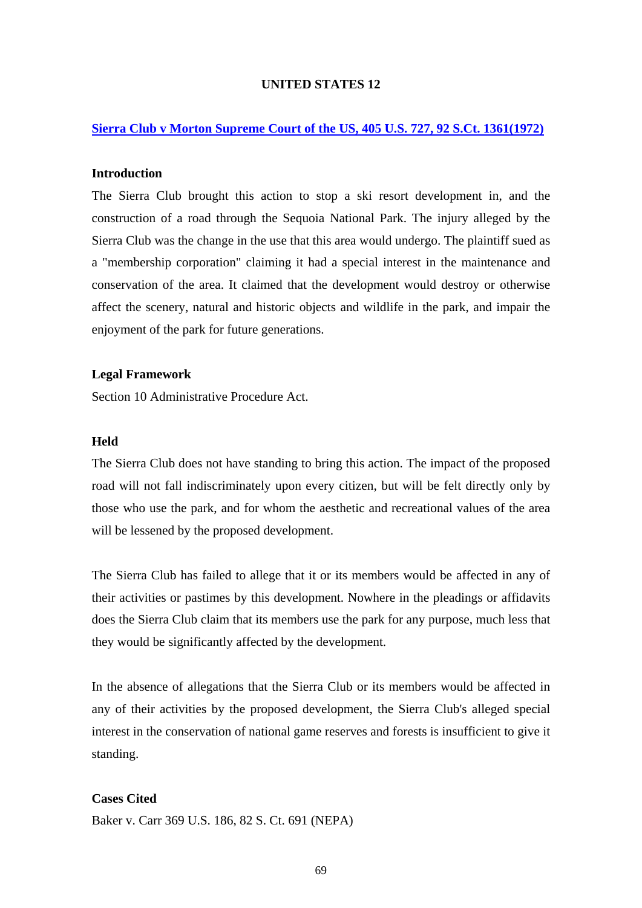## UNITED STATES 12

### [Sierra Club v Morton Supreme Court of the US, 405 U.S. 727, 92 S.Ct. 1361(1972)]

**Introduction**

The Sierra Club brought this action to stop a ski resort development in, and the construction of a road through the Sequoia National Park. The injury alleged by the Sierra Club was the change in the use that this area would undergo. The plaintiff sued as a "membership corporation" claiming it had a special interest in the maintenance and conservation of the area. It claimed that the development would destroy or otherwise affect the scenery, natural and historic objects and wildlife in the park, and impair the enjoyment of the park for future generations.

**Legal Framework**

Section 10 Administrative Procedure Act.

**Held**

The Sierra Club does not have standing to bring this action. The impact of the proposed road will not fall indiscriminately upon every citizen, but will be felt directly only by those who use the park, and for whom the aesthetic and recreational values of the area will be lessened by the proposed development.

The Sierra Club has failed to allege that it or its members would be affected in any of their activities or pastimes by this development. Nowhere in the pleadings or affidavits does the Sierra Club claim that its members use the park for any purpose, much less that they would be significantly affected by the development.

In the absence of allegations that the Sierra Club or its members would be affected in any of their activities by the proposed development, the Sierra Club's alleged special interest in the conservation of national game reserves and forests is insufficient to give it standing.

**Cases Cited**

Baker v. Carr 369 U.S. 186, 82 S. Ct. 691 (NEPA)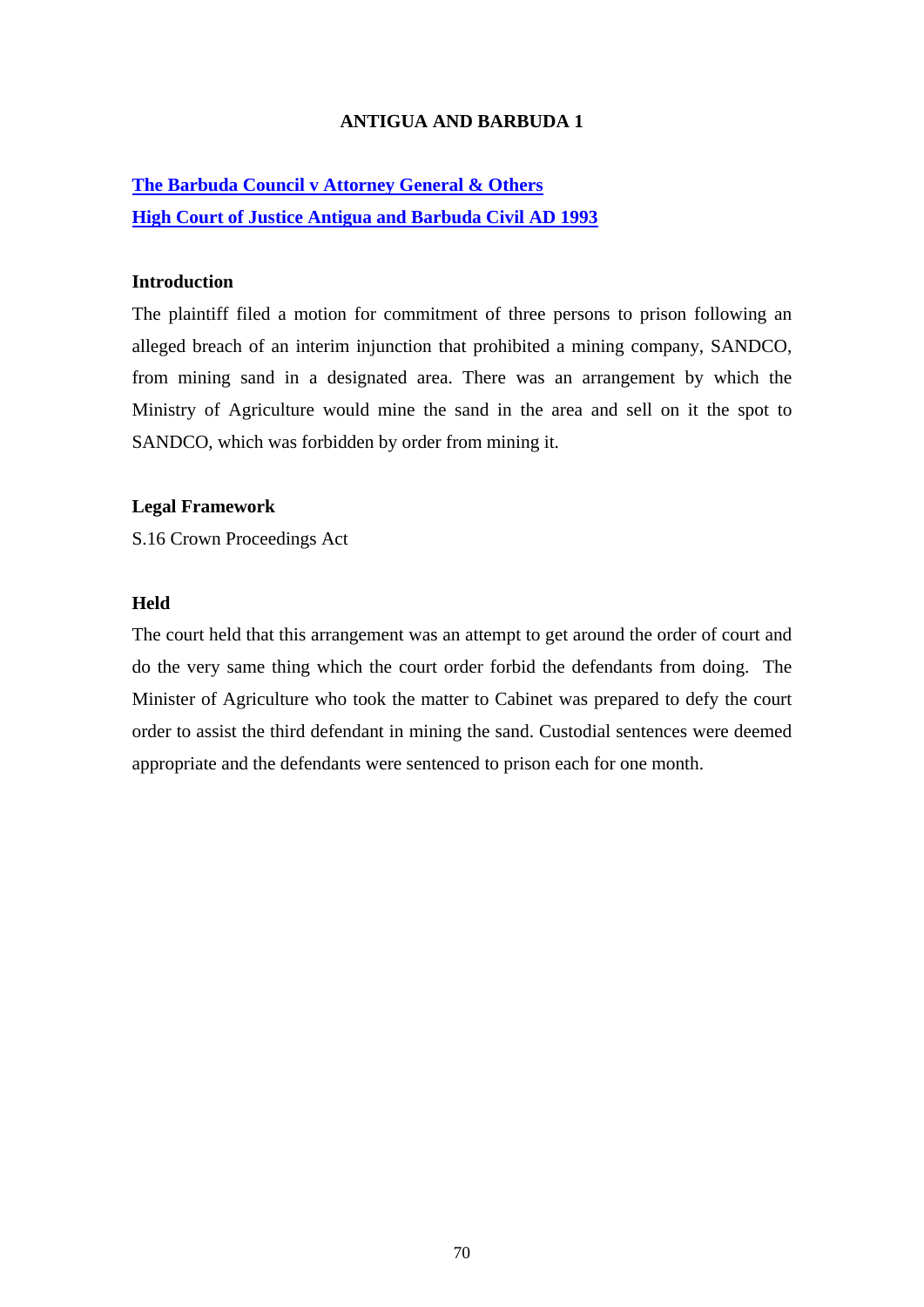## ANTIGUA AND BARBUDA 1

**The Barbuda Council v Attorney General & Others**
**High Court of Justice Antigua and Barbuda Civil AD 1993**

### Introduction

The plaintiff filed a motion for commitment of three persons to prison following an alleged breach of an interim injunction that prohibited a mining company, SANDCO, from mining sand in a designated area. There was an arrangement by which the Ministry of Agriculture would mine the sand in the area and sell on it the spot to SANDCO, which was forbidden by order from mining it.

### Legal Framework

S.16 Crown Proceedings Act

### Held

The court held that this arrangement was an attempt to get around the order of court and do the very same thing which the court order forbid the defendants from doing. The Minister of Agriculture who took the matter to Cabinet was prepared to defy the court order to assist the third defendant in mining the sand. Custodial sentences were deemed appropriate and the defendants were sentenced to prison each for one month.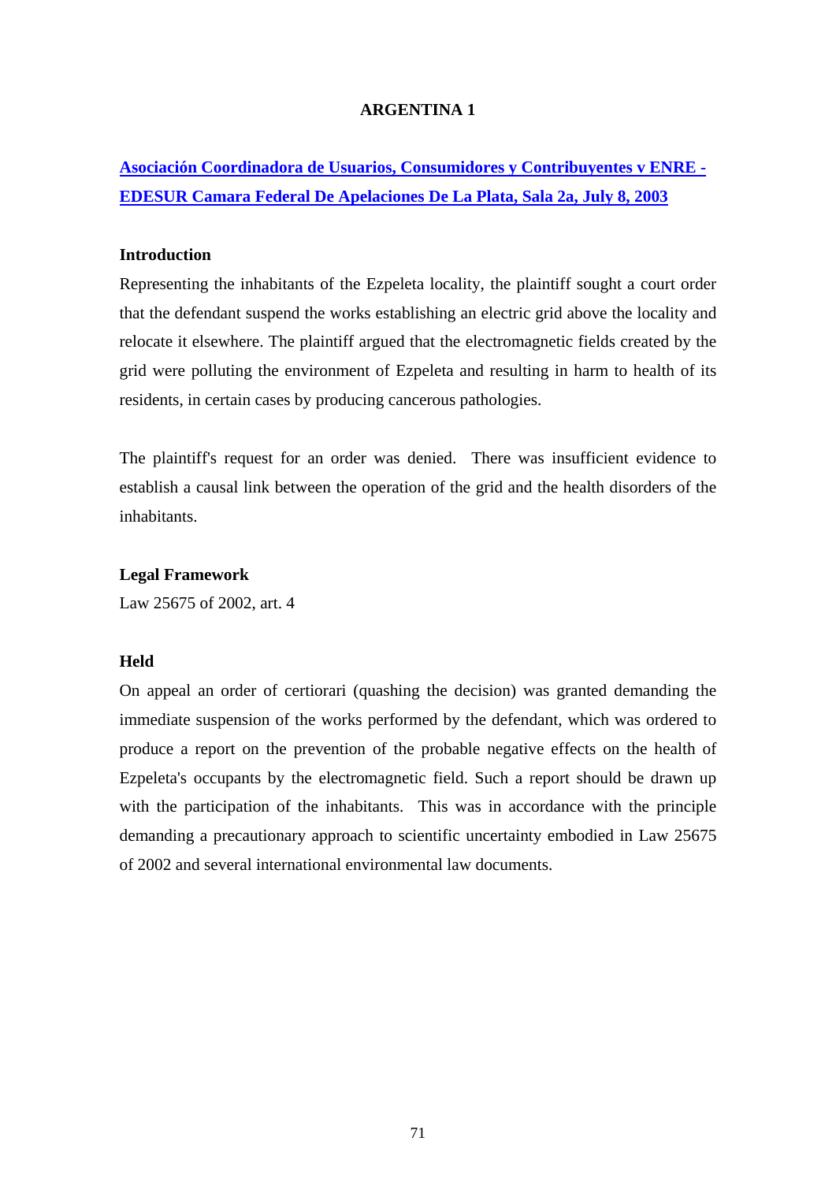# ARGENTINA 1

**Asociación Coordinadora de Usuarios, Consumidores y Contribuyentes v ENRE - EDESUR Camara Federal De Apelaciones De La Plata, Sala 2a, July 8, 2003**

### Introduction

Representing the inhabitants of the Ezpeleta locality, the plaintiff sought a court order that the defendant suspend the works establishing an electric grid above the locality and relocate it elsewhere. The plaintiff argued that the electromagnetic fields created by the grid were polluting the environment of Ezpeleta and resulting in harm to health of its residents, in certain cases by producing cancerous pathologies.

The plaintiff's request for an order was denied. There was insufficient evidence to establish a causal link between the operation of the grid and the health disorders of the inhabitants.

### Legal Framework

Law 25675 of 2002, art. 4

### Held

On appeal an order of certiorari (quashing the decision) was granted demanding the immediate suspension of the works performed by the defendant, which was ordered to produce a report on the prevention of the probable negative effects on the health of Ezpeleta's occupants by the electromagnetic field. Such a report should be drawn up with the participation of the inhabitants. This was in accordance with the principle demanding a precautionary approach to scientific uncertainty embodied in Law 25675 of 2002 and several international environmental law documents.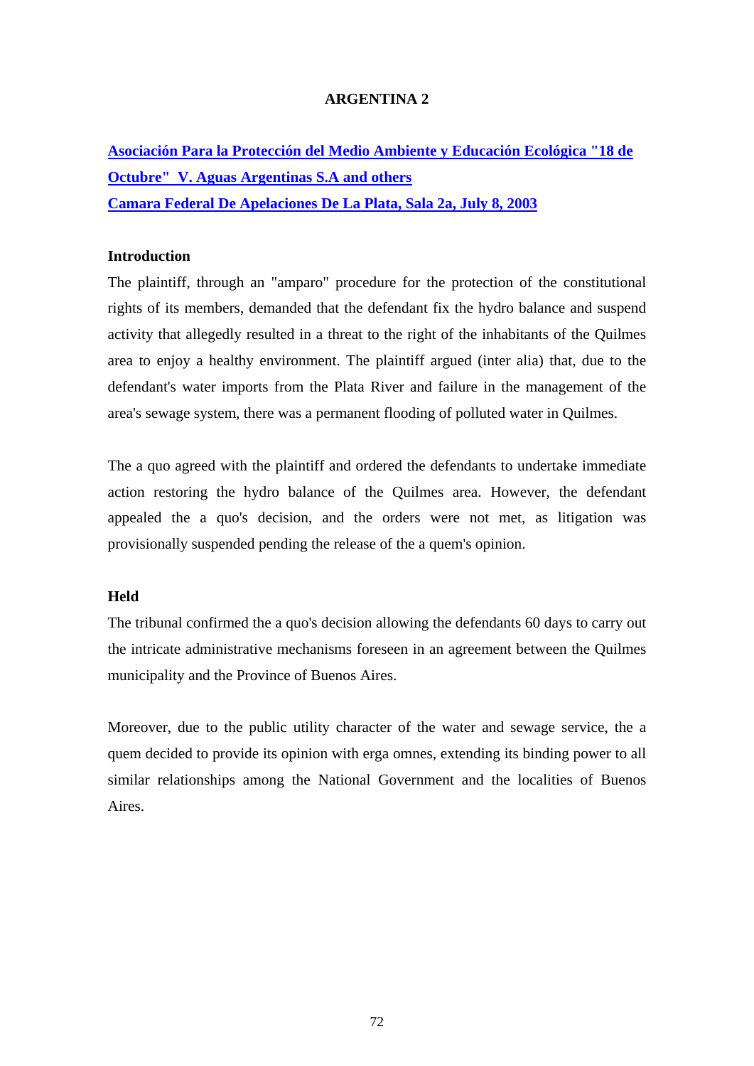## ARGENTINA 2

**Asociación Para la Protección del Medio Ambiente y Educación Ecológica "18 de Octubre" V. Aguas Argentinas S.A and others**
**Camara Federal De Apelaciones De La Plata, Sala 2a, July 8, 2003**

### Introduction

The plaintiff, through an "amparo" procedure for the protection of the constitutional rights of its members, demanded that the defendant fix the hydro balance and suspend activity that allegedly resulted in a threat to the right of the inhabitants of the Quilmes area to enjoy a healthy environment. The plaintiff argued (inter alia) that, due to the defendant's water imports from the Plata River and failure in the management of the area's sewage system, there was a permanent flooding of polluted water in Quilmes.

The a quo agreed with the plaintiff and ordered the defendants to undertake immediate action restoring the hydro balance of the Quilmes area. However, the defendant appealed the a quo's decision, and the orders were not met, as litigation was provisionally suspended pending the release of the a quem's opinion.

### Held

The tribunal confirmed the a quo's decision allowing the defendants 60 days to carry out the intricate administrative mechanisms foreseen in an agreement between the Quilmes municipality and the Province of Buenos Aires.

Moreover, due to the public utility character of the water and sewage service, the a quem decided to provide its opinion with erga omnes, extending its binding power to all similar relationships among the National Government and the localities of Buenos Aires.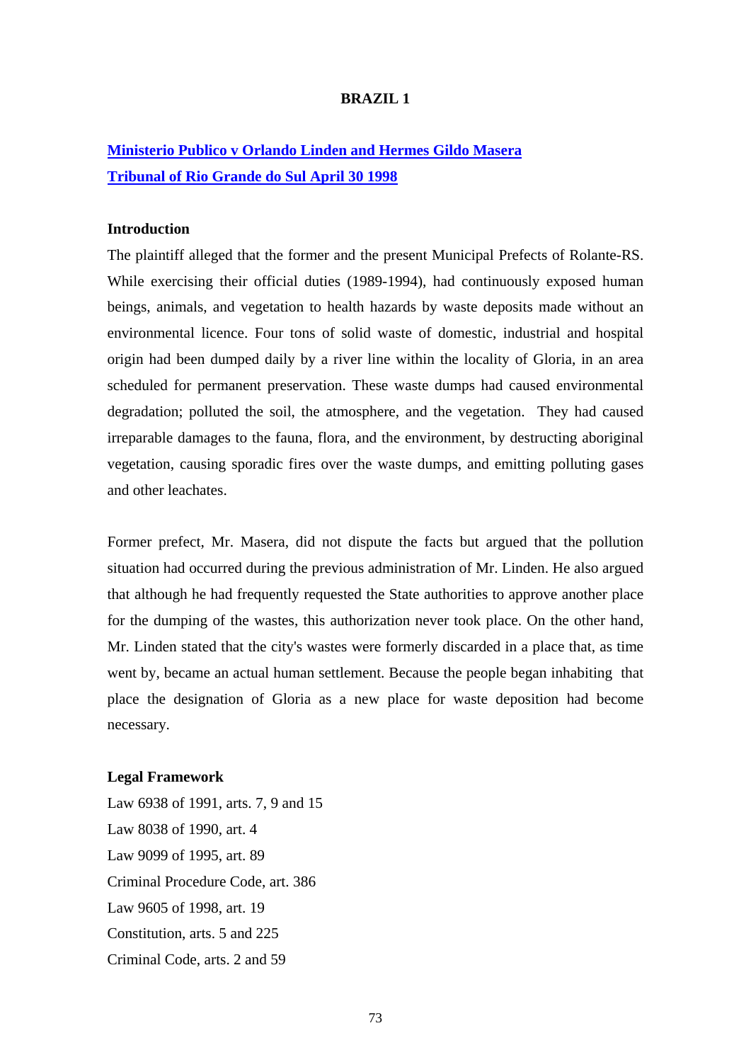# BRAZIL 1

## Ministerio Publico v Orlando Linden and Hermes Gildo Masera
## Tribunal of Rio Grande do Sul April 30 1998

### Introduction

The plaintiff alleged that the former and the present Municipal Prefects of Rolante-RS. While exercising their official duties (1989-1994), had continuously exposed human beings, animals, and vegetation to health hazards by waste deposits made without an environmental licence. Four tons of solid waste of domestic, industrial and hospital origin had been dumped daily by a river line within the locality of Gloria, in an area scheduled for permanent preservation. These waste dumps had caused environmental degradation; polluted the soil, the atmosphere, and the vegetation. They had caused irreparable damages to the fauna, flora, and the environment, by destructing aboriginal vegetation, causing sporadic fires over the waste dumps, and emitting polluting gases and other leachates.

Former prefect, Mr. Masera, did not dispute the facts but argued that the pollution situation had occurred during the previous administration of Mr. Linden. He also argued that although he had frequently requested the State authorities to approve another place for the dumping of the wastes, this authorization never took place. On the other hand, Mr. Linden stated that the city's wastes were formerly discarded in a place that, as time went by, became an actual human settlement. Because the people began inhabiting that place the designation of Gloria as a new place for waste deposition had become necessary.

### Legal Framework

Law 6938 of 1991, arts. 7, 9 and 15
Law 8038 of 1990, art. 4
Law 9099 of 1995, art. 89
Criminal Procedure Code, art. 386
Law 9605 of 1998, art. 19
Constitution, arts. 5 and 225
Criminal Code, arts. 2 and 59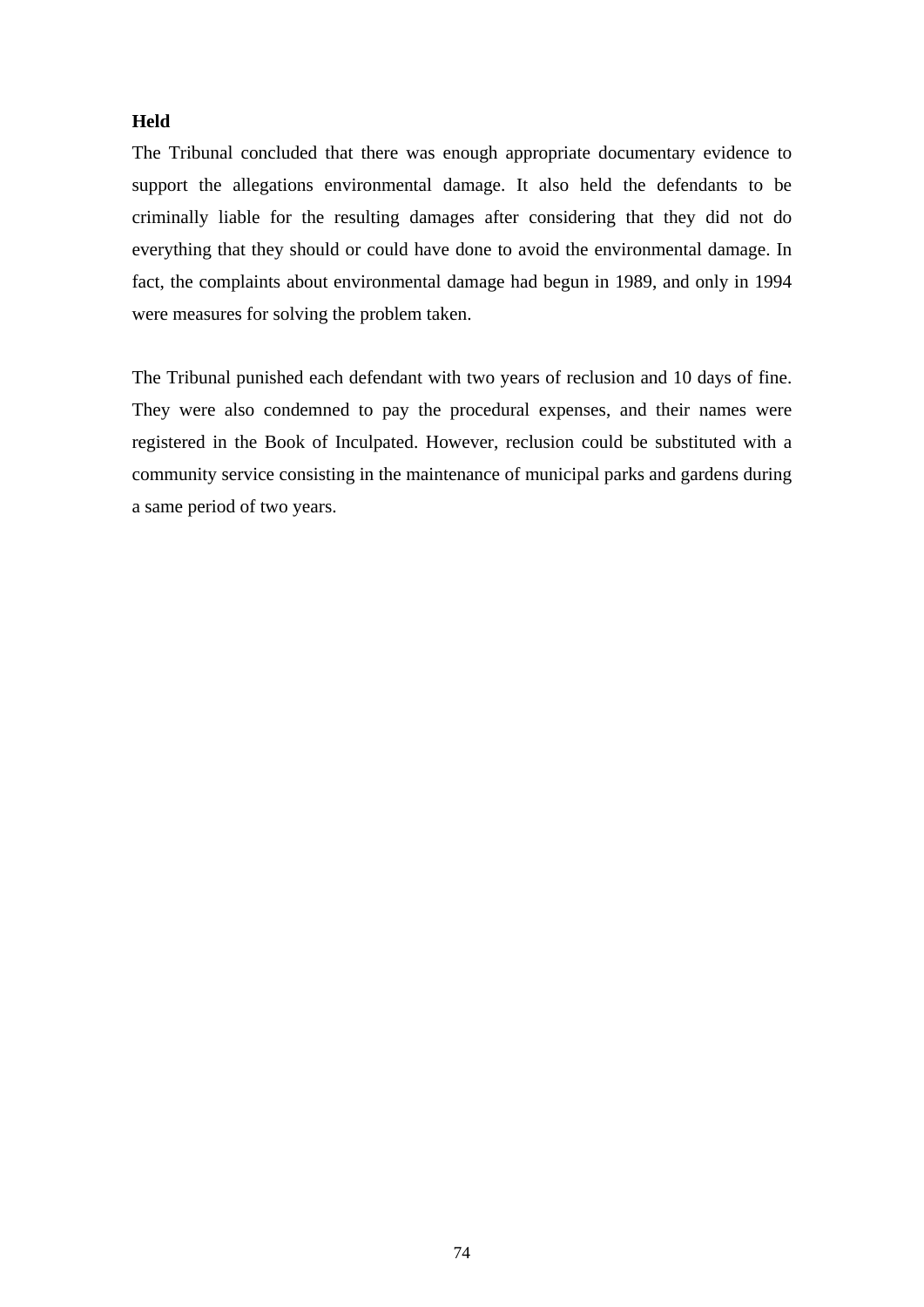**Held**

The Tribunal concluded that there was enough appropriate documentary evidence to support the allegations environmental damage. It also held the defendants to be criminally liable for the resulting damages after considering that they did not do everything that they should or could have done to avoid the environmental damage. In fact, the complaints about environmental damage had begun in 1989, and only in 1994 were measures for solving the problem taken.

The Tribunal punished each defendant with two years of reclusion and 10 days of fine. They were also condemned to pay the procedural expenses, and their names were registered in the Book of Inculpated. However, reclusion could be substituted with a community service consisting in the maintenance of municipal parks and gardens during a same period of two years.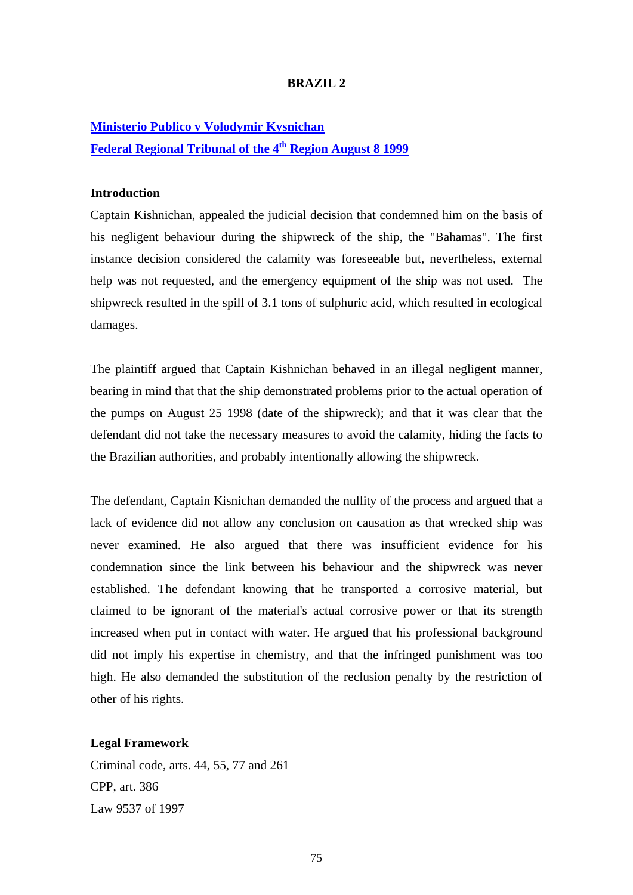# BRAZIL 2

**Ministerio Publico v Volodymir Kysnichan**
**Federal Regional Tribunal of the 4th Region August 8 1999**

### Introduction

Captain Kishnichan, appealed the judicial decision that condemned him on the basis of his negligent behaviour during the shipwreck of the ship, the "Bahamas". The first instance decision considered the calamity was foreseeable but, nevertheless, external help was not requested, and the emergency equipment of the ship was not used. The shipwreck resulted in the spill of 3.1 tons of sulphuric acid, which resulted in ecological damages.

The plaintiff argued that Captain Kishnichan behaved in an illegal negligent manner, bearing in mind that that the ship demonstrated problems prior to the actual operation of the pumps on August 25 1998 (date of the shipwreck); and that it was clear that the defendant did not take the necessary measures to avoid the calamity, hiding the facts to the Brazilian authorities, and probably intentionally allowing the shipwreck.

The defendant, Captain Kisnichan demanded the nullity of the process and argued that a lack of evidence did not allow any conclusion on causation as that wrecked ship was never examined. He also argued that there was insufficient evidence for his condemnation since the link between his behaviour and the shipwreck was never established. The defendant knowing that he transported a corrosive material, but claimed to be ignorant of the material's actual corrosive power or that its strength increased when put in contact with water. He argued that his professional background did not imply his expertise in chemistry, and that the infringed punishment was too high. He also demanded the substitution of the reclusion penalty by the restriction of other of his rights.

### Legal Framework

Criminal code, arts. 44, 55, 77 and 261
CPP, art. 386
Law 9537 of 1997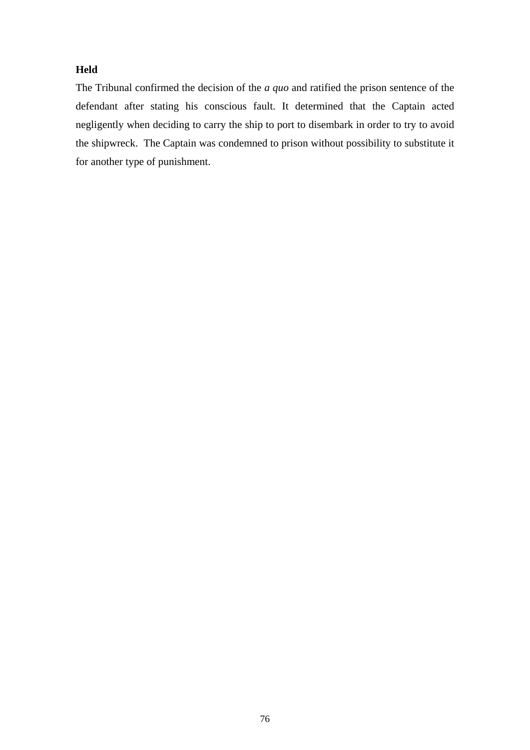**Held**

The Tribunal confirmed the decision of the *a quo* and ratified the prison sentence of the defendant after stating his conscious fault. It determined that the Captain acted negligently when deciding to carry the ship to port to disembark in order to try to avoid the shipwreck.  The Captain was condemned to prison without possibility to substitute it for another type of punishment.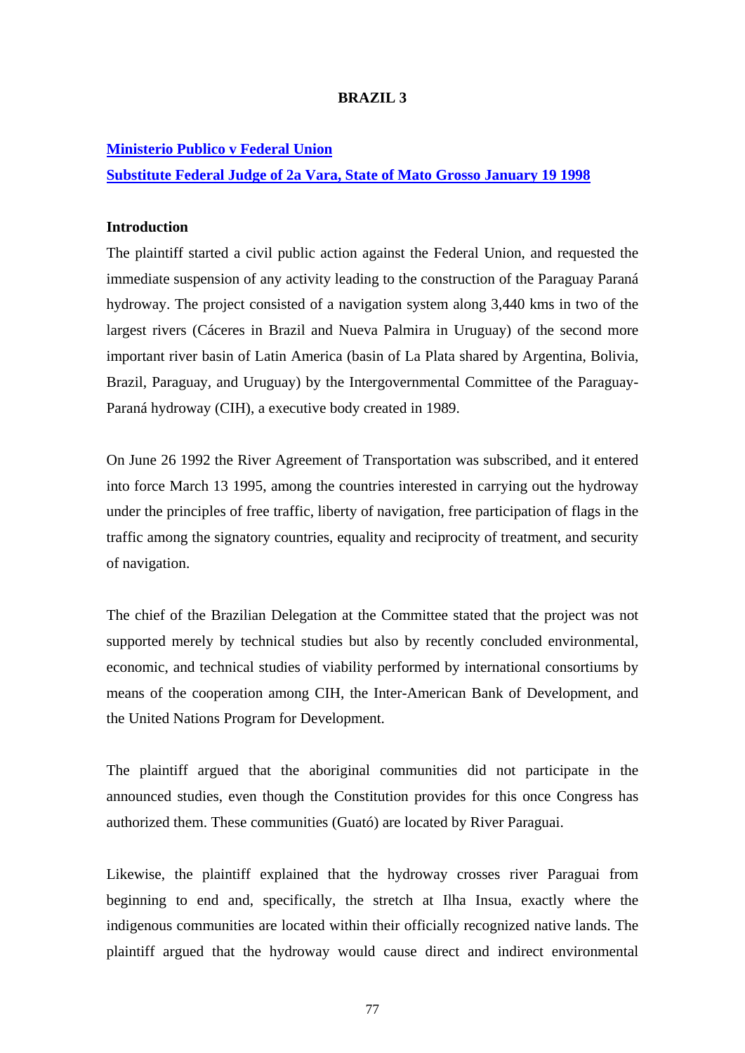# BRAZIL 3

**Ministerio Publico v Federal Union**

**Substitute Federal Judge of 2a Vara, State of Mato Grosso January 19 1998**

**Introduction**

The plaintiff started a civil public action against the Federal Union, and requested the immediate suspension of any activity leading to the construction of the Paraguay Paraná hydroway. The project consisted of a navigation system along 3,440 kms in two of the largest rivers (Cáceres in Brazil and Nueva Palmira in Uruguay) of the second more important river basin of Latin America (basin of La Plata shared by Argentina, Bolivia, Brazil, Paraguay, and Uruguay) by the Intergovernmental Committee of the Paraguay-Paraná hydroway (CIH), a executive body created in 1989.

On June 26 1992 the River Agreement of Transportation was subscribed, and it entered into force March 13 1995, among the countries interested in carrying out the hydroway under the principles of free traffic, liberty of navigation, free participation of flags in the traffic among the signatory countries, equality and reciprocity of treatment, and security of navigation.

The chief of the Brazilian Delegation at the Committee stated that the project was not supported merely by technical studies but also by recently concluded environmental, economic, and technical studies of viability performed by international consortiums by means of the cooperation among CIH, the Inter-American Bank of Development, and the United Nations Program for Development.

The plaintiff argued that the aboriginal communities did not participate in the announced studies, even though the Constitution provides for this once Congress has authorized them. These communities (Guató) are located by River Paraguai.

Likewise, the plaintiff explained that the hydroway crosses river Paraguai from beginning to end and, specifically, the stretch at Ilha Insua, exactly where the indigenous communities are located within their officially recognized native lands. The plaintiff argued that the hydroway would cause direct and indirect environmental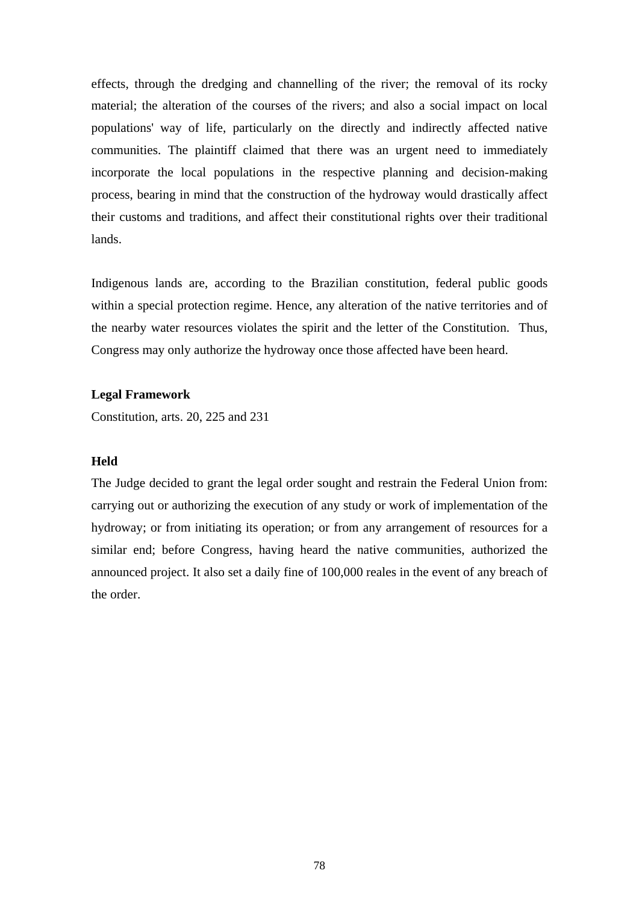effects, through the dredging and channelling of the river; the removal of its rocky material; the alteration of the courses of the rivers; and also a social impact on local populations' way of life, particularly on the directly and indirectly affected native communities. The plaintiff claimed that there was an urgent need to immediately incorporate the local populations in the respective planning and decision-making process, bearing in mind that the construction of the hydroway would drastically affect their customs and traditions, and affect their constitutional rights over their traditional lands.

Indigenous lands are, according to the Brazilian constitution, federal public goods within a special protection regime. Hence, any alteration of the native territories and of the nearby water resources violates the spirit and the letter of the Constitution. Thus, Congress may only authorize the hydroway once those affected have been heard.

**Legal Framework**

Constitution, arts. 20, 225 and 231

**Held**

The Judge decided to grant the legal order sought and restrain the Federal Union from: carrying out or authorizing the execution of any study or work of implementation of the hydroway; or from initiating its operation; or from any arrangement of resources for a similar end; before Congress, having heard the native communities, authorized the announced project. It also set a daily fine of 100,000 reales in the event of any breach of the order.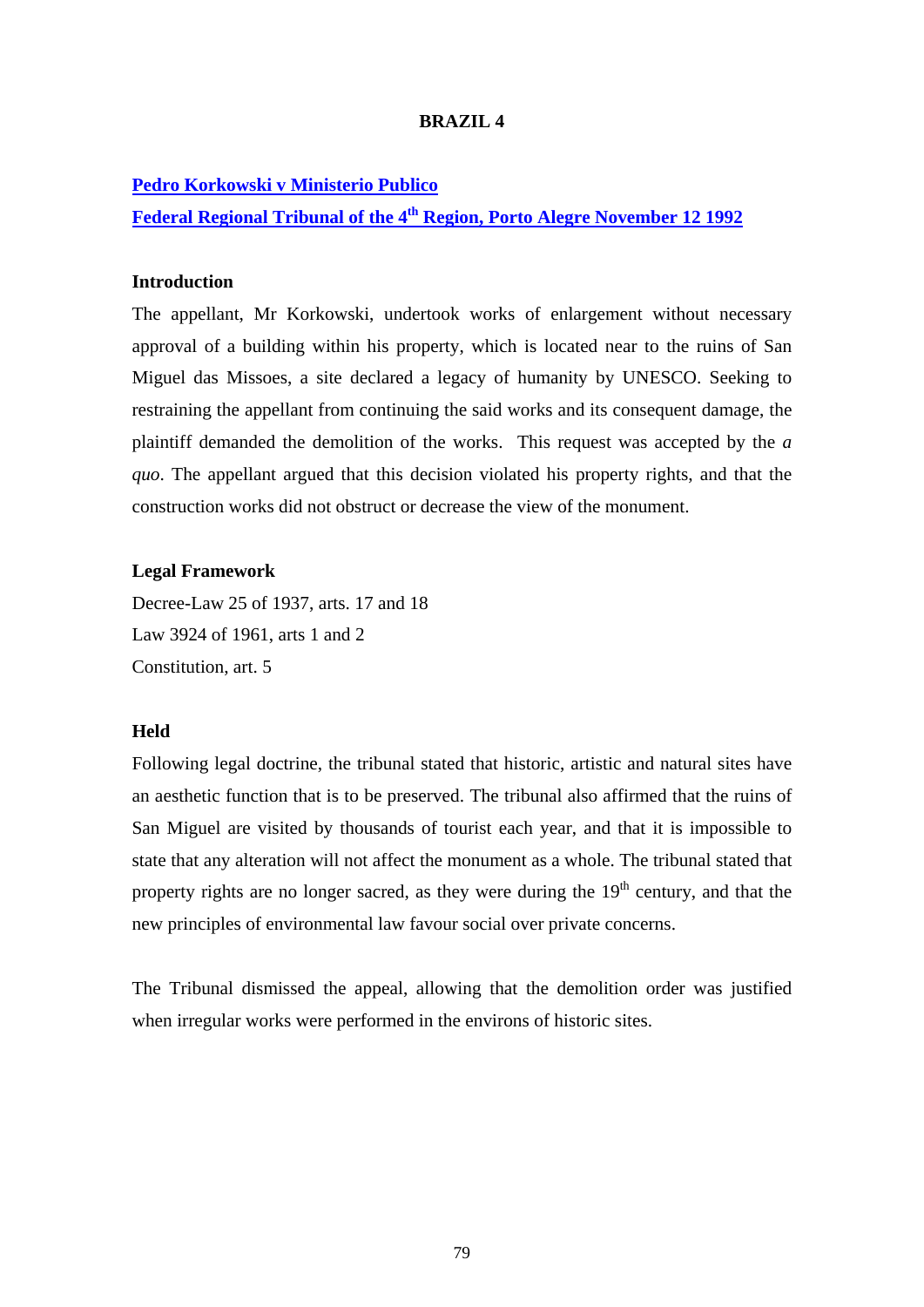# BRAZIL 4

**Pedro Korkowski v Ministerio Publico**

**Federal Regional Tribunal of the 4th Region, Porto Alegre November 12 1992**

### Introduction

The appellant, Mr Korkowski, undertook works of enlargement without necessary approval of a building within his property, which is located near to the ruins of San Miguel das Missoes, a site declared a legacy of humanity by UNESCO. Seeking to restraining the appellant from continuing the said works and its consequent damage, the plaintiff demanded the demolition of the works. This request was accepted by the *a quo*. The appellant argued that this decision violated his property rights, and that the construction works did not obstruct or decrease the view of the monument.

### Legal Framework

Decree-Law 25 of 1937, arts. 17 and 18

Law 3924 of 1961, arts 1 and 2

Constitution, art. 5

### Held

Following legal doctrine, the tribunal stated that historic, artistic and natural sites have an aesthetic function that is to be preserved. The tribunal also affirmed that the ruins of San Miguel are visited by thousands of tourist each year, and that it is impossible to state that any alteration will not affect the monument as a whole. The tribunal stated that property rights are no longer sacred, as they were during the 19th century, and that the new principles of environmental law favour social over private concerns.

The Tribunal dismissed the appeal, allowing that the demolition order was justified when irregular works were performed in the environs of historic sites.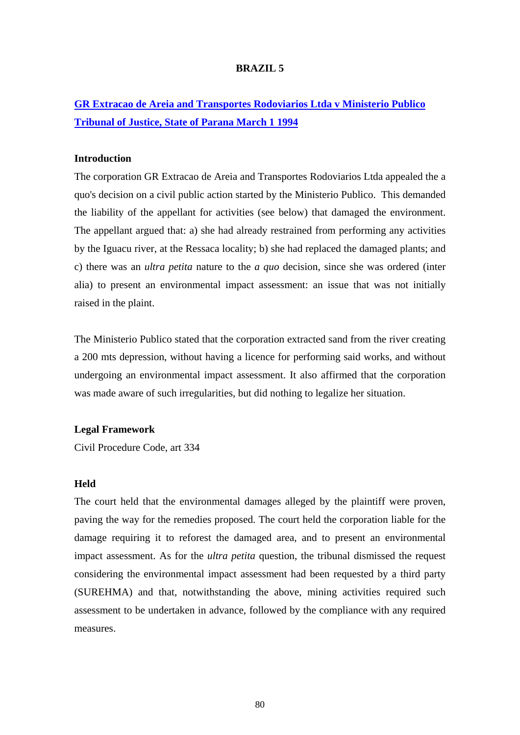# BRAZIL 5

## GR Extracao de Areia and Transportes Rodoviarios Ltda v Ministerio Publico Tribunal of Justice, State of Parana March 1 1994

### Introduction

The corporation GR Extracao de Areia and Transportes Rodoviarios Ltda appealed the a quo's decision on a civil public action started by the Ministerio Publico. This demanded the liability of the appellant for activities (see below) that damaged the environment. The appellant argued that: a) she had already restrained from performing any activities by the Iguacu river, at the Ressaca locality; b) she had replaced the damaged plants; and c) there was an *ultra petita* nature to the *a quo* decision, since she was ordered (inter alia) to present an environmental impact assessment: an issue that was not initially raised in the plaint.

The Ministerio Publico stated that the corporation extracted sand from the river creating a 200 mts depression, without having a licence for performing said works, and without undergoing an environmental impact assessment. It also affirmed that the corporation was made aware of such irregularities, but did nothing to legalize her situation.

### Legal Framework

Civil Procedure Code, art 334

### Held

The court held that the environmental damages alleged by the plaintiff were proven, paving the way for the remedies proposed. The court held the corporation liable for the damage requiring it to reforest the damaged area, and to present an environmental impact assessment. As for the *ultra petita* question, the tribunal dismissed the request considering the environmental impact assessment had been requested by a third party (SUREHMA) and that, notwithstanding the above, mining activities required such assessment to be undertaken in advance, followed by the compliance with any required measures.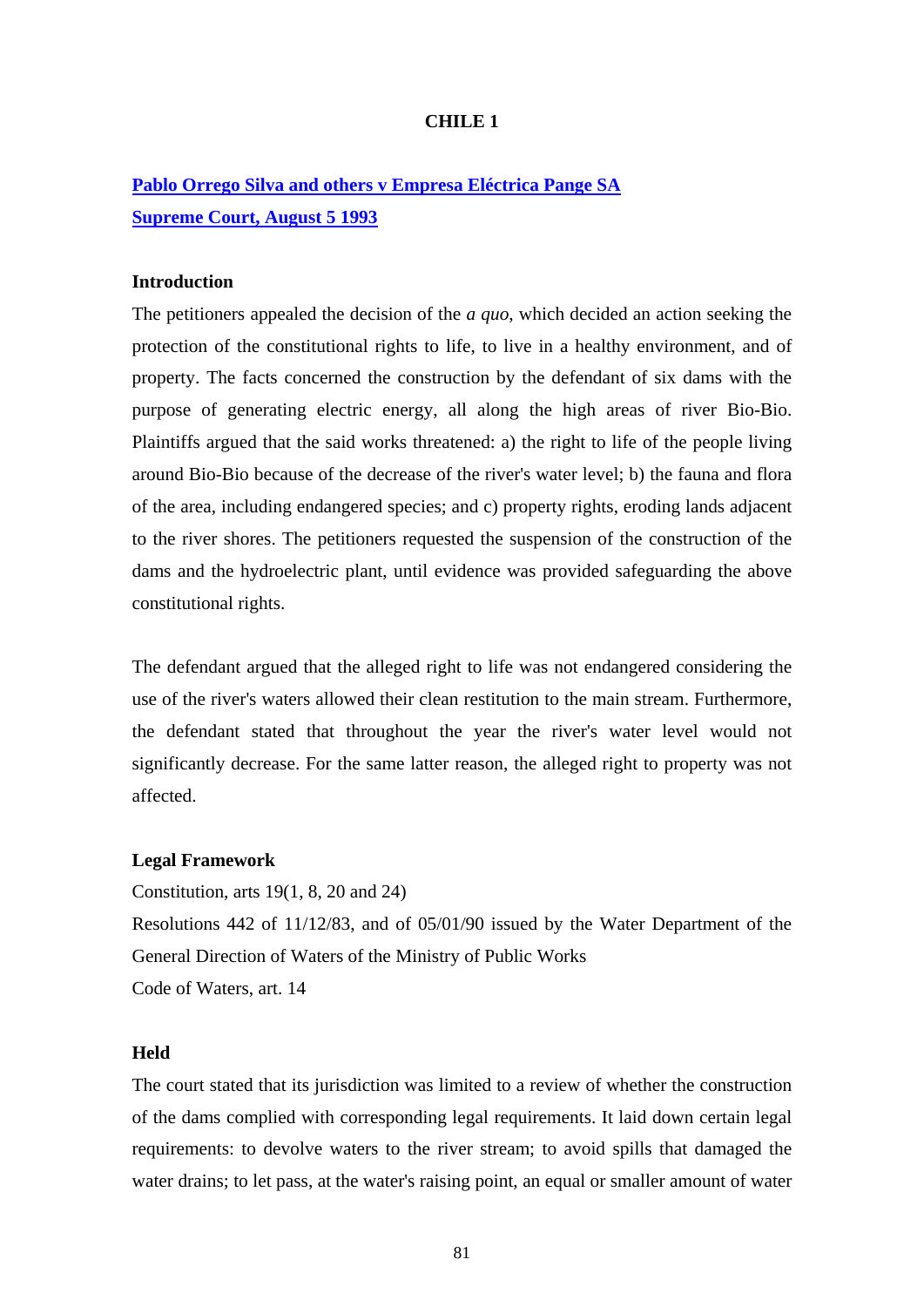# CHILE 1

**Pablo Orrego Silva and others v Empresa Eléctrica Pange SA**
**Supreme Court, August 5 1993**

### Introduction

The petitioners appealed the decision of the *a quo*, which decided an action seeking the protection of the constitutional rights to life, to live in a healthy environment, and of property. The facts concerned the construction by the defendant of six dams with the purpose of generating electric energy, all along the high areas of river Bio-Bio. Plaintiffs argued that the said works threatened: a) the right to life of the people living around Bio-Bio because of the decrease of the river's water level; b) the fauna and flora of the area, including endangered species; and c) property rights, eroding lands adjacent to the river shores. The petitioners requested the suspension of the construction of the dams and the hydroelectric plant, until evidence was provided safeguarding the above constitutional rights.

The defendant argued that the alleged right to life was not endangered considering the use of the river's waters allowed their clean restitution to the main stream. Furthermore, the defendant stated that throughout the year the river's water level would not significantly decrease. For the same latter reason, the alleged right to property was not affected.

### Legal Framework

Constitution, arts 19(1, 8, 20 and 24)
Resolutions 442 of 11/12/83, and of 05/01/90 issued by the Water Department of the General Direction of Waters of the Ministry of Public Works
Code of Waters, art. 14

### Held

The court stated that its jurisdiction was limited to a review of whether the construction of the dams complied with corresponding legal requirements. It laid down certain legal requirements: to devolve waters to the river stream; to avoid spills that damaged the water drains; to let pass, at the water's raising point, an equal or smaller amount of water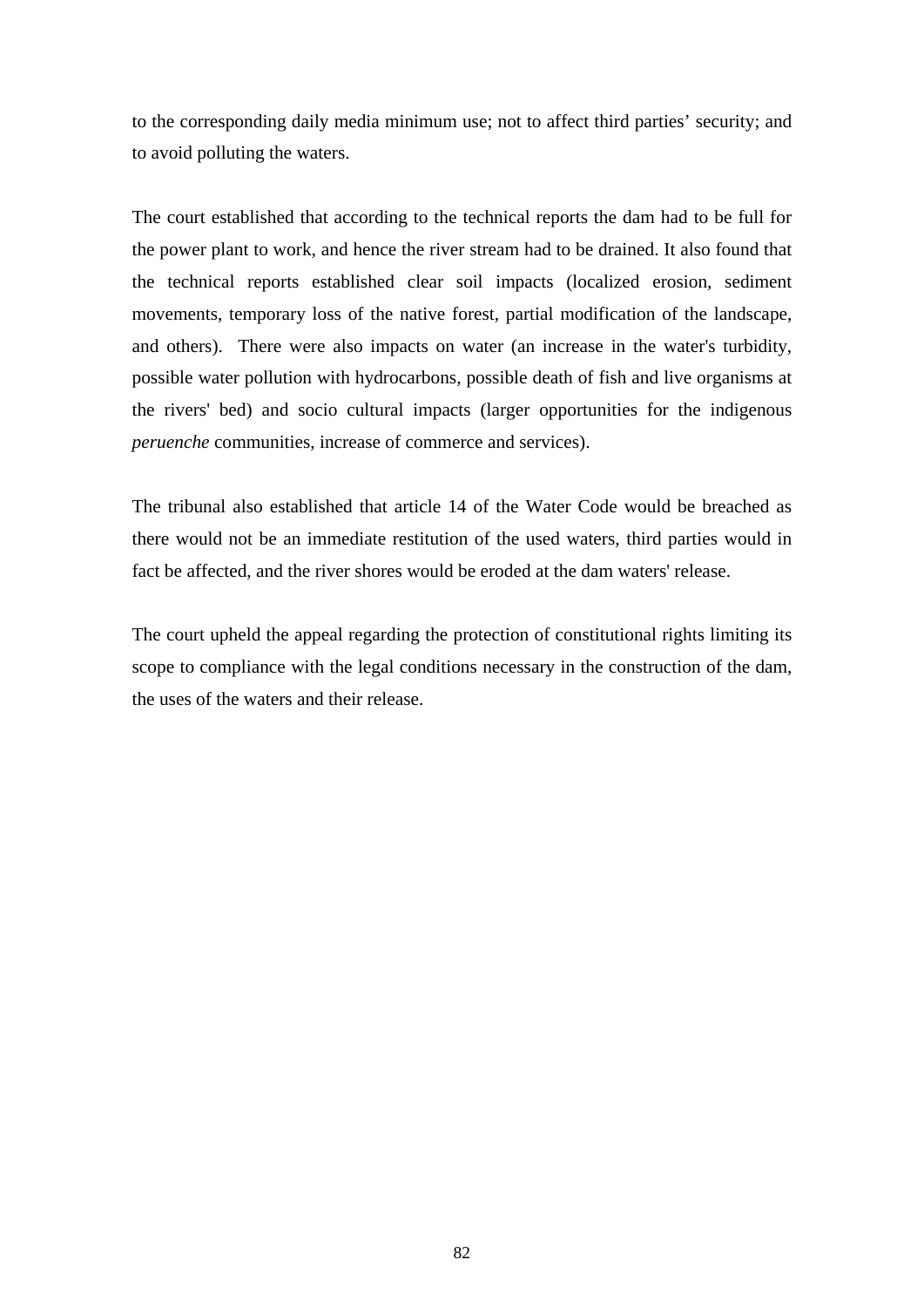to the corresponding daily media minimum use; not to affect third parties' security; and to avoid polluting the waters.

The court established that according to the technical reports the dam had to be full for the power plant to work, and hence the river stream had to be drained. It also found that the technical reports established clear soil impacts (localized erosion, sediment movements, temporary loss of the native forest, partial modification of the landscape, and others). There were also impacts on water (an increase in the water's turbidity, possible water pollution with hydrocarbons, possible death of fish and live organisms at the rivers' bed) and socio cultural impacts (larger opportunities for the indigenous *peruenche* communities, increase of commerce and services).

The tribunal also established that article 14 of the Water Code would be breached as there would not be an immediate restitution of the used waters, third parties would in fact be affected, and the river shores would be eroded at the dam waters' release.

The court upheld the appeal regarding the protection of constitutional rights limiting its scope to compliance with the legal conditions necessary in the construction of the dam, the uses of the waters and their release.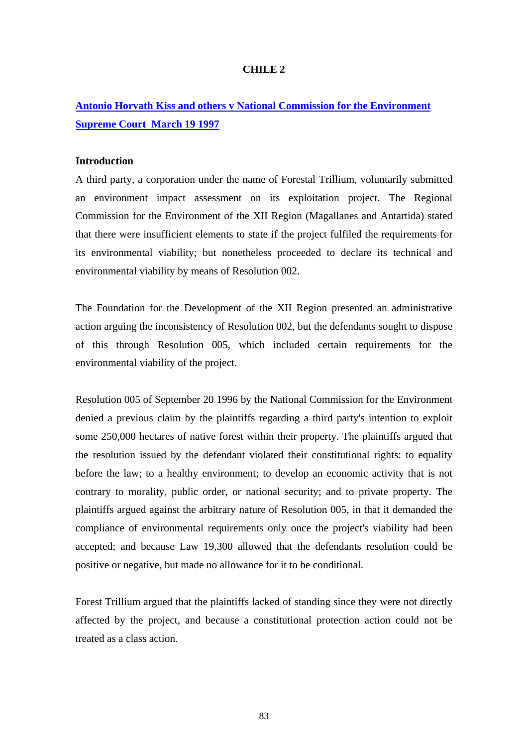# CHILE 2

## Antonio Horvath Kiss and others v National Commission for the Environment Supreme Court March 19 1997

### Introduction

A third party, a corporation under the name of Forestal Trillium, voluntarily submitted an environment impact assessment on its exploitation project. The Regional Commission for the Environment of the XII Region (Magallanes and Antartida) stated that there were insufficient elements to state if the project fulfiled the requirements for its environmental viability; but nonetheless proceeded to declare its technical and environmental viability by means of Resolution 002.

The Foundation for the Development of the XII Region presented an administrative action arguing the inconsistency of Resolution 002, but the defendants sought to dispose of this through Resolution 005, which included certain requirements for the environmental viability of the project.

Resolution 005 of September 20 1996 by the National Commission for the Environment denied a previous claim by the plaintiffs regarding a third party's intention to exploit some 250,000 hectares of native forest within their property. The plaintiffs argued that the resolution issued by the defendant violated their constitutional rights: to equality before the law; to a healthy environment; to develop an economic activity that is not contrary to morality, public order, or national security; and to private property. The plaintiffs argued against the arbitrary nature of Resolution 005, in that it demanded the compliance of environmental requirements only once the project's viability had been accepted; and because Law 19,300 allowed that the defendants resolution could be positive or negative, but made no allowance for it to be conditional.

Forest Trillium argued that the plaintiffs lacked of standing since they were not directly affected by the project, and because a constitutional protection action could not be treated as a class action.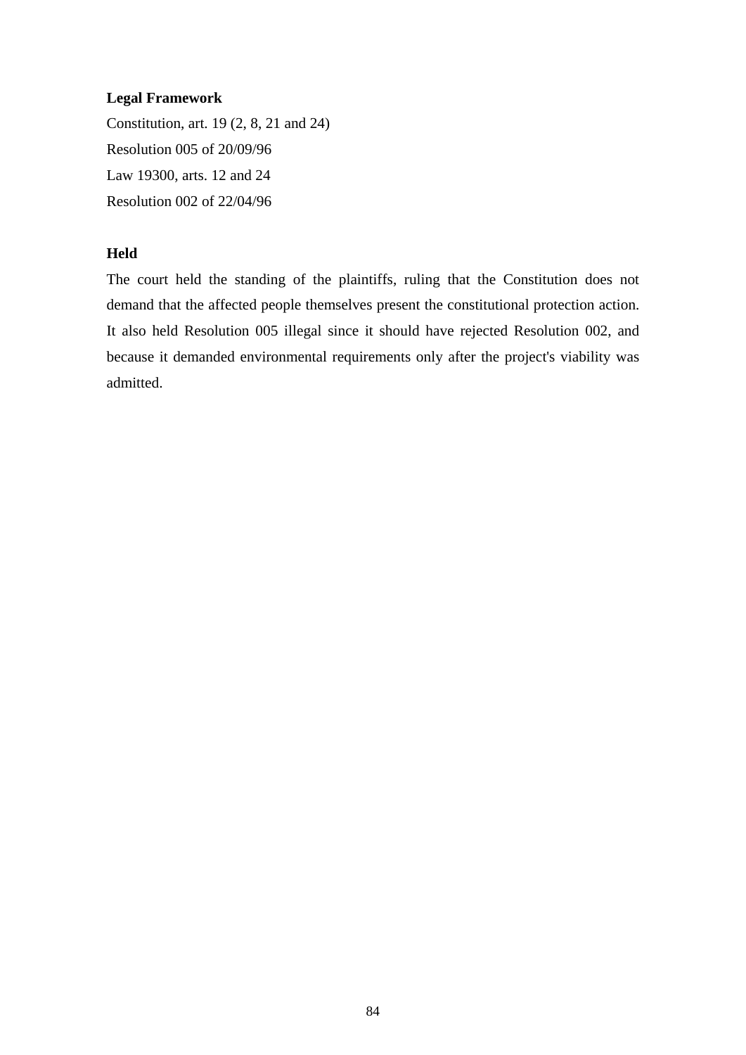**Legal Framework**

Constitution, art. 19 (2, 8, 21 and 24)

Resolution 005 of 20/09/96

Law 19300, arts. 12 and 24

Resolution 002 of 22/04/96

**Held**

The court held the standing of the plaintiffs, ruling that the Constitution does not demand that the affected people themselves present the constitutional protection action. It also held Resolution 005 illegal since it should have rejected Resolution 002, and because it demanded environmental requirements only after the project's viability was admitted.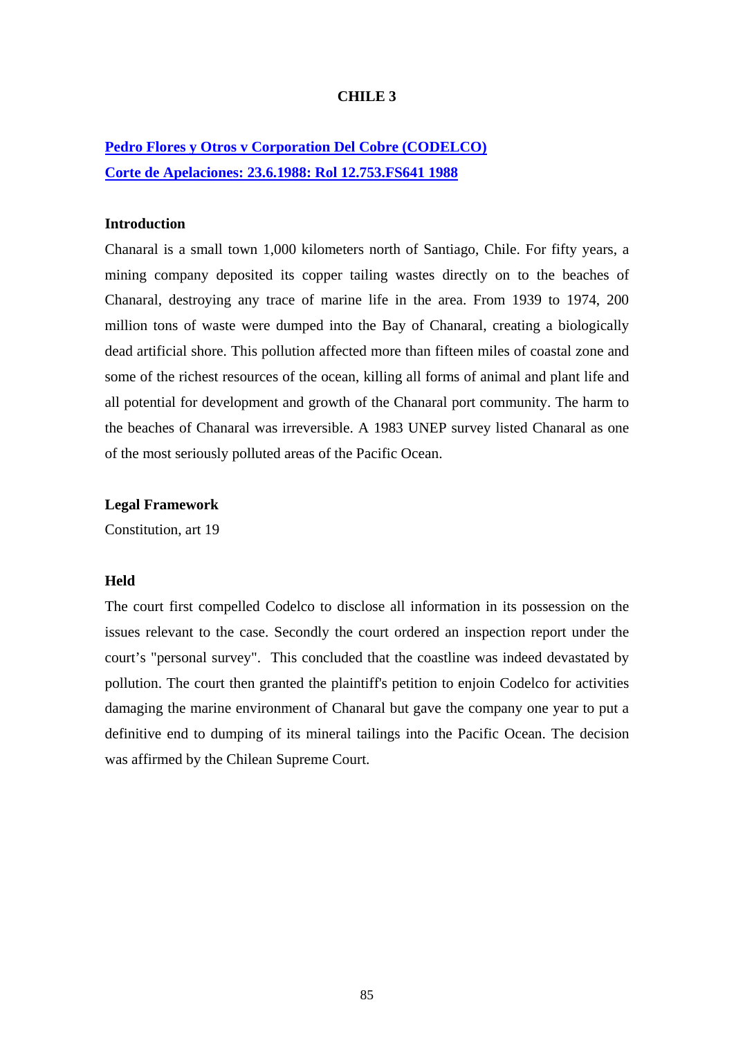# CHILE 3

## [Pedro Flores y Otros v Corporation Del Cobre (CODELCO)](#)
## [Corte de Apelaciones: 23.6.1988: Rol 12.753.FS641 1988](#)

### Introduction

Chanaral is a small town 1,000 kilometers north of Santiago, Chile. For fifty years, a mining company deposited its copper tailing wastes directly on to the beaches of Chanaral, destroying any trace of marine life in the area. From 1939 to 1974, 200 million tons of waste were dumped into the Bay of Chanaral, creating a biologically dead artificial shore. This pollution affected more than fifteen miles of coastal zone and some of the richest resources of the ocean, killing all forms of animal and plant life and all potential for development and growth of the Chanaral port community. The harm to the beaches of Chanaral was irreversible. A 1983 UNEP survey listed Chanaral as one of the most seriously polluted areas of the Pacific Ocean.

### Legal Framework

Constitution, art 19

### Held

The court first compelled Codelco to disclose all information in its possession on the issues relevant to the case. Secondly the court ordered an inspection report under the court's "personal survey". This concluded that the coastline was indeed devastated by pollution. The court then granted the plaintiff's petition to enjoin Codelco for activities damaging the marine environment of Chanaral but gave the company one year to put a definitive end to dumping of its mineral tailings into the Pacific Ocean. The decision was affirmed by the Chilean Supreme Court.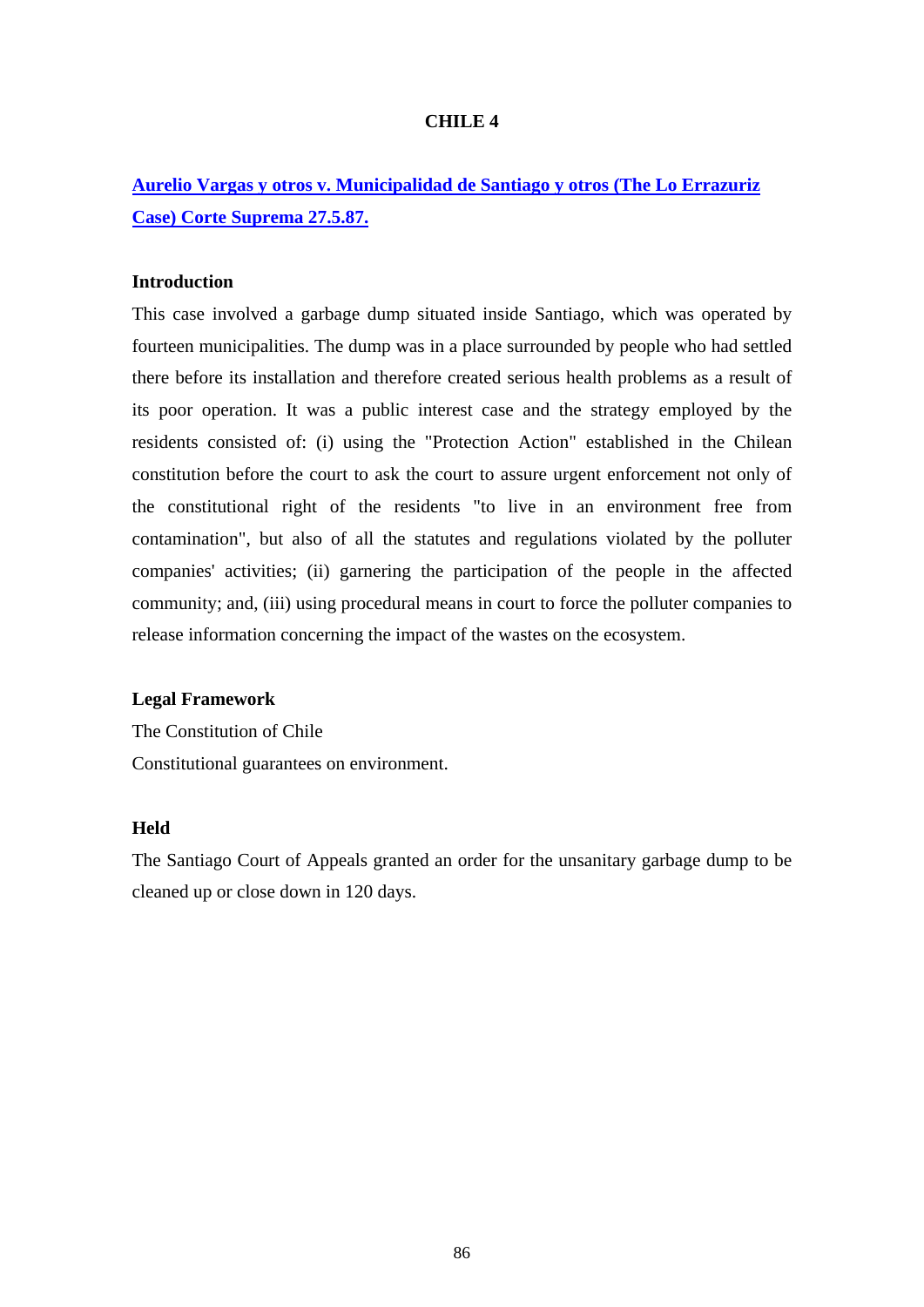# CHILE 4

## Aurelio Vargas y otros v. Municipalidad de Santiago y otros (The Lo Errazuriz Case) Corte Suprema 27.5.87.

### Introduction

This case involved a garbage dump situated inside Santiago, which was operated by fourteen municipalities. The dump was in a place surrounded by people who had settled there before its installation and therefore created serious health problems as a result of its poor operation. It was a public interest case and the strategy employed by the residents consisted of: (i) using the "Protection Action" established in the Chilean constitution before the court to ask the court to assure urgent enforcement not only of the constitutional right of the residents "to live in an environment free from contamination", but also of all the statutes and regulations violated by the polluter companies' activities; (ii) garnering the participation of the people in the affected community; and, (iii) using procedural means in court to force the polluter companies to release information concerning the impact of the wastes on the ecosystem.

### Legal Framework

The Constitution of Chile

Constitutional guarantees on environment.

### Held

The Santiago Court of Appeals granted an order for the unsanitary garbage dump to be cleaned up or close down in 120 days.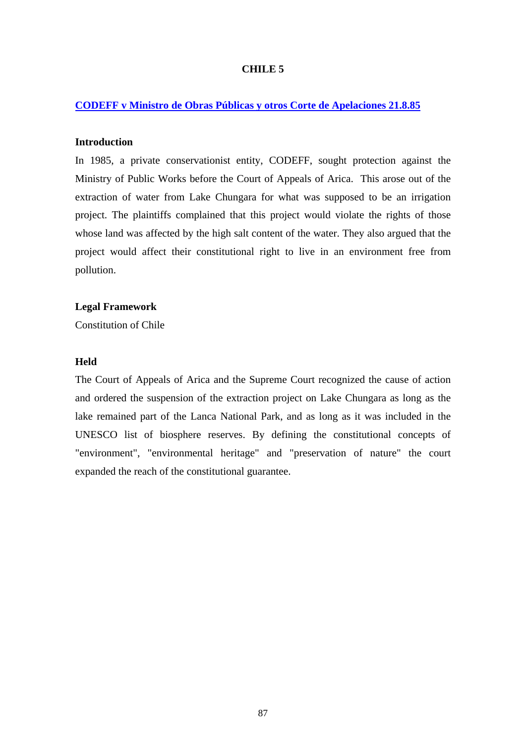# CHILE 5

## CODEFF v Ministro de Obras Públicas y otros Corte de Apelaciones 21.8.85

### Introduction

In 1985, a private conservationist entity, CODEFF, sought protection against the Ministry of Public Works before the Court of Appeals of Arica. This arose out of the extraction of water from Lake Chungara for what was supposed to be an irrigation project. The plaintiffs complained that this project would violate the rights of those whose land was affected by the high salt content of the water. They also argued that the project would affect their constitutional right to live in an environment free from pollution.

### Legal Framework

Constitution of Chile

### Held

The Court of Appeals of Arica and the Supreme Court recognized the cause of action and ordered the suspension of the extraction project on Lake Chungara as long as the lake remained part of the Lanca National Park, and as long as it was included in the UNESCO list of biosphere reserves. By defining the constitutional concepts of "environment", "environmental heritage" and "preservation of nature" the court expanded the reach of the constitutional guarantee.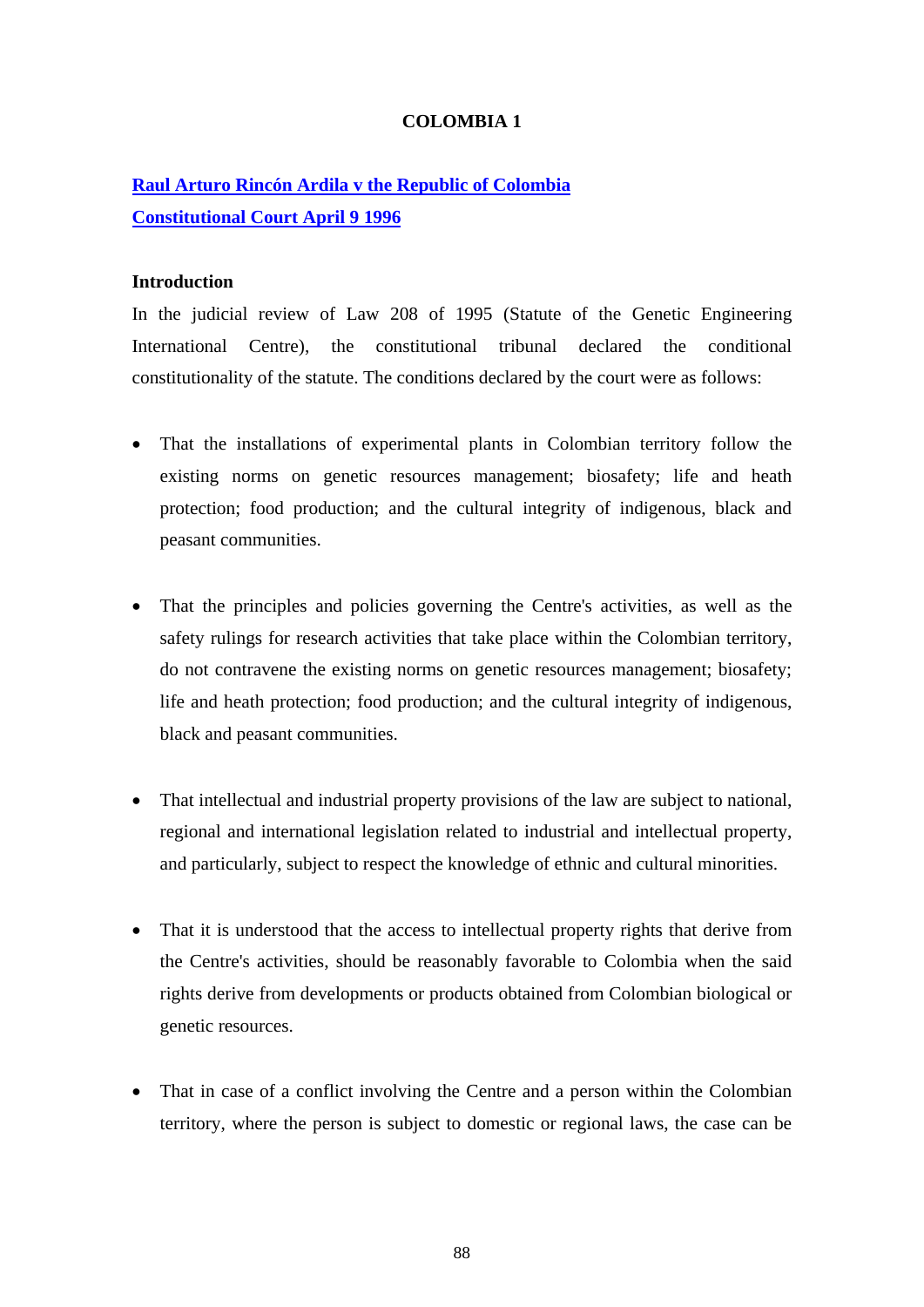## COLOMBIA 1

**[Raul Arturo Rincón Ardila v the Republic of Colombia](#)**
**[Constitutional Court April 9 1996](#)**

**Introduction**

In the judicial review of Law 208 of 1995 (Statute of the Genetic Engineering International Centre), the constitutional tribunal declared the conditional constitutionality of the statute. The conditions declared by the court were as follows:

- That the installations of experimental plants in Colombian territory follow the existing norms on genetic resources management; biosafety; life and heath protection; food production; and the cultural integrity of indigenous, black and peasant communities.

- That the principles and policies governing the Centre's activities, as well as the safety rulings for research activities that take place within the Colombian territory, do not contravene the existing norms on genetic resources management; biosafety; life and heath protection; food production; and the cultural integrity of indigenous, black and peasant communities.

- That intellectual and industrial property provisions of the law are subject to national, regional and international legislation related to industrial and intellectual property, and particularly, subject to respect the knowledge of ethnic and cultural minorities.

- That it is understood that the access to intellectual property rights that derive from the Centre's activities, should be reasonably favorable to Colombia when the said rights derive from developments or products obtained from Colombian biological or genetic resources.

- That in case of a conflict involving the Centre and a person within the Colombian territory, where the person is subject to domestic or regional laws, the case can be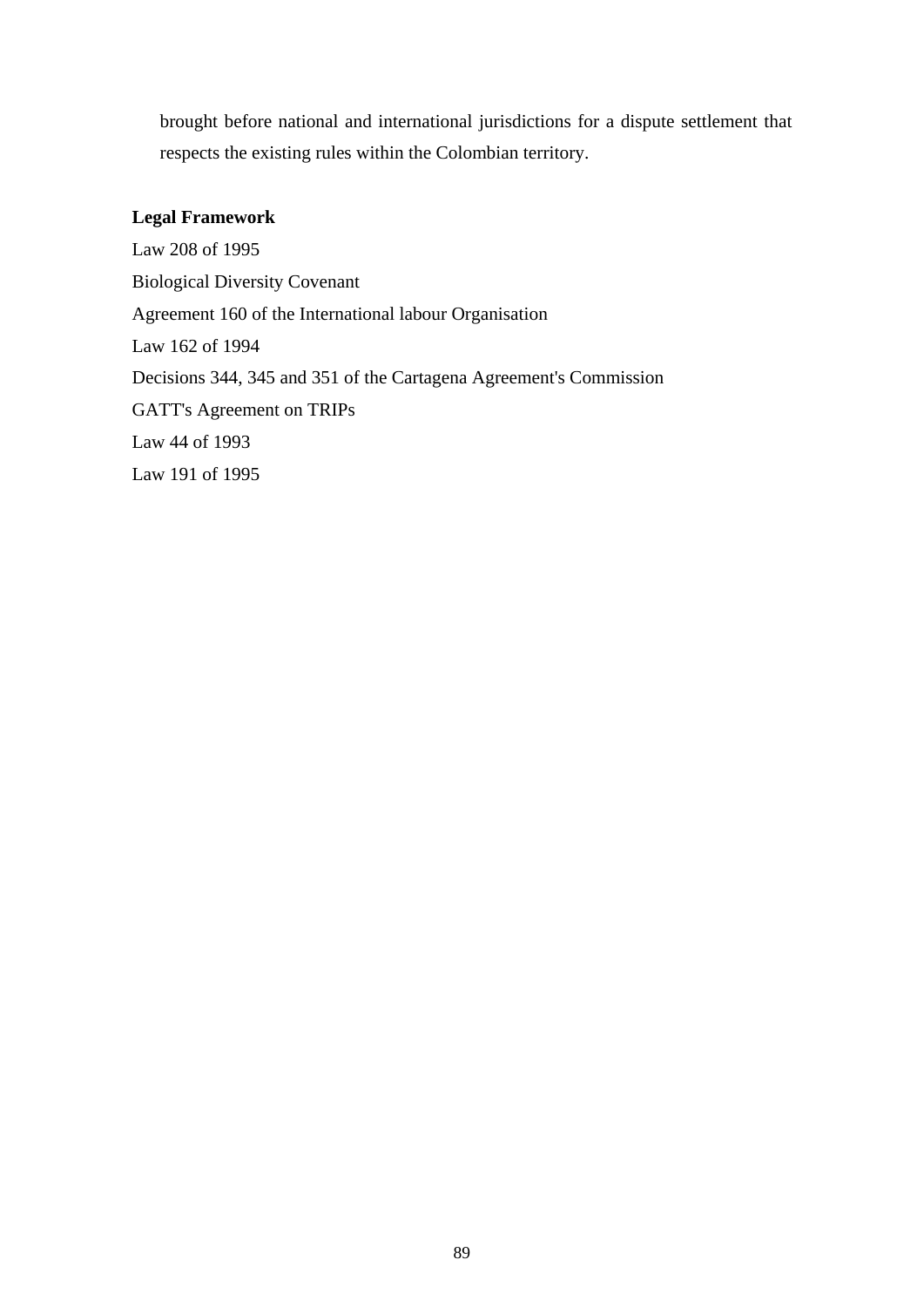brought before national and international jurisdictions for a dispute settlement that respects the existing rules within the Colombian territory.

**Legal Framework**

Law 208 of 1995

Biological Diversity Covenant

Agreement 160 of the International labour Organisation

Law 162 of 1994

Decisions 344, 345 and 351 of the Cartagena Agreement's Commission

GATT's Agreement on TRIPs

Law 44 of 1993

Law 191 of 1995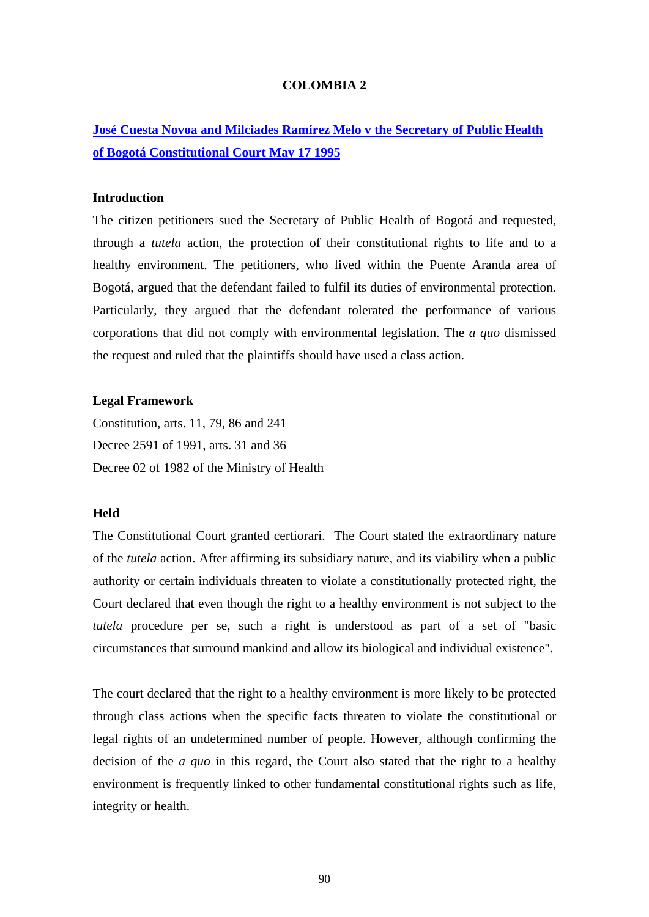# COLOMBIA 2

## José Cuesta Novoa and Milciades Ramírez Melo v the Secretary of Public Health of Bogotá Constitutional Court May 17 1995

### Introduction

The citizen petitioners sued the Secretary of Public Health of Bogotá and requested, through a *tutela* action, the protection of their constitutional rights to life and to a healthy environment. The petitioners, who lived within the Puente Aranda area of Bogotá, argued that the defendant failed to fulfil its duties of environmental protection. Particularly, they argued that the defendant tolerated the performance of various corporations that did not comply with environmental legislation. The *a quo* dismissed the request and ruled that the plaintiffs should have used a class action.

### Legal Framework

Constitution, arts. 11, 79, 86 and 241
Decree 2591 of 1991, arts. 31 and 36
Decree 02 of 1982 of the Ministry of Health

### Held

The Constitutional Court granted certiorari. The Court stated the extraordinary nature of the *tutela* action. After affirming its subsidiary nature, and its viability when a public authority or certain individuals threaten to violate a constitutionally protected right, the Court declared that even though the right to a healthy environment is not subject to the *tutela* procedure per se, such a right is understood as part of a set of "basic circumstances that surround mankind and allow its biological and individual existence".

The court declared that the right to a healthy environment is more likely to be protected through class actions when the specific facts threaten to violate the constitutional or legal rights of an undetermined number of people. However, although confirming the decision of the *a quo* in this regard, the Court also stated that the right to a healthy environment is frequently linked to other fundamental constitutional rights such as life, integrity or health.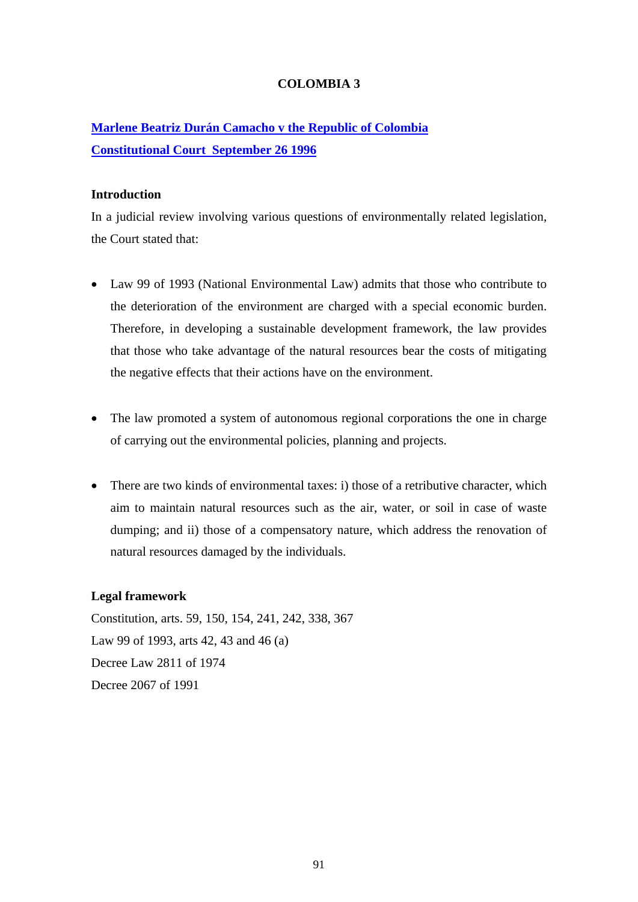# COLOMBIA 3

## Marlene Beatriz Durán Camacho v the Republic of Colombia

## Constitutional Court September 26 1996

### Introduction

In a judicial review involving various questions of environmentally related legislation, the Court stated that:

- Law 99 of 1993 (National Environmental Law) admits that those who contribute to the deterioration of the environment are charged with a special economic burden. Therefore, in developing a sustainable development framework, the law provides that those who take advantage of the natural resources bear the costs of mitigating the negative effects that their actions have on the environment.

- The law promoted a system of autonomous regional corporations the one in charge of carrying out the environmental policies, planning and projects.

- There are two kinds of environmental taxes: i) those of a retributive character, which aim to maintain natural resources such as the air, water, or soil in case of waste dumping; and ii) those of a compensatory nature, which address the renovation of natural resources damaged by the individuals.

### Legal framework

Constitution, arts. 59, 150, 154, 241, 242, 338, 367

Law 99 of 1993, arts 42, 43 and 46 (a)

Decree Law 2811 of 1974

Decree 2067 of 1991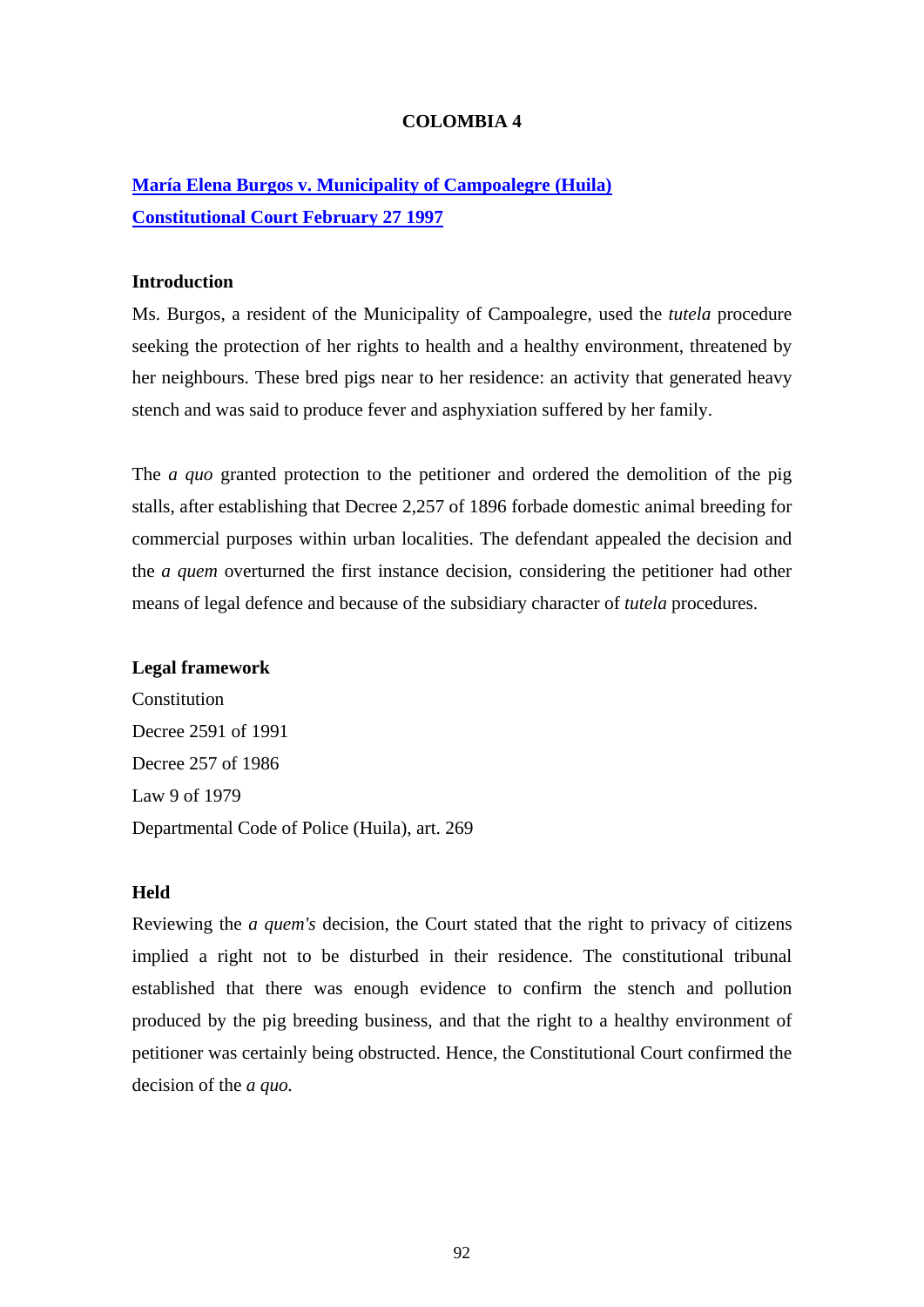# COLOMBIA 4

## [María Elena Burgos v. Municipality of Campoalegre (Huila)](#)
## [Constitutional Court February 27 1997](#)

### Introduction

Ms. Burgos, a resident of the Municipality of Campoalegre, used the *tutela* procedure seeking the protection of her rights to health and a healthy environment, threatened by her neighbours. These bred pigs near to her residence: an activity that generated heavy stench and was said to produce fever and asphyxiation suffered by her family.

The *a quo* granted protection to the petitioner and ordered the demolition of the pig stalls, after establishing that Decree 2,257 of 1896 forbade domestic animal breeding for commercial purposes within urban localities. The defendant appealed the decision and the *a quem* overturned the first instance decision, considering the petitioner had other means of legal defence and because of the subsidiary character of *tutela* procedures.

### Legal framework

Constitution
Decree 2591 of 1991
Decree 257 of 1986
Law 9 of 1979
Departmental Code of Police (Huila), art. 269

### Held

Reviewing the *a quem's* decision, the Court stated that the right to privacy of citizens implied a right not to be disturbed in their residence. The constitutional tribunal established that there was enough evidence to confirm the stench and pollution produced by the pig breeding business, and that the right to a healthy environment of petitioner was certainly being obstructed. Hence, the Constitutional Court confirmed the decision of the *a quo.*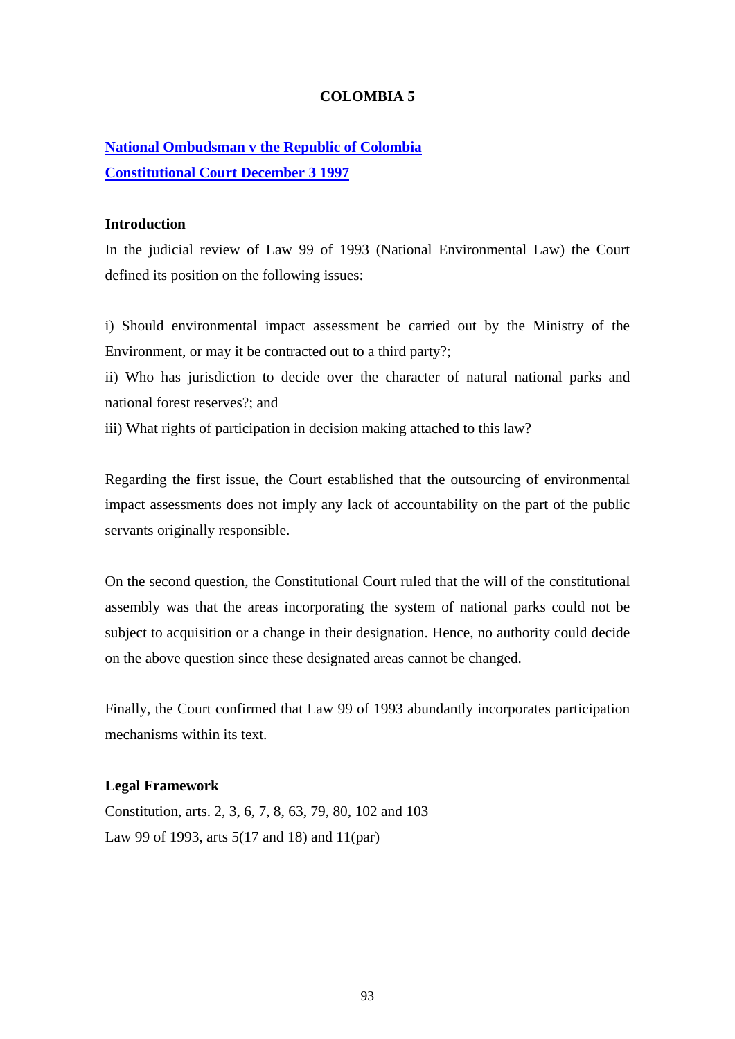# COLOMBIA 5

**National Ombudsman v the Republic of Colombia**
**Constitutional Court December 3 1997**

### Introduction

In the judicial review of Law 99 of 1993 (National Environmental Law) the Court defined its position on the following issues:

i) Should environmental impact assessment be carried out by the Ministry of the Environment, or may it be contracted out to a third party?;
ii) Who has jurisdiction to decide over the character of natural national parks and national forest reserves?; and
iii) What rights of participation in decision making attached to this law?

Regarding the first issue, the Court established that the outsourcing of environmental impact assessments does not imply any lack of accountability on the part of the public servants originally responsible.

On the second question, the Constitutional Court ruled that the will of the constitutional assembly was that the areas incorporating the system of national parks could not be subject to acquisition or a change in their designation. Hence, no authority could decide on the above question since these designated areas cannot be changed.

Finally, the Court confirmed that Law 99 of 1993 abundantly incorporates participation mechanisms within its text.

### Legal Framework

Constitution, arts. 2, 3, 6, 7, 8, 63, 79, 80, 102 and 103
Law 99 of 1993, arts 5(17 and 18) and 11(par)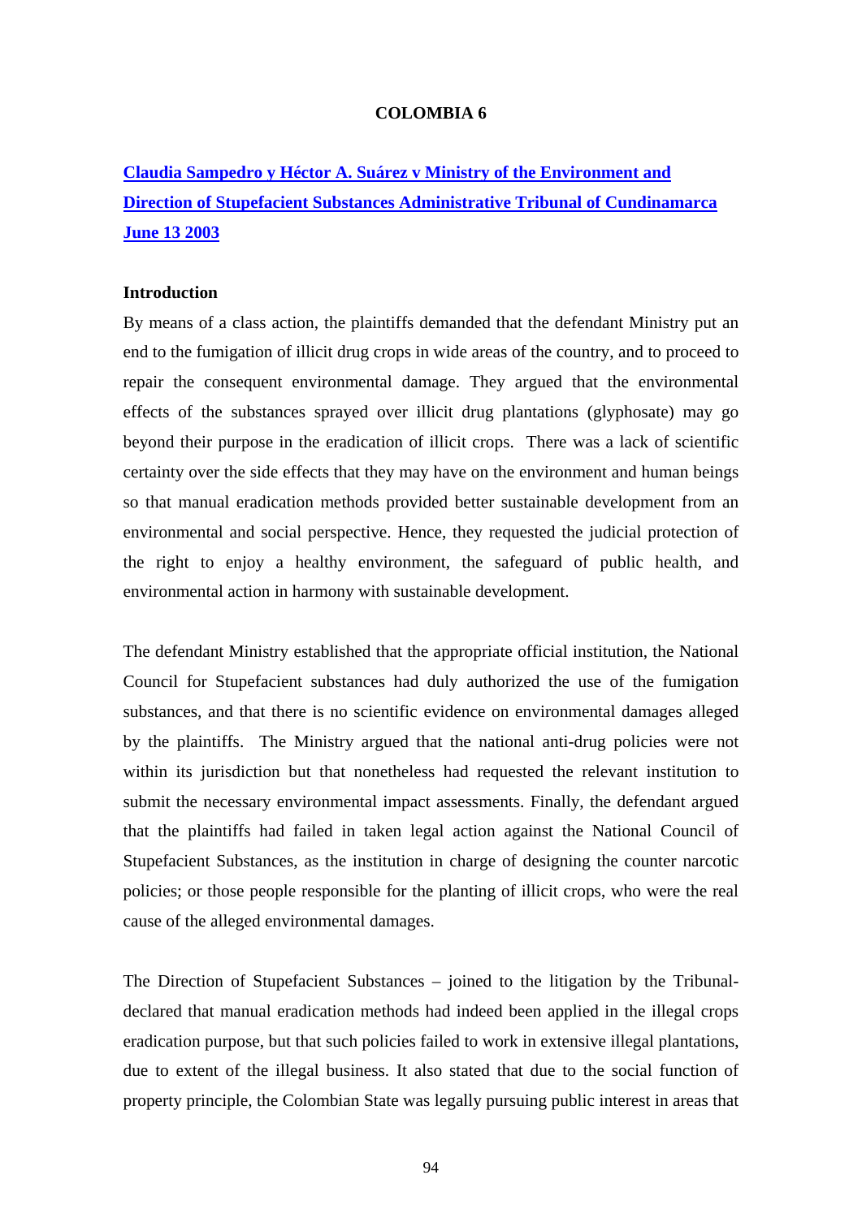# COLOMBIA 6

## Claudia Sampedro y Héctor A. Suárez v Ministry of the Environment and Direction of Stupefacient Substances Administrative Tribunal of Cundinamarca June 13 2003

### Introduction

By means of a class action, the plaintiffs demanded that the defendant Ministry put an end to the fumigation of illicit drug crops in wide areas of the country, and to proceed to repair the consequent environmental damage. They argued that the environmental effects of the substances sprayed over illicit drug plantations (glyphosate) may go beyond their purpose in the eradication of illicit crops. There was a lack of scientific certainty over the side effects that they may have on the environment and human beings so that manual eradication methods provided better sustainable development from an environmental and social perspective. Hence, they requested the judicial protection of the right to enjoy a healthy environment, the safeguard of public health, and environmental action in harmony with sustainable development.

The defendant Ministry established that the appropriate official institution, the National Council for Stupefacient substances had duly authorized the use of the fumigation substances, and that there is no scientific evidence on environmental damages alleged by the plaintiffs. The Ministry argued that the national anti-drug policies were not within its jurisdiction but that nonetheless had requested the relevant institution to submit the necessary environmental impact assessments. Finally, the defendant argued that the plaintiffs had failed in taken legal action against the National Council of Stupefacient Substances, as the institution in charge of designing the counter narcotic policies; or those people responsible for the planting of illicit crops, who were the real cause of the alleged environmental damages.

The Direction of Stupefacient Substances – joined to the litigation by the Tribunal- declared that manual eradication methods had indeed been applied in the illegal crops eradication purpose, but that such policies failed to work in extensive illegal plantations, due to extent of the illegal business. It also stated that due to the social function of property principle, the Colombian State was legally pursuing public interest in areas that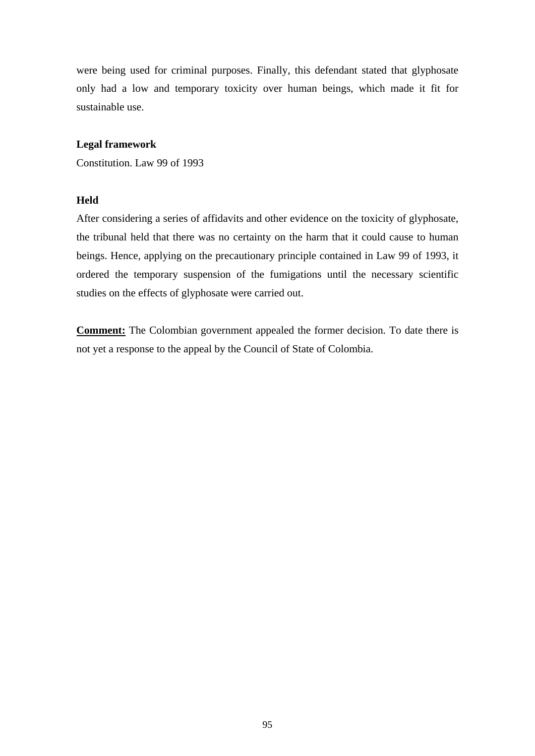were being used for criminal purposes. Finally, this defendant stated that glyphosate only had a low and temporary toxicity over human beings, which made it fit for sustainable use.

**Legal framework**

Constitution. Law 99 of 1993

**Held**

After considering a series of affidavits and other evidence on the toxicity of glyphosate, the tribunal held that there was no certainty on the harm that it could cause to human beings. Hence, applying on the precautionary principle contained in Law 99 of 1993, it ordered the temporary suspension of the fumigations until the necessary scientific studies on the effects of glyphosate were carried out.

**Comment:** The Colombian government appealed the former decision. To date there is not yet a response to the appeal by the Council of State of Colombia.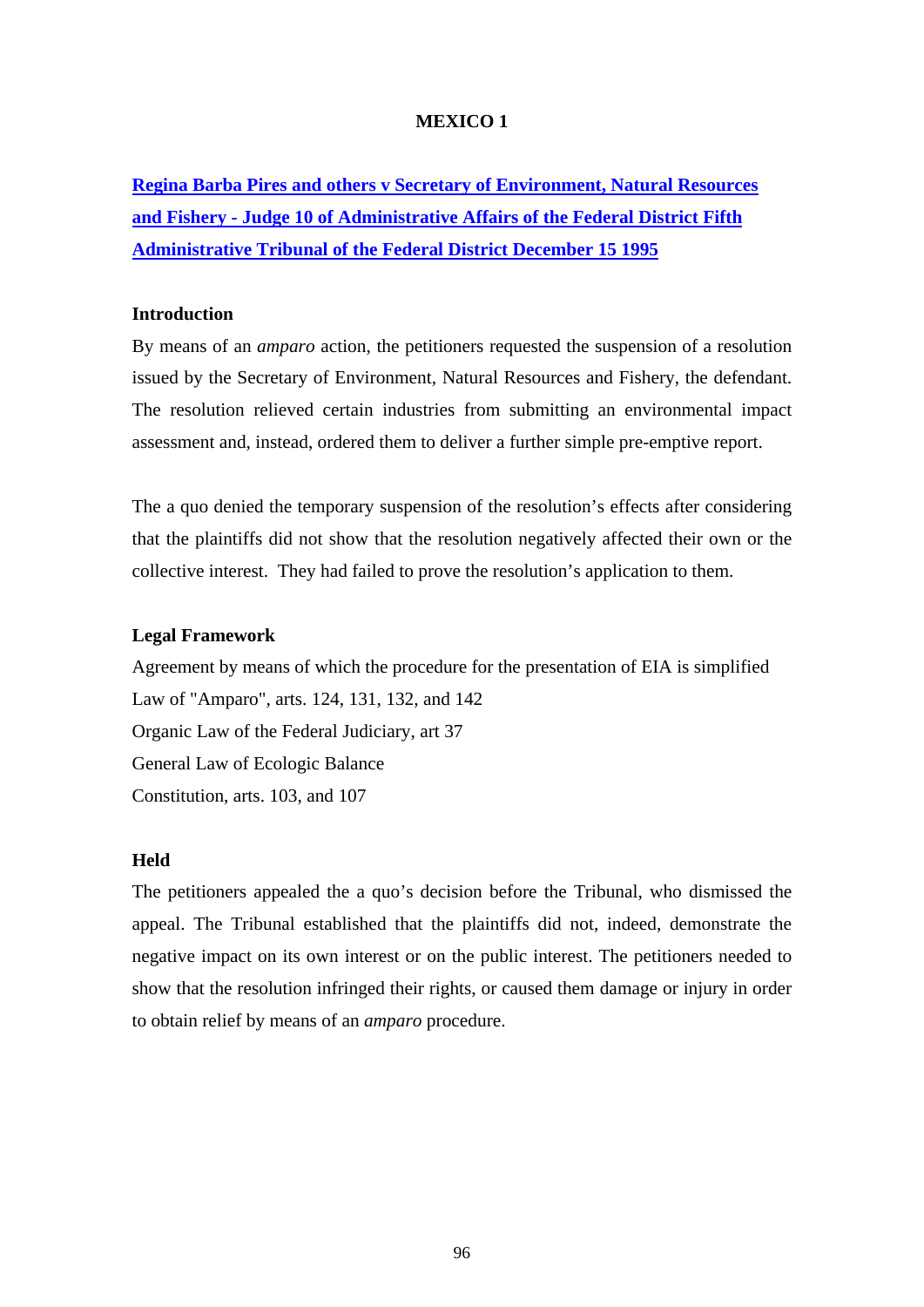# MEXICO 1

## [Regina Barba Pires and others v Secretary of Environment, Natural Resources and Fishery - Judge 10 of Administrative Affairs of the Federal District Fifth Administrative Tribunal of the Federal District December 15 1995]

### Introduction

By means of an *amparo* action, the petitioners requested the suspension of a resolution issued by the Secretary of Environment, Natural Resources and Fishery, the defendant. The resolution relieved certain industries from submitting an environmental impact assessment and, instead, ordered them to deliver a further simple pre-emptive report.

The a quo denied the temporary suspension of the resolution's effects after considering that the plaintiffs did not show that the resolution negatively affected their own or the collective interest. They had failed to prove the resolution's application to them.

### Legal Framework

Agreement by means of which the procedure for the presentation of EIA is simplified
Law of "Amparo", arts. 124, 131, 132, and 142
Organic Law of the Federal Judiciary, art 37
General Law of Ecologic Balance
Constitution, arts. 103, and 107

### Held

The petitioners appealed the a quo's decision before the Tribunal, who dismissed the appeal. The Tribunal established that the plaintiffs did not, indeed, demonstrate the negative impact on its own interest or on the public interest. The petitioners needed to show that the resolution infringed their rights, or caused them damage or injury in order to obtain relief by means of an *amparo* procedure.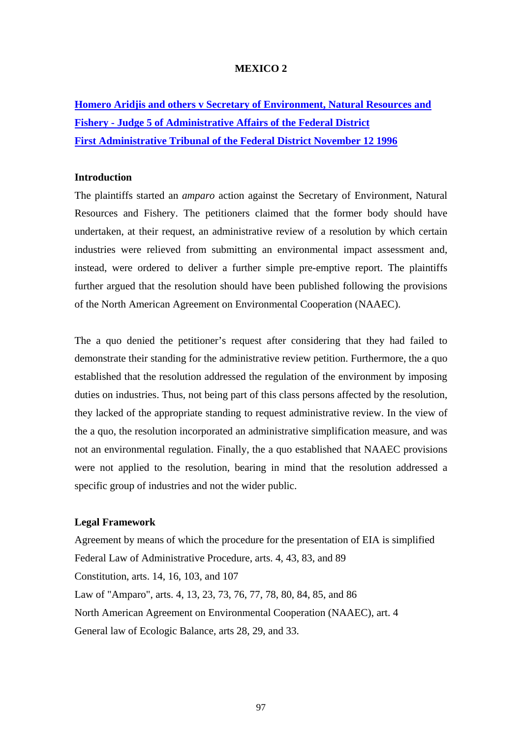# MEXICO 2

**Homero Aridjis and others v Secretary of Environment, Natural Resources and Fishery - Judge 5 of Administrative Affairs of the Federal District First Administrative Tribunal of the Federal District November 12 1996**

## Introduction

The plaintiffs started an *amparo* action against the Secretary of Environment, Natural Resources and Fishery. The petitioners claimed that the former body should have undertaken, at their request, an administrative review of a resolution by which certain industries were relieved from submitting an environmental impact assessment and, instead, were ordered to deliver a further simple pre-emptive report. The plaintiffs further argued that the resolution should have been published following the provisions of the North American Agreement on Environmental Cooperation (NAAEC).

The a quo denied the petitioner's request after considering that they had failed to demonstrate their standing for the administrative review petition. Furthermore, the a quo established that the resolution addressed the regulation of the environment by imposing duties on industries. Thus, not being part of this class persons affected by the resolution, they lacked of the appropriate standing to request administrative review. In the view of the a quo, the resolution incorporated an administrative simplification measure, and was not an environmental regulation. Finally, the a quo established that NAAEC provisions were not applied to the resolution, bearing in mind that the resolution addressed a specific group of industries and not the wider public.

## Legal Framework

Agreement by means of which the procedure for the presentation of EIA is simplified

Federal Law of Administrative Procedure, arts. 4, 43, 83, and 89

Constitution, arts. 14, 16, 103, and 107

Law of "Amparo", arts. 4, 13, 23, 73, 76, 77, 78, 80, 84, 85, and 86

North American Agreement on Environmental Cooperation (NAAEC), art. 4

General law of Ecologic Balance, arts 28, 29, and 33.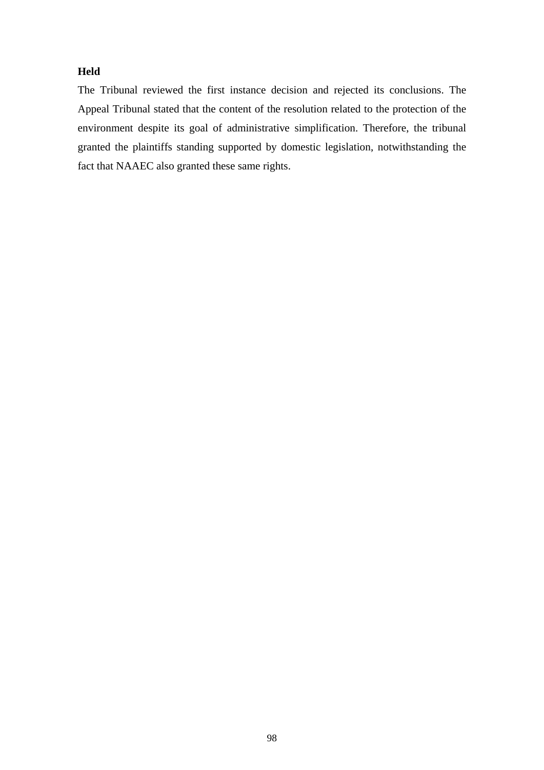**Held**

The Tribunal reviewed the first instance decision and rejected its conclusions. The Appeal Tribunal stated that the content of the resolution related to the protection of the environment despite its goal of administrative simplification. Therefore, the tribunal granted the plaintiffs standing supported by domestic legislation, notwithstanding the fact that NAAEC also granted these same rights.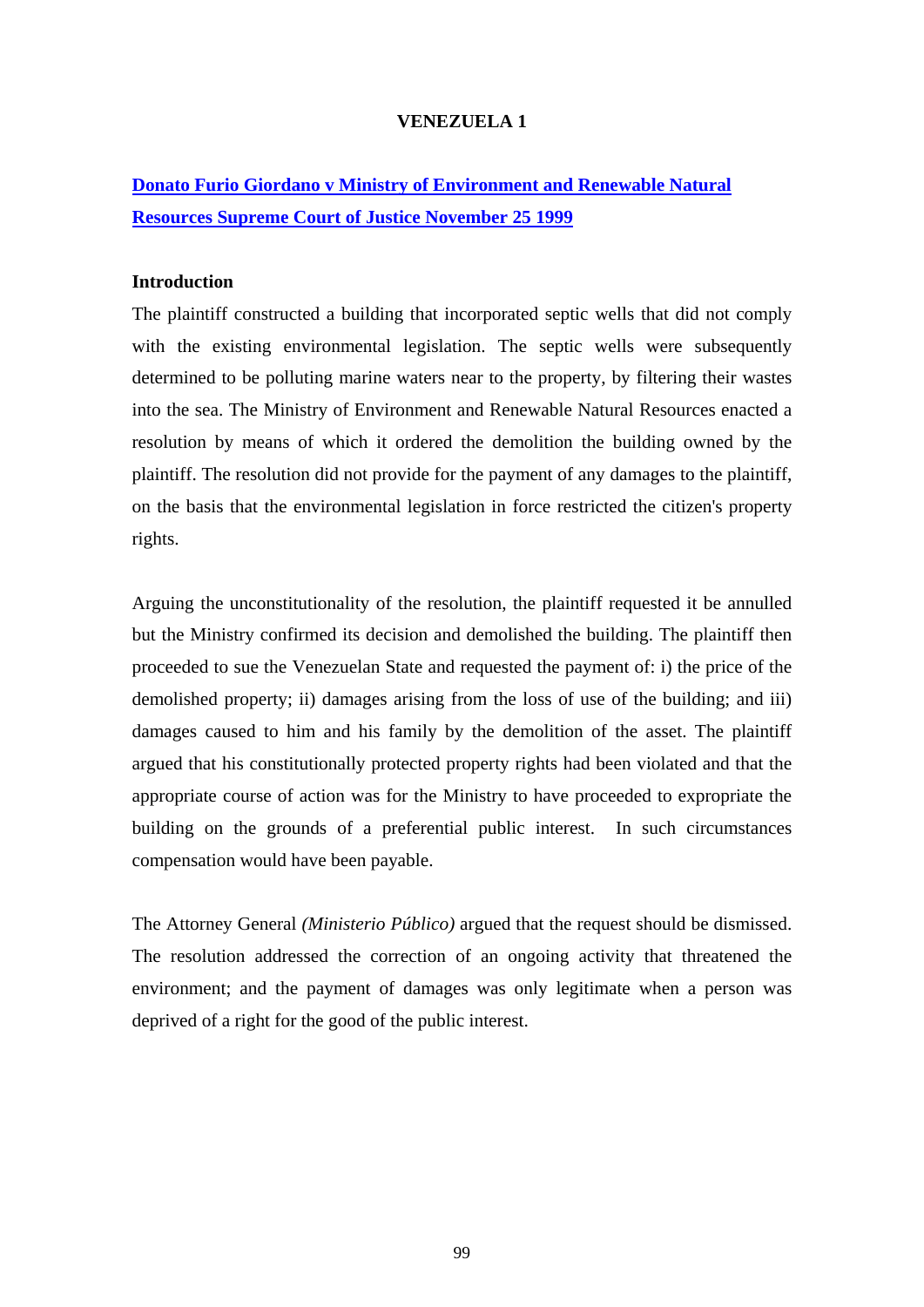# VENEZUELA 1

## [Donato Furio Giordano v Ministry of Environment and Renewable Natural Resources Supreme Court of Justice November 25 1999]

### Introduction

The plaintiff constructed a building that incorporated septic wells that did not comply with the existing environmental legislation. The septic wells were subsequently determined to be polluting marine waters near to the property, by filtering their wastes into the sea. The Ministry of Environment and Renewable Natural Resources enacted a resolution by means of which it ordered the demolition the building owned by the plaintiff. The resolution did not provide for the payment of any damages to the plaintiff, on the basis that the environmental legislation in force restricted the citizen's property rights.

Arguing the unconstitutionality of the resolution, the plaintiff requested it be annulled but the Ministry confirmed its decision and demolished the building. The plaintiff then proceeded to sue the Venezuelan State and requested the payment of: i) the price of the demolished property; ii) damages arising from the loss of use of the building; and iii) damages caused to him and his family by the demolition of the asset. The plaintiff argued that his constitutionally protected property rights had been violated and that the appropriate course of action was for the Ministry to have proceeded to expropriate the building on the grounds of a preferential public interest. In such circumstances compensation would have been payable.

The Attorney General *(Ministerio Público)* argued that the request should be dismissed. The resolution addressed the correction of an ongoing activity that threatened the environment; and the payment of damages was only legitimate when a person was deprived of a right for the good of the public interest.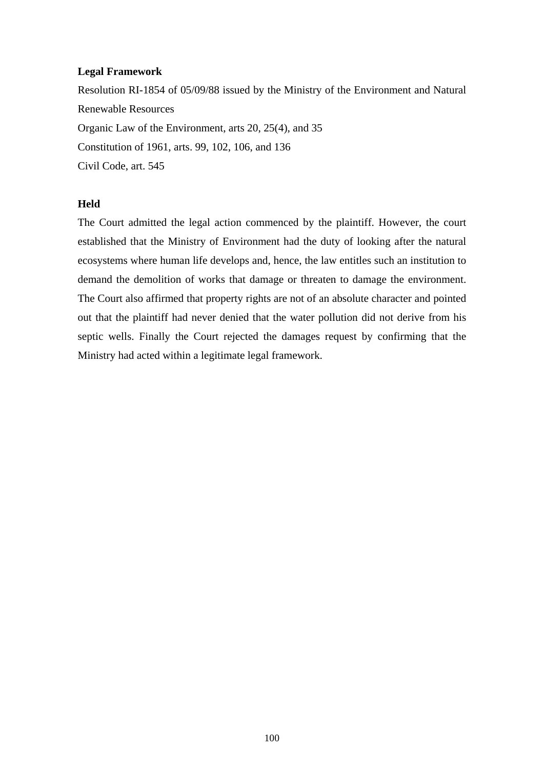**Legal Framework**

Resolution RI-1854 of 05/09/88 issued by the Ministry of the Environment and Natural Renewable Resources

Organic Law of the Environment, arts 20, 25(4), and 35

Constitution of 1961, arts. 99, 102, 106, and 136

Civil Code, art. 545

**Held**

The Court admitted the legal action commenced by the plaintiff. However, the court established that the Ministry of Environment had the duty of looking after the natural ecosystems where human life develops and, hence, the law entitles such an institution to demand the demolition of works that damage or threaten to damage the environment. The Court also affirmed that property rights are not of an absolute character and pointed out that the plaintiff had never denied that the water pollution did not derive from his septic wells. Finally the Court rejected the damages request by confirming that the Ministry had acted within a legitimate legal framework.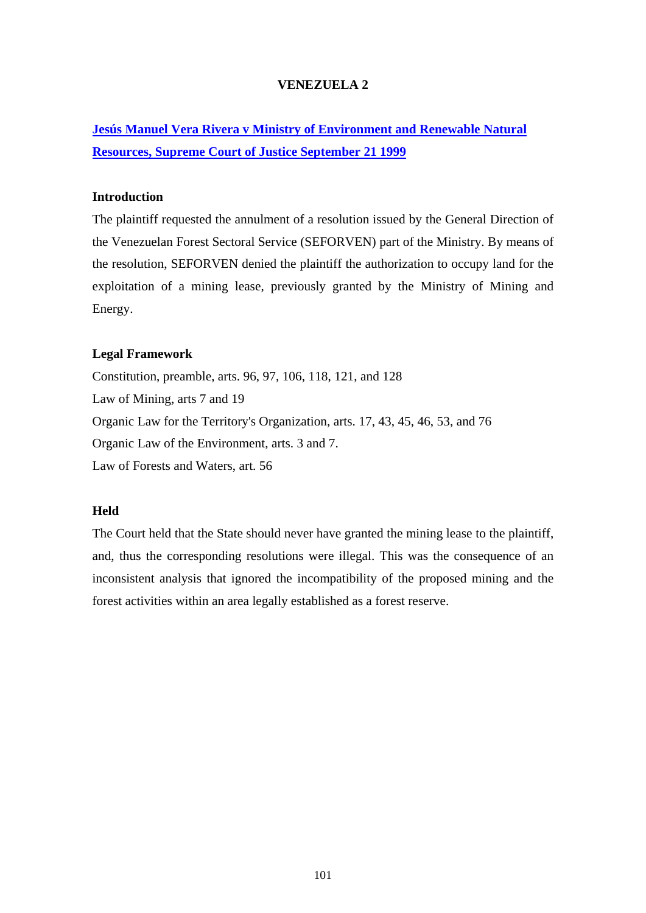# VENEZUELA 2

## [Jesús Manuel Vera Rivera v Ministry of Environment and Renewable Natural Resources, Supreme Court of Justice September 21 1999]

### Introduction

The plaintiff requested the annulment of a resolution issued by the General Direction of the Venezuelan Forest Sectoral Service (SEFORVEN) part of the Ministry. By means of the resolution, SEFORVEN denied the plaintiff the authorization to occupy land for the exploitation of a mining lease, previously granted by the Ministry of Mining and Energy.

### Legal Framework

Constitution, preamble, arts. 96, 97, 106, 118, 121, and 128
Law of Mining, arts 7 and 19
Organic Law for the Territory's Organization, arts. 17, 43, 45, 46, 53, and 76
Organic Law of the Environment, arts. 3 and 7.
Law of Forests and Waters, art. 56

### Held

The Court held that the State should never have granted the mining lease to the plaintiff, and, thus the corresponding resolutions were illegal. This was the consequence of an inconsistent analysis that ignored the incompatibility of the proposed mining and the forest activities within an area legally established as a forest reserve.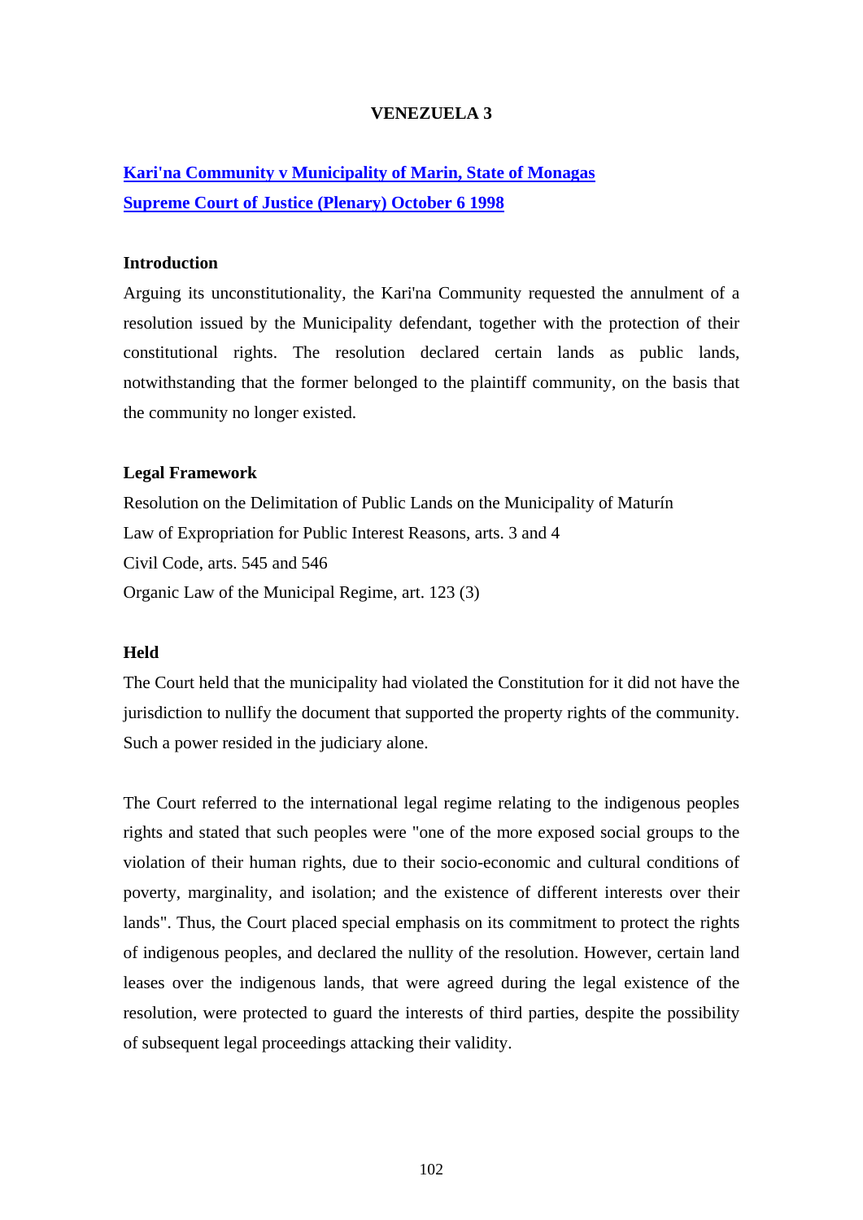# VENEZUELA 3

**Kari'na Community v Municipality of Marin, State of Monagas**
**Supreme Court of Justice (Plenary) October 6 1998**

### Introduction

Arguing its unconstitutionality, the Kari'na Community requested the annulment of a resolution issued by the Municipality defendant, together with the protection of their constitutional rights. The resolution declared certain lands as public lands, notwithstanding that the former belonged to the plaintiff community, on the basis that the community no longer existed.

### Legal Framework

Resolution on the Delimitation of Public Lands on the Municipality of Maturín
Law of Expropriation for Public Interest Reasons, arts. 3 and 4
Civil Code, arts. 545 and 546
Organic Law of the Municipal Regime, art. 123 (3)

### Held

The Court held that the municipality had violated the Constitution for it did not have the jurisdiction to nullify the document that supported the property rights of the community. Such a power resided in the judiciary alone.

The Court referred to the international legal regime relating to the indigenous peoples rights and stated that such peoples were "one of the more exposed social groups to the violation of their human rights, due to their socio-economic and cultural conditions of poverty, marginality, and isolation; and the existence of different interests over their lands". Thus, the Court placed special emphasis on its commitment to protect the rights of indigenous peoples, and declared the nullity of the resolution. However, certain land leases over the indigenous lands, that were agreed during the legal existence of the resolution, were protected to guard the interests of third parties, despite the possibility of subsequent legal proceedings attacking their validity.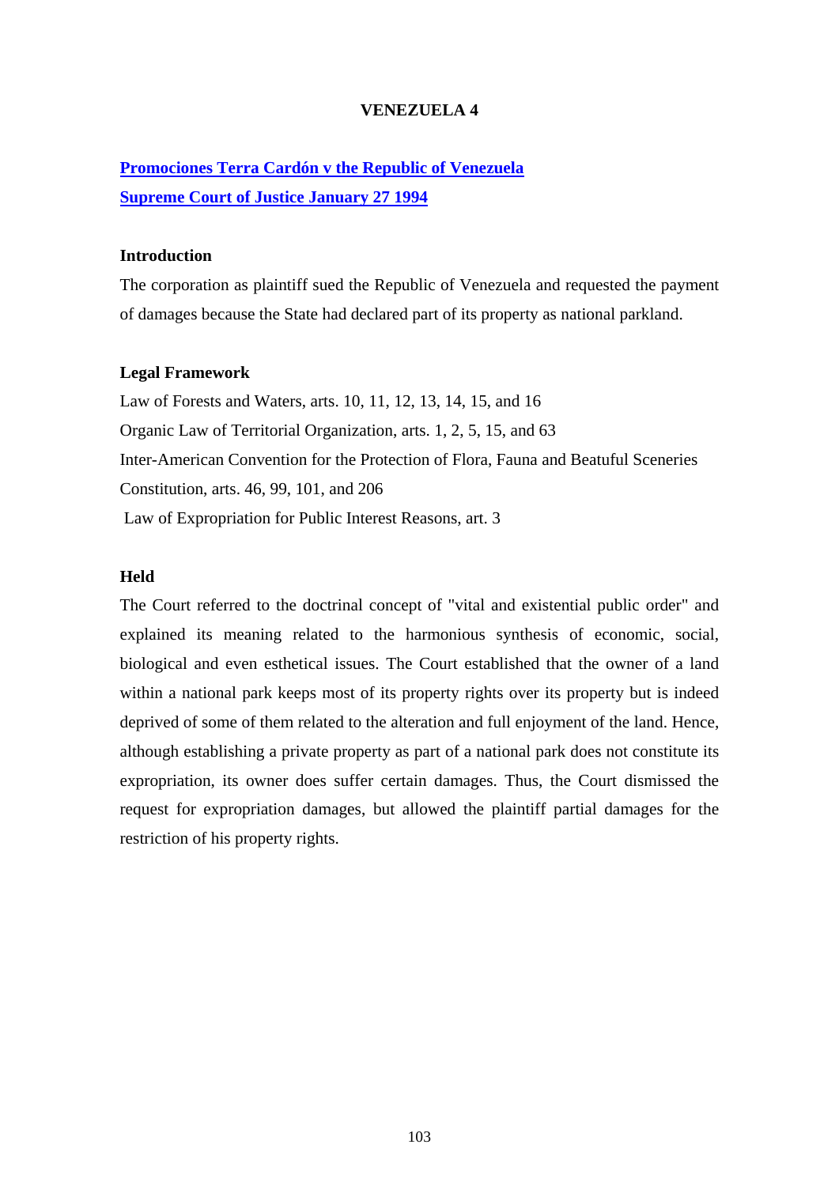# VENEZUELA 4

**Promociones Terra Cardón v the Republic of Venezuela**

**Supreme Court of Justice January 27 1994**

### Introduction

The corporation as plaintiff sued the Republic of Venezuela and requested the payment of damages because the State had declared part of its property as national parkland.

### Legal Framework

Law of Forests and Waters, arts. 10, 11, 12, 13, 14, 15, and 16

Organic Law of Territorial Organization, arts. 1, 2, 5, 15, and 63

Inter-American Convention for the Protection of Flora, Fauna and Beatuful Sceneries

Constitution, arts. 46, 99, 101, and 206

Law of Expropriation for Public Interest Reasons, art. 3

### Held

The Court referred to the doctrinal concept of "vital and existential public order" and explained its meaning related to the harmonious synthesis of economic, social, biological and even esthetical issues. The Court established that the owner of a land within a national park keeps most of its property rights over its property but is indeed deprived of some of them related to the alteration and full enjoyment of the land. Hence, although establishing a private property as part of a national park does not constitute its expropriation, its owner does suffer certain damages. Thus, the Court dismissed the request for expropriation damages, but allowed the plaintiff partial damages for the restriction of his property rights.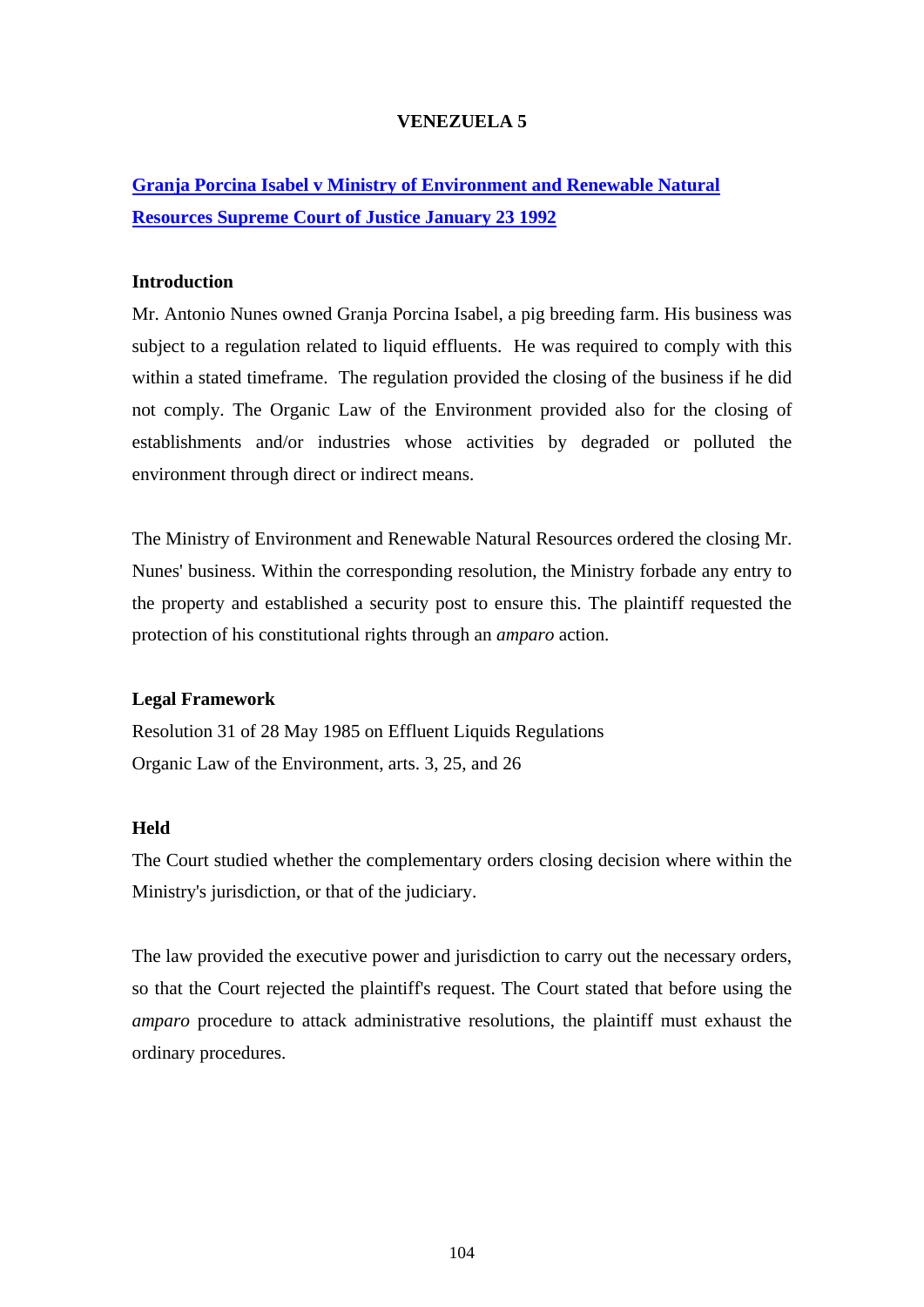# VENEZUELA 5

## [Granja Porcina Isabel v Ministry of Environment and Renewable Natural Resources Supreme Court of Justice January 23 1992]()

### Introduction

Mr. Antonio Nunes owned Granja Porcina Isabel, a pig breeding farm. His business was subject to a regulation related to liquid effluents. He was required to comply with this within a stated timeframe. The regulation provided the closing of the business if he did not comply. The Organic Law of the Environment provided also for the closing of establishments and/or industries whose activities by degraded or polluted the environment through direct or indirect means.

The Ministry of Environment and Renewable Natural Resources ordered the closing Mr. Nunes' business. Within the corresponding resolution, the Ministry forbade any entry to the property and established a security post to ensure this. The plaintiff requested the protection of his constitutional rights through an *amparo* action.

### Legal Framework

Resolution 31 of 28 May 1985 on Effluent Liquids Regulations
Organic Law of the Environment, arts. 3, 25, and 26

### Held

The Court studied whether the complementary orders closing decision where within the Ministry's jurisdiction, or that of the judiciary.

The law provided the executive power and jurisdiction to carry out the necessary orders, so that the Court rejected the plaintiff's request. The Court stated that before using the *amparo* procedure to attack administrative resolutions, the plaintiff must exhaust the ordinary procedures.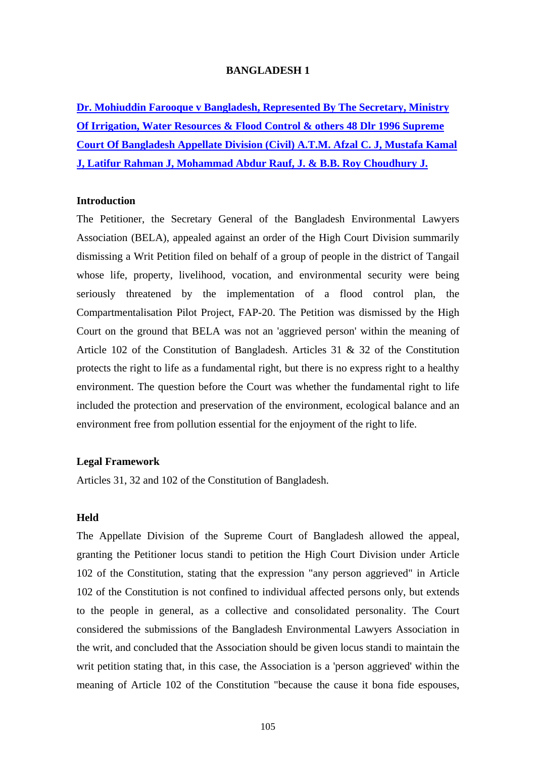**BANGLADESH 1**

**Dr. Mohiuddin Farooque v Bangladesh, Represented By The Secretary, Ministry Of Irrigation, Water Resources & Flood Control & others 48 Dlr 1996 Supreme Court Of Bangladesh Appellate Division (Civil) A.T.M. Afzal C. J, Mustafa Kamal J, Latifur Rahman J, Mohammad Abdur Rauf, J. & B.B. Roy Choudhury J.**

**Introduction**

The Petitioner, the Secretary General of the Bangladesh Environmental Lawyers Association (BELA), appealed against an order of the High Court Division summarily dismissing a Writ Petition filed on behalf of a group of people in the district of Tangail whose life, property, livelihood, vocation, and environmental security were being seriously threatened by the implementation of a flood control plan, the Compartmentalisation Pilot Project, FAP-20. The Petition was dismissed by the High Court on the ground that BELA was not an 'aggrieved person' within the meaning of Article 102 of the Constitution of Bangladesh. Articles 31 & 32 of the Constitution protects the right to life as a fundamental right, but there is no express right to a healthy environment. The question before the Court was whether the fundamental right to life included the protection and preservation of the environment, ecological balance and an environment free from pollution essential for the enjoyment of the right to life.

**Legal Framework**

Articles 31, 32 and 102 of the Constitution of Bangladesh.

**Held**

The Appellate Division of the Supreme Court of Bangladesh allowed the appeal, granting the Petitioner locus standi to petition the High Court Division under Article 102 of the Constitution, stating that the expression "any person aggrieved" in Article 102 of the Constitution is not confined to individual affected persons only, but extends to the people in general, as a collective and consolidated personality. The Court considered the submissions of the Bangladesh Environmental Lawyers Association in the writ, and concluded that the Association should be given locus standi to maintain the writ petition stating that, in this case, the Association is a 'person aggrieved' within the meaning of Article 102 of the Constitution "because the cause it bona fide espouses,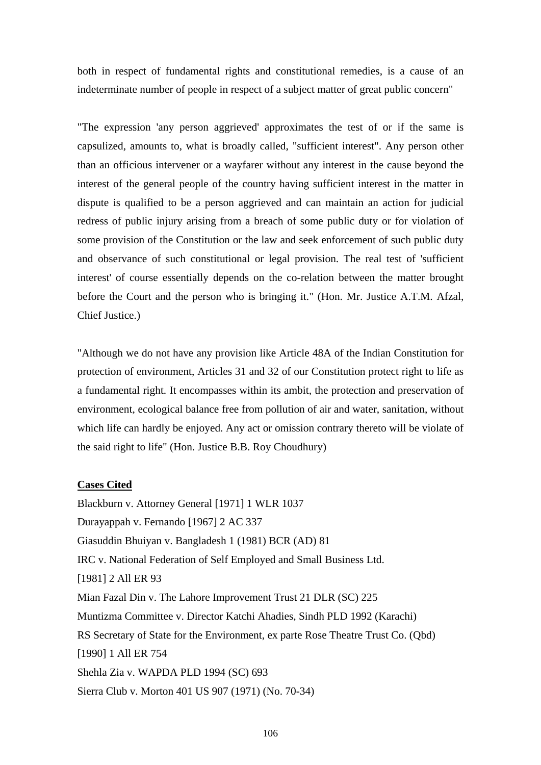both in respect of fundamental rights and constitutional remedies, is a cause of an indeterminate number of people in respect of a subject matter of great public concern"

"The expression 'any person aggrieved' approximates the test of or if the same is capsulized, amounts to, what is broadly called, "sufficient interest". Any person other than an officious intervener or a wayfarer without any interest in the cause beyond the interest of the general people of the country having sufficient interest in the matter in dispute is qualified to be a person aggrieved and can maintain an action for judicial redress of public injury arising from a breach of some public duty or for violation of some provision of the Constitution or the law and seek enforcement of such public duty and observance of such constitutional or legal provision. The real test of 'sufficient interest' of course essentially depends on the co-relation between the matter brought before the Court and the person who is bringing it." (Hon. Mr. Justice A.T.M. Afzal, Chief Justice.)

"Although we do not have any provision like Article 48A of the Indian Constitution for protection of environment, Articles 31 and 32 of our Constitution protect right to life as a fundamental right. It encompasses within its ambit, the protection and preservation of environment, ecological balance free from pollution of air and water, sanitation, without which life can hardly be enjoyed. Any act or omission contrary thereto will be violate of the said right to life" (Hon. Justice B.B. Roy Choudhury)

**Cases Cited**

Blackburn v. Attorney General [1971] 1 WLR 1037
Durayappah v. Fernando [1967] 2 AC 337
Giasuddin Bhuiyan v. Bangladesh 1 (1981) BCR (AD) 81
IRC v. National Federation of Self Employed and Small Business Ltd.
[1981] 2 All ER 93
Mian Fazal Din v. The Lahore Improvement Trust 21 DLR (SC) 225
Muntizma Committee v. Director Katchi Ahadies, Sindh PLD 1992 (Karachi)
RS Secretary of State for the Environment, ex parte Rose Theatre Trust Co. (Qbd)
[1990] 1 All ER 754
Shehla Zia v. WAPDA PLD 1994 (SC) 693
Sierra Club v. Morton 401 US 907 (1971) (No. 70-34)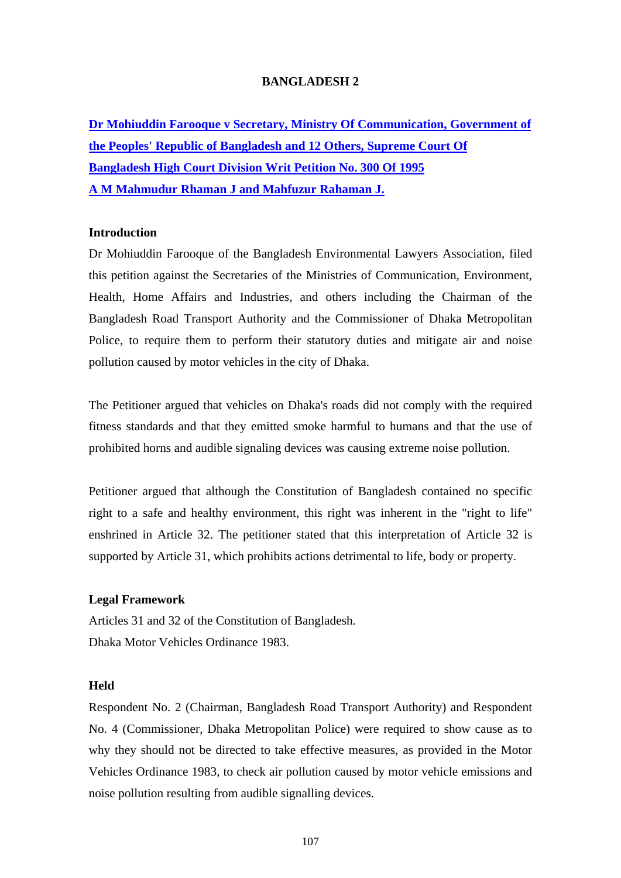## BANGLADESH 2

**Dr Mohiuddin Farooque v Secretary, Ministry Of Communication, Government of the Peoples' Republic of Bangladesh and 12 Others, Supreme Court Of Bangladesh High Court Division Writ Petition No. 300 Of 1995**
**A M Mahmudur Rhaman J and Mahfuzur Rahaman J.**

### Introduction

Dr Mohiuddin Farooque of the Bangladesh Environmental Lawyers Association, filed this petition against the Secretaries of the Ministries of Communication, Environment, Health, Home Affairs and Industries, and others including the Chairman of the Bangladesh Road Transport Authority and the Commissioner of Dhaka Metropolitan Police, to require them to perform their statutory duties and mitigate air and noise pollution caused by motor vehicles in the city of Dhaka.

The Petitioner argued that vehicles on Dhaka's roads did not comply with the required fitness standards and that they emitted smoke harmful to humans and that the use of prohibited horns and audible signaling devices was causing extreme noise pollution.

Petitioner argued that although the Constitution of Bangladesh contained no specific right to a safe and healthy environment, this right was inherent in the "right to life" enshrined in Article 32. The petitioner stated that this interpretation of Article 32 is supported by Article 31, which prohibits actions detrimental to life, body or property.

### Legal Framework

Articles 31 and 32 of the Constitution of Bangladesh.
Dhaka Motor Vehicles Ordinance 1983.

### Held

Respondent No. 2 (Chairman, Bangladesh Road Transport Authority) and Respondent No. 4 (Commissioner, Dhaka Metropolitan Police) were required to show cause as to why they should not be directed to take effective measures, as provided in the Motor Vehicles Ordinance 1983, to check air pollution caused by motor vehicle emissions and noise pollution resulting from audible signalling devices.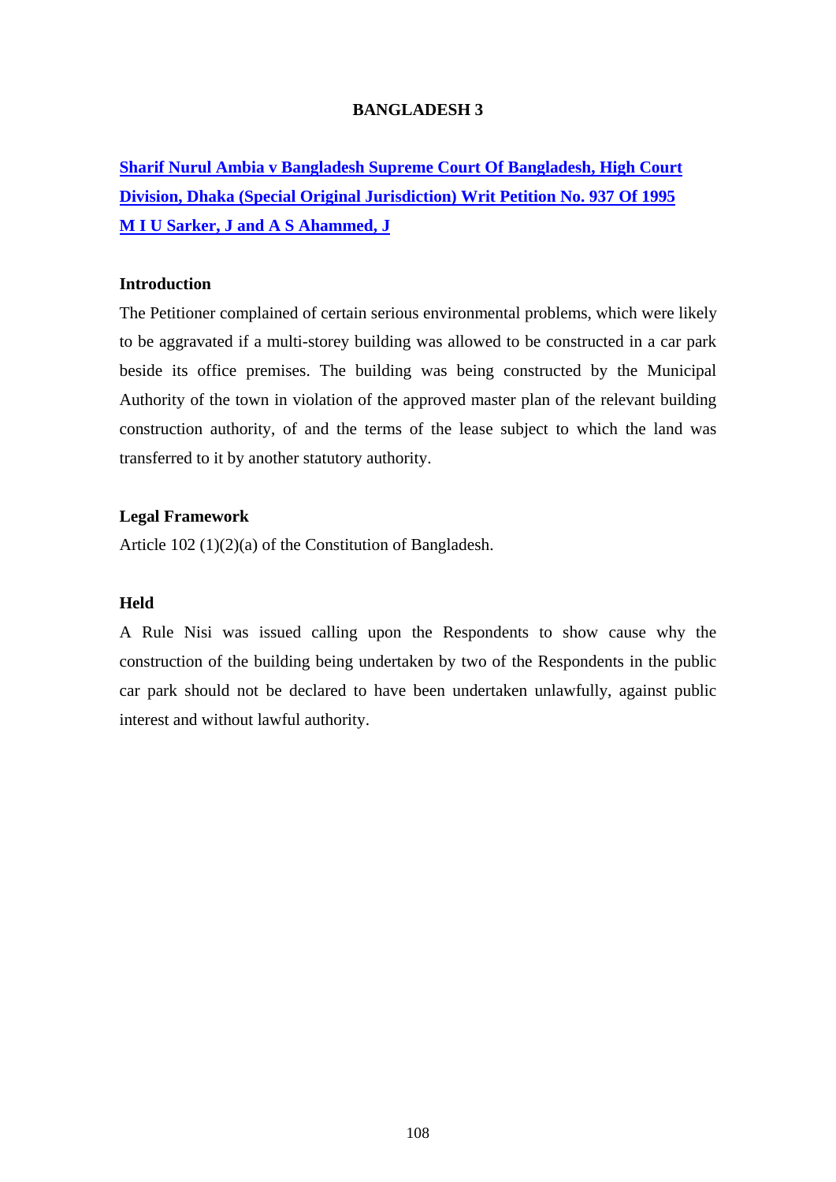# BANGLADESH 3

**Sharif Nurul Ambia v Bangladesh Supreme Court Of Bangladesh, High Court Division, Dhaka (Special Original Jurisdiction) Writ Petition No. 937 Of 1995 M I U Sarker, J and A S Ahammed, J**

## Introduction

The Petitioner complained of certain serious environmental problems, which were likely to be aggravated if a multi-storey building was allowed to be constructed in a car park beside its office premises. The building was being constructed by the Municipal Authority of the town in violation of the approved master plan of the relevant building construction authority, of and the terms of the lease subject to which the land was transferred to it by another statutory authority.

## Legal Framework

Article 102 (1)(2)(a) of the Constitution of Bangladesh.

## Held

A Rule Nisi was issued calling upon the Respondents to show cause why the construction of the building being undertaken by two of the Respondents in the public car park should not be declared to have been undertaken unlawfully, against public interest and without lawful authority.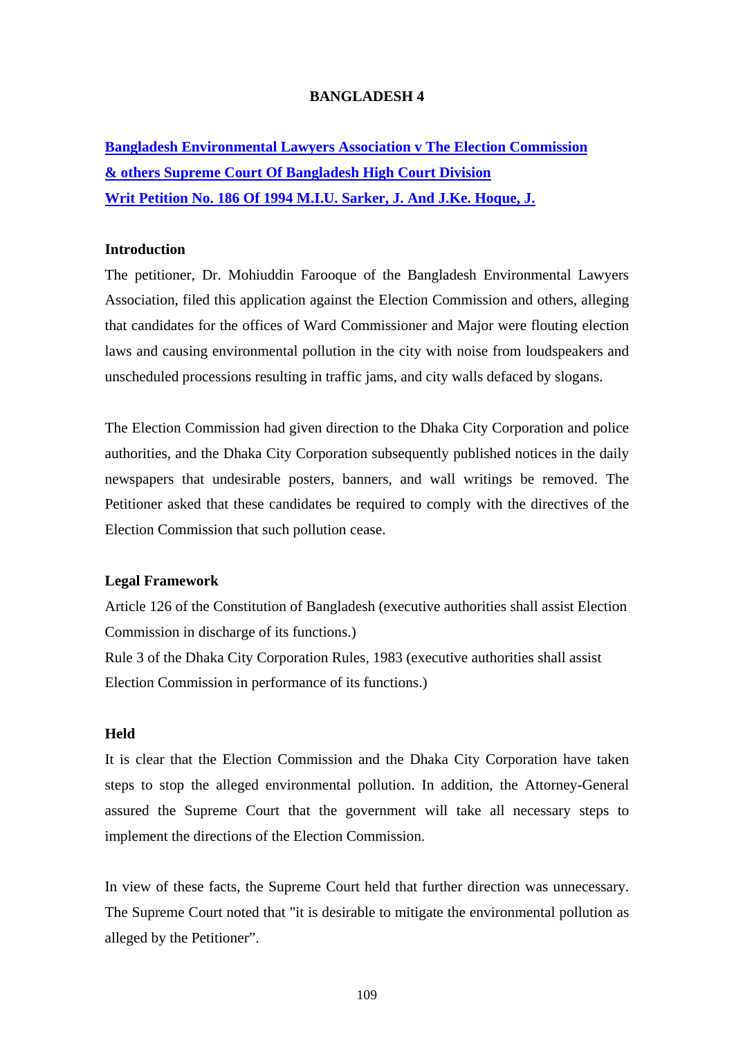## BANGLADESH 4

**Bangladesh Environmental Lawyers Association v The Election Commission & others Supreme Court Of Bangladesh High Court Division Writ Petition No. 186 Of 1994 M.I.U. Sarker, J. And J.Ke. Hoque, J.**

### Introduction

The petitioner, Dr. Mohiuddin Farooque of the Bangladesh Environmental Lawyers Association, filed this application against the Election Commission and others, alleging that candidates for the offices of Ward Commissioner and Major were flouting election laws and causing environmental pollution in the city with noise from loudspeakers and unscheduled processions resulting in traffic jams, and city walls defaced by slogans.

The Election Commission had given direction to the Dhaka City Corporation and police authorities, and the Dhaka City Corporation subsequently published notices in the daily newspapers that undesirable posters, banners, and wall writings be removed. The Petitioner asked that these candidates be required to comply with the directives of the Election Commission that such pollution cease.

### Legal Framework

Article 126 of the Constitution of Bangladesh (executive authorities shall assist Election Commission in discharge of its functions.)
Rule 3 of the Dhaka City Corporation Rules, 1983 (executive authorities shall assist Election Commission in performance of its functions.)

### Held

It is clear that the Election Commission and the Dhaka City Corporation have taken steps to stop the alleged environmental pollution. In addition, the Attorney-General assured the Supreme Court that the government will take all necessary steps to implement the directions of the Election Commission.

In view of these facts, the Supreme Court held that further direction was unnecessary. The Supreme Court noted that "it is desirable to mitigate the environmental pollution as alleged by the Petitioner".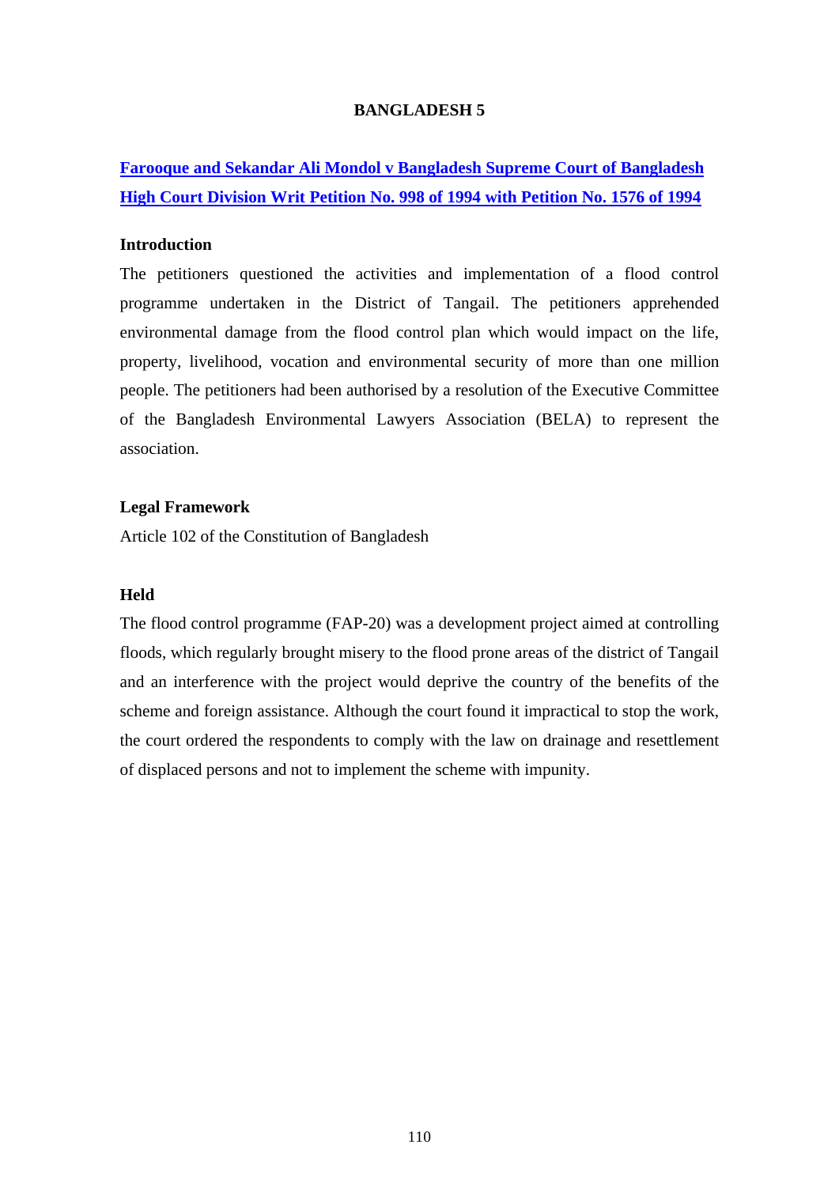# BANGLADESH 5

**Farooque and Sekandar Ali Mondol v Bangladesh Supreme Court of Bangladesh High Court Division Writ Petition No. 998 of 1994 with Petition No. 1576 of 1994**

### Introduction

The petitioners questioned the activities and implementation of a flood control programme undertaken in the District of Tangail. The petitioners apprehended environmental damage from the flood control plan which would impact on the life, property, livelihood, vocation and environmental security of more than one million people. The petitioners had been authorised by a resolution of the Executive Committee of the Bangladesh Environmental Lawyers Association (BELA) to represent the association.

### Legal Framework

Article 102 of the Constitution of Bangladesh

### Held

The flood control programme (FAP-20) was a development project aimed at controlling floods, which regularly brought misery to the flood prone areas of the district of Tangail and an interference with the project would deprive the country of the benefits of the scheme and foreign assistance. Although the court found it impractical to stop the work, the court ordered the respondents to comply with the law on drainage and resettlement of displaced persons and not to implement the scheme with impunity.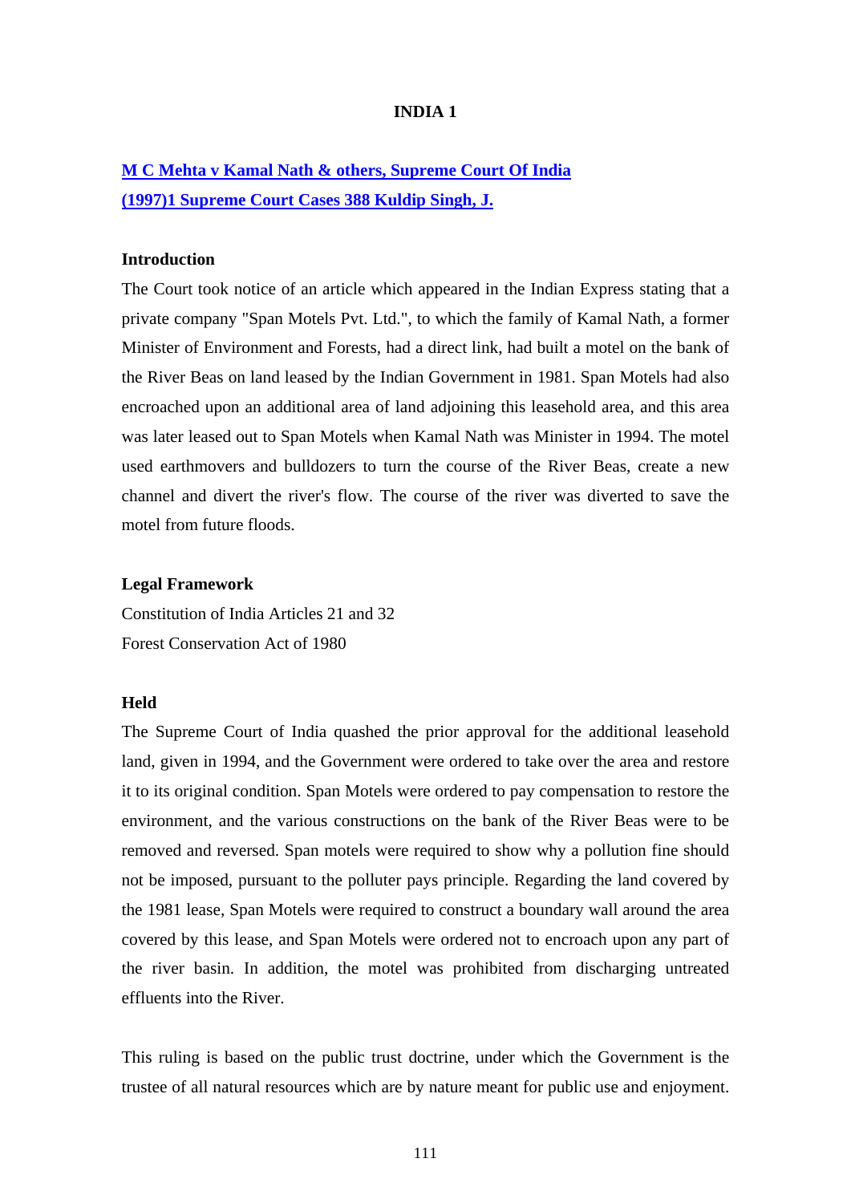**INDIA 1**

**M C Mehta v Kamal Nath & others, Supreme Court Of India (1997)1 Supreme Court Cases 388 Kuldip Singh, J.**

**Introduction**

The Court took notice of an article which appeared in the Indian Express stating that a private company "Span Motels Pvt. Ltd.", to which the family of Kamal Nath, a former Minister of Environment and Forests, had a direct link, had built a motel on the bank of the River Beas on land leased by the Indian Government in 1981. Span Motels had also encroached upon an additional area of land adjoining this leasehold area, and this area was later leased out to Span Motels when Kamal Nath was Minister in 1994. The motel used earthmovers and bulldozers to turn the course of the River Beas, create a new channel and divert the river's flow. The course of the river was diverted to save the motel from future floods.

**Legal Framework**

Constitution of India Articles 21 and 32

Forest Conservation Act of 1980

**Held**

The Supreme Court of India quashed the prior approval for the additional leasehold land, given in 1994, and the Government were ordered to take over the area and restore it to its original condition. Span Motels were ordered to pay compensation to restore the environment, and the various constructions on the bank of the River Beas were to be removed and reversed. Span motels were required to show why a pollution fine should not be imposed, pursuant to the polluter pays principle. Regarding the land covered by the 1981 lease, Span Motels were required to construct a boundary wall around the area covered by this lease, and Span Motels were ordered not to encroach upon any part of the river basin. In addition, the motel was prohibited from discharging untreated effluents into the River.

This ruling is based on the public trust doctrine, under which the Government is the trustee of all natural resources which are by nature meant for public use and enjoyment.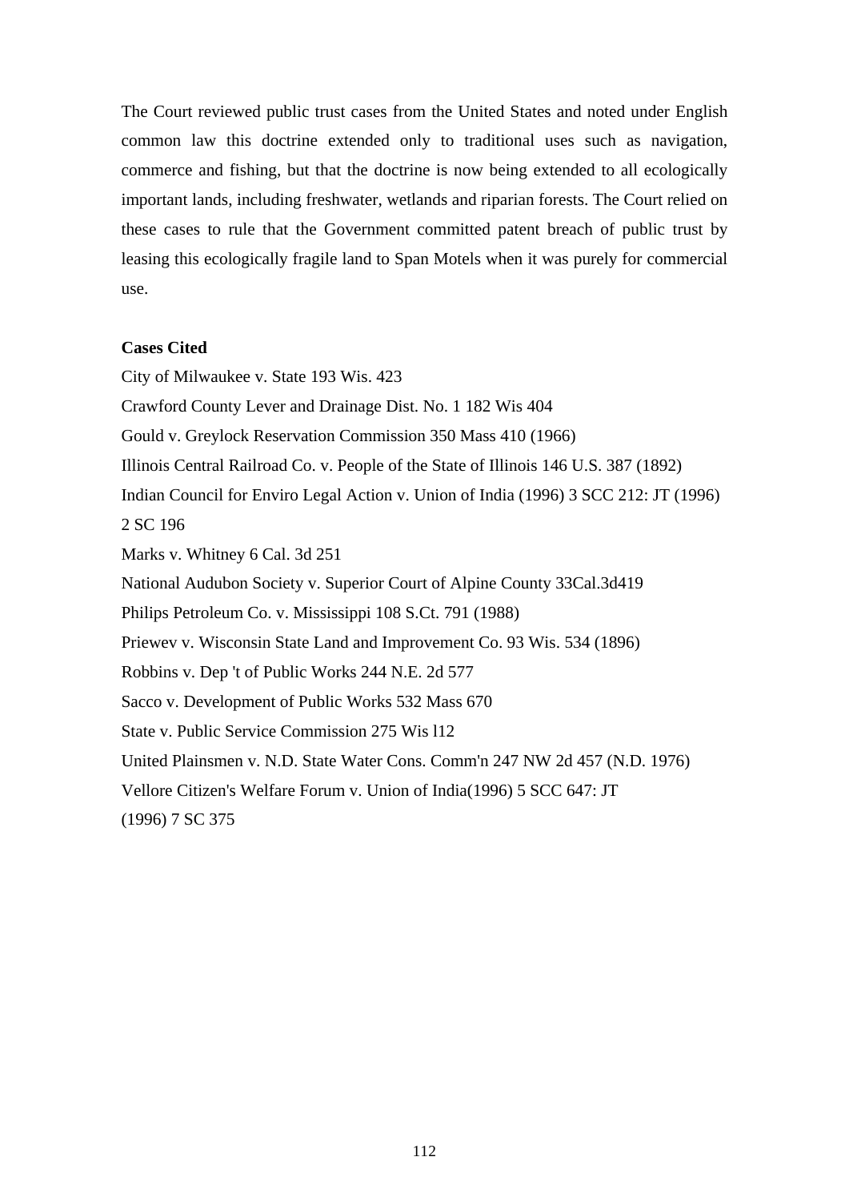The Court reviewed public trust cases from the United States and noted under English common law this doctrine extended only to traditional uses such as navigation, commerce and fishing, but that the doctrine is now being extended to all ecologically important lands, including freshwater, wetlands and riparian forests. The Court relied on these cases to rule that the Government committed patent breach of public trust by leasing this ecologically fragile land to Span Motels when it was purely for commercial use.

**Cases Cited**

City of Milwaukee v. State 193 Wis. 423

Crawford County Lever and Drainage Dist. No. 1 182 Wis 404

Gould v. Greylock Reservation Commission 350 Mass 410 (1966)

Illinois Central Railroad Co. v. People of the State of Illinois 146 U.S. 387 (1892)

Indian Council for Enviro Legal Action v. Union of India (1996) 3 SCC 212: JT (1996) 2 SC 196

Marks v. Whitney 6 Cal. 3d 251

National Audubon Society v. Superior Court of Alpine County 33Cal.3d419

Philips Petroleum Co. v. Mississippi 108 S.Ct. 791 (1988)

Priewev v. Wisconsin State Land and Improvement Co. 93 Wis. 534 (1896)

Robbins v. Dep 't of Public Works 244 N.E. 2d 577

Sacco v. Development of Public Works 532 Mass 670

State v. Public Service Commission 275 Wis l12

United Plainsmen v. N.D. State Water Cons. Comm'n 247 NW 2d 457 (N.D. 1976)

Vellore Citizen's Welfare Forum v. Union of India(1996) 5 SCC 647: JT (1996) 7 SC 375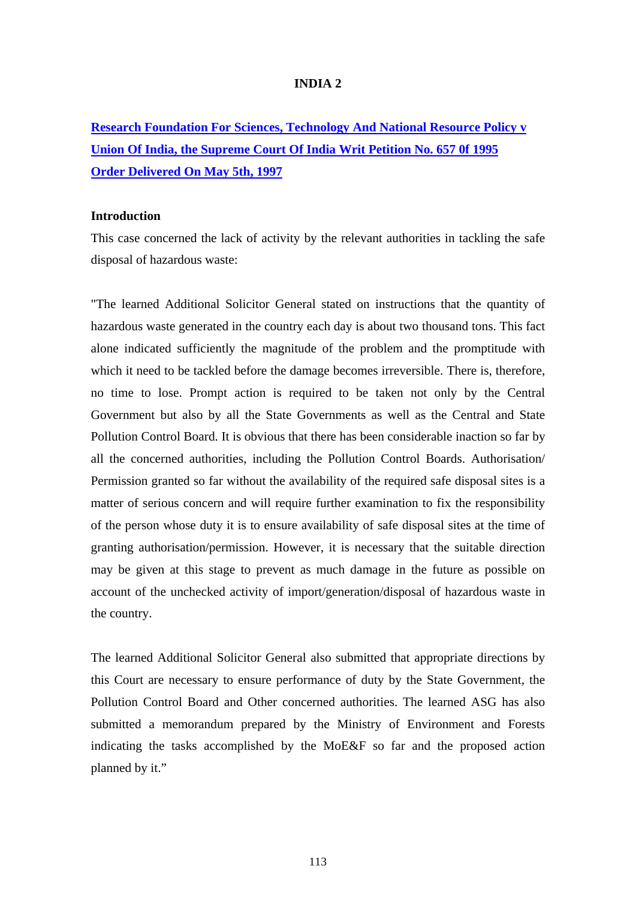# INDIA 2

**Research Foundation For Sciences, Technology And National Resource Policy v Union Of India, the Supreme Court Of India Writ Petition No. 657 0f 1995 Order Delivered On May 5th, 1997**

**Introduction**

This case concerned the lack of activity by the relevant authorities in tackling the safe disposal of hazardous waste:

"The learned Additional Solicitor General stated on instructions that the quantity of hazardous waste generated in the country each day is about two thousand tons. This fact alone indicated sufficiently the magnitude of the problem and the promptitude with which it need to be tackled before the damage becomes irreversible. There is, therefore, no time to lose. Prompt action is required to be taken not only by the Central Government but also by all the State Governments as well as the Central and State Pollution Control Board. It is obvious that there has been considerable inaction so far by all the concerned authorities, including the Pollution Control Boards. Authorisation/ Permission granted so far without the availability of the required safe disposal sites is a matter of serious concern and will require further examination to fix the responsibility of the person whose duty it is to ensure availability of safe disposal sites at the time of granting authorisation/permission. However, it is necessary that the suitable direction may be given at this stage to prevent as much damage in the future as possible on account of the unchecked activity of import/generation/disposal of hazardous waste in the country.

The learned Additional Solicitor General also submitted that appropriate directions by this Court are necessary to ensure performance of duty by the State Government, the Pollution Control Board and Other concerned authorities. The learned ASG has also submitted a memorandum prepared by the Ministry of Environment and Forests indicating the tasks accomplished by the MoE&F so far and the proposed action planned by it."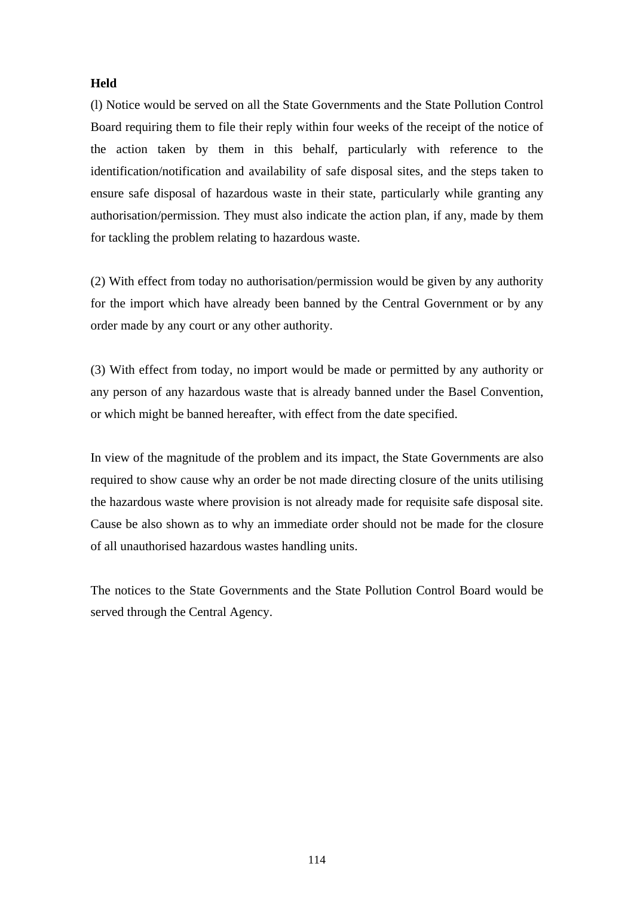**Held**

(l) Notice would be served on all the State Governments and the State Pollution Control Board requiring them to file their reply within four weeks of the receipt of the notice of the action taken by them in this behalf, particularly with reference to the identification/notification and availability of safe disposal sites, and the steps taken to ensure safe disposal of hazardous waste in their state, particularly while granting any authorisation/permission. They must also indicate the action plan, if any, made by them for tackling the problem relating to hazardous waste.

(2) With effect from today no authorisation/permission would be given by any authority for the import which have already been banned by the Central Government or by any order made by any court or any other authority.

(3) With effect from today, no import would be made or permitted by any authority or any person of any hazardous waste that is already banned under the Basel Convention, or which might be banned hereafter, with effect from the date specified.

In view of the magnitude of the problem and its impact, the State Governments are also required to show cause why an order be not made directing closure of the units utilising the hazardous waste where provision is not already made for requisite safe disposal site. Cause be also shown as to why an immediate order should not be made for the closure of all unauthorised hazardous wastes handling units.

The notices to the State Governments and the State Pollution Control Board would be served through the Central Agency.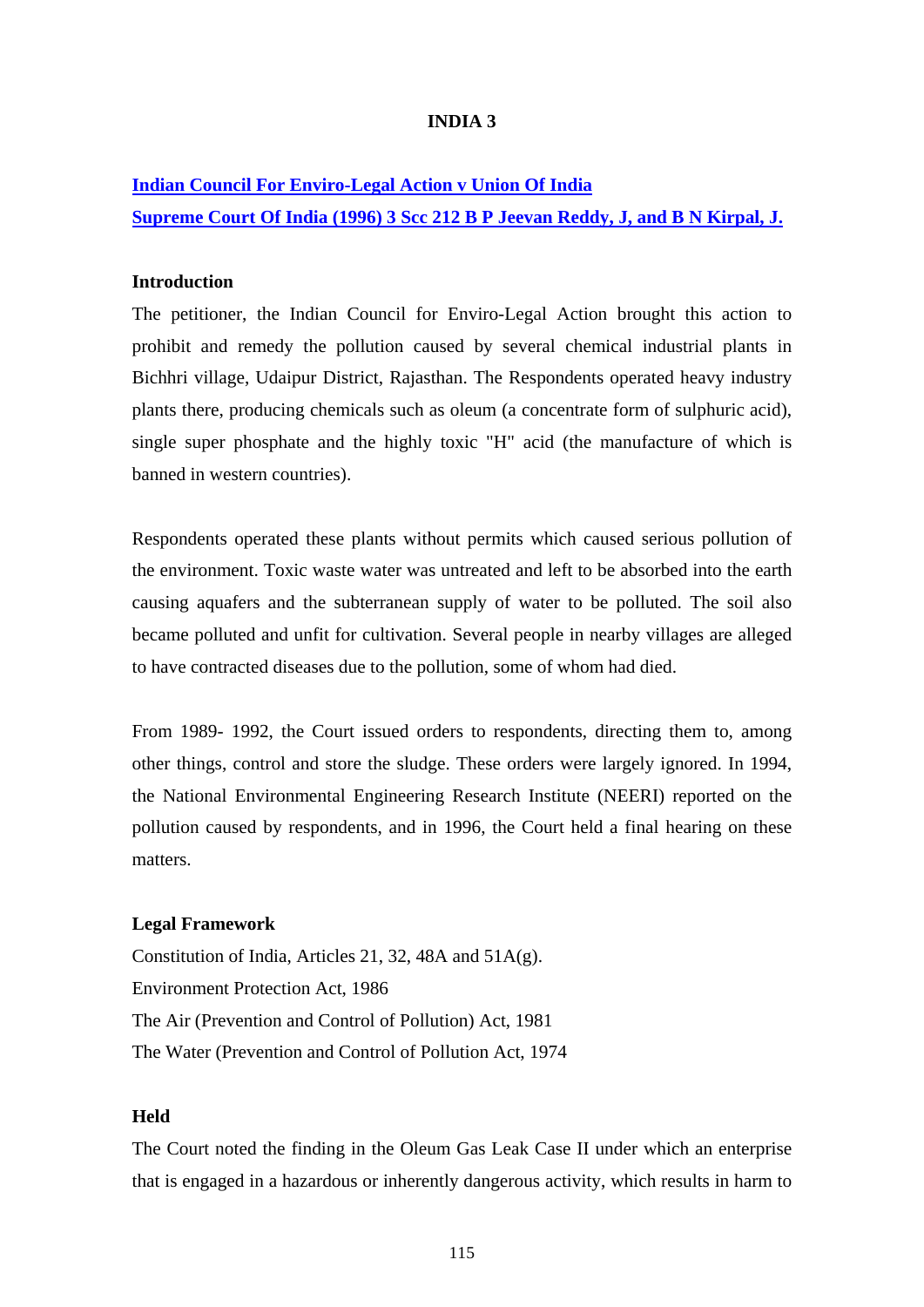## INDIA 3

**Indian Council For Enviro-Legal Action v Union Of India**
**Supreme Court Of India (1996) 3 Scc 212 B P Jeevan Reddy, J, and B N Kirpal, J.**

### Introduction

The petitioner, the Indian Council for Enviro-Legal Action brought this action to prohibit and remedy the pollution caused by several chemical industrial plants in Bichhri village, Udaipur District, Rajasthan. The Respondents operated heavy industry plants there, producing chemicals such as oleum (a concentrate form of sulphuric acid), single super phosphate and the highly toxic "H" acid (the manufacture of which is banned in western countries).

Respondents operated these plants without permits which caused serious pollution of the environment. Toxic waste water was untreated and left to be absorbed into the earth causing aquafers and the subterranean supply of water to be polluted. The soil also became polluted and unfit for cultivation. Several people in nearby villages are alleged to have contracted diseases due to the pollution, some of whom had died.

From 1989- 1992, the Court issued orders to respondents, directing them to, among other things, control and store the sludge. These orders were largely ignored. In 1994, the National Environmental Engineering Research Institute (NEERI) reported on the pollution caused by respondents, and in 1996, the Court held a final hearing on these matters.

### Legal Framework

Constitution of India, Articles 21, 32, 48A and 51A(g).
Environment Protection Act, 1986
The Air (Prevention and Control of Pollution) Act, 1981
The Water (Prevention and Control of Pollution Act, 1974

### Held

The Court noted the finding in the Oleum Gas Leak Case II under which an enterprise that is engaged in a hazardous or inherently dangerous activity, which results in harm to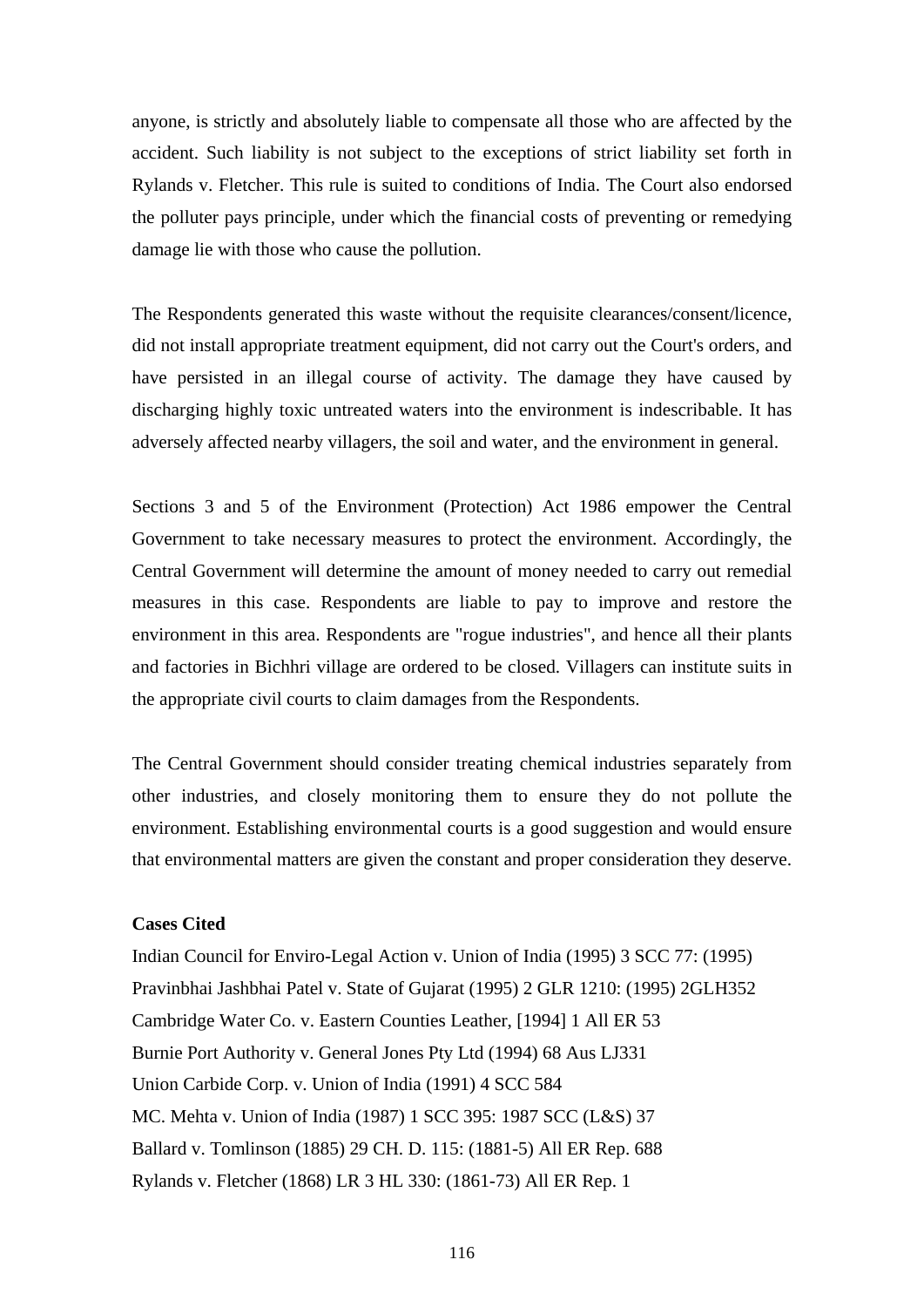anyone, is strictly and absolutely liable to compensate all those who are affected by the accident. Such liability is not subject to the exceptions of strict liability set forth in Rylands v. Fletcher. This rule is suited to conditions of India. The Court also endorsed the polluter pays principle, under which the financial costs of preventing or remedying damage lie with those who cause the pollution.

The Respondents generated this waste without the requisite clearances/consent/licence, did not install appropriate treatment equipment, did not carry out the Court's orders, and have persisted in an illegal course of activity. The damage they have caused by discharging highly toxic untreated waters into the environment is indescribable. It has adversely affected nearby villagers, the soil and water, and the environment in general.

Sections 3 and 5 of the Environment (Protection) Act 1986 empower the Central Government to take necessary measures to protect the environment. Accordingly, the Central Government will determine the amount of money needed to carry out remedial measures in this case. Respondents are liable to pay to improve and restore the environment in this area. Respondents are "rogue industries", and hence all their plants and factories in Bichhri village are ordered to be closed. Villagers can institute suits in the appropriate civil courts to claim damages from the Respondents.

The Central Government should consider treating chemical industries separately from other industries, and closely monitoring them to ensure they do not pollute the environment. Establishing environmental courts is a good suggestion and would ensure that environmental matters are given the constant and proper consideration they deserve.

**Cases Cited**

Indian Council for Enviro-Legal Action v. Union of India (1995) 3 SCC 77: (1995)
Pravinbhai Jashbhai Patel v. State of Gujarat (1995) 2 GLR 1210: (1995) 2GLH352
Cambridge Water Co. v. Eastern Counties Leather, [1994] 1 All ER 53
Burnie Port Authority v. General Jones Pty Ltd (1994) 68 Aus LJ331
Union Carbide Corp. v. Union of India (1991) 4 SCC 584
MC. Mehta v. Union of India (1987) 1 SCC 395: 1987 SCC (L&S) 37
Ballard v. Tomlinson (1885) 29 CH. D. 115: (1881-5) All ER Rep. 688
Rylands v. Fletcher (1868) LR 3 HL 330: (1861-73) All ER Rep. 1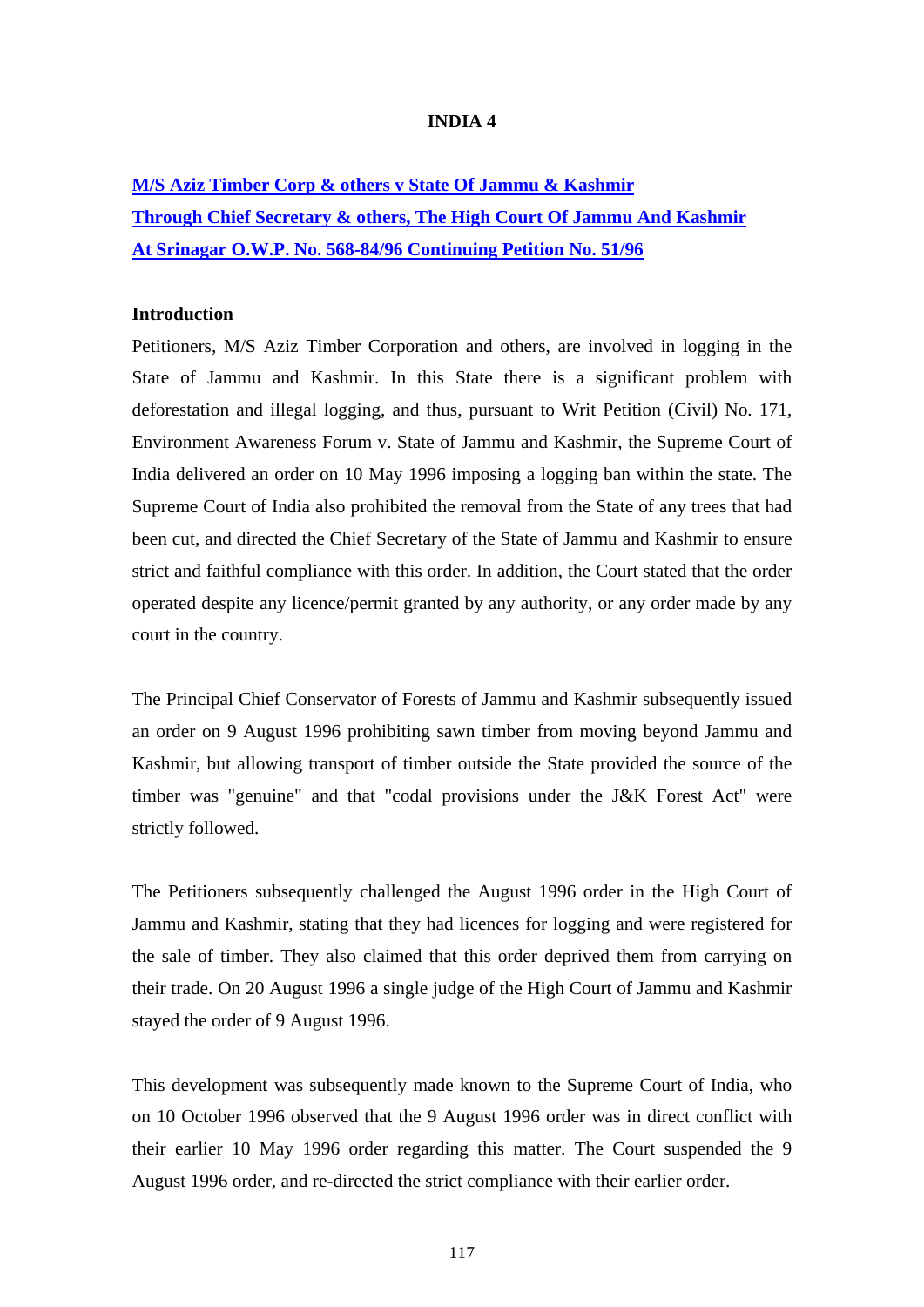# INDIA 4

**M/S Aziz Timber Corp & others v State Of Jammu & Kashmir Through Chief Secretary & others, The High Court Of Jammu And Kashmir At Srinagar O.W.P. No. 568-84/96 Continuing Petition No. 51/96**

## Introduction

Petitioners, M/S Aziz Timber Corporation and others, are involved in logging in the State of Jammu and Kashmir. In this State there is a significant problem with deforestation and illegal logging, and thus, pursuant to Writ Petition (Civil) No. 171, Environment Awareness Forum v. State of Jammu and Kashmir, the Supreme Court of India delivered an order on 10 May 1996 imposing a logging ban within the state. The Supreme Court of India also prohibited the removal from the State of any trees that had been cut, and directed the Chief Secretary of the State of Jammu and Kashmir to ensure strict and faithful compliance with this order. In addition, the Court stated that the order operated despite any licence/permit granted by any authority, or any order made by any court in the country.

The Principal Chief Conservator of Forests of Jammu and Kashmir subsequently issued an order on 9 August 1996 prohibiting sawn timber from moving beyond Jammu and Kashmir, but allowing transport of timber outside the State provided the source of the timber was "genuine" and that "codal provisions under the J&K Forest Act" were strictly followed.

The Petitioners subsequently challenged the August 1996 order in the High Court of Jammu and Kashmir, stating that they had licences for logging and were registered for the sale of timber. They also claimed that this order deprived them from carrying on their trade. On 20 August 1996 a single judge of the High Court of Jammu and Kashmir stayed the order of 9 August 1996.

This development was subsequently made known to the Supreme Court of India, who on 10 October 1996 observed that the 9 August 1996 order was in direct conflict with their earlier 10 May 1996 order regarding this matter. The Court suspended the 9 August 1996 order, and re-directed the strict compliance with their earlier order.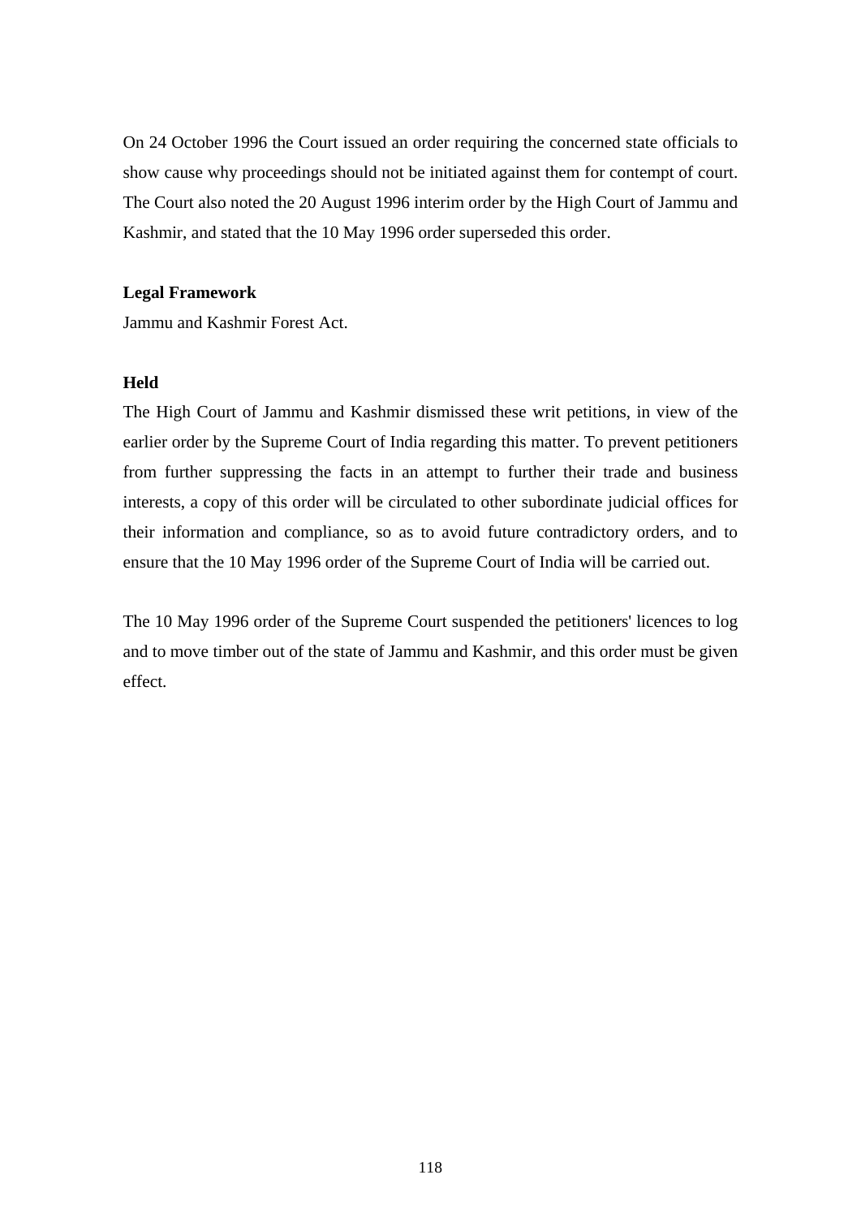On 24 October 1996 the Court issued an order requiring the concerned state officials to show cause why proceedings should not be initiated against them for contempt of court. The Court also noted the 20 August 1996 interim order by the High Court of Jammu and Kashmir, and stated that the 10 May 1996 order superseded this order.

**Legal Framework**

Jammu and Kashmir Forest Act.

**Held**

The High Court of Jammu and Kashmir dismissed these writ petitions, in view of the earlier order by the Supreme Court of India regarding this matter. To prevent petitioners from further suppressing the facts in an attempt to further their trade and business interests, a copy of this order will be circulated to other subordinate judicial offices for their information and compliance, so as to avoid future contradictory orders, and to ensure that the 10 May 1996 order of the Supreme Court of India will be carried out.

The 10 May 1996 order of the Supreme Court suspended the petitioners' licences to log and to move timber out of the state of Jammu and Kashmir, and this order must be given effect.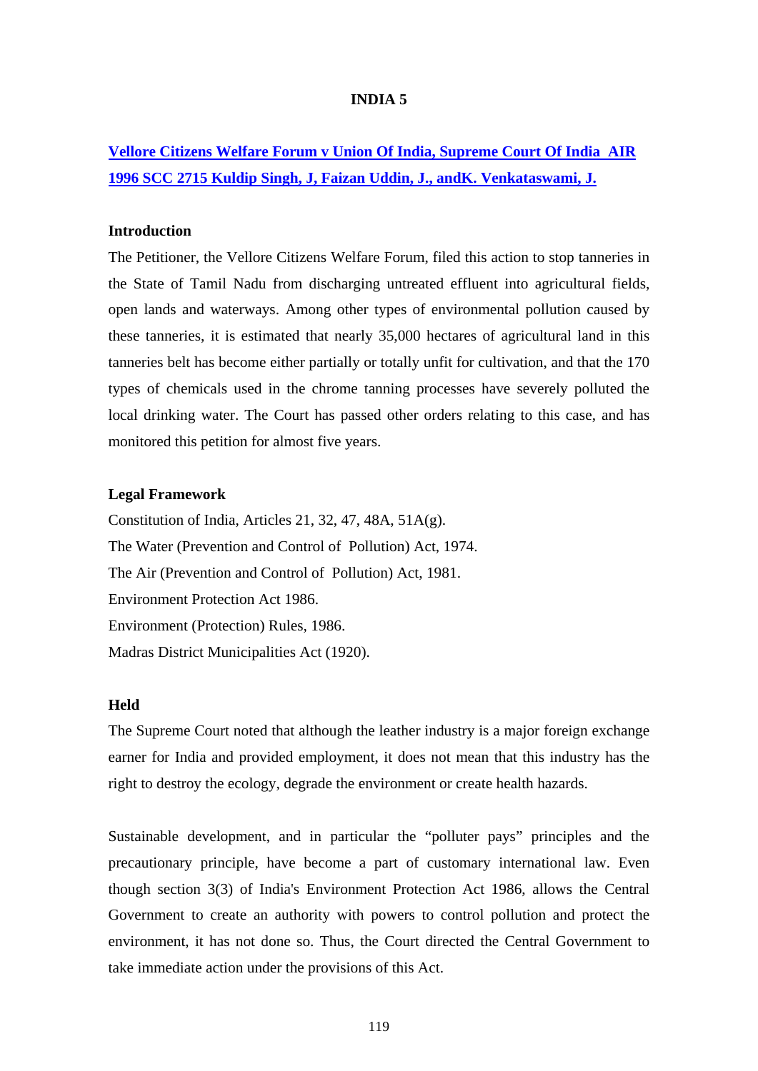# INDIA 5

## [Vellore Citizens Welfare Forum v Union Of India, Supreme Court Of India AIR 1996 SCC 2715 Kuldip Singh, J, Faizan Uddin, J., andK. Venkataswami, J.]()

### Introduction

The Petitioner, the Vellore Citizens Welfare Forum, filed this action to stop tanneries in the State of Tamil Nadu from discharging untreated effluent into agricultural fields, open lands and waterways. Among other types of environmental pollution caused by these tanneries, it is estimated that nearly 35,000 hectares of agricultural land in this tanneries belt has become either partially or totally unfit for cultivation, and that the 170 types of chemicals used in the chrome tanning processes have severely polluted the local drinking water. The Court has passed other orders relating to this case, and has monitored this petition for almost five years.

### Legal Framework

Constitution of India, Articles 21, 32, 47, 48A, 51A(g).
The Water (Prevention and Control of Pollution) Act, 1974.
The Air (Prevention and Control of Pollution) Act, 1981.
Environment Protection Act 1986.
Environment (Protection) Rules, 1986.
Madras District Municipalities Act (1920).

### Held

The Supreme Court noted that although the leather industry is a major foreign exchange earner for India and provided employment, it does not mean that this industry has the right to destroy the ecology, degrade the environment or create health hazards.

Sustainable development, and in particular the "polluter pays" principles and the precautionary principle, have become a part of customary international law. Even though section 3(3) of India's Environment Protection Act 1986, allows the Central Government to create an authority with powers to control pollution and protect the environment, it has not done so. Thus, the Court directed the Central Government to take immediate action under the provisions of this Act.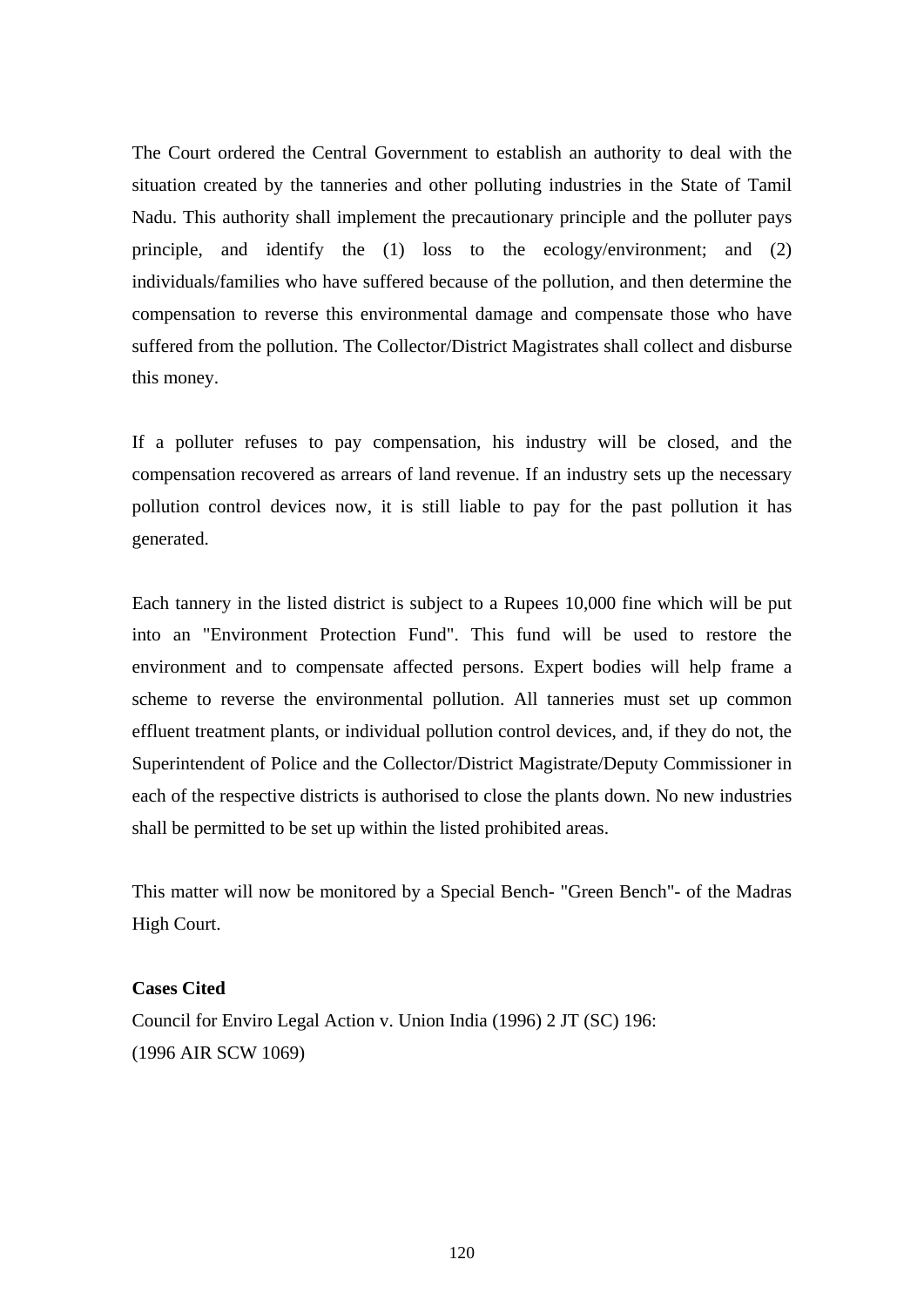The Court ordered the Central Government to establish an authority to deal with the situation created by the tanneries and other polluting industries in the State of Tamil Nadu. This authority shall implement the precautionary principle and the polluter pays principle, and identify the (1) loss to the ecology/environment; and (2) individuals/families who have suffered because of the pollution, and then determine the compensation to reverse this environmental damage and compensate those who have suffered from the pollution. The Collector/District Magistrates shall collect and disburse this money.

If a polluter refuses to pay compensation, his industry will be closed, and the compensation recovered as arrears of land revenue. If an industry sets up the necessary pollution control devices now, it is still liable to pay for the past pollution it has generated.

Each tannery in the listed district is subject to a Rupees 10,000 fine which will be put into an "Environment Protection Fund". This fund will be used to restore the environment and to compensate affected persons. Expert bodies will help frame a scheme to reverse the environmental pollution. All tanneries must set up common effluent treatment plants, or individual pollution control devices, and, if they do not, the Superintendent of Police and the Collector/District Magistrate/Deputy Commissioner in each of the respective districts is authorised to close the plants down. No new industries shall be permitted to be set up within the listed prohibited areas.

This matter will now be monitored by a Special Bench- "Green Bench"- of the Madras High Court.

**Cases Cited**

Council for Enviro Legal Action v. Union India (1996) 2 JT (SC) 196:
(1996 AIR SCW 1069)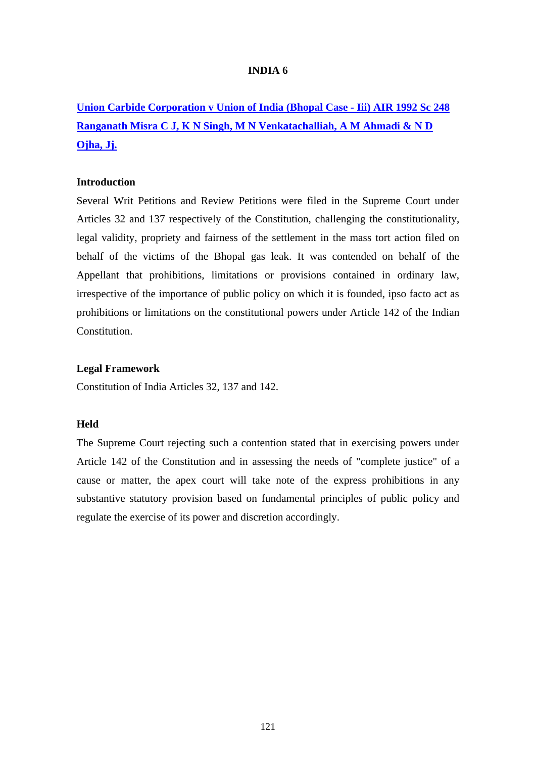# INDIA 6

**[Union Carbide Corporation v Union of India (Bhopal Case - Iii) AIR 1992 Sc 248 Ranganath Misra C J, K N Singh, M N Venkatachalliah, A M Ahmadi & N D Ojha, Jj.]**

### Introduction

Several Writ Petitions and Review Petitions were filed in the Supreme Court under Articles 32 and 137 respectively of the Constitution, challenging the constitutionality, legal validity, propriety and fairness of the settlement in the mass tort action filed on behalf of the victims of the Bhopal gas leak. It was contended on behalf of the Appellant that prohibitions, limitations or provisions contained in ordinary law, irrespective of the importance of public policy on which it is founded, ipso facto act as prohibitions or limitations on the constitutional powers under Article 142 of the Indian Constitution.

### Legal Framework

Constitution of India Articles 32, 137 and 142.

### Held

The Supreme Court rejecting such a contention stated that in exercising powers under Article 142 of the Constitution and in assessing the needs of "complete justice" of a cause or matter, the apex court will take note of the express prohibitions in any substantive statutory provision based on fundamental principles of public policy and regulate the exercise of its power and discretion accordingly.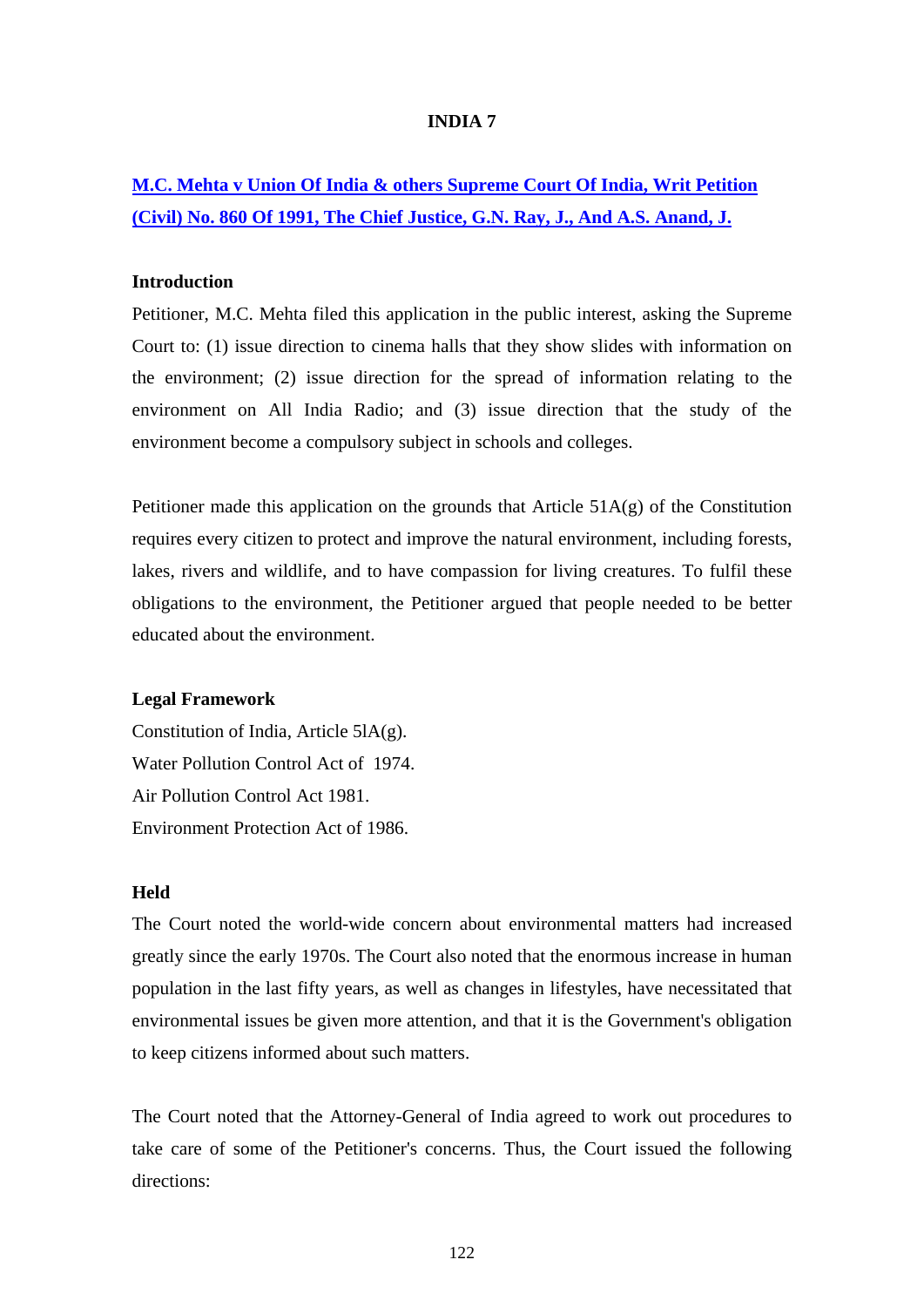**INDIA 7**

**M.C. Mehta v Union Of India & others Supreme Court Of India, Writ Petition (Civil) No. 860 Of 1991, The Chief Justice, G.N. Ray, J., And A.S. Anand, J.**

**Introduction**

Petitioner, M.C. Mehta filed this application in the public interest, asking the Supreme Court to: (1) issue direction to cinema halls that they show slides with information on the environment; (2) issue direction for the spread of information relating to the environment on All India Radio; and (3) issue direction that the study of the environment become a compulsory subject in schools and colleges.

Petitioner made this application on the grounds that Article 51A(g) of the Constitution requires every citizen to protect and improve the natural environment, including forests, lakes, rivers and wildlife, and to have compassion for living creatures. To fulfil these obligations to the environment, the Petitioner argued that people needed to be better educated about the environment.

**Legal Framework**

Constitution of India, Article 5lA(g).
Water Pollution Control Act of 1974.
Air Pollution Control Act 1981.
Environment Protection Act of 1986.

**Held**

The Court noted the world-wide concern about environmental matters had increased greatly since the early 1970s. The Court also noted that the enormous increase in human population in the last fifty years, as well as changes in lifestyles, have necessitated that environmental issues be given more attention, and that it is the Government's obligation to keep citizens informed about such matters.

The Court noted that the Attorney-General of India agreed to work out procedures to take care of some of the Petitioner's concerns. Thus, the Court issued the following directions: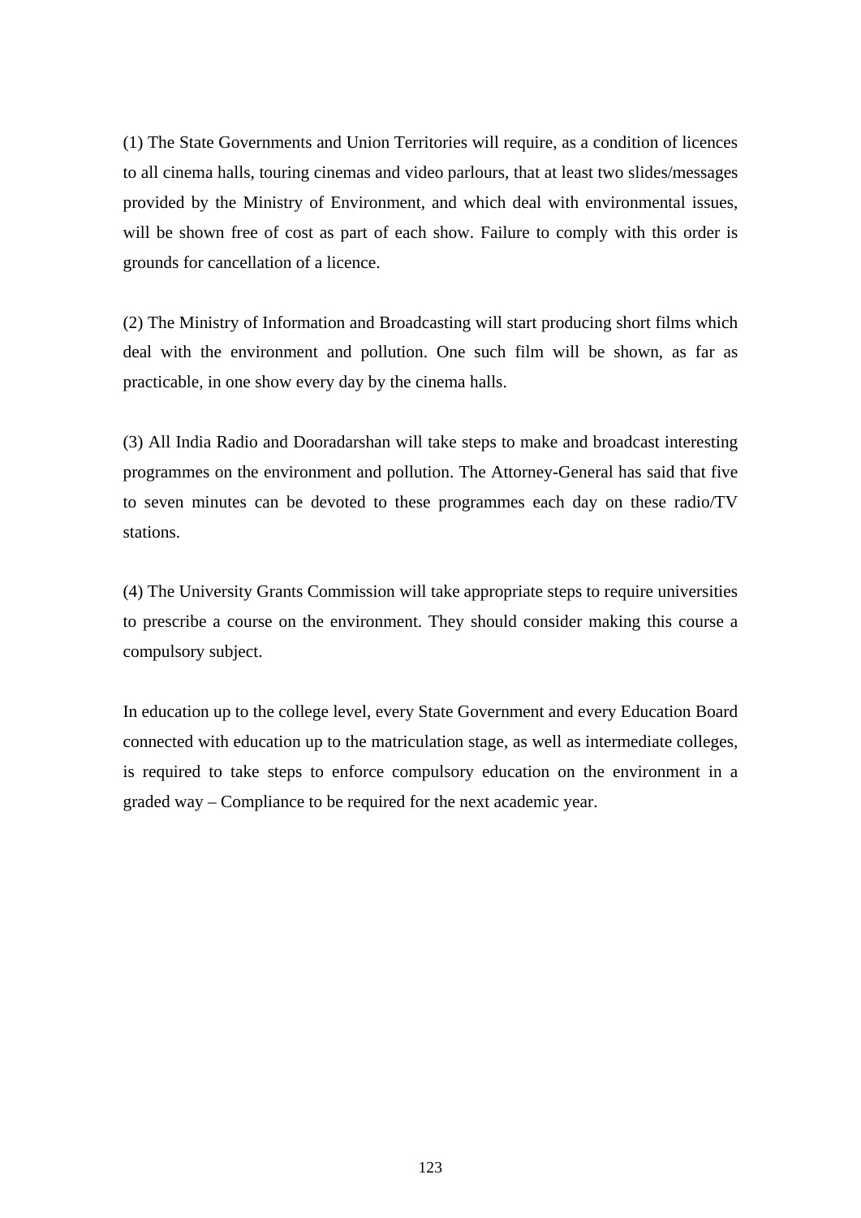(1) The State Governments and Union Territories will require, as a condition of licences to all cinema halls, touring cinemas and video parlours, that at least two slides/messages provided by the Ministry of Environment, and which deal with environmental issues, will be shown free of cost as part of each show. Failure to comply with this order is grounds for cancellation of a licence.

(2) The Ministry of Information and Broadcasting will start producing short films which deal with the environment and pollution. One such film will be shown, as far as practicable, in one show every day by the cinema halls.

(3) All India Radio and Dooradarshan will take steps to make and broadcast interesting programmes on the environment and pollution. The Attorney-General has said that five to seven minutes can be devoted to these programmes each day on these radio/TV stations.

(4) The University Grants Commission will take appropriate steps to require universities to prescribe a course on the environment. They should consider making this course a compulsory subject.

In education up to the college level, every State Government and every Education Board connected with education up to the matriculation stage, as well as intermediate colleges, is required to take steps to enforce compulsory education on the environment in a graded way – Compliance to be required for the next academic year.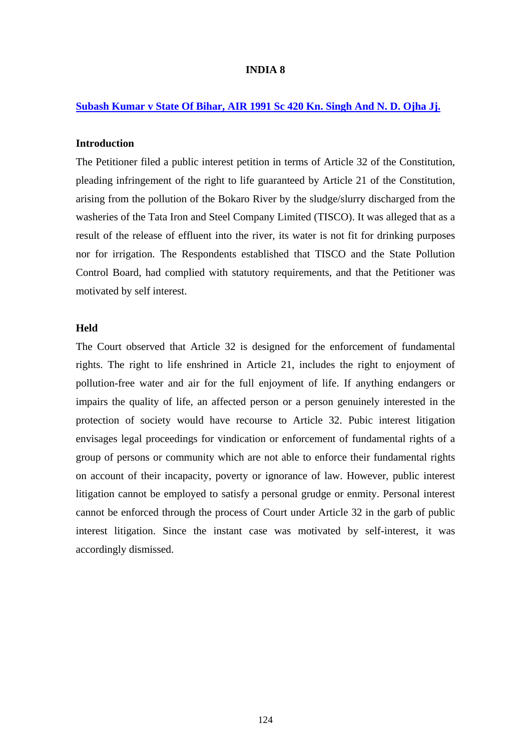# INDIA 8

## [Subash Kumar v State Of Bihar, AIR 1991 Sc 420 Kn. Singh And N. D. Ojha Jj.]

### Introduction

The Petitioner filed a public interest petition in terms of Article 32 of the Constitution, pleading infringement of the right to life guaranteed by Article 21 of the Constitution, arising from the pollution of the Bokaro River by the sludge/slurry discharged from the washeries of the Tata Iron and Steel Company Limited (TISCO). It was alleged that as a result of the release of effluent into the river, its water is not fit for drinking purposes nor for irrigation. The Respondents established that TISCO and the State Pollution Control Board, had complied with statutory requirements, and that the Petitioner was motivated by self interest.

### Held

The Court observed that Article 32 is designed for the enforcement of fundamental rights. The right to life enshrined in Article 21, includes the right to enjoyment of pollution-free water and air for the full enjoyment of life. If anything endangers or impairs the quality of life, an affected person or a person genuinely interested in the protection of society would have recourse to Article 32. Pubic interest litigation envisages legal proceedings for vindication or enforcement of fundamental rights of a group of persons or community which are not able to enforce their fundamental rights on account of their incapacity, poverty or ignorance of law. However, public interest litigation cannot be employed to satisfy a personal grudge or enmity. Personal interest cannot be enforced through the process of Court under Article 32 in the garb of public interest litigation. Since the instant case was motivated by self-interest, it was accordingly dismissed.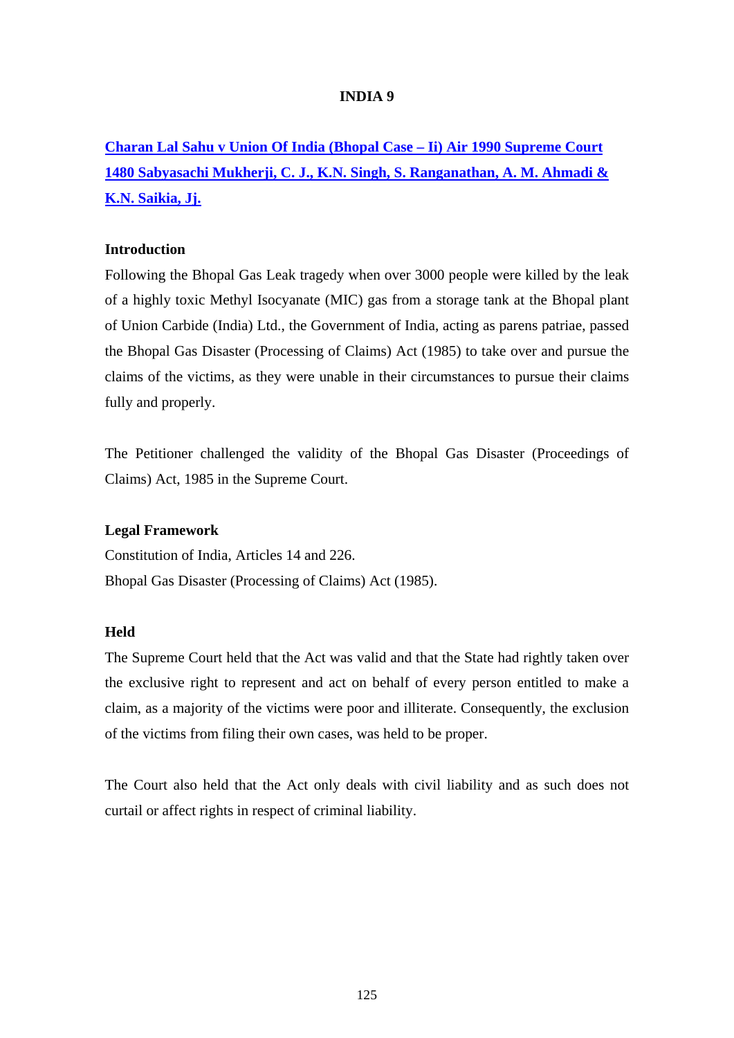## INDIA 9

**Charan Lal Sahu v Union Of India (Bhopal Case – Ii) Air 1990 Supreme Court 1480 Sabyasachi Mukherji, C. J., K.N. Singh, S. Ranganathan, A. M. Ahmadi & K.N. Saikia, Jj.**

### Introduction

Following the Bhopal Gas Leak tragedy when over 3000 people were killed by the leak of a highly toxic Methyl Isocyanate (MIC) gas from a storage tank at the Bhopal plant of Union Carbide (India) Ltd., the Government of India, acting as parens patriae, passed the Bhopal Gas Disaster (Processing of Claims) Act (1985) to take over and pursue the claims of the victims, as they were unable in their circumstances to pursue their claims fully and properly.

The Petitioner challenged the validity of the Bhopal Gas Disaster (Proceedings of Claims) Act, 1985 in the Supreme Court.

### Legal Framework

Constitution of India, Articles 14 and 226.
Bhopal Gas Disaster (Processing of Claims) Act (1985).

### Held

The Supreme Court held that the Act was valid and that the State had rightly taken over the exclusive right to represent and act on behalf of every person entitled to make a claim, as a majority of the victims were poor and illiterate. Consequently, the exclusion of the victims from filing their own cases, was held to be proper.

The Court also held that the Act only deals with civil liability and as such does not curtail or affect rights in respect of criminal liability.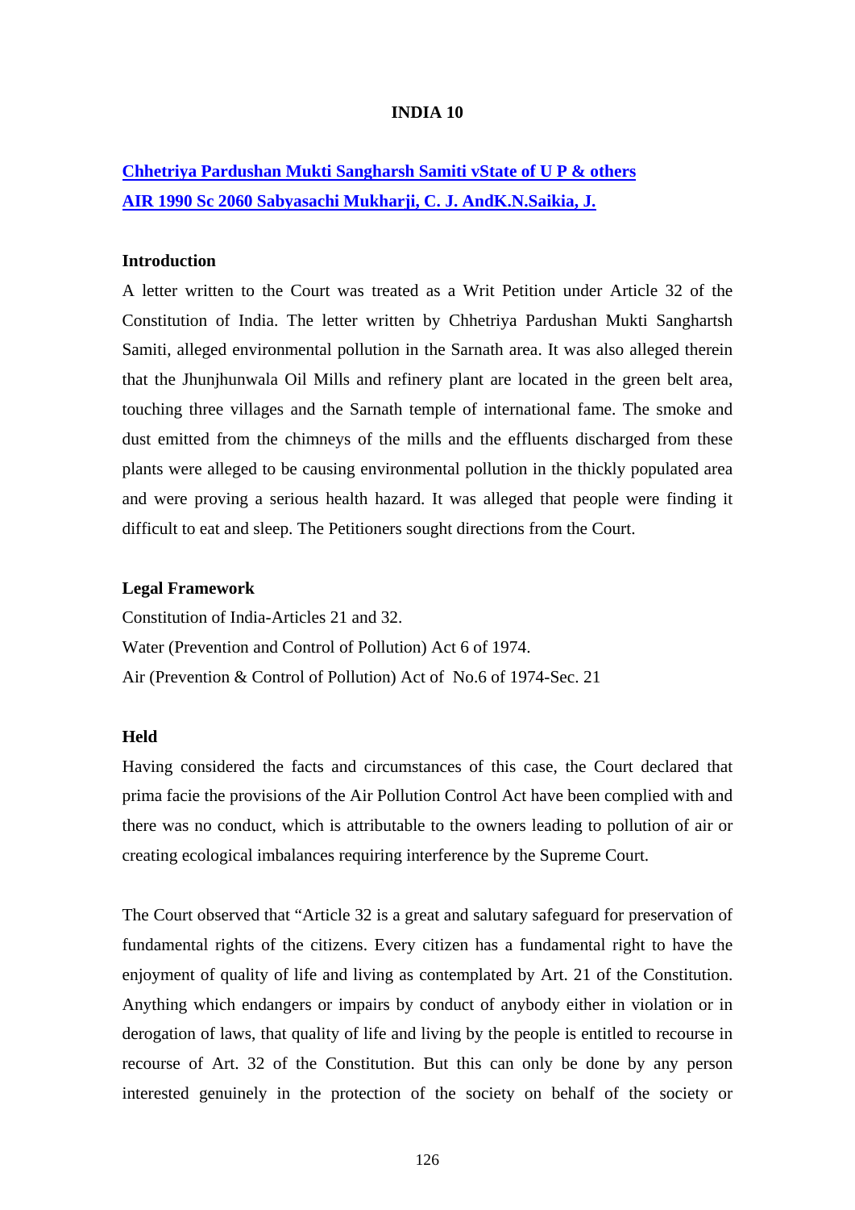**INDIA 10**

**Chhetriya Pardushan Mukti Sangharsh Samiti vState of U P & others**
**AIR 1990 Sc 2060 Sabyasachi Mukharji, C. J. AndK.N.Saikia, J.**

**Introduction**

A letter written to the Court was treated as a Writ Petition under Article 32 of the Constitution of India. The letter written by Chhetriya Pardushan Mukti Sanghartsh Samiti, alleged environmental pollution in the Sarnath area. It was also alleged therein that the Jhunjhunwala Oil Mills and refinery plant are located in the green belt area, touching three villages and the Sarnath temple of international fame. The smoke and dust emitted from the chimneys of the mills and the effluents discharged from these plants were alleged to be causing environmental pollution in the thickly populated area and were proving a serious health hazard. It was alleged that people were finding it difficult to eat and sleep. The Petitioners sought directions from the Court.

**Legal Framework**

Constitution of India-Articles 21 and 32.
Water (Prevention and Control of Pollution) Act 6 of 1974.
Air (Prevention & Control of Pollution) Act of No.6 of 1974-Sec. 21

**Held**

Having considered the facts and circumstances of this case, the Court declared that prima facie the provisions of the Air Pollution Control Act have been complied with and there was no conduct, which is attributable to the owners leading to pollution of air or creating ecological imbalances requiring interference by the Supreme Court.

The Court observed that "Article 32 is a great and salutary safeguard for preservation of fundamental rights of the citizens. Every citizen has a fundamental right to have the enjoyment of quality of life and living as contemplated by Art. 21 of the Constitution. Anything which endangers or impairs by conduct of anybody either in violation or in derogation of laws, that quality of life and living by the people is entitled to recourse in recourse of Art. 32 of the Constitution. But this can only be done by any person interested genuinely in the protection of the society on behalf of the society or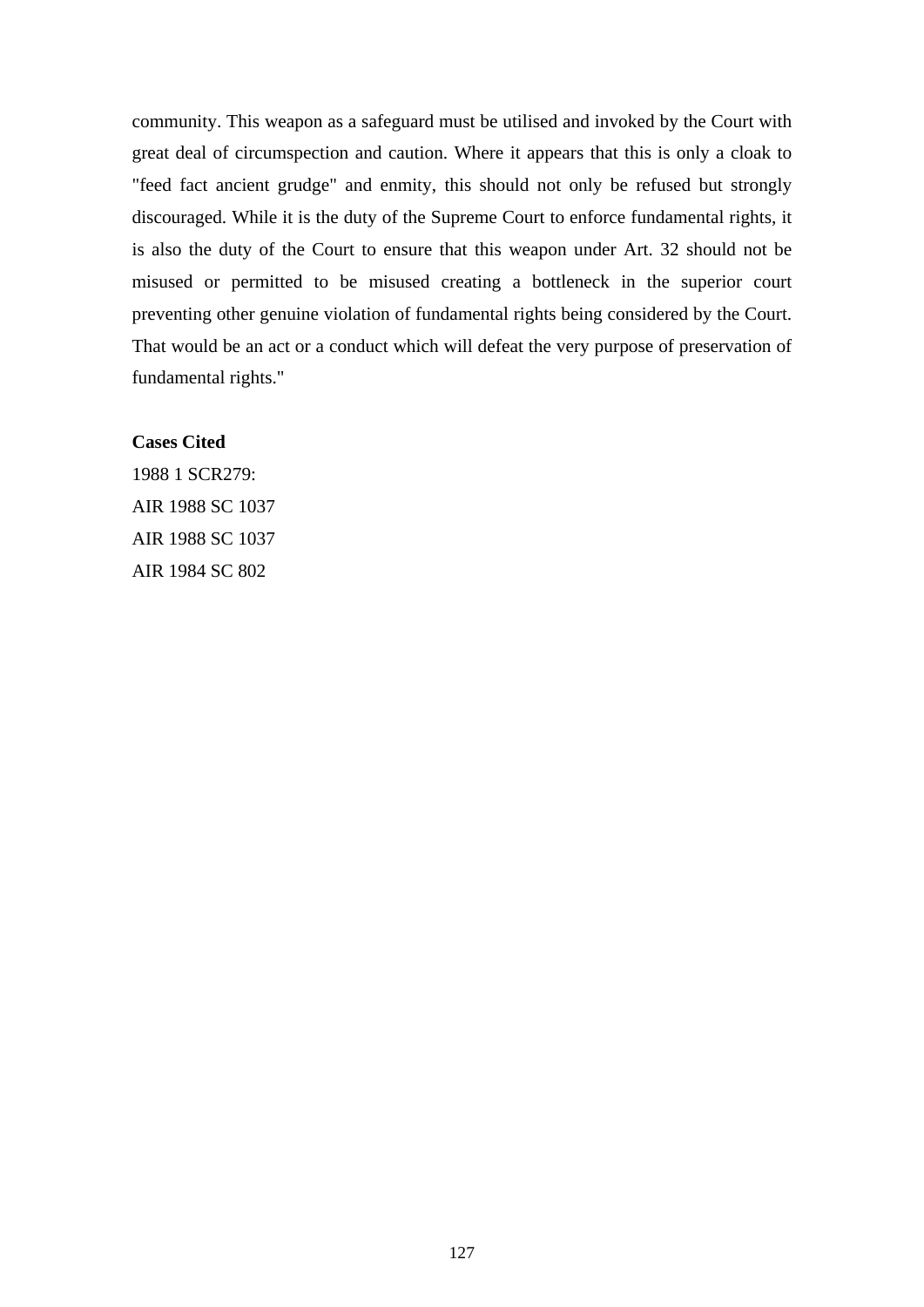community. This weapon as a safeguard must be utilised and invoked by the Court with great deal of circumspection and caution. Where it appears that this is only a cloak to "feed fact ancient grudge" and enmity, this should not only be refused but strongly discouraged. While it is the duty of the Supreme Court to enforce fundamental rights, it is also the duty of the Court to ensure that this weapon under Art. 32 should not be misused or permitted to be misused creating a bottleneck in the superior court preventing other genuine violation of fundamental rights being considered by the Court. That would be an act or a conduct which will defeat the very purpose of preservation of fundamental rights."

**Cases Cited**

1988 1 SCR279:
AIR 1988 SC 1037
AIR 1988 SC 1037
AIR 1984 SC 802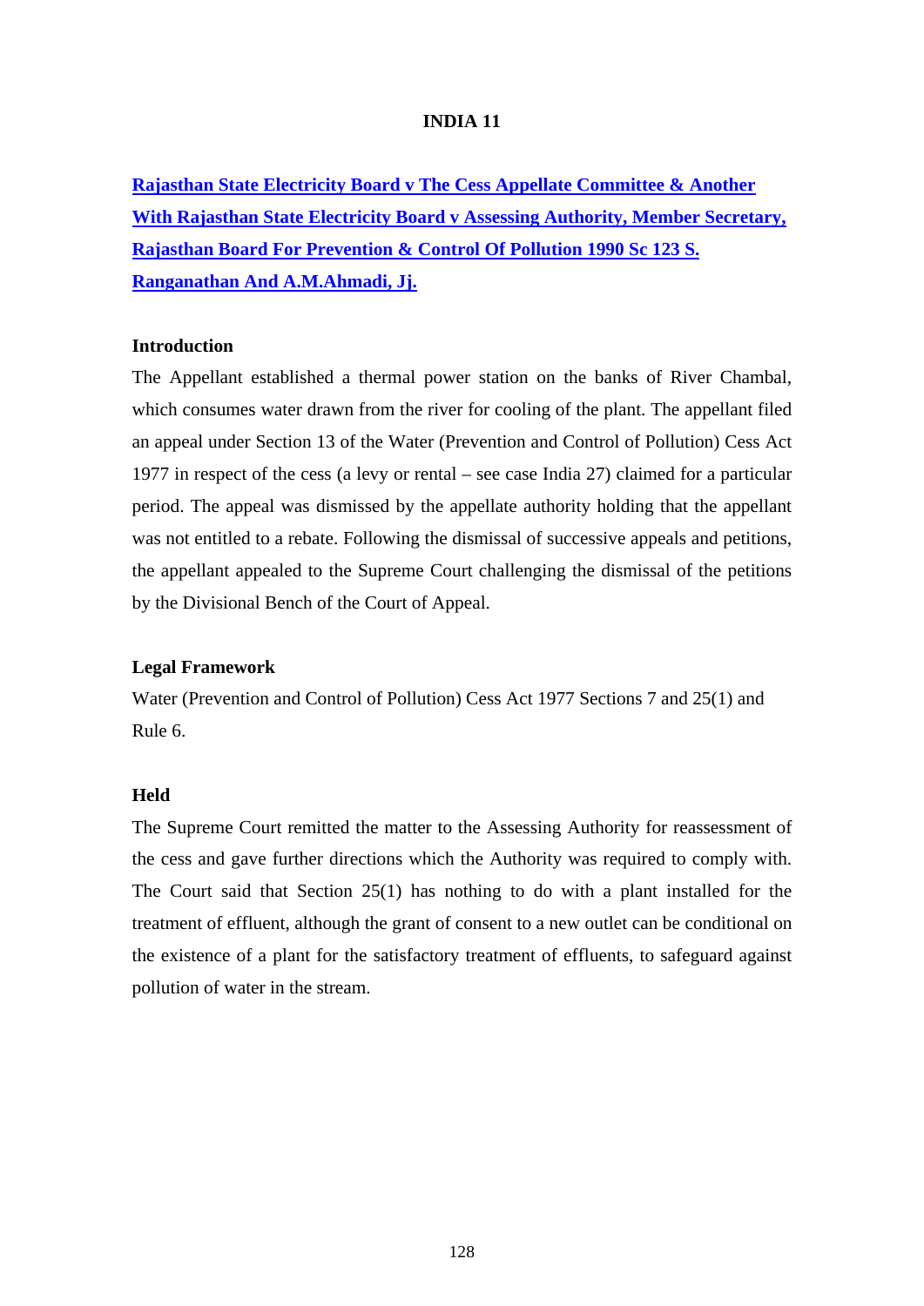# INDIA 11

**Rajasthan State Electricity Board v The Cess Appellate Committee & Another With Rajasthan State Electricity Board v Assessing Authority, Member Secretary, Rajasthan Board For Prevention & Control Of Pollution 1990 Sc 123 S. Ranganathan And A.M.Ahmadi, Jj.**

## Introduction

The Appellant established a thermal power station on the banks of River Chambal, which consumes water drawn from the river for cooling of the plant. The appellant filed an appeal under Section 13 of the Water (Prevention and Control of Pollution) Cess Act 1977 in respect of the cess (a levy or rental – see case India 27) claimed for a particular period. The appeal was dismissed by the appellate authority holding that the appellant was not entitled to a rebate. Following the dismissal of successive appeals and petitions, the appellant appealed to the Supreme Court challenging the dismissal of the petitions by the Divisional Bench of the Court of Appeal.

## Legal Framework

Water (Prevention and Control of Pollution) Cess Act 1977 Sections 7 and 25(1) and Rule 6.

## Held

The Supreme Court remitted the matter to the Assessing Authority for reassessment of the cess and gave further directions which the Authority was required to comply with. The Court said that Section 25(1) has nothing to do with a plant installed for the treatment of effluent, although the grant of consent to a new outlet can be conditional on the existence of a plant for the satisfactory treatment of effluents, to safeguard against pollution of water in the stream.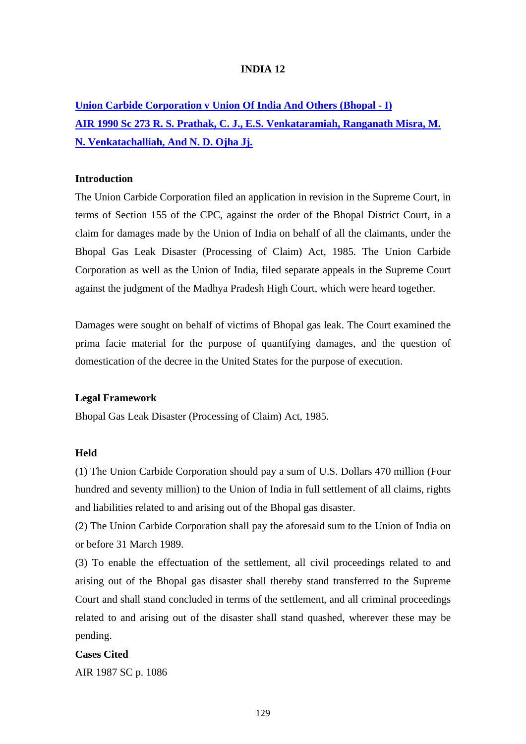# INDIA 12

**Union Carbide Corporation v Union Of India And Others (Bhopal - I)**
**AIR 1990 Sc 273 R. S. Prathak, C. J., E.S. Venkataramiah, Ranganath Misra, M. N. Venkatachalliah, And N. D. Ojha Jj.**

**Introduction**

The Union Carbide Corporation filed an application in revision in the Supreme Court, in terms of Section 155 of the CPC, against the order of the Bhopal District Court, in a claim for damages made by the Union of India on behalf of all the claimants, under the Bhopal Gas Leak Disaster (Processing of Claim) Act, 1985. The Union Carbide Corporation as well as the Union of India, filed separate appeals in the Supreme Court against the judgment of the Madhya Pradesh High Court, which were heard together.

Damages were sought on behalf of victims of Bhopal gas leak. The Court examined the prima facie material for the purpose of quantifying damages, and the question of domestication of the decree in the United States for the purpose of execution.

**Legal Framework**

Bhopal Gas Leak Disaster (Processing of Claim) Act, 1985.

**Held**

(1) The Union Carbide Corporation should pay a sum of U.S. Dollars 470 million (Four hundred and seventy million) to the Union of India in full settlement of all claims, rights and liabilities related to and arising out of the Bhopal gas disaster.

(2) The Union Carbide Corporation shall pay the aforesaid sum to the Union of India on or before 31 March 1989.

(3) To enable the effectuation of the settlement, all civil proceedings related to and arising out of the Bhopal gas disaster shall thereby stand transferred to the Supreme Court and shall stand concluded in terms of the settlement, and all criminal proceedings related to and arising out of the disaster shall stand quashed, wherever these may be pending.

**Cases Cited**

AIR 1987 SC p. 1086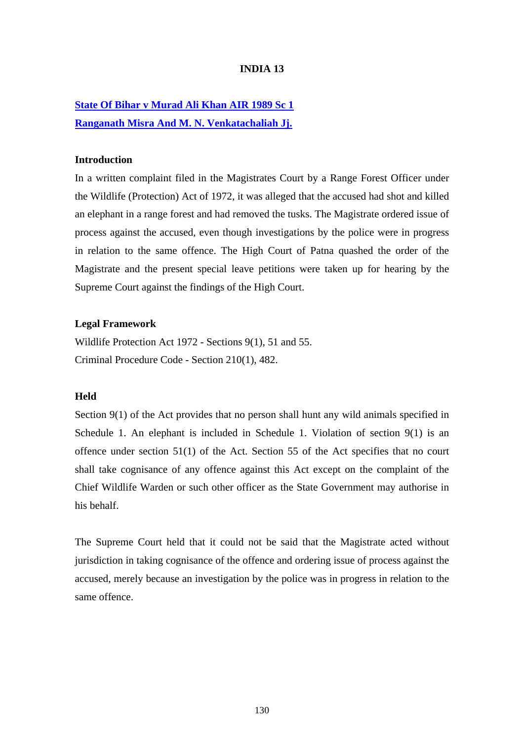**INDIA 13**

**State Of Bihar v Murad Ali Khan AIR 1989 Sc 1**
**Ranganath Misra And M. N. Venkatachaliah Jj.**

**Introduction**

In a written complaint filed in the Magistrates Court by a Range Forest Officer under the Wildlife (Protection) Act of 1972, it was alleged that the accused had shot and killed an elephant in a range forest and had removed the tusks. The Magistrate ordered issue of process against the accused, even though investigations by the police were in progress in relation to the same offence. The High Court of Patna quashed the order of the Magistrate and the present special leave petitions were taken up for hearing by the Supreme Court against the findings of the High Court.

**Legal Framework**

Wildlife Protection Act 1972 - Sections 9(1), 51 and 55.
Criminal Procedure Code - Section 210(1), 482.

**Held**

Section 9(1) of the Act provides that no person shall hunt any wild animals specified in Schedule 1. An elephant is included in Schedule 1. Violation of section 9(1) is an offence under section 51(1) of the Act. Section 55 of the Act specifies that no court shall take cognisance of any offence against this Act except on the complaint of the Chief Wildlife Warden or such other officer as the State Government may authorise in his behalf.

The Supreme Court held that it could not be said that the Magistrate acted without jurisdiction in taking cognisance of the offence and ordering issue of process against the accused, merely because an investigation by the police was in progress in relation to the same offence.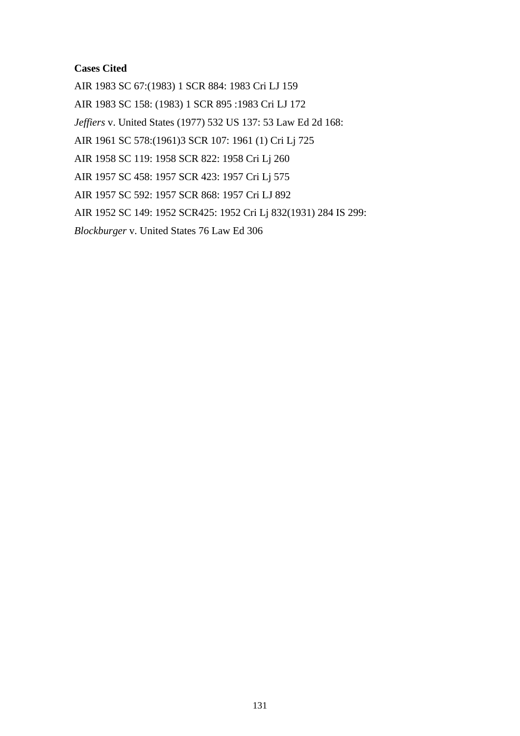**Cases Cited**

AIR 1983 SC 67:(1983) 1 SCR 884: 1983 Cri LJ 159

AIR 1983 SC 158: (1983) 1 SCR 895 :1983 Cri LJ 172

*Jeffiers* v. United States (1977) 532 US 137: 53 Law Ed 2d 168:

AIR 1961 SC 578:(1961)3 SCR 107: 1961 (1) Cri Lj 725

AIR 1958 SC 119: 1958 SCR 822: 1958 Cri Lj 260

AIR 1957 SC 458: 1957 SCR 423: 1957 Cri Lj 575

AIR 1957 SC 592: 1957 SCR 868: 1957 Cri LJ 892

AIR 1952 SC 149: 1952 SCR425: 1952 Cri Lj 832(1931) 284 IS 299:

*Blockburger* v. United States 76 Law Ed 306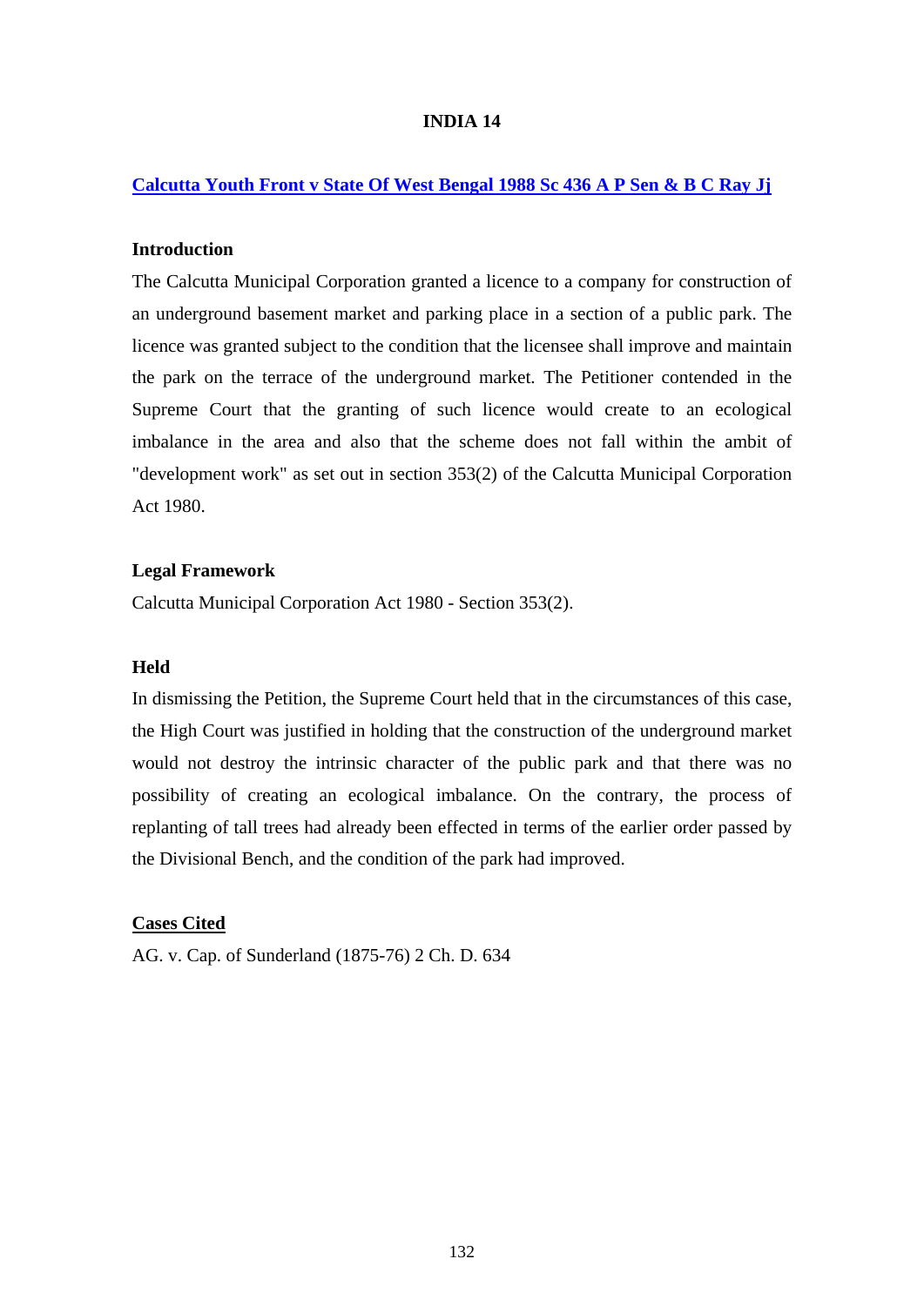# INDIA 14

## Calcutta Youth Front v State Of West Bengal 1988 Sc 436 A P Sen & B C Ray Jj

### Introduction

The Calcutta Municipal Corporation granted a licence to a company for construction of an underground basement market and parking place in a section of a public park. The licence was granted subject to the condition that the licensee shall improve and maintain the park on the terrace of the underground market. The Petitioner contended in the Supreme Court that the granting of such licence would create to an ecological imbalance in the area and also that the scheme does not fall within the ambit of "development work" as set out in section 353(2) of the Calcutta Municipal Corporation Act 1980.

### Legal Framework

Calcutta Municipal Corporation Act 1980 - Section 353(2).

### Held

In dismissing the Petition, the Supreme Court held that in the circumstances of this case, the High Court was justified in holding that the construction of the underground market would not destroy the intrinsic character of the public park and that there was no possibility of creating an ecological imbalance. On the contrary, the process of replanting of tall trees had already been effected in terms of the earlier order passed by the Divisional Bench, and the condition of the park had improved.

### Cases Cited

AG. v. Cap. of Sunderland (1875-76) 2 Ch. D. 634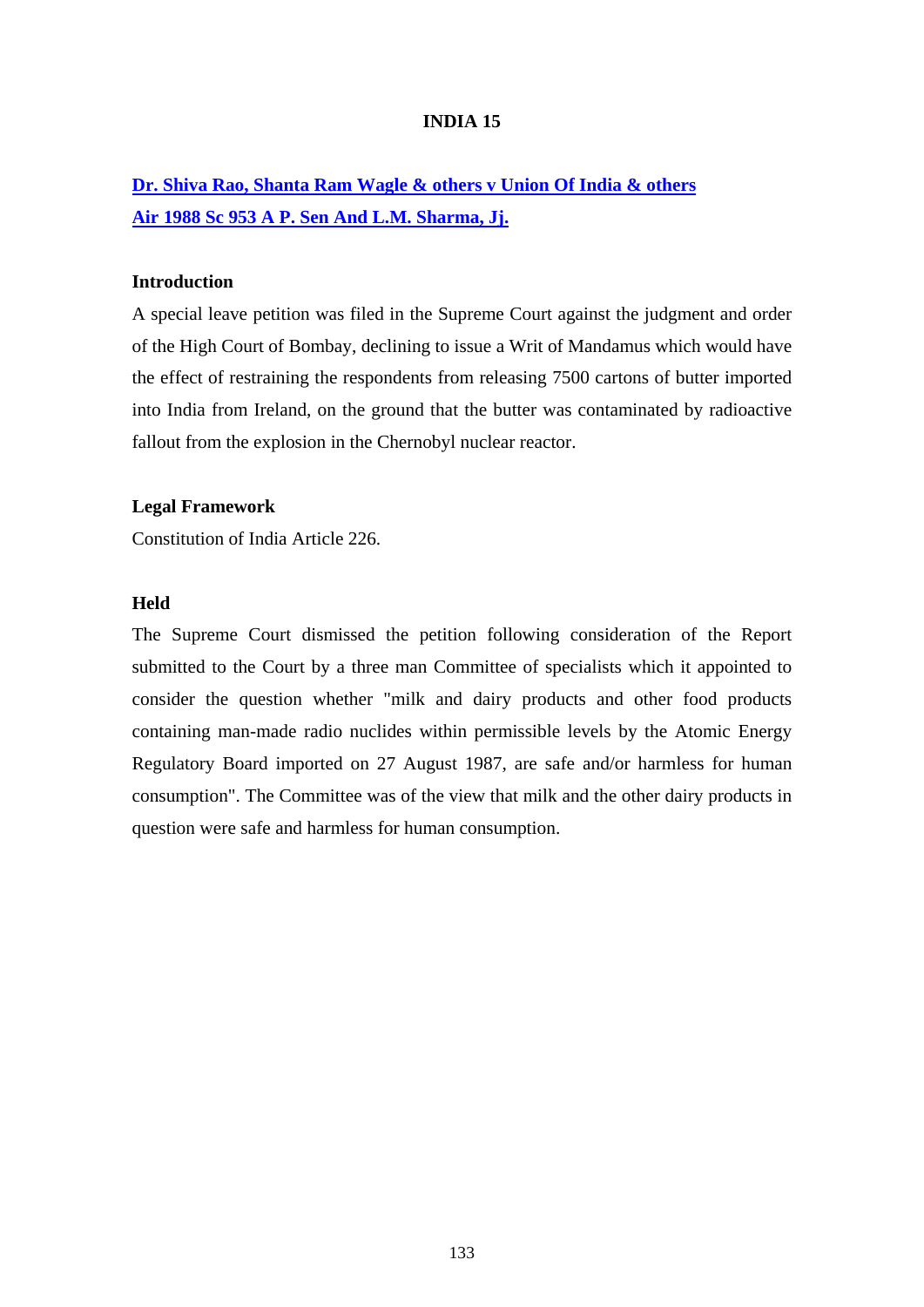# INDIA 15

**Dr. Shiva Rao, Shanta Ram Wagle & others v Union Of India & others**
**Air 1988 Sc 953 A P. Sen And L.M. Sharma, Jj.**

### Introduction

A special leave petition was filed in the Supreme Court against the judgment and order of the High Court of Bombay, declining to issue a Writ of Mandamus which would have the effect of restraining the respondents from releasing 7500 cartons of butter imported into India from Ireland, on the ground that the butter was contaminated by radioactive fallout from the explosion in the Chernobyl nuclear reactor.

### Legal Framework

Constitution of India Article 226.

### Held

The Supreme Court dismissed the petition following consideration of the Report submitted to the Court by a three man Committee of specialists which it appointed to consider the question whether "milk and dairy products and other food products containing man-made radio nuclides within permissible levels by the Atomic Energy Regulatory Board imported on 27 August 1987, are safe and/or harmless for human consumption". The Committee was of the view that milk and the other dairy products in question were safe and harmless for human consumption.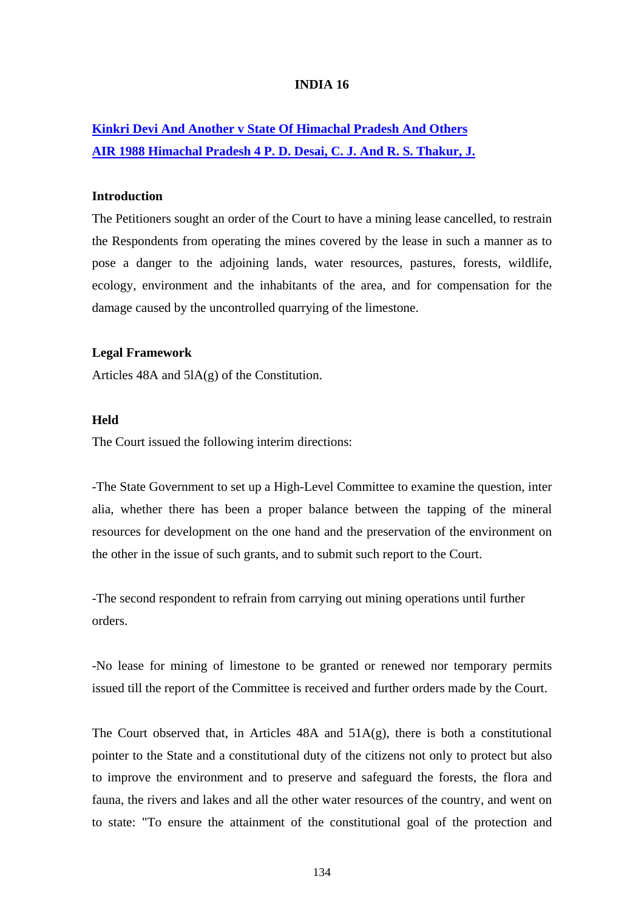## INDIA 16

**[Kinkri Devi And Another v State Of Himachal Pradesh And Others](#)**
**[AIR 1988 Himachal Pradesh 4 P. D. Desai, C. J. And R. S. Thakur, J.](#)**

### Introduction

The Petitioners sought an order of the Court to have a mining lease cancelled, to restrain the Respondents from operating the mines covered by the lease in such a manner as to pose a danger to the adjoining lands, water resources, pastures, forests, wildlife, ecology, environment and the inhabitants of the area, and for compensation for the damage caused by the uncontrolled quarrying of the limestone.

### Legal Framework

Articles 48A and 5lA(g) of the Constitution.

### Held

The Court issued the following interim directions:

-The State Government to set up a High-Level Committee to examine the question, inter alia, whether there has been a proper balance between the tapping of the mineral resources for development on the one hand and the preservation of the environment on the other in the issue of such grants, and to submit such report to the Court.

-The second respondent to refrain from carrying out mining operations until further orders.

-No lease for mining of limestone to be granted or renewed nor temporary permits issued till the report of the Committee is received and further orders made by the Court.

The Court observed that, in Articles 48A and 51A(g), there is both a constitutional pointer to the State and a constitutional duty of the citizens not only to protect but also to improve the environment and to preserve and safeguard the forests, the flora and fauna, the rivers and lakes and all the other water resources of the country, and went on to state: "To ensure the attainment of the constitutional goal of the protection and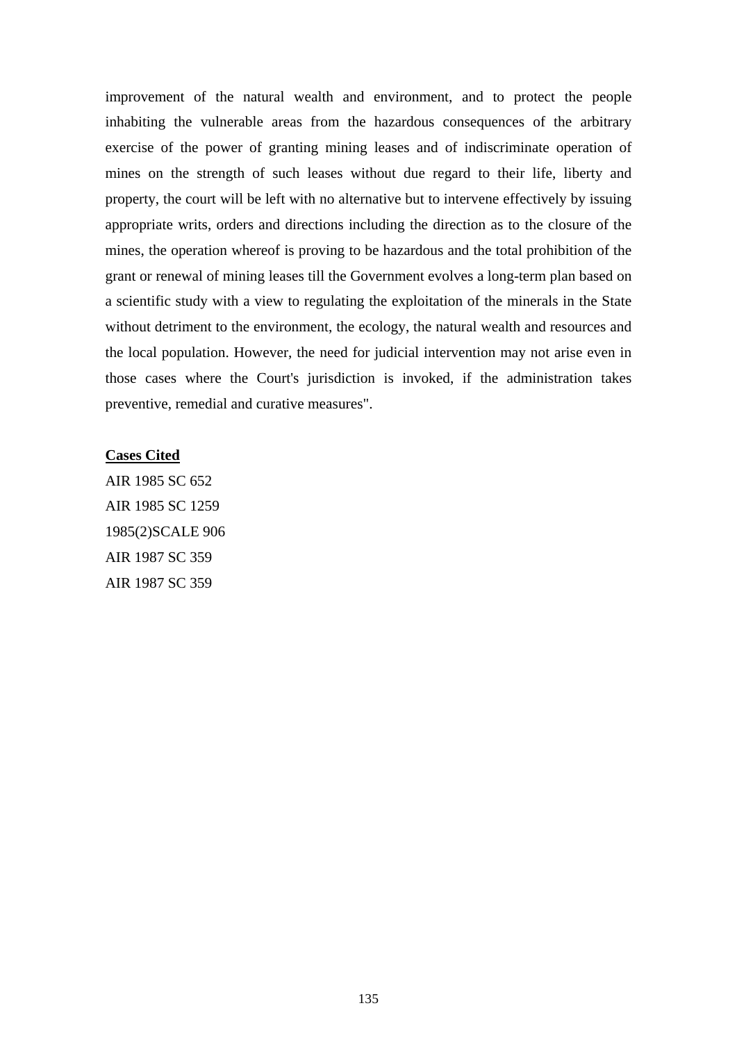improvement of the natural wealth and environment, and to protect the people inhabiting the vulnerable areas from the hazardous consequences of the arbitrary exercise of the power of granting mining leases and of indiscriminate operation of mines on the strength of such leases without due regard to their life, liberty and property, the court will be left with no alternative but to intervene effectively by issuing appropriate writs, orders and directions including the direction as to the closure of the mines, the operation whereof is proving to be hazardous and the total prohibition of the grant or renewal of mining leases till the Government evolves a long-term plan based on a scientific study with a view to regulating the exploitation of the minerals in the State without detriment to the environment, the ecology, the natural wealth and resources and the local population. However, the need for judicial intervention may not arise even in those cases where the Court's jurisdiction is invoked, if the administration takes preventive, remedial and curative measures".

**Cases Cited**

AIR 1985 SC 652
AIR 1985 SC 1259
1985(2)SCALE 906
AIR 1987 SC 359
AIR 1987 SC 359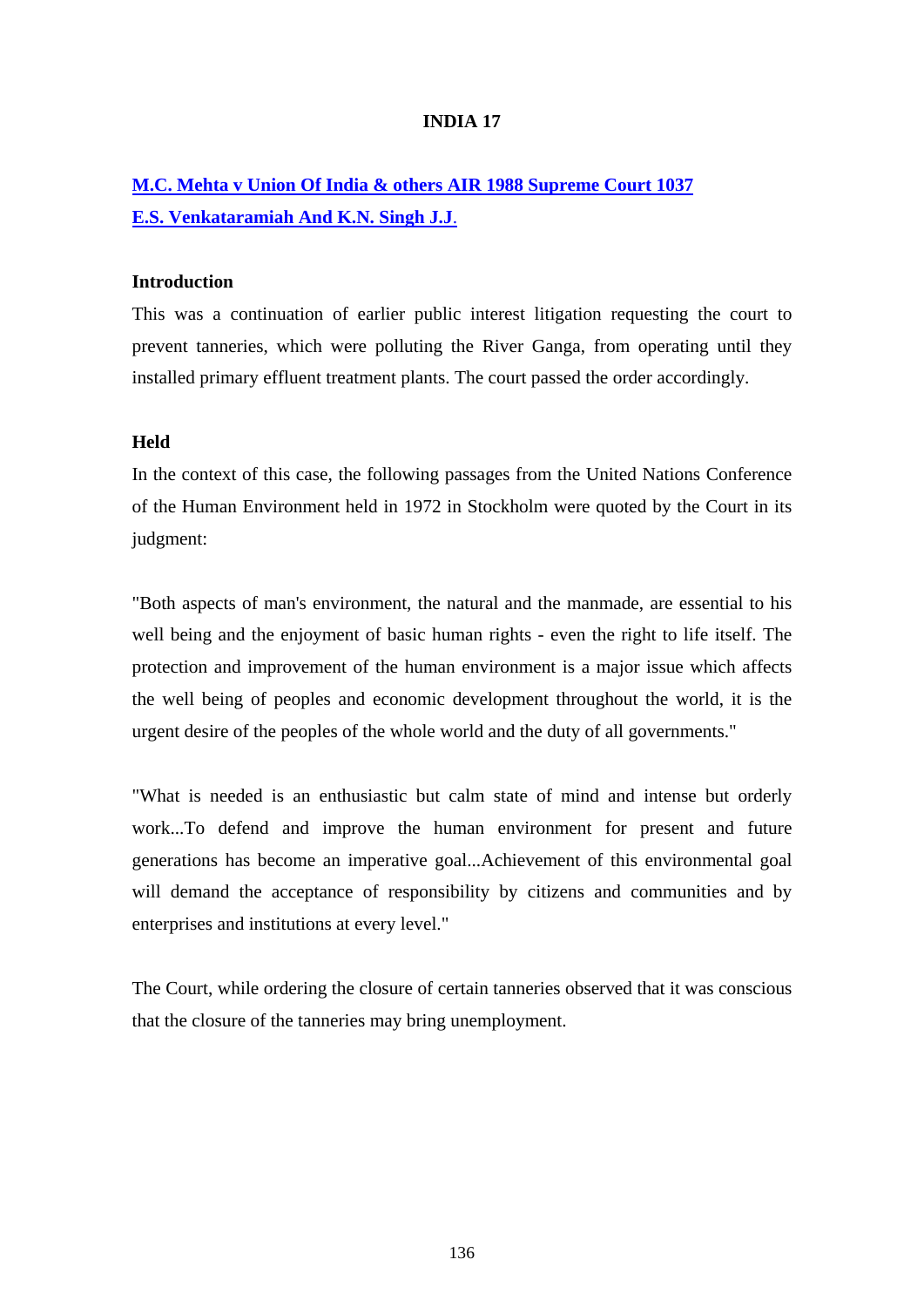# INDIA 17

**M.C. Mehta v Union Of India & others AIR 1988 Supreme Court 1037**

**E.S. Venkataramiah And K.N. Singh J.J.**

**Introduction**

This was a continuation of earlier public interest litigation requesting the court to prevent tanneries, which were polluting the River Ganga, from operating until they installed primary effluent treatment plants. The court passed the order accordingly.

**Held**

In the context of this case, the following passages from the United Nations Conference of the Human Environment held in 1972 in Stockholm were quoted by the Court in its judgment:

"Both aspects of man's environment, the natural and the manmade, are essential to his well being and the enjoyment of basic human rights - even the right to life itself. The protection and improvement of the human environment is a major issue which affects the well being of peoples and economic development throughout the world, it is the urgent desire of the peoples of the whole world and the duty of all governments."

"What is needed is an enthusiastic but calm state of mind and intense but orderly work...To defend and improve the human environment for present and future generations has become an imperative goal...Achievement of this environmental goal will demand the acceptance of responsibility by citizens and communities and by enterprises and institutions at every level."

The Court, while ordering the closure of certain tanneries observed that it was conscious that the closure of the tanneries may bring unemployment.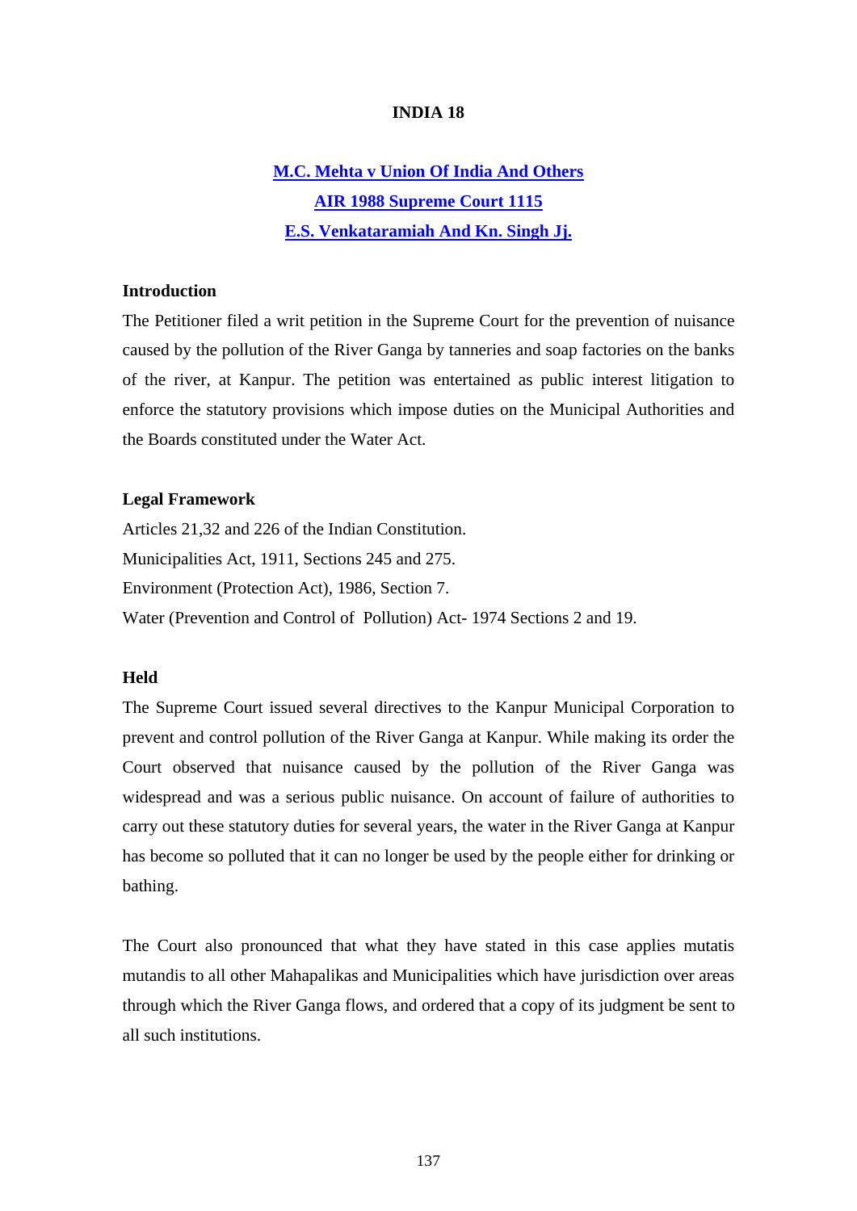# INDIA 18

**M.C. Mehta v Union Of India And Others**

**AIR 1988 Supreme Court 1115**

**E.S. Venkataramiah And Kn. Singh Jj.**

### Introduction

The Petitioner filed a writ petition in the Supreme Court for the prevention of nuisance caused by the pollution of the River Ganga by tanneries and soap factories on the banks of the river, at Kanpur. The petition was entertained as public interest litigation to enforce the statutory provisions which impose duties on the Municipal Authorities and the Boards constituted under the Water Act.

### Legal Framework

Articles 21,32 and 226 of the Indian Constitution.

Municipalities Act, 1911, Sections 245 and 275.

Environment (Protection Act), 1986, Section 7.

Water (Prevention and Control of Pollution) Act- 1974 Sections 2 and 19.

### Held

The Supreme Court issued several directives to the Kanpur Municipal Corporation to prevent and control pollution of the River Ganga at Kanpur. While making its order the Court observed that nuisance caused by the pollution of the River Ganga was widespread and was a serious public nuisance. On account of failure of authorities to carry out these statutory duties for several years, the water in the River Ganga at Kanpur has become so polluted that it can no longer be used by the people either for drinking or bathing.

The Court also pronounced that what they have stated in this case applies mutatis mutandis to all other Mahapalikas and Municipalities which have jurisdiction over areas through which the River Ganga flows, and ordered that a copy of its judgment be sent to all such institutions.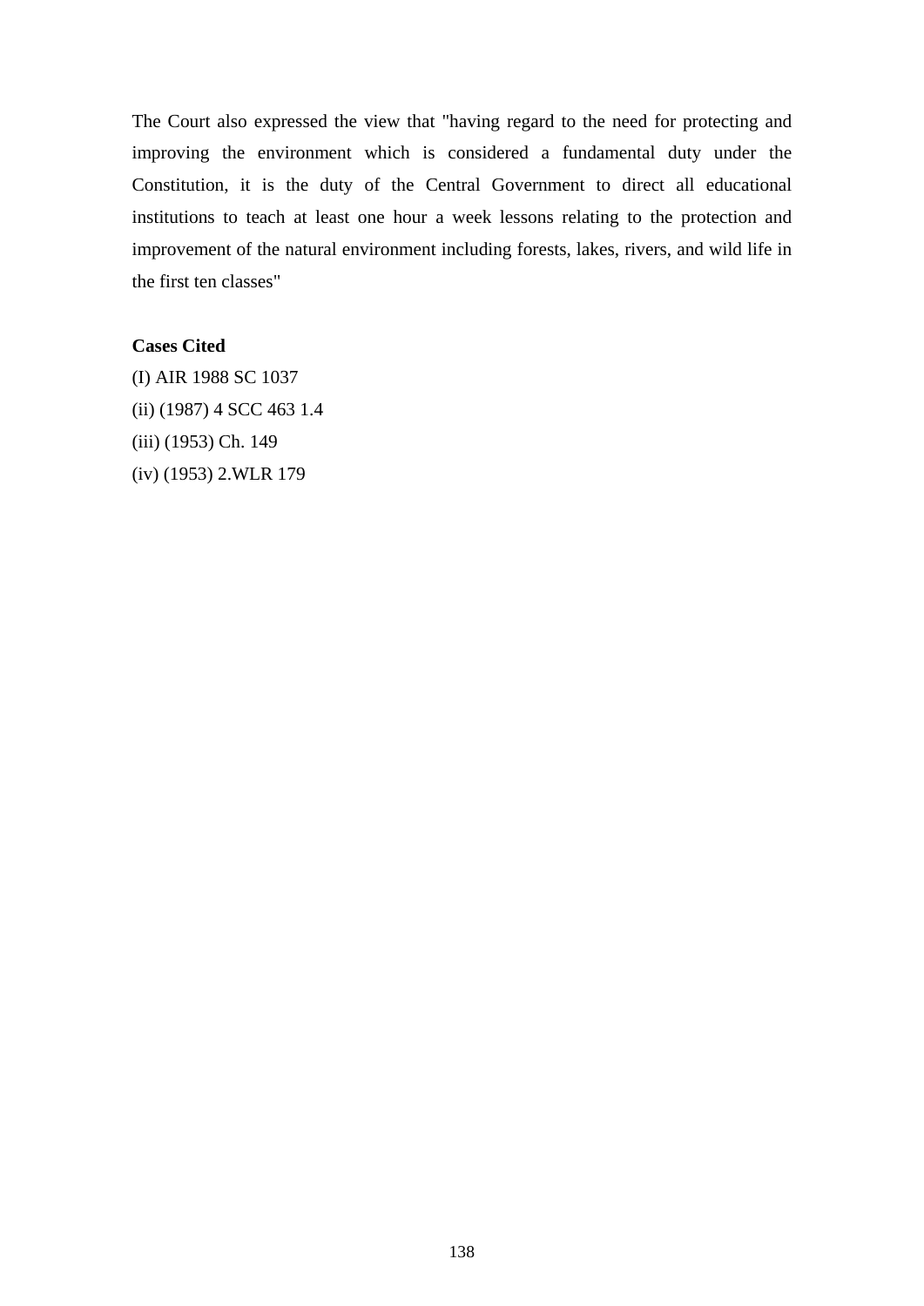The Court also expressed the view that "having regard to the need for protecting and improving the environment which is considered a fundamental duty under the Constitution, it is the duty of the Central Government to direct all educational institutions to teach at least one hour a week lessons relating to the protection and improvement of the natural environment including forests, lakes, rivers, and wild life in the first ten classes"

**Cases Cited**

(I) AIR 1988 SC 1037

(ii) (1987) 4 SCC 463 1.4

(iii) (1953) Ch. 149

(iv) (1953) 2.WLR 179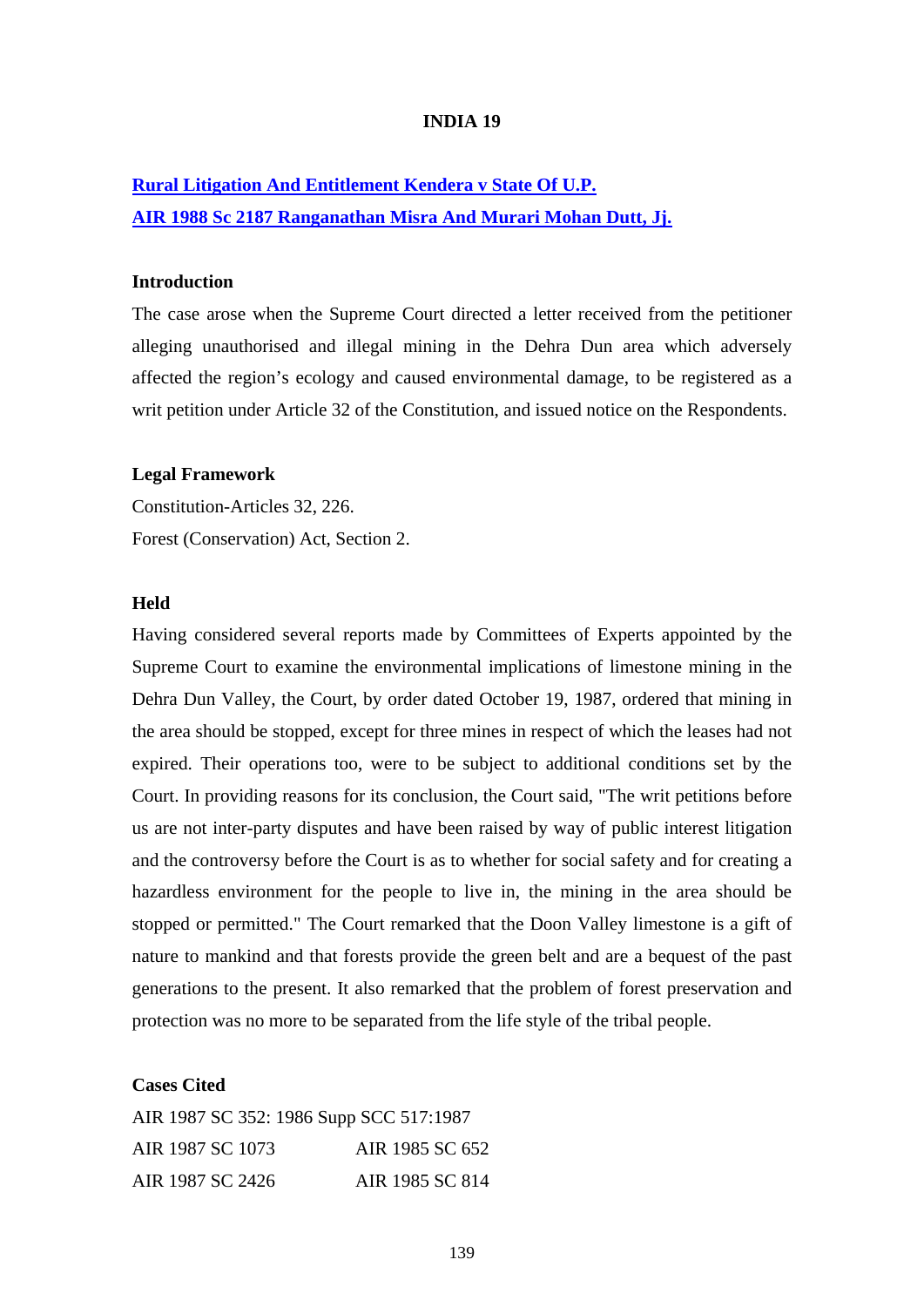# INDIA 19

## [Rural Litigation And Entitlement Kendera v State Of U.P.](#)
## [AIR 1988 Sc 2187 Ranganathan Misra And Murari Mohan Dutt, Jj.](#)

### Introduction

The case arose when the Supreme Court directed a letter received from the petitioner alleging unauthorised and illegal mining in the Dehra Dun area which adversely affected the region's ecology and caused environmental damage, to be registered as a writ petition under Article 32 of the Constitution, and issued notice on the Respondents.

### Legal Framework

Constitution-Articles 32, 226.

Forest (Conservation) Act, Section 2.

### Held

Having considered several reports made by Committees of Experts appointed by the Supreme Court to examine the environmental implications of limestone mining in the Dehra Dun Valley, the Court, by order dated October 19, 1987, ordered that mining in the area should be stopped, except for three mines in respect of which the leases had not expired. Their operations too, were to be subject to additional conditions set by the Court. In providing reasons for its conclusion, the Court said, "The writ petitions before us are not inter-party disputes and have been raised by way of public interest litigation and the controversy before the Court is as to whether for social safety and for creating a hazardless environment for the people to live in, the mining in the area should be stopped or permitted." The Court remarked that the Doon Valley limestone is a gift of nature to mankind and that forests provide the green belt and are a bequest of the past generations to the present. It also remarked that the problem of forest preservation and protection was no more to be separated from the life style of the tribal people.

### Cases Cited

AIR 1987 SC 352: 1986 Supp SCC 517:1987

| | |
|---|---|
| AIR 1987 SC 1073 | AIR 1985 SC 652 |
| AIR 1987 SC 2426 | AIR 1985 SC 814 |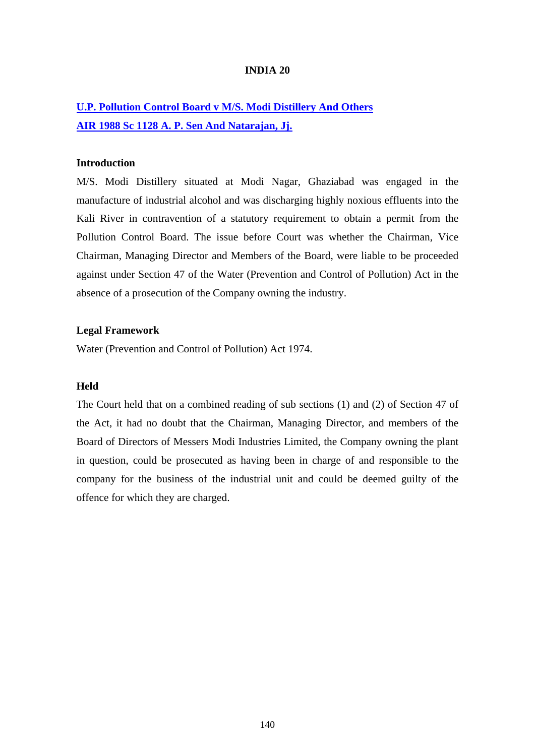# INDIA 20

**U.P. Pollution Control Board v M/S. Modi Distillery And Others**
**AIR 1988 Sc 1128 A. P. Sen And Natarajan, Jj.**

### Introduction

M/S. Modi Distillery situated at Modi Nagar, Ghaziabad was engaged in the manufacture of industrial alcohol and was discharging highly noxious effluents into the Kali River in contravention of a statutory requirement to obtain a permit from the Pollution Control Board. The issue before Court was whether the Chairman, Vice Chairman, Managing Director and Members of the Board, were liable to be proceeded against under Section 47 of the Water (Prevention and Control of Pollution) Act in the absence of a prosecution of the Company owning the industry.

### Legal Framework

Water (Prevention and Control of Pollution) Act 1974.

### Held

The Court held that on a combined reading of sub sections (1) and (2) of Section 47 of the Act, it had no doubt that the Chairman, Managing Director, and members of the Board of Directors of Messers Modi Industries Limited, the Company owning the plant in question, could be prosecuted as having been in charge of and responsible to the company for the business of the industrial unit and could be deemed guilty of the offence for which they are charged.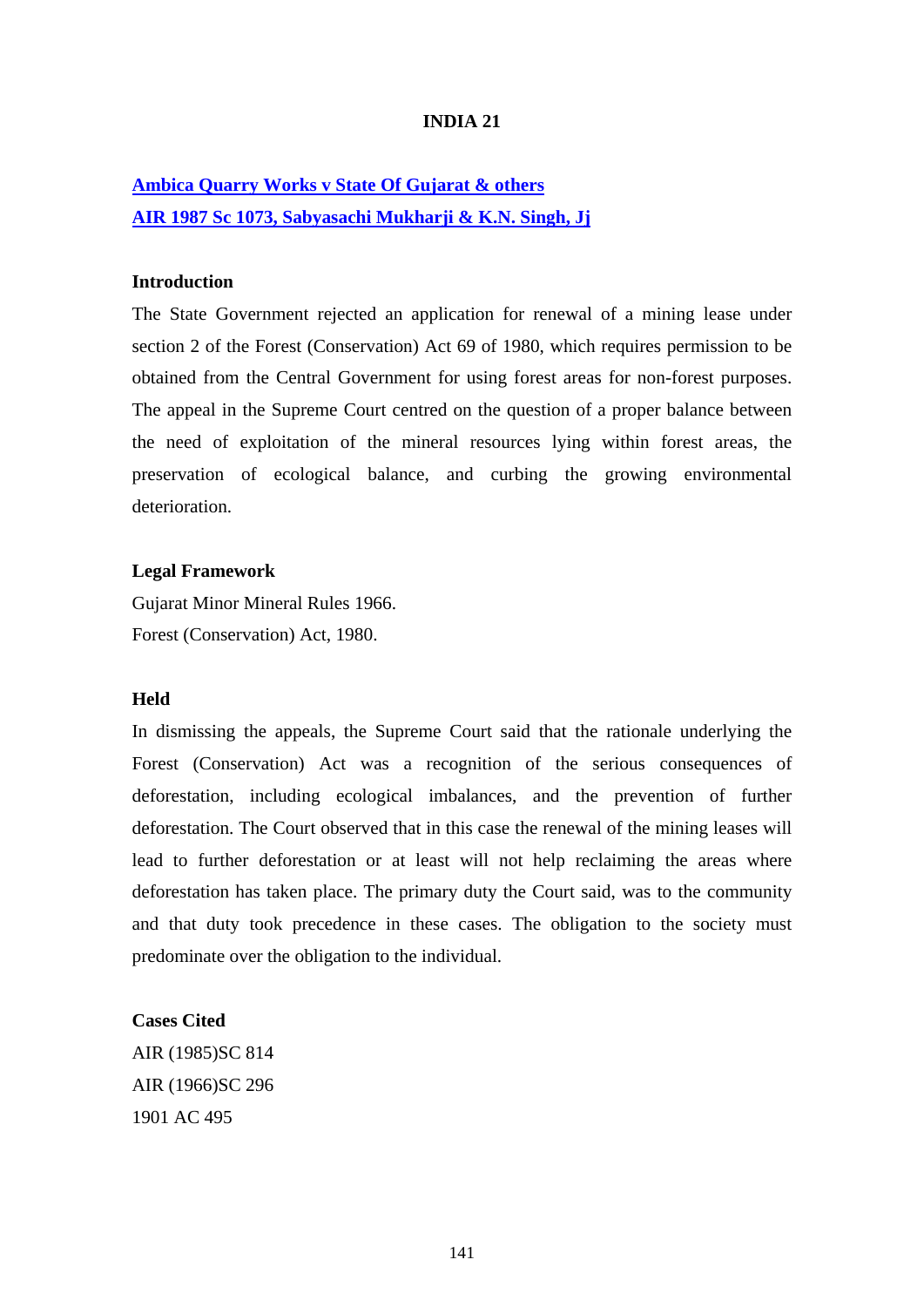## INDIA 21

**Ambica Quarry Works v State Of Gujarat & others**
**AIR 1987 Sc 1073, Sabyasachi Mukharji & K.N. Singh, Jj**

### Introduction

The State Government rejected an application for renewal of a mining lease under section 2 of the Forest (Conservation) Act 69 of 1980, which requires permission to be obtained from the Central Government for using forest areas for non-forest purposes. The appeal in the Supreme Court centred on the question of a proper balance between the need of exploitation of the mineral resources lying within forest areas, the preservation of ecological balance, and curbing the growing environmental deterioration.

### Legal Framework

Gujarat Minor Mineral Rules 1966.
Forest (Conservation) Act, 1980.

### Held

In dismissing the appeals, the Supreme Court said that the rationale underlying the Forest (Conservation) Act was a recognition of the serious consequences of deforestation, including ecological imbalances, and the prevention of further deforestation. The Court observed that in this case the renewal of the mining leases will lead to further deforestation or at least will not help reclaiming the areas where deforestation has taken place. The primary duty the Court said, was to the community and that duty took precedence in these cases. The obligation to the society must predominate over the obligation to the individual.

### Cases Cited

AIR (1985)SC 814
AIR (1966)SC 296
1901 AC 495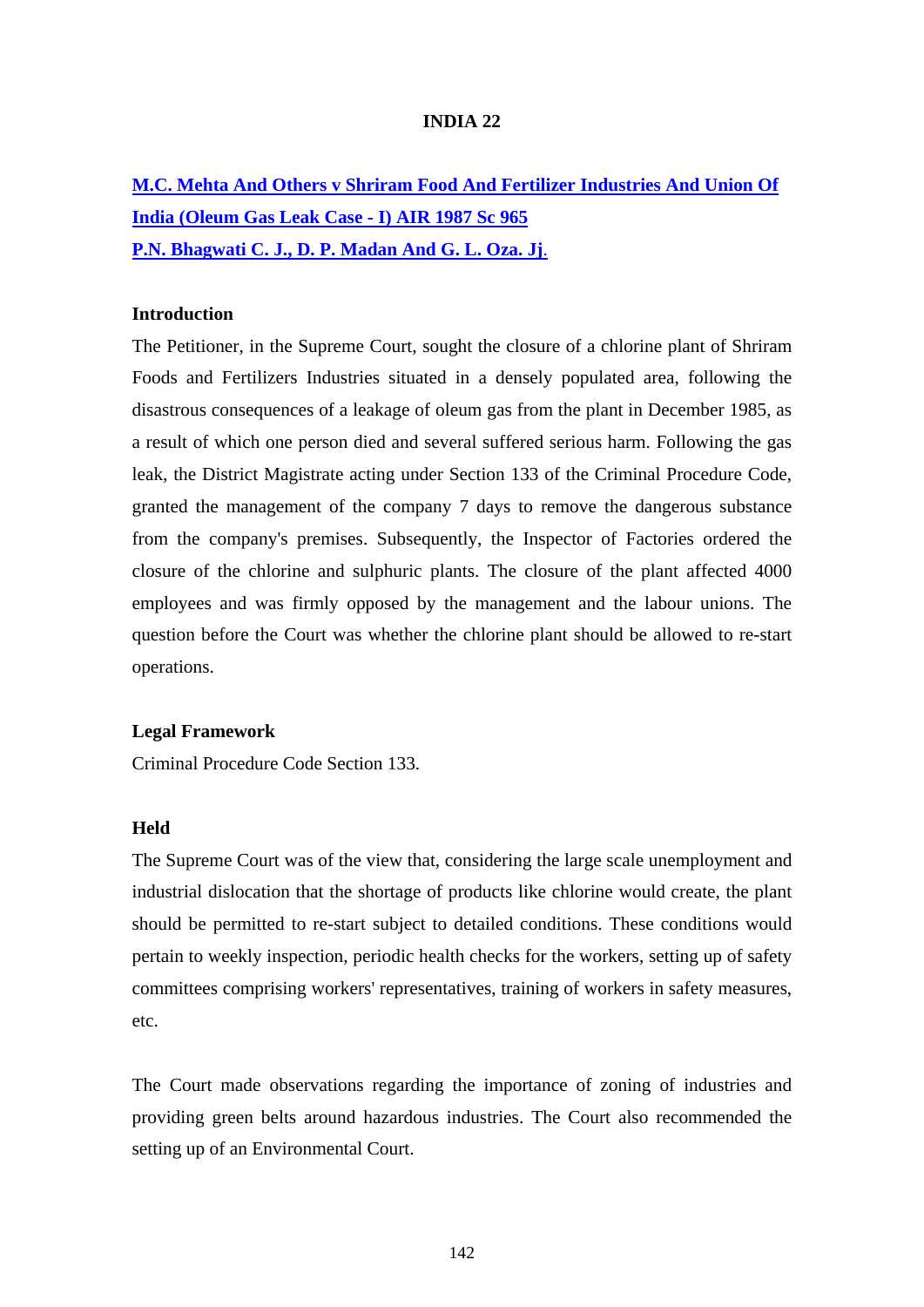# INDIA 22

**M.C. Mehta And Others v Shriram Food And Fertilizer Industries And Union Of India (Oleum Gas Leak Case - I) AIR 1987 Sc 965**
**P.N. Bhagwati C. J., D. P. Madan And G. L. Oza. Jj.**

### Introduction

The Petitioner, in the Supreme Court, sought the closure of a chlorine plant of Shriram Foods and Fertilizers Industries situated in a densely populated area, following the disastrous consequences of a leakage of oleum gas from the plant in December 1985, as a result of which one person died and several suffered serious harm. Following the gas leak, the District Magistrate acting under Section 133 of the Criminal Procedure Code, granted the management of the company 7 days to remove the dangerous substance from the company's premises. Subsequently, the Inspector of Factories ordered the closure of the chlorine and sulphuric plants. The closure of the plant affected 4000 employees and was firmly opposed by the management and the labour unions. The question before the Court was whether the chlorine plant should be allowed to re-start operations.

### Legal Framework

Criminal Procedure Code Section 133.

### Held

The Supreme Court was of the view that, considering the large scale unemployment and industrial dislocation that the shortage of products like chlorine would create, the plant should be permitted to re-start subject to detailed conditions. These conditions would pertain to weekly inspection, periodic health checks for the workers, setting up of safety committees comprising workers' representatives, training of workers in safety measures, etc.

The Court made observations regarding the importance of zoning of industries and providing green belts around hazardous industries. The Court also recommended the setting up of an Environmental Court.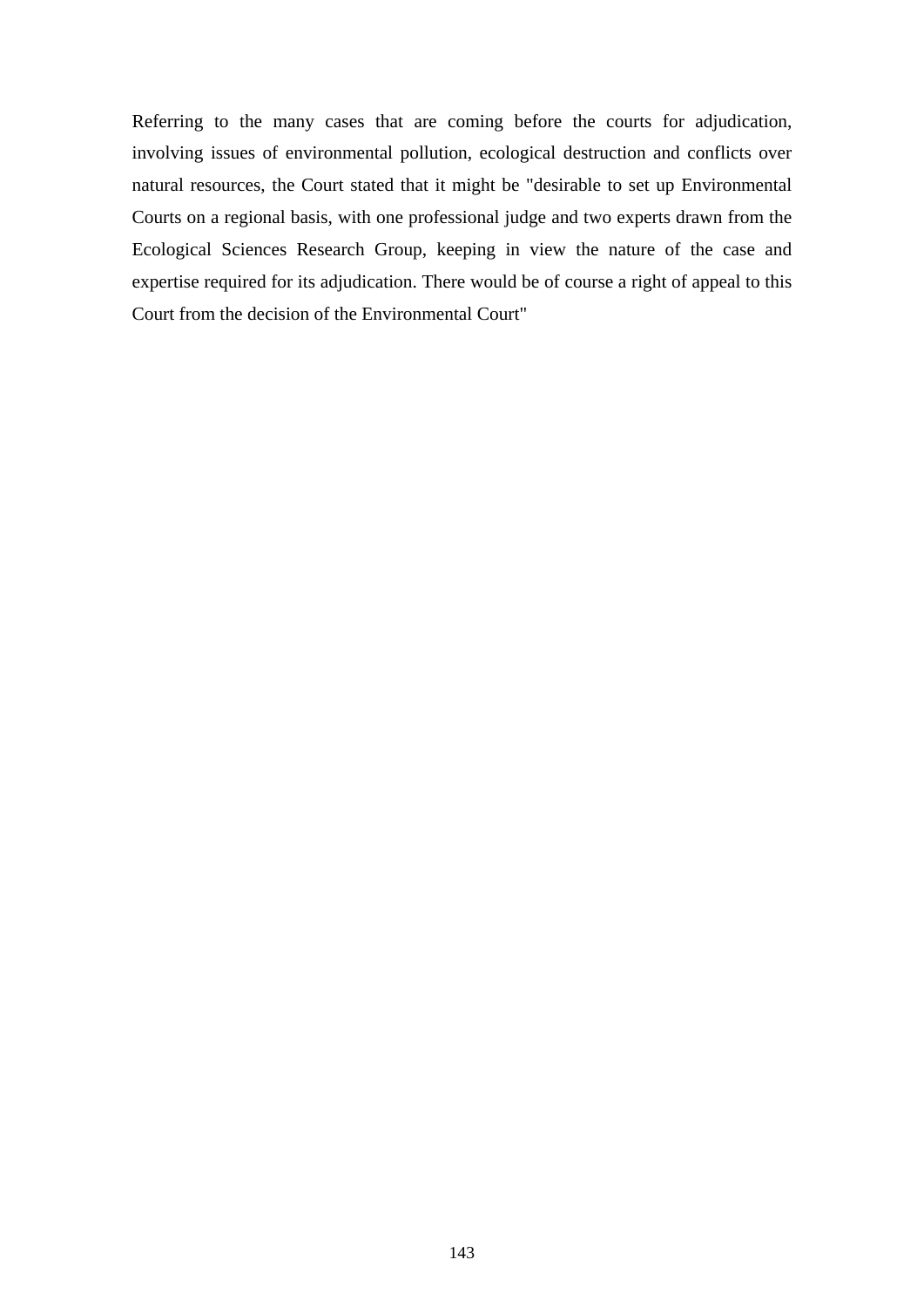Referring to the many cases that are coming before the courts for adjudication, involving issues of environmental pollution, ecological destruction and conflicts over natural resources, the Court stated that it might be "desirable to set up Environmental Courts on a regional basis, with one professional judge and two experts drawn from the Ecological Sciences Research Group, keeping in view the nature of the case and expertise required for its adjudication. There would be of course a right of appeal to this Court from the decision of the Environmental Court"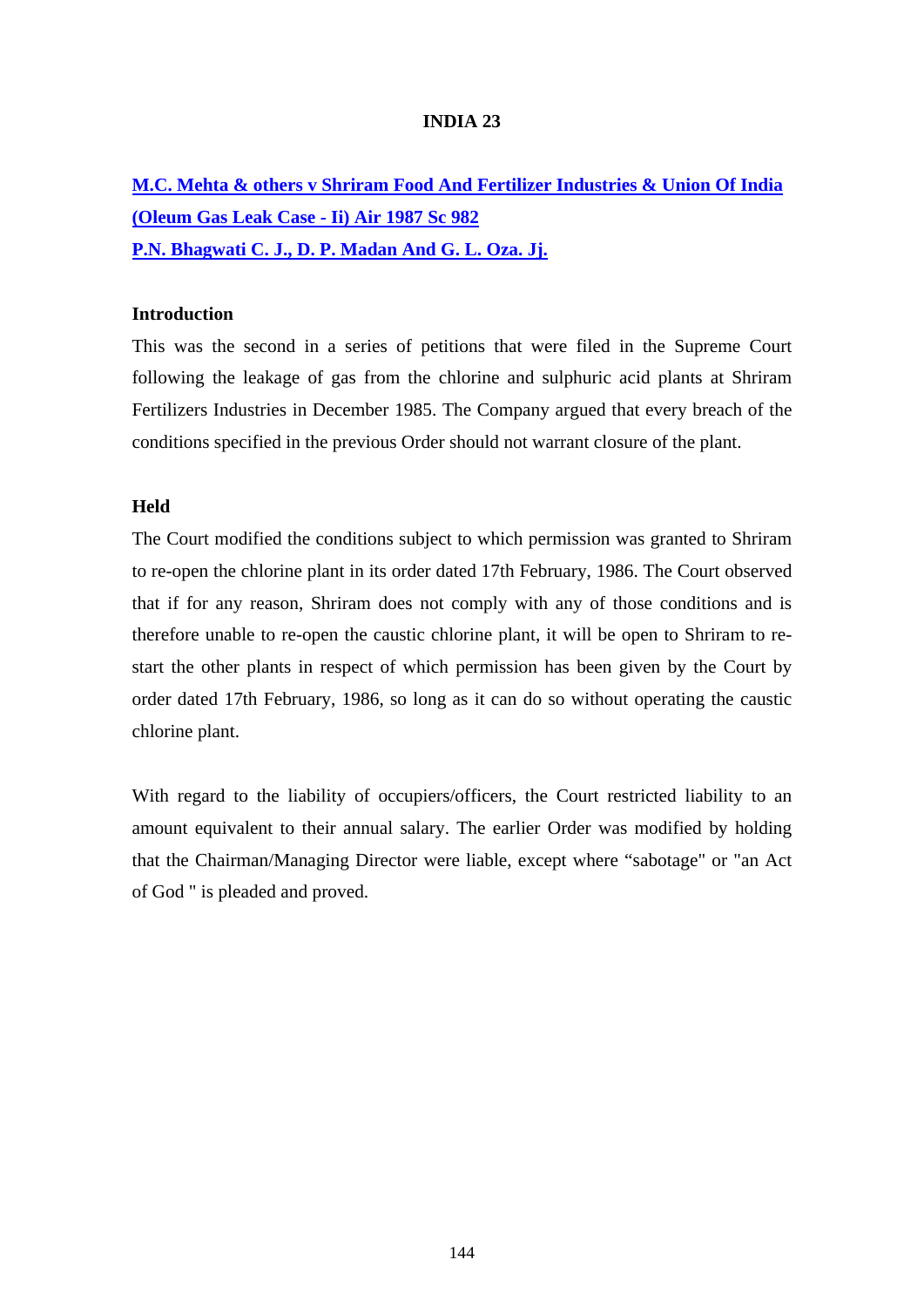# INDIA 23

**M.C. Mehta & others v Shriram Food And Fertilizer Industries & Union Of India (Oleum Gas Leak Case - Ii) Air 1987 Sc 982**
**P.N. Bhagwati C. J., D. P. Madan And G. L. Oza. Jj.**

## Introduction

This was the second in a series of petitions that were filed in the Supreme Court following the leakage of gas from the chlorine and sulphuric acid plants at Shriram Fertilizers Industries in December 1985. The Company argued that every breach of the conditions specified in the previous Order should not warrant closure of the plant.

## Held

The Court modified the conditions subject to which permission was granted to Shriram to re-open the chlorine plant in its order dated 17th February, 1986. The Court observed that if for any reason, Shriram does not comply with any of those conditions and is therefore unable to re-open the caustic chlorine plant, it will be open to Shriram to re-start the other plants in respect of which permission has been given by the Court by order dated 17th February, 1986, so long as it can do so without operating the caustic chlorine plant.

With regard to the liability of occupiers/officers, the Court restricted liability to an amount equivalent to their annual salary. The earlier Order was modified by holding that the Chairman/Managing Director were liable, except where “sabotage" or "an Act of God " is pleaded and proved.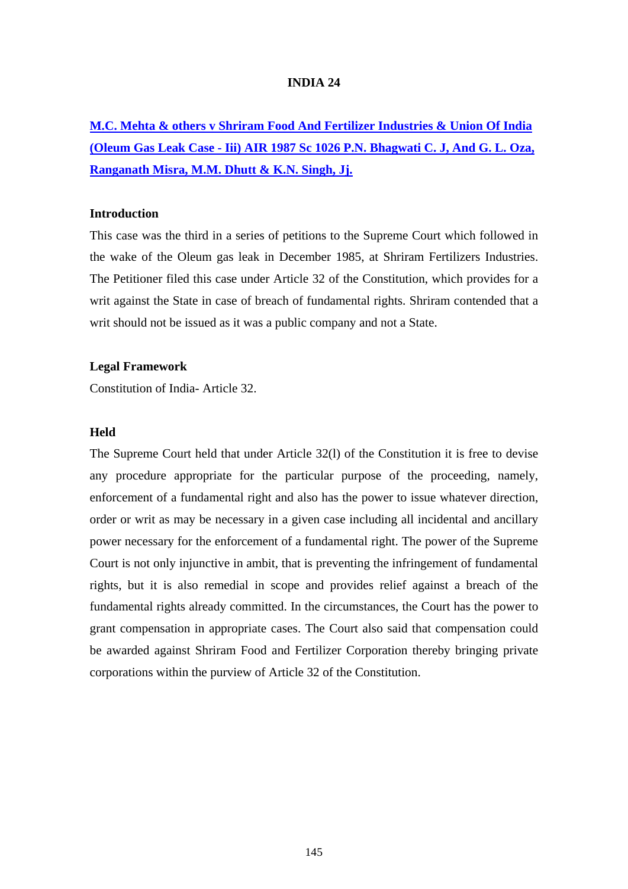## INDIA 24

**M.C. Mehta & others v Shriram Food And Fertilizer Industries & Union Of India (Oleum Gas Leak Case - Iii) AIR 1987 Sc 1026 P.N. Bhagwati C. J, And G. L. Oza, Ranganath Misra, M.M. Dhutt & K.N. Singh, Jj.**

### Introduction

This case was the third in a series of petitions to the Supreme Court which followed in the wake of the Oleum gas leak in December 1985, at Shriram Fertilizers Industries. The Petitioner filed this case under Article 32 of the Constitution, which provides for a writ against the State in case of breach of fundamental rights. Shriram contended that a writ should not be issued as it was a public company and not a State.

### Legal Framework

Constitution of India- Article 32.

### Held

The Supreme Court held that under Article 32(l) of the Constitution it is free to devise any procedure appropriate for the particular purpose of the proceeding, namely, enforcement of a fundamental right and also has the power to issue whatever direction, order or writ as may be necessary in a given case including all incidental and ancillary power necessary for the enforcement of a fundamental right. The power of the Supreme Court is not only injunctive in ambit, that is preventing the infringement of fundamental rights, but it is also remedial in scope and provides relief against a breach of the fundamental rights already committed. In the circumstances, the Court has the power to grant compensation in appropriate cases. The Court also said that compensation could be awarded against Shriram Food and Fertilizer Corporation thereby bringing private corporations within the purview of Article 32 of the Constitution.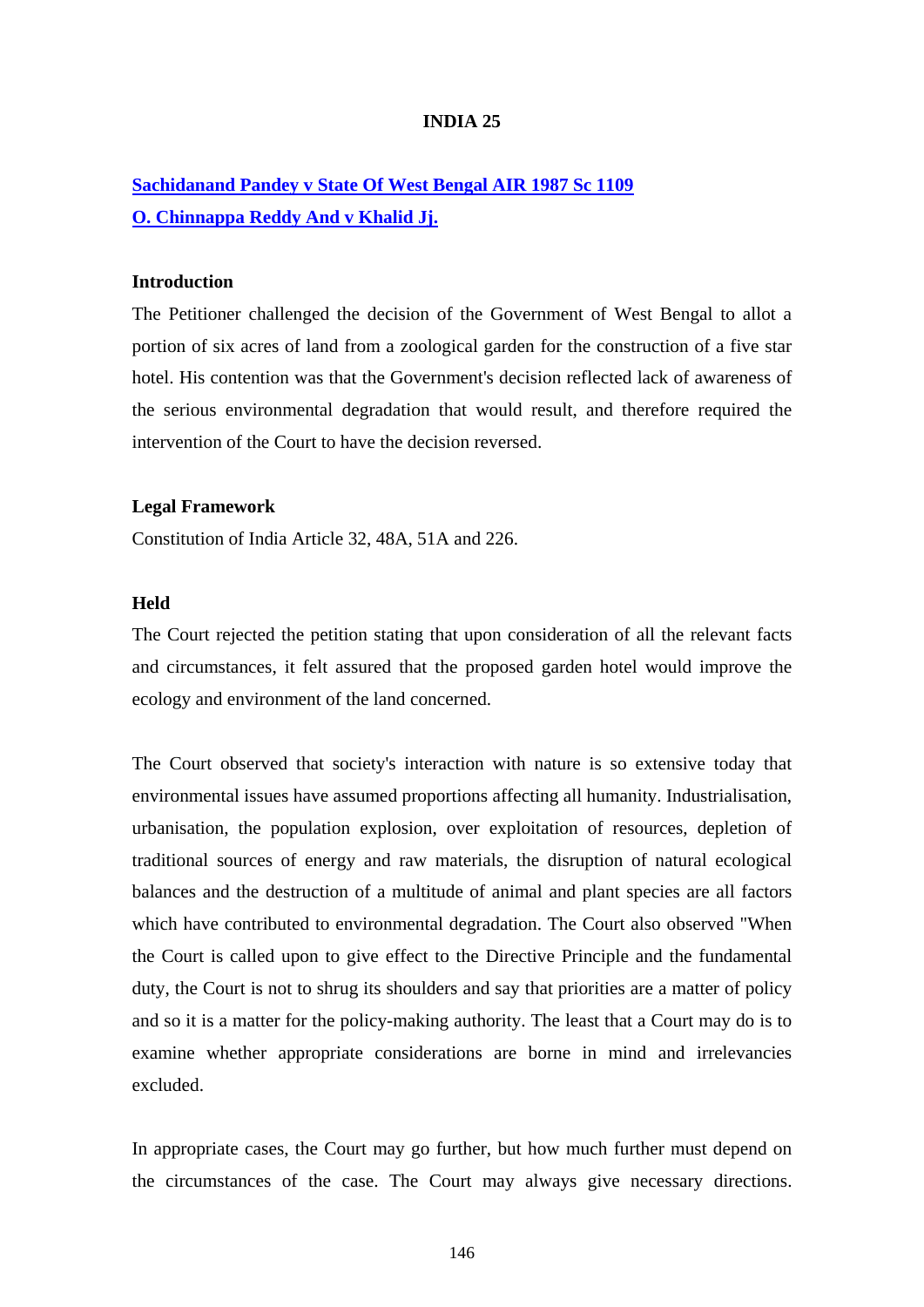# INDIA 25

**[Sachidanand Pandey v State Of West Bengal AIR 1987 Sc 1109](#)**
**[O. Chinnappa Reddy And v Khalid Jj.](#)**

### Introduction

The Petitioner challenged the decision of the Government of West Bengal to allot a portion of six acres of land from a zoological garden for the construction of a five star hotel. His contention was that the Government's decision reflected lack of awareness of the serious environmental degradation that would result, and therefore required the intervention of the Court to have the decision reversed.

### Legal Framework

Constitution of India Article 32, 48A, 51A and 226.

### Held

The Court rejected the petition stating that upon consideration of all the relevant facts and circumstances, it felt assured that the proposed garden hotel would improve the ecology and environment of the land concerned.

The Court observed that society's interaction with nature is so extensive today that environmental issues have assumed proportions affecting all humanity. Industrialisation, urbanisation, the population explosion, over exploitation of resources, depletion of traditional sources of energy and raw materials, the disruption of natural ecological balances and the destruction of a multitude of animal and plant species are all factors which have contributed to environmental degradation. The Court also observed "When the Court is called upon to give effect to the Directive Principle and the fundamental duty, the Court is not to shrug its shoulders and say that priorities are a matter of policy and so it is a matter for the policy-making authority. The least that a Court may do is to examine whether appropriate considerations are borne in mind and irrelevancies excluded.

In appropriate cases, the Court may go further, but how much further must depend on the circumstances of the case. The Court may always give necessary directions.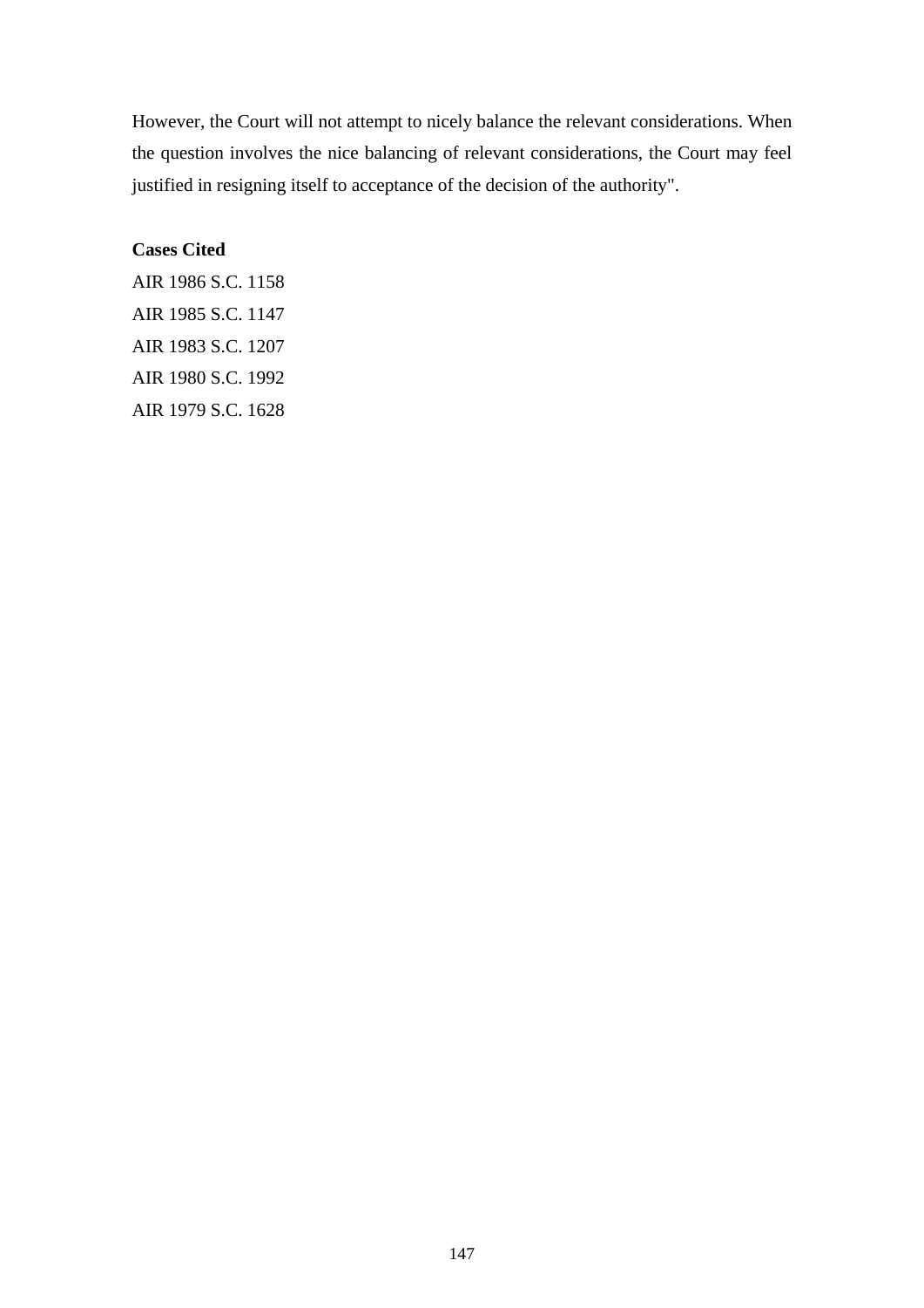However, the Court will not attempt to nicely balance the relevant considerations. When the question involves the nice balancing of relevant considerations, the Court may feel justified in resigning itself to acceptance of the decision of the authority".

**Cases Cited**

AIR 1986 S.C. 1158

AIR 1985 S.C. 1147

AIR 1983 S.C. 1207

AIR 1980 S.C. 1992

AIR 1979 S.C. 1628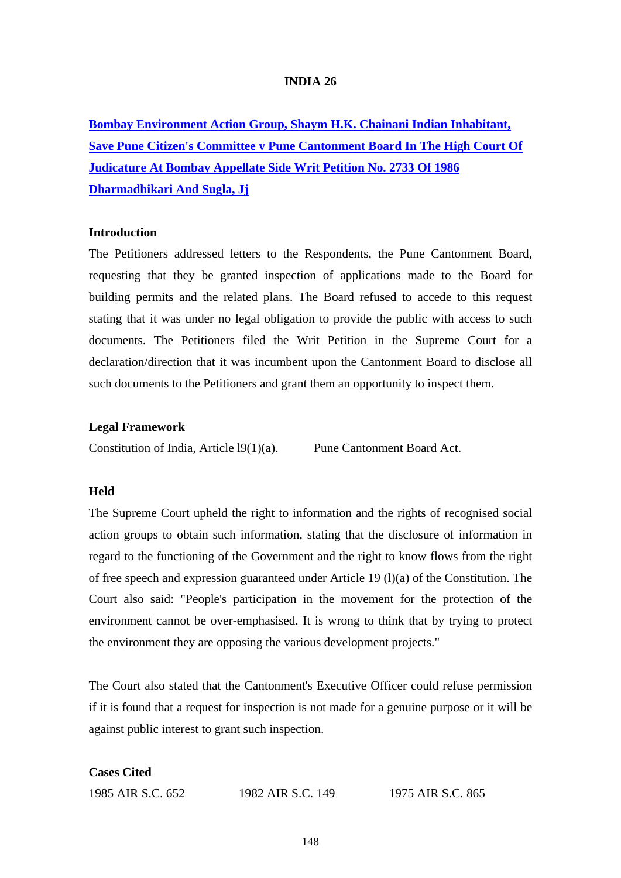## INDIA 26

**Bombay Environment Action Group, Shaym H.K. Chainani Indian Inhabitant, Save Pune Citizen's Committee v Pune Cantonment Board In The High Court Of Judicature At Bombay Appellate Side Writ Petition No. 2733 Of 1986 Dharmadhikari And Sugla, Jj**

### Introduction

The Petitioners addressed letters to the Respondents, the Pune Cantonment Board, requesting that they be granted inspection of applications made to the Board for building permits and the related plans. The Board refused to accede to this request stating that it was under no legal obligation to provide the public with access to such documents. The Petitioners filed the Writ Petition in the Supreme Court for a declaration/direction that it was incumbent upon the Cantonment Board to disclose all such documents to the Petitioners and grant them an opportunity to inspect them.

### Legal Framework

Constitution of India, Article l9(1)(a).

Pune Cantonment Board Act.

### Held

The Supreme Court upheld the right to information and the rights of recognised social action groups to obtain such information, stating that the disclosure of information in regard to the functioning of the Government and the right to know flows from the right of free speech and expression guaranteed under Article 19 (l)(a) of the Constitution. The Court also said: "People's participation in the movement for the protection of the environment cannot be over-emphasised. It is wrong to think that by trying to protect the environment they are opposing the various development projects."

The Court also stated that the Cantonment's Executive Officer could refuse permission if it is found that a request for inspection is not made for a genuine purpose or it will be against public interest to grant such inspection.

### Cases Cited

1985 AIR S.C. 652

1982 AIR S.C. 149

1975 AIR S.C. 865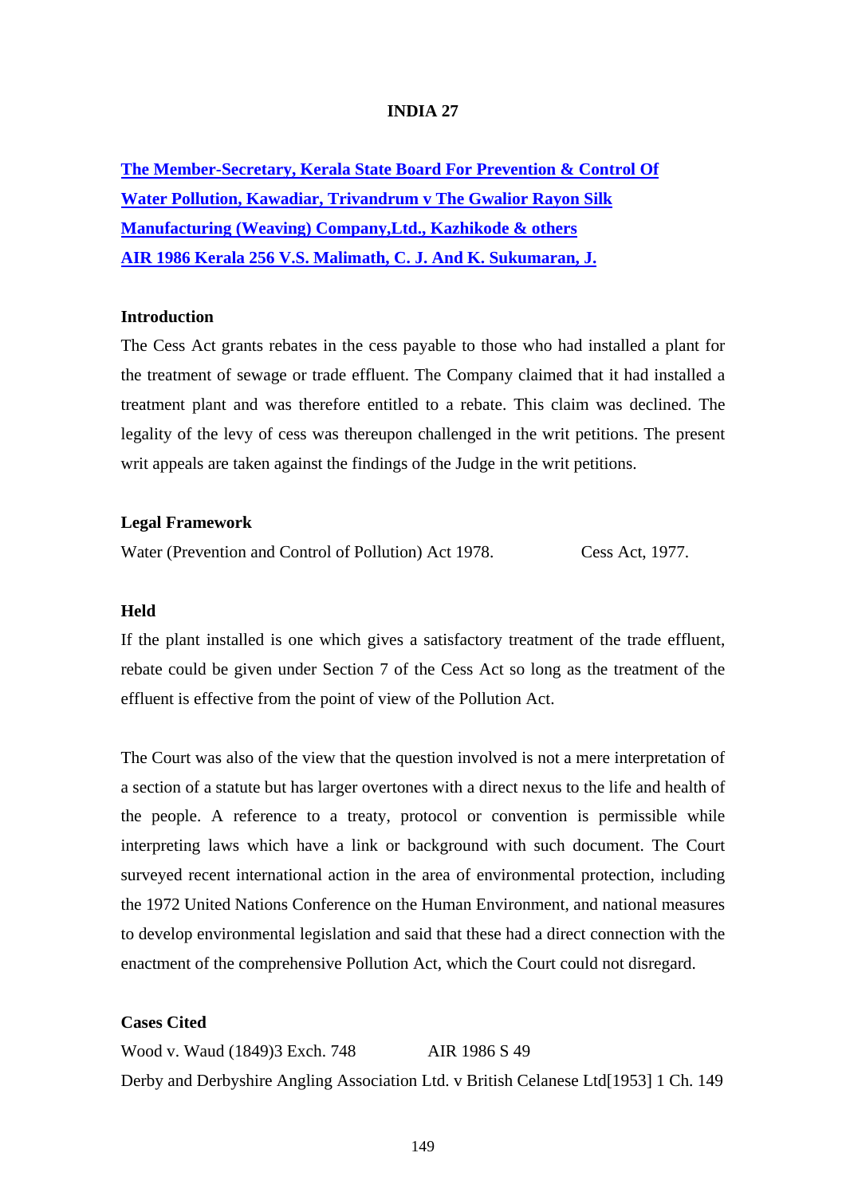# INDIA 27

**The Member-Secretary, Kerala State Board For Prevention & Control Of Water Pollution, Kawadiar, Trivandrum v The Gwalior Rayon Silk Manufacturing (Weaving) Company,Ltd., Kazhikode & others**
**AIR 1986 Kerala 256 V.S. Malimath, C. J. And K. Sukumaran, J.**

### Introduction

The Cess Act grants rebates in the cess payable to those who had installed a plant for the treatment of sewage or trade effluent. The Company claimed that it had installed a treatment plant and was therefore entitled to a rebate. This claim was declined. The legality of the levy of cess was thereupon challenged in the writ petitions. The present writ appeals are taken against the findings of the Judge in the writ petitions.

### Legal Framework

Water (Prevention and Control of Pollution) Act 1978.

Cess Act, 1977.

### Held

If the plant installed is one which gives a satisfactory treatment of the trade effluent, rebate could be given under Section 7 of the Cess Act so long as the treatment of the effluent is effective from the point of view of the Pollution Act.

The Court was also of the view that the question involved is not a mere interpretation of a section of a statute but has larger overtones with a direct nexus to the life and health of the people. A reference to a treaty, protocol or convention is permissible while interpreting laws which have a link or background with such document. The Court surveyed recent international action in the area of environmental protection, including the 1972 United Nations Conference on the Human Environment, and national measures to develop environmental legislation and said that these had a direct connection with the enactment of the comprehensive Pollution Act, which the Court could not disregard.

### Cases Cited

Wood v. Waud (1849)3 Exch. 748

AIR 1986 S 49

Derby and Derbyshire Angling Association Ltd. v British Celanese Ltd[1953] 1 Ch. 149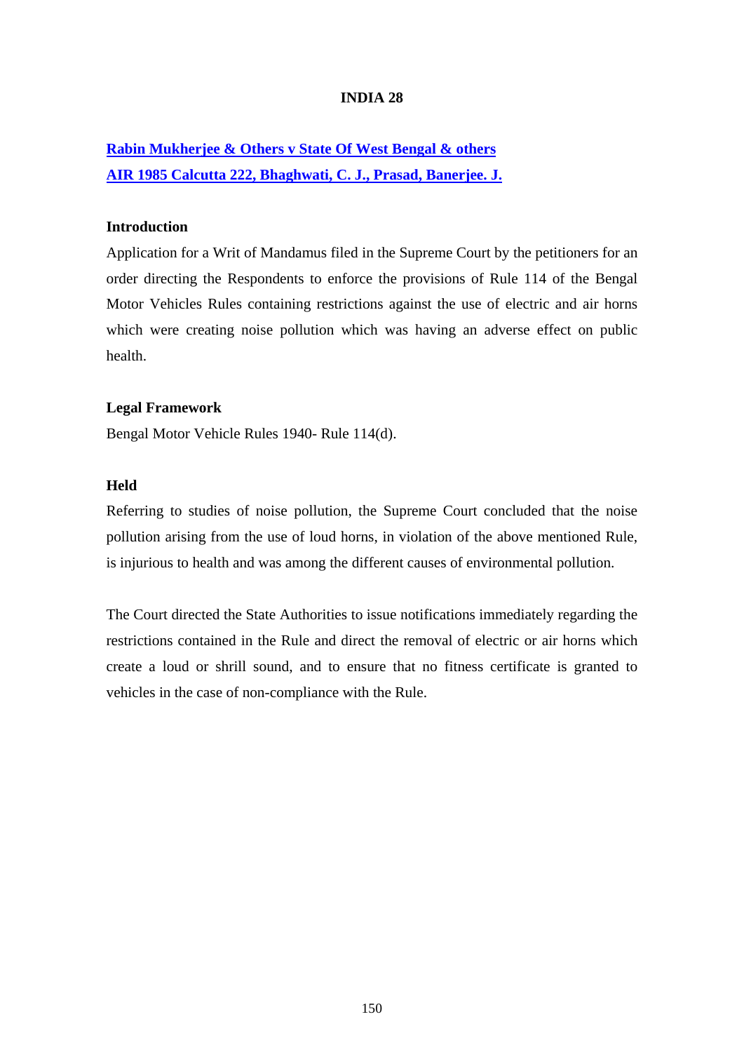## INDIA 28

**Rabin Mukherjee & Others v State Of West Bengal & others**
**AIR 1985 Calcutta 222, Bhaghwati, C. J., Prasad, Banerjee. J.**

### Introduction

Application for a Writ of Mandamus filed in the Supreme Court by the petitioners for an order directing the Respondents to enforce the provisions of Rule 114 of the Bengal Motor Vehicles Rules containing restrictions against the use of electric and air horns which were creating noise pollution which was having an adverse effect on public health.

### Legal Framework

Bengal Motor Vehicle Rules 1940- Rule 114(d).

### Held

Referring to studies of noise pollution, the Supreme Court concluded that the noise pollution arising from the use of loud horns, in violation of the above mentioned Rule, is injurious to health and was among the different causes of environmental pollution.

The Court directed the State Authorities to issue notifications immediately regarding the restrictions contained in the Rule and direct the removal of electric or air horns which create a loud or shrill sound, and to ensure that no fitness certificate is granted to vehicles in the case of non-compliance with the Rule.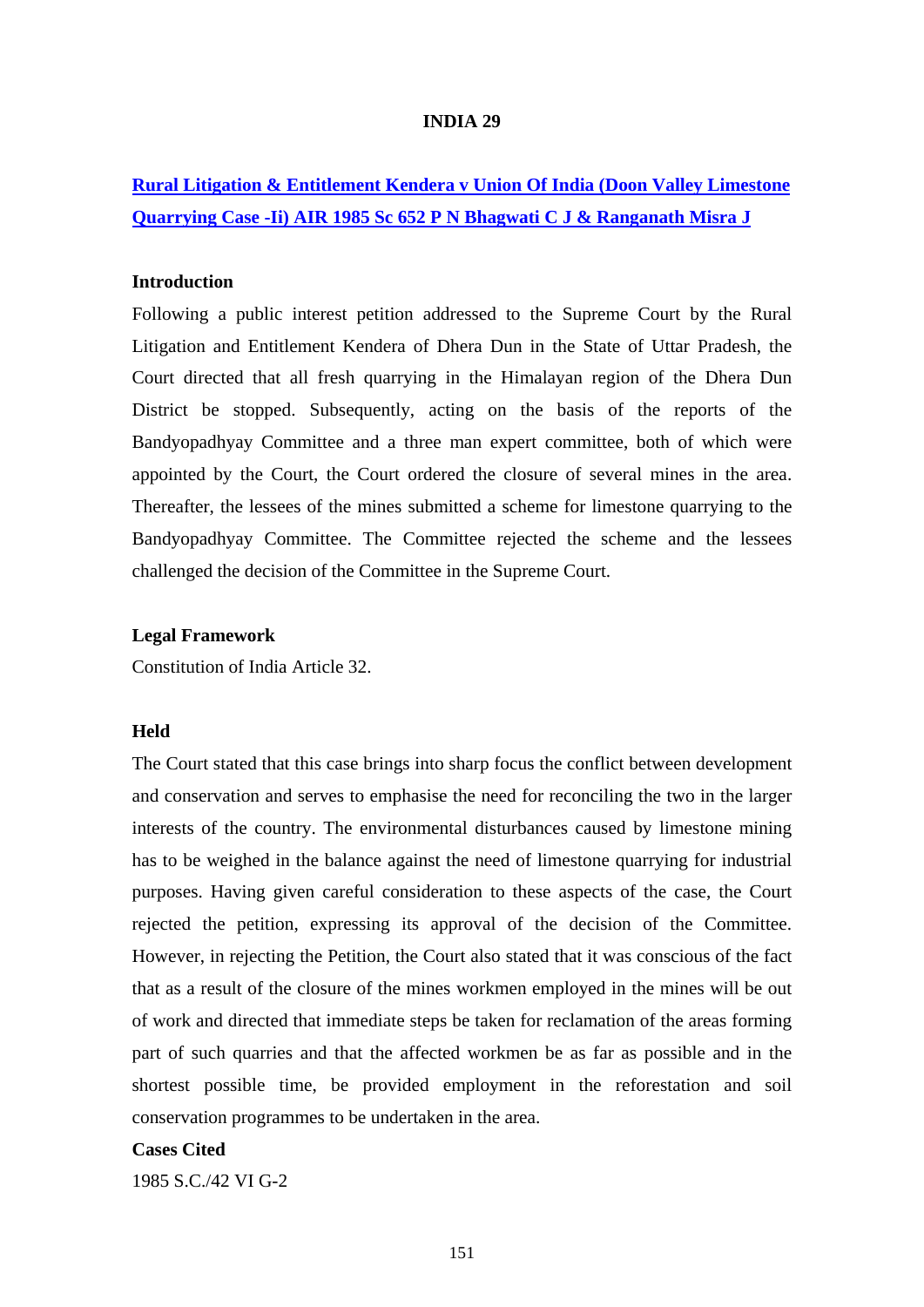# INDIA 29

## [Rural Litigation & Entitlement Kendera v Union Of India (Doon Valley Limestone Quarrying Case -Ii) AIR 1985 Sc 652 P N Bhagwati C J & Ranganath Misra J]()

### Introduction

Following a public interest petition addressed to the Supreme Court by the Rural Litigation and Entitlement Kendera of Dhera Dun in the State of Uttar Pradesh, the Court directed that all fresh quarrying in the Himalayan region of the Dhera Dun District be stopped. Subsequently, acting on the basis of the reports of the Bandyopadhyay Committee and a three man expert committee, both of which were appointed by the Court, the Court ordered the closure of several mines in the area. Thereafter, the lessees of the mines submitted a scheme for limestone quarrying to the Bandyopadhyay Committee. The Committee rejected the scheme and the lessees challenged the decision of the Committee in the Supreme Court.

### Legal Framework

Constitution of India Article 32.

### Held

The Court stated that this case brings into sharp focus the conflict between development and conservation and serves to emphasise the need for reconciling the two in the larger interests of the country. The environmental disturbances caused by limestone mining has to be weighed in the balance against the need of limestone quarrying for industrial purposes. Having given careful consideration to these aspects of the case, the Court rejected the petition, expressing its approval of the decision of the Committee. However, in rejecting the Petition, the Court also stated that it was conscious of the fact that as a result of the closure of the mines workmen employed in the mines will be out of work and directed that immediate steps be taken for reclamation of the areas forming part of such quarries and that the affected workmen be as far as possible and in the shortest possible time, be provided employment in the reforestation and soil conservation programmes to be undertaken in the area.

### Cases Cited

1985 S.C./42 VI G-2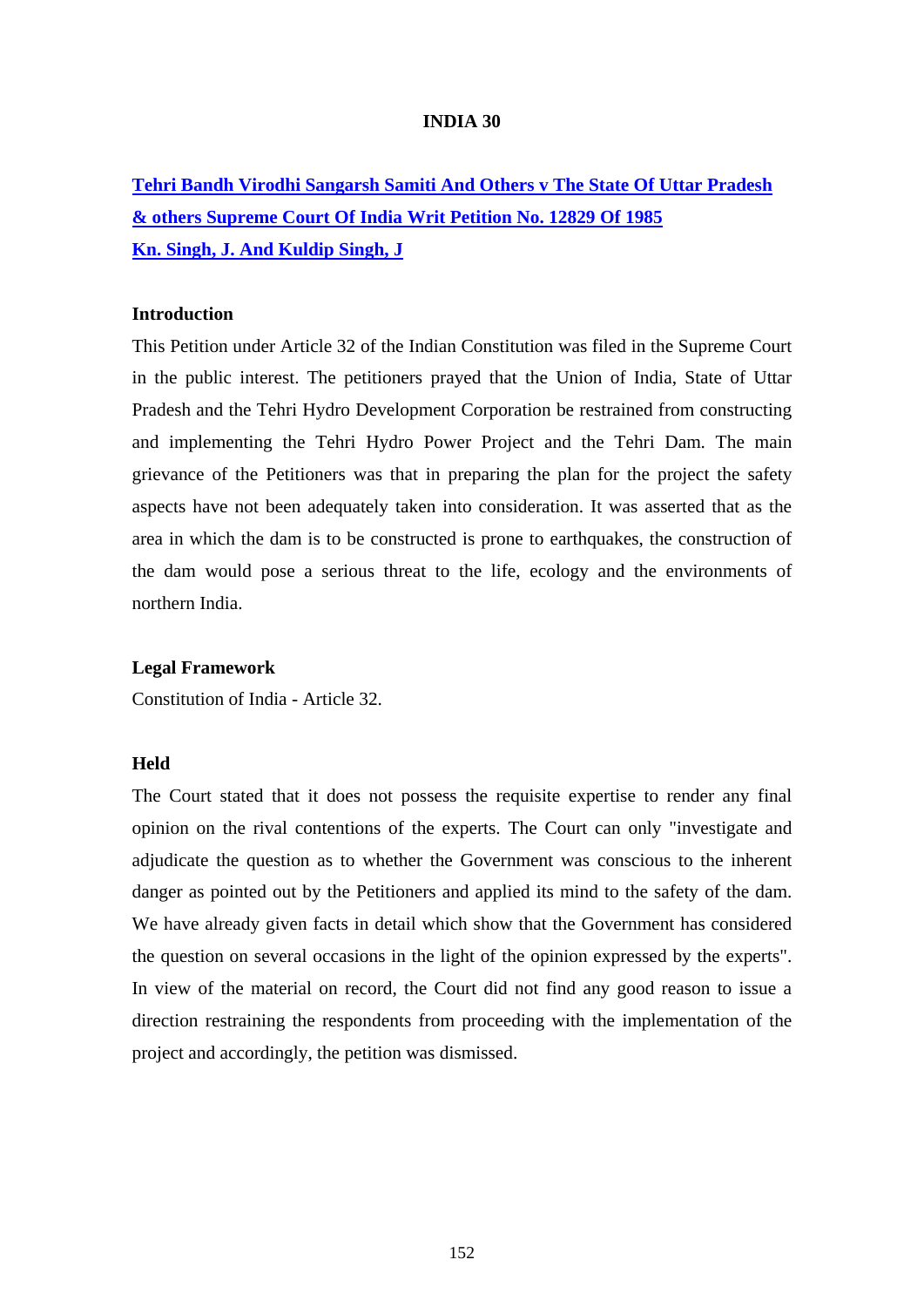# INDIA 30

**[Tehri Bandh Virodhi Sangarsh Samiti And Others v The State Of Uttar Pradesh & others Supreme Court Of India Writ Petition No. 12829 Of 1985 Kn. Singh, J. And Kuldip Singh, J]**

### Introduction

This Petition under Article 32 of the Indian Constitution was filed in the Supreme Court in the public interest. The petitioners prayed that the Union of India, State of Uttar Pradesh and the Tehri Hydro Development Corporation be restrained from constructing and implementing the Tehri Hydro Power Project and the Tehri Dam. The main grievance of the Petitioners was that in preparing the plan for the project the safety aspects have not been adequately taken into consideration. It was asserted that as the area in which the dam is to be constructed is prone to earthquakes, the construction of the dam would pose a serious threat to the life, ecology and the environments of northern India.

### Legal Framework

Constitution of India - Article 32.

### Held

The Court stated that it does not possess the requisite expertise to render any final opinion on the rival contentions of the experts. The Court can only "investigate and adjudicate the question as to whether the Government was conscious to the inherent danger as pointed out by the Petitioners and applied its mind to the safety of the dam. We have already given facts in detail which show that the Government has considered the question on several occasions in the light of the opinion expressed by the experts". In view of the material on record, the Court did not find any good reason to issue a direction restraining the respondents from proceeding with the implementation of the project and accordingly, the petition was dismissed.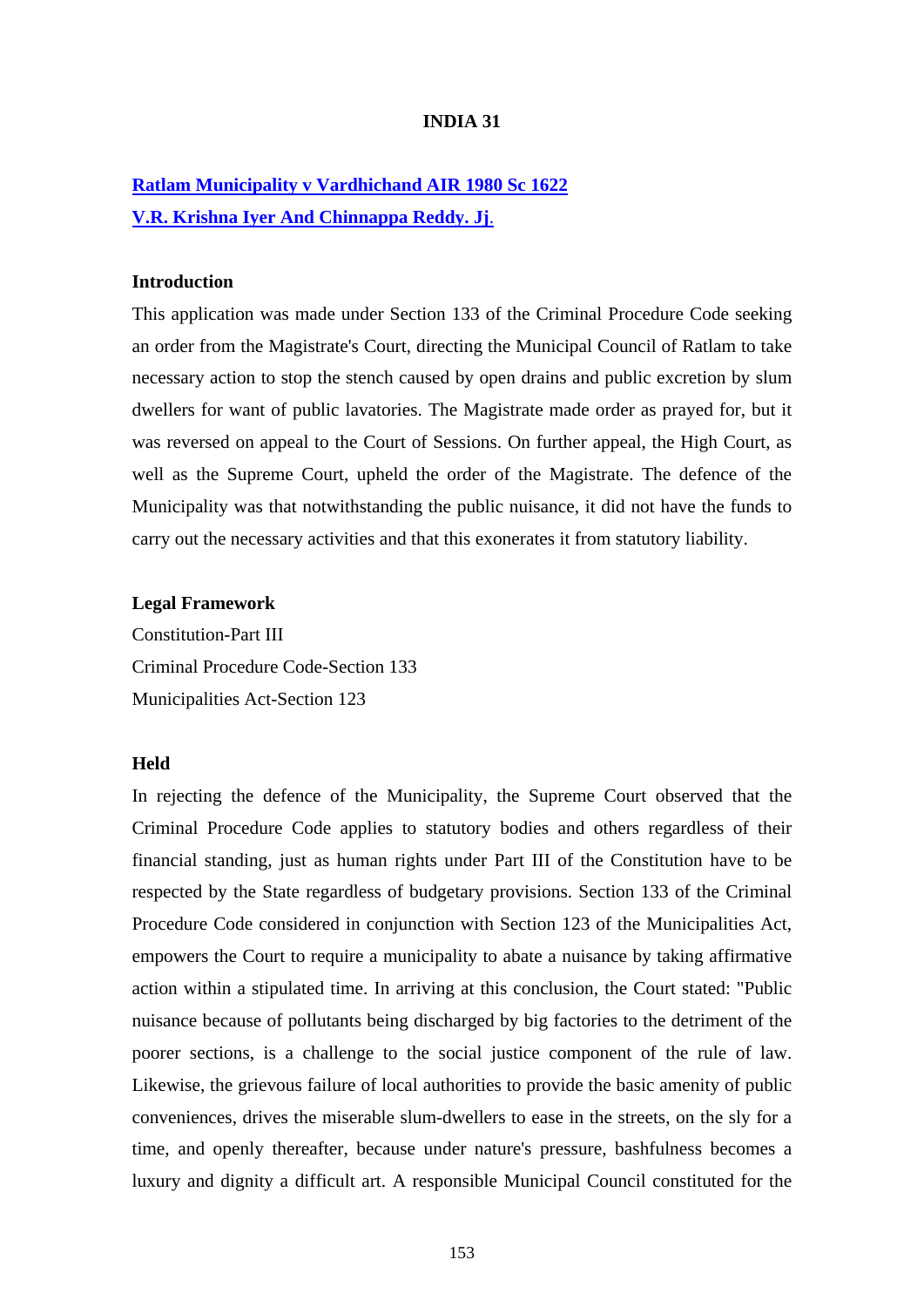**INDIA 31**

**Ratlam Municipality v Vardhichand AIR 1980 Sc 1622**
**V.R. Krishna Iyer And Chinnappa Reddy. Jj.**

**Introduction**

This application was made under Section 133 of the Criminal Procedure Code seeking an order from the Magistrate's Court, directing the Municipal Council of Ratlam to take necessary action to stop the stench caused by open drains and public excretion by slum dwellers for want of public lavatories. The Magistrate made order as prayed for, but it was reversed on appeal to the Court of Sessions. On further appeal, the High Court, as well as the Supreme Court, upheld the order of the Magistrate. The defence of the Municipality was that notwithstanding the public nuisance, it did not have the funds to carry out the necessary activities and that this exonerates it from statutory liability.

**Legal Framework**

Constitution-Part III
Criminal Procedure Code-Section 133
Municipalities Act-Section 123

**Held**

In rejecting the defence of the Municipality, the Supreme Court observed that the Criminal Procedure Code applies to statutory bodies and others regardless of their financial standing, just as human rights under Part III of the Constitution have to be respected by the State regardless of budgetary provisions. Section 133 of the Criminal Procedure Code considered in conjunction with Section 123 of the Municipalities Act, empowers the Court to require a municipality to abate a nuisance by taking affirmative action within a stipulated time. In arriving at this conclusion, the Court stated: "Public nuisance because of pollutants being discharged by big factories to the detriment of the poorer sections, is a challenge to the social justice component of the rule of law. Likewise, the grievous failure of local authorities to provide the basic amenity of public conveniences, drives the miserable slum-dwellers to ease in the streets, on the sly for a time, and openly thereafter, because under nature's pressure, bashfulness becomes a luxury and dignity a difficult art. A responsible Municipal Council constituted for the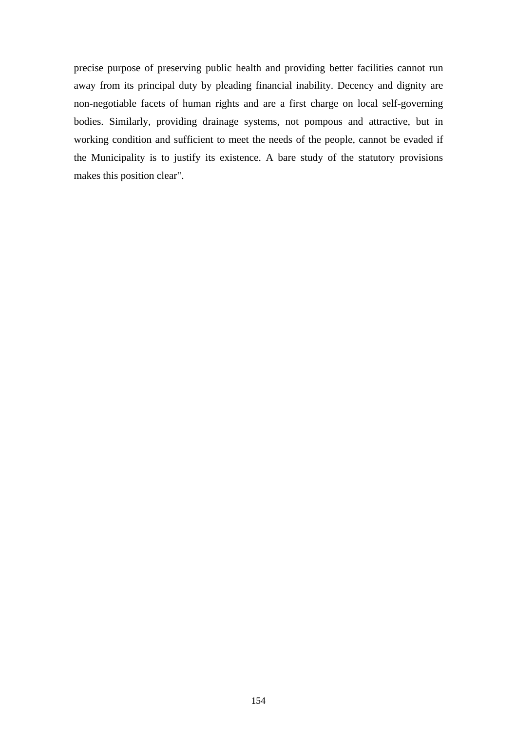precise purpose of preserving public health and providing better facilities cannot run away from its principal duty by pleading financial inability. Decency and dignity are non-negotiable facets of human rights and are a first charge on local self-governing bodies. Similarly, providing drainage systems, not pompous and attractive, but in working condition and sufficient to meet the needs of the people, cannot be evaded if the Municipality is to justify its existence. A bare study of the statutory provisions makes this position clear".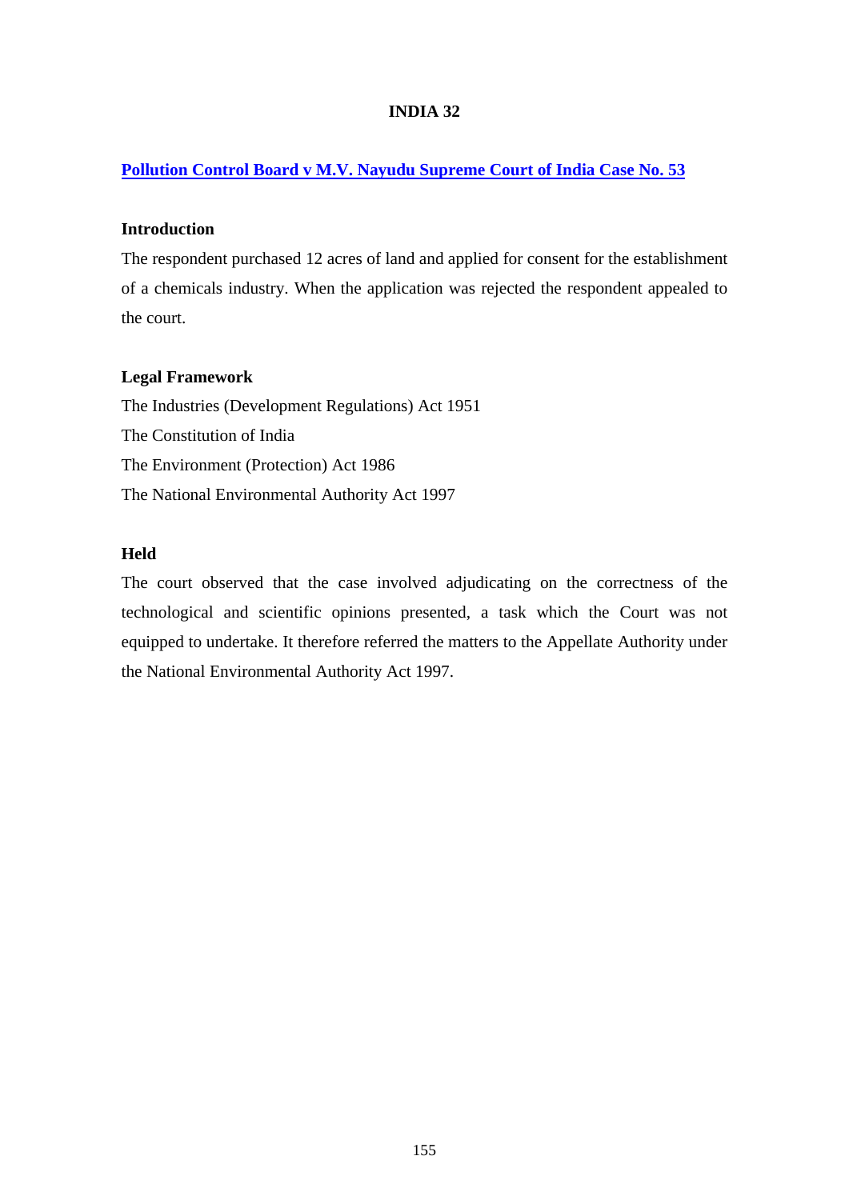# INDIA 32

**[Pollution Control Board v M.V. Nayudu Supreme Court of India Case No. 53]()**

### Introduction

The respondent purchased 12 acres of land and applied for consent for the establishment of a chemicals industry. When the application was rejected the respondent appealed to the court.

### Legal Framework

The Industries (Development Regulations) Act 1951

The Constitution of India

The Environment (Protection) Act 1986

The National Environmental Authority Act 1997

### Held

The court observed that the case involved adjudicating on the correctness of the technological and scientific opinions presented, a task which the Court was not equipped to undertake. It therefore referred the matters to the Appellate Authority under the National Environmental Authority Act 1997.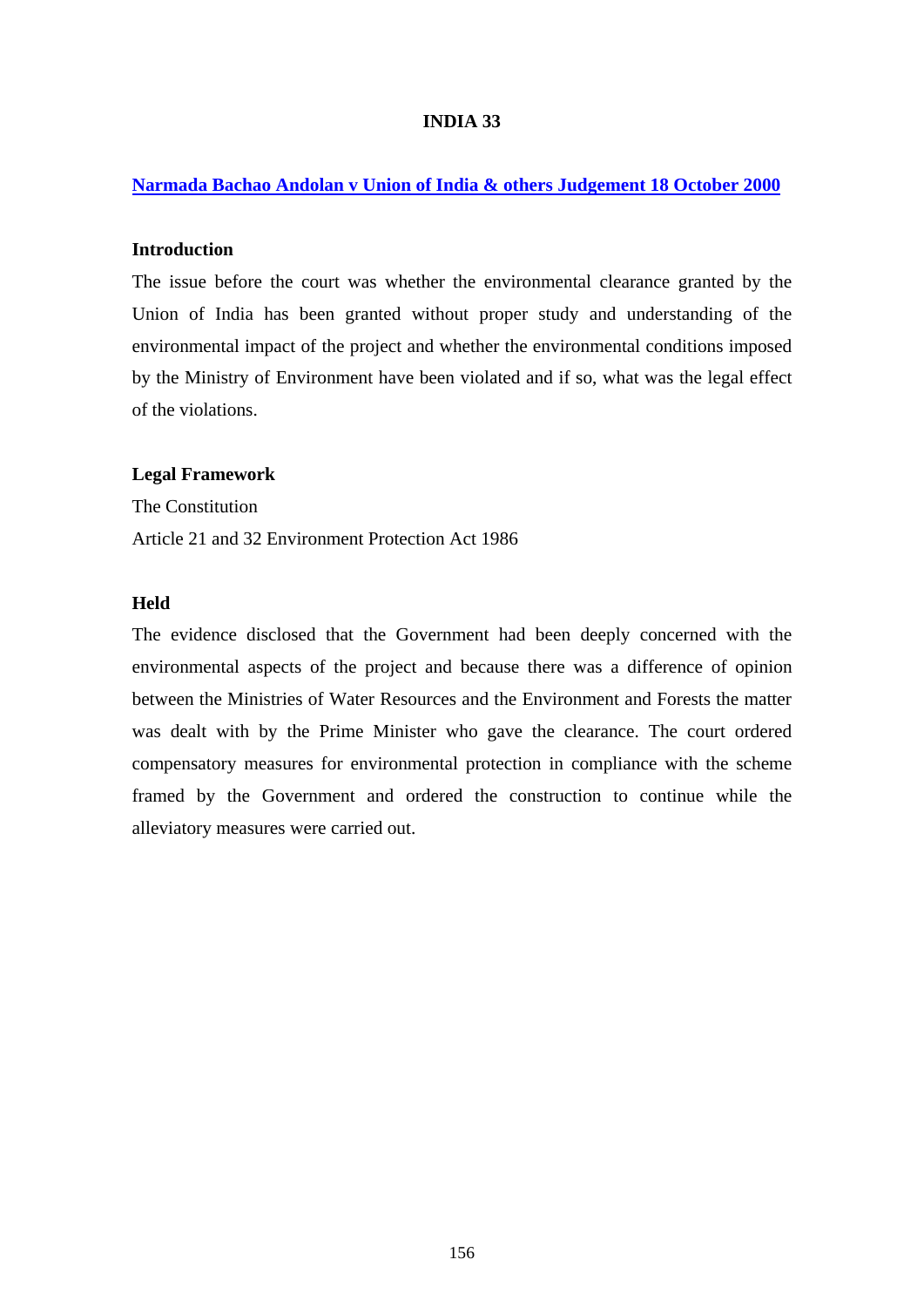# INDIA 33

**[Narmada Bachao Andolan v Union of India & others Judgement 18 October 2000]()**

## Introduction

The issue before the court was whether the environmental clearance granted by the Union of India has been granted without proper study and understanding of the environmental impact of the project and whether the environmental conditions imposed by the Ministry of Environment have been violated and if so, what was the legal effect of the violations.

## Legal Framework

The Constitution

Article 21 and 32 Environment Protection Act 1986

## Held

The evidence disclosed that the Government had been deeply concerned with the environmental aspects of the project and because there was a difference of opinion between the Ministries of Water Resources and the Environment and Forests the matter was dealt with by the Prime Minister who gave the clearance. The court ordered compensatory measures for environmental protection in compliance with the scheme framed by the Government and ordered the construction to continue while the alleviatory measures were carried out.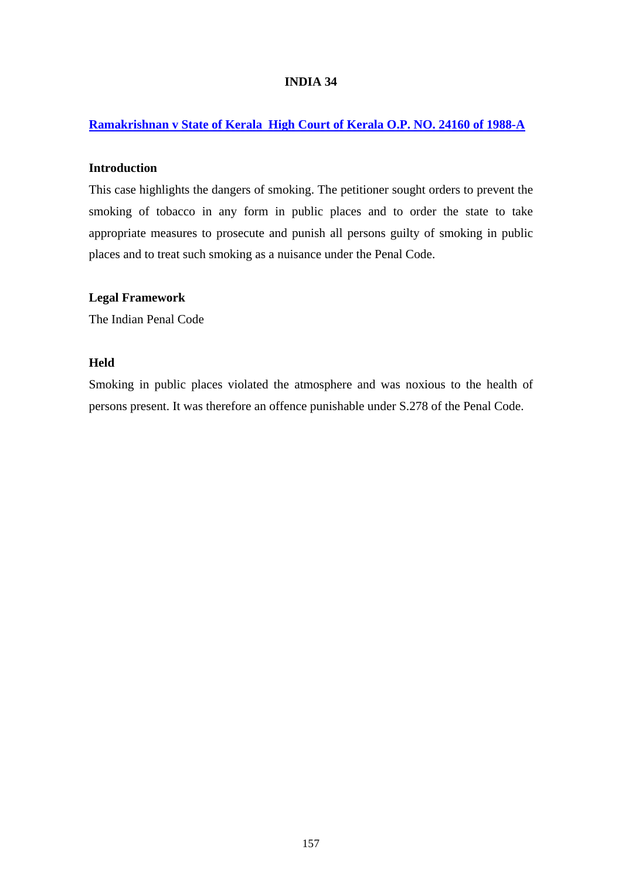# INDIA 34

**Ramakrishnan v State of Kerala High Court of Kerala O.P. NO. 24160 of 1988-A**

### Introduction

This case highlights the dangers of smoking. The petitioner sought orders to prevent the smoking of tobacco in any form in public places and to order the state to take appropriate measures to prosecute and punish all persons guilty of smoking in public places and to treat such smoking as a nuisance under the Penal Code.

### Legal Framework

The Indian Penal Code

### Held

Smoking in public places violated the atmosphere and was noxious to the health of persons present. It was therefore an offence punishable under S.278 of the Penal Code.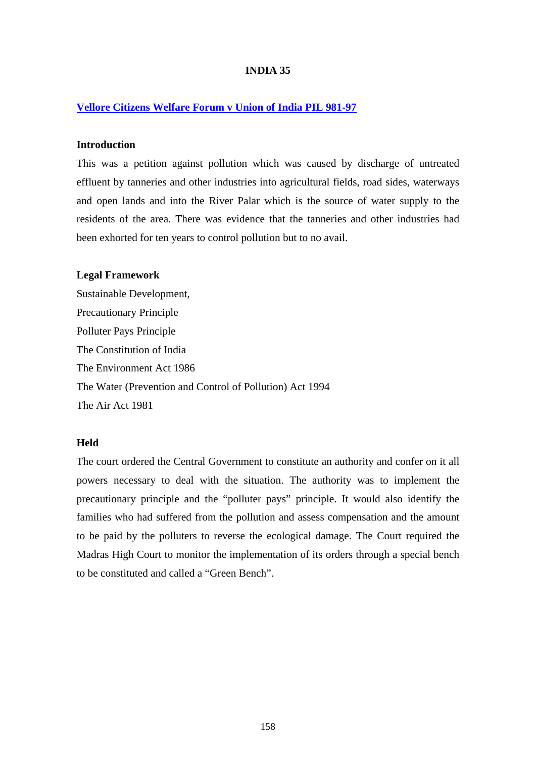**INDIA 35**

**Vellore Citizens Welfare Forum v Union of India PIL 981-97**

**Introduction**

This was a petition against pollution which was caused by discharge of untreated effluent by tanneries and other industries into agricultural fields, road sides, waterways and open lands and into the River Palar which is the source of water supply to the residents of the area. There was evidence that the tanneries and other industries had been exhorted for ten years to control pollution but to no avail.

**Legal Framework**

Sustainable Development,
Precautionary Principle
Polluter Pays Principle
The Constitution of India
The Environment Act 1986
The Water (Prevention and Control of Pollution) Act 1994
The Air Act 1981

**Held**

The court ordered the Central Government to constitute an authority and confer on it all powers necessary to deal with the situation. The authority was to implement the precautionary principle and the "polluter pays" principle. It would also identify the families who had suffered from the pollution and assess compensation and the amount to be paid by the polluters to reverse the ecological damage. The Court required the Madras High Court to monitor the implementation of its orders through a special bench to be constituted and called a "Green Bench".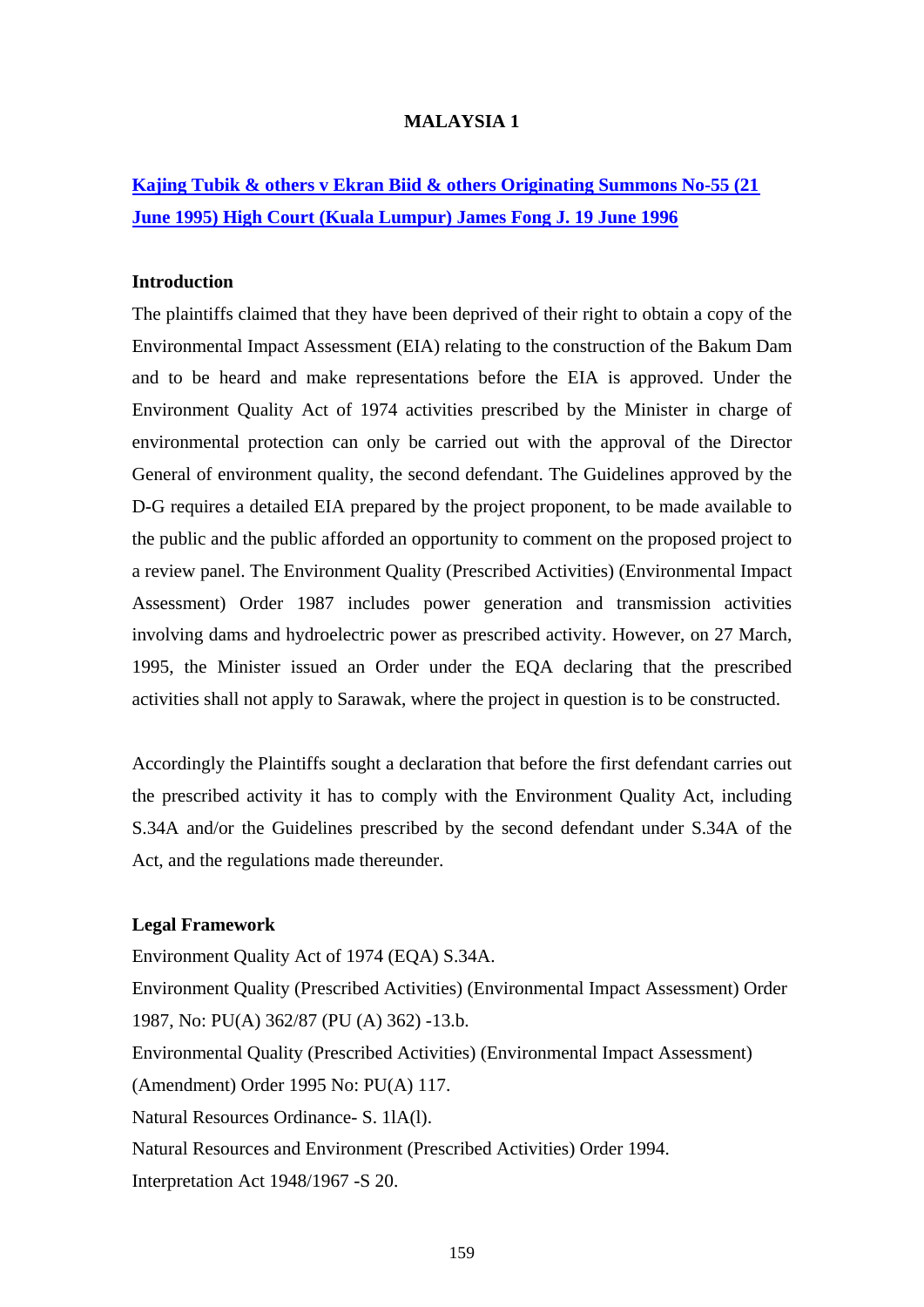# MALAYSIA 1

## [Kajing Tubik & others v Ekran Biid & others Originating Summons No-55 (21 June 1995) High Court (Kuala Lumpur) James Fong J. 19 June 1996]()

### Introduction

The plaintiffs claimed that they have been deprived of their right to obtain a copy of the Environmental Impact Assessment (EIA) relating to the construction of the Bakum Dam and to be heard and make representations before the EIA is approved. Under the Environment Quality Act of 1974 activities prescribed by the Minister in charge of environmental protection can only be carried out with the approval of the Director General of environment quality, the second defendant. The Guidelines approved by the D-G requires a detailed EIA prepared by the project proponent, to be made available to the public and the public afforded an opportunity to comment on the proposed project to a review panel. The Environment Quality (Prescribed Activities) (Environmental Impact Assessment) Order 1987 includes power generation and transmission activities involving dams and hydroelectric power as prescribed activity. However, on 27 March, 1995, the Minister issued an Order under the EQA declaring that the prescribed activities shall not apply to Sarawak, where the project in question is to be constructed.

Accordingly the Plaintiffs sought a declaration that before the first defendant carries out the prescribed activity it has to comply with the Environment Quality Act, including S.34A and/or the Guidelines prescribed by the second defendant under S.34A of the Act, and the regulations made thereunder.

### Legal Framework

Environment Quality Act of 1974 (EQA) S.34A.

Environment Quality (Prescribed Activities) (Environmental Impact Assessment) Order 1987, No: PU(A) 362/87 (PU (A) 362) -13.b.

Environmental Quality (Prescribed Activities) (Environmental Impact Assessment) (Amendment) Order 1995 No: PU(A) 117.

Natural Resources Ordinance- S. 1lA(l).

Natural Resources and Environment (Prescribed Activities) Order 1994.

Interpretation Act 1948/1967 -S 20.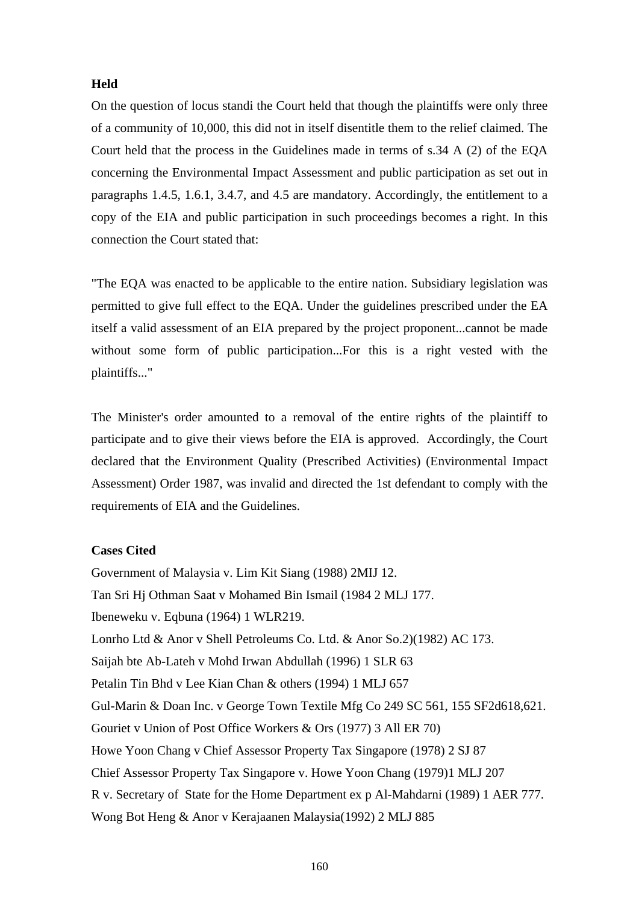**Held**

On the question of locus standi the Court held that though the plaintiffs were only three of a community of 10,000, this did not in itself disentitle them to the relief claimed. The Court held that the process in the Guidelines made in terms of s.34 A (2) of the EQA concerning the Environmental Impact Assessment and public participation as set out in paragraphs 1.4.5, 1.6.1, 3.4.7, and 4.5 are mandatory. Accordingly, the entitlement to a copy of the EIA and public participation in such proceedings becomes a right. In this connection the Court stated that:

"The EQA was enacted to be applicable to the entire nation. Subsidiary legislation was permitted to give full effect to the EQA. Under the guidelines prescribed under the EA itself a valid assessment of an EIA prepared by the project proponent...cannot be made without some form of public participation...For this is a right vested with the plaintiffs..."

The Minister's order amounted to a removal of the entire rights of the plaintiff to participate and to give their views before the EIA is approved. Accordingly, the Court declared that the Environment Quality (Prescribed Activities) (Environmental Impact Assessment) Order 1987, was invalid and directed the 1st defendant to comply with the requirements of EIA and the Guidelines.

**Cases Cited**

Government of Malaysia v. Lim Kit Siang (1988) 2MIJ 12.

Tan Sri Hj Othman Saat v Mohamed Bin Ismail (1984 2 MLJ 177.

Ibeneweku v. Eqbuna (1964) 1 WLR219.

Lonrho Ltd & Anor v Shell Petroleums Co. Ltd. & Anor So.2)(1982) AC 173.

Saijah bte Ab-Lateh v Mohd Irwan Abdullah (1996) 1 SLR 63

Petalin Tin Bhd v Lee Kian Chan & others (1994) 1 MLJ 657

Gul-Marin & Doan Inc. v George Town Textile Mfg Co 249 SC 561, 155 SF2d618,621.

Gouriet v Union of Post Office Workers & Ors (1977) 3 All ER 70)

Howe Yoon Chang v Chief Assessor Property Tax Singapore (1978) 2 SJ 87

Chief Assessor Property Tax Singapore v. Howe Yoon Chang (1979)1 MLJ 207

R v. Secretary of State for the Home Department ex p Al-Mahdarni (1989) 1 AER 777.

Wong Bot Heng & Anor v Kerajaanen Malaysia(1992) 2 MLJ 885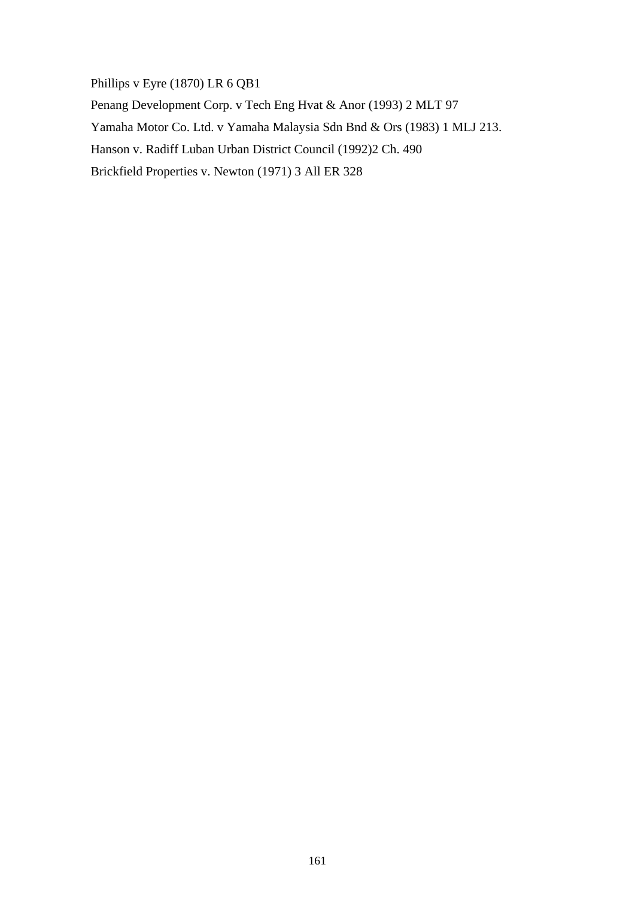Phillips v Eyre (1870) LR 6 QB1

Penang Development Corp. v Tech Eng Hvat & Anor (1993) 2 MLT 97

Yamaha Motor Co. Ltd. v Yamaha Malaysia Sdn Bnd & Ors (1983) 1 MLJ 213.

Hanson v. Radiff Luban Urban District Council (1992)2 Ch. 490

Brickfield Properties v. Newton (1971) 3 All ER 328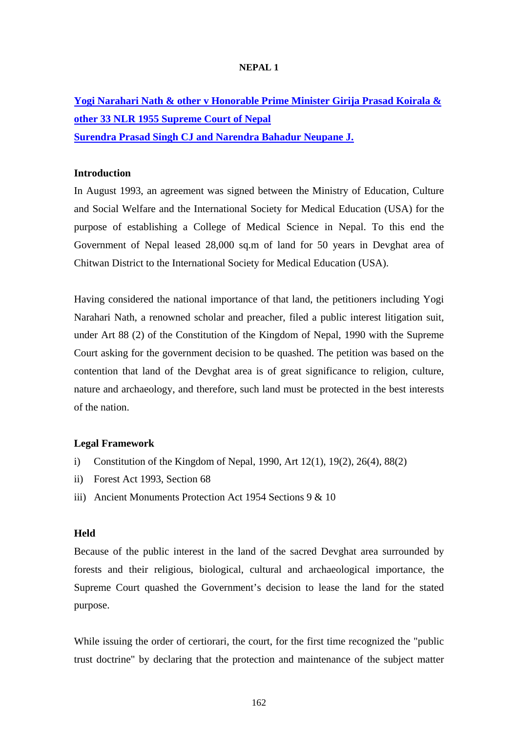**NEPAL 1**

**Yogi Narahari Nath & other v Honorable Prime Minister Girija Prasad Koirala & other 33 NLR 1955 Supreme Court of Nepal**
**Surendra Prasad Singh CJ and Narendra Bahadur Neupane J.**

**Introduction**

In August 1993, an agreement was signed between the Ministry of Education, Culture and Social Welfare and the International Society for Medical Education (USA) for the purpose of establishing a College of Medical Science in Nepal. To this end the Government of Nepal leased 28,000 sq.m of land for 50 years in Devghat area of Chitwan District to the International Society for Medical Education (USA).

Having considered the national importance of that land, the petitioners including Yogi Narahari Nath, a renowned scholar and preacher, filed a public interest litigation suit, under Art 88 (2) of the Constitution of the Kingdom of Nepal, 1990 with the Supreme Court asking for the government decision to be quashed. The petition was based on the contention that land of the Devghat area is of great significance to religion, culture, nature and archaeology, and therefore, such land must be protected in the best interests of the nation.

**Legal Framework**

i) Constitution of the Kingdom of Nepal, 1990, Art 12(1), 19(2), 26(4), 88(2)

ii) Forest Act 1993, Section 68

iii) Ancient Monuments Protection Act 1954 Sections 9 & 10

**Held**

Because of the public interest in the land of the sacred Devghat area surrounded by forests and their religious, biological, cultural and archaeological importance, the Supreme Court quashed the Government's decision to lease the land for the stated purpose.

While issuing the order of certiorari, the court, for the first time recognized the "public trust doctrine" by declaring that the protection and maintenance of the subject matter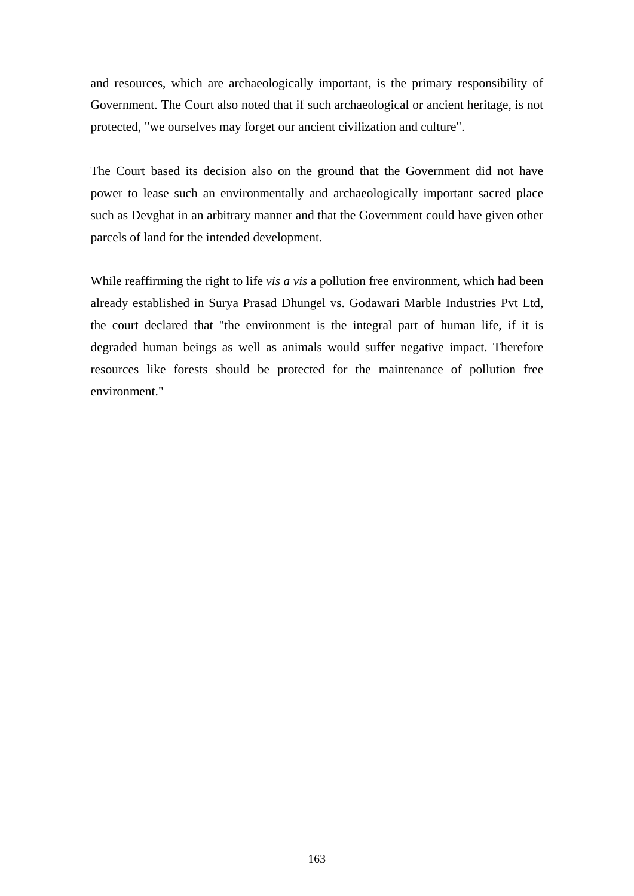and resources, which are archaeologically important, is the primary responsibility of Government. The Court also noted that if such archaeological or ancient heritage, is not protected, "we ourselves may forget our ancient civilization and culture".

The Court based its decision also on the ground that the Government did not have power to lease such an environmentally and archaeologically important sacred place such as Devghat in an arbitrary manner and that the Government could have given other parcels of land for the intended development.

While reaffirming the right to life *vis a vis* a pollution free environment, which had been already established in Surya Prasad Dhungel vs. Godawari Marble Industries Pvt Ltd, the court declared that "the environment is the integral part of human life, if it is degraded human beings as well as animals would suffer negative impact. Therefore resources like forests should be protected for the maintenance of pollution free environment."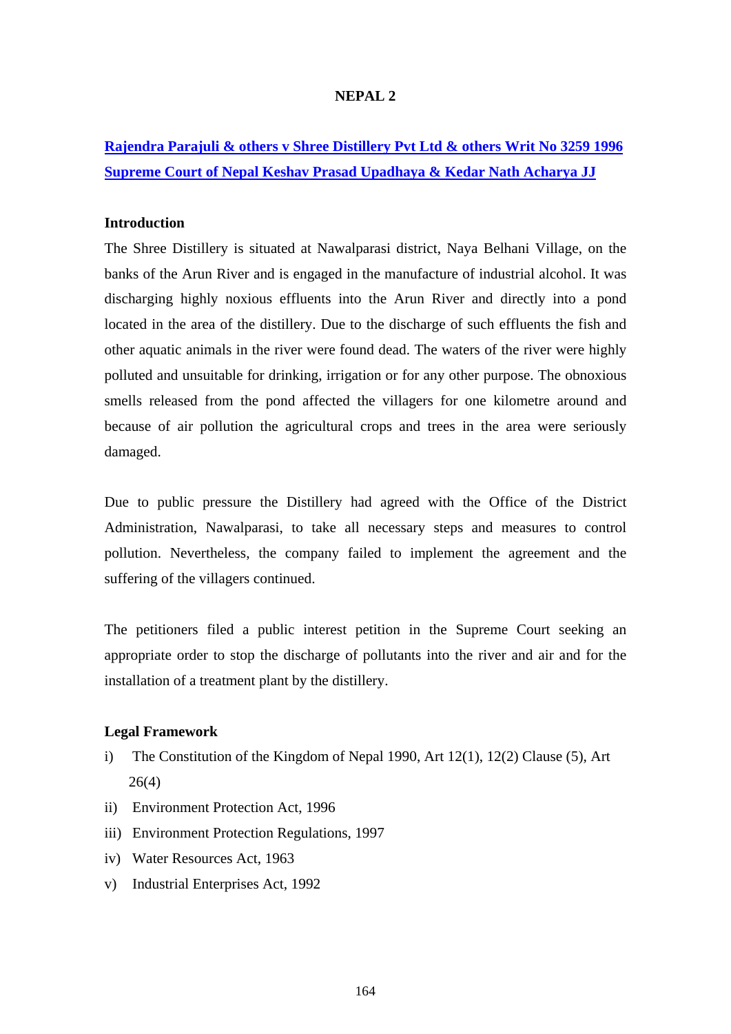# NEPAL 2

## [Rajendra Parajuli & others v Shree Distillery Pvt Ltd & others Writ No 3259 1996 Supreme Court of Nepal Keshav Prasad Upadhaya & Kedar Nath Acharya JJ]()

### Introduction

The Shree Distillery is situated at Nawalparasi district, Naya Belhani Village, on the banks of the Arun River and is engaged in the manufacture of industrial alcohol. It was discharging highly noxious effluents into the Arun River and directly into a pond located in the area of the distillery. Due to the discharge of such effluents the fish and other aquatic animals in the river were found dead. The waters of the river were highly polluted and unsuitable for drinking, irrigation or for any other purpose. The obnoxious smells released from the pond affected the villagers for one kilometre around and because of air pollution the agricultural crops and trees in the area were seriously damaged.

Due to public pressure the Distillery had agreed with the Office of the District Administration, Nawalparasi, to take all necessary steps and measures to control pollution. Nevertheless, the company failed to implement the agreement and the suffering of the villagers continued.

The petitioners filed a public interest petition in the Supreme Court seeking an appropriate order to stop the discharge of pollutants into the river and air and for the installation of a treatment plant by the distillery.

### Legal Framework

i) The Constitution of the Kingdom of Nepal 1990, Art 12(1), 12(2) Clause (5), Art 26(4)

ii) Environment Protection Act, 1996

iii) Environment Protection Regulations, 1997

iv) Water Resources Act, 1963

v) Industrial Enterprises Act, 1992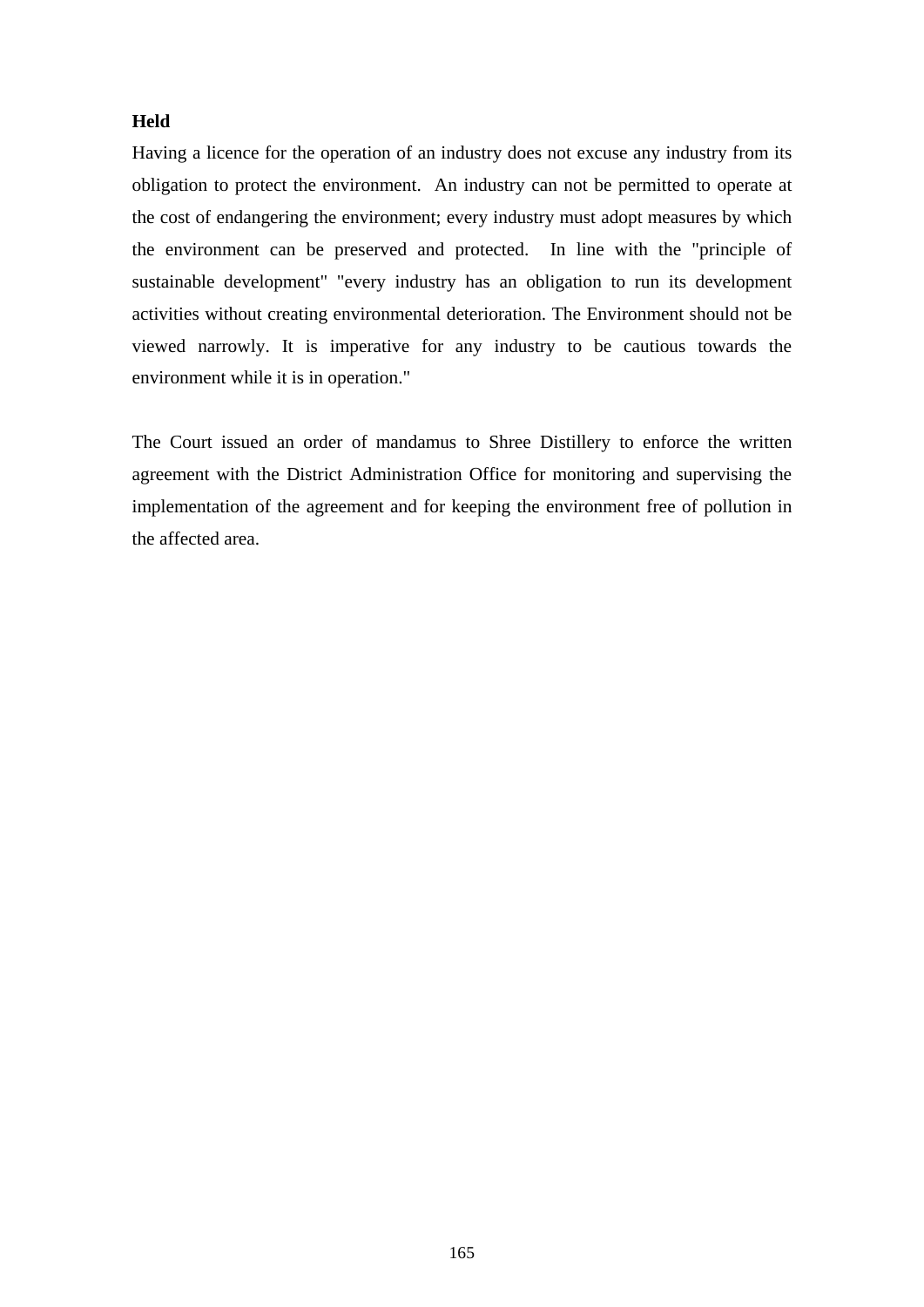**Held**

Having a licence for the operation of an industry does not excuse any industry from its obligation to protect the environment. An industry can not be permitted to operate at the cost of endangering the environment; every industry must adopt measures by which the environment can be preserved and protected. In line with the "principle of sustainable development" "every industry has an obligation to run its development activities without creating environmental deterioration. The Environment should not be viewed narrowly. It is imperative for any industry to be cautious towards the environment while it is in operation."

The Court issued an order of mandamus to Shree Distillery to enforce the written agreement with the District Administration Office for monitoring and supervising the implementation of the agreement and for keeping the environment free of pollution in the affected area.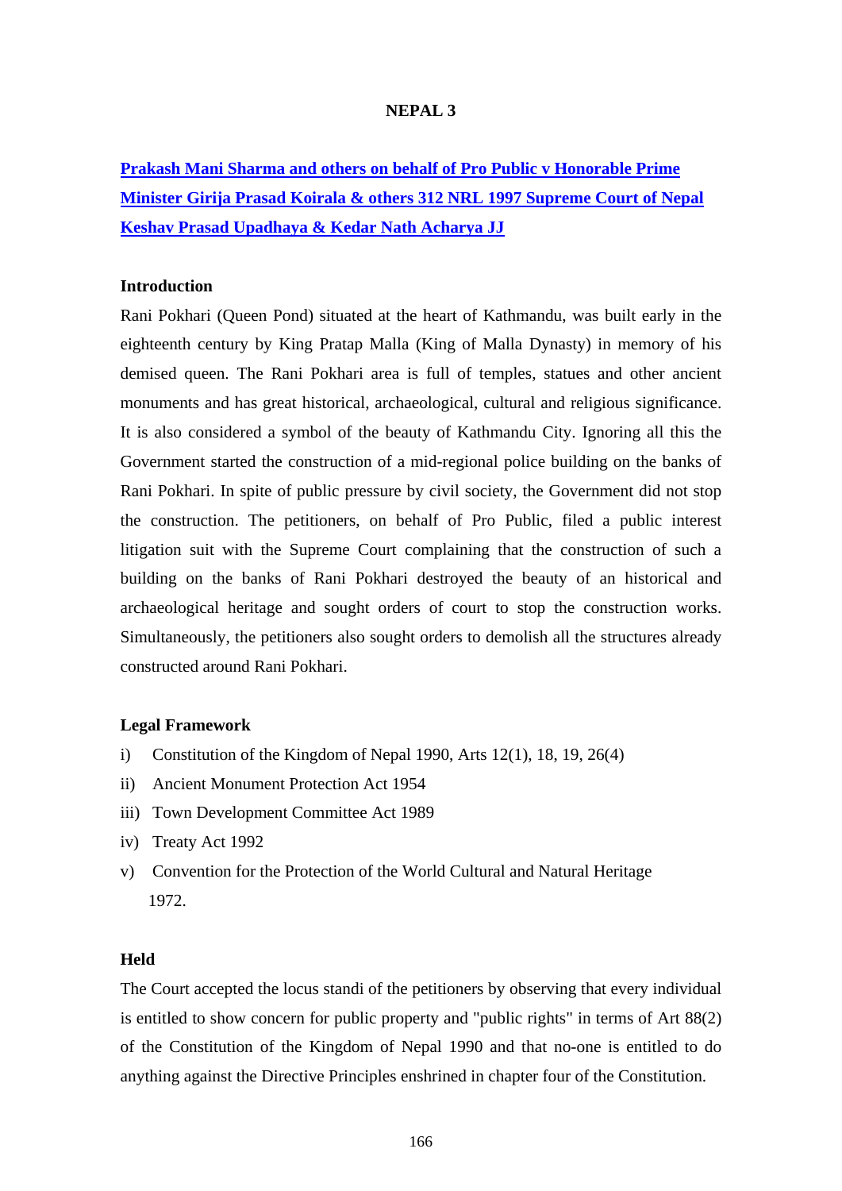# NEPAL 3

**Prakash Mani Sharma and others on behalf of Pro Public v Honorable Prime Minister Girija Prasad Koirala & others 312 NRL 1997 Supreme Court of Nepal Keshav Prasad Upadhaya & Kedar Nath Acharya JJ**

**Introduction**

Rani Pokhari (Queen Pond) situated at the heart of Kathmandu, was built early in the eighteenth century by King Pratap Malla (King of Malla Dynasty) in memory of his demised queen. The Rani Pokhari area is full of temples, statues and other ancient monuments and has great historical, archaeological, cultural and religious significance. It is also considered a symbol of the beauty of Kathmandu City. Ignoring all this the Government started the construction of a mid-regional police building on the banks of Rani Pokhari. In spite of public pressure by civil society, the Government did not stop the construction. The petitioners, on behalf of Pro Public, filed a public interest litigation suit with the Supreme Court complaining that the construction of such a building on the banks of Rani Pokhari destroyed the beauty of an historical and archaeological heritage and sought orders of court to stop the construction works. Simultaneously, the petitioners also sought orders to demolish all the structures already constructed around Rani Pokhari.

**Legal Framework**

i) Constitution of the Kingdom of Nepal 1990, Arts 12(1), 18, 19, 26(4)
ii) Ancient Monument Protection Act 1954
iii) Town Development Committee Act 1989
iv) Treaty Act 1992
v) Convention for the Protection of the World Cultural and Natural Heritage 1972.

**Held**

The Court accepted the locus standi of the petitioners by observing that every individual is entitled to show concern for public property and "public rights" in terms of Art 88(2) of the Constitution of the Kingdom of Nepal 1990 and that no-one is entitled to do anything against the Directive Principles enshrined in chapter four of the Constitution.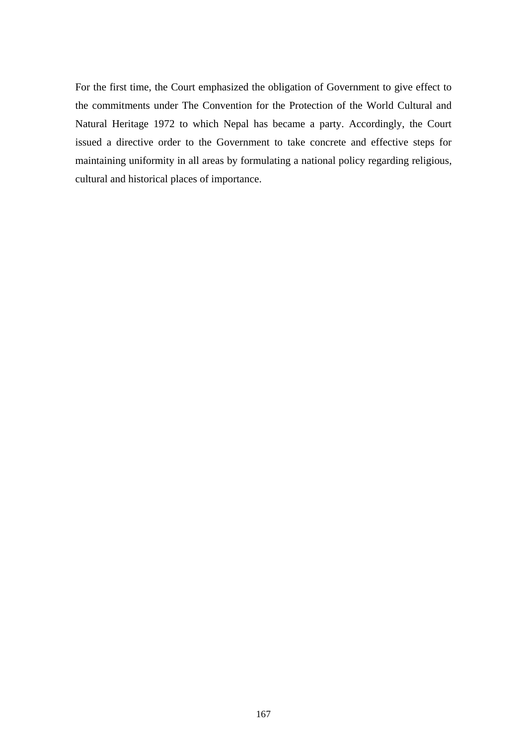For the first time, the Court emphasized the obligation of Government to give effect to the commitments under The Convention for the Protection of the World Cultural and Natural Heritage 1972 to which Nepal has became a party. Accordingly, the Court issued a directive order to the Government to take concrete and effective steps for maintaining uniformity in all areas by formulating a national policy regarding religious, cultural and historical places of importance.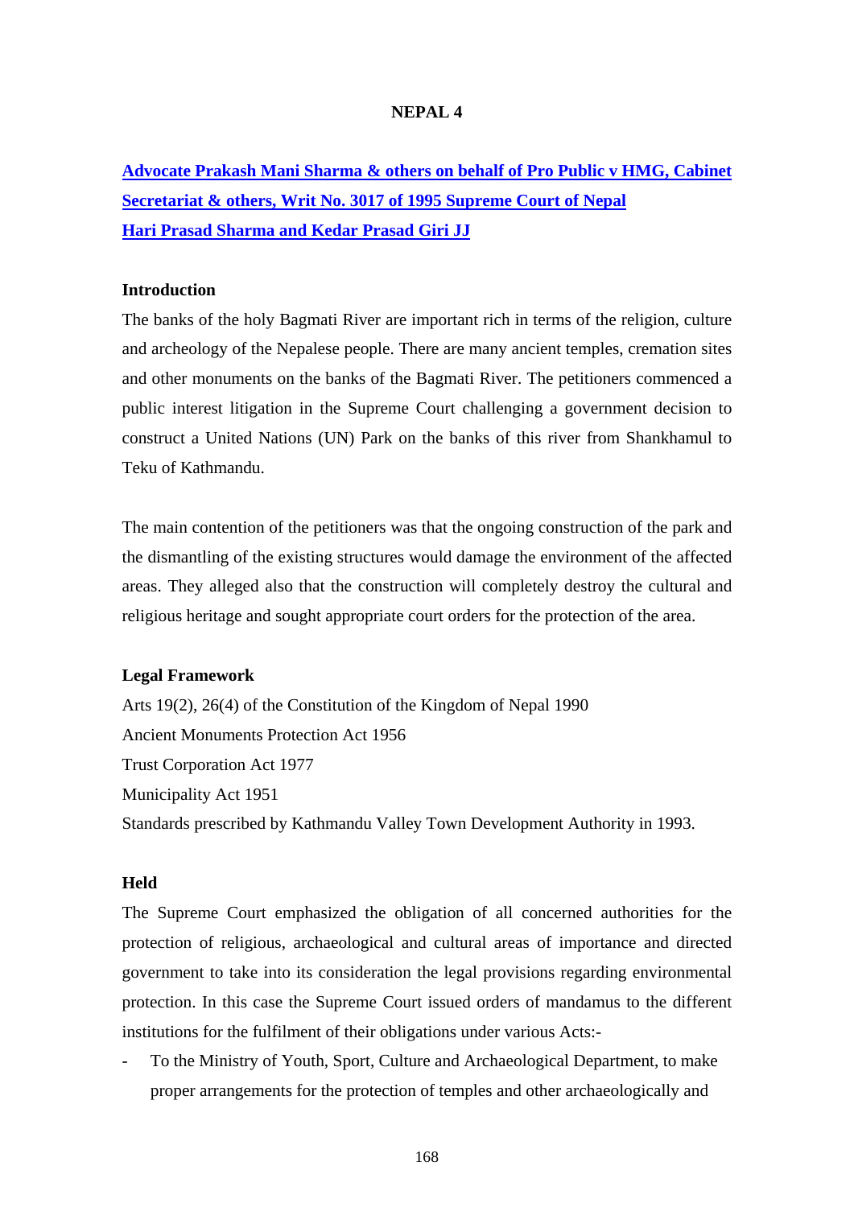# NEPAL 4

**Advocate Prakash Mani Sharma & others on behalf of Pro Public v HMG, Cabinet Secretariat & others, Writ No. 3017 of 1995 Supreme Court of Nepal**
**Hari Prasad Sharma and Kedar Prasad Giri JJ**

### Introduction

The banks of the holy Bagmati River are important rich in terms of the religion, culture and archeology of the Nepalese people. There are many ancient temples, cremation sites and other monuments on the banks of the Bagmati River. The petitioners commenced a public interest litigation in the Supreme Court challenging a government decision to construct a United Nations (UN) Park on the banks of this river from Shankhamul to Teku of Kathmandu.

The main contention of the petitioners was that the ongoing construction of the park and the dismantling of the existing structures would damage the environment of the affected areas. They alleged also that the construction will completely destroy the cultural and religious heritage and sought appropriate court orders for the protection of the area.

### Legal Framework

Arts 19(2), 26(4) of the Constitution of the Kingdom of Nepal 1990
Ancient Monuments Protection Act 1956
Trust Corporation Act 1977
Municipality Act 1951
Standards prescribed by Kathmandu Valley Town Development Authority in 1993.

### Held

The Supreme Court emphasized the obligation of all concerned authorities for the protection of religious, archaeological and cultural areas of importance and directed government to take into its consideration the legal provisions regarding environmental protection. In this case the Supreme Court issued orders of mandamus to the different institutions for the fulfilment of their obligations under various Acts:-

- To the Ministry of Youth, Sport, Culture and Archaeological Department, to make proper arrangements for the protection of temples and other archaeologically and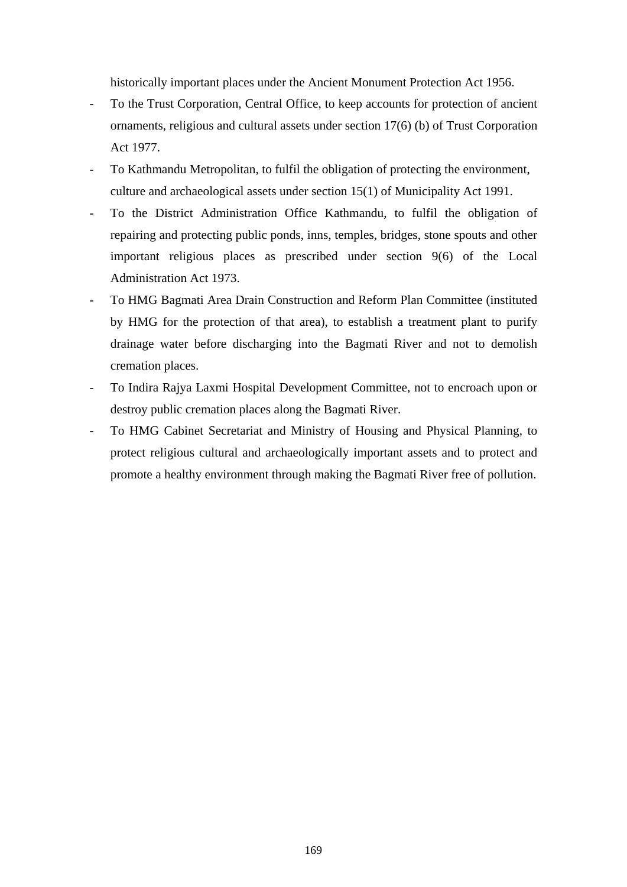historically important places under the Ancient Monument Protection Act 1956.

- To the Trust Corporation, Central Office, to keep accounts for protection of ancient ornaments, religious and cultural assets under section 17(6) (b) of Trust Corporation Act 1977.
- To Kathmandu Metropolitan, to fulfil the obligation of protecting the environment, culture and archaeological assets under section 15(1) of Municipality Act 1991.
- To the District Administration Office Kathmandu, to fulfil the obligation of repairing and protecting public ponds, inns, temples, bridges, stone spouts and other important religious places as prescribed under section 9(6) of the Local Administration Act 1973.
- To HMG Bagmati Area Drain Construction and Reform Plan Committee (instituted by HMG for the protection of that area), to establish a treatment plant to purify drainage water before discharging into the Bagmati River and not to demolish cremation places.
- To Indira Rajya Laxmi Hospital Development Committee, not to encroach upon or destroy public cremation places along the Bagmati River.
- To HMG Cabinet Secretariat and Ministry of Housing and Physical Planning, to protect religious cultural and archaeologically important assets and to protect and promote a healthy environment through making the Bagmati River free of pollution.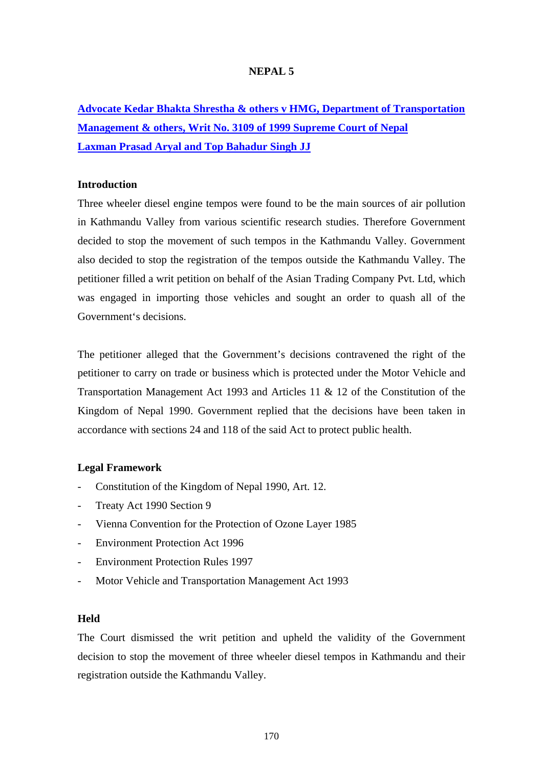## NEPAL 5

**Advocate Kedar Bhakta Shrestha & others v HMG, Department of Transportation Management & others, Writ No. 3109 of 1999 Supreme Court of Nepal**
**Laxman Prasad Aryal and Top Bahadur Singh JJ**

### Introduction

Three wheeler diesel engine tempos were found to be the main sources of air pollution in Kathmandu Valley from various scientific research studies. Therefore Government decided to stop the movement of such tempos in the Kathmandu Valley. Government also decided to stop the registration of the tempos outside the Kathmandu Valley. The petitioner filled a writ petition on behalf of the Asian Trading Company Pvt. Ltd, which was engaged in importing those vehicles and sought an order to quash all of the Government's decisions.

The petitioner alleged that the Government's decisions contravened the right of the petitioner to carry on trade or business which is protected under the Motor Vehicle and Transportation Management Act 1993 and Articles 11 & 12 of the Constitution of the Kingdom of Nepal 1990. Government replied that the decisions have been taken in accordance with sections 24 and 118 of the said Act to protect public health.

### Legal Framework

- Constitution of the Kingdom of Nepal 1990, Art. 12.
- Treaty Act 1990 Section 9
- Vienna Convention for the Protection of Ozone Layer 1985
- Environment Protection Act 1996
- Environment Protection Rules 1997
- Motor Vehicle and Transportation Management Act 1993

### Held

The Court dismissed the writ petition and upheld the validity of the Government decision to stop the movement of three wheeler diesel tempos in Kathmandu and their registration outside the Kathmandu Valley.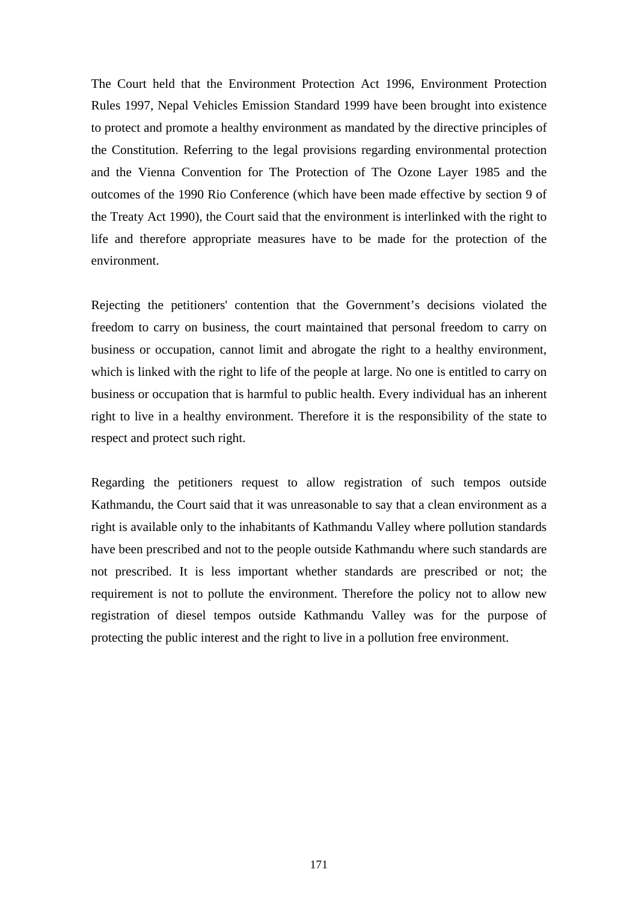The Court held that the Environment Protection Act 1996, Environment Protection Rules 1997, Nepal Vehicles Emission Standard 1999 have been brought into existence to protect and promote a healthy environment as mandated by the directive principles of the Constitution. Referring to the legal provisions regarding environmental protection and the Vienna Convention for The Protection of The Ozone Layer 1985 and the outcomes of the 1990 Rio Conference (which have been made effective by section 9 of the Treaty Act 1990), the Court said that the environment is interlinked with the right to life and therefore appropriate measures have to be made for the protection of the environment.

Rejecting the petitioners' contention that the Government's decisions violated the freedom to carry on business, the court maintained that personal freedom to carry on business or occupation, cannot limit and abrogate the right to a healthy environment, which is linked with the right to life of the people at large. No one is entitled to carry on business or occupation that is harmful to public health. Every individual has an inherent right to live in a healthy environment. Therefore it is the responsibility of the state to respect and protect such right.

Regarding the petitioners request to allow registration of such tempos outside Kathmandu, the Court said that it was unreasonable to say that a clean environment as a right is available only to the inhabitants of Kathmandu Valley where pollution standards have been prescribed and not to the people outside Kathmandu where such standards are not prescribed. It is less important whether standards are prescribed or not; the requirement is not to pollute the environment. Therefore the policy not to allow new registration of diesel tempos outside Kathmandu Valley was for the purpose of protecting the public interest and the right to live in a pollution free environment.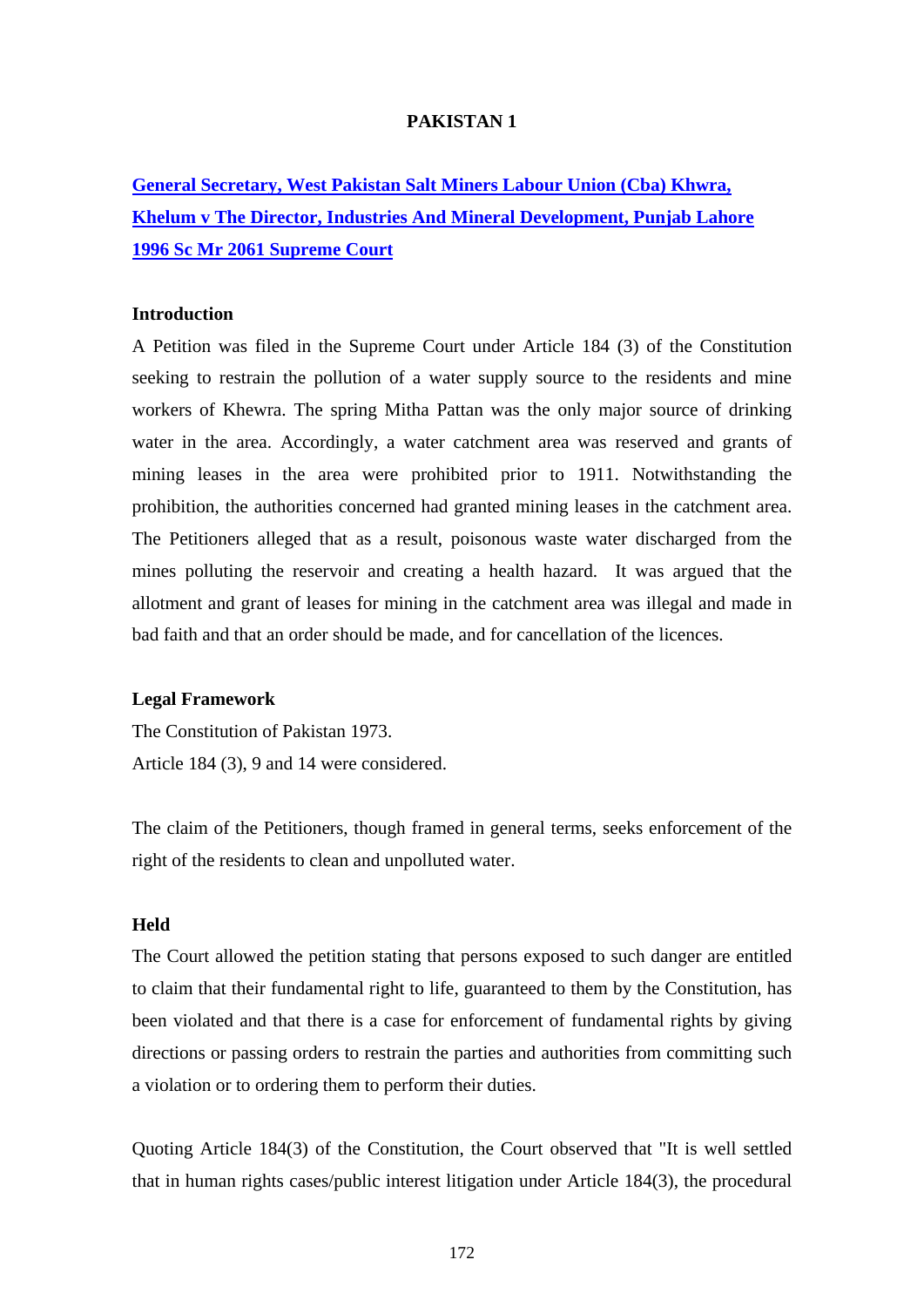# PAKISTAN 1

## General Secretary, West Pakistan Salt Miners Labour Union (Cba) Khwra, Khelum v The Director, Industries And Mineral Development, Punjab Lahore 1996 Sc Mr 2061 Supreme Court

### Introduction

A Petition was filed in the Supreme Court under Article 184 (3) of the Constitution seeking to restrain the pollution of a water supply source to the residents and mine workers of Khewra. The spring Mitha Pattan was the only major source of drinking water in the area. Accordingly, a water catchment area was reserved and grants of mining leases in the area were prohibited prior to 1911. Notwithstanding the prohibition, the authorities concerned had granted mining leases in the catchment area. The Petitioners alleged that as a result, poisonous waste water discharged from the mines polluting the reservoir and creating a health hazard. It was argued that the allotment and grant of leases for mining in the catchment area was illegal and made in bad faith and that an order should be made, and for cancellation of the licences.

### Legal Framework

The Constitution of Pakistan 1973.

Article 184 (3), 9 and 14 were considered.

The claim of the Petitioners, though framed in general terms, seeks enforcement of the right of the residents to clean and unpolluted water.

### Held

The Court allowed the petition stating that persons exposed to such danger are entitled to claim that their fundamental right to life, guaranteed to them by the Constitution, has been violated and that there is a case for enforcement of fundamental rights by giving directions or passing orders to restrain the parties and authorities from committing such a violation or to ordering them to perform their duties.

Quoting Article 184(3) of the Constitution, the Court observed that "It is well settled that in human rights cases/public interest litigation under Article 184(3), the procedural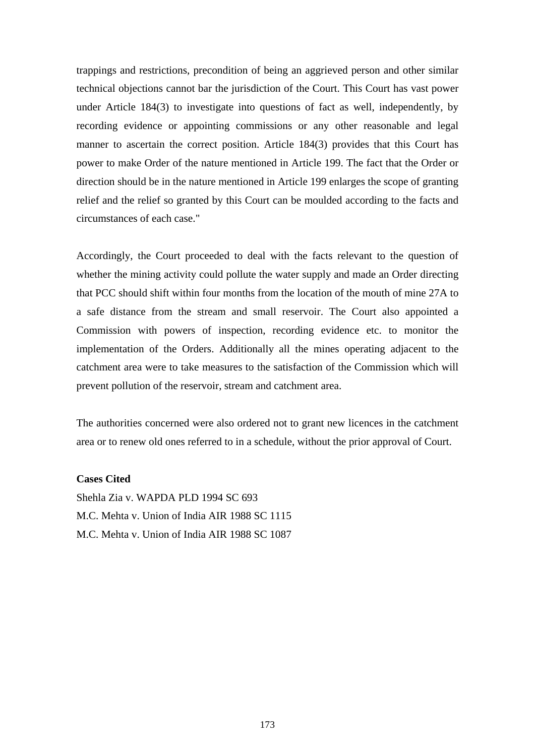trappings and restrictions, precondition of being an aggrieved person and other similar technical objections cannot bar the jurisdiction of the Court. This Court has vast power under Article 184(3) to investigate into questions of fact as well, independently, by recording evidence or appointing commissions or any other reasonable and legal manner to ascertain the correct position. Article 184(3) provides that this Court has power to make Order of the nature mentioned in Article 199. The fact that the Order or direction should be in the nature mentioned in Article 199 enlarges the scope of granting relief and the relief so granted by this Court can be moulded according to the facts and circumstances of each case."

Accordingly, the Court proceeded to deal with the facts relevant to the question of whether the mining activity could pollute the water supply and made an Order directing that PCC should shift within four months from the location of the mouth of mine 27A to a safe distance from the stream and small reservoir. The Court also appointed a Commission with powers of inspection, recording evidence etc. to monitor the implementation of the Orders. Additionally all the mines operating adjacent to the catchment area were to take measures to the satisfaction of the Commission which will prevent pollution of the reservoir, stream and catchment area.

The authorities concerned were also ordered not to grant new licences in the catchment area or to renew old ones referred to in a schedule, without the prior approval of Court.

**Cases Cited**

Shehla Zia v. WAPDA PLD 1994 SC 693
M.C. Mehta v. Union of India AIR 1988 SC 1115
M.C. Mehta v. Union of India AIR 1988 SC 1087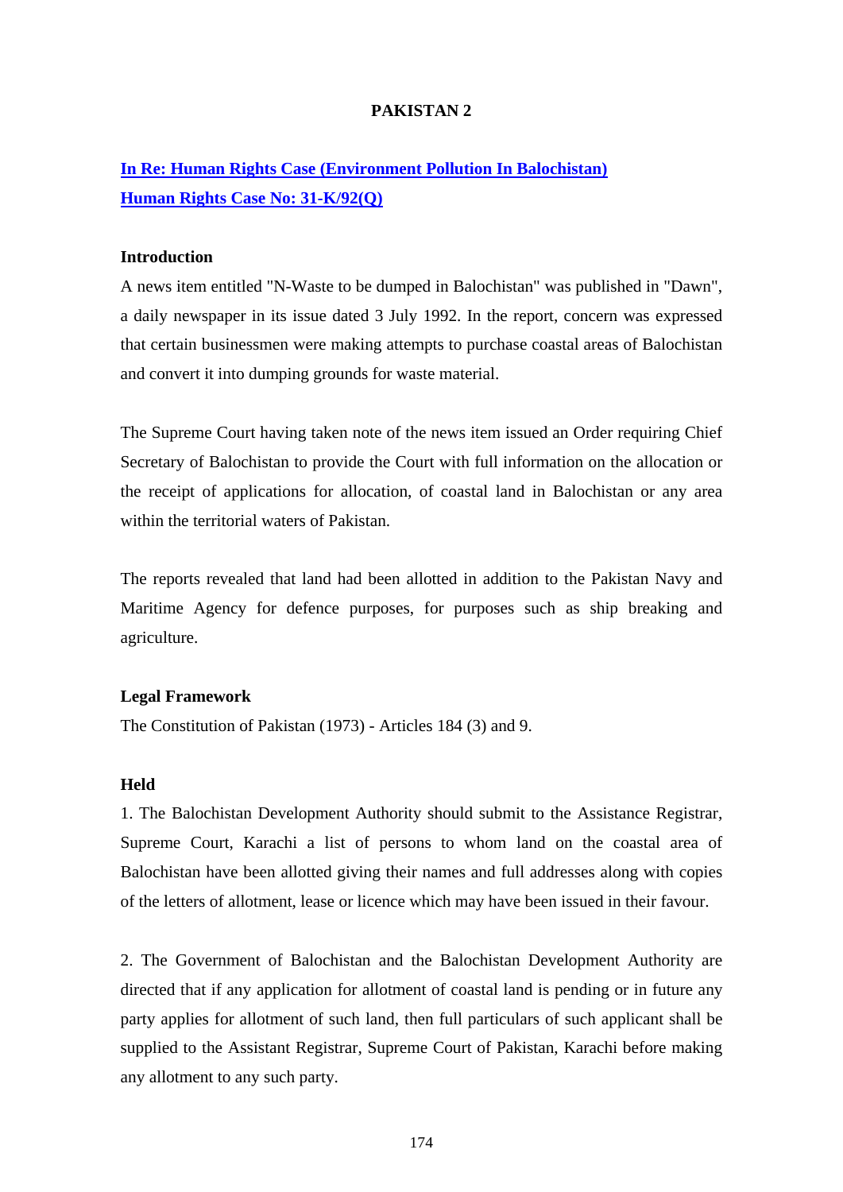# PAKISTAN 2

## [In Re: Human Rights Case (Environment Pollution In Balochistan)](#)
## [Human Rights Case No: 31-K/92(Q)](#)

### Introduction

A news item entitled "N-Waste to be dumped in Balochistan" was published in "Dawn", a daily newspaper in its issue dated 3 July 1992. In the report, concern was expressed that certain businessmen were making attempts to purchase coastal areas of Balochistan and convert it into dumping grounds for waste material.

The Supreme Court having taken note of the news item issued an Order requiring Chief Secretary of Balochistan to provide the Court with full information on the allocation or the receipt of applications for allocation, of coastal land in Balochistan or any area within the territorial waters of Pakistan.

The reports revealed that land had been allotted in addition to the Pakistan Navy and Maritime Agency for defence purposes, for purposes such as ship breaking and agriculture.

### Legal Framework

The Constitution of Pakistan (1973) - Articles 184 (3) and 9.

### Held

1. The Balochistan Development Authority should submit to the Assistance Registrar, Supreme Court, Karachi a list of persons to whom land on the coastal area of Balochistan have been allotted giving their names and full addresses along with copies of the letters of allotment, lease or licence which may have been issued in their favour.

2. The Government of Balochistan and the Balochistan Development Authority are directed that if any application for allotment of coastal land is pending or in future any party applies for allotment of such land, then full particulars of such applicant shall be supplied to the Assistant Registrar, Supreme Court of Pakistan, Karachi before making any allotment to any such party.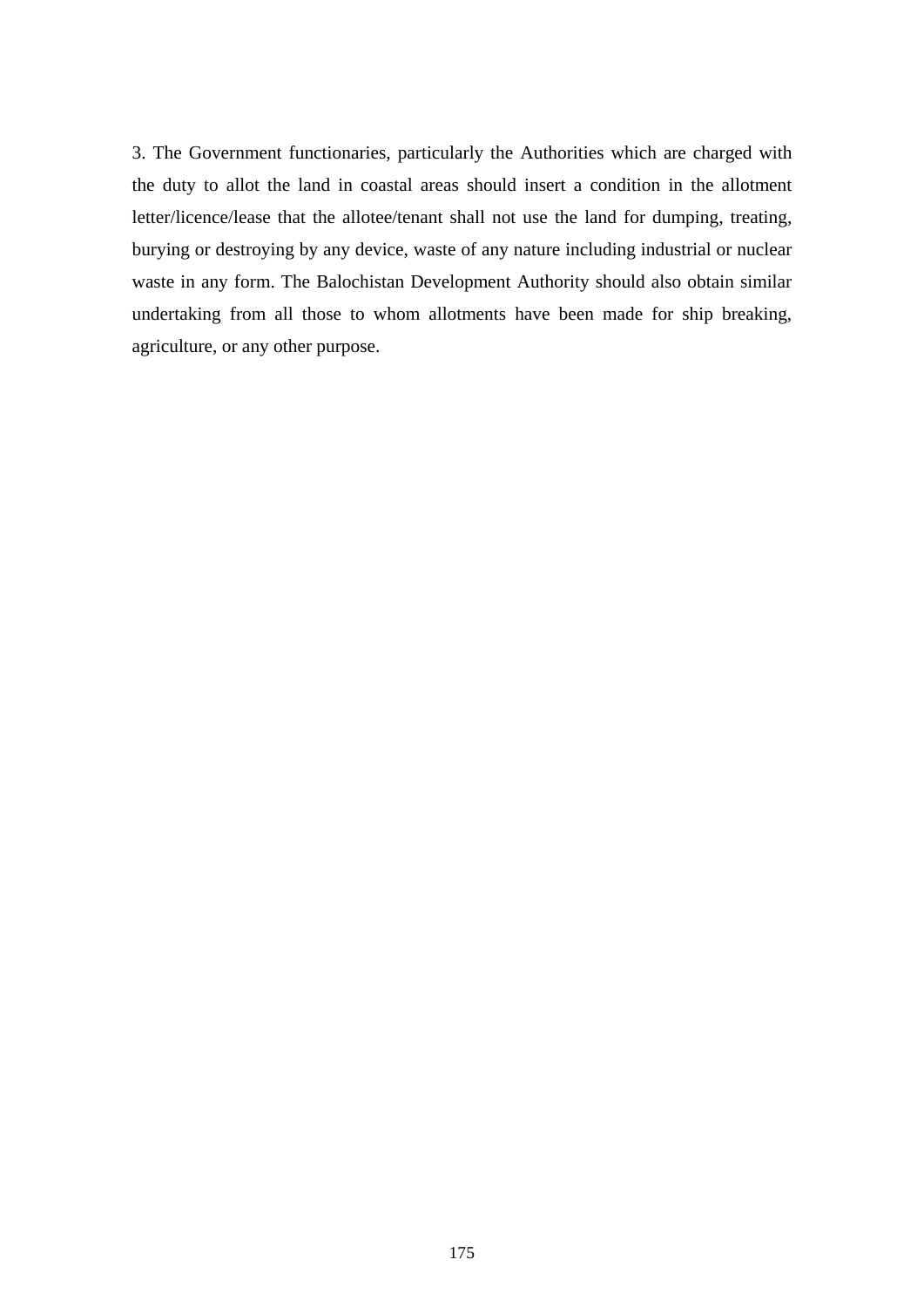3. The Government functionaries, particularly the Authorities which are charged with the duty to allot the land in coastal areas should insert a condition in the allotment letter/licence/lease that the allotee/tenant shall not use the land for dumping, treating, burying or destroying by any device, waste of any nature including industrial or nuclear waste in any form. The Balochistan Development Authority should also obtain similar undertaking from all those to whom allotments have been made for ship breaking, agriculture, or any other purpose.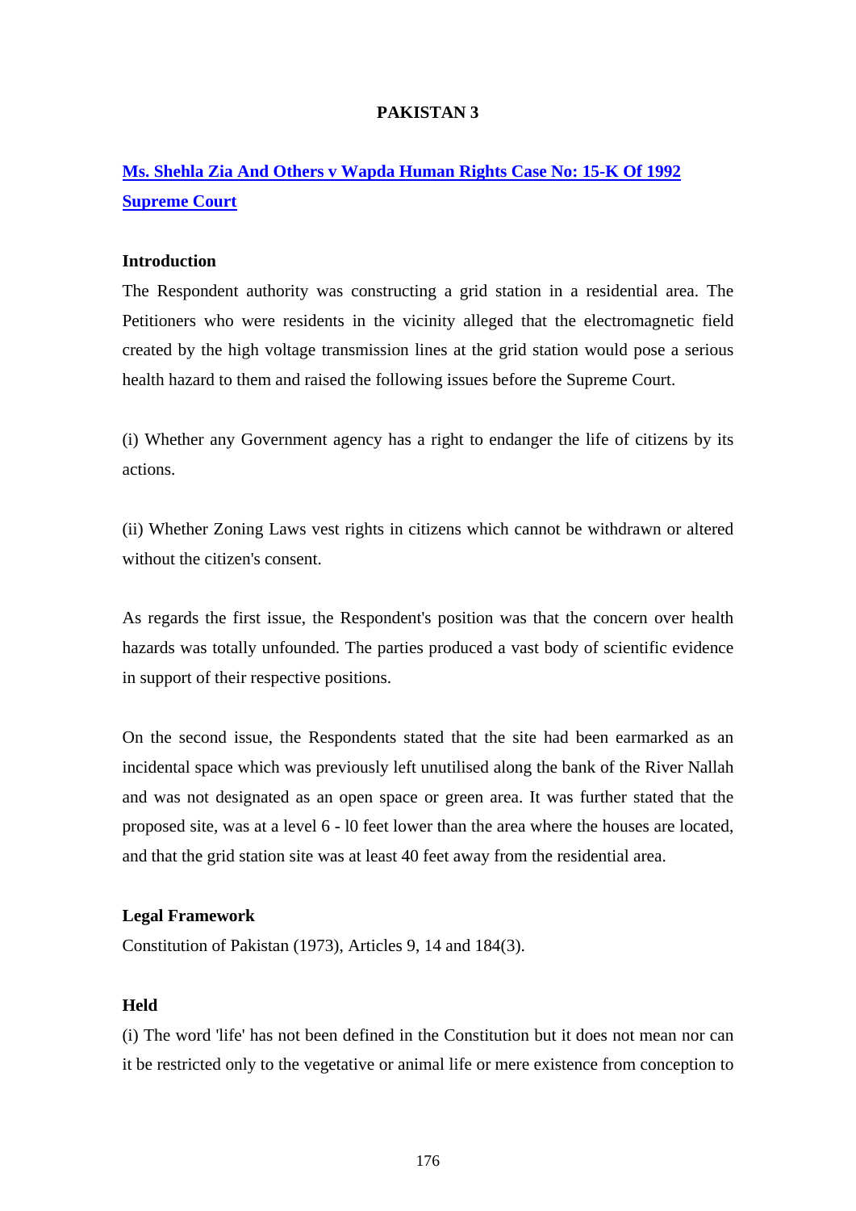# PAKISTAN 3

## [Ms. Shehla Zia And Others v Wapda Human Rights Case No: 15-K Of 1992 Supreme Court]()

### Introduction

The Respondent authority was constructing a grid station in a residential area. The Petitioners who were residents in the vicinity alleged that the electromagnetic field created by the high voltage transmission lines at the grid station would pose a serious health hazard to them and raised the following issues before the Supreme Court.

(i) Whether any Government agency has a right to endanger the life of citizens by its actions.

(ii) Whether Zoning Laws vest rights in citizens which cannot be withdrawn or altered without the citizen's consent.

As regards the first issue, the Respondent's position was that the concern over health hazards was totally unfounded. The parties produced a vast body of scientific evidence in support of their respective positions.

On the second issue, the Respondents stated that the site had been earmarked as an incidental space which was previously left unutilised along the bank of the River Nallah and was not designated as an open space or green area. It was further stated that the proposed site, was at a level 6 - l0 feet lower than the area where the houses are located, and that the grid station site was at least 40 feet away from the residential area.

### Legal Framework

Constitution of Pakistan (1973), Articles 9, 14 and 184(3).

### Held

(i) The word 'life' has not been defined in the Constitution but it does not mean nor can it be restricted only to the vegetative or animal life or mere existence from conception to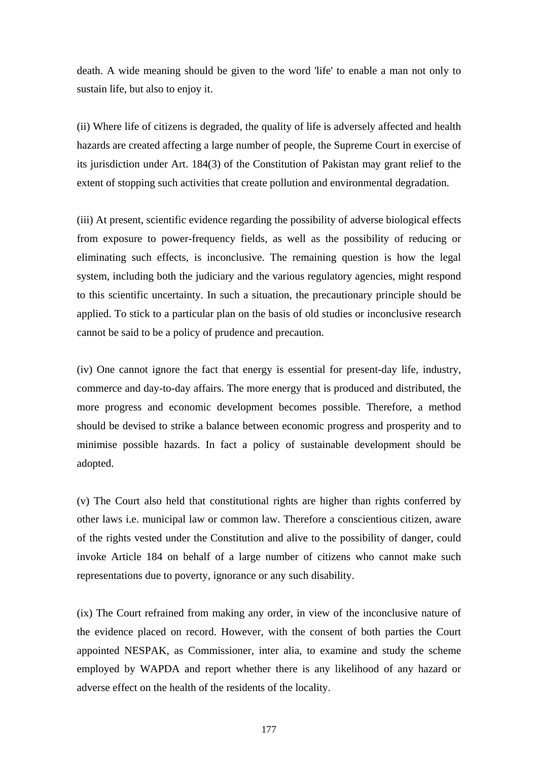death. A wide meaning should be given to the word 'life' to enable a man not only to sustain life, but also to enjoy it.

(ii) Where life of citizens is degraded, the quality of life is adversely affected and health hazards are created affecting a large number of people, the Supreme Court in exercise of its jurisdiction under Art. 184(3) of the Constitution of Pakistan may grant relief to the extent of stopping such activities that create pollution and environmental degradation.

(iii) At present, scientific evidence regarding the possibility of adverse biological effects from exposure to power-frequency fields, as well as the possibility of reducing or eliminating such effects, is inconclusive. The remaining question is how the legal system, including both the judiciary and the various regulatory agencies, might respond to this scientific uncertainty. In such a situation, the precautionary principle should be applied. To stick to a particular plan on the basis of old studies or inconclusive research cannot be said to be a policy of prudence and precaution.

(iv) One cannot ignore the fact that energy is essential for present-day life, industry, commerce and day-to-day affairs. The more energy that is produced and distributed, the more progress and economic development becomes possible. Therefore, a method should be devised to strike a balance between economic progress and prosperity and to minimise possible hazards. In fact a policy of sustainable development should be adopted.

(v) The Court also held that constitutional rights are higher than rights conferred by other laws i.e. municipal law or common law. Therefore a conscientious citizen, aware of the rights vested under the Constitution and alive to the possibility of danger, could invoke Article 184 on behalf of a large number of citizens who cannot make such representations due to poverty, ignorance or any such disability.

(ix) The Court refrained from making any order, in view of the inconclusive nature of the evidence placed on record. However, with the consent of both parties the Court appointed NESPAK, as Commissioner, inter alia, to examine and study the scheme employed by WAPDA and report whether there is any likelihood of any hazard or adverse effect on the health of the residents of the locality.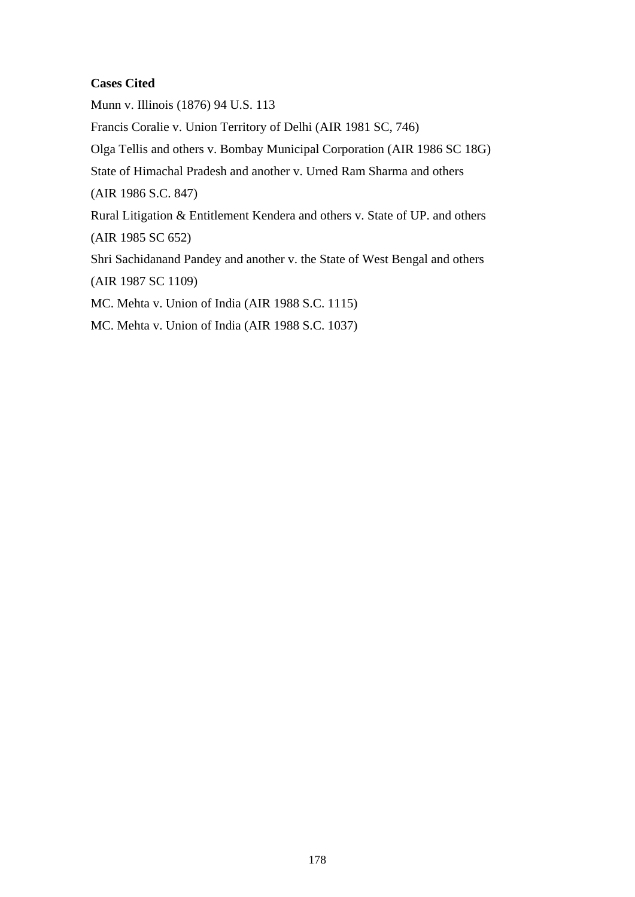**Cases Cited**

Munn v. Illinois (1876) 94 U.S. 113

Francis Coralie v. Union Territory of Delhi (AIR 1981 SC, 746)

Olga Tellis and others v. Bombay Municipal Corporation (AIR 1986 SC 18G)

State of Himachal Pradesh and another v. Urned Ram Sharma and others (AIR 1986 S.C. 847)

Rural Litigation & Entitlement Kendera and others v. State of UP. and others (AIR 1985 SC 652)

Shri Sachidanand Pandey and another v. the State of West Bengal and others (AIR 1987 SC 1109)

MC. Mehta v. Union of India (AIR 1988 S.C. 1115)

MC. Mehta v. Union of India (AIR 1988 S.C. 1037)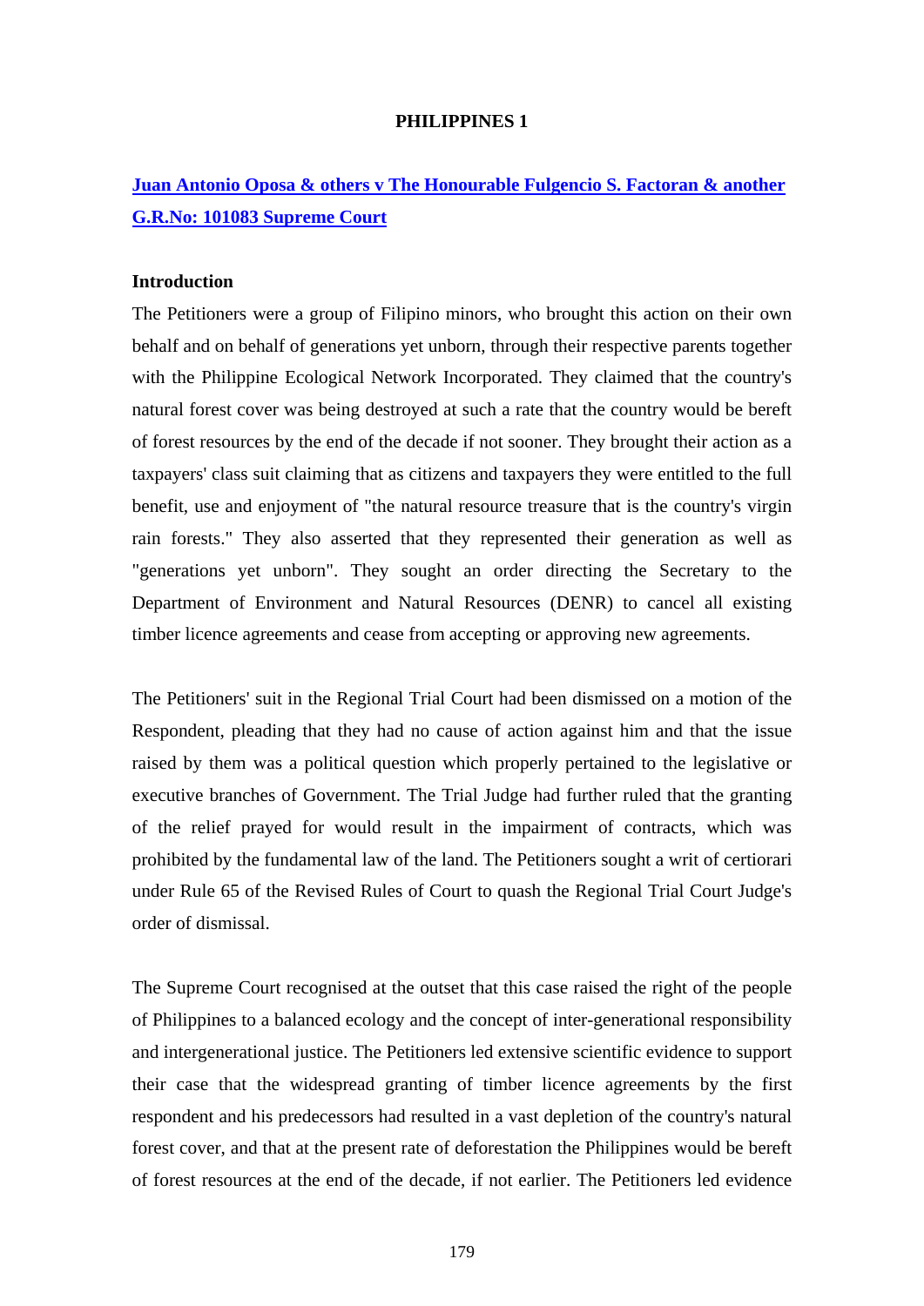# PHILIPPINES 1

## Juan Antonio Oposa & others v The Honourable Fulgencio S. Factoran & another G.R.No: 101083 Supreme Court

### Introduction

The Petitioners were a group of Filipino minors, who brought this action on their own behalf and on behalf of generations yet unborn, through their respective parents together with the Philippine Ecological Network Incorporated. They claimed that the country's natural forest cover was being destroyed at such a rate that the country would be bereft of forest resources by the end of the decade if not sooner. They brought their action as a taxpayers' class suit claiming that as citizens and taxpayers they were entitled to the full benefit, use and enjoyment of "the natural resource treasure that is the country's virgin rain forests." They also asserted that they represented their generation as well as "generations yet unborn". They sought an order directing the Secretary to the Department of Environment and Natural Resources (DENR) to cancel all existing timber licence agreements and cease from accepting or approving new agreements.

The Petitioners' suit in the Regional Trial Court had been dismissed on a motion of the Respondent, pleading that they had no cause of action against him and that the issue raised by them was a political question which properly pertained to the legislative or executive branches of Government. The Trial Judge had further ruled that the granting of the relief prayed for would result in the impairment of contracts, which was prohibited by the fundamental law of the land. The Petitioners sought a writ of certiorari under Rule 65 of the Revised Rules of Court to quash the Regional Trial Court Judge's order of dismissal.

The Supreme Court recognised at the outset that this case raised the right of the people of Philippines to a balanced ecology and the concept of inter-generational responsibility and intergenerational justice. The Petitioners led extensive scientific evidence to support their case that the widespread granting of timber licence agreements by the first respondent and his predecessors had resulted in a vast depletion of the country's natural forest cover, and that at the present rate of deforestation the Philippines would be bereft of forest resources at the end of the decade, if not earlier. The Petitioners led evidence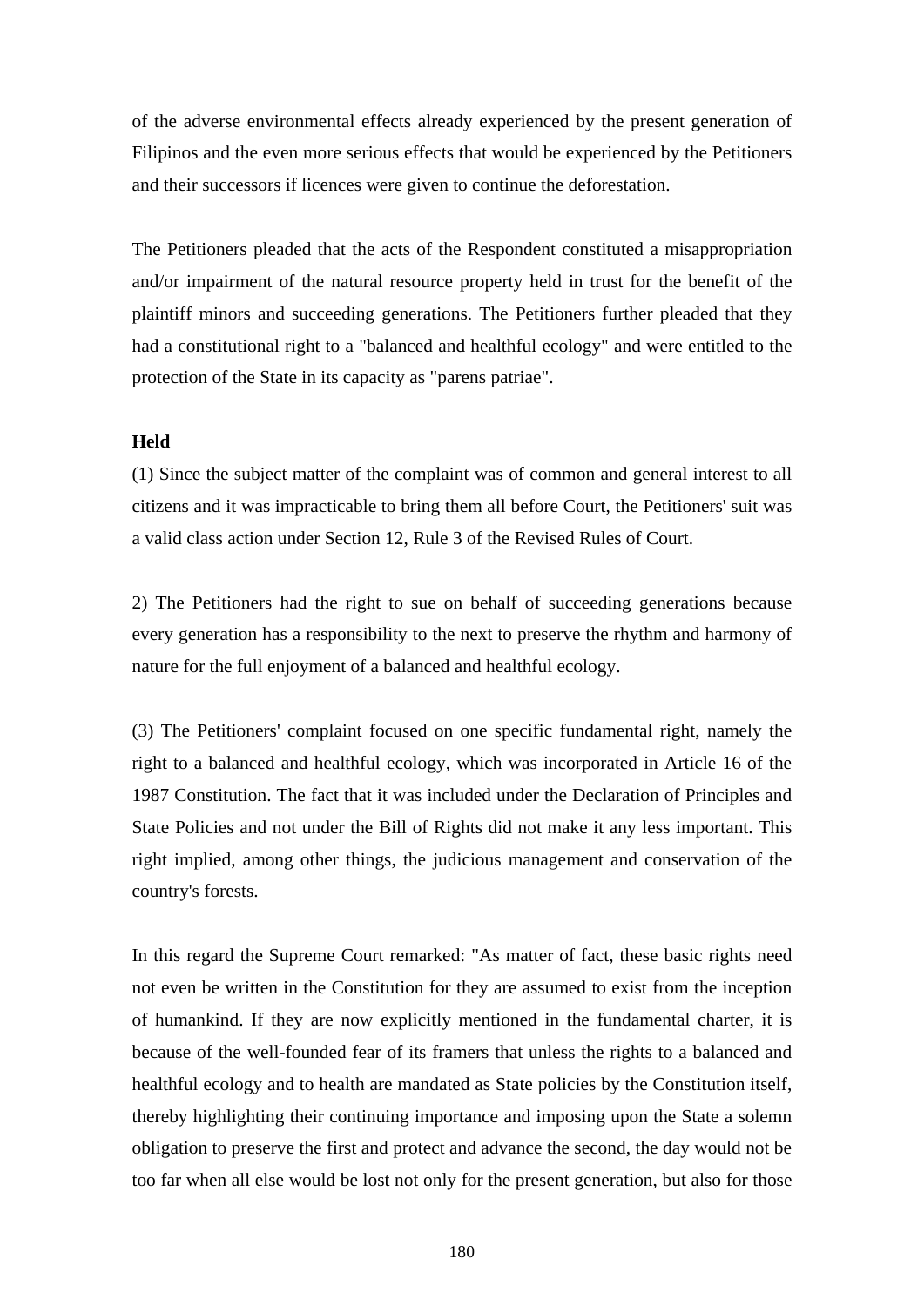of the adverse environmental effects already experienced by the present generation of Filipinos and the even more serious effects that would be experienced by the Petitioners and their successors if licences were given to continue the deforestation.

The Petitioners pleaded that the acts of the Respondent constituted a misappropriation and/or impairment of the natural resource property held in trust for the benefit of the plaintiff minors and succeeding generations. The Petitioners further pleaded that they had a constitutional right to a "balanced and healthful ecology" and were entitled to the protection of the State in its capacity as "parens patriae".

**Held**

(1) Since the subject matter of the complaint was of common and general interest to all citizens and it was impracticable to bring them all before Court, the Petitioners' suit was a valid class action under Section 12, Rule 3 of the Revised Rules of Court.

2) The Petitioners had the right to sue on behalf of succeeding generations because every generation has a responsibility to the next to preserve the rhythm and harmony of nature for the full enjoyment of a balanced and healthful ecology.

(3) The Petitioners' complaint focused on one specific fundamental right, namely the right to a balanced and healthful ecology, which was incorporated in Article 16 of the 1987 Constitution. The fact that it was included under the Declaration of Principles and State Policies and not under the Bill of Rights did not make it any less important. This right implied, among other things, the judicious management and conservation of the country's forests.

In this regard the Supreme Court remarked: "As matter of fact, these basic rights need not even be written in the Constitution for they are assumed to exist from the inception of humankind. If they are now explicitly mentioned in the fundamental charter, it is because of the well-founded fear of its framers that unless the rights to a balanced and healthful ecology and to health are mandated as State policies by the Constitution itself, thereby highlighting their continuing importance and imposing upon the State a solemn obligation to preserve the first and protect and advance the second, the day would not be too far when all else would be lost not only for the present generation, but also for those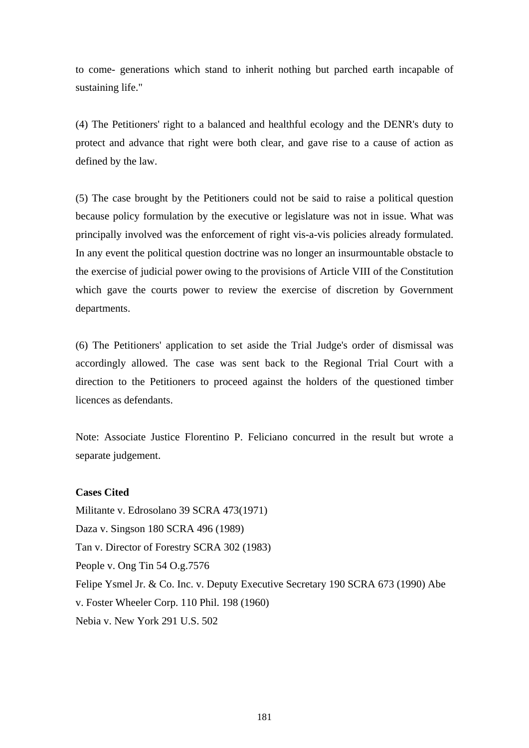to come- generations which stand to inherit nothing but parched earth incapable of sustaining life."

(4) The Petitioners' right to a balanced and healthful ecology and the DENR's duty to protect and advance that right were both clear, and gave rise to a cause of action as defined by the law.

(5) The case brought by the Petitioners could not be said to raise a political question because policy formulation by the executive or legislature was not in issue. What was principally involved was the enforcement of right vis-a-vis policies already formulated. In any event the political question doctrine was no longer an insurmountable obstacle to the exercise of judicial power owing to the provisions of Article VIII of the Constitution which gave the courts power to review the exercise of discretion by Government departments.

(6) The Petitioners' application to set aside the Trial Judge's order of dismissal was accordingly allowed. The case was sent back to the Regional Trial Court with a direction to the Petitioners to proceed against the holders of the questioned timber licences as defendants.

Note: Associate Justice Florentino P. Feliciano concurred in the result but wrote a separate judgement.

**Cases Cited**

Militante v. Edrosolano 39 SCRA 473(1971)
Daza v. Singson 180 SCRA 496 (1989)
Tan v. Director of Forestry SCRA 302 (1983)
People v. Ong Tin 54 O.g.7576
Felipe Ysmel Jr. & Co. Inc. v. Deputy Executive Secretary 190 SCRA 673 (1990) Abe v. Foster Wheeler Corp. 110 Phil. 198 (1960)
Nebia v. New York 291 U.S. 502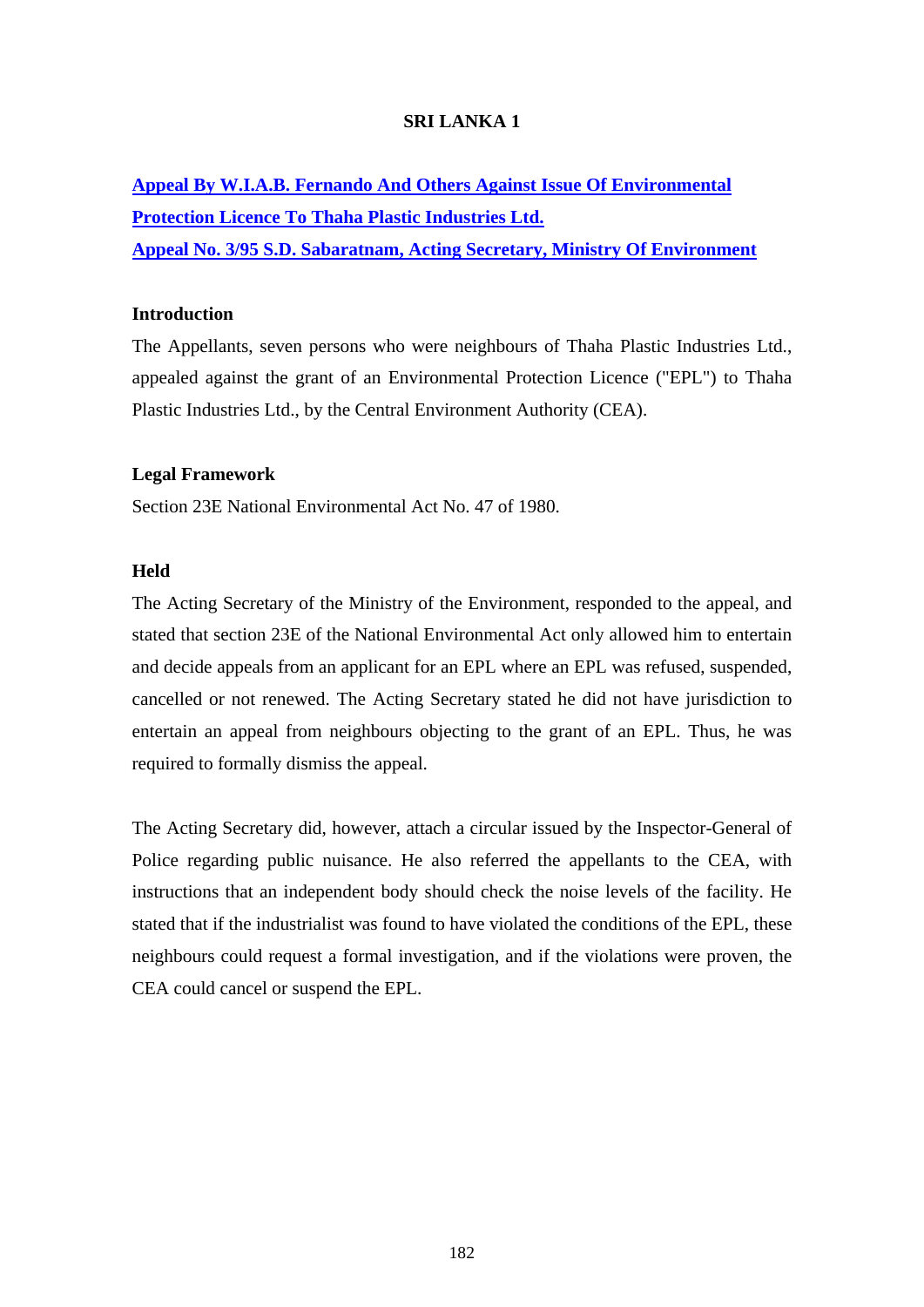# SRI LANKA 1

## Appeal By W.I.A.B. Fernando And Others Against Issue Of Environmental Protection Licence To Thaha Plastic Industries Ltd.
## Appeal No. 3/95 S.D. Sabaratnam, Acting Secretary, Ministry Of Environment

### Introduction

The Appellants, seven persons who were neighbours of Thaha Plastic Industries Ltd., appealed against the grant of an Environmental Protection Licence ("EPL") to Thaha Plastic Industries Ltd., by the Central Environment Authority (CEA).

### Legal Framework

Section 23E National Environmental Act No. 47 of 1980.

### Held

The Acting Secretary of the Ministry of the Environment, responded to the appeal, and stated that section 23E of the National Environmental Act only allowed him to entertain and decide appeals from an applicant for an EPL where an EPL was refused, suspended, cancelled or not renewed. The Acting Secretary stated he did not have jurisdiction to entertain an appeal from neighbours objecting to the grant of an EPL. Thus, he was required to formally dismiss the appeal.

The Acting Secretary did, however, attach a circular issued by the Inspector-General of Police regarding public nuisance. He also referred the appellants to the CEA, with instructions that an independent body should check the noise levels of the facility. He stated that if the industrialist was found to have violated the conditions of the EPL, these neighbours could request a formal investigation, and if the violations were proven, the CEA could cancel or suspend the EPL.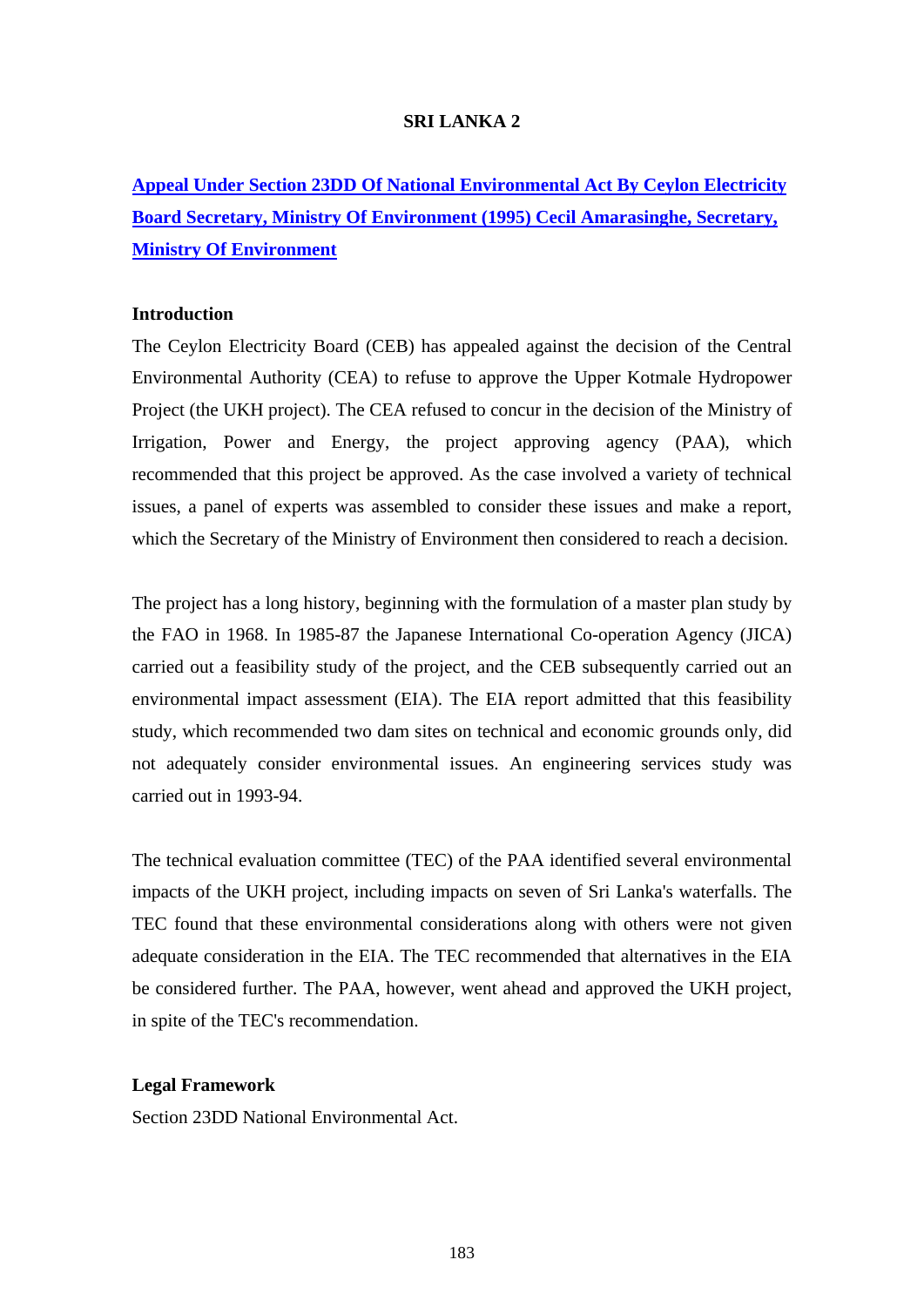## SRI LANKA 2

**Appeal Under Section 23DD Of National Environmental Act By Ceylon Electricity Board Secretary, Ministry Of Environment (1995) Cecil Amarasinghe, Secretary, Ministry Of Environment**

### Introduction

The Ceylon Electricity Board (CEB) has appealed against the decision of the Central Environmental Authority (CEA) to refuse to approve the Upper Kotmale Hydropower Project (the UKH project). The CEA refused to concur in the decision of the Ministry of Irrigation, Power and Energy, the project approving agency (PAA), which recommended that this project be approved. As the case involved a variety of technical issues, a panel of experts was assembled to consider these issues and make a report, which the Secretary of the Ministry of Environment then considered to reach a decision.

The project has a long history, beginning with the formulation of a master plan study by the FAO in 1968. In 1985-87 the Japanese International Co-operation Agency (JICA) carried out a feasibility study of the project, and the CEB subsequently carried out an environmental impact assessment (EIA). The EIA report admitted that this feasibility study, which recommended two dam sites on technical and economic grounds only, did not adequately consider environmental issues. An engineering services study was carried out in 1993-94.

The technical evaluation committee (TEC) of the PAA identified several environmental impacts of the UKH project, including impacts on seven of Sri Lanka's waterfalls. The TEC found that these environmental considerations along with others were not given adequate consideration in the EIA. The TEC recommended that alternatives in the EIA be considered further. The PAA, however, went ahead and approved the UKH project, in spite of the TEC's recommendation.

### Legal Framework

Section 23DD National Environmental Act.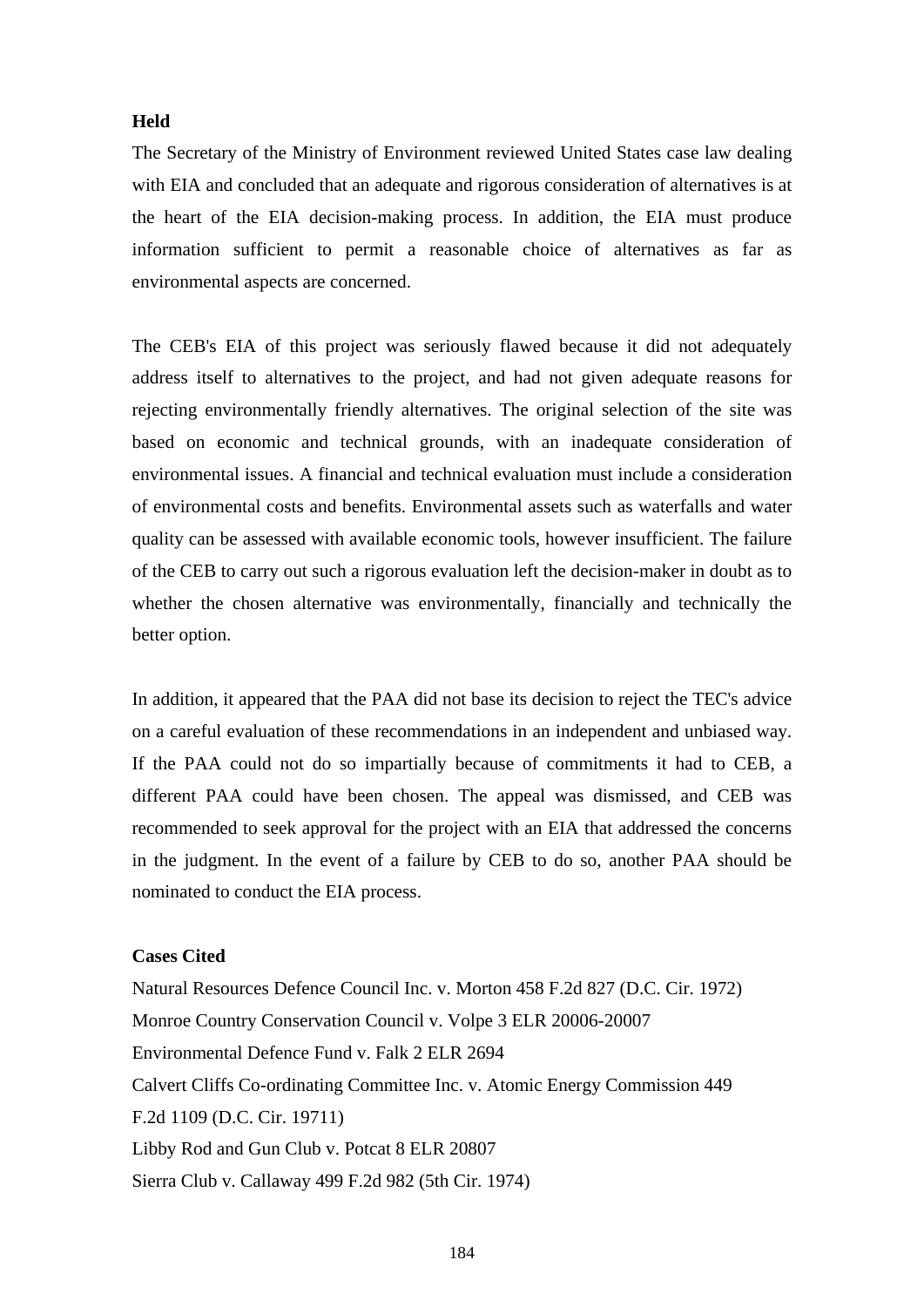**Held**

The Secretary of the Ministry of Environment reviewed United States case law dealing with EIA and concluded that an adequate and rigorous consideration of alternatives is at the heart of the EIA decision-making process. In addition, the EIA must produce information sufficient to permit a reasonable choice of alternatives as far as environmental aspects are concerned.

The CEB's EIA of this project was seriously flawed because it did not adequately address itself to alternatives to the project, and had not given adequate reasons for rejecting environmentally friendly alternatives. The original selection of the site was based on economic and technical grounds, with an inadequate consideration of environmental issues. A financial and technical evaluation must include a consideration of environmental costs and benefits. Environmental assets such as waterfalls and water quality can be assessed with available economic tools, however insufficient. The failure of the CEB to carry out such a rigorous evaluation left the decision-maker in doubt as to whether the chosen alternative was environmentally, financially and technically the better option.

In addition, it appeared that the PAA did not base its decision to reject the TEC's advice on a careful evaluation of these recommendations in an independent and unbiased way. If the PAA could not do so impartially because of commitments it had to CEB, a different PAA could have been chosen. The appeal was dismissed, and CEB was recommended to seek approval for the project with an EIA that addressed the concerns in the judgment. In the event of a failure by CEB to do so, another PAA should be nominated to conduct the EIA process.

**Cases Cited**

Natural Resources Defence Council Inc. v. Morton 458 F.2d 827 (D.C. Cir. 1972)
Monroe Country Conservation Council v. Volpe 3 ELR 20006-20007
Environmental Defence Fund v. Falk 2 ELR 2694
Calvert Cliffs Co-ordinating Committee Inc. v. Atomic Energy Commission 449 F.2d 1109 (D.C. Cir. 19711)
Libby Rod and Gun Club v. Potcat 8 ELR 20807
Sierra Club v. Callaway 499 F.2d 982 (5th Cir. 1974)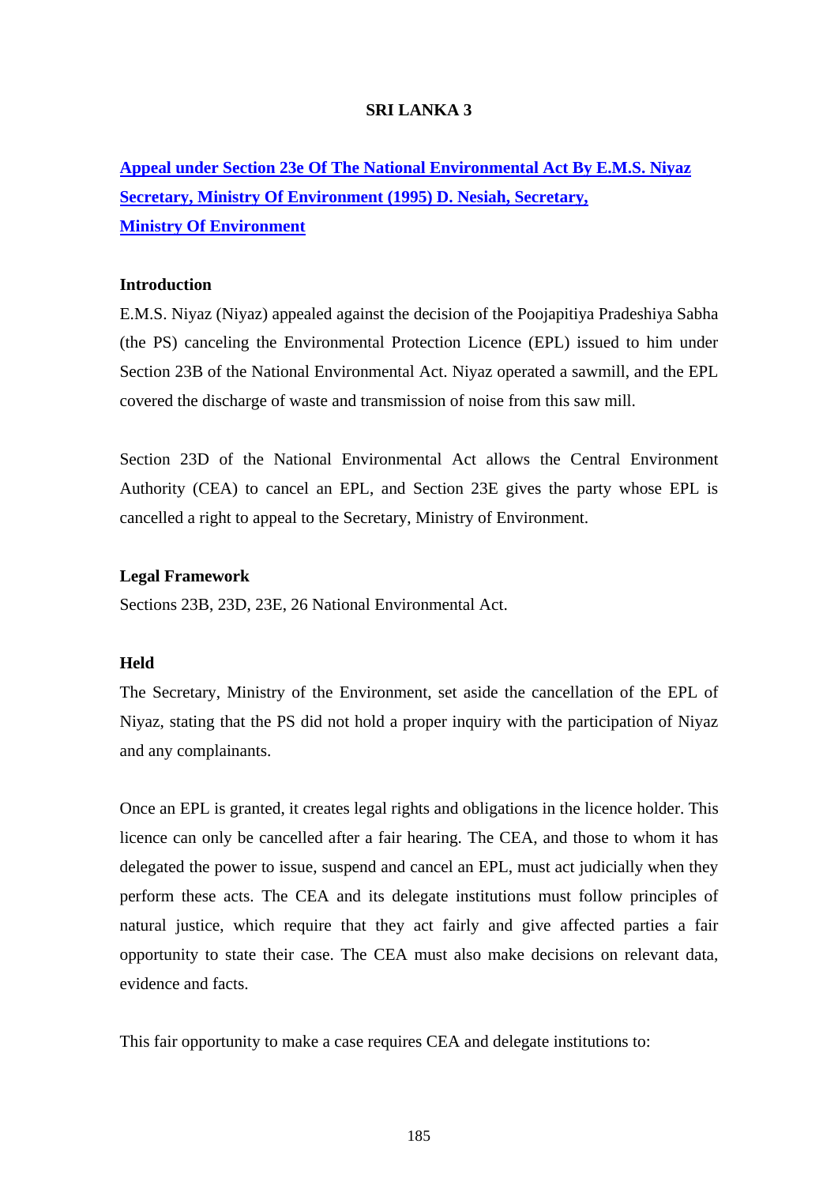# SRI LANKA 3

## Appeal under Section 23e Of The National Environmental Act By E.M.S. Niyaz Secretary, Ministry Of Environment (1995) D. Nesiah, Secretary, Ministry Of Environment

### Introduction

E.M.S. Niyaz (Niyaz) appealed against the decision of the Poojapitiya Pradeshiya Sabha (the PS) canceling the Environmental Protection Licence (EPL) issued to him under Section 23B of the National Environmental Act. Niyaz operated a sawmill, and the EPL covered the discharge of waste and transmission of noise from this saw mill.

Section 23D of the National Environmental Act allows the Central Environment Authority (CEA) to cancel an EPL, and Section 23E gives the party whose EPL is cancelled a right to appeal to the Secretary, Ministry of Environment.

### Legal Framework

Sections 23B, 23D, 23E, 26 National Environmental Act.

### Held

The Secretary, Ministry of the Environment, set aside the cancellation of the EPL of Niyaz, stating that the PS did not hold a proper inquiry with the participation of Niyaz and any complainants.

Once an EPL is granted, it creates legal rights and obligations in the licence holder. This licence can only be cancelled after a fair hearing. The CEA, and those to whom it has delegated the power to issue, suspend and cancel an EPL, must act judicially when they perform these acts. The CEA and its delegate institutions must follow principles of natural justice, which require that they act fairly and give affected parties a fair opportunity to state their case. The CEA must also make decisions on relevant data, evidence and facts.

This fair opportunity to make a case requires CEA and delegate institutions to: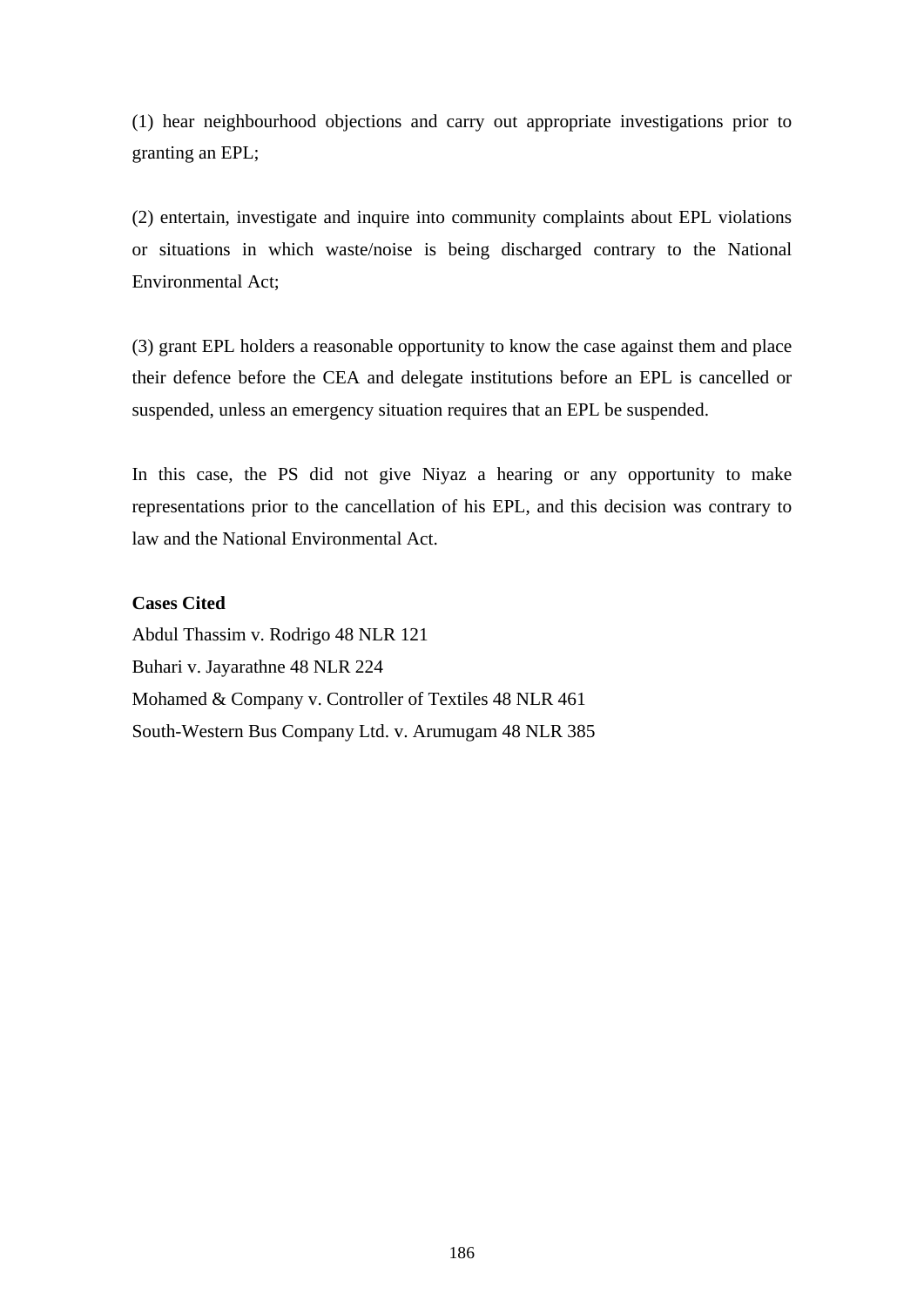(1) hear neighbourhood objections and carry out appropriate investigations prior to granting an EPL;

(2) entertain, investigate and inquire into community complaints about EPL violations or situations in which waste/noise is being discharged contrary to the National Environmental Act;

(3) grant EPL holders a reasonable opportunity to know the case against them and place their defence before the CEA and delegate institutions before an EPL is cancelled or suspended, unless an emergency situation requires that an EPL be suspended.

In this case, the PS did not give Niyaz a hearing or any opportunity to make representations prior to the cancellation of his EPL, and this decision was contrary to law and the National Environmental Act.

**Cases Cited**

Abdul Thassim v. Rodrigo 48 NLR 121
Buhari v. Jayarathne 48 NLR 224
Mohamed & Company v. Controller of Textiles 48 NLR 461
South-Western Bus Company Ltd. v. Arumugam 48 NLR 385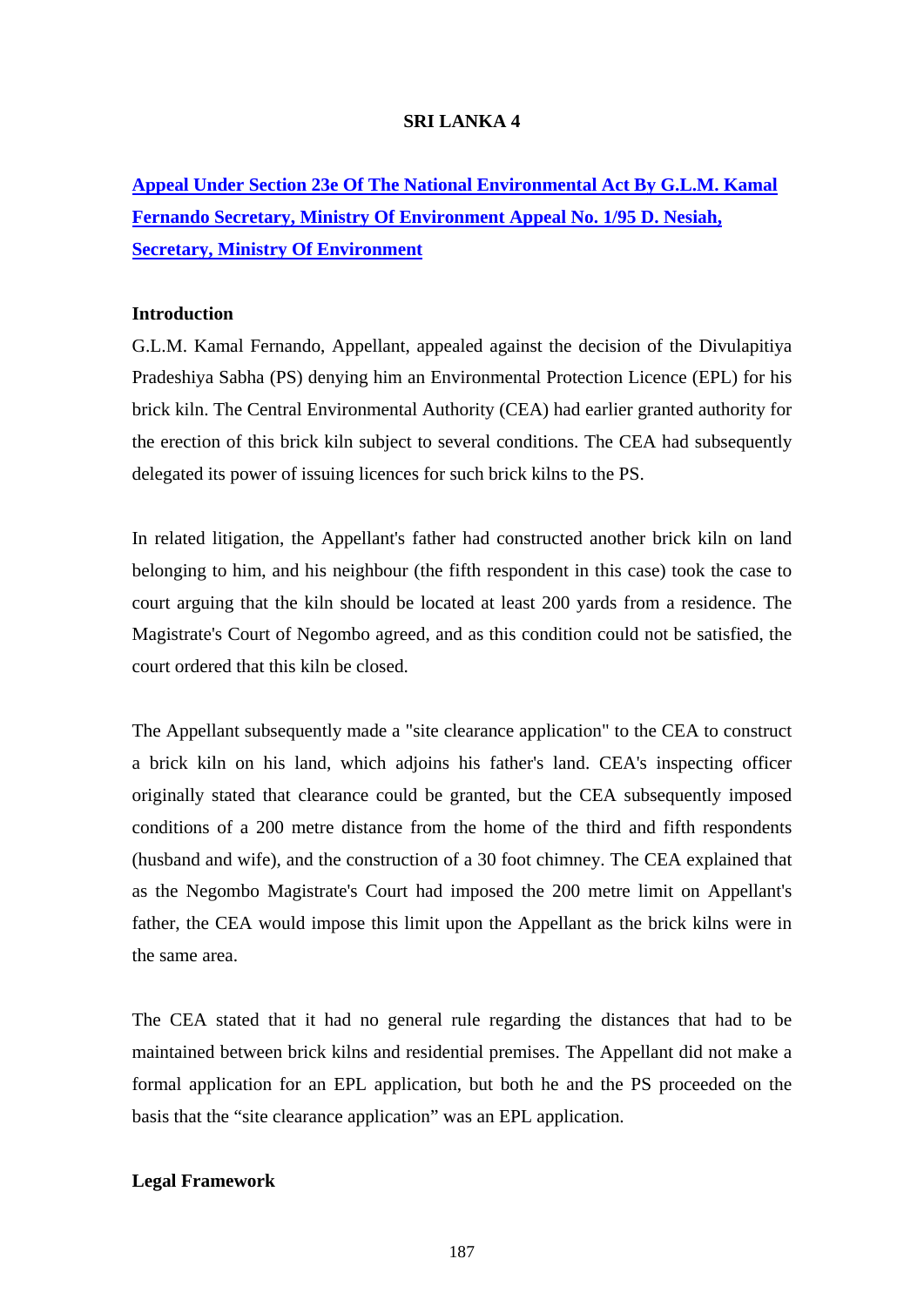## SRI LANKA 4

### Appeal Under Section 23e Of The National Environmental Act By G.L.M. Kamal Fernando Secretary, Ministry Of Environment Appeal No. 1/95 D. Nesiah, Secretary, Ministry Of Environment

**Introduction**

G.L.M. Kamal Fernando, Appellant, appealed against the decision of the Divulapitiya Pradeshiya Sabha (PS) denying him an Environmental Protection Licence (EPL) for his brick kiln. The Central Environmental Authority (CEA) had earlier granted authority for the erection of this brick kiln subject to several conditions. The CEA had subsequently delegated its power of issuing licences for such brick kilns to the PS.

In related litigation, the Appellant's father had constructed another brick kiln on land belonging to him, and his neighbour (the fifth respondent in this case) took the case to court arguing that the kiln should be located at least 200 yards from a residence. The Magistrate's Court of Negombo agreed, and as this condition could not be satisfied, the court ordered that this kiln be closed.

The Appellant subsequently made a "site clearance application" to the CEA to construct a brick kiln on his land, which adjoins his father's land. CEA's inspecting officer originally stated that clearance could be granted, but the CEA subsequently imposed conditions of a 200 metre distance from the home of the third and fifth respondents (husband and wife), and the construction of a 30 foot chimney. The CEA explained that as the Negombo Magistrate's Court had imposed the 200 metre limit on Appellant's father, the CEA would impose this limit upon the Appellant as the brick kilns were in the same area.

The CEA stated that it had no general rule regarding the distances that had to be maintained between brick kilns and residential premises. The Appellant did not make a formal application for an EPL application, but both he and the PS proceeded on the basis that the "site clearance application" was an EPL application.

**Legal Framework**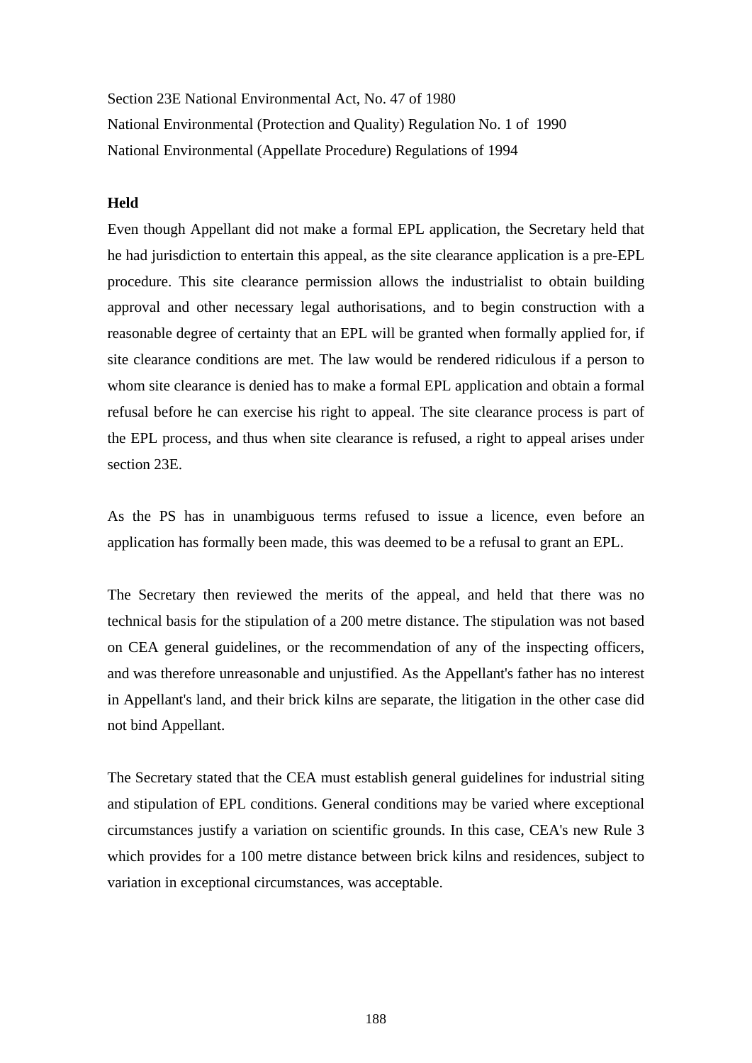Section 23E National Environmental Act, No. 47 of 1980

National Environmental (Protection and Quality) Regulation No. 1 of 1990

National Environmental (Appellate Procedure) Regulations of 1994

**Held**

Even though Appellant did not make a formal EPL application, the Secretary held that he had jurisdiction to entertain this appeal, as the site clearance application is a pre-EPL procedure. This site clearance permission allows the industrialist to obtain building approval and other necessary legal authorisations, and to begin construction with a reasonable degree of certainty that an EPL will be granted when formally applied for, if site clearance conditions are met. The law would be rendered ridiculous if a person to whom site clearance is denied has to make a formal EPL application and obtain a formal refusal before he can exercise his right to appeal. The site clearance process is part of the EPL process, and thus when site clearance is refused, a right to appeal arises under section 23E.

As the PS has in unambiguous terms refused to issue a licence, even before an application has formally been made, this was deemed to be a refusal to grant an EPL.

The Secretary then reviewed the merits of the appeal, and held that there was no technical basis for the stipulation of a 200 metre distance. The stipulation was not based on CEA general guidelines, or the recommendation of any of the inspecting officers, and was therefore unreasonable and unjustified. As the Appellant's father has no interest in Appellant's land, and their brick kilns are separate, the litigation in the other case did not bind Appellant.

The Secretary stated that the CEA must establish general guidelines for industrial siting and stipulation of EPL conditions. General conditions may be varied where exceptional circumstances justify a variation on scientific grounds. In this case, CEA's new Rule 3 which provides for a 100 metre distance between brick kilns and residences, subject to variation in exceptional circumstances, was acceptable.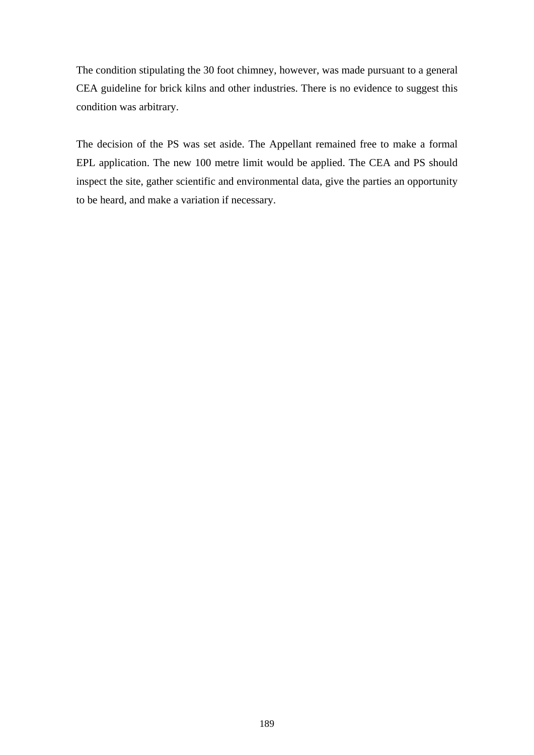The condition stipulating the 30 foot chimney, however, was made pursuant to a general CEA guideline for brick kilns and other industries. There is no evidence to suggest this condition was arbitrary.

The decision of the PS was set aside. The Appellant remained free to make a formal EPL application. The new 100 metre limit would be applied. The CEA and PS should inspect the site, gather scientific and environmental data, give the parties an opportunity to be heard, and make a variation if necessary.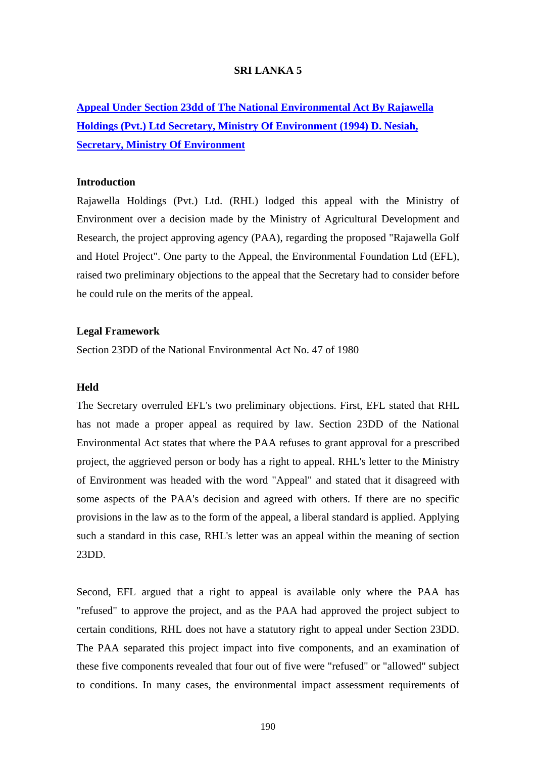## SRI LANKA 5

### [Appeal Under Section 23dd of The National Environmental Act By Rajawella Holdings (Pvt.) Ltd Secretary, Ministry Of Environment (1994) D. Nesiah, Secretary, Ministry Of Environment]

**Introduction**

Rajawella Holdings (Pvt.) Ltd. (RHL) lodged this appeal with the Ministry of Environment over a decision made by the Ministry of Agricultural Development and Research, the project approving agency (PAA), regarding the proposed "Rajawella Golf and Hotel Project". One party to the Appeal, the Environmental Foundation Ltd (EFL), raised two preliminary objections to the appeal that the Secretary had to consider before he could rule on the merits of the appeal.

**Legal Framework**

Section 23DD of the National Environmental Act No. 47 of 1980

**Held**

The Secretary overruled EFL's two preliminary objections. First, EFL stated that RHL has not made a proper appeal as required by law. Section 23DD of the National Environmental Act states that where the PAA refuses to grant approval for a prescribed project, the aggrieved person or body has a right to appeal. RHL's letter to the Ministry of Environment was headed with the word "Appeal" and stated that it disagreed with some aspects of the PAA's decision and agreed with others. If there are no specific provisions in the law as to the form of the appeal, a liberal standard is applied. Applying such a standard in this case, RHL's letter was an appeal within the meaning of section 23DD.

Second, EFL argued that a right to appeal is available only where the PAA has "refused" to approve the project, and as the PAA had approved the project subject to certain conditions, RHL does not have a statutory right to appeal under Section 23DD. The PAA separated this project impact into five components, and an examination of these five components revealed that four out of five were "refused" or "allowed" subject to conditions. In many cases, the environmental impact assessment requirements of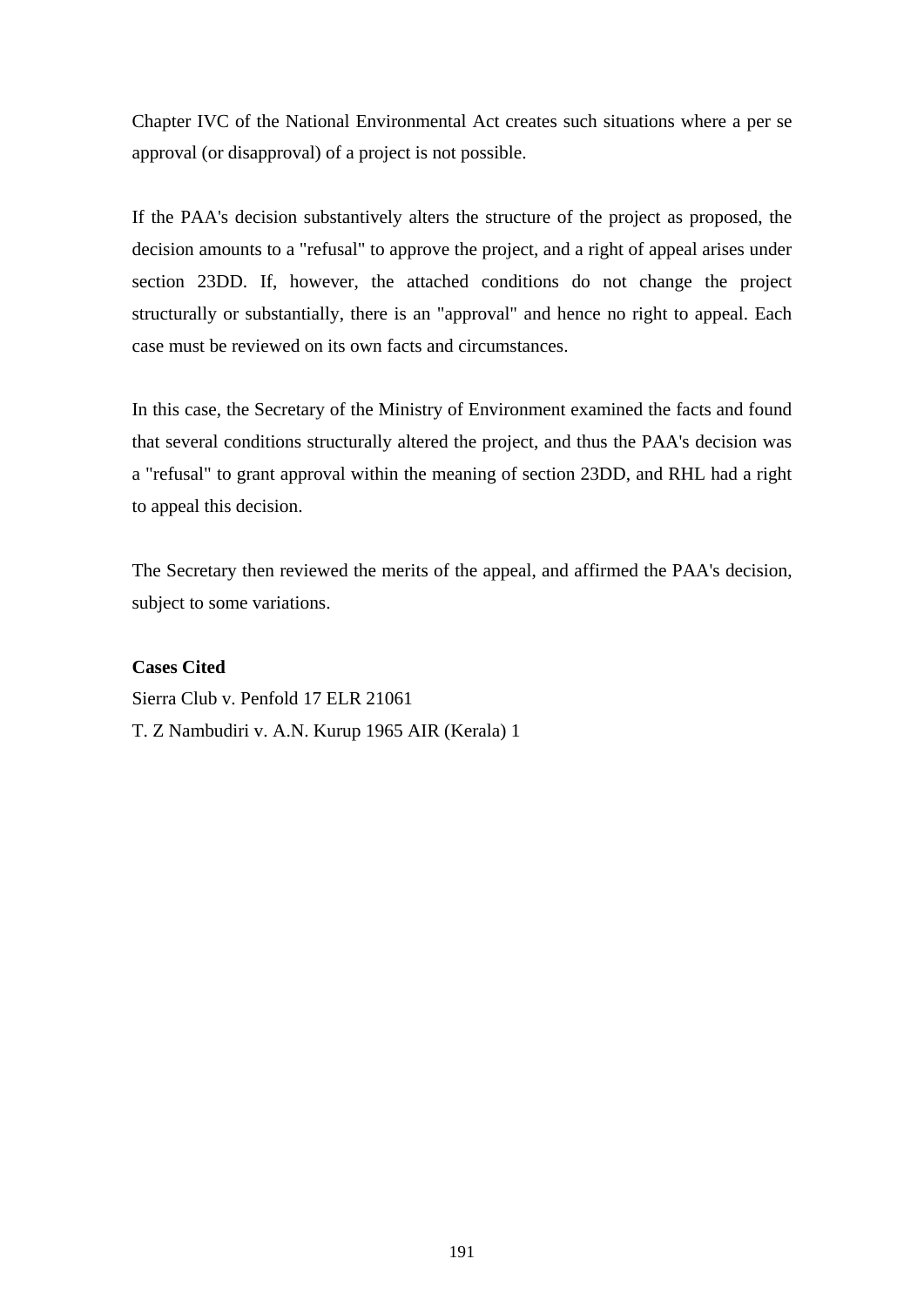Chapter IVC of the National Environmental Act creates such situations where a per se approval (or disapproval) of a project is not possible.

If the PAA's decision substantively alters the structure of the project as proposed, the decision amounts to a "refusal" to approve the project, and a right of appeal arises under section 23DD. If, however, the attached conditions do not change the project structurally or substantially, there is an "approval" and hence no right to appeal. Each case must be reviewed on its own facts and circumstances.

In this case, the Secretary of the Ministry of Environment examined the facts and found that several conditions structurally altered the project, and thus the PAA's decision was a "refusal" to grant approval within the meaning of section 23DD, and RHL had a right to appeal this decision.

The Secretary then reviewed the merits of the appeal, and affirmed the PAA's decision, subject to some variations.

**Cases Cited**

Sierra Club v. Penfold 17 ELR 21061

T. Z Nambudiri v. A.N. Kurup 1965 AIR (Kerala) 1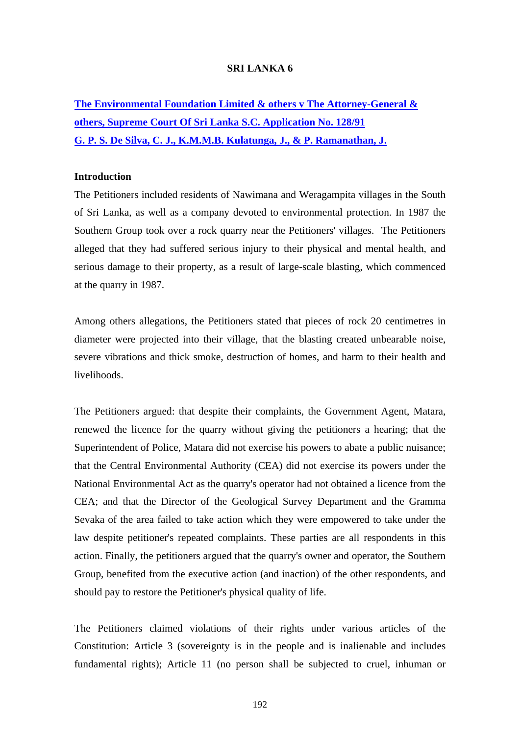**SRI LANKA 6**

**[The Environmental Foundation Limited & others v The Attorney-General & others, Supreme Court Of Sri Lanka S.C. Application No. 128/91 G. P. S. De Silva, C. J., K.M.M.B. Kulatunga, J., & P. Ramanathan, J.]**

**Introduction**

The Petitioners included residents of Nawimana and Weragampita villages in the South of Sri Lanka, as well as a company devoted to environmental protection. In 1987 the Southern Group took over a rock quarry near the Petitioners' villages. The Petitioners alleged that they had suffered serious injury to their physical and mental health, and serious damage to their property, as a result of large-scale blasting, which commenced at the quarry in 1987.

Among others allegations, the Petitioners stated that pieces of rock 20 centimetres in diameter were projected into their village, that the blasting created unbearable noise, severe vibrations and thick smoke, destruction of homes, and harm to their health and livelihoods.

The Petitioners argued: that despite their complaints, the Government Agent, Matara, renewed the licence for the quarry without giving the petitioners a hearing; that the Superintendent of Police, Matara did not exercise his powers to abate a public nuisance; that the Central Environmental Authority (CEA) did not exercise its powers under the National Environmental Act as the quarry's operator had not obtained a licence from the CEA; and that the Director of the Geological Survey Department and the Gramma Sevaka of the area failed to take action which they were empowered to take under the law despite petitioner's repeated complaints. These parties are all respondents in this action. Finally, the petitioners argued that the quarry's owner and operator, the Southern Group, benefited from the executive action (and inaction) of the other respondents, and should pay to restore the Petitioner's physical quality of life.

The Petitioners claimed violations of their rights under various articles of the Constitution: Article 3 (sovereignty is in the people and is inalienable and includes fundamental rights); Article 11 (no person shall be subjected to cruel, inhuman or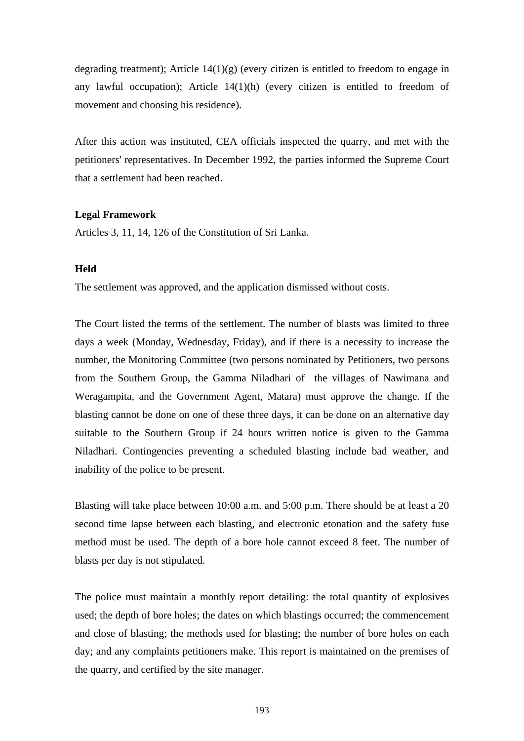degrading treatment); Article 14(1)(g) (every citizen is entitled to freedom to engage in any lawful occupation); Article 14(1)(h) (every citizen is entitled to freedom of movement and choosing his residence).

After this action was instituted, CEA officials inspected the quarry, and met with the petitioners' representatives. In December 1992, the parties informed the Supreme Court that a settlement had been reached.

**Legal Framework**

Articles 3, 11, 14, 126 of the Constitution of Sri Lanka.

**Held**

The settlement was approved, and the application dismissed without costs.

The Court listed the terms of the settlement. The number of blasts was limited to three days a week (Monday, Wednesday, Friday), and if there is a necessity to increase the number, the Monitoring Committee (two persons nominated by Petitioners, two persons from the Southern Group, the Gamma Niladhari of the villages of Nawimana and Weragampita, and the Government Agent, Matara) must approve the change. If the blasting cannot be done on one of these three days, it can be done on an alternative day suitable to the Southern Group if 24 hours written notice is given to the Gamma Niladhari. Contingencies preventing a scheduled blasting include bad weather, and inability of the police to be present.

Blasting will take place between 10:00 a.m. and 5:00 p.m. There should be at least a 20 second time lapse between each blasting, and electronic etonation and the safety fuse method must be used. The depth of a bore hole cannot exceed 8 feet. The number of blasts per day is not stipulated.

The police must maintain a monthly report detailing: the total quantity of explosives used; the depth of bore holes; the dates on which blastings occurred; the commencement and close of blasting; the methods used for blasting; the number of bore holes on each day; and any complaints petitioners make. This report is maintained on the premises of the quarry, and certified by the site manager.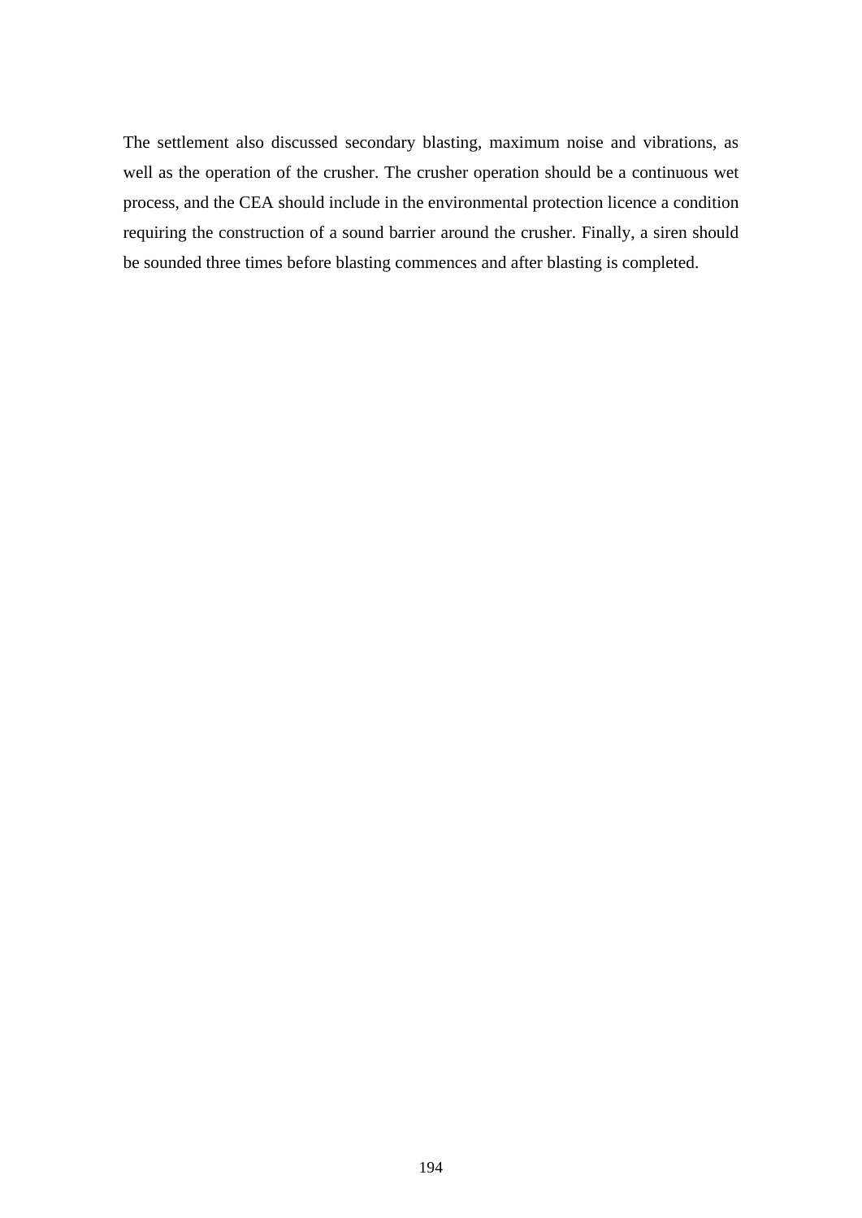The settlement also discussed secondary blasting, maximum noise and vibrations, as well as the operation of the crusher. The crusher operation should be a continuous wet process, and the CEA should include in the environmental protection licence a condition requiring the construction of a sound barrier around the crusher. Finally, a siren should be sounded three times before blasting commences and after blasting is completed.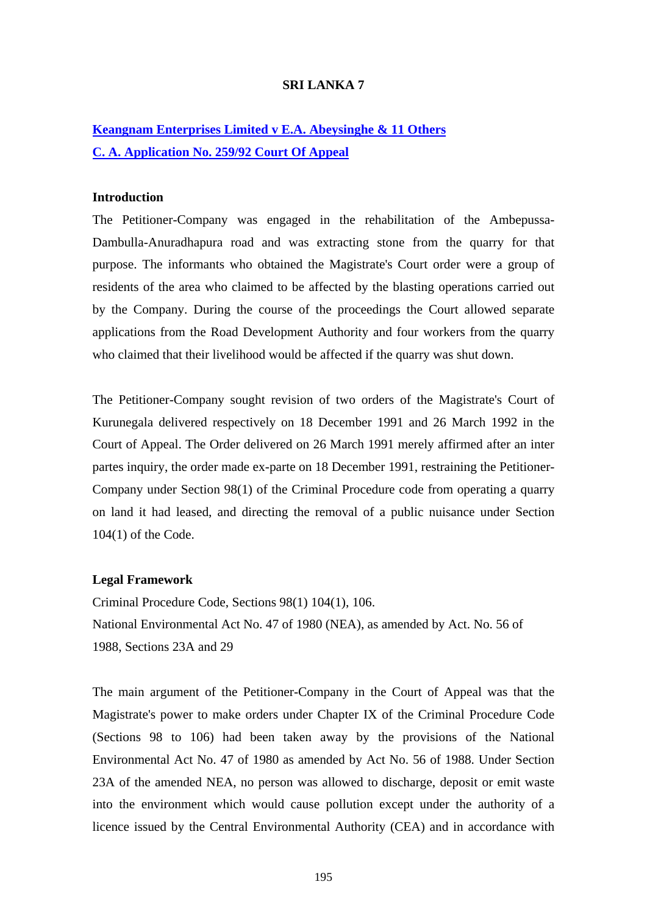**SRI LANKA 7**

**[Keangnam Enterprises Limited v E.A. Abeysinghe & 11 Others](#)**

**[C. A. Application No. 259/92 Court Of Appeal](#)**

**Introduction**

The Petitioner-Company was engaged in the rehabilitation of the Ambepussa-Dambulla-Anuradhapura road and was extracting stone from the quarry for that purpose. The informants who obtained the Magistrate's Court order were a group of residents of the area who claimed to be affected by the blasting operations carried out by the Company. During the course of the proceedings the Court allowed separate applications from the Road Development Authority and four workers from the quarry who claimed that their livelihood would be affected if the quarry was shut down.

The Petitioner-Company sought revision of two orders of the Magistrate's Court of Kurunegala delivered respectively on 18 December 1991 and 26 March 1992 in the Court of Appeal. The Order delivered on 26 March 1991 merely affirmed after an inter partes inquiry, the order made ex-parte on 18 December 1991, restraining the Petitioner-Company under Section 98(1) of the Criminal Procedure code from operating a quarry on land it had leased, and directing the removal of a public nuisance under Section 104(1) of the Code.

**Legal Framework**

Criminal Procedure Code, Sections 98(1) 104(1), 106.
National Environmental Act No. 47 of 1980 (NEA), as amended by Act. No. 56 of 1988, Sections 23A and 29

The main argument of the Petitioner-Company in the Court of Appeal was that the Magistrate's power to make orders under Chapter IX of the Criminal Procedure Code (Sections 98 to 106) had been taken away by the provisions of the National Environmental Act No. 47 of 1980 as amended by Act No. 56 of 1988. Under Section 23A of the amended NEA, no person was allowed to discharge, deposit or emit waste into the environment which would cause pollution except under the authority of a licence issued by the Central Environmental Authority (CEA) and in accordance with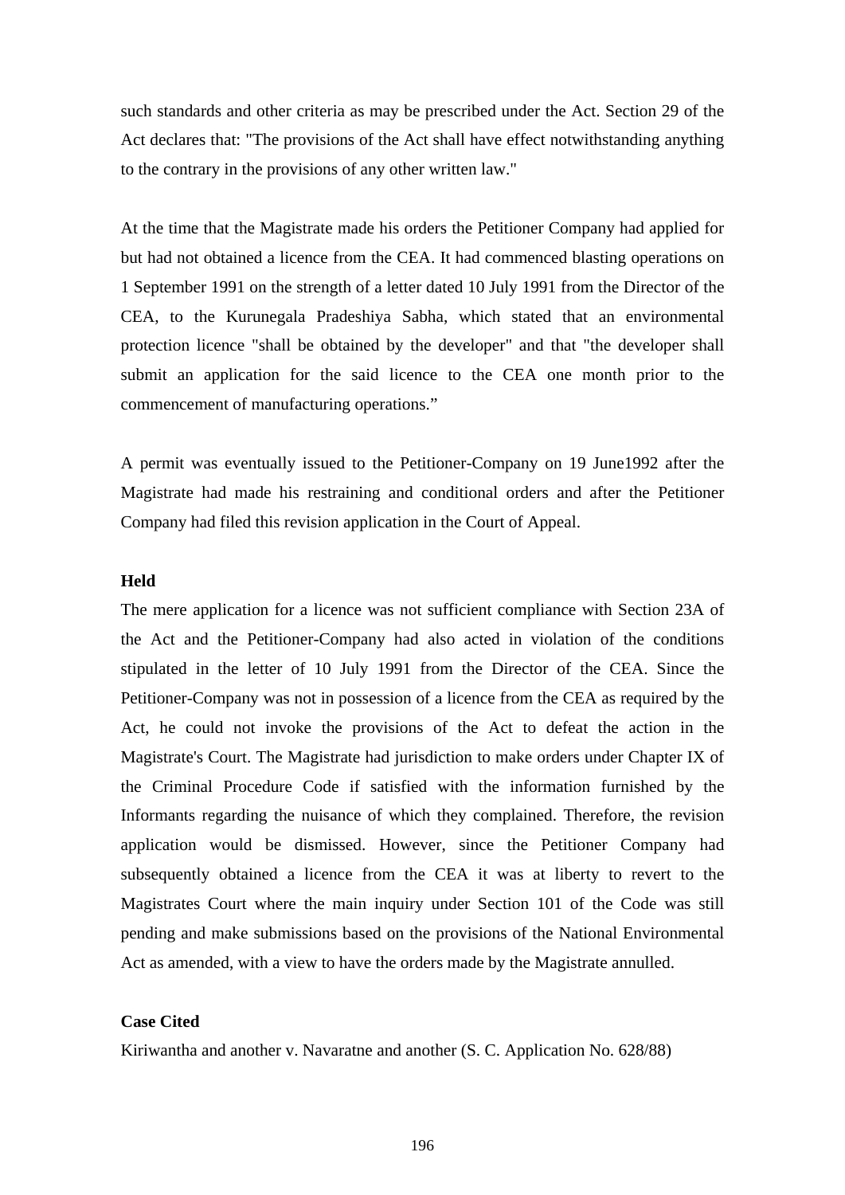such standards and other criteria as may be prescribed under the Act. Section 29 of the Act declares that: "The provisions of the Act shall have effect notwithstanding anything to the contrary in the provisions of any other written law."

At the time that the Magistrate made his orders the Petitioner Company had applied for but had not obtained a licence from the CEA. It had commenced blasting operations on 1 September 1991 on the strength of a letter dated 10 July 1991 from the Director of the CEA, to the Kurunegala Pradeshiya Sabha, which stated that an environmental protection licence "shall be obtained by the developer" and that "the developer shall submit an application for the said licence to the CEA one month prior to the commencement of manufacturing operations."

A permit was eventually issued to the Petitioner-Company on 19 June1992 after the Magistrate had made his restraining and conditional orders and after the Petitioner Company had filed this revision application in the Court of Appeal.

**Held**

The mere application for a licence was not sufficient compliance with Section 23A of the Act and the Petitioner-Company had also acted in violation of the conditions stipulated in the letter of 10 July 1991 from the Director of the CEA. Since the Petitioner-Company was not in possession of a licence from the CEA as required by the Act, he could not invoke the provisions of the Act to defeat the action in the Magistrate's Court. The Magistrate had jurisdiction to make orders under Chapter IX of the Criminal Procedure Code if satisfied with the information furnished by the Informants regarding the nuisance of which they complained. Therefore, the revision application would be dismissed. However, since the Petitioner Company had subsequently obtained a licence from the CEA it was at liberty to revert to the Magistrates Court where the main inquiry under Section 101 of the Code was still pending and make submissions based on the provisions of the National Environmental Act as amended, with a view to have the orders made by the Magistrate annulled.

**Case Cited**

Kiriwantha and another v. Navaratne and another (S. C. Application No. 628/88)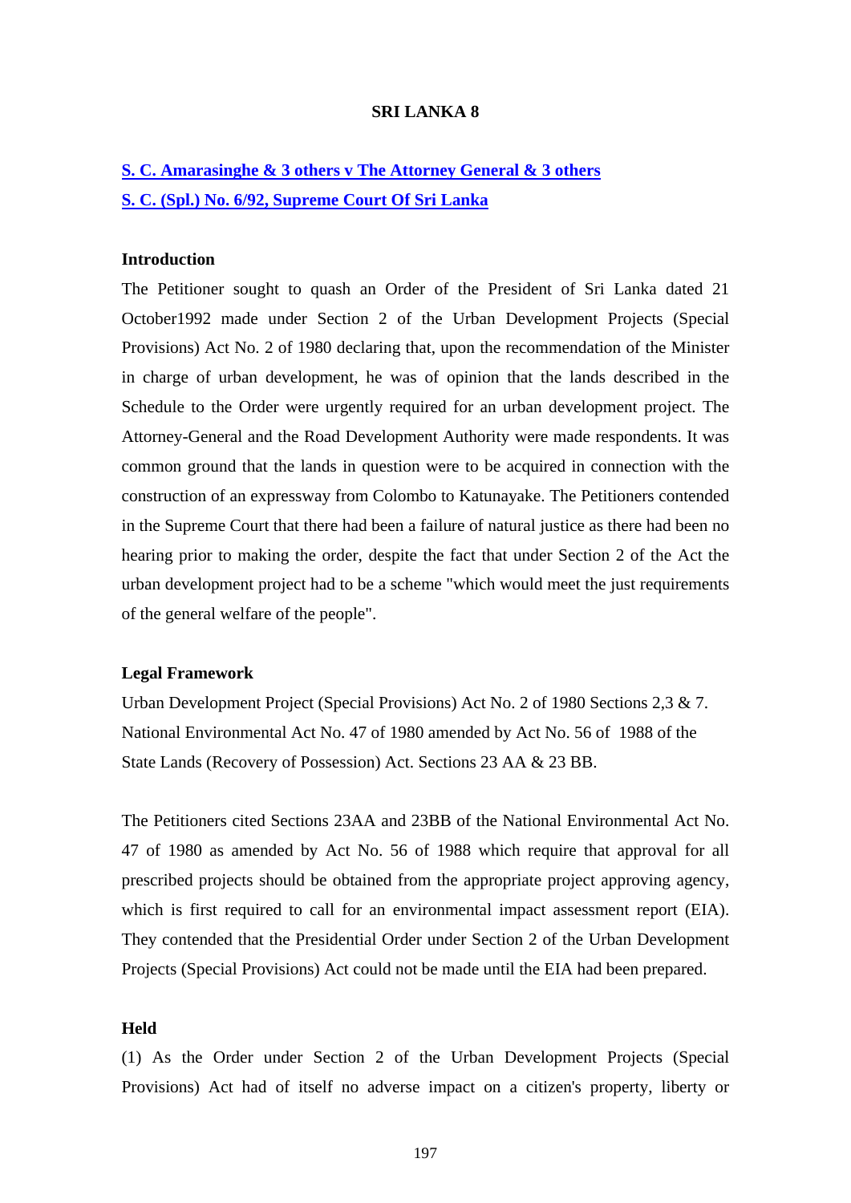**SRI LANKA 8**

**S. C. Amarasinghe & 3 others v The Attorney General & 3 others**
**S. C. (Spl.) No. 6/92, Supreme Court Of Sri Lanka**

**Introduction**

The Petitioner sought to quash an Order of the President of Sri Lanka dated 21 October1992 made under Section 2 of the Urban Development Projects (Special Provisions) Act No. 2 of 1980 declaring that, upon the recommendation of the Minister in charge of urban development, he was of opinion that the lands described in the Schedule to the Order were urgently required for an urban development project. The Attorney-General and the Road Development Authority were made respondents. It was common ground that the lands in question were to be acquired in connection with the construction of an expressway from Colombo to Katunayake. The Petitioners contended in the Supreme Court that there had been a failure of natural justice as there had been no hearing prior to making the order, despite the fact that under Section 2 of the Act the urban development project had to be a scheme "which would meet the just requirements of the general welfare of the people".

**Legal Framework**

Urban Development Project (Special Provisions) Act No. 2 of 1980 Sections 2,3 & 7.
National Environmental Act No. 47 of 1980 amended by Act No. 56 of 1988 of the State Lands (Recovery of Possession) Act. Sections 23 AA & 23 BB.

The Petitioners cited Sections 23AA and 23BB of the National Environmental Act No. 47 of 1980 as amended by Act No. 56 of 1988 which require that approval for all prescribed projects should be obtained from the appropriate project approving agency, which is first required to call for an environmental impact assessment report (EIA). They contended that the Presidential Order under Section 2 of the Urban Development Projects (Special Provisions) Act could not be made until the EIA had been prepared.

**Held**

(1) As the Order under Section 2 of the Urban Development Projects (Special Provisions) Act had of itself no adverse impact on a citizen's property, liberty or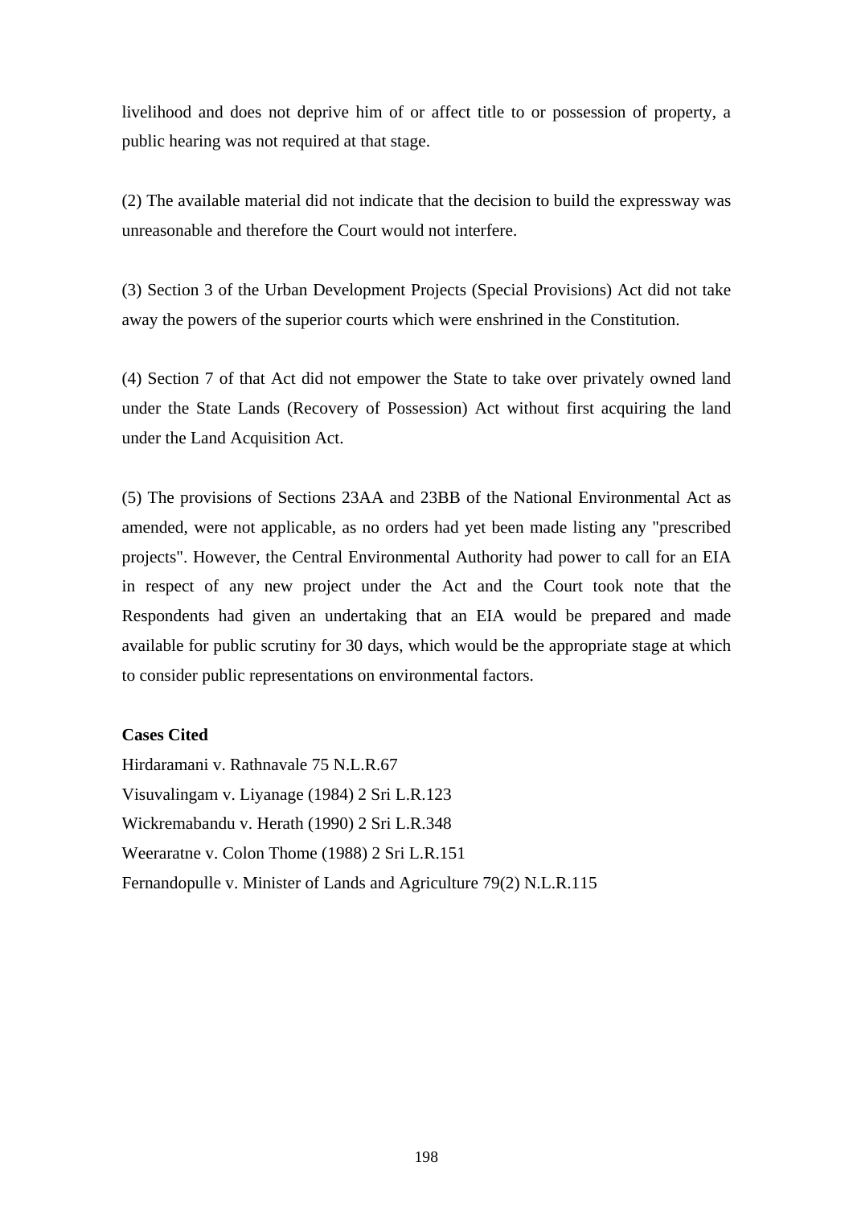livelihood and does not deprive him of or affect title to or possession of property, a public hearing was not required at that stage.

(2) The available material did not indicate that the decision to build the expressway was unreasonable and therefore the Court would not interfere.

(3) Section 3 of the Urban Development Projects (Special Provisions) Act did not take away the powers of the superior courts which were enshrined in the Constitution.

(4) Section 7 of that Act did not empower the State to take over privately owned land under the State Lands (Recovery of Possession) Act without first acquiring the land under the Land Acquisition Act.

(5) The provisions of Sections 23AA and 23BB of the National Environmental Act as amended, were not applicable, as no orders had yet been made listing any "prescribed projects". However, the Central Environmental Authority had power to call for an EIA in respect of any new project under the Act and the Court took note that the Respondents had given an undertaking that an EIA would be prepared and made available for public scrutiny for 30 days, which would be the appropriate stage at which to consider public representations on environmental factors.

**Cases Cited**

Hirdaramani v. Rathnavale 75 N.L.R.67
Visuvalingam v. Liyanage (1984) 2 Sri L.R.123
Wickremabandu v. Herath (1990) 2 Sri L.R.348
Weeraratne v. Colon Thome (1988) 2 Sri L.R.151
Fernandopulle v. Minister of Lands and Agriculture 79(2) N.L.R.115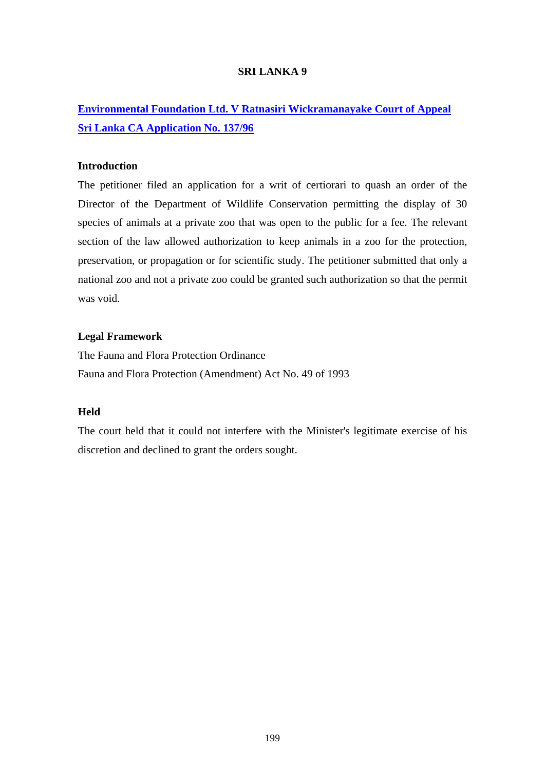## SRI LANKA 9

### [Environmental Foundation Ltd. V Ratnasiri Wickramanayake Court of Appeal Sri Lanka CA Application No. 137/96]

**Introduction**

The petitioner filed an application for a writ of certiorari to quash an order of the Director of the Department of Wildlife Conservation permitting the display of 30 species of animals at a private zoo that was open to the public for a fee. The relevant section of the law allowed authorization to keep animals in a zoo for the protection, preservation, or propagation or for scientific study. The petitioner submitted that only a national zoo and not a private zoo could be granted such authorization so that the permit was void.

**Legal Framework**

The Fauna and Flora Protection Ordinance

Fauna and Flora Protection (Amendment) Act No. 49 of 1993

**Held**

The court held that it could not interfere with the Minister's legitimate exercise of his discretion and declined to grant the orders sought.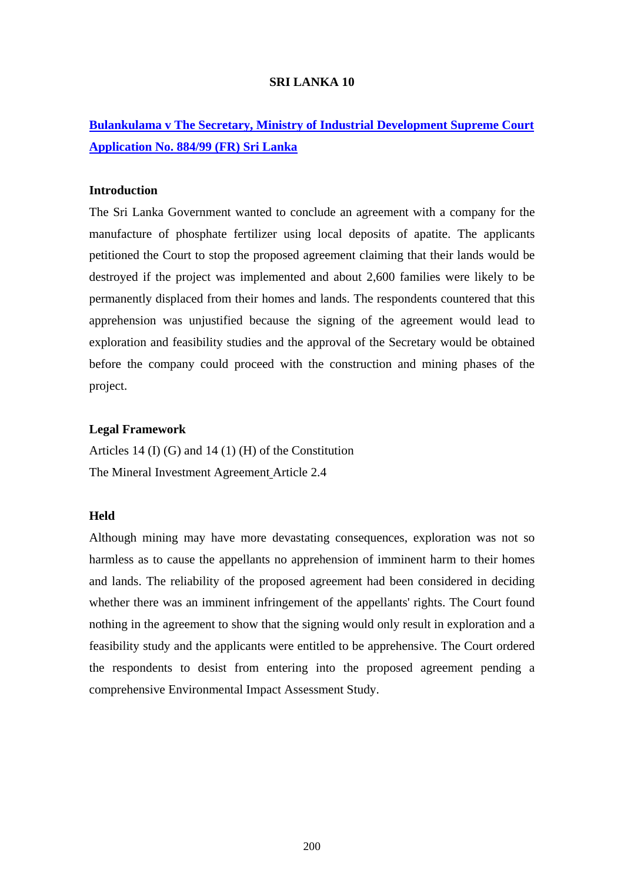## SRI LANKA 10

**Bulankulama v The Secretary, Ministry of Industrial Development Supreme Court Application No. 884/99 (FR) Sri Lanka**

### Introduction

The Sri Lanka Government wanted to conclude an agreement with a company for the manufacture of phosphate fertilizer using local deposits of apatite. The applicants petitioned the Court to stop the proposed agreement claiming that their lands would be destroyed if the project was implemented and about 2,600 families were likely to be permanently displaced from their homes and lands. The respondents countered that this apprehension was unjustified because the signing of the agreement would lead to exploration and feasibility studies and the approval of the Secretary would be obtained before the company could proceed with the construction and mining phases of the project.

### Legal Framework

Articles 14 (I) (G) and 14 (1) (H) of the Constitution

The Mineral Investment Agreement Article 2.4

### Held

Although mining may have more devastating consequences, exploration was not so harmless as to cause the appellants no apprehension of imminent harm to their homes and lands. The reliability of the proposed agreement had been considered in deciding whether there was an imminent infringement of the appellants' rights. The Court found nothing in the agreement to show that the signing would only result in exploration and a feasibility study and the applicants were entitled to be apprehensive. The Court ordered the respondents to desist from entering into the proposed agreement pending a comprehensive Environmental Impact Assessment Study.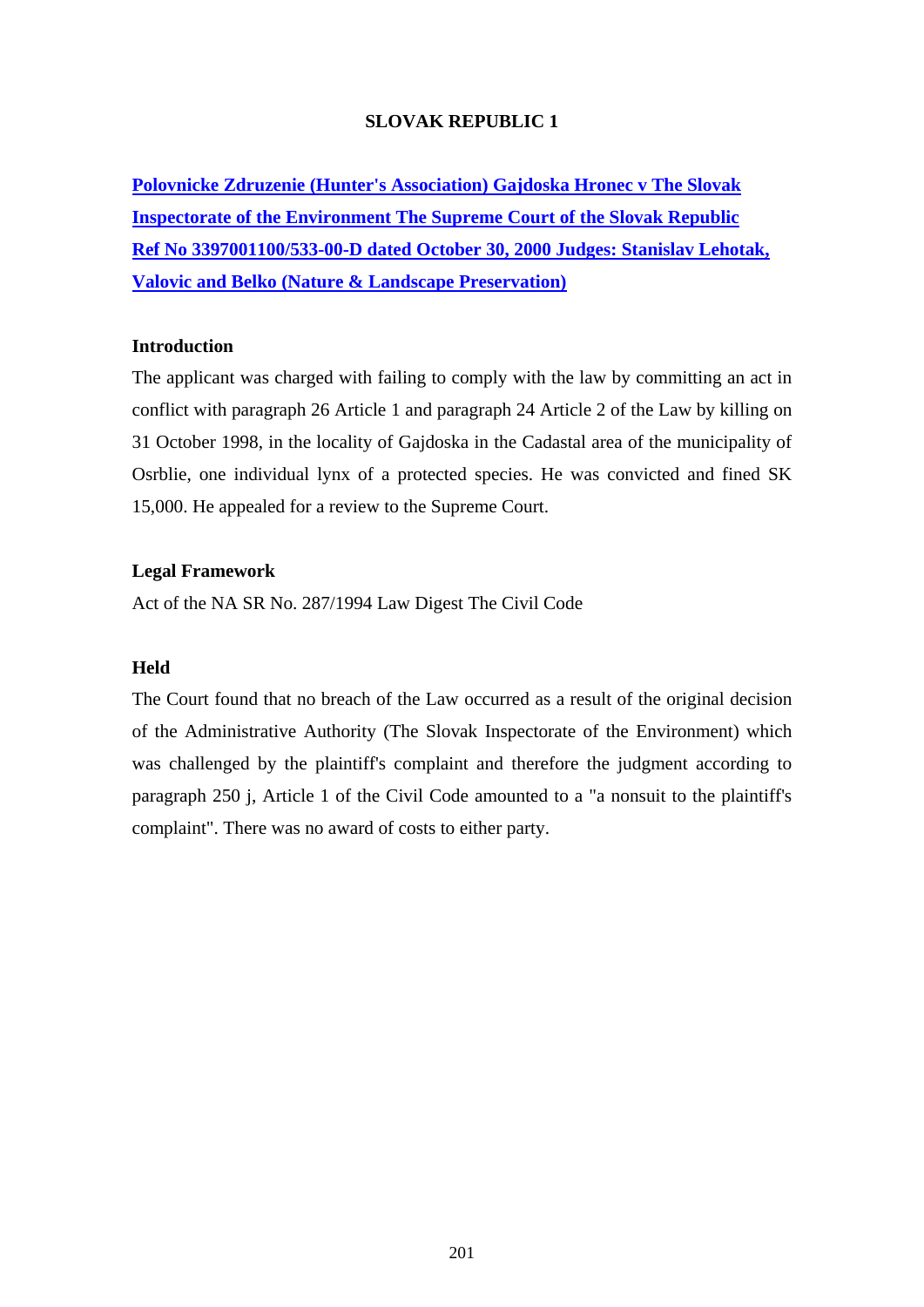# SLOVAK REPUBLIC 1

**Polovnicke Zdruzenie (Hunter's Association) Gajdoska Hronec v The Slovak Inspectorate of the Environment The Supreme Court of the Slovak Republic Ref No 3397001100/533-00-D dated October 30, 2000 Judges: Stanislav Lehotak, Valovic and Belko (Nature & Landscape Preservation)**

### Introduction

The applicant was charged with failing to comply with the law by committing an act in conflict with paragraph 26 Article 1 and paragraph 24 Article 2 of the Law by killing on 31 October 1998, in the locality of Gajdoska in the Cadastal area of the municipality of Osrblie, one individual lynx of a protected species. He was convicted and fined SK 15,000. He appealed for a review to the Supreme Court.

### Legal Framework

Act of the NA SR No. 287/1994 Law Digest The Civil Code

### Held

The Court found that no breach of the Law occurred as a result of the original decision of the Administrative Authority (The Slovak Inspectorate of the Environment) which was challenged by the plaintiff's complaint and therefore the judgment according to paragraph 250 j, Article 1 of the Civil Code amounted to a "a nonsuit to the plaintiff's complaint". There was no award of costs to either party.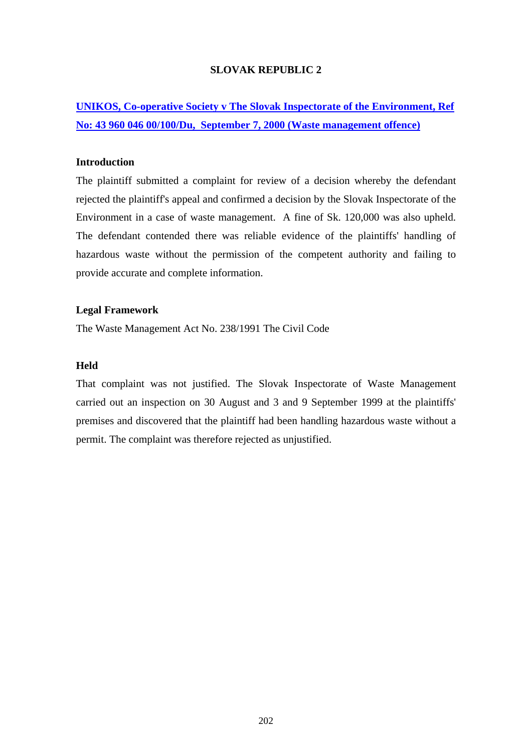# SLOVAK REPUBLIC 2

**UNIKOS, Co-operative Society v The Slovak Inspectorate of the Environment, Ref No: 43 960 046 00/100/Du, September 7, 2000 (Waste management offence)**

### Introduction

The plaintiff submitted a complaint for review of a decision whereby the defendant rejected the plaintiff's appeal and confirmed a decision by the Slovak Inspectorate of the Environment in a case of waste management. A fine of Sk. 120,000 was also upheld. The defendant contended there was reliable evidence of the plaintiffs' handling of hazardous waste without the permission of the competent authority and failing to provide accurate and complete information.

### Legal Framework

The Waste Management Act No. 238/1991 The Civil Code

### Held

That complaint was not justified. The Slovak Inspectorate of Waste Management carried out an inspection on 30 August and 3 and 9 September 1999 at the plaintiffs' premises and discovered that the plaintiff had been handling hazardous waste without a permit. The complaint was therefore rejected as unjustified.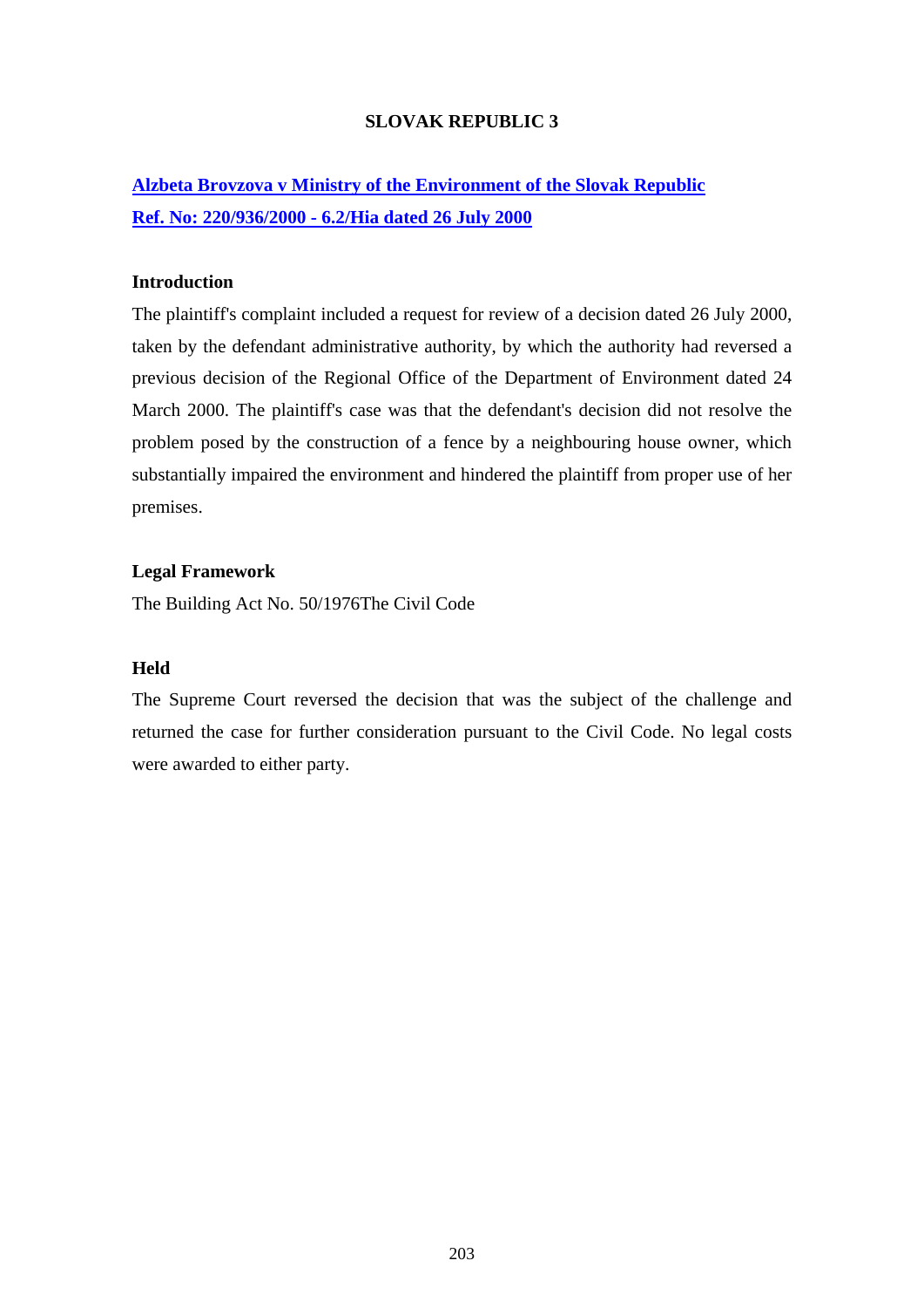# SLOVAK REPUBLIC 3

## Alzbeta Brovzova v Ministry of the Environment of the Slovak Republic
## Ref. No: 220/936/2000 - 6.2/Hia dated 26 July 2000

### Introduction

The plaintiff's complaint included a request for review of a decision dated 26 July 2000, taken by the defendant administrative authority, by which the authority had reversed a previous decision of the Regional Office of the Department of Environment dated 24 March 2000. The plaintiff's case was that the defendant's decision did not resolve the problem posed by the construction of a fence by a neighbouring house owner, which substantially impaired the environment and hindered the plaintiff from proper use of her premises.

### Legal Framework

The Building Act No. 50/1976The Civil Code

### Held

The Supreme Court reversed the decision that was the subject of the challenge and returned the case for further consideration pursuant to the Civil Code. No legal costs were awarded to either party.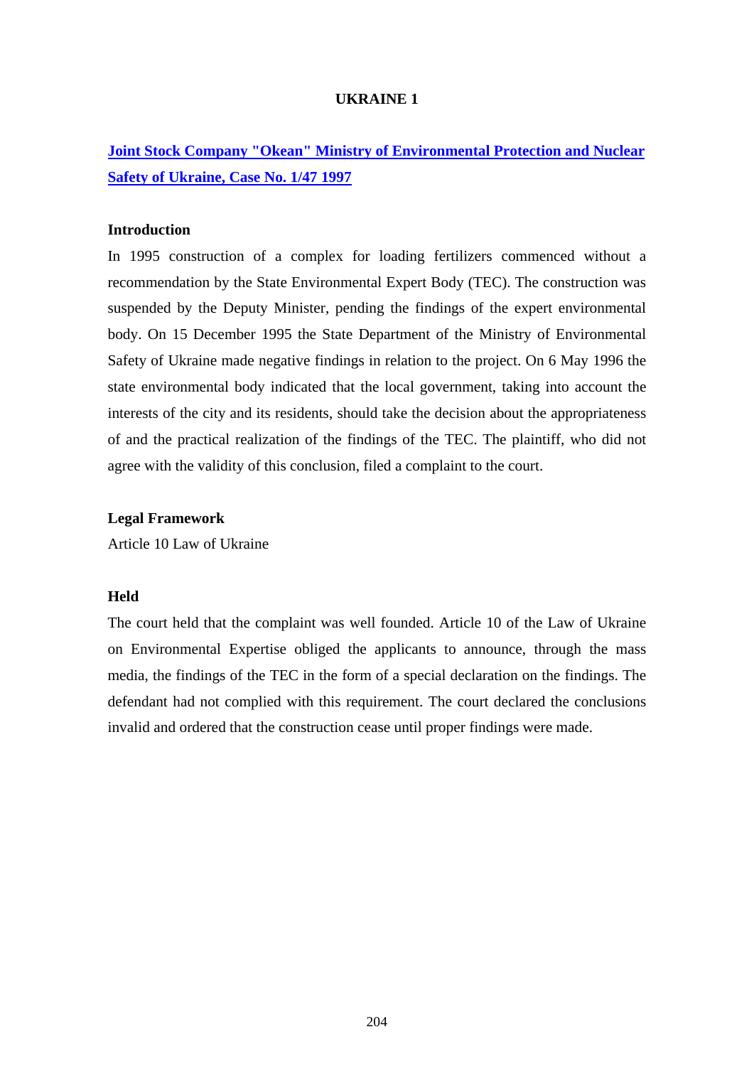# UKRAINE 1

## Joint Stock Company "Okean" Ministry of Environmental Protection and Nuclear Safety of Ukraine, Case No. 1/47 1997

### Introduction

In 1995 construction of a complex for loading fertilizers commenced without a recommendation by the State Environmental Expert Body (TEC). The construction was suspended by the Deputy Minister, pending the findings of the expert environmental body. On 15 December 1995 the State Department of the Ministry of Environmental Safety of Ukraine made negative findings in relation to the project. On 6 May 1996 the state environmental body indicated that the local government, taking into account the interests of the city and its residents, should take the decision about the appropriateness of and the practical realization of the findings of the TEC. The plaintiff, who did not agree with the validity of this conclusion, filed a complaint to the court.

### Legal Framework

Article 10 Law of Ukraine

### Held

The court held that the complaint was well founded. Article 10 of the Law of Ukraine on Environmental Expertise obliged the applicants to announce, through the mass media, the findings of the TEC in the form of a special declaration on the findings. The defendant had not complied with this requirement. The court declared the conclusions invalid and ordered that the construction cease until proper findings were made.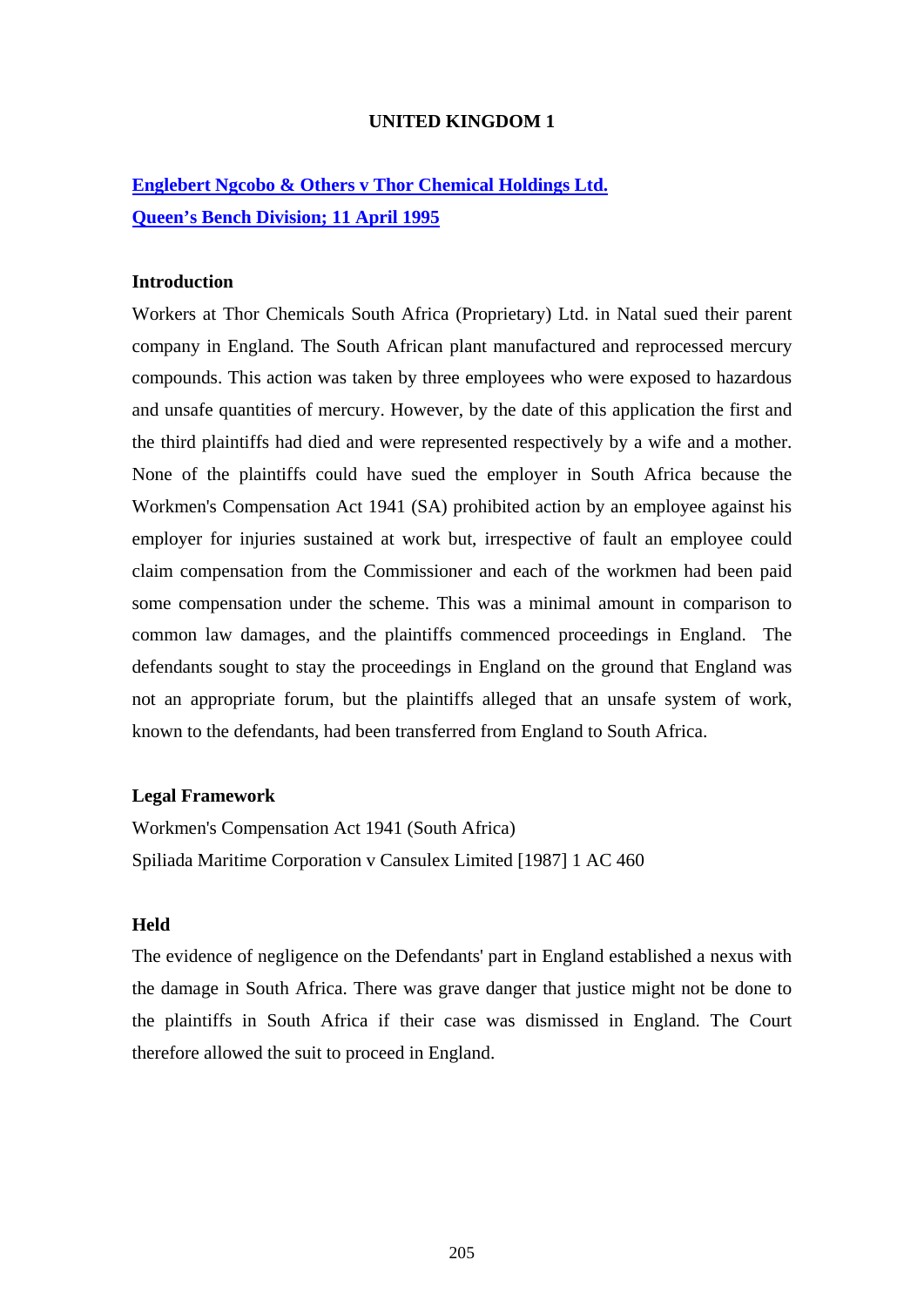# UNITED KINGDOM 1

## Englebert Ngcobo & Others v Thor Chemical Holdings Ltd.
## Queen's Bench Division; 11 April 1995

### Introduction

Workers at Thor Chemicals South Africa (Proprietary) Ltd. in Natal sued their parent company in England. The South African plant manufactured and reprocessed mercury compounds. This action was taken by three employees who were exposed to hazardous and unsafe quantities of mercury. However, by the date of this application the first and the third plaintiffs had died and were represented respectively by a wife and a mother. None of the plaintiffs could have sued the employer in South Africa because the Workmen's Compensation Act 1941 (SA) prohibited action by an employee against his employer for injuries sustained at work but, irrespective of fault an employee could claim compensation from the Commissioner and each of the workmen had been paid some compensation under the scheme. This was a minimal amount in comparison to common law damages, and the plaintiffs commenced proceedings in England. The defendants sought to stay the proceedings in England on the ground that England was not an appropriate forum, but the plaintiffs alleged that an unsafe system of work, known to the defendants, had been transferred from England to South Africa.

### Legal Framework

Workmen's Compensation Act 1941 (South Africa)
Spiliada Maritime Corporation v Cansulex Limited [1987] 1 AC 460

### Held

The evidence of negligence on the Defendants' part in England established a nexus with the damage in South Africa. There was grave danger that justice might not be done to the plaintiffs in South Africa if their case was dismissed in England. The Court therefore allowed the suit to proceed in England.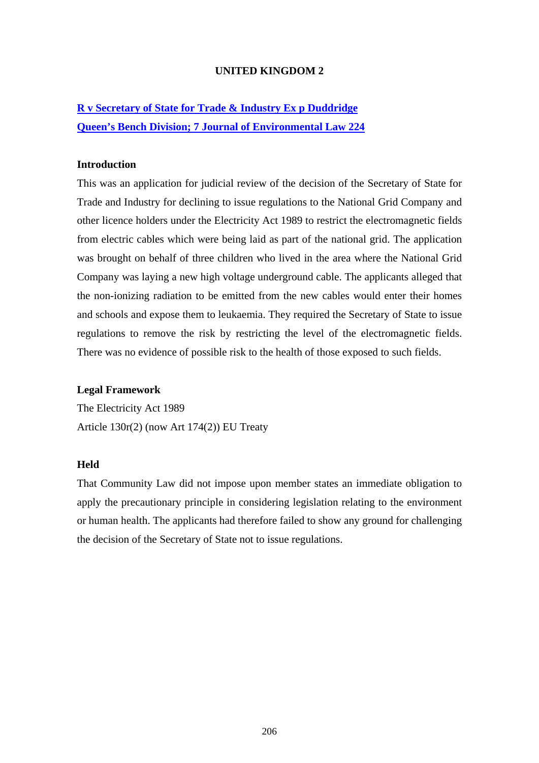# UNITED KINGDOM 2

## R v Secretary of State for Trade & Industry Ex p Duddridge
## Queen's Bench Division; 7 Journal of Environmental Law 224

### Introduction

This was an application for judicial review of the decision of the Secretary of State for Trade and Industry for declining to issue regulations to the National Grid Company and other licence holders under the Electricity Act 1989 to restrict the electromagnetic fields from electric cables which were being laid as part of the national grid. The application was brought on behalf of three children who lived in the area where the National Grid Company was laying a new high voltage underground cable. The applicants alleged that the non-ionizing radiation to be emitted from the new cables would enter their homes and schools and expose them to leukaemia. They required the Secretary of State to issue regulations to remove the risk by restricting the level of the electromagnetic fields. There was no evidence of possible risk to the health of those exposed to such fields.

### Legal Framework

The Electricity Act 1989

Article 130r(2) (now Art 174(2)) EU Treaty

### Held

That Community Law did not impose upon member states an immediate obligation to apply the precautionary principle in considering legislation relating to the environment or human health. The applicants had therefore failed to show any ground for challenging the decision of the Secretary of State not to issue regulations.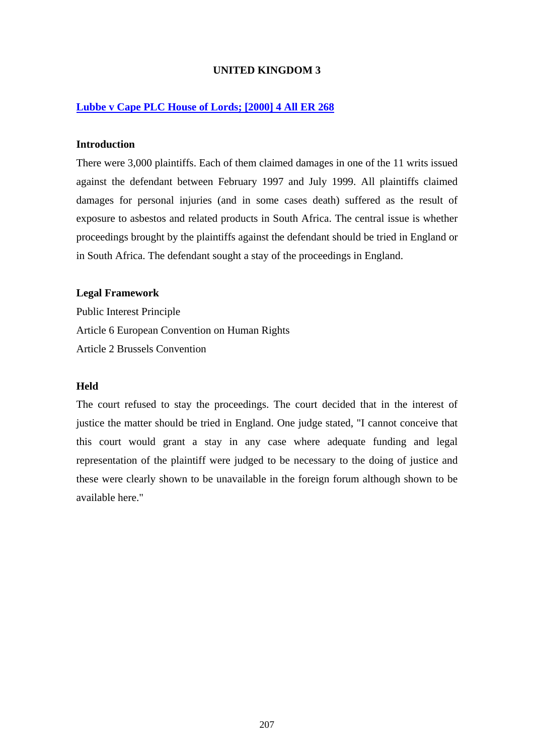## UNITED KINGDOM 3

### Lubbe v Cape PLC House of Lords; [2000] 4 All ER 268

**Introduction**

There were 3,000 plaintiffs. Each of them claimed damages in one of the 11 writs issued against the defendant between February 1997 and July 1999. All plaintiffs claimed damages for personal injuries (and in some cases death) suffered as the result of exposure to asbestos and related products in South Africa. The central issue is whether proceedings brought by the plaintiffs against the defendant should be tried in England or in South Africa. The defendant sought a stay of the proceedings in England.

**Legal Framework**

Public Interest Principle

Article 6 European Convention on Human Rights

Article 2 Brussels Convention

**Held**

The court refused to stay the proceedings. The court decided that in the interest of justice the matter should be tried in England. One judge stated, "I cannot conceive that this court would grant a stay in any case where adequate funding and legal representation of the plaintiff were judged to be necessary to the doing of justice and these were clearly shown to be unavailable in the foreign forum although shown to be available here."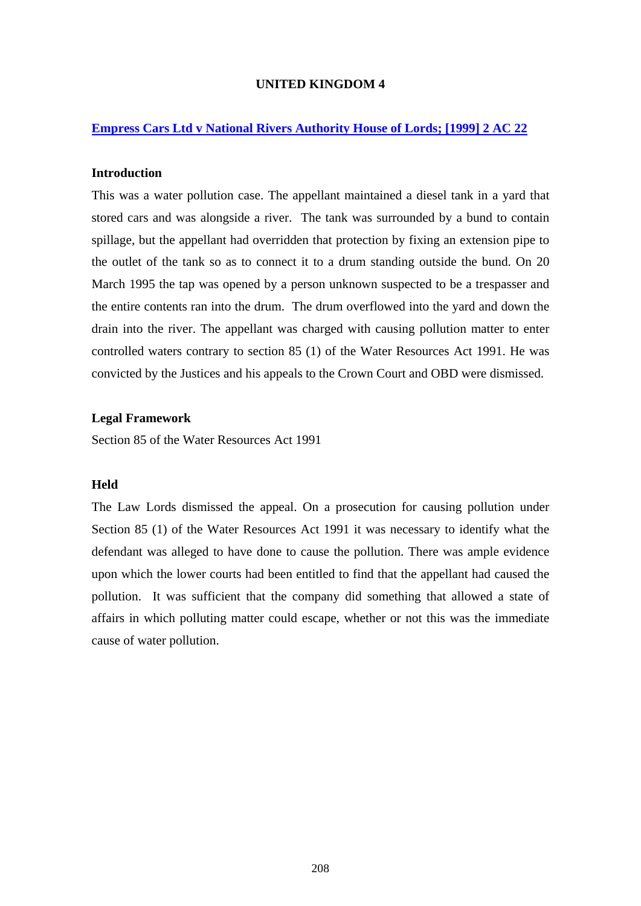## UNITED KINGDOM 4

**Empress Cars Ltd v National Rivers Authority House of Lords; [1999] 2 AC 22**

**Introduction**

This was a water pollution case. The appellant maintained a diesel tank in a yard that stored cars and was alongside a river. The tank was surrounded by a bund to contain spillage, but the appellant had overridden that protection by fixing an extension pipe to the outlet of the tank so as to connect it to a drum standing outside the bund. On 20 March 1995 the tap was opened by a person unknown suspected to be a trespasser and the entire contents ran into the drum. The drum overflowed into the yard and down the drain into the river. The appellant was charged with causing pollution matter to enter controlled waters contrary to section 85 (1) of the Water Resources Act 1991. He was convicted by the Justices and his appeals to the Crown Court and OBD were dismissed.

**Legal Framework**

Section 85 of the Water Resources Act 1991

**Held**

The Law Lords dismissed the appeal. On a prosecution for causing pollution under Section 85 (1) of the Water Resources Act 1991 it was necessary to identify what the defendant was alleged to have done to cause the pollution. There was ample evidence upon which the lower courts had been entitled to find that the appellant had caused the pollution. It was sufficient that the company did something that allowed a state of affairs in which polluting matter could escape, whether or not this was the immediate cause of water pollution.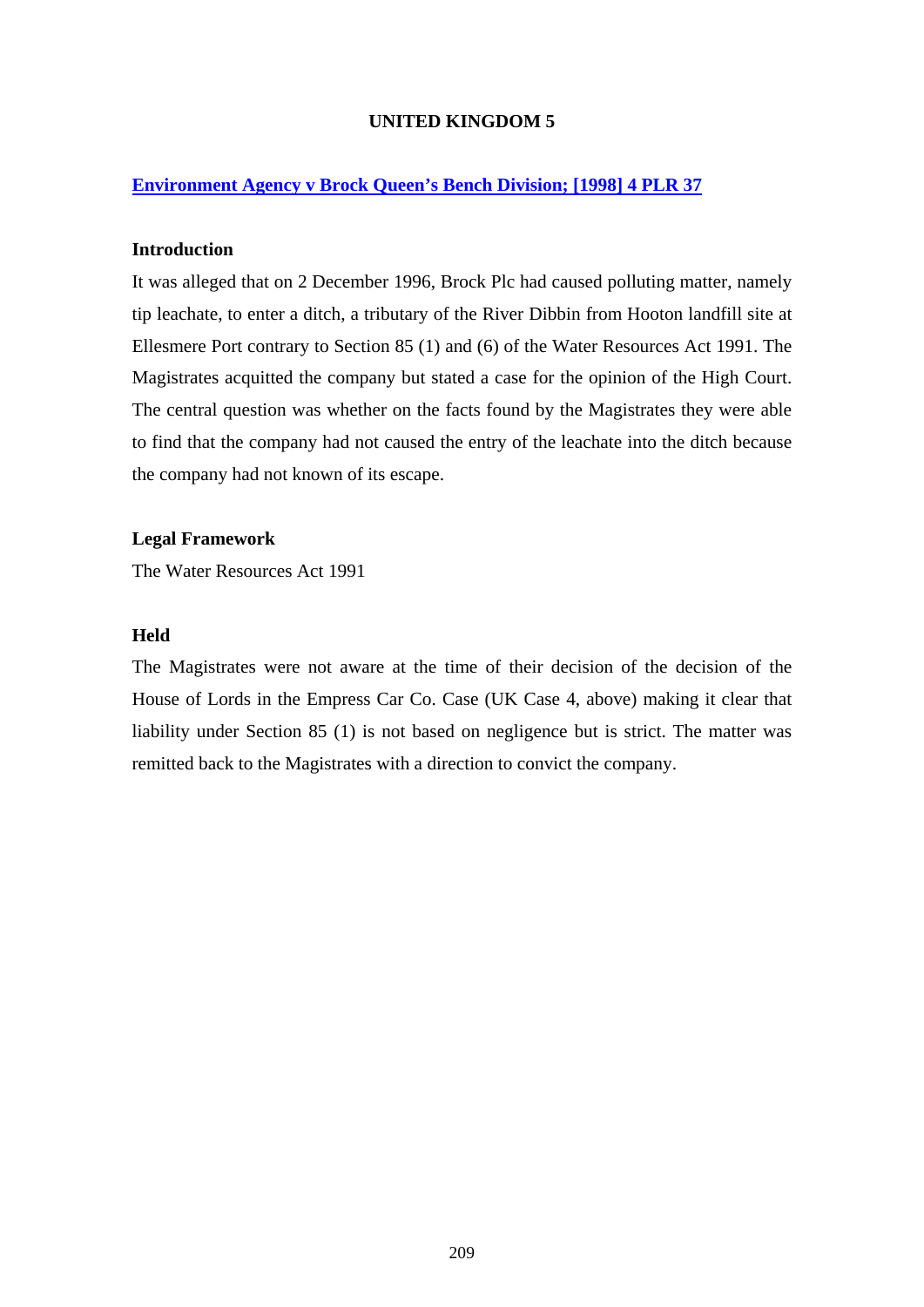# UNITED KINGDOM 5

## Environment Agency v Brock Queen's Bench Division; [1998] 4 PLR 37

### Introduction

It was alleged that on 2 December 1996, Brock Plc had caused polluting matter, namely tip leachate, to enter a ditch, a tributary of the River Dibbin from Hooton landfill site at Ellesmere Port contrary to Section 85 (1) and (6) of the Water Resources Act 1991. The Magistrates acquitted the company but stated a case for the opinion of the High Court. The central question was whether on the facts found by the Magistrates they were able to find that the company had not caused the entry of the leachate into the ditch because the company had not known of its escape.

### Legal Framework

The Water Resources Act 1991

### Held

The Magistrates were not aware at the time of their decision of the decision of the House of Lords in the Empress Car Co. Case (UK Case 4, above) making it clear that liability under Section 85 (1) is not based on negligence but is strict. The matter was remitted back to the Magistrates with a direction to convict the company.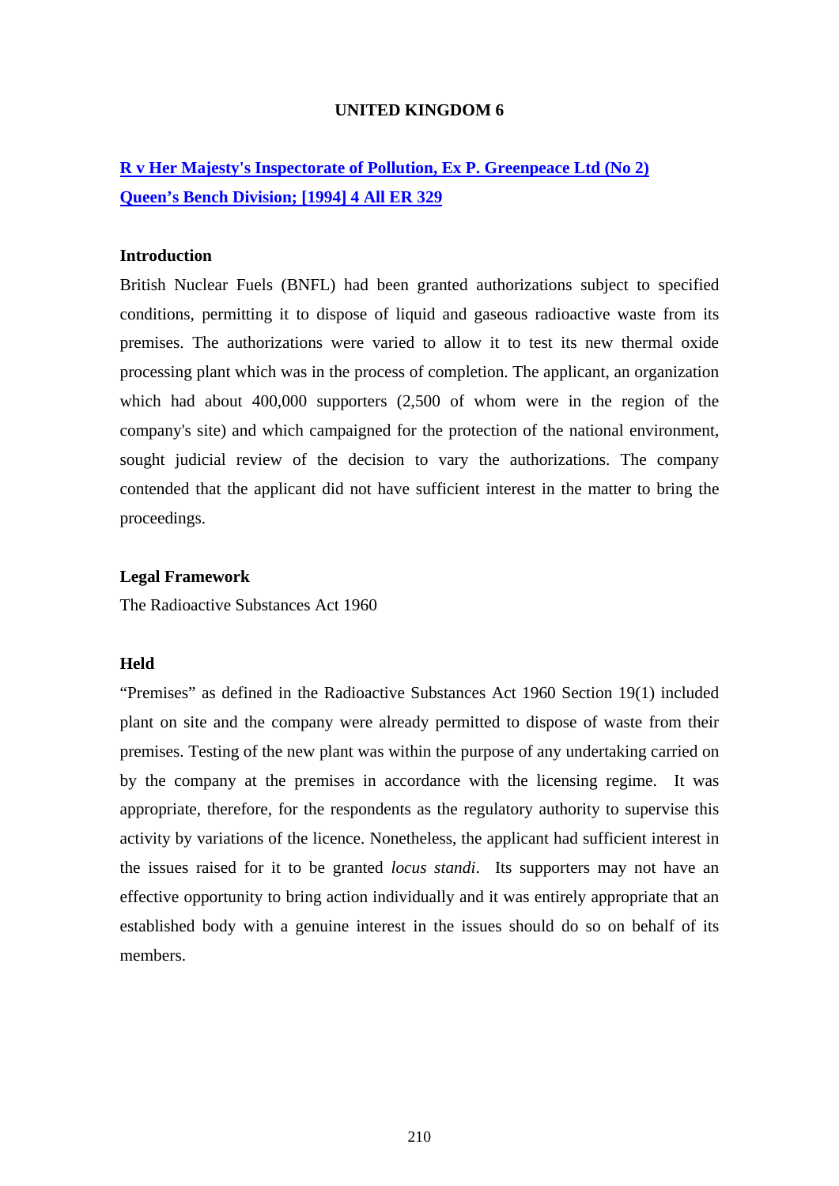# UNITED KINGDOM 6

## R v Her Majesty's Inspectorate of Pollution, Ex P. Greenpeace Ltd (No 2) Queen's Bench Division; [1994] 4 All ER 329

### Introduction

British Nuclear Fuels (BNFL) had been granted authorizations subject to specified conditions, permitting it to dispose of liquid and gaseous radioactive waste from its premises. The authorizations were varied to allow it to test its new thermal oxide processing plant which was in the process of completion. The applicant, an organization which had about 400,000 supporters (2,500 of whom were in the region of the company's site) and which campaigned for the protection of the national environment, sought judicial review of the decision to vary the authorizations. The company contended that the applicant did not have sufficient interest in the matter to bring the proceedings.

### Legal Framework

The Radioactive Substances Act 1960

### Held

"Premises" as defined in the Radioactive Substances Act 1960 Section 19(1) included plant on site and the company were already permitted to dispose of waste from their premises. Testing of the new plant was within the purpose of any undertaking carried on by the company at the premises in accordance with the licensing regime. It was appropriate, therefore, for the respondents as the regulatory authority to supervise this activity by variations of the licence. Nonetheless, the applicant had sufficient interest in the issues raised for it to be granted *locus standi*. Its supporters may not have an effective opportunity to bring action individually and it was entirely appropriate that an established body with a genuine interest in the issues should do so on behalf of its members.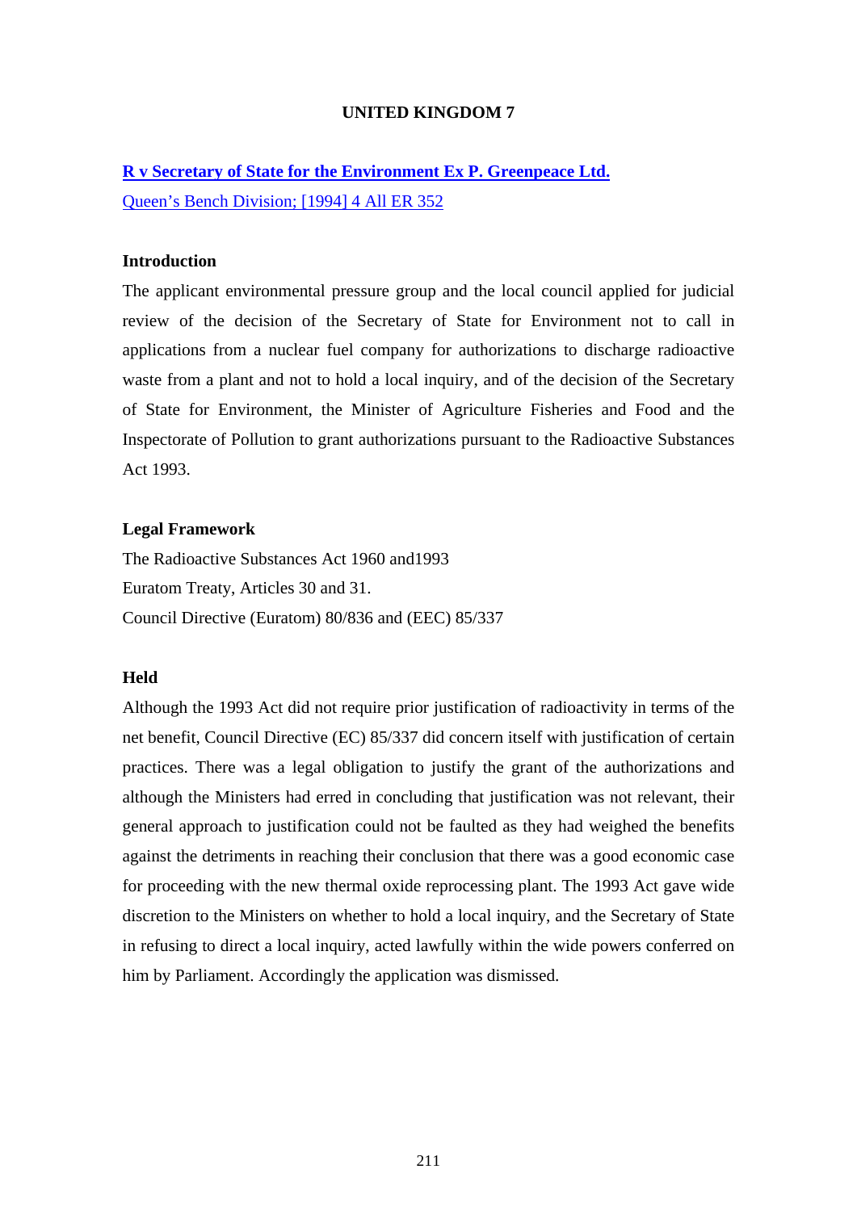## UNITED KINGDOM 7

**R v Secretary of State for the Environment Ex P. Greenpeace Ltd.**

Queen's Bench Division; [1994] 4 All ER 352

### Introduction

The applicant environmental pressure group and the local council applied for judicial review of the decision of the Secretary of State for Environment not to call in applications from a nuclear fuel company for authorizations to discharge radioactive waste from a plant and not to hold a local inquiry, and of the decision of the Secretary of State for Environment, the Minister of Agriculture Fisheries and Food and the Inspectorate of Pollution to grant authorizations pursuant to the Radioactive Substances Act 1993.

### Legal Framework

The Radioactive Substances Act 1960 and1993

Euratom Treaty, Articles 30 and 31.

Council Directive (Euratom) 80/836 and (EEC) 85/337

### Held

Although the 1993 Act did not require prior justification of radioactivity in terms of the net benefit, Council Directive (EC) 85/337 did concern itself with justification of certain practices. There was a legal obligation to justify the grant of the authorizations and although the Ministers had erred in concluding that justification was not relevant, their general approach to justification could not be faulted as they had weighed the benefits against the detriments in reaching their conclusion that there was a good economic case for proceeding with the new thermal oxide reprocessing plant. The 1993 Act gave wide discretion to the Ministers on whether to hold a local inquiry, and the Secretary of State in refusing to direct a local inquiry, acted lawfully within the wide powers conferred on him by Parliament. Accordingly the application was dismissed.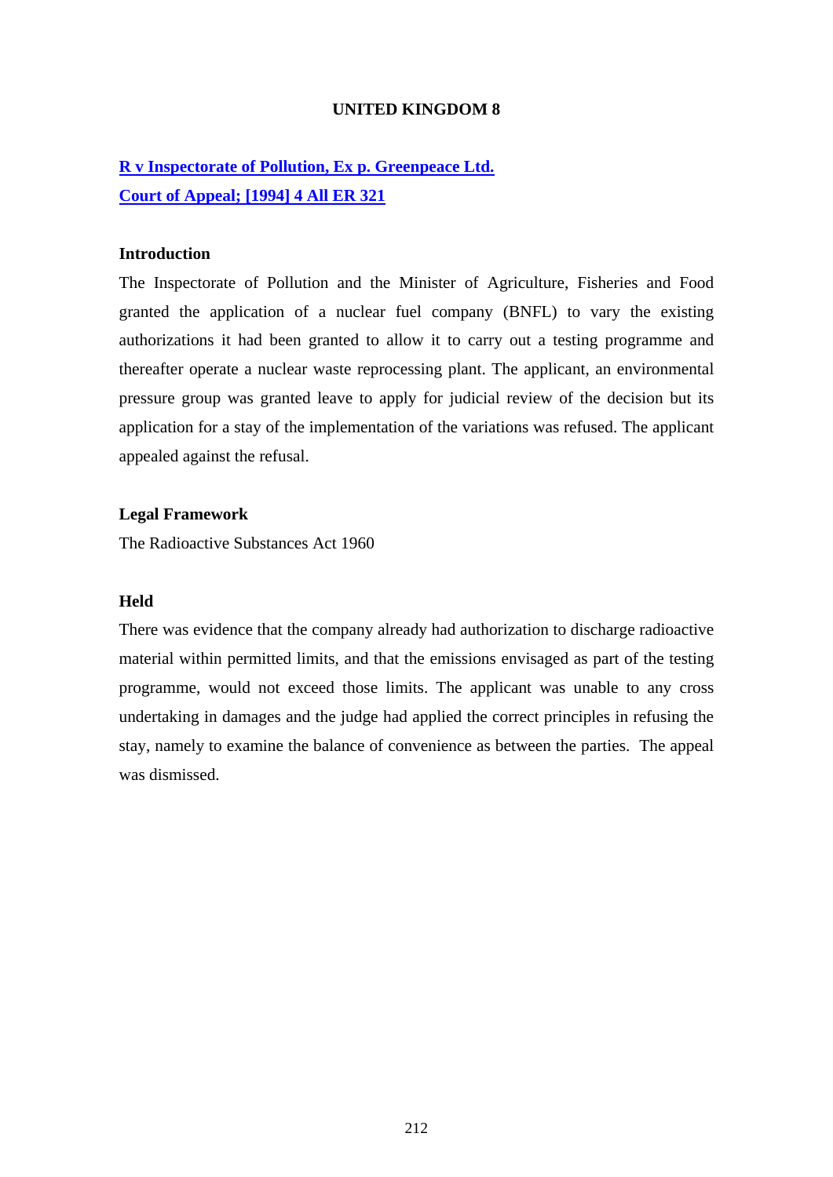## UNITED KINGDOM 8

### R v Inspectorate of Pollution, Ex p. Greenpeace Ltd.
### Court of Appeal; [1994] 4 All ER 321

**Introduction**

The Inspectorate of Pollution and the Minister of Agriculture, Fisheries and Food granted the application of a nuclear fuel company (BNFL) to vary the existing authorizations it had been granted to allow it to carry out a testing programme and thereafter operate a nuclear waste reprocessing plant. The applicant, an environmental pressure group was granted leave to apply for judicial review of the decision but its application for a stay of the implementation of the variations was refused. The applicant appealed against the refusal.

**Legal Framework**

The Radioactive Substances Act 1960

**Held**

There was evidence that the company already had authorization to discharge radioactive material within permitted limits, and that the emissions envisaged as part of the testing programme, would not exceed those limits. The applicant was unable to any cross undertaking in damages and the judge had applied the correct principles in refusing the stay, namely to examine the balance of convenience as between the parties. The appeal was dismissed.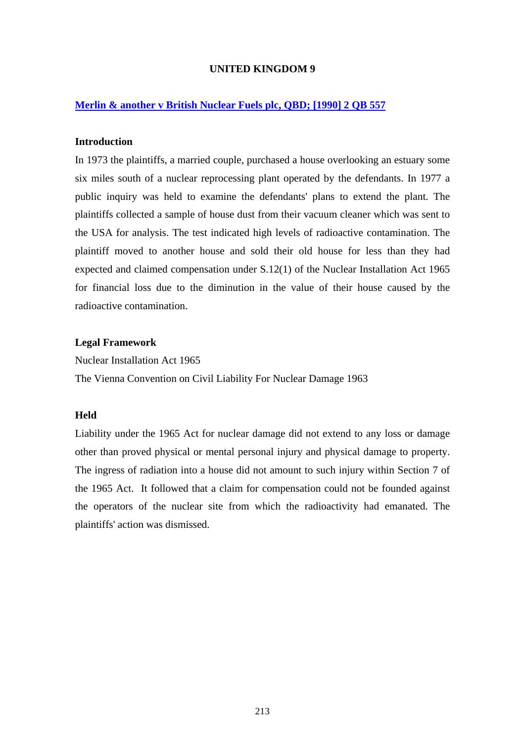## UNITED KINGDOM 9

### **Merlin & another v British Nuclear Fuels plc, QBD; [1990] 2 QB 557**

**Introduction**

In 1973 the plaintiffs, a married couple, purchased a house overlooking an estuary some six miles south of a nuclear reprocessing plant operated by the defendants. In 1977 a public inquiry was held to examine the defendants' plans to extend the plant. The plaintiffs collected a sample of house dust from their vacuum cleaner which was sent to the USA for analysis. The test indicated high levels of radioactive contamination. The plaintiff moved to another house and sold their old house for less than they had expected and claimed compensation under S.12(1) of the Nuclear Installation Act 1965 for financial loss due to the diminution in the value of their house caused by the radioactive contamination.

**Legal Framework**

Nuclear Installation Act 1965

The Vienna Convention on Civil Liability For Nuclear Damage 1963

**Held**

Liability under the 1965 Act for nuclear damage did not extend to any loss or damage other than proved physical or mental personal injury and physical damage to property. The ingress of radiation into a house did not amount to such injury within Section 7 of the 1965 Act. It followed that a claim for compensation could not be founded against the operators of the nuclear site from which the radioactivity had emanated. The plaintiffs' action was dismissed.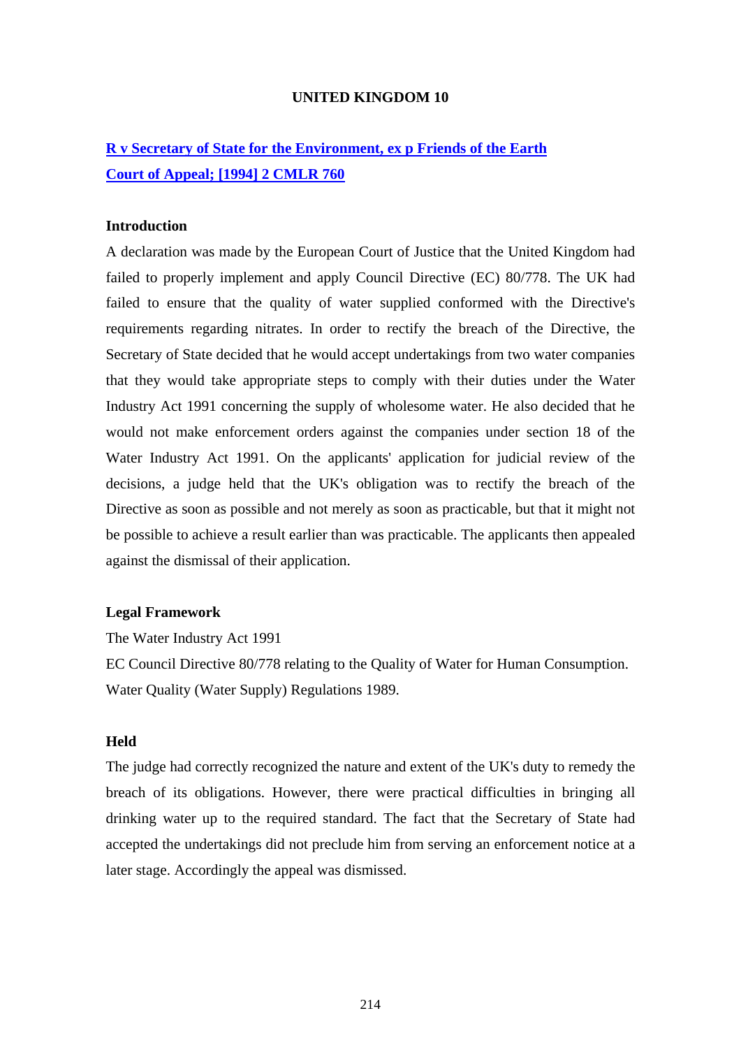## UNITED KINGDOM 10

### R v Secretary of State for the Environment, ex p Friends of the Earth
### Court of Appeal; [1994] 2 CMLR 760

**Introduction**

A declaration was made by the European Court of Justice that the United Kingdom had failed to properly implement and apply Council Directive (EC) 80/778. The UK had failed to ensure that the quality of water supplied conformed with the Directive's requirements regarding nitrates. In order to rectify the breach of the Directive, the Secretary of State decided that he would accept undertakings from two water companies that they would take appropriate steps to comply with their duties under the Water Industry Act 1991 concerning the supply of wholesome water. He also decided that he would not make enforcement orders against the companies under section 18 of the Water Industry Act 1991. On the applicants' application for judicial review of the decisions, a judge held that the UK's obligation was to rectify the breach of the Directive as soon as possible and not merely as soon as practicable, but that it might not be possible to achieve a result earlier than was practicable. The applicants then appealed against the dismissal of their application.

**Legal Framework**

The Water Industry Act 1991
EC Council Directive 80/778 relating to the Quality of Water for Human Consumption.
Water Quality (Water Supply) Regulations 1989.

**Held**

The judge had correctly recognized the nature and extent of the UK's duty to remedy the breach of its obligations. However, there were practical difficulties in bringing all drinking water up to the required standard. The fact that the Secretary of State had accepted the undertakings did not preclude him from serving an enforcement notice at a later stage. Accordingly the appeal was dismissed.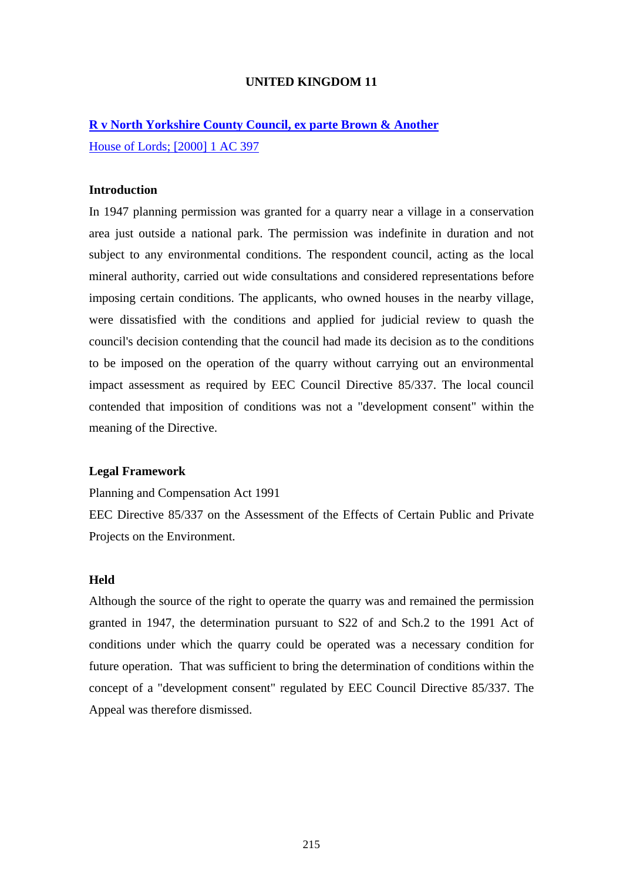# UNITED KINGDOM 11

## [R v North Yorkshire County Council, ex parte Brown & Another](#)

[House of Lords; [2000] 1 AC 397](#)

### Introduction

In 1947 planning permission was granted for a quarry near a village in a conservation area just outside a national park. The permission was indefinite in duration and not subject to any environmental conditions. The respondent council, acting as the local mineral authority, carried out wide consultations and considered representations before imposing certain conditions. The applicants, who owned houses in the nearby village, were dissatisfied with the conditions and applied for judicial review to quash the council's decision contending that the council had made its decision as to the conditions to be imposed on the operation of the quarry without carrying out an environmental impact assessment as required by EEC Council Directive 85/337. The local council contended that imposition of conditions was not a "development consent" within the meaning of the Directive.

### Legal Framework

Planning and Compensation Act 1991

EEC Directive 85/337 on the Assessment of the Effects of Certain Public and Private Projects on the Environment.

### Held

Although the source of the right to operate the quarry was and remained the permission granted in 1947, the determination pursuant to S22 of and Sch.2 to the 1991 Act of conditions under which the quarry could be operated was a necessary condition for future operation. That was sufficient to bring the determination of conditions within the concept of a "development consent" regulated by EEC Council Directive 85/337. The Appeal was therefore dismissed.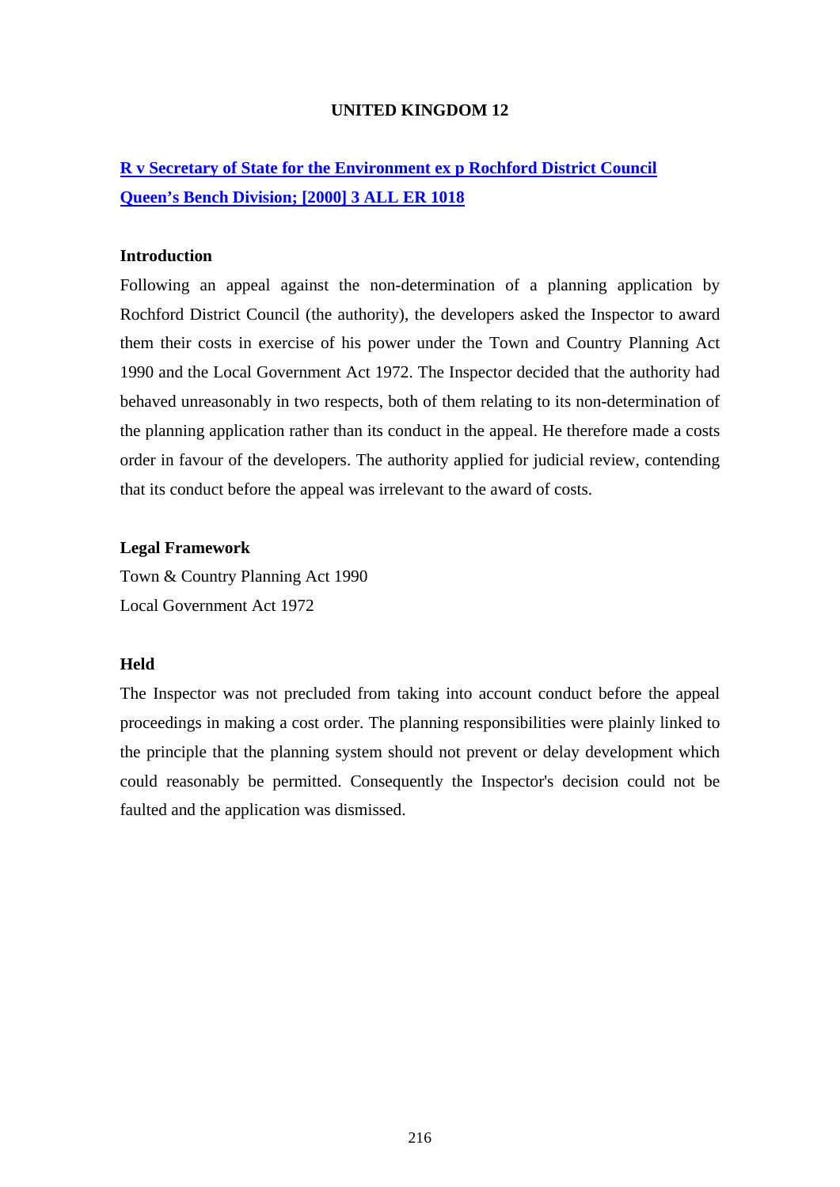## UNITED KINGDOM 12

### R v Secretary of State for the Environment ex p Rochford District Council Queen's Bench Division; [2000] 3 ALL ER 1018

**Introduction**

Following an appeal against the non-determination of a planning application by Rochford District Council (the authority), the developers asked the Inspector to award them their costs in exercise of his power under the Town and Country Planning Act 1990 and the Local Government Act 1972. The Inspector decided that the authority had behaved unreasonably in two respects, both of them relating to its non-determination of the planning application rather than its conduct in the appeal. He therefore made a costs order in favour of the developers. The authority applied for judicial review, contending that its conduct before the appeal was irrelevant to the award of costs.

**Legal Framework**

Town & Country Planning Act 1990

Local Government Act 1972

**Held**

The Inspector was not precluded from taking into account conduct before the appeal proceedings in making a cost order. The planning responsibilities were plainly linked to the principle that the planning system should not prevent or delay development which could reasonably be permitted. Consequently the Inspector's decision could not be faulted and the application was dismissed.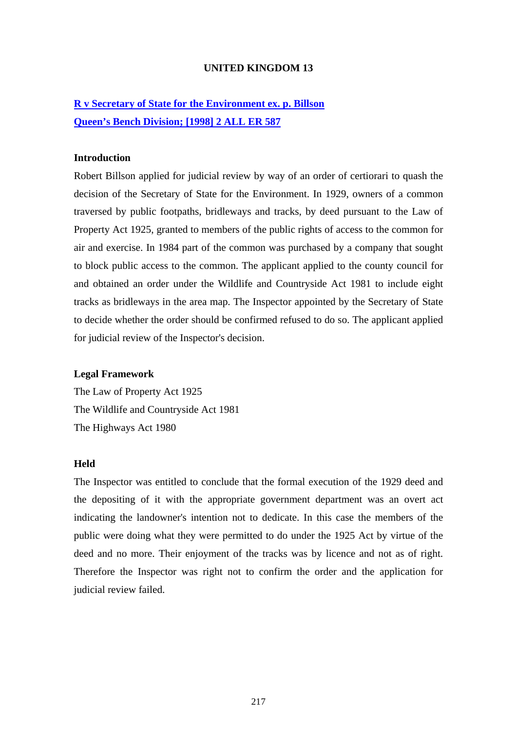**UNITED KINGDOM 13**

**R v Secretary of State for the Environment ex. p. Billson**
**Queen's Bench Division; [1998] 2 ALL ER 587**

**Introduction**

Robert Billson applied for judicial review by way of an order of certiorari to quash the decision of the Secretary of State for the Environment. In 1929, owners of a common traversed by public footpaths, bridleways and tracks, by deed pursuant to the Law of Property Act 1925, granted to members of the public rights of access to the common for air and exercise. In 1984 part of the common was purchased by a company that sought to block public access to the common. The applicant applied to the county council for and obtained an order under the Wildlife and Countryside Act 1981 to include eight tracks as bridleways in the area map. The Inspector appointed by the Secretary of State to decide whether the order should be confirmed refused to do so. The applicant applied for judicial review of the Inspector's decision.

**Legal Framework**

The Law of Property Act 1925
The Wildlife and Countryside Act 1981
The Highways Act 1980

**Held**

The Inspector was entitled to conclude that the formal execution of the 1929 deed and the depositing of it with the appropriate government department was an overt act indicating the landowner's intention not to dedicate. In this case the members of the public were doing what they were permitted to do under the 1925 Act by virtue of the deed and no more. Their enjoyment of the tracks was by licence and not as of right. Therefore the Inspector was right not to confirm the order and the application for judicial review failed.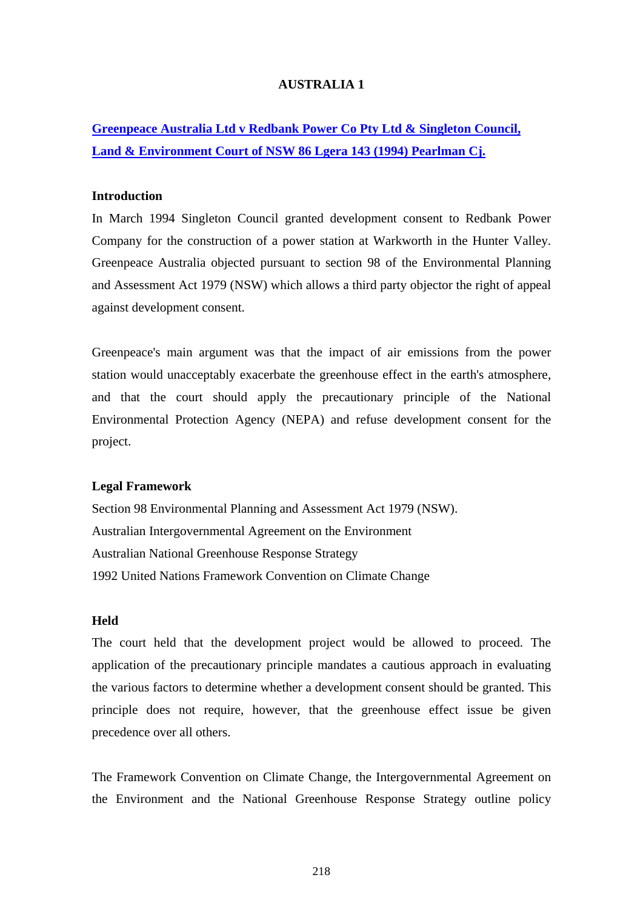**AUSTRALIA 1**

**Greenpeace Australia Ltd v Redbank Power Co Pty Ltd & Singleton Council, Land & Environment Court of NSW 86 Lgera 143 (1994) Pearlman Cj.**

**Introduction**

In March 1994 Singleton Council granted development consent to Redbank Power Company for the construction of a power station at Warkworth in the Hunter Valley. Greenpeace Australia objected pursuant to section 98 of the Environmental Planning and Assessment Act 1979 (NSW) which allows a third party objector the right of appeal against development consent.

Greenpeace's main argument was that the impact of air emissions from the power station would unacceptably exacerbate the greenhouse effect in the earth's atmosphere, and that the court should apply the precautionary principle of the National Environmental Protection Agency (NEPA) and refuse development consent for the project.

**Legal Framework**

Section 98 Environmental Planning and Assessment Act 1979 (NSW).
Australian Intergovernmental Agreement on the Environment
Australian National Greenhouse Response Strategy
1992 United Nations Framework Convention on Climate Change

**Held**

The court held that the development project would be allowed to proceed. The application of the precautionary principle mandates a cautious approach in evaluating the various factors to determine whether a development consent should be granted. This principle does not require, however, that the greenhouse effect issue be given precedence over all others.

The Framework Convention on Climate Change, the Intergovernmental Agreement on the Environment and the National Greenhouse Response Strategy outline policy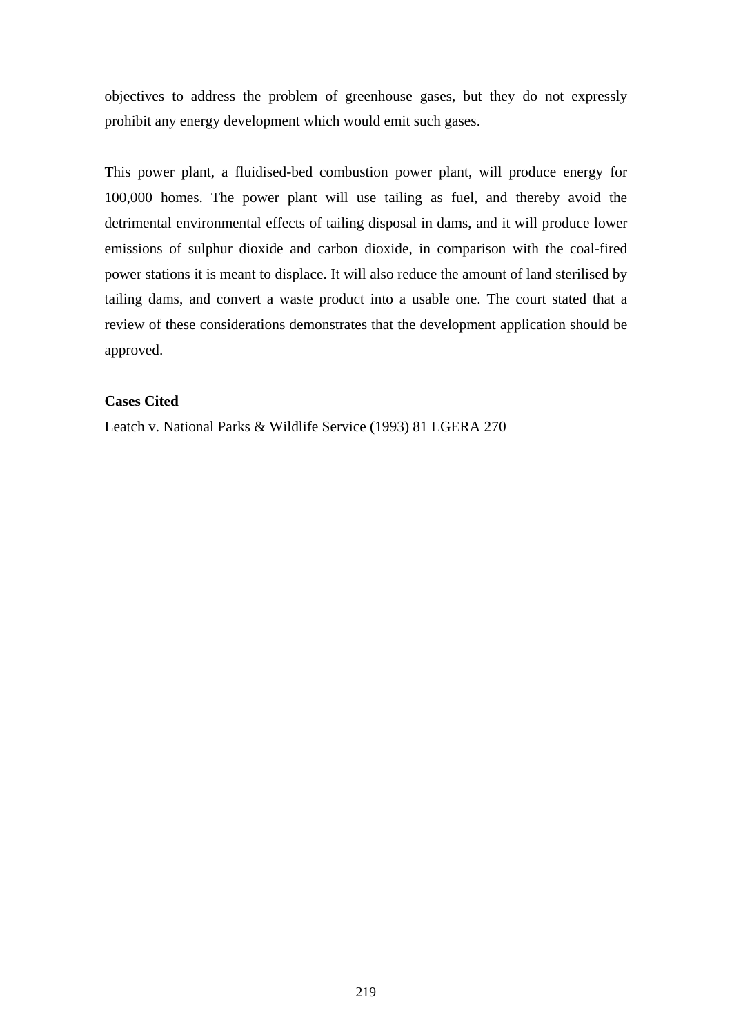objectives to address the problem of greenhouse gases, but they do not expressly prohibit any energy development which would emit such gases.

This power plant, a fluidised-bed combustion power plant, will produce energy for 100,000 homes. The power plant will use tailing as fuel, and thereby avoid the detrimental environmental effects of tailing disposal in dams, and it will produce lower emissions of sulphur dioxide and carbon dioxide, in comparison with the coal-fired power stations it is meant to displace. It will also reduce the amount of land sterilised by tailing dams, and convert a waste product into a usable one. The court stated that a review of these considerations demonstrates that the development application should be approved.

**Cases Cited**

Leatch v. National Parks & Wildlife Service (1993) 81 LGERA 270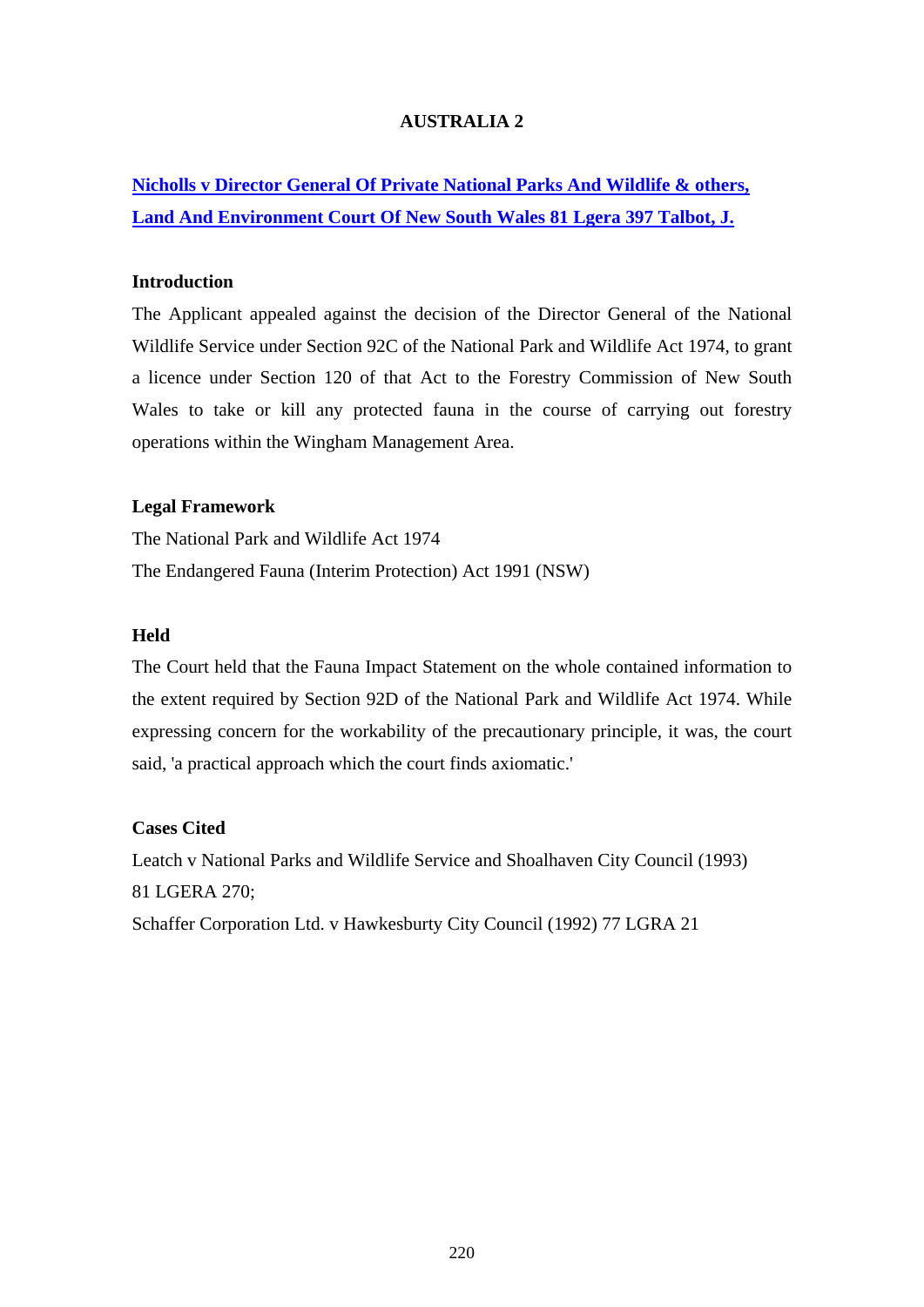# AUSTRALIA 2

## Nicholls v Director General Of Private National Parks And Wildlife & others, Land And Environment Court Of New South Wales 81 Lgera 397 Talbot, J.

### Introduction

The Applicant appealed against the decision of the Director General of the National Wildlife Service under Section 92C of the National Park and Wildlife Act 1974, to grant a licence under Section 120 of that Act to the Forestry Commission of New South Wales to take or kill any protected fauna in the course of carrying out forestry operations within the Wingham Management Area.

### Legal Framework

The National Park and Wildlife Act 1974

The Endangered Fauna (Interim Protection) Act 1991 (NSW)

### Held

The Court held that the Fauna Impact Statement on the whole contained information to the extent required by Section 92D of the National Park and Wildlife Act 1974. While expressing concern for the workability of the precautionary principle, it was, the court said, 'a practical approach which the court finds axiomatic.'

### Cases Cited

Leatch v National Parks and Wildlife Service and Shoalhaven City Council (1993) 81 LGERA 270;

Schaffer Corporation Ltd. v Hawkesburty City Council (1992) 77 LGRA 21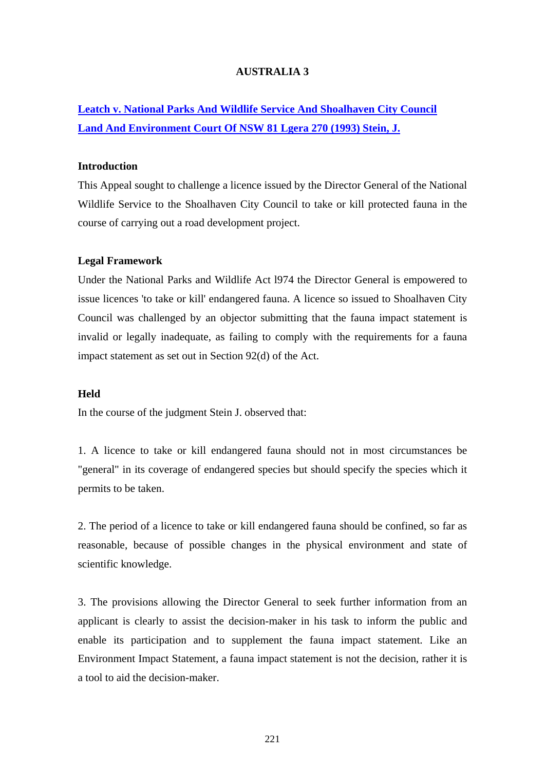# AUSTRALIA 3

**Leatch v. National Parks And Wildlife Service And Shoalhaven City Council**
**Land And Environment Court Of NSW 81 Lgera 270 (1993) Stein, J.**

**Introduction**

This Appeal sought to challenge a licence issued by the Director General of the National Wildlife Service to the Shoalhaven City Council to take or kill protected fauna in the course of carrying out a road development project.

**Legal Framework**

Under the National Parks and Wildlife Act l974 the Director General is empowered to issue licences 'to take or kill' endangered fauna. A licence so issued to Shoalhaven City Council was challenged by an objector submitting that the fauna impact statement is invalid or legally inadequate, as failing to comply with the requirements for a fauna impact statement as set out in Section 92(d) of the Act.

**Held**

In the course of the judgment Stein J. observed that:

1. A licence to take or kill endangered fauna should not in most circumstances be "general" in its coverage of endangered species but should specify the species which it permits to be taken.

2. The period of a licence to take or kill endangered fauna should be confined, so far as reasonable, because of possible changes in the physical environment and state of scientific knowledge.

3. The provisions allowing the Director General to seek further information from an applicant is clearly to assist the decision-maker in his task to inform the public and enable its participation and to supplement the fauna impact statement. Like an Environment Impact Statement, a fauna impact statement is not the decision, rather it is a tool to aid the decision-maker.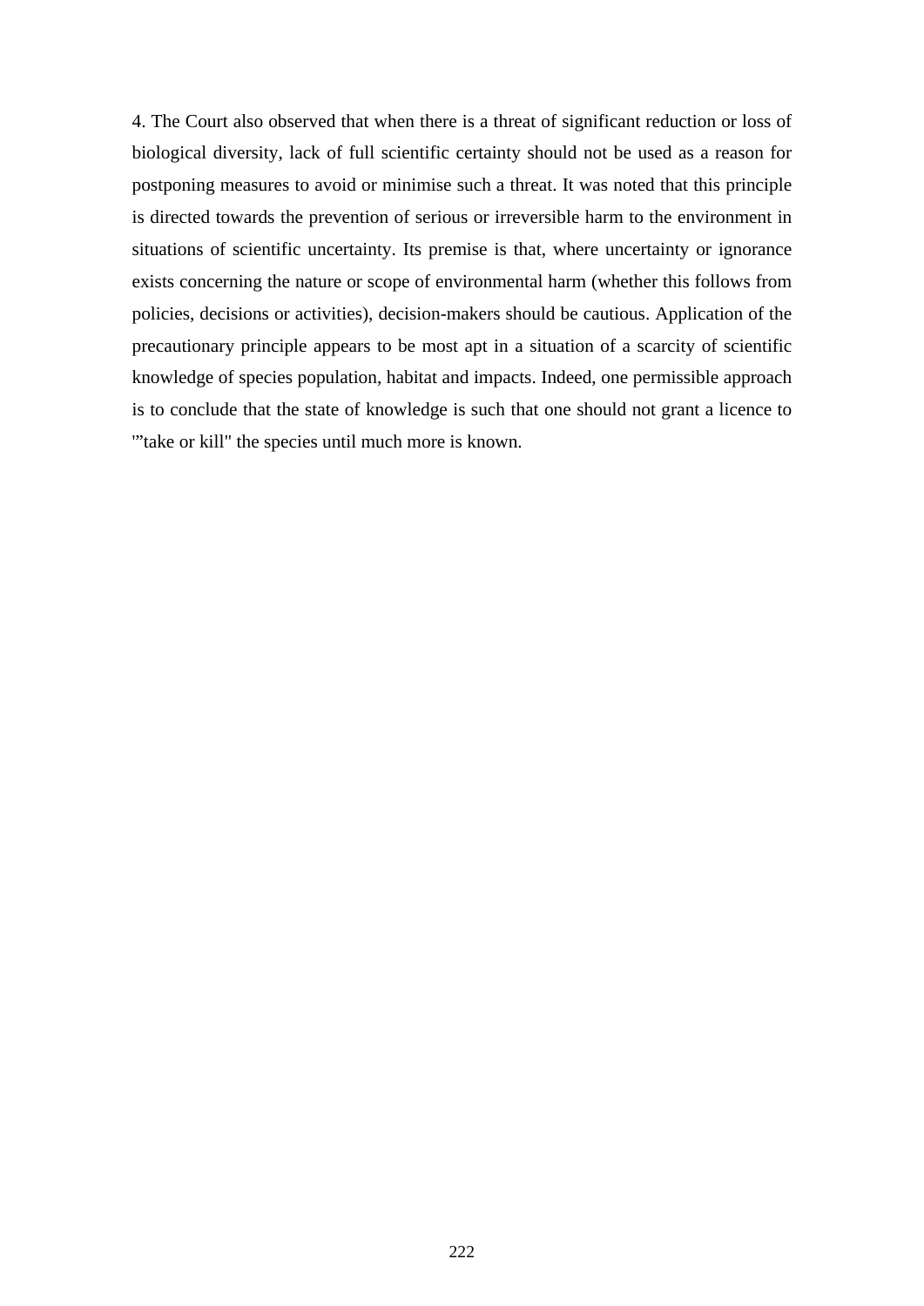4. The Court also observed that when there is a threat of significant reduction or loss of biological diversity, lack of full scientific certainty should not be used as a reason for postponing measures to avoid or minimise such a threat. It was noted that this principle is directed towards the prevention of serious or irreversible harm to the environment in situations of scientific uncertainty. Its premise is that, where uncertainty or ignorance exists concerning the nature or scope of environmental harm (whether this follows from policies, decisions or activities), decision-makers should be cautious. Application of the precautionary principle appears to be most apt in a situation of a scarcity of scientific knowledge of species population, habitat and impacts. Indeed, one permissible approach is to conclude that the state of knowledge is such that one should not grant a licence to '"take or kill" the species until much more is known.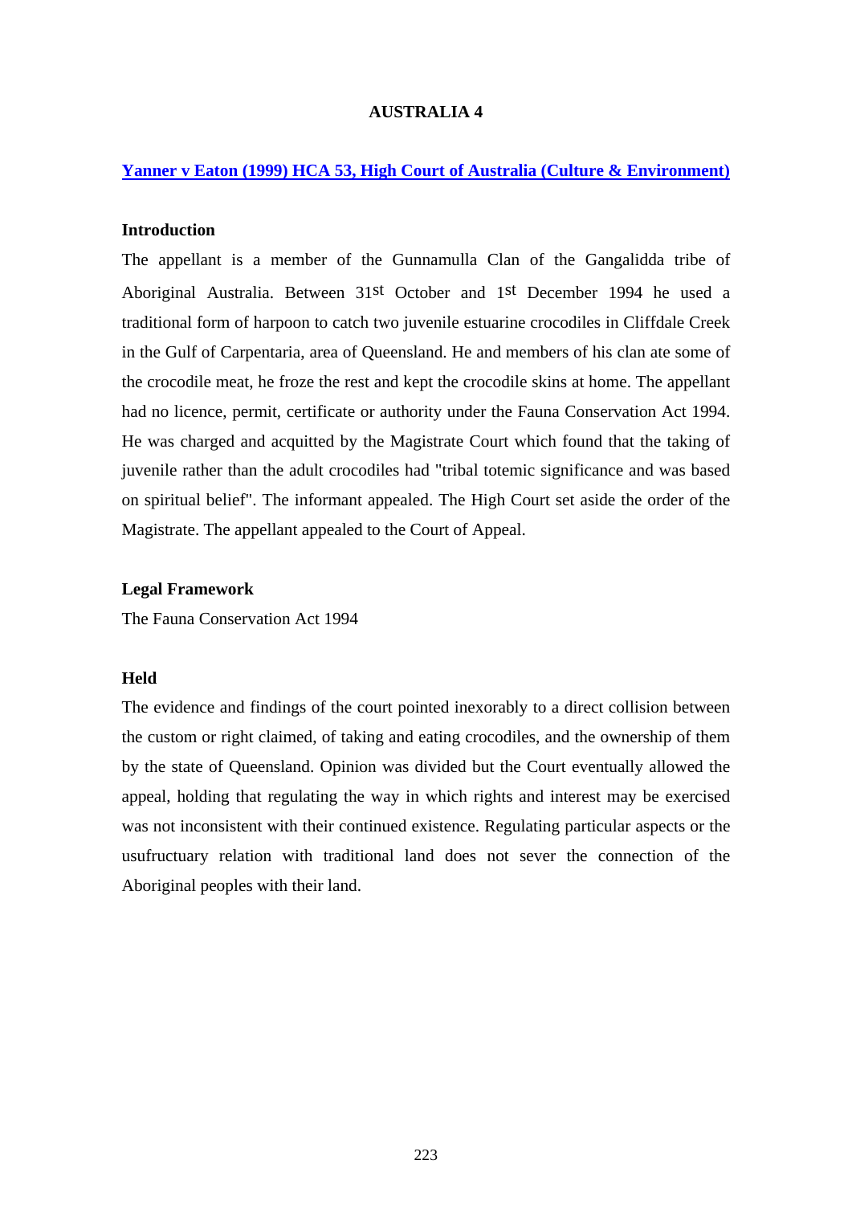# AUSTRALIA 4

## [Yanner v Eaton (1999) HCA 53, High Court of Australia (Culture & Environment)]

### Introduction

The appellant is a member of the Gunnamulla Clan of the Gangalidda tribe of Aboriginal Australia. Between 31st October and 1st December 1994 he used a traditional form of harpoon to catch two juvenile estuarine crocodiles in Cliffdale Creek in the Gulf of Carpentaria, area of Queensland. He and members of his clan ate some of the crocodile meat, he froze the rest and kept the crocodile skins at home. The appellant had no licence, permit, certificate or authority under the Fauna Conservation Act 1994. He was charged and acquitted by the Magistrate Court which found that the taking of juvenile rather than the adult crocodiles had "tribal totemic significance and was based on spiritual belief". The informant appealed. The High Court set aside the order of the Magistrate. The appellant appealed to the Court of Appeal.

### Legal Framework

The Fauna Conservation Act 1994

### Held

The evidence and findings of the court pointed inexorably to a direct collision between the custom or right claimed, of taking and eating crocodiles, and the ownership of them by the state of Queensland. Opinion was divided but the Court eventually allowed the appeal, holding that regulating the way in which rights and interest may be exercised was not inconsistent with their continued existence. Regulating particular aspects or the usufructuary relation with traditional land does not sever the connection of the Aboriginal peoples with their land.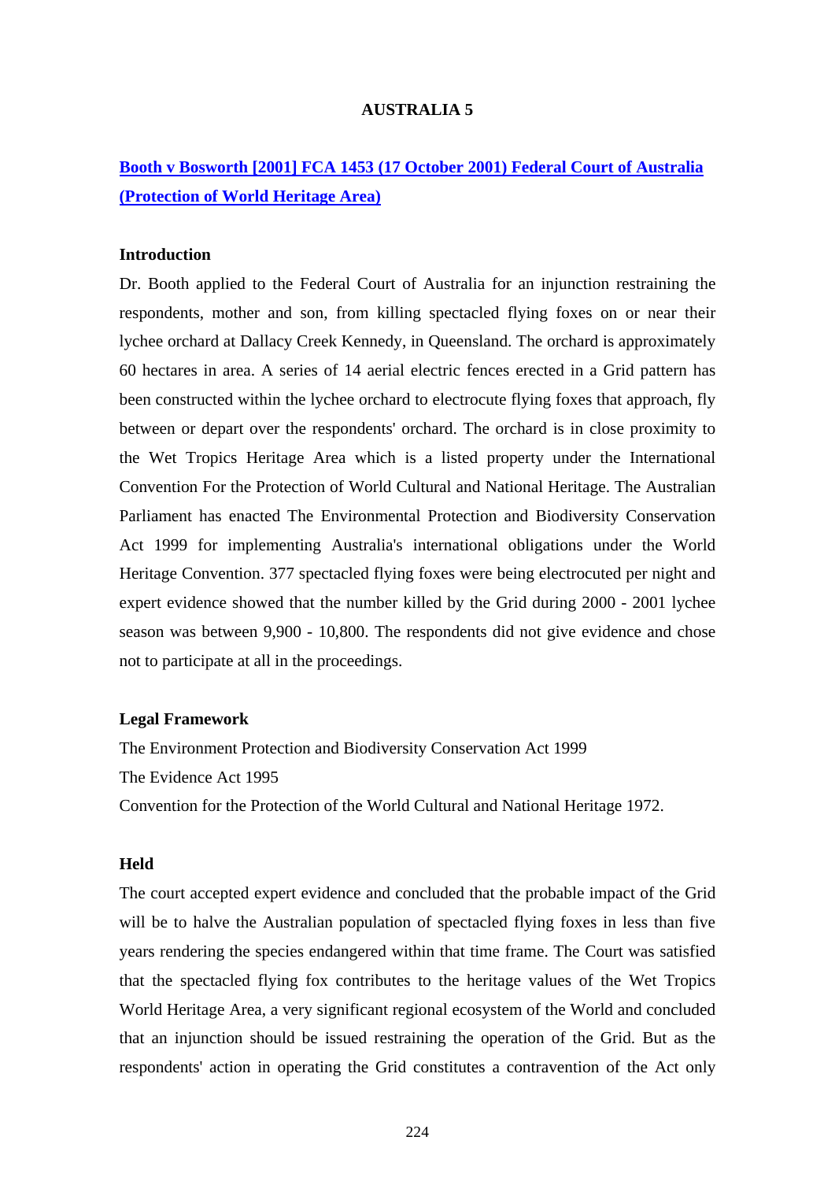**AUSTRALIA 5**

## [Booth v Bosworth [2001] FCA 1453 (17 October 2001) Federal Court of Australia (Protection of World Heritage Area)]

### Introduction

Dr. Booth applied to the Federal Court of Australia for an injunction restraining the respondents, mother and son, from killing spectacled flying foxes on or near their lychee orchard at Dallacy Creek Kennedy, in Queensland. The orchard is approximately 60 hectares in area. A series of 14 aerial electric fences erected in a Grid pattern has been constructed within the lychee orchard to electrocute flying foxes that approach, fly between or depart over the respondents' orchard. The orchard is in close proximity to the Wet Tropics Heritage Area which is a listed property under the International Convention For the Protection of World Cultural and National Heritage. The Australian Parliament has enacted The Environmental Protection and Biodiversity Conservation Act 1999 for implementing Australia's international obligations under the World Heritage Convention. 377 spectacled flying foxes were being electrocuted per night and expert evidence showed that the number killed by the Grid during 2000 - 2001 lychee season was between 9,900 - 10,800. The respondents did not give evidence and chose not to participate at all in the proceedings.

### Legal Framework

The Environment Protection and Biodiversity Conservation Act 1999
The Evidence Act 1995
Convention for the Protection of the World Cultural and National Heritage 1972.

### Held

The court accepted expert evidence and concluded that the probable impact of the Grid will be to halve the Australian population of spectacled flying foxes in less than five years rendering the species endangered within that time frame. The Court was satisfied that the spectacled flying fox contributes to the heritage values of the Wet Tropics World Heritage Area, a very significant regional ecosystem of the World and concluded that an injunction should be issued restraining the operation of the Grid. But as the respondents' action in operating the Grid constitutes a contravention of the Act only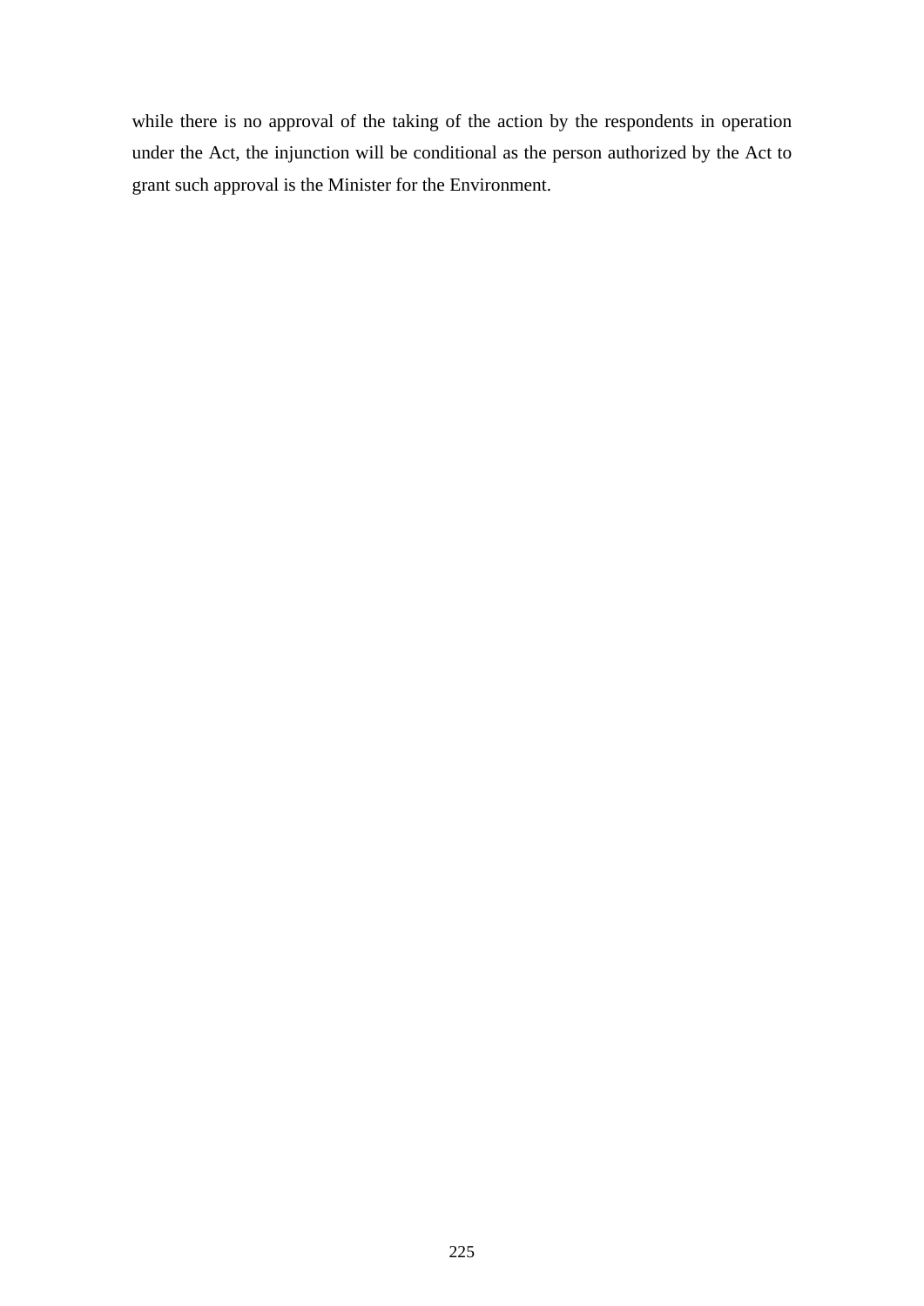while there is no approval of the taking of the action by the respondents in operation under the Act, the injunction will be conditional as the person authorized by the Act to grant such approval is the Minister for the Environment.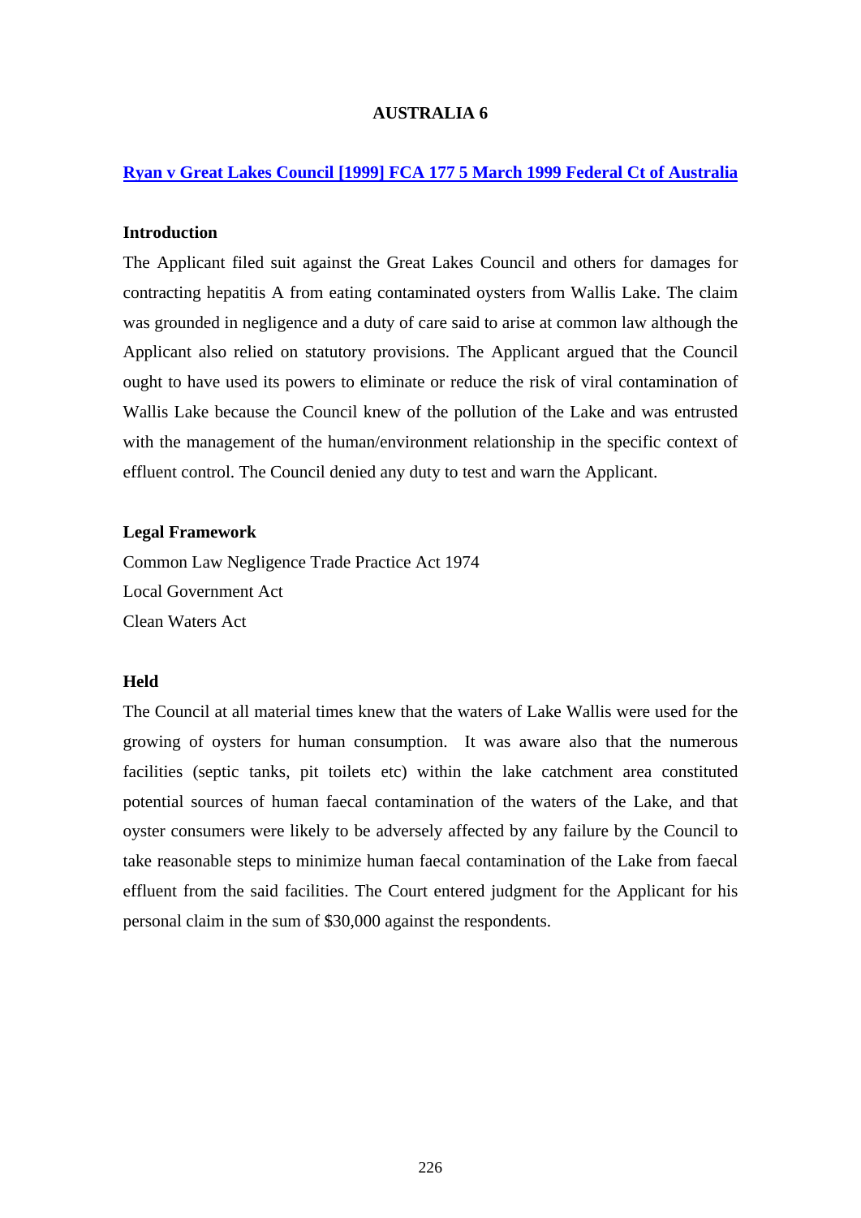# AUSTRALIA 6

## Ryan v Great Lakes Council [1999] FCA 177 5 March 1999 Federal Ct of Australia

**Introduction**

The Applicant filed suit against the Great Lakes Council and others for damages for contracting hepatitis A from eating contaminated oysters from Wallis Lake. The claim was grounded in negligence and a duty of care said to arise at common law although the Applicant also relied on statutory provisions. The Applicant argued that the Council ought to have used its powers to eliminate or reduce the risk of viral contamination of Wallis Lake because the Council knew of the pollution of the Lake and was entrusted with the management of the human/environment relationship in the specific context of effluent control. The Council denied any duty to test and warn the Applicant.

**Legal Framework**

Common Law Negligence Trade Practice Act 1974

Local Government Act

Clean Waters Act

**Held**

The Council at all material times knew that the waters of Lake Wallis were used for the growing of oysters for human consumption. It was aware also that the numerous facilities (septic tanks, pit toilets etc) within the lake catchment area constituted potential sources of human faecal contamination of the waters of the Lake, and that oyster consumers were likely to be adversely affected by any failure by the Council to take reasonable steps to minimize human faecal contamination of the Lake from faecal effluent from the said facilities. The Court entered judgment for the Applicant for his personal claim in the sum of $30,000 against the respondents.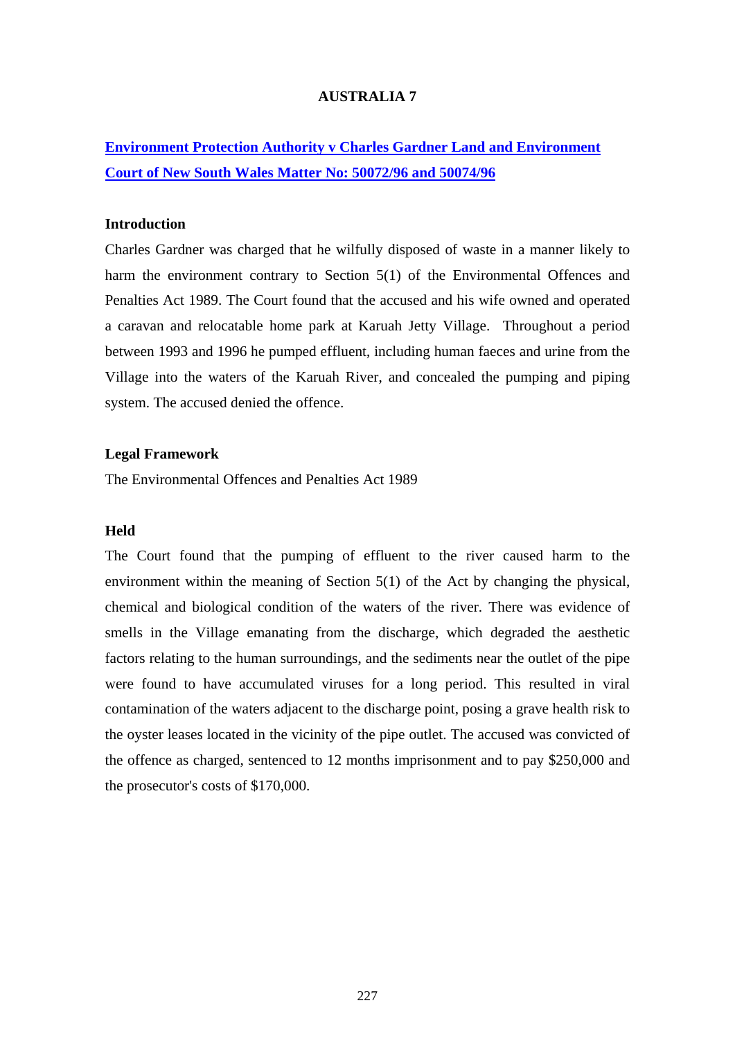# AUSTRALIA 7

## [Environment Protection Authority v Charles Gardner Land and Environment Court of New South Wales Matter No: 50072/96 and 50074/96]

### Introduction

Charles Gardner was charged that he wilfully disposed of waste in a manner likely to harm the environment contrary to Section 5(1) of the Environmental Offences and Penalties Act 1989. The Court found that the accused and his wife owned and operated a caravan and relocatable home park at Karuah Jetty Village. Throughout a period between 1993 and 1996 he pumped effluent, including human faeces and urine from the Village into the waters of the Karuah River, and concealed the pumping and piping system. The accused denied the offence.

### Legal Framework

The Environmental Offences and Penalties Act 1989

### Held

The Court found that the pumping of effluent to the river caused harm to the environment within the meaning of Section 5(1) of the Act by changing the physical, chemical and biological condition of the waters of the river. There was evidence of smells in the Village emanating from the discharge, which degraded the aesthetic factors relating to the human surroundings, and the sediments near the outlet of the pipe were found to have accumulated viruses for a long period. This resulted in viral contamination of the waters adjacent to the discharge point, posing a grave health risk to the oyster leases located in the vicinity of the pipe outlet. The accused was convicted of the offence as charged, sentenced to 12 months imprisonment and to pay $250,000 and the prosecutor's costs of $170,000.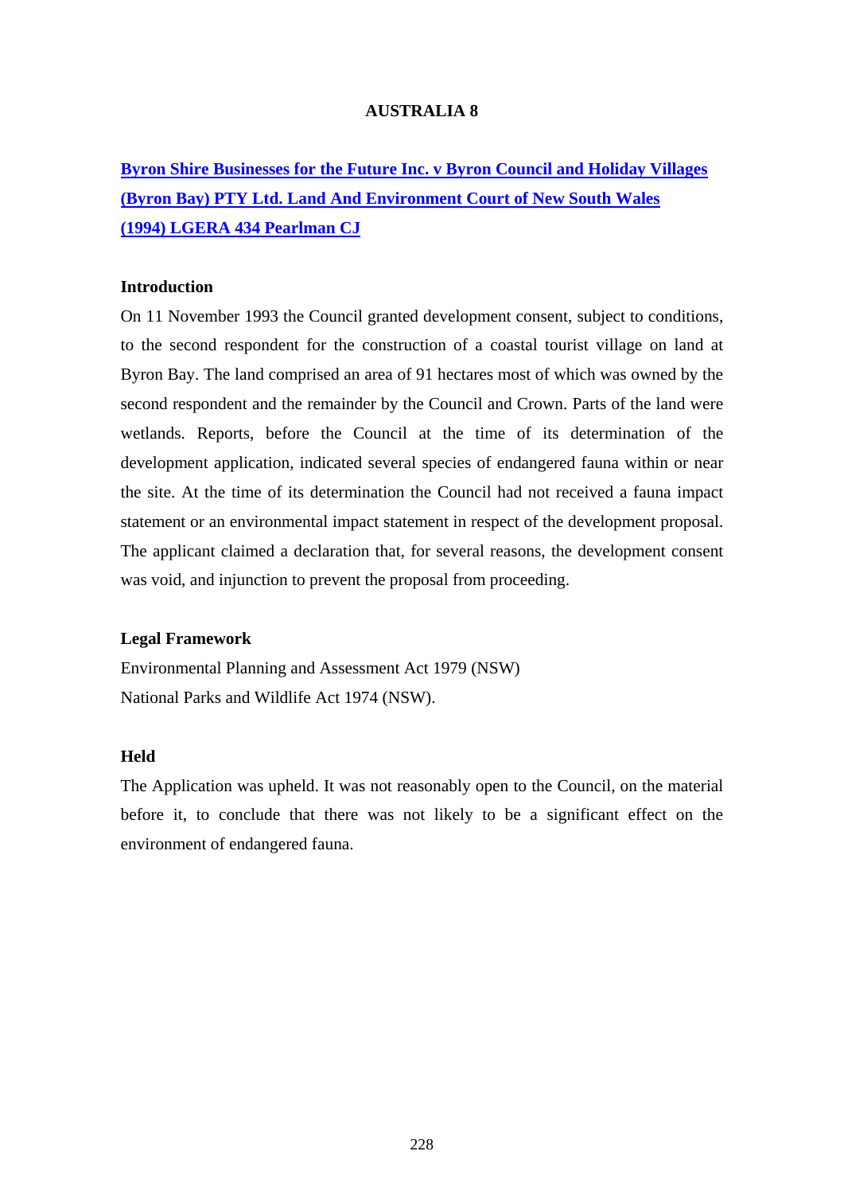# AUSTRALIA 8

**Byron Shire Businesses for the Future Inc. v Byron Council and Holiday Villages (Byron Bay) PTY Ltd. Land And Environment Court of New South Wales (1994) LGERA 434 Pearlman CJ**

### Introduction

On 11 November 1993 the Council granted development consent, subject to conditions, to the second respondent for the construction of a coastal tourist village on land at Byron Bay. The land comprised an area of 91 hectares most of which was owned by the second respondent and the remainder by the Council and Crown. Parts of the land were wetlands. Reports, before the Council at the time of its determination of the development application, indicated several species of endangered fauna within or near the site. At the time of its determination the Council had not received a fauna impact statement or an environmental impact statement in respect of the development proposal. The applicant claimed a declaration that, for several reasons, the development consent was void, and injunction to prevent the proposal from proceeding.

### Legal Framework

Environmental Planning and Assessment Act 1979 (NSW)
National Parks and Wildlife Act 1974 (NSW).

### Held

The Application was upheld. It was not reasonably open to the Council, on the material before it, to conclude that there was not likely to be a significant effect on the environment of endangered fauna.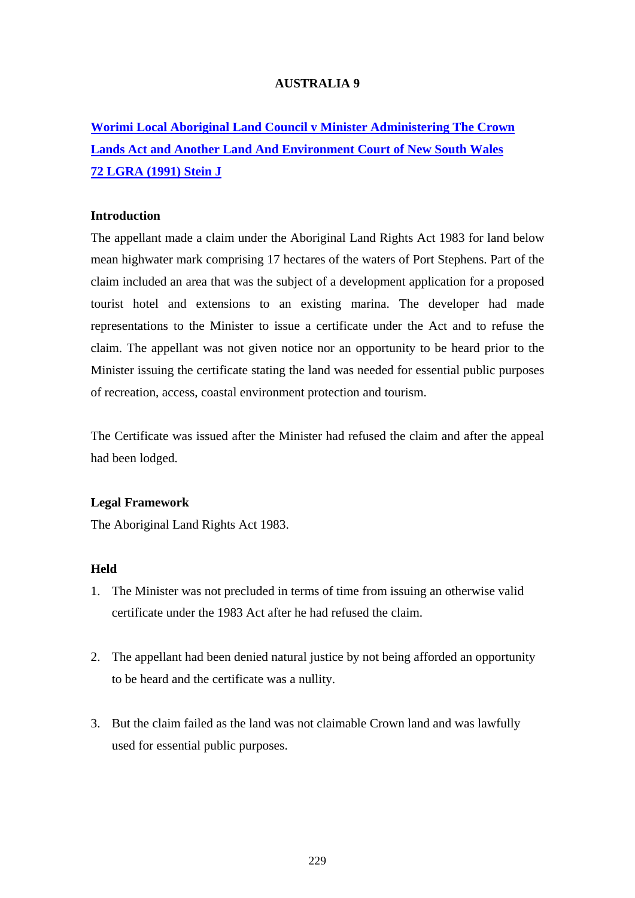# AUSTRALIA 9

**Worimi Local Aboriginal Land Council v Minister Administering The Crown Lands Act and Another Land And Environment Court of New South Wales 72 LGRA (1991) Stein J**

**Introduction**

The appellant made a claim under the Aboriginal Land Rights Act 1983 for land below mean highwater mark comprising 17 hectares of the waters of Port Stephens. Part of the claim included an area that was the subject of a development application for a proposed tourist hotel and extensions to an existing marina. The developer had made representations to the Minister to issue a certificate under the Act and to refuse the claim. The appellant was not given notice nor an opportunity to be heard prior to the Minister issuing the certificate stating the land was needed for essential public purposes of recreation, access, coastal environment protection and tourism.

The Certificate was issued after the Minister had refused the claim and after the appeal had been lodged.

**Legal Framework**

The Aboriginal Land Rights Act 1983.

**Held**

1. The Minister was not precluded in terms of time from issuing an otherwise valid certificate under the 1983 Act after he had refused the claim.

2. The appellant had been denied natural justice by not being afforded an opportunity to be heard and the certificate was a nullity.

3. But the claim failed as the land was not claimable Crown land and was lawfully used for essential public purposes.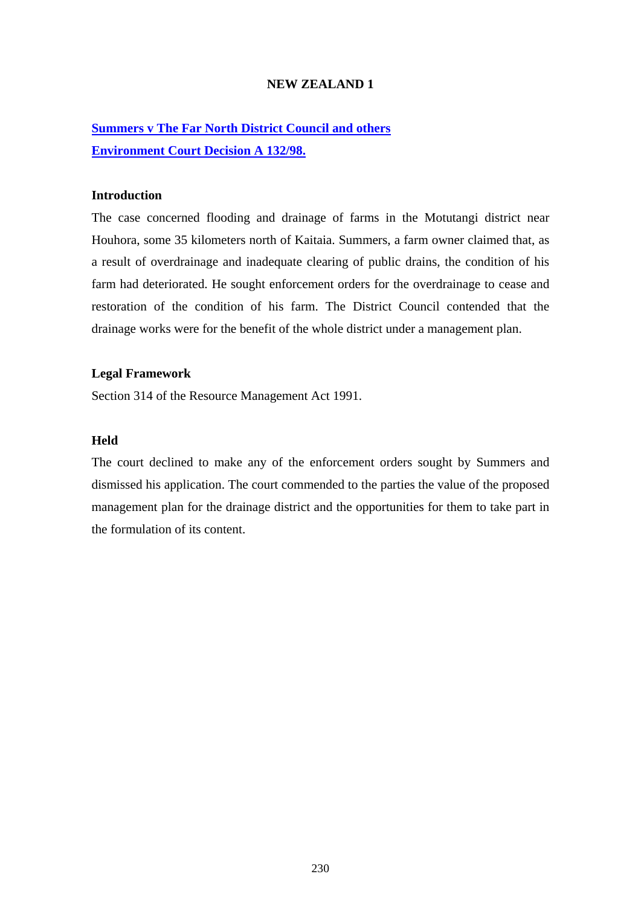## NEW ZEALAND 1

**Summers v The Far North District Council and others**
**Environment Court Decision A 132/98.**

### Introduction

The case concerned flooding and drainage of farms in the Motutangi district near Houhora, some 35 kilometers north of Kaitaia. Summers, a farm owner claimed that, as a result of overdrainage and inadequate clearing of public drains, the condition of his farm had deteriorated. He sought enforcement orders for the overdrainage to cease and restoration of the condition of his farm. The District Council contended that the drainage works were for the benefit of the whole district under a management plan.

### Legal Framework

Section 314 of the Resource Management Act 1991.

### Held

The court declined to make any of the enforcement orders sought by Summers and dismissed his application. The court commended to the parties the value of the proposed management plan for the drainage district and the opportunities for them to take part in the formulation of its content.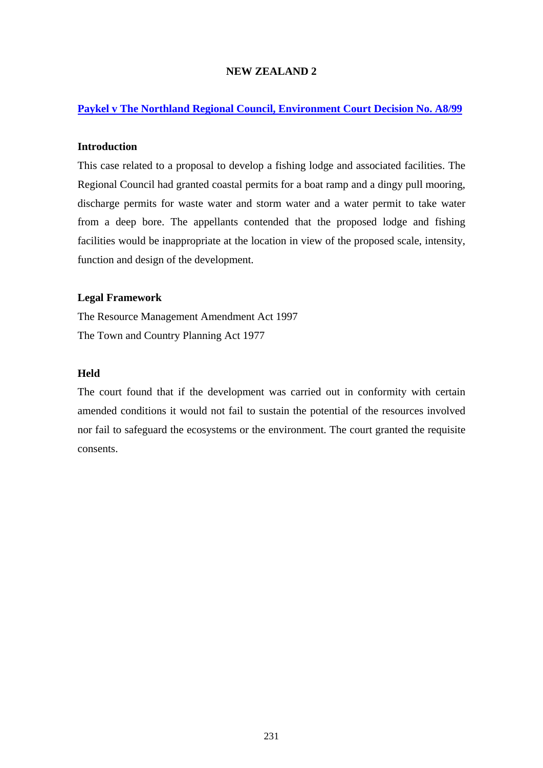## NEW ZEALAND 2

### Paykel v The Northland Regional Council, Environment Court Decision No. A8/99

**Introduction**

This case related to a proposal to develop a fishing lodge and associated facilities. The Regional Council had granted coastal permits for a boat ramp and a dingy pull mooring, discharge permits for waste water and storm water and a water permit to take water from a deep bore. The appellants contended that the proposed lodge and fishing facilities would be inappropriate at the location in view of the proposed scale, intensity, function and design of the development.

**Legal Framework**

The Resource Management Amendment Act 1997

The Town and Country Planning Act 1977

**Held**

The court found that if the development was carried out in conformity with certain amended conditions it would not fail to sustain the potential of the resources involved nor fail to safeguard the ecosystems or the environment. The court granted the requisite consents.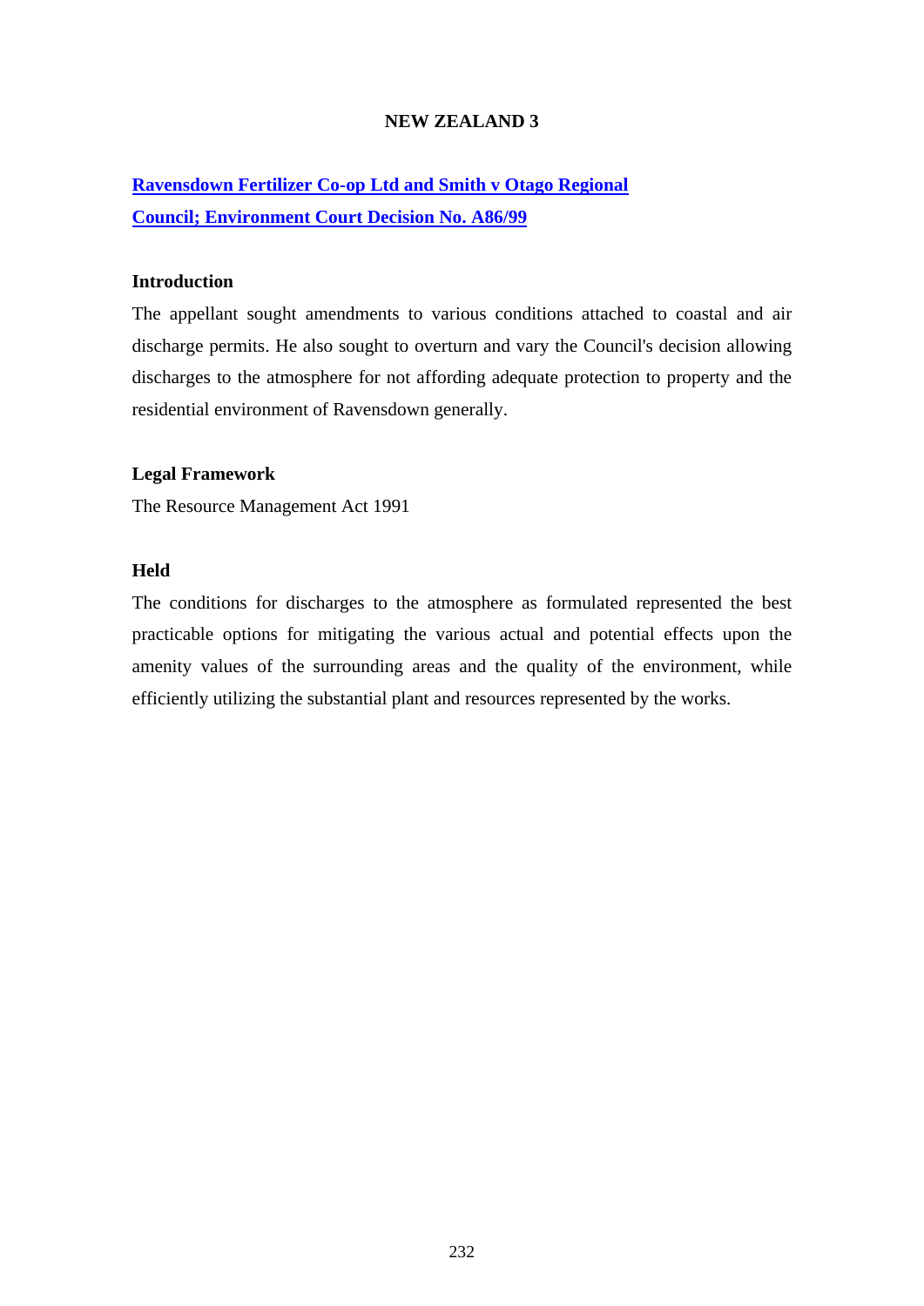## NEW ZEALAND 3

**Ravensdown Fertilizer Co-op Ltd and Smith v Otago Regional Council; Environment Court Decision No. A86/99**

### Introduction

The appellant sought amendments to various conditions attached to coastal and air discharge permits. He also sought to overturn and vary the Council's decision allowing discharges to the atmosphere for not affording adequate protection to property and the residential environment of Ravensdown generally.

### Legal Framework

The Resource Management Act 1991

### Held

The conditions for discharges to the atmosphere as formulated represented the best practicable options for mitigating the various actual and potential effects upon the amenity values of the surrounding areas and the quality of the environment, while efficiently utilizing the substantial plant and resources represented by the works.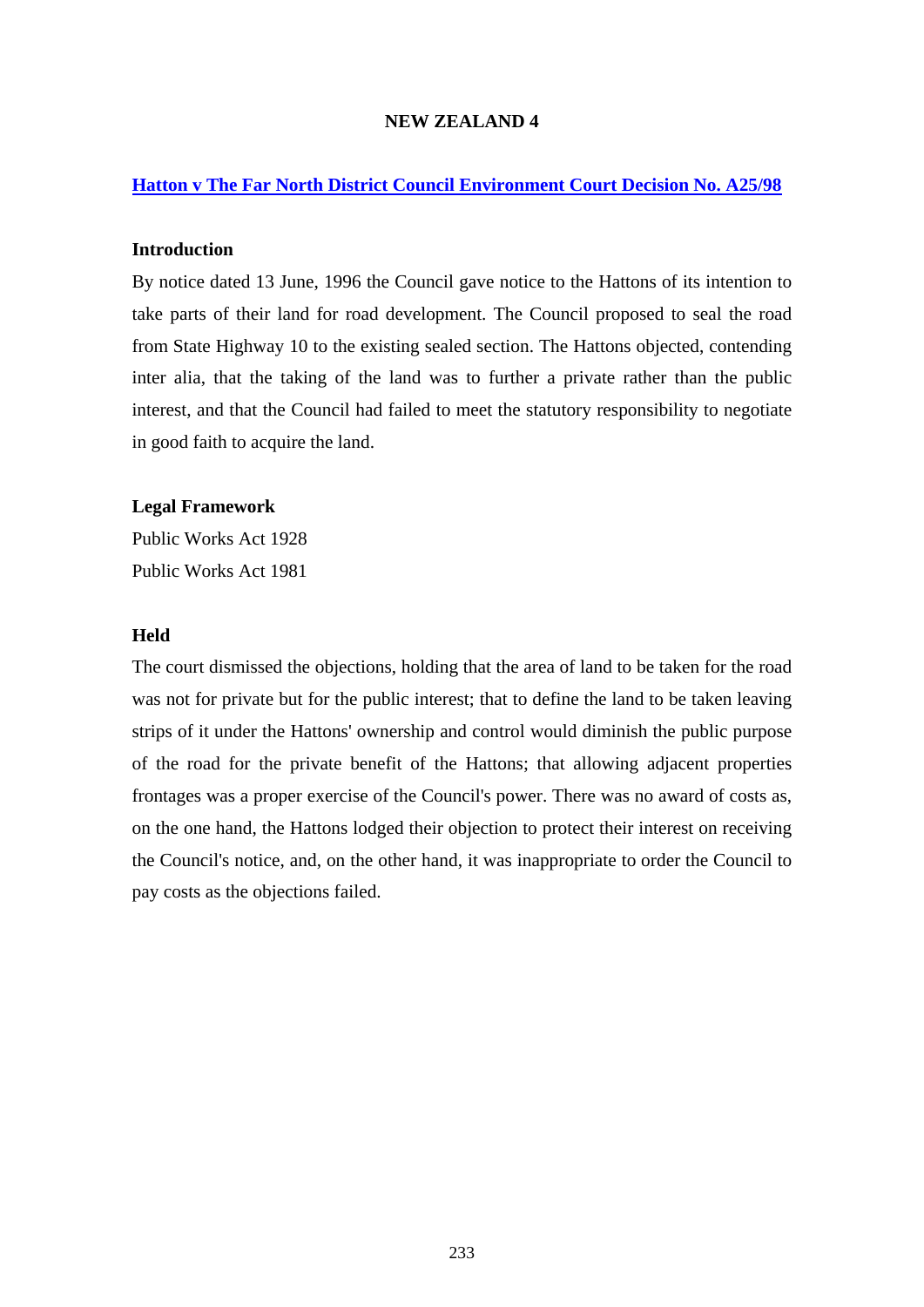# NEW ZEALAND 4

## Hatton v The Far North District Council Environment Court Decision No. A25/98

### Introduction

By notice dated 13 June, 1996 the Council gave notice to the Hattons of its intention to take parts of their land for road development. The Council proposed to seal the road from State Highway 10 to the existing sealed section. The Hattons objected, contending inter alia, that the taking of the land was to further a private rather than the public interest, and that the Council had failed to meet the statutory responsibility to negotiate in good faith to acquire the land.

### Legal Framework

Public Works Act 1928

Public Works Act 1981

### Held

The court dismissed the objections, holding that the area of land to be taken for the road was not for private but for the public interest; that to define the land to be taken leaving strips of it under the Hattons' ownership and control would diminish the public purpose of the road for the private benefit of the Hattons; that allowing adjacent properties frontages was a proper exercise of the Council's power. There was no award of costs as, on the one hand, the Hattons lodged their objection to protect their interest on receiving the Council's notice, and, on the other hand, it was inappropriate to order the Council to pay costs as the objections failed.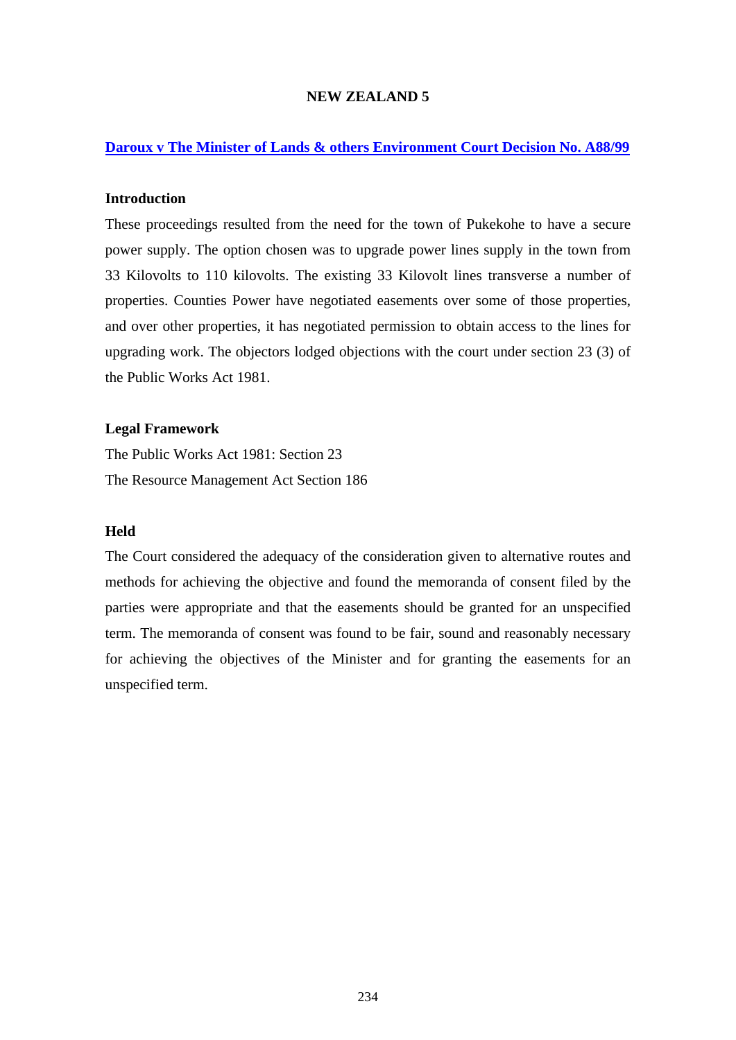# NEW ZEALAND 5

## Daroux v The Minister of Lands & others Environment Court Decision No. A88/99

### Introduction

These proceedings resulted from the need for the town of Pukekohe to have a secure power supply. The option chosen was to upgrade power lines supply in the town from 33 Kilovolts to 110 kilovolts. The existing 33 Kilovolt lines transverse a number of properties. Counties Power have negotiated easements over some of those properties, and over other properties, it has negotiated permission to obtain access to the lines for upgrading work. The objectors lodged objections with the court under section 23 (3) of the Public Works Act 1981.

### Legal Framework

The Public Works Act 1981: Section 23

The Resource Management Act Section 186

### Held

The Court considered the adequacy of the consideration given to alternative routes and methods for achieving the objective and found the memoranda of consent filed by the parties were appropriate and that the easements should be granted for an unspecified term. The memoranda of consent was found to be fair, sound and reasonably necessary for achieving the objectives of the Minister and for granting the easements for an unspecified term.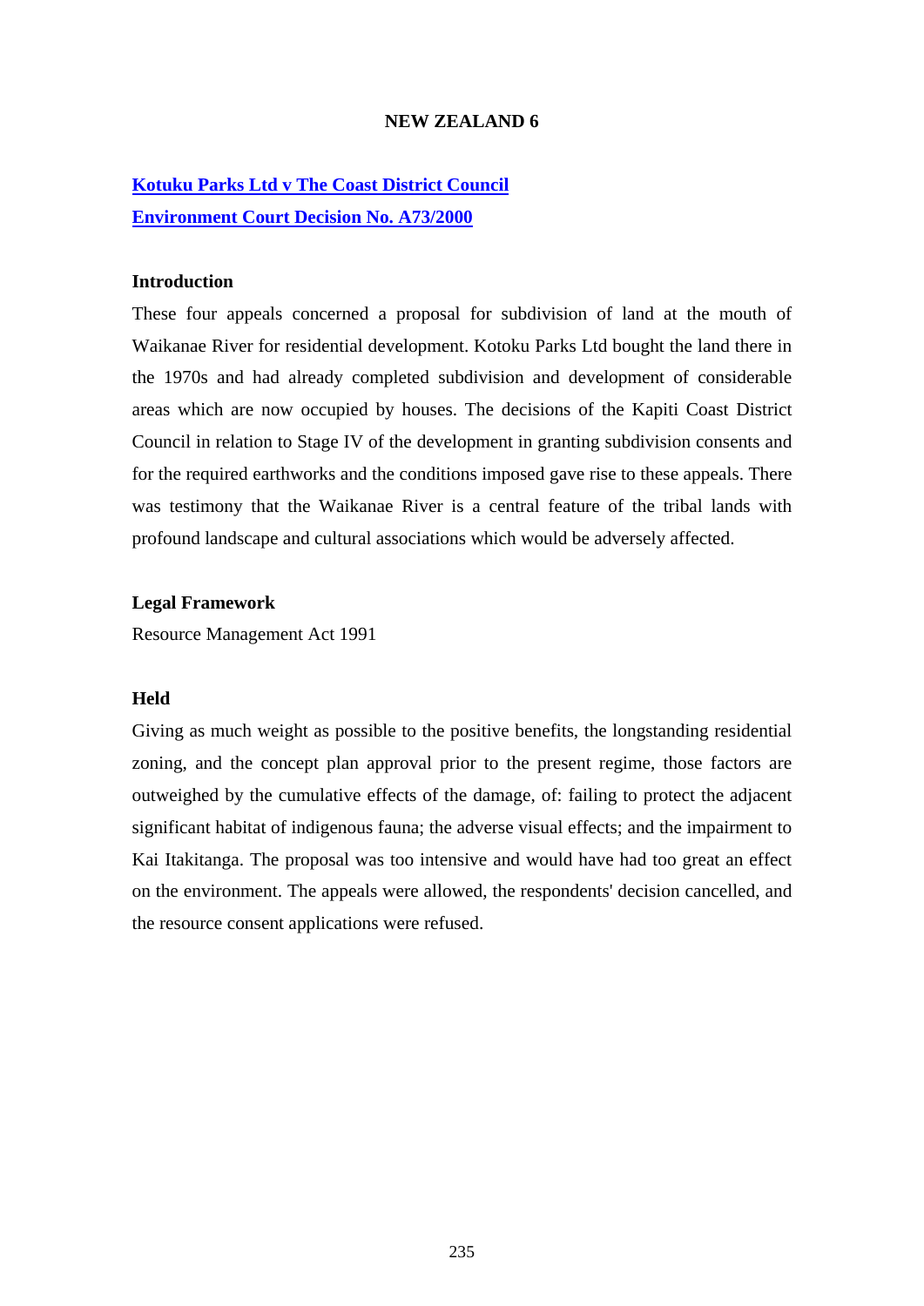## NEW ZEALAND 6

**Kotuku Parks Ltd v The Coast District Council**
**Environment Court Decision No. A73/2000**

### Introduction

These four appeals concerned a proposal for subdivision of land at the mouth of Waikanae River for residential development. Kotoku Parks Ltd bought the land there in the 1970s and had already completed subdivision and development of considerable areas which are now occupied by houses. The decisions of the Kapiti Coast District Council in relation to Stage IV of the development in granting subdivision consents and for the required earthworks and the conditions imposed gave rise to these appeals. There was testimony that the Waikanae River is a central feature of the tribal lands with profound landscape and cultural associations which would be adversely affected.

### Legal Framework

Resource Management Act 1991

### Held

Giving as much weight as possible to the positive benefits, the longstanding residential zoning, and the concept plan approval prior to the present regime, those factors are outweighed by the cumulative effects of the damage, of: failing to protect the adjacent significant habitat of indigenous fauna; the adverse visual effects; and the impairment to Kai Itakitanga. The proposal was too intensive and would have had too great an effect on the environment. The appeals were allowed, the respondents' decision cancelled, and the resource consent applications were refused.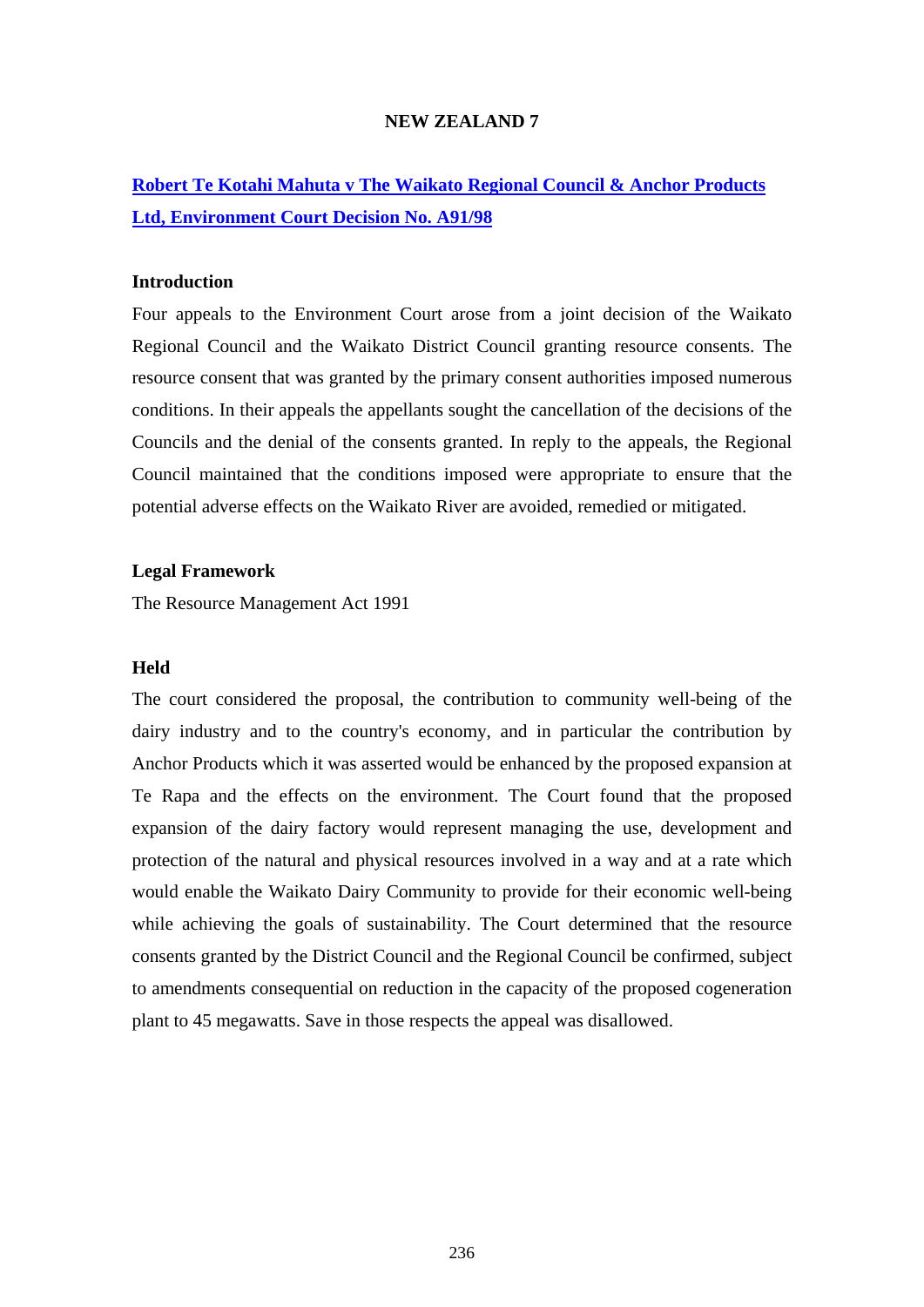## NEW ZEALAND 7

### [Robert Te Kotahi Mahuta v The Waikato Regional Council & Anchor Products Ltd, Environment Court Decision No. A91/98]()

**Introduction**

Four appeals to the Environment Court arose from a joint decision of the Waikato Regional Council and the Waikato District Council granting resource consents. The resource consent that was granted by the primary consent authorities imposed numerous conditions. In their appeals the appellants sought the cancellation of the decisions of the Councils and the denial of the consents granted. In reply to the appeals, the Regional Council maintained that the conditions imposed were appropriate to ensure that the potential adverse effects on the Waikato River are avoided, remedied or mitigated.

**Legal Framework**

The Resource Management Act 1991

**Held**

The court considered the proposal, the contribution to community well-being of the dairy industry and to the country's economy, and in particular the contribution by Anchor Products which it was asserted would be enhanced by the proposed expansion at Te Rapa and the effects on the environment. The Court found that the proposed expansion of the dairy factory would represent managing the use, development and protection of the natural and physical resources involved in a way and at a rate which would enable the Waikato Dairy Community to provide for their economic well-being while achieving the goals of sustainability. The Court determined that the resource consents granted by the District Council and the Regional Council be confirmed, subject to amendments consequential on reduction in the capacity of the proposed cogeneration plant to 45 megawatts. Save in those respects the appeal was disallowed.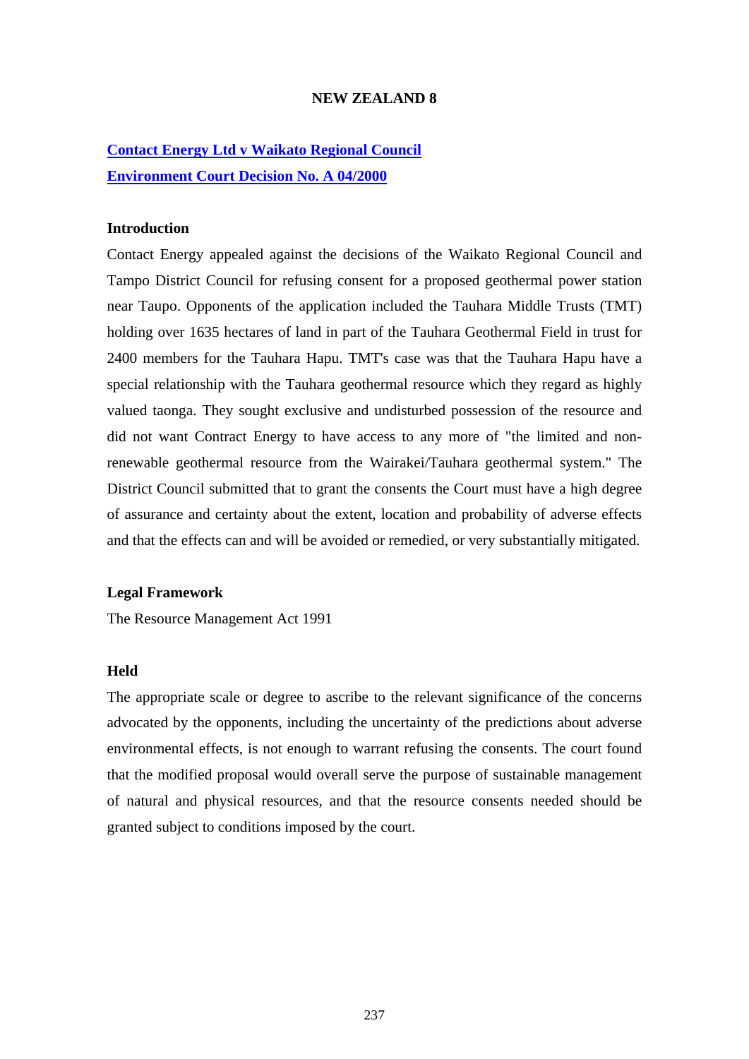**NEW ZEALAND 8**

**Contact Energy Ltd v Waikato Regional Council**
**Environment Court Decision No. A 04/2000**

**Introduction**

Contact Energy appealed against the decisions of the Waikato Regional Council and Tampo District Council for refusing consent for a proposed geothermal power station near Taupo. Opponents of the application included the Tauhara Middle Trusts (TMT) holding over 1635 hectares of land in part of the Tauhara Geothermal Field in trust for 2400 members for the Tauhara Hapu. TMT's case was that the Tauhara Hapu have a special relationship with the Tauhara geothermal resource which they regard as highly valued taonga. They sought exclusive and undisturbed possession of the resource and did not want Contract Energy to have access to any more of "the limited and non-renewable geothermal resource from the Wairakei/Tauhara geothermal system." The District Council submitted that to grant the consents the Court must have a high degree of assurance and certainty about the extent, location and probability of adverse effects and that the effects can and will be avoided or remedied, or very substantially mitigated.

**Legal Framework**

The Resource Management Act 1991

**Held**

The appropriate scale or degree to ascribe to the relevant significance of the concerns advocated by the opponents, including the uncertainty of the predictions about adverse environmental effects, is not enough to warrant refusing the consents. The court found that the modified proposal would overall serve the purpose of sustainable management of natural and physical resources, and that the resource consents needed should be granted subject to conditions imposed by the court.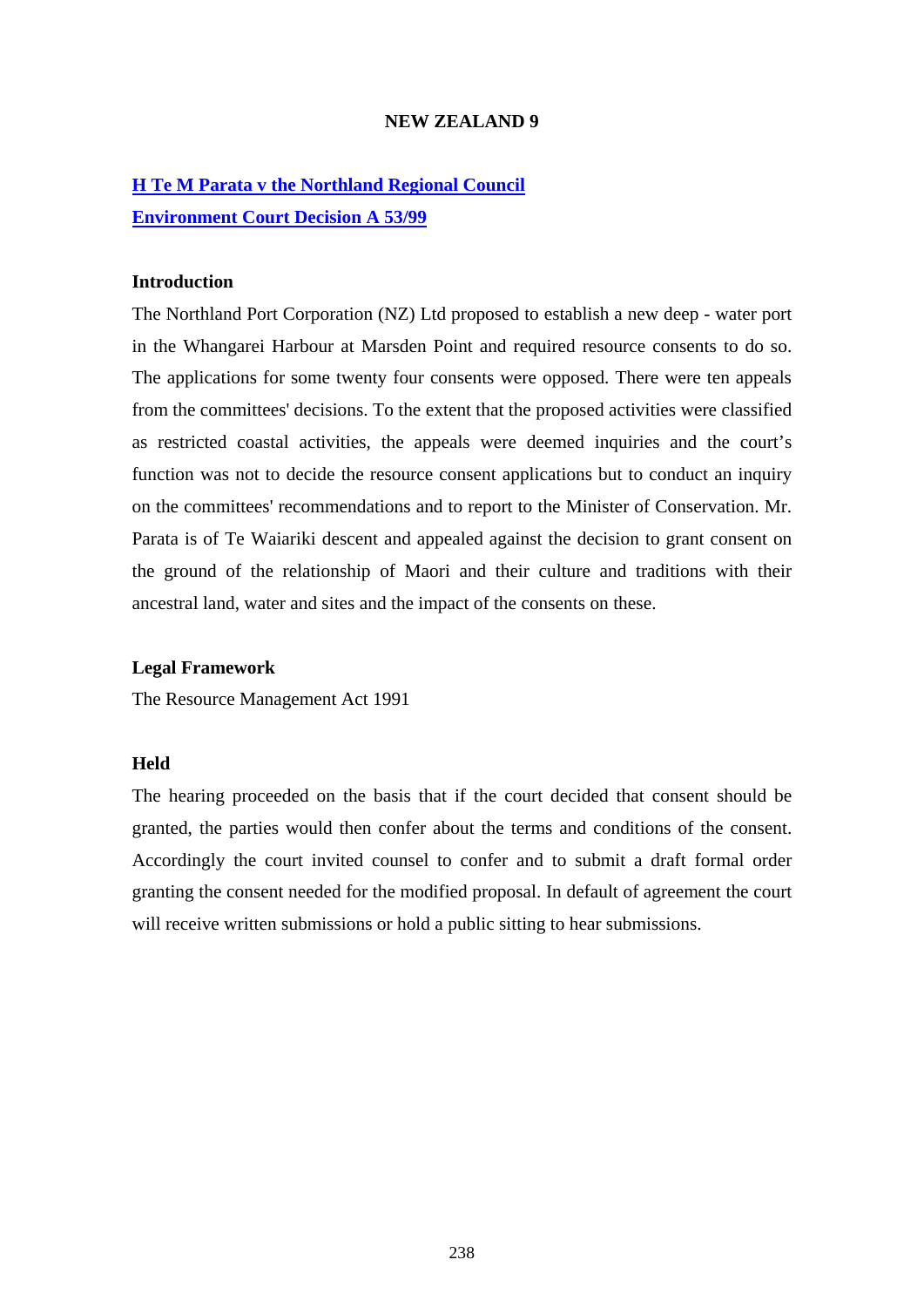## NEW ZEALAND 9

**H Te M Parata v the Northland Regional Council**
**Environment Court Decision A 53/99**

### Introduction

The Northland Port Corporation (NZ) Ltd proposed to establish a new deep - water port in the Whangarei Harbour at Marsden Point and required resource consents to do so. The applications for some twenty four consents were opposed. There were ten appeals from the committees' decisions. To the extent that the proposed activities were classified as restricted coastal activities, the appeals were deemed inquiries and the court's function was not to decide the resource consent applications but to conduct an inquiry on the committees' recommendations and to report to the Minister of Conservation. Mr. Parata is of Te Waiariki descent and appealed against the decision to grant consent on the ground of the relationship of Maori and their culture and traditions with their ancestral land, water and sites and the impact of the consents on these.

### Legal Framework

The Resource Management Act 1991

### Held

The hearing proceeded on the basis that if the court decided that consent should be granted, the parties would then confer about the terms and conditions of the consent. Accordingly the court invited counsel to confer and to submit a draft formal order granting the consent needed for the modified proposal. In default of agreement the court will receive written submissions or hold a public sitting to hear submissions.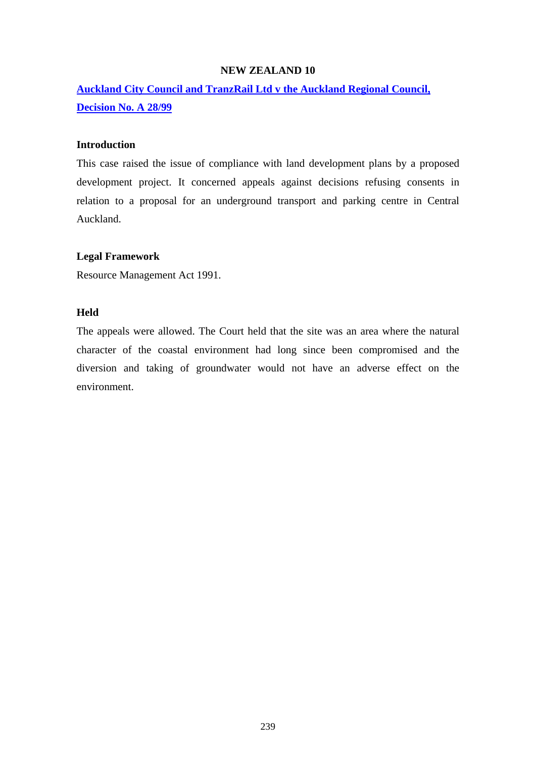## NEW ZEALAND 10

**Auckland City Council and TranzRail Ltd v the Auckland Regional Council, Decision No. A 28/99**

### Introduction

This case raised the issue of compliance with land development plans by a proposed development project. It concerned appeals against decisions refusing consents in relation to a proposal for an underground transport and parking centre in Central Auckland.

### Legal Framework

Resource Management Act 1991.

### Held

The appeals were allowed. The Court held that the site was an area where the natural character of the coastal environment had long since been compromised and the diversion and taking of groundwater would not have an adverse effect on the environment.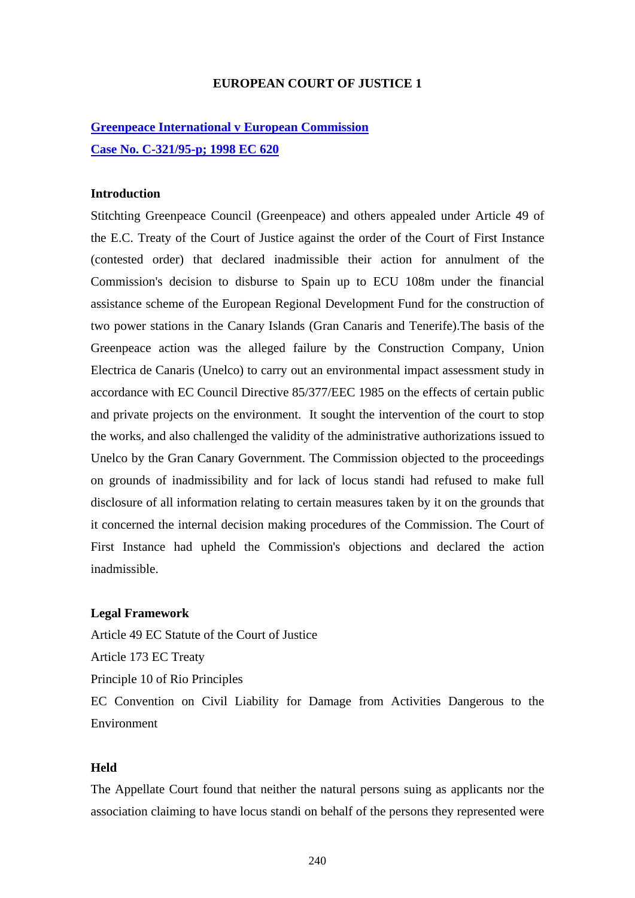**EUROPEAN COURT OF JUSTICE 1**

**Greenpeace International v European Commission**
**Case No. C-321/95-p; 1998 EC 620**

**Introduction**

Stitchting Greenpeace Council (Greenpeace) and others appealed under Article 49 of the E.C. Treaty of the Court of Justice against the order of the Court of First Instance (contested order) that declared inadmissible their action for annulment of the Commission's decision to disburse to Spain up to ECU 108m under the financial assistance scheme of the European Regional Development Fund for the construction of two power stations in the Canary Islands (Gran Canaris and Tenerife).The basis of the Greenpeace action was the alleged failure by the Construction Company, Union Electrica de Canaris (Unelco) to carry out an environmental impact assessment study in accordance with EC Council Directive 85/377/EEC 1985 on the effects of certain public and private projects on the environment.  It sought the intervention of the court to stop the works, and also challenged the validity of the administrative authorizations issued to Unelco by the Gran Canary Government. The Commission objected to the proceedings on grounds of inadmissibility and for lack of locus standi had refused to make full disclosure of all information relating to certain measures taken by it on the grounds that it concerned the internal decision making procedures of the Commission. The Court of First Instance had upheld the Commission's objections and declared the action inadmissible.

**Legal Framework**

Article 49 EC Statute of the Court of Justice
Article 173 EC Treaty
Principle 10 of Rio Principles
EC Convention on Civil Liability for Damage from Activities Dangerous to the Environment

**Held**

The Appellate Court found that neither the natural persons suing as applicants nor the association claiming to have locus standi on behalf of the persons they represented were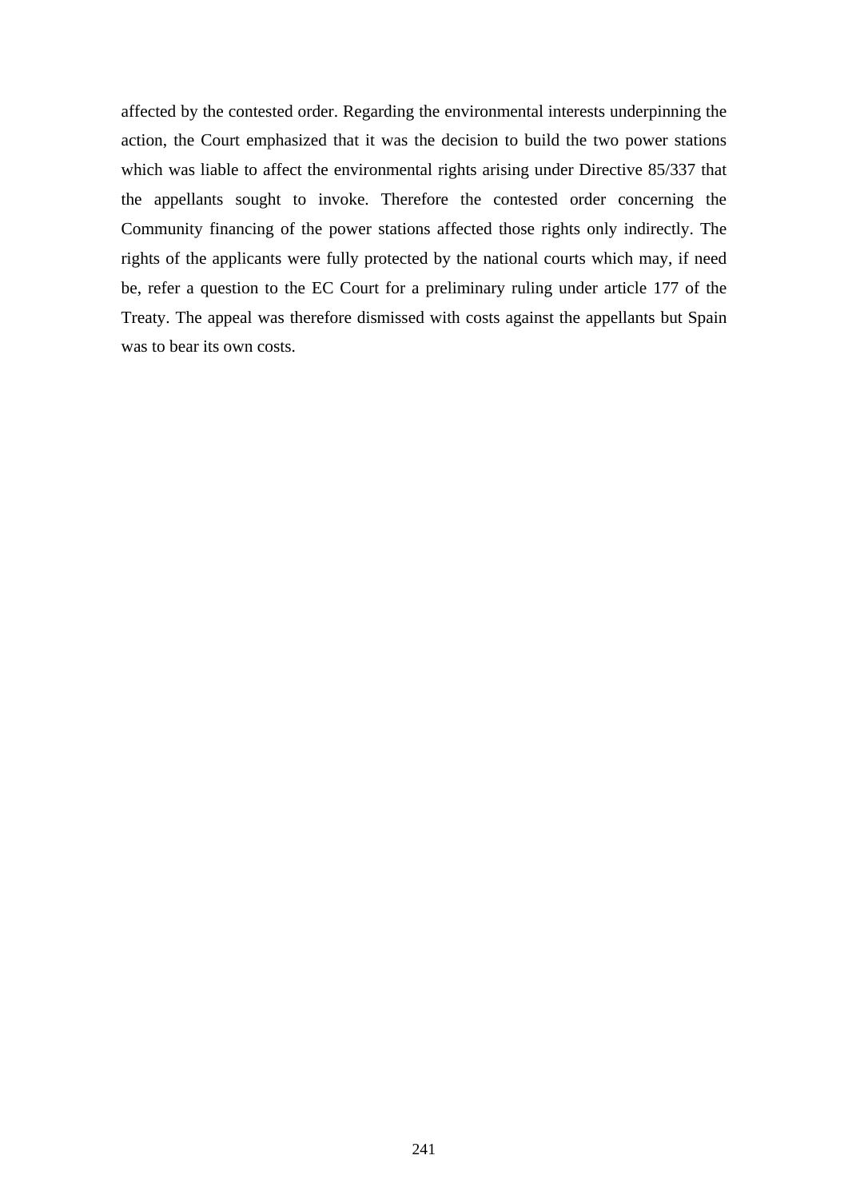affected by the contested order. Regarding the environmental interests underpinning the action, the Court emphasized that it was the decision to build the two power stations which was liable to affect the environmental rights arising under Directive 85/337 that the appellants sought to invoke. Therefore the contested order concerning the Community financing of the power stations affected those rights only indirectly. The rights of the applicants were fully protected by the national courts which may, if need be, refer a question to the EC Court for a preliminary ruling under article 177 of the Treaty. The appeal was therefore dismissed with costs against the appellants but Spain was to bear its own costs.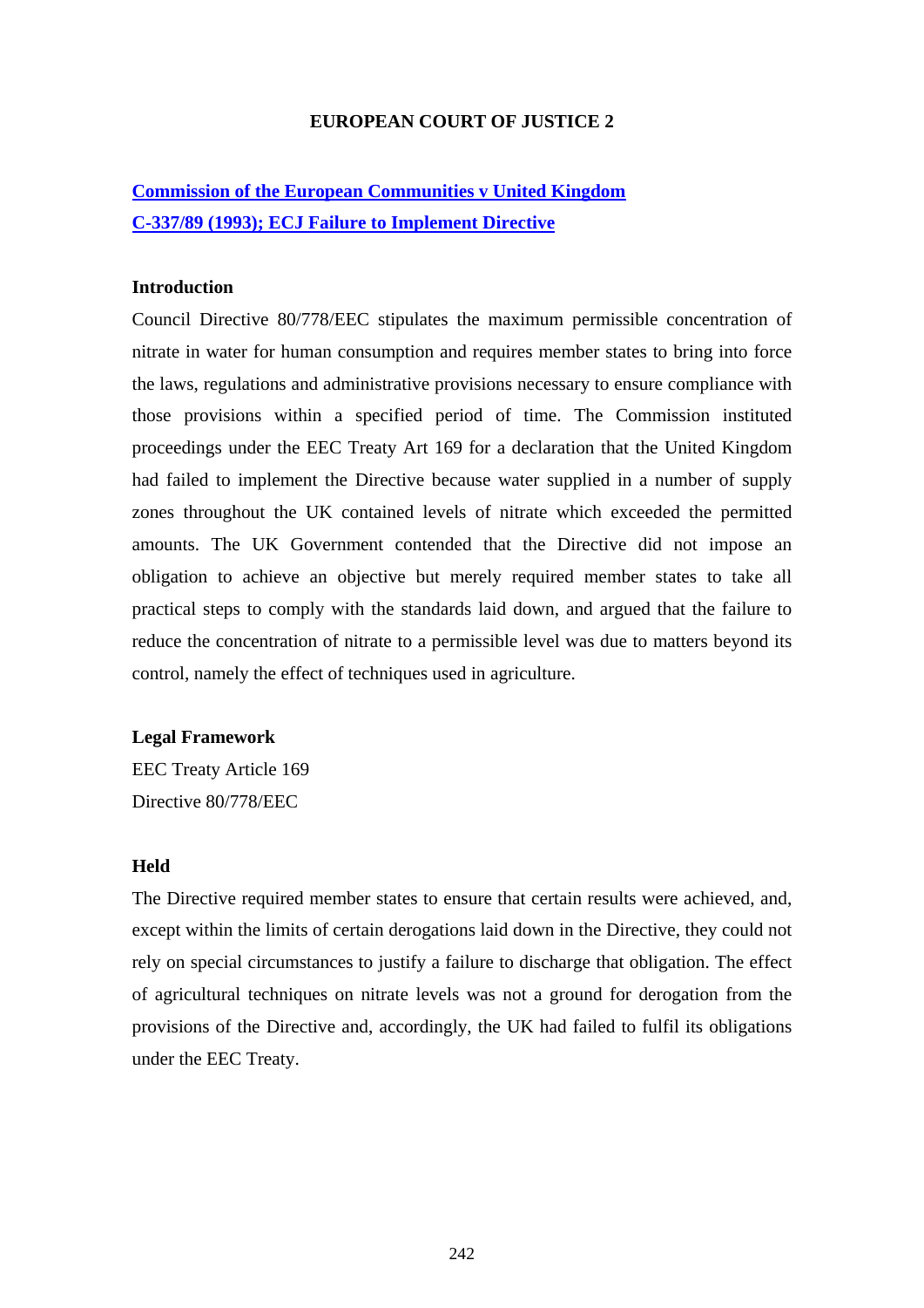# EUROPEAN COURT OF JUSTICE 2

## Commission of the European Communities v United Kingdom C-337/89 (1993); ECJ Failure to Implement Directive

### Introduction

Council Directive 80/778/EEC stipulates the maximum permissible concentration of nitrate in water for human consumption and requires member states to bring into force the laws, regulations and administrative provisions necessary to ensure compliance with those provisions within a specified period of time. The Commission instituted proceedings under the EEC Treaty Art 169 for a declaration that the United Kingdom had failed to implement the Directive because water supplied in a number of supply zones throughout the UK contained levels of nitrate which exceeded the permitted amounts. The UK Government contended that the Directive did not impose an obligation to achieve an objective but merely required member states to take all practical steps to comply with the standards laid down, and argued that the failure to reduce the concentration of nitrate to a permissible level was due to matters beyond its control, namely the effect of techniques used in agriculture.

### Legal Framework

EEC Treaty Article 169

Directive 80/778/EEC

### Held

The Directive required member states to ensure that certain results were achieved, and, except within the limits of certain derogations laid down in the Directive, they could not rely on special circumstances to justify a failure to discharge that obligation. The effect of agricultural techniques on nitrate levels was not a ground for derogation from the provisions of the Directive and, accordingly, the UK had failed to fulfil its obligations under the EEC Treaty.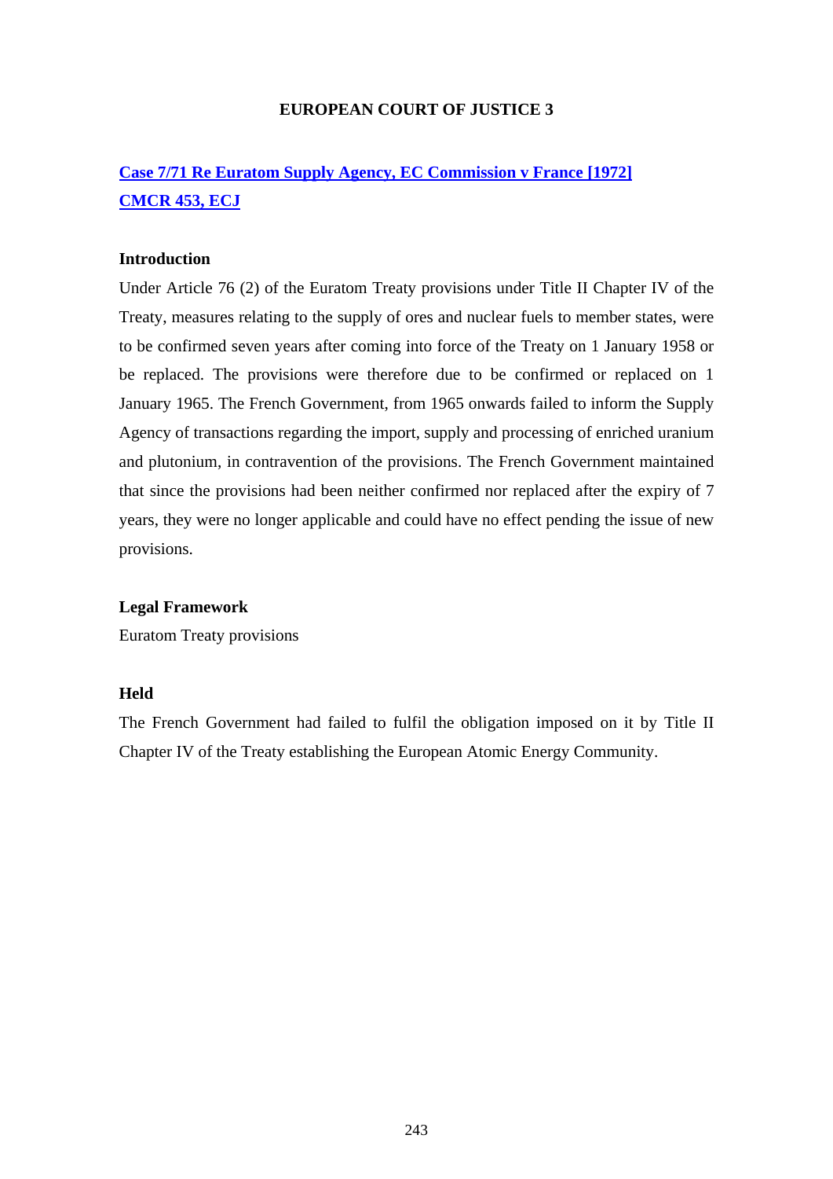## EUROPEAN COURT OF JUSTICE 3

### Case 7/71 Re Euratom Supply Agency, EC Commission v France [1972] CMCR 453, ECJ

**Introduction**

Under Article 76 (2) of the Euratom Treaty provisions under Title II Chapter IV of the Treaty, measures relating to the supply of ores and nuclear fuels to member states, were to be confirmed seven years after coming into force of the Treaty on 1 January 1958 or be replaced. The provisions were therefore due to be confirmed or replaced on 1 January 1965. The French Government, from 1965 onwards failed to inform the Supply Agency of transactions regarding the import, supply and processing of enriched uranium and plutonium, in contravention of the provisions. The French Government maintained that since the provisions had been neither confirmed nor replaced after the expiry of 7 years, they were no longer applicable and could have no effect pending the issue of new provisions.

**Legal Framework**

Euratom Treaty provisions

**Held**

The French Government had failed to fulfil the obligation imposed on it by Title II Chapter IV of the Treaty establishing the European Atomic Energy Community.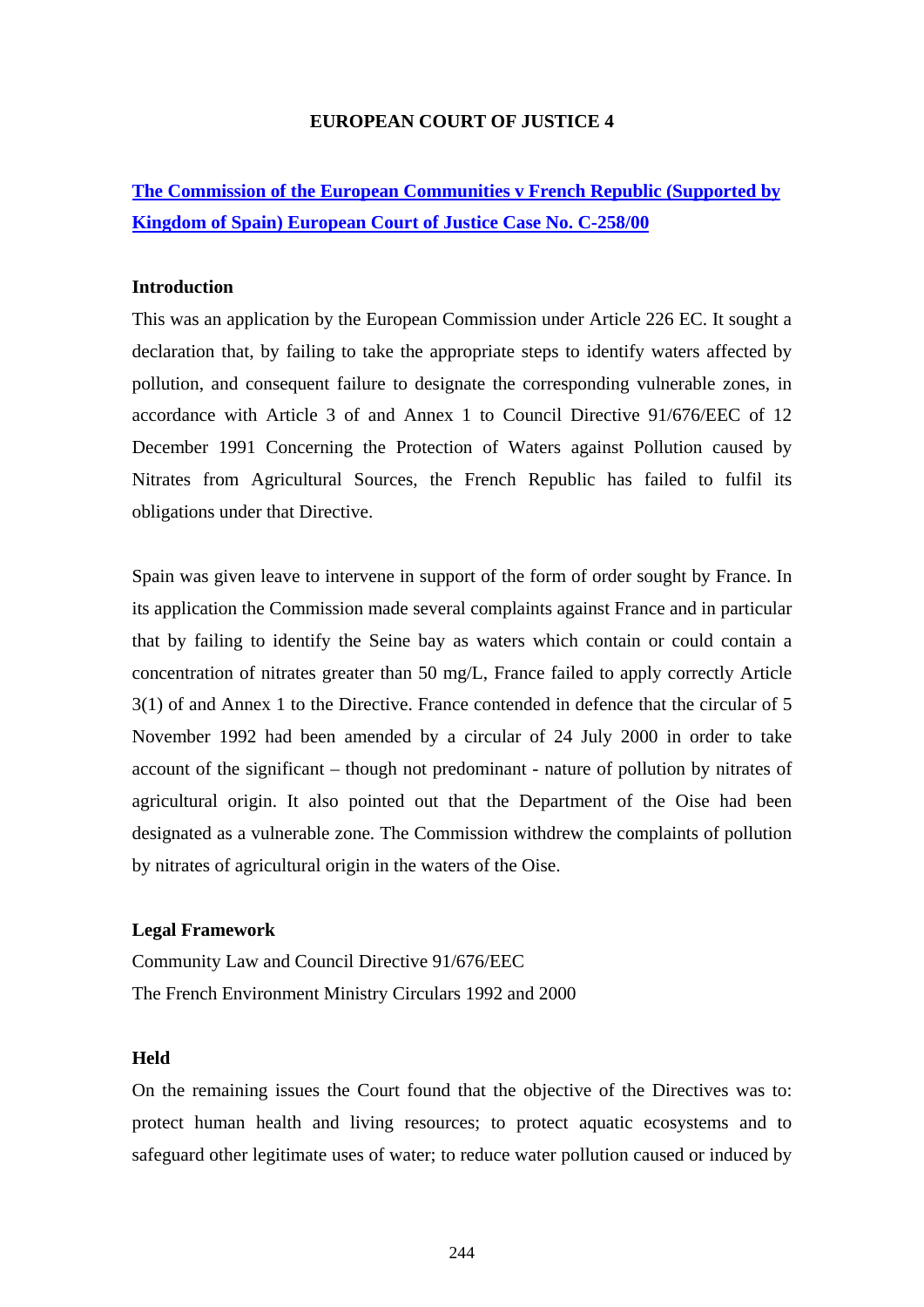**EUROPEAN COURT OF JUSTICE 4**

**The Commission of the European Communities v French Republic (Supported by Kingdom of Spain) European Court of Justice Case No. C-258/00**

**Introduction**

This was an application by the European Commission under Article 226 EC. It sought a declaration that, by failing to take the appropriate steps to identify waters affected by pollution, and consequent failure to designate the corresponding vulnerable zones, in accordance with Article 3 of and Annex 1 to Council Directive 91/676/EEC of 12 December 1991 Concerning the Protection of Waters against Pollution caused by Nitrates from Agricultural Sources, the French Republic has failed to fulfil its obligations under that Directive.

Spain was given leave to intervene in support of the form of order sought by France. In its application the Commission made several complaints against France and in particular that by failing to identify the Seine bay as waters which contain or could contain a concentration of nitrates greater than 50 mg/L, France failed to apply correctly Article 3(1) of and Annex 1 to the Directive. France contended in defence that the circular of 5 November 1992 had been amended by a circular of 24 July 2000 in order to take account of the significant – though not predominant - nature of pollution by nitrates of agricultural origin. It also pointed out that the Department of the Oise had been designated as a vulnerable zone. The Commission withdrew the complaints of pollution by nitrates of agricultural origin in the waters of the Oise.

**Legal Framework**

Community Law and Council Directive 91/676/EEC

The French Environment Ministry Circulars 1992 and 2000

**Held**

On the remaining issues the Court found that the objective of the Directives was to: protect human health and living resources; to protect aquatic ecosystems and to safeguard other legitimate uses of water; to reduce water pollution caused or induced by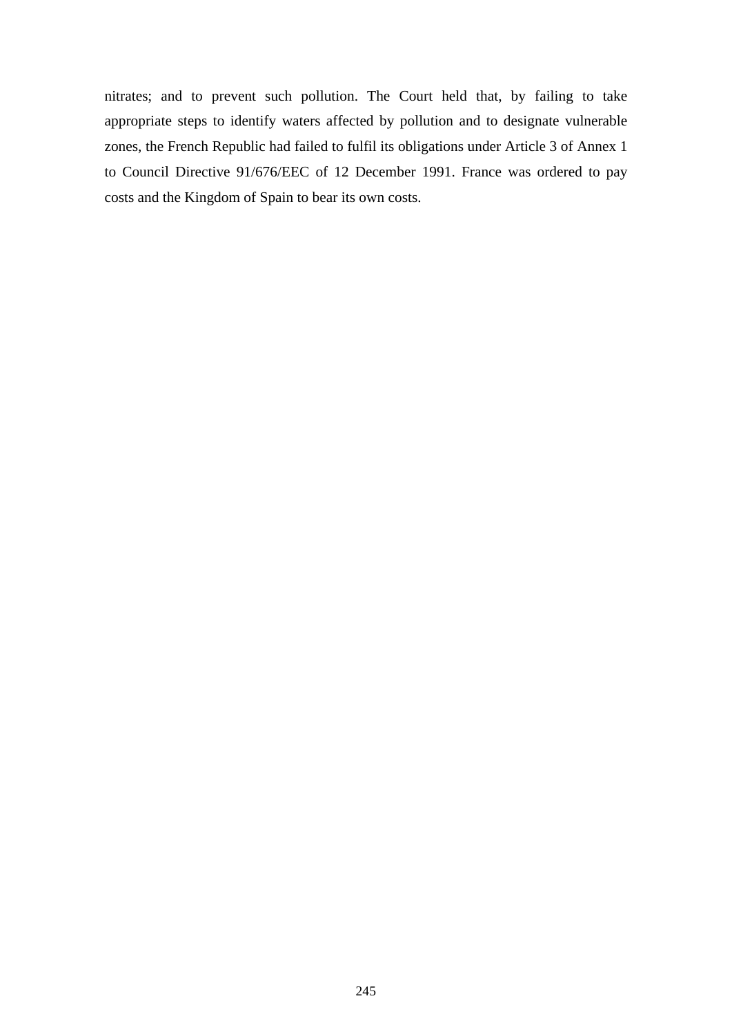nitrates; and to prevent such pollution. The Court held that, by failing to take appropriate steps to identify waters affected by pollution and to designate vulnerable zones, the French Republic had failed to fulfil its obligations under Article 3 of Annex 1 to Council Directive 91/676/EEC of 12 December 1991. France was ordered to pay costs and the Kingdom of Spain to bear its own costs.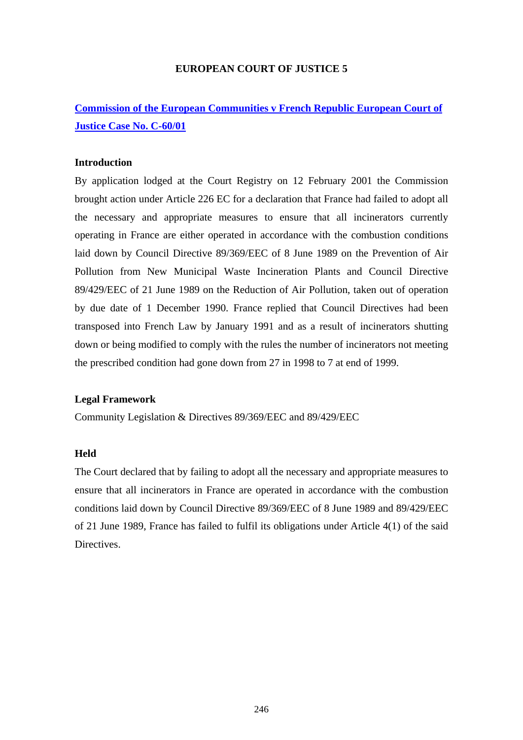## EUROPEAN COURT OF JUSTICE 5

### Commission of the European Communities v French Republic European Court of Justice Case No. C-60/01

**Introduction**

By application lodged at the Court Registry on 12 February 2001 the Commission brought action under Article 226 EC for a declaration that France had failed to adopt all the necessary and appropriate measures to ensure that all incinerators currently operating in France are either operated in accordance with the combustion conditions laid down by Council Directive 89/369/EEC of 8 June 1989 on the Prevention of Air Pollution from New Municipal Waste Incineration Plants and Council Directive 89/429/EEC of 21 June 1989 on the Reduction of Air Pollution, taken out of operation by due date of 1 December 1990. France replied that Council Directives had been transposed into French Law by January 1991 and as a result of incinerators shutting down or being modified to comply with the rules the number of incinerators not meeting the prescribed condition had gone down from 27 in 1998 to 7 at end of 1999.

**Legal Framework**

Community Legislation & Directives 89/369/EEC and 89/429/EEC

**Held**

The Court declared that by failing to adopt all the necessary and appropriate measures to ensure that all incinerators in France are operated in accordance with the combustion conditions laid down by Council Directive 89/369/EEC of 8 June 1989 and 89/429/EEC of 21 June 1989, France has failed to fulfil its obligations under Article 4(1) of the said Directives.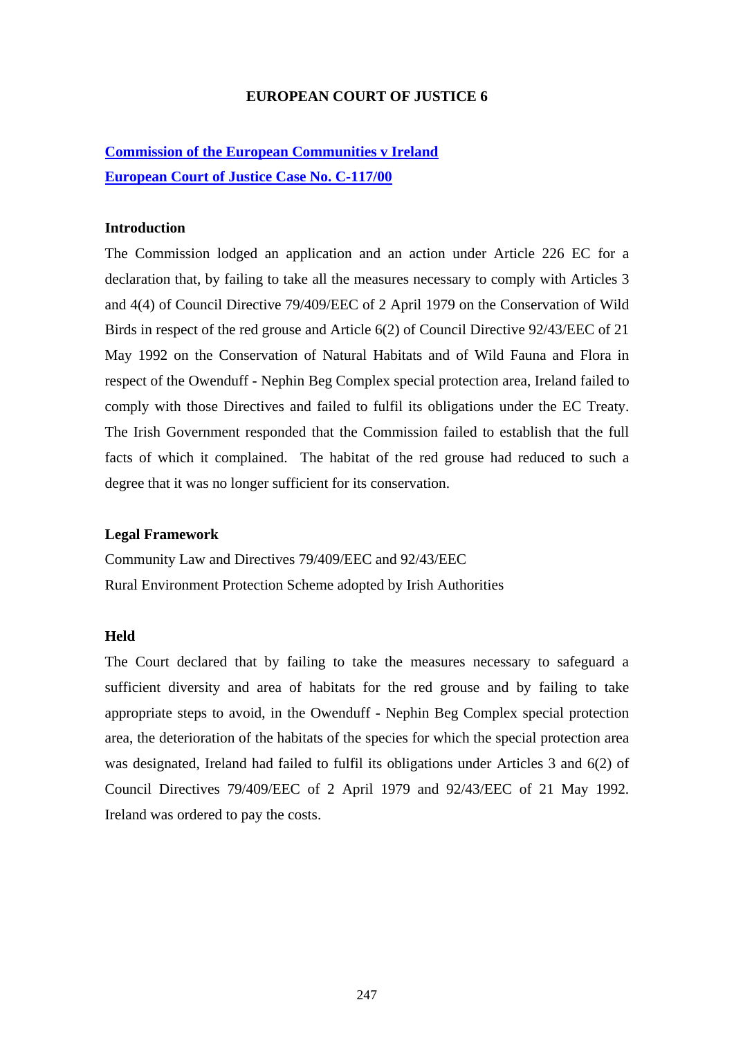## EUROPEAN COURT OF JUSTICE 6

**Commission of the European Communities v Ireland**
**European Court of Justice Case No. C-117/00**

### Introduction

The Commission lodged an application and an action under Article 226 EC for a declaration that, by failing to take all the measures necessary to comply with Articles 3 and 4(4) of Council Directive 79/409/EEC of 2 April 1979 on the Conservation of Wild Birds in respect of the red grouse and Article 6(2) of Council Directive 92/43/EEC of 21 May 1992 on the Conservation of Natural Habitats and of Wild Fauna and Flora in respect of the Owenduff - Nephin Beg Complex special protection area, Ireland failed to comply with those Directives and failed to fulfil its obligations under the EC Treaty. The Irish Government responded that the Commission failed to establish that the full facts of which it complained. The habitat of the red grouse had reduced to such a degree that it was no longer sufficient for its conservation.

### Legal Framework

Community Law and Directives 79/409/EEC and 92/43/EEC
Rural Environment Protection Scheme adopted by Irish Authorities

### Held

The Court declared that by failing to take the measures necessary to safeguard a sufficient diversity and area of habitats for the red grouse and by failing to take appropriate steps to avoid, in the Owenduff - Nephin Beg Complex special protection area, the deterioration of the habitats of the species for which the special protection area was designated, Ireland had failed to fulfil its obligations under Articles 3 and 6(2) of Council Directives 79/409/EEC of 2 April 1979 and 92/43/EEC of 21 May 1992. Ireland was ordered to pay the costs.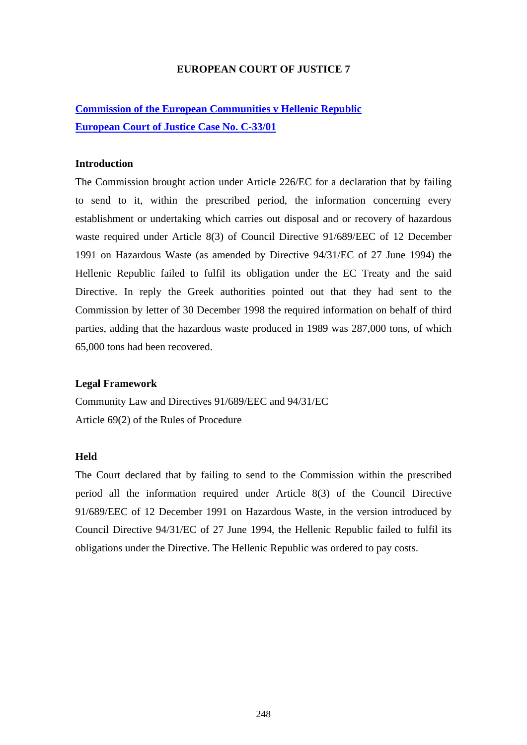# EUROPEAN COURT OF JUSTICE 7

## Commission of the European Communities v Hellenic Republic
## European Court of Justice Case No. C-33/01

### Introduction

The Commission brought action under Article 226/EC for a declaration that by failing to send to it, within the prescribed period, the information concerning every establishment or undertaking which carries out disposal and or recovery of hazardous waste required under Article 8(3) of Council Directive 91/689/EEC of 12 December 1991 on Hazardous Waste (as amended by Directive 94/31/EC of 27 June 1994) the Hellenic Republic failed to fulfil its obligation under the EC Treaty and the said Directive. In reply the Greek authorities pointed out that they had sent to the Commission by letter of 30 December 1998 the required information on behalf of third parties, adding that the hazardous waste produced in 1989 was 287,000 tons, of which 65,000 tons had been recovered.

### Legal Framework

Community Law and Directives 91/689/EEC and 94/31/EC
Article 69(2) of the Rules of Procedure

### Held

The Court declared that by failing to send to the Commission within the prescribed period all the information required under Article 8(3) of the Council Directive 91/689/EEC of 12 December 1991 on Hazardous Waste, in the version introduced by Council Directive 94/31/EC of 27 June 1994, the Hellenic Republic failed to fulfil its obligations under the Directive. The Hellenic Republic was ordered to pay costs.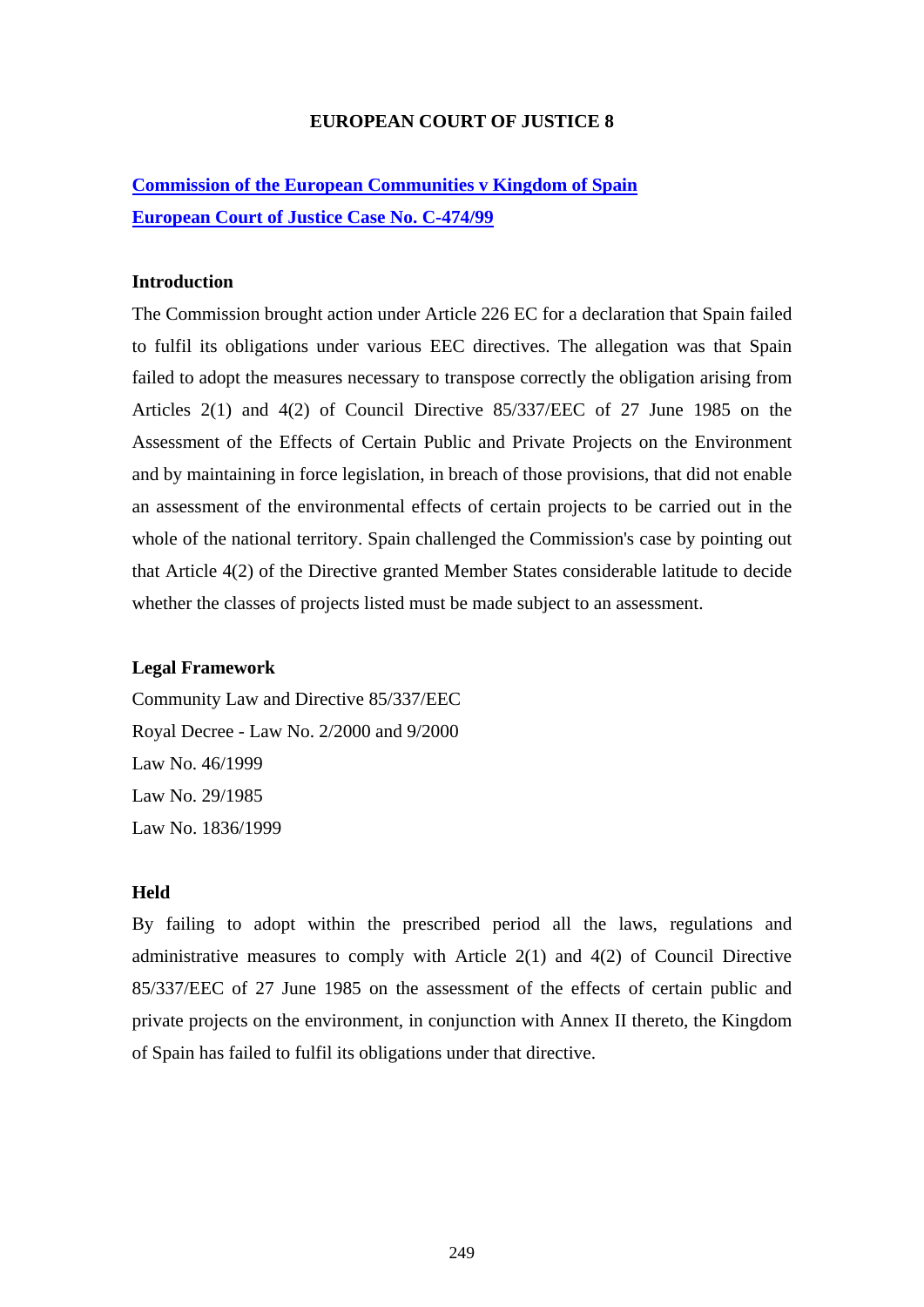# EUROPEAN COURT OF JUSTICE 8

## [Commission of the European Communities v Kingdom of Spain](#)
## [European Court of Justice Case No. C-474/99](#)

### Introduction

The Commission brought action under Article 226 EC for a declaration that Spain failed to fulfil its obligations under various EEC directives. The allegation was that Spain failed to adopt the measures necessary to transpose correctly the obligation arising from Articles 2(1) and 4(2) of Council Directive 85/337/EEC of 27 June 1985 on the Assessment of the Effects of Certain Public and Private Projects on the Environment and by maintaining in force legislation, in breach of those provisions, that did not enable an assessment of the environmental effects of certain projects to be carried out in the whole of the national territory. Spain challenged the Commission's case by pointing out that Article 4(2) of the Directive granted Member States considerable latitude to decide whether the classes of projects listed must be made subject to an assessment.

### Legal Framework

Community Law and Directive 85/337/EEC
Royal Decree - Law No. 2/2000 and 9/2000
Law No. 46/1999
Law No. 29/1985
Law No. 1836/1999

### Held

By failing to adopt within the prescribed period all the laws, regulations and administrative measures to comply with Article 2(1) and 4(2) of Council Directive 85/337/EEC of 27 June 1985 on the assessment of the effects of certain public and private projects on the environment, in conjunction with Annex II thereto, the Kingdom of Spain has failed to fulfil its obligations under that directive.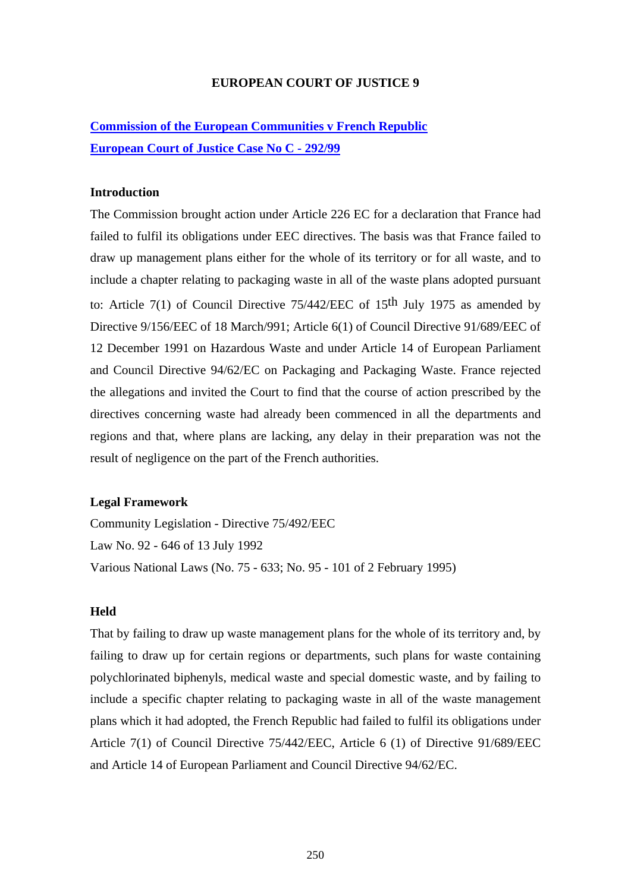# EUROPEAN COURT OF JUSTICE 9

**Commission of the European Communities v French Republic**
**European Court of Justice Case No C - 292/99**

### Introduction

The Commission brought action under Article 226 EC for a declaration that France had failed to fulfil its obligations under EEC directives. The basis was that France failed to draw up management plans either for the whole of its territory or for all waste, and to include a chapter relating to packaging waste in all of the waste plans adopted pursuant to: Article 7(1) of Council Directive 75/442/EEC of 15th July 1975 as amended by Directive 9/156/EEC of 18 March/991; Article 6(1) of Council Directive 91/689/EEC of 12 December 1991 on Hazardous Waste and under Article 14 of European Parliament and Council Directive 94/62/EC on Packaging and Packaging Waste. France rejected the allegations and invited the Court to find that the course of action prescribed by the directives concerning waste had already been commenced in all the departments and regions and that, where plans are lacking, any delay in their preparation was not the result of negligence on the part of the French authorities.

### Legal Framework

Community Legislation - Directive 75/492/EEC
Law No. 92 - 646 of 13 July 1992
Various National Laws (No. 75 - 633; No. 95 - 101 of 2 February 1995)

### Held

That by failing to draw up waste management plans for the whole of its territory and, by failing to draw up for certain regions or departments, such plans for waste containing polychlorinated biphenyls, medical waste and special domestic waste, and by failing to include a specific chapter relating to packaging waste in all of the waste management plans which it had adopted, the French Republic had failed to fulfil its obligations under Article 7(1) of Council Directive 75/442/EEC, Article 6 (1) of Directive 91/689/EEC and Article 14 of European Parliament and Council Directive 94/62/EC.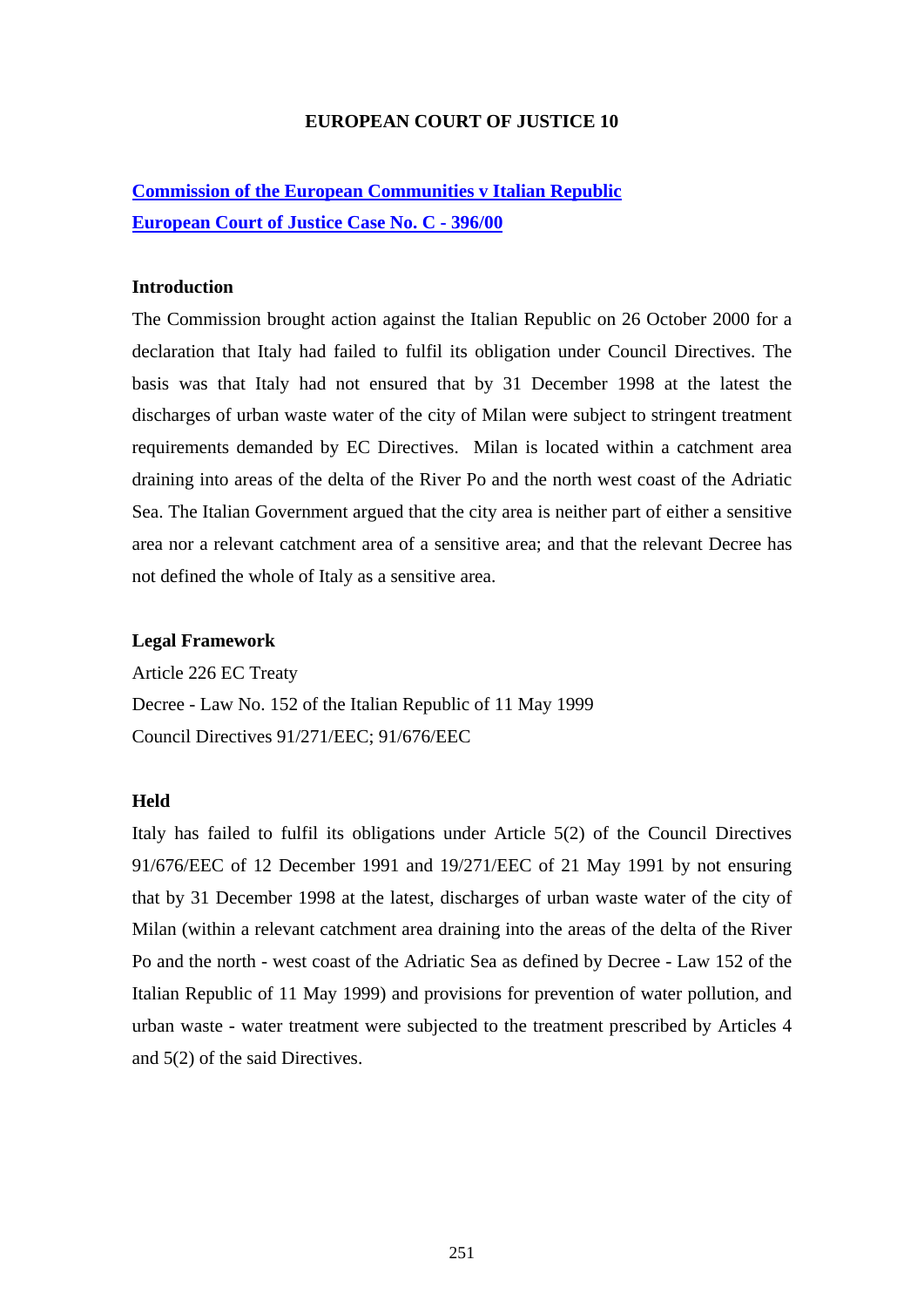# EUROPEAN COURT OF JUSTICE 10

**Commission of the European Communities v Italian Republic**
**European Court of Justice Case No. C - 396/00**

### Introduction

The Commission brought action against the Italian Republic on 26 October 2000 for a declaration that Italy had failed to fulfil its obligation under Council Directives. The basis was that Italy had not ensured that by 31 December 1998 at the latest the discharges of urban waste water of the city of Milan were subject to stringent treatment requirements demanded by EC Directives. Milan is located within a catchment area draining into areas of the delta of the River Po and the north west coast of the Adriatic Sea. The Italian Government argued that the city area is neither part of either a sensitive area nor a relevant catchment area of a sensitive area; and that the relevant Decree has not defined the whole of Italy as a sensitive area.

### Legal Framework

Article 226 EC Treaty
Decree - Law No. 152 of the Italian Republic of 11 May 1999
Council Directives 91/271/EEC; 91/676/EEC

### Held

Italy has failed to fulfil its obligations under Article 5(2) of the Council Directives 91/676/EEC of 12 December 1991 and 19/271/EEC of 21 May 1991 by not ensuring that by 31 December 1998 at the latest, discharges of urban waste water of the city of Milan (within a relevant catchment area draining into the areas of the delta of the River Po and the north - west coast of the Adriatic Sea as defined by Decree - Law 152 of the Italian Republic of 11 May 1999) and provisions for prevention of water pollution, and urban waste - water treatment were subjected to the treatment prescribed by Articles 4 and 5(2) of the said Directives.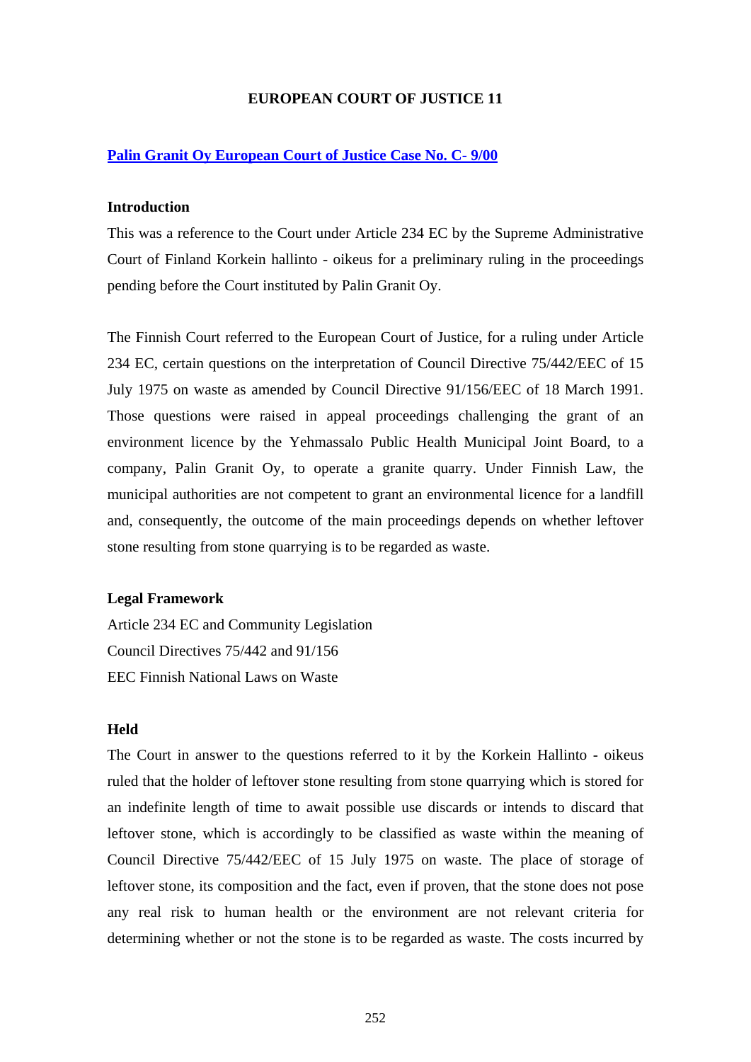**EUROPEAN COURT OF JUSTICE 11**

**Palin Granit Oy European Court of Justice Case No. C- 9/00**

**Introduction**

This was a reference to the Court under Article 234 EC by the Supreme Administrative Court of Finland Korkein hallinto - oikeus for a preliminary ruling in the proceedings pending before the Court instituted by Palin Granit Oy.

The Finnish Court referred to the European Court of Justice, for a ruling under Article 234 EC, certain questions on the interpretation of Council Directive 75/442/EEC of 15 July 1975 on waste as amended by Council Directive 91/156/EEC of 18 March 1991. Those questions were raised in appeal proceedings challenging the grant of an environment licence by the Yehmassalo Public Health Municipal Joint Board, to a company, Palin Granit Oy, to operate a granite quarry. Under Finnish Law, the municipal authorities are not competent to grant an environmental licence for a landfill and, consequently, the outcome of the main proceedings depends on whether leftover stone resulting from stone quarrying is to be regarded as waste.

**Legal Framework**

Article 234 EC and Community Legislation

Council Directives 75/442 and 91/156

EEC Finnish National Laws on Waste

**Held**

The Court in answer to the questions referred to it by the Korkein Hallinto - oikeus ruled that the holder of leftover stone resulting from stone quarrying which is stored for an indefinite length of time to await possible use discards or intends to discard that leftover stone, which is accordingly to be classified as waste within the meaning of Council Directive 75/442/EEC of 15 July 1975 on waste. The place of storage of leftover stone, its composition and the fact, even if proven, that the stone does not pose any real risk to human health or the environment are not relevant criteria for determining whether or not the stone is to be regarded as waste. The costs incurred by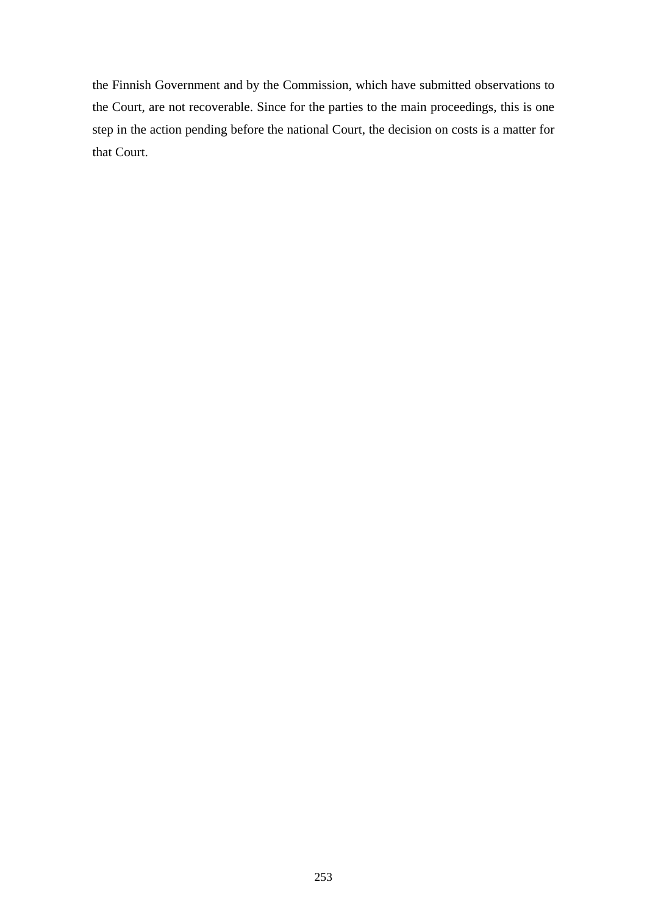the Finnish Government and by the Commission, which have submitted observations to the Court, are not recoverable. Since for the parties to the main proceedings, this is one step in the action pending before the national Court, the decision on costs is a matter for that Court.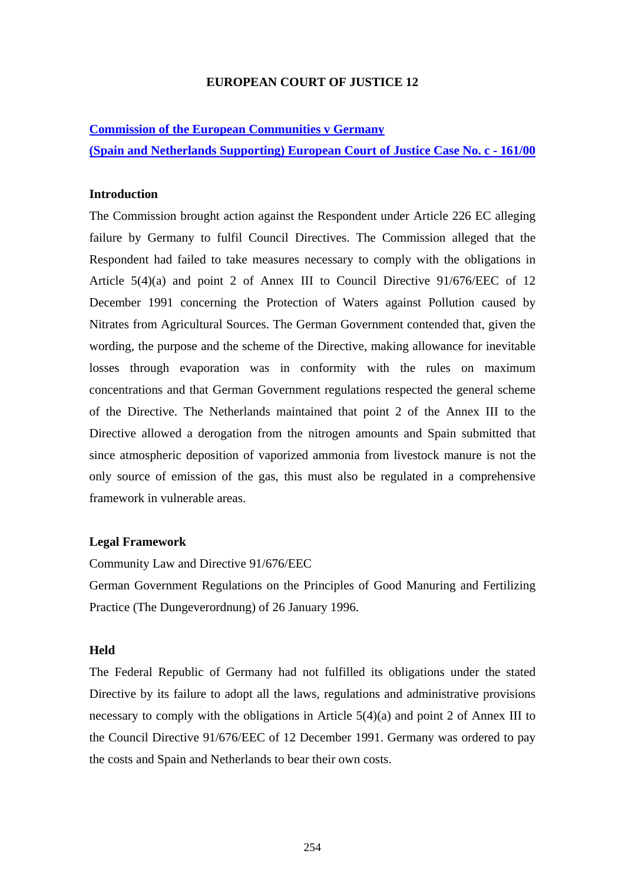# EUROPEAN COURT OF JUSTICE 12

**Commission of the European Communities v Germany**
**(Spain and Netherlands Supporting) European Court of Justice Case No. c - 161/00**

### Introduction

The Commission brought action against the Respondent under Article 226 EC alleging failure by Germany to fulfil Council Directives. The Commission alleged that the Respondent had failed to take measures necessary to comply with the obligations in Article 5(4)(a) and point 2 of Annex III to Council Directive 91/676/EEC of 12 December 1991 concerning the Protection of Waters against Pollution caused by Nitrates from Agricultural Sources. The German Government contended that, given the wording, the purpose and the scheme of the Directive, making allowance for inevitable losses through evaporation was in conformity with the rules on maximum concentrations and that German Government regulations respected the general scheme of the Directive. The Netherlands maintained that point 2 of the Annex III to the Directive allowed a derogation from the nitrogen amounts and Spain submitted that since atmospheric deposition of vaporized ammonia from livestock manure is not the only source of emission of the gas, this must also be regulated in a comprehensive framework in vulnerable areas.

### Legal Framework

Community Law and Directive 91/676/EEC

German Government Regulations on the Principles of Good Manuring and Fertilizing Practice (The Dungeverordnung) of 26 January 1996.

### Held

The Federal Republic of Germany had not fulfilled its obligations under the stated Directive by its failure to adopt all the laws, regulations and administrative provisions necessary to comply with the obligations in Article 5(4)(a) and point 2 of Annex III to the Council Directive 91/676/EEC of 12 December 1991. Germany was ordered to pay the costs and Spain and Netherlands to bear their own costs.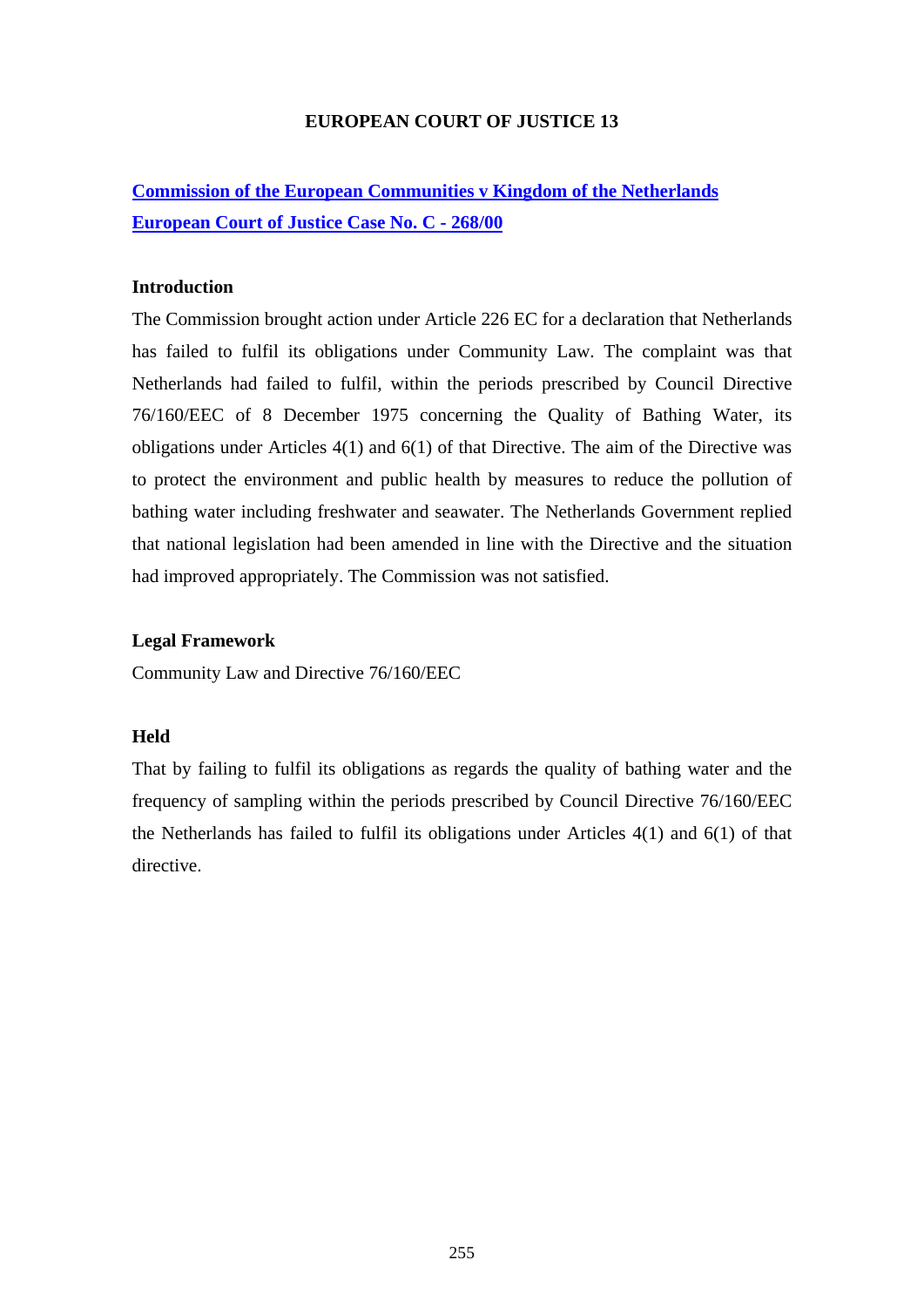## EUROPEAN COURT OF JUSTICE 13

**Commission of the European Communities v Kingdom of the Netherlands**
**European Court of Justice Case No. C - 268/00**

### Introduction

The Commission brought action under Article 226 EC for a declaration that Netherlands has failed to fulfil its obligations under Community Law. The complaint was that Netherlands had failed to fulfil, within the periods prescribed by Council Directive 76/160/EEC of 8 December 1975 concerning the Quality of Bathing Water, its obligations under Articles 4(1) and 6(1) of that Directive. The aim of the Directive was to protect the environment and public health by measures to reduce the pollution of bathing water including freshwater and seawater. The Netherlands Government replied that national legislation had been amended in line with the Directive and the situation had improved appropriately. The Commission was not satisfied.

### Legal Framework

Community Law and Directive 76/160/EEC

### Held

That by failing to fulfil its obligations as regards the quality of bathing water and the frequency of sampling within the periods prescribed by Council Directive 76/160/EEC the Netherlands has failed to fulfil its obligations under Articles 4(1) and 6(1) of that directive.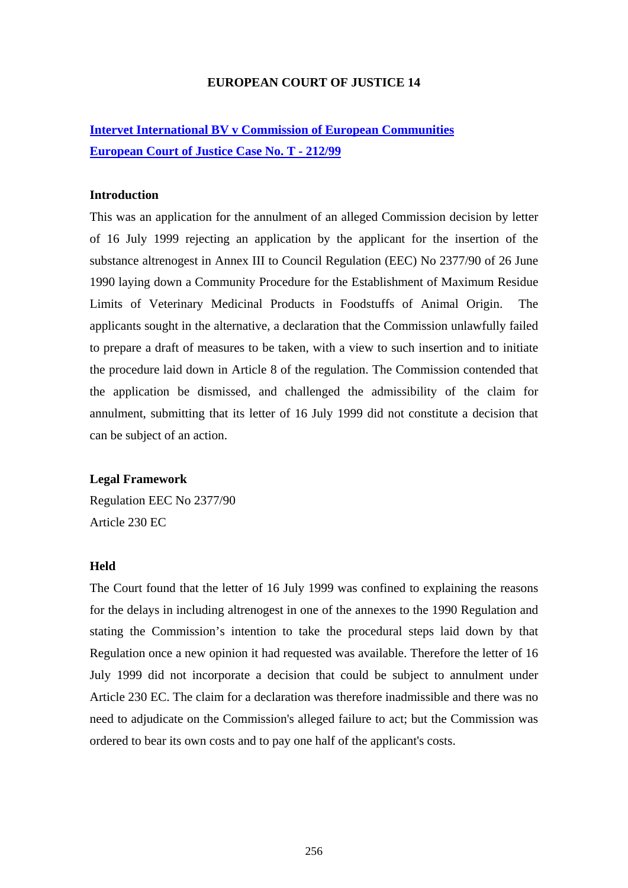# EUROPEAN COURT OF JUSTICE 14

**Intervet International BV v Commission of European Communities**
**European Court of Justice Case No. T - 212/99**

### Introduction

This was an application for the annulment of an alleged Commission decision by letter of 16 July 1999 rejecting an application by the applicant for the insertion of the substance altrenogest in Annex III to Council Regulation (EEC) No 2377/90 of 26 June 1990 laying down a Community Procedure for the Establishment of Maximum Residue Limits of Veterinary Medicinal Products in Foodstuffs of Animal Origin. The applicants sought in the alternative, a declaration that the Commission unlawfully failed to prepare a draft of measures to be taken, with a view to such insertion and to initiate the procedure laid down in Article 8 of the regulation. The Commission contended that the application be dismissed, and challenged the admissibility of the claim for annulment, submitting that its letter of 16 July 1999 did not constitute a decision that can be subject of an action.

### Legal Framework

Regulation EEC No 2377/90
Article 230 EC

### Held

The Court found that the letter of 16 July 1999 was confined to explaining the reasons for the delays in including altrenogest in one of the annexes to the 1990 Regulation and stating the Commission's intention to take the procedural steps laid down by that Regulation once a new opinion it had requested was available. Therefore the letter of 16 July 1999 did not incorporate a decision that could be subject to annulment under Article 230 EC. The claim for a declaration was therefore inadmissible and there was no need to adjudicate on the Commission's alleged failure to act; but the Commission was ordered to bear its own costs and to pay one half of the applicant's costs.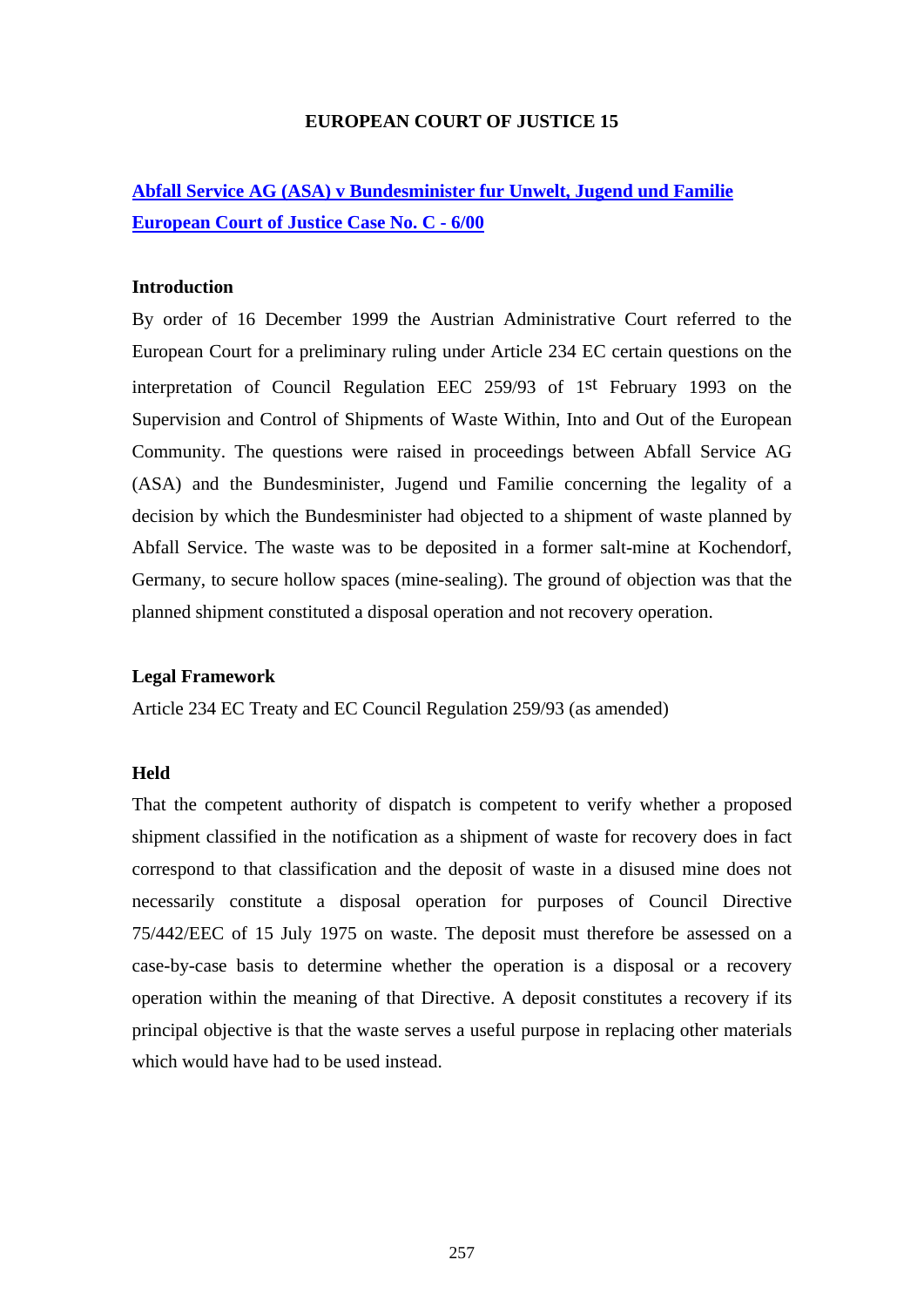## EUROPEAN COURT OF JUSTICE 15

**Abfall Service AG (ASA) v Bundesminister fur Unwelt, Jugend und Familie**
**European Court of Justice Case No. C - 6/00**

### Introduction

By order of 16 December 1999 the Austrian Administrative Court referred to the European Court for a preliminary ruling under Article 234 EC certain questions on the interpretation of Council Regulation EEC 259/93 of 1st February 1993 on the Supervision and Control of Shipments of Waste Within, Into and Out of the European Community. The questions were raised in proceedings between Abfall Service AG (ASA) and the Bundesminister, Jugend und Familie concerning the legality of a decision by which the Bundesminister had objected to a shipment of waste planned by Abfall Service. The waste was to be deposited in a former salt-mine at Kochendorf, Germany, to secure hollow spaces (mine-sealing). The ground of objection was that the planned shipment constituted a disposal operation and not recovery operation.

### Legal Framework

Article 234 EC Treaty and EC Council Regulation 259/93 (as amended)

### Held

That the competent authority of dispatch is competent to verify whether a proposed shipment classified in the notification as a shipment of waste for recovery does in fact correspond to that classification and the deposit of waste in a disused mine does not necessarily constitute a disposal operation for purposes of Council Directive 75/442/EEC of 15 July 1975 on waste. The deposit must therefore be assessed on a case-by-case basis to determine whether the operation is a disposal or a recovery operation within the meaning of that Directive. A deposit constitutes a recovery if its principal objective is that the waste serves a useful purpose in replacing other materials which would have had to be used instead.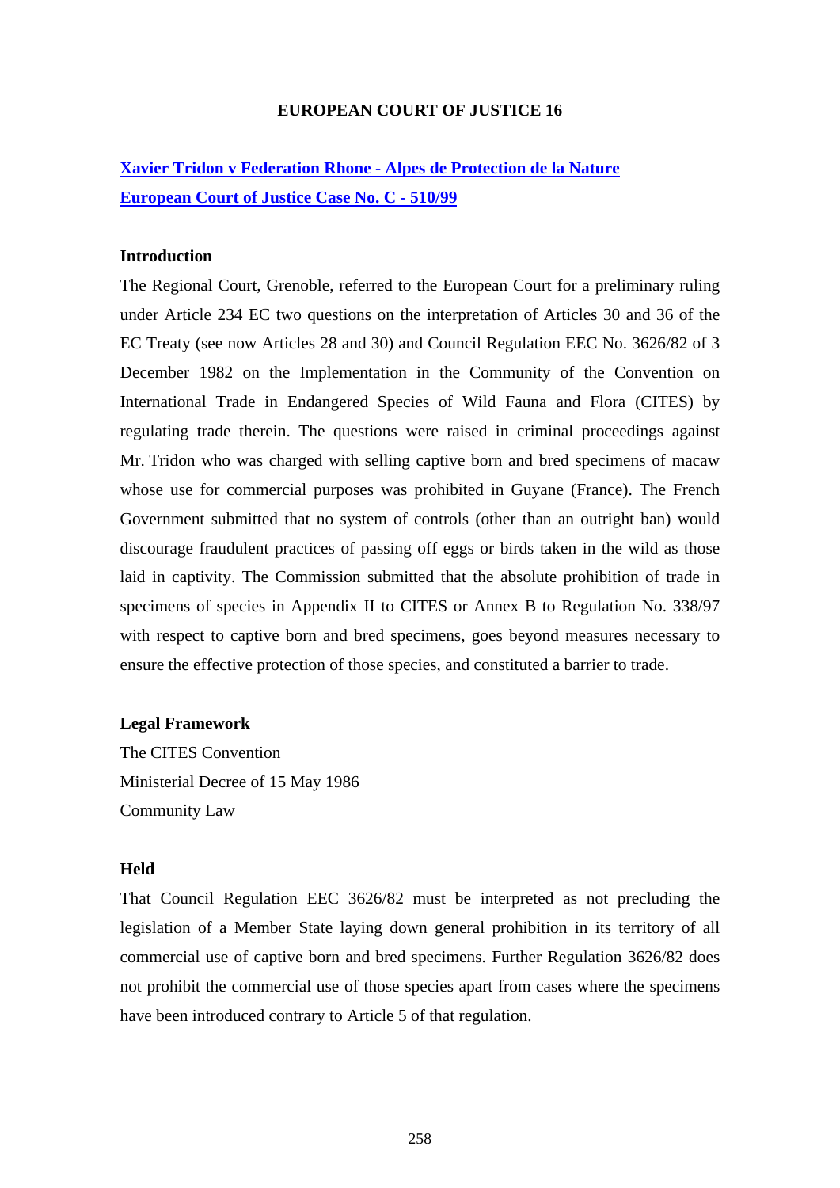# EUROPEAN COURT OF JUSTICE 16

**Xavier Tridon v Federation Rhone - Alpes de Protection de la Nature**
**European Court of Justice Case No. C - 510/99**

### Introduction

The Regional Court, Grenoble, referred to the European Court for a preliminary ruling under Article 234 EC two questions on the interpretation of Articles 30 and 36 of the EC Treaty (see now Articles 28 and 30) and Council Regulation EEC No. 3626/82 of 3 December 1982 on the Implementation in the Community of the Convention on International Trade in Endangered Species of Wild Fauna and Flora (CITES) by regulating trade therein. The questions were raised in criminal proceedings against Mr. Tridon who was charged with selling captive born and bred specimens of macaw whose use for commercial purposes was prohibited in Guyane (France). The French Government submitted that no system of controls (other than an outright ban) would discourage fraudulent practices of passing off eggs or birds taken in the wild as those laid in captivity. The Commission submitted that the absolute prohibition of trade in specimens of species in Appendix II to CITES or Annex B to Regulation No. 338/97 with respect to captive born and bred specimens, goes beyond measures necessary to ensure the effective protection of those species, and constituted a barrier to trade.

### Legal Framework

The CITES Convention
Ministerial Decree of 15 May 1986
Community Law

### Held

That Council Regulation EEC 3626/82 must be interpreted as not precluding the legislation of a Member State laying down general prohibition in its territory of all commercial use of captive born and bred specimens. Further Regulation 3626/82 does not prohibit the commercial use of those species apart from cases where the specimens have been introduced contrary to Article 5 of that regulation.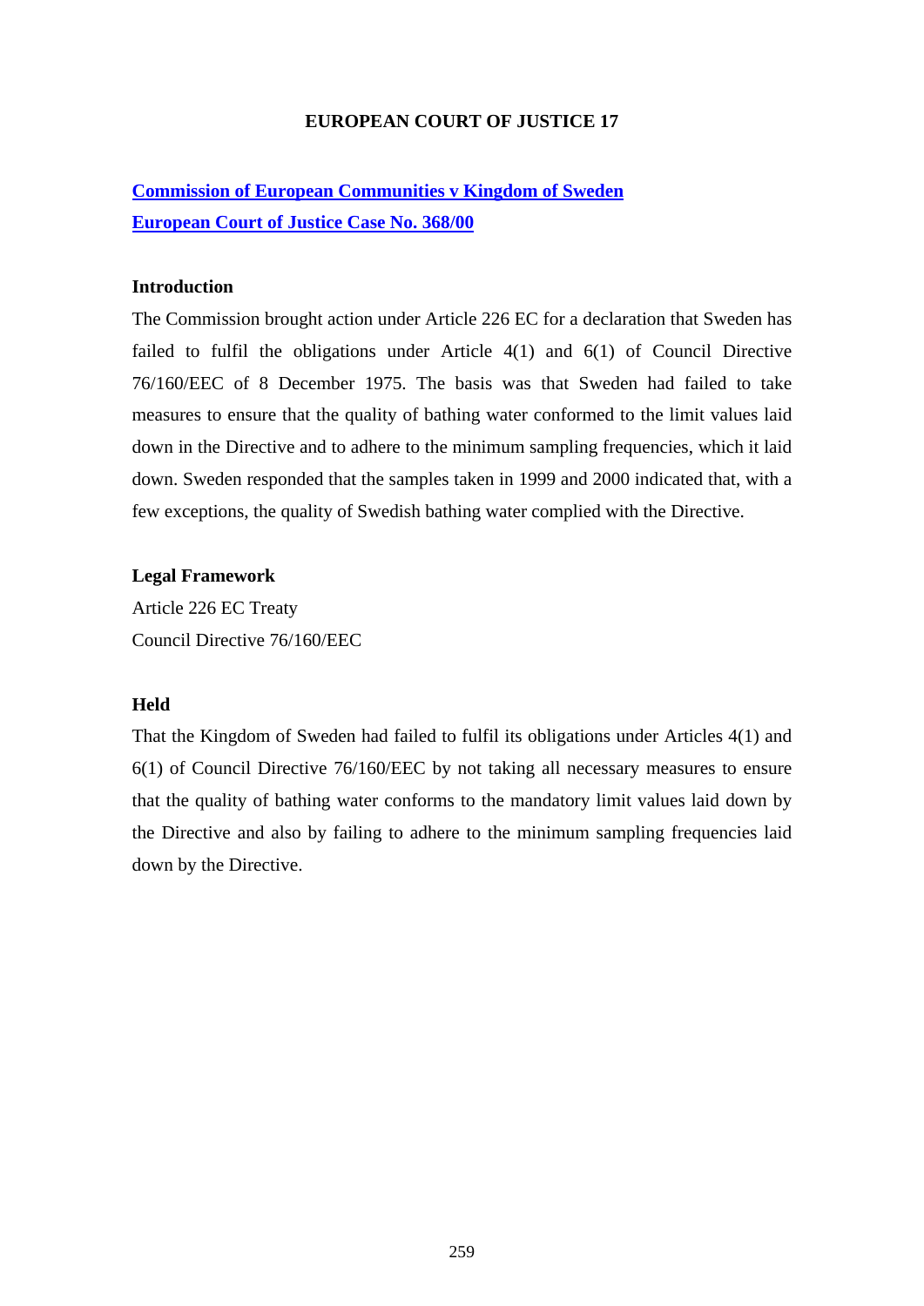## EUROPEAN COURT OF JUSTICE 17

**Commission of European Communities v Kingdom of Sweden**
**European Court of Justice Case No. 368/00**

### Introduction

The Commission brought action under Article 226 EC for a declaration that Sweden has failed to fulfil the obligations under Article 4(1) and 6(1) of Council Directive 76/160/EEC of 8 December 1975. The basis was that Sweden had failed to take measures to ensure that the quality of bathing water conformed to the limit values laid down in the Directive and to adhere to the minimum sampling frequencies, which it laid down. Sweden responded that the samples taken in 1999 and 2000 indicated that, with a few exceptions, the quality of Swedish bathing water complied with the Directive.

### Legal Framework

Article 226 EC Treaty
Council Directive 76/160/EEC

### Held

That the Kingdom of Sweden had failed to fulfil its obligations under Articles 4(1) and 6(1) of Council Directive 76/160/EEC by not taking all necessary measures to ensure that the quality of bathing water conforms to the mandatory limit values laid down by the Directive and also by failing to adhere to the minimum sampling frequencies laid down by the Directive.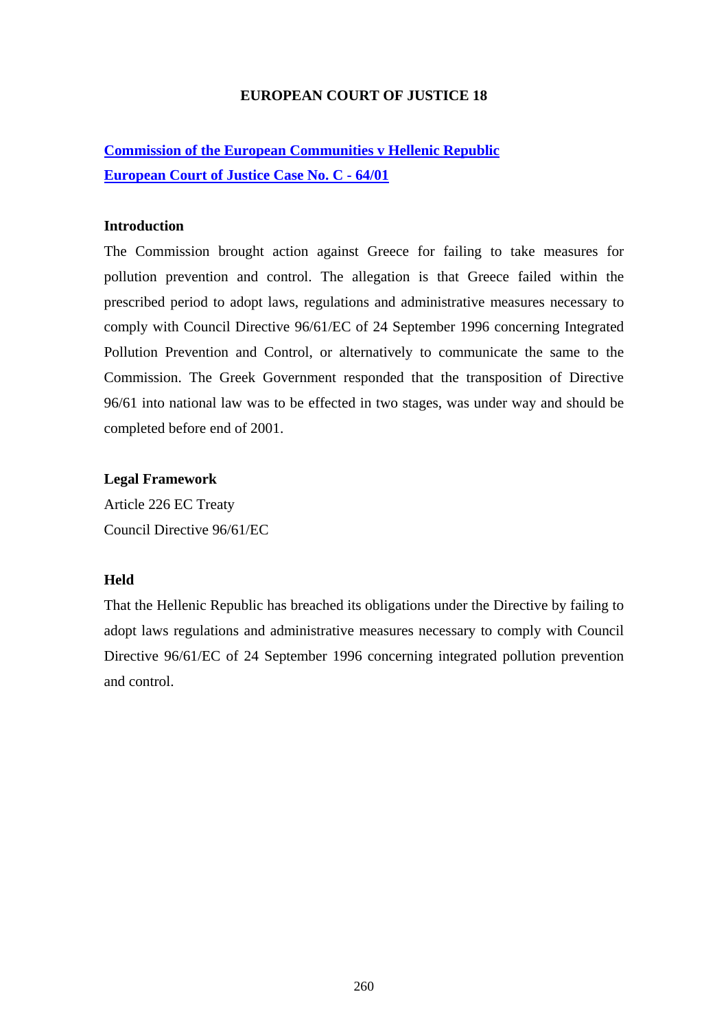## EUROPEAN COURT OF JUSTICE 18

**Commission of the European Communities v Hellenic Republic**
**European Court of Justice Case No. C - 64/01**

### Introduction

The Commission brought action against Greece for failing to take measures for pollution prevention and control. The allegation is that Greece failed within the prescribed period to adopt laws, regulations and administrative measures necessary to comply with Council Directive 96/61/EC of 24 September 1996 concerning Integrated Pollution Prevention and Control, or alternatively to communicate the same to the Commission. The Greek Government responded that the transposition of Directive 96/61 into national law was to be effected in two stages, was under way and should be completed before end of 2001.

### Legal Framework

Article 226 EC Treaty
Council Directive 96/61/EC

### Held

That the Hellenic Republic has breached its obligations under the Directive by failing to adopt laws regulations and administrative measures necessary to comply with Council Directive 96/61/EC of 24 September 1996 concerning integrated pollution prevention and control.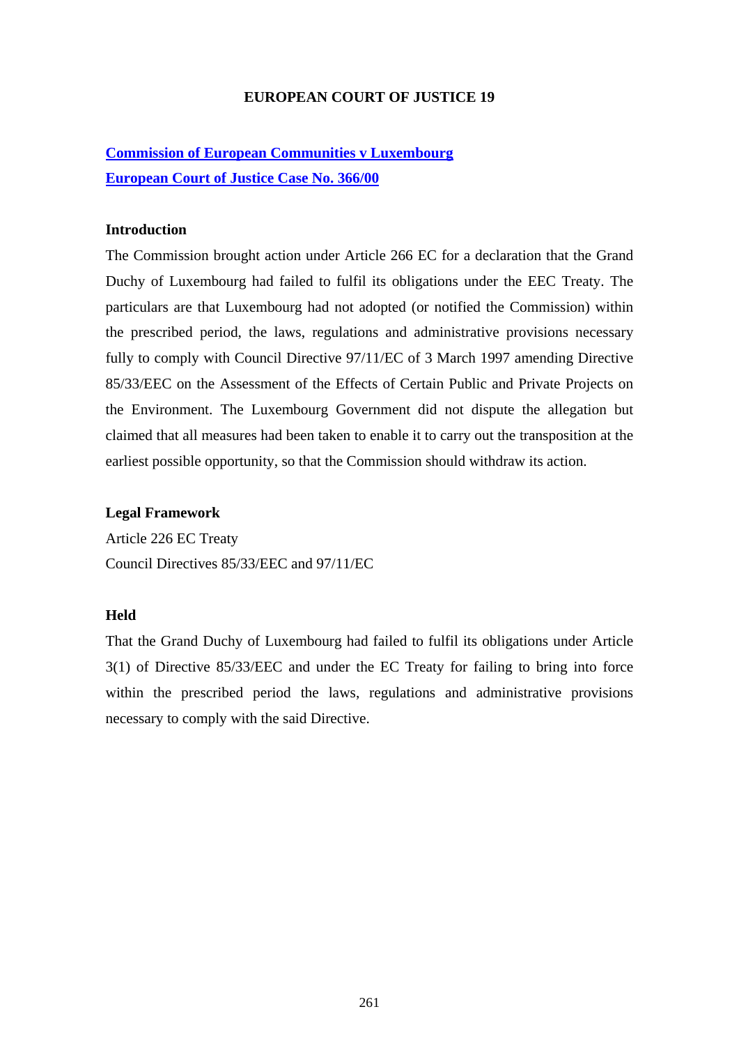# EUROPEAN COURT OF JUSTICE 19

**Commission of European Communities v Luxembourg**
**European Court of Justice Case No. 366/00**

### Introduction

The Commission brought action under Article 266 EC for a declaration that the Grand Duchy of Luxembourg had failed to fulfil its obligations under the EEC Treaty. The particulars are that Luxembourg had not adopted (or notified the Commission) within the prescribed period, the laws, regulations and administrative provisions necessary fully to comply with Council Directive 97/11/EC of 3 March 1997 amending Directive 85/33/EEC on the Assessment of the Effects of Certain Public and Private Projects on the Environment. The Luxembourg Government did not dispute the allegation but claimed that all measures had been taken to enable it to carry out the transposition at the earliest possible opportunity, so that the Commission should withdraw its action.

### Legal Framework

Article 226 EC Treaty
Council Directives 85/33/EEC and 97/11/EC

### Held

That the Grand Duchy of Luxembourg had failed to fulfil its obligations under Article 3(1) of Directive 85/33/EEC and under the EC Treaty for failing to bring into force within the prescribed period the laws, regulations and administrative provisions necessary to comply with the said Directive.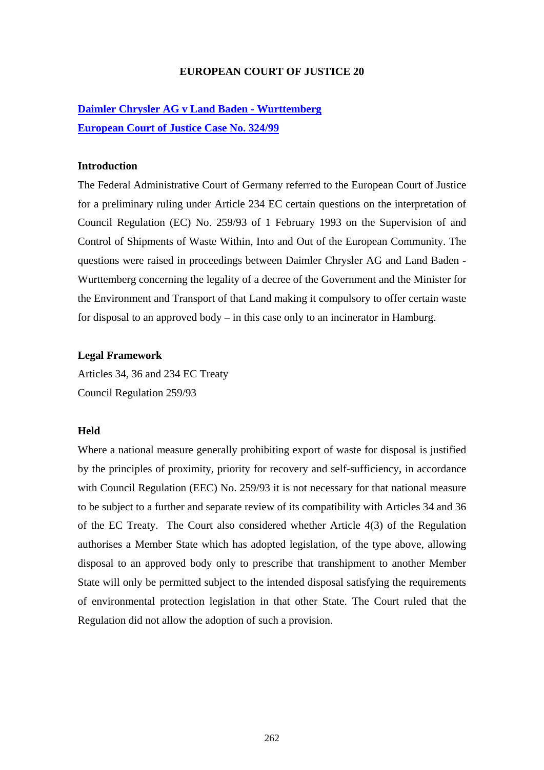# EUROPEAN COURT OF JUSTICE 20

**Daimler Chrysler AG v Land Baden - Wurttemberg**
**European Court of Justice Case No. 324/99**

### Introduction

The Federal Administrative Court of Germany referred to the European Court of Justice for a preliminary ruling under Article 234 EC certain questions on the interpretation of Council Regulation (EC) No. 259/93 of 1 February 1993 on the Supervision of and Control of Shipments of Waste Within, Into and Out of the European Community. The questions were raised in proceedings between Daimler Chrysler AG and Land Baden - Wurttemberg concerning the legality of a decree of the Government and the Minister for the Environment and Transport of that Land making it compulsory to offer certain waste for disposal to an approved body – in this case only to an incinerator in Hamburg.

### Legal Framework

Articles 34, 36 and 234 EC Treaty
Council Regulation 259/93

### Held

Where a national measure generally prohibiting export of waste for disposal is justified by the principles of proximity, priority for recovery and self-sufficiency, in accordance with Council Regulation (EEC) No. 259/93 it is not necessary for that national measure to be subject to a further and separate review of its compatibility with Articles 34 and 36 of the EC Treaty. The Court also considered whether Article 4(3) of the Regulation authorises a Member State which has adopted legislation, of the type above, allowing disposal to an approved body only to prescribe that transhipment to another Member State will only be permitted subject to the intended disposal satisfying the requirements of environmental protection legislation in that other State. The Court ruled that the Regulation did not allow the adoption of such a provision.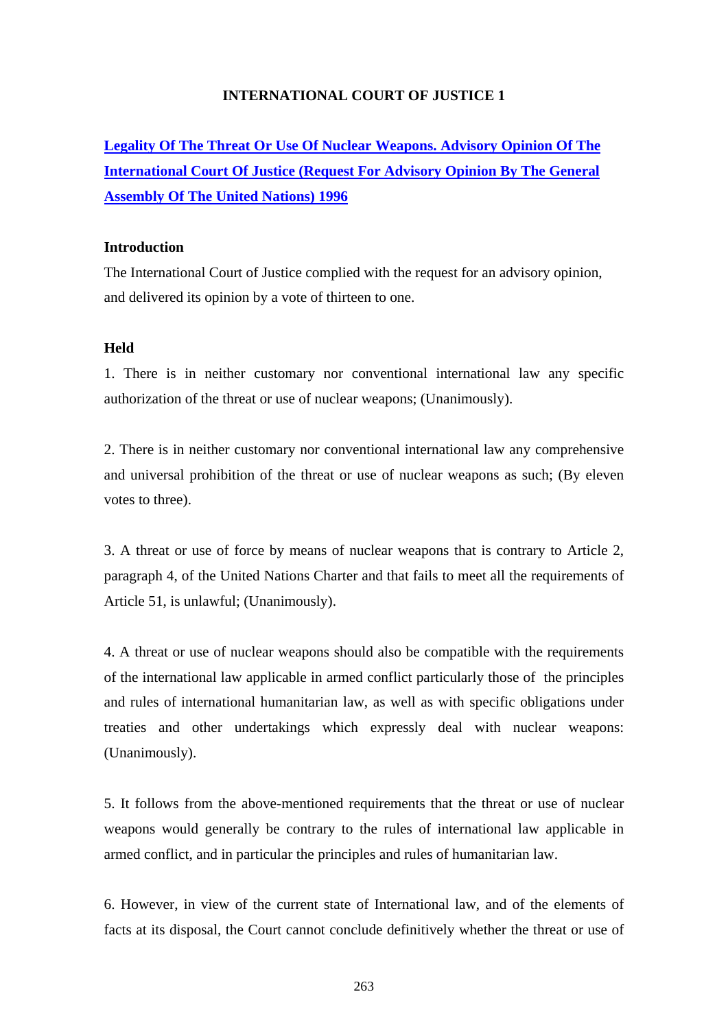**INTERNATIONAL COURT OF JUSTICE 1**

**Legality Of The Threat Or Use Of Nuclear Weapons. Advisory Opinion Of The International Court Of Justice (Request For Advisory Opinion By The General Assembly Of The United Nations) 1996**

**Introduction**

The International Court of Justice complied with the request for an advisory opinion, and delivered its opinion by a vote of thirteen to one.

**Held**

1. There is in neither customary nor conventional international law any specific authorization of the threat or use of nuclear weapons; (Unanimously).

2. There is in neither customary nor conventional international law any comprehensive and universal prohibition of the threat or use of nuclear weapons as such; (By eleven votes to three).

3. A threat or use of force by means of nuclear weapons that is contrary to Article 2, paragraph 4, of the United Nations Charter and that fails to meet all the requirements of Article 51, is unlawful; (Unanimously).

4. A threat or use of nuclear weapons should also be compatible with the requirements of the international law applicable in armed conflict particularly those of the principles and rules of international humanitarian law, as well as with specific obligations under treaties and other undertakings which expressly deal with nuclear weapons: (Unanimously).

5. It follows from the above-mentioned requirements that the threat or use of nuclear weapons would generally be contrary to the rules of international law applicable in armed conflict, and in particular the principles and rules of humanitarian law.

6. However, in view of the current state of International law, and of the elements of facts at its disposal, the Court cannot conclude definitively whether the threat or use of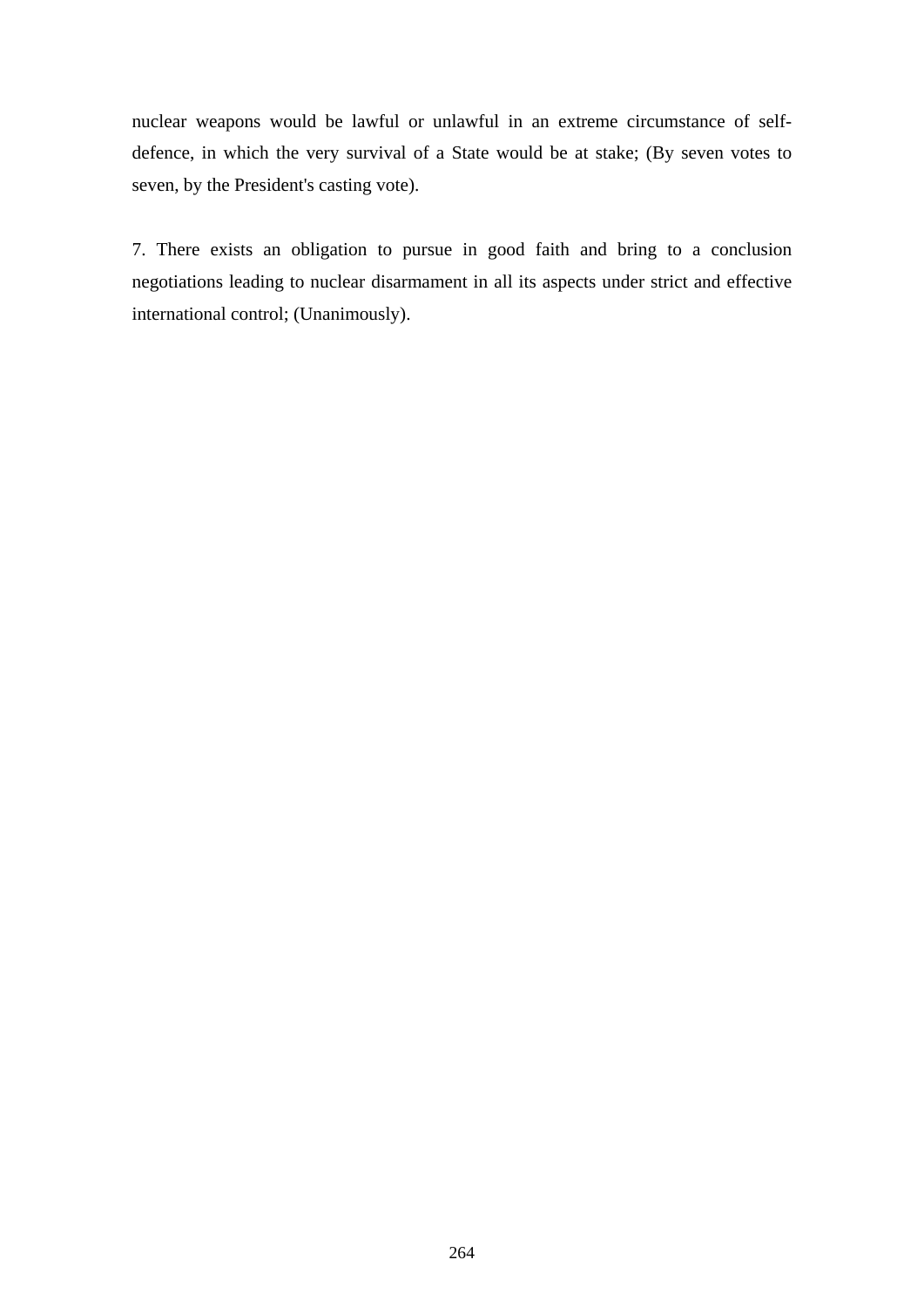nuclear weapons would be lawful or unlawful in an extreme circumstance of self-defence, in which the very survival of a State would be at stake; (By seven votes to seven, by the President's casting vote).

7. There exists an obligation to pursue in good faith and bring to a conclusion negotiations leading to nuclear disarmament in all its aspects under strict and effective international control; (Unanimously).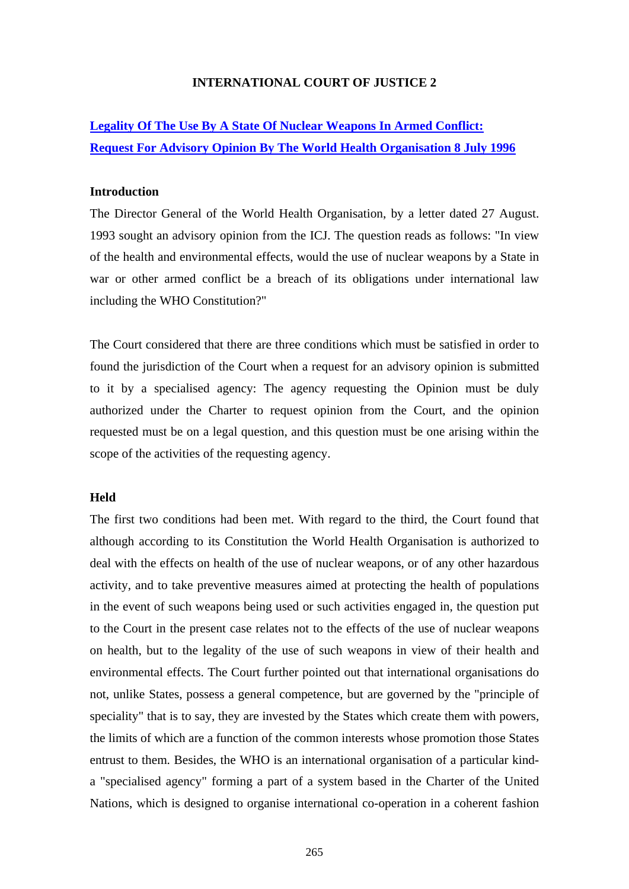**INTERNATIONAL COURT OF JUSTICE 2**

**[Legality Of The Use By A State Of Nuclear Weapons In Armed Conflict: Request For Advisory Opinion By The World Health Organisation 8 July 1996]()**

**Introduction**

The Director General of the World Health Organisation, by a letter dated 27 August. 1993 sought an advisory opinion from the ICJ. The question reads as follows: "In view of the health and environmental effects, would the use of nuclear weapons by a State in war or other armed conflict be a breach of its obligations under international law including the WHO Constitution?"

The Court considered that there are three conditions which must be satisfied in order to found the jurisdiction of the Court when a request for an advisory opinion is submitted to it by a specialised agency: The agency requesting the Opinion must be duly authorized under the Charter to request opinion from the Court, and the opinion requested must be on a legal question, and this question must be one arising within the scope of the activities of the requesting agency.

**Held**

The first two conditions had been met. With regard to the third, the Court found that although according to its Constitution the World Health Organisation is authorized to deal with the effects on health of the use of nuclear weapons, or of any other hazardous activity, and to take preventive measures aimed at protecting the health of populations in the event of such weapons being used or such activities engaged in, the question put to the Court in the present case relates not to the effects of the use of nuclear weapons on health, but to the legality of the use of such weapons in view of their health and environmental effects. The Court further pointed out that international organisations do not, unlike States, possess a general competence, but are governed by the "principle of speciality" that is to say, they are invested by the States which create them with powers, the limits of which are a function of the common interests whose promotion those States entrust to them. Besides, the WHO is an international organisation of a particular kind-a "specialised agency" forming a part of a system based in the Charter of the United Nations, which is designed to organise international co-operation in a coherent fashion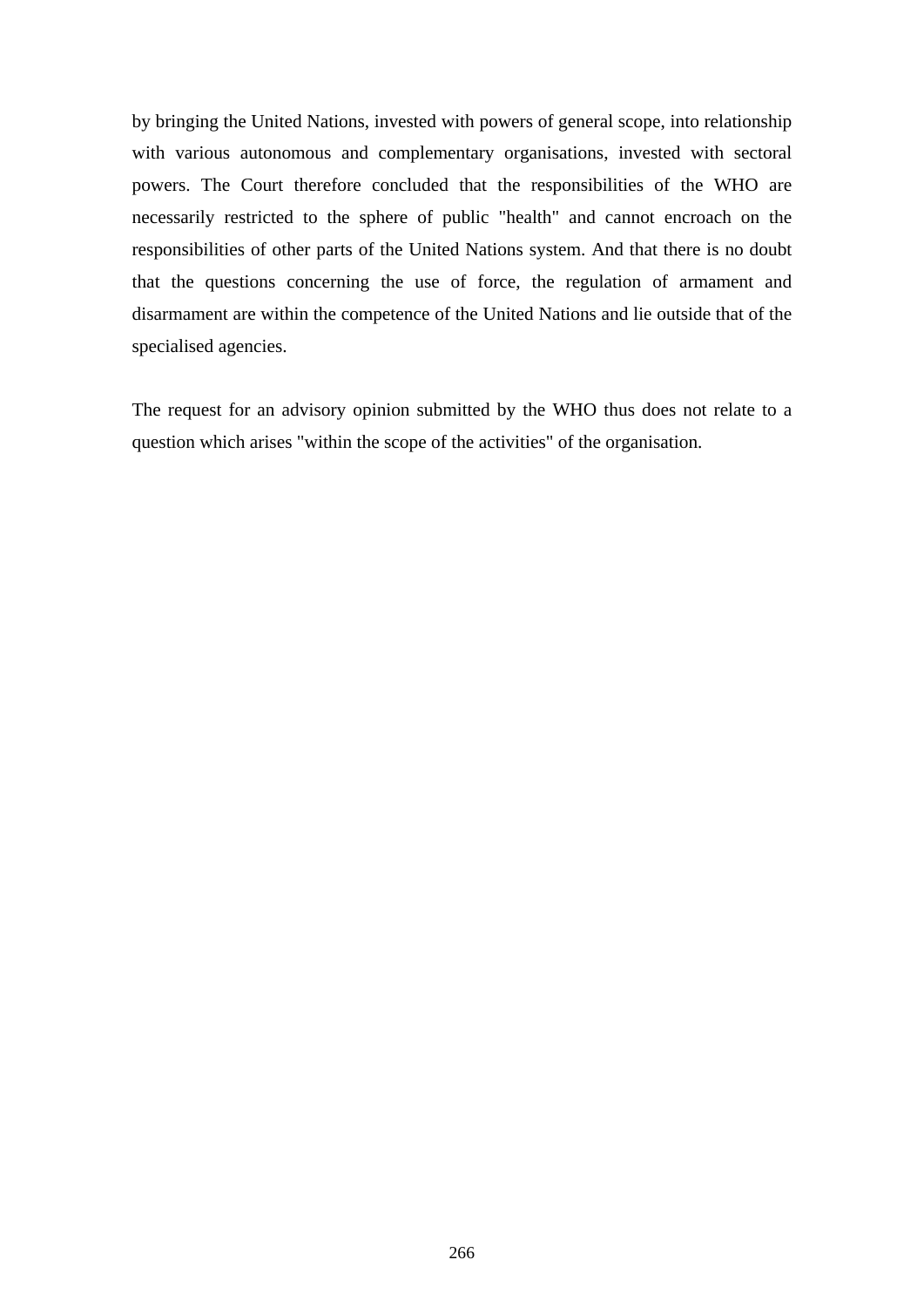by bringing the United Nations, invested with powers of general scope, into relationship with various autonomous and complementary organisations, invested with sectoral powers. The Court therefore concluded that the responsibilities of the WHO are necessarily restricted to the sphere of public "health" and cannot encroach on the responsibilities of other parts of the United Nations system. And that there is no doubt that the questions concerning the use of force, the regulation of armament and disarmament are within the competence of the United Nations and lie outside that of the specialised agencies.

The request for an advisory opinion submitted by the WHO thus does not relate to a question which arises "within the scope of the activities" of the organisation.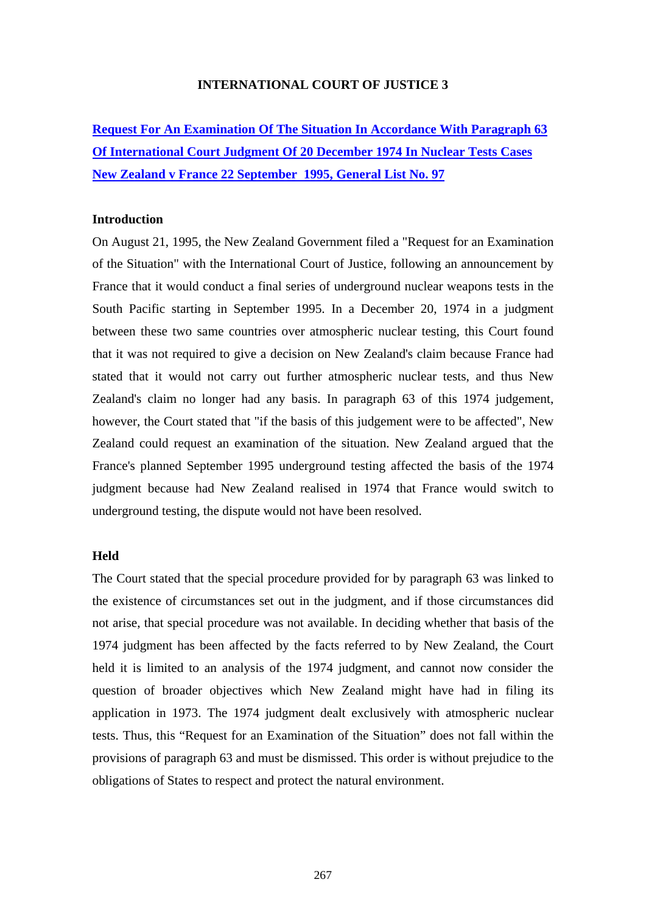## INTERNATIONAL COURT OF JUSTICE 3

**Request For An Examination Of The Situation In Accordance With Paragraph 63 Of International Court Judgment Of 20 December 1974 In Nuclear Tests Cases New Zealand v France 22 September 1995, General List No. 97**

### Introduction

On August 21, 1995, the New Zealand Government filed a "Request for an Examination of the Situation" with the International Court of Justice, following an announcement by France that it would conduct a final series of underground nuclear weapons tests in the South Pacific starting in September 1995. In a December 20, 1974 in a judgment between these two same countries over atmospheric nuclear testing, this Court found that it was not required to give a decision on New Zealand's claim because France had stated that it would not carry out further atmospheric nuclear tests, and thus New Zealand's claim no longer had any basis. In paragraph 63 of this 1974 judgement, however, the Court stated that "if the basis of this judgement were to be affected", New Zealand could request an examination of the situation. New Zealand argued that the France's planned September 1995 underground testing affected the basis of the 1974 judgment because had New Zealand realised in 1974 that France would switch to underground testing, the dispute would not have been resolved.

### Held

The Court stated that the special procedure provided for by paragraph 63 was linked to the existence of circumstances set out in the judgment, and if those circumstances did not arise, that special procedure was not available. In deciding whether that basis of the 1974 judgment has been affected by the facts referred to by New Zealand, the Court held it is limited to an analysis of the 1974 judgment, and cannot now consider the question of broader objectives which New Zealand might have had in filing its application in 1973. The 1974 judgment dealt exclusively with atmospheric nuclear tests. Thus, this "Request for an Examination of the Situation" does not fall within the provisions of paragraph 63 and must be dismissed. This order is without prejudice to the obligations of States to respect and protect the natural environment.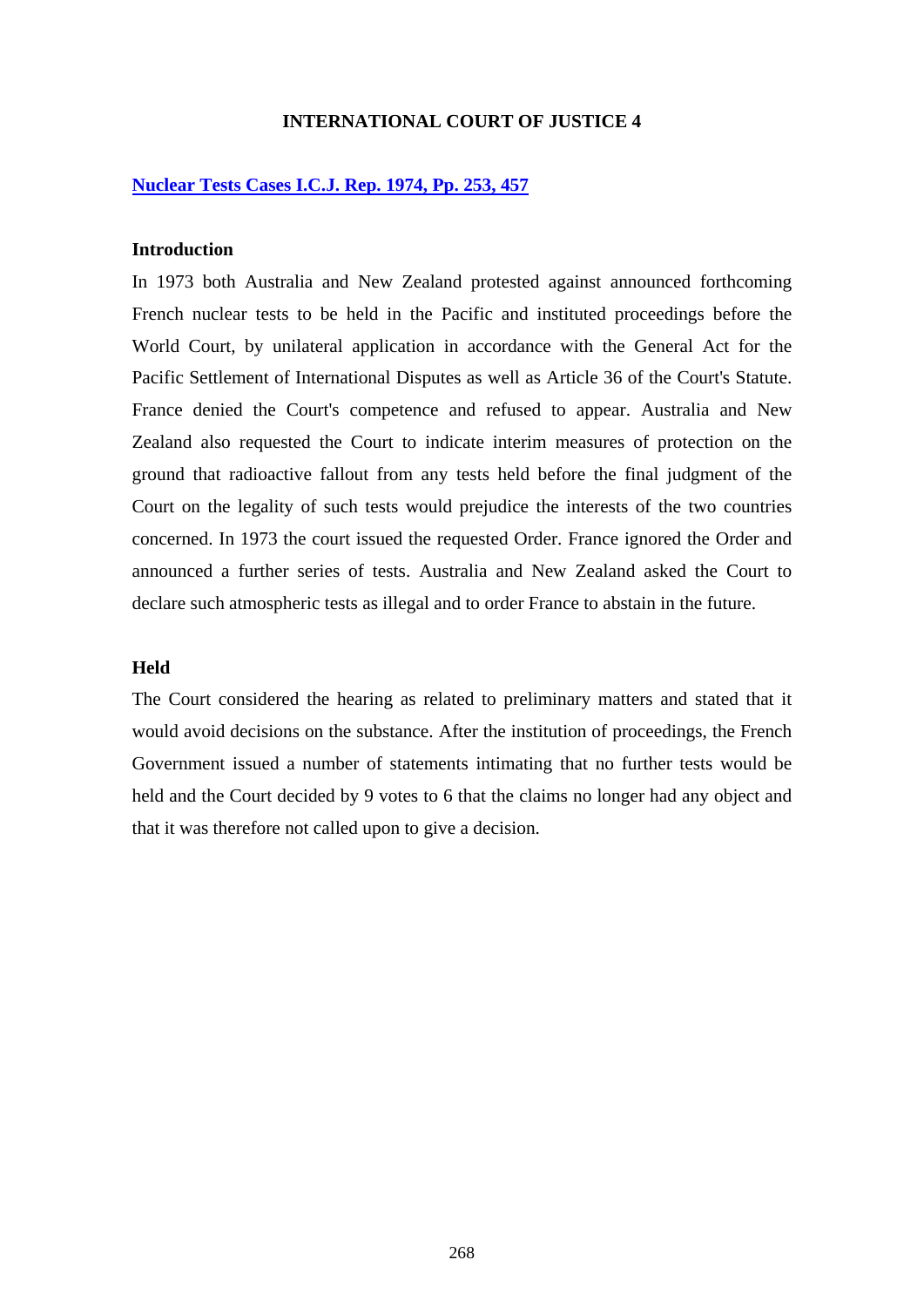**INTERNATIONAL COURT OF JUSTICE 4**

**Nuclear Tests Cases I.C.J. Rep. 1974, Pp. 253, 457**

**Introduction**

In 1973 both Australia and New Zealand protested against announced forthcoming French nuclear tests to be held in the Pacific and instituted proceedings before the World Court, by unilateral application in accordance with the General Act for the Pacific Settlement of International Disputes as well as Article 36 of the Court's Statute. France denied the Court's competence and refused to appear. Australia and New Zealand also requested the Court to indicate interim measures of protection on the ground that radioactive fallout from any tests held before the final judgment of the Court on the legality of such tests would prejudice the interests of the two countries concerned. In 1973 the court issued the requested Order. France ignored the Order and announced a further series of tests. Australia and New Zealand asked the Court to declare such atmospheric tests as illegal and to order France to abstain in the future.

**Held**

The Court considered the hearing as related to preliminary matters and stated that it would avoid decisions on the substance. After the institution of proceedings, the French Government issued a number of statements intimating that no further tests would be held and the Court decided by 9 votes to 6 that the claims no longer had any object and that it was therefore not called upon to give a decision.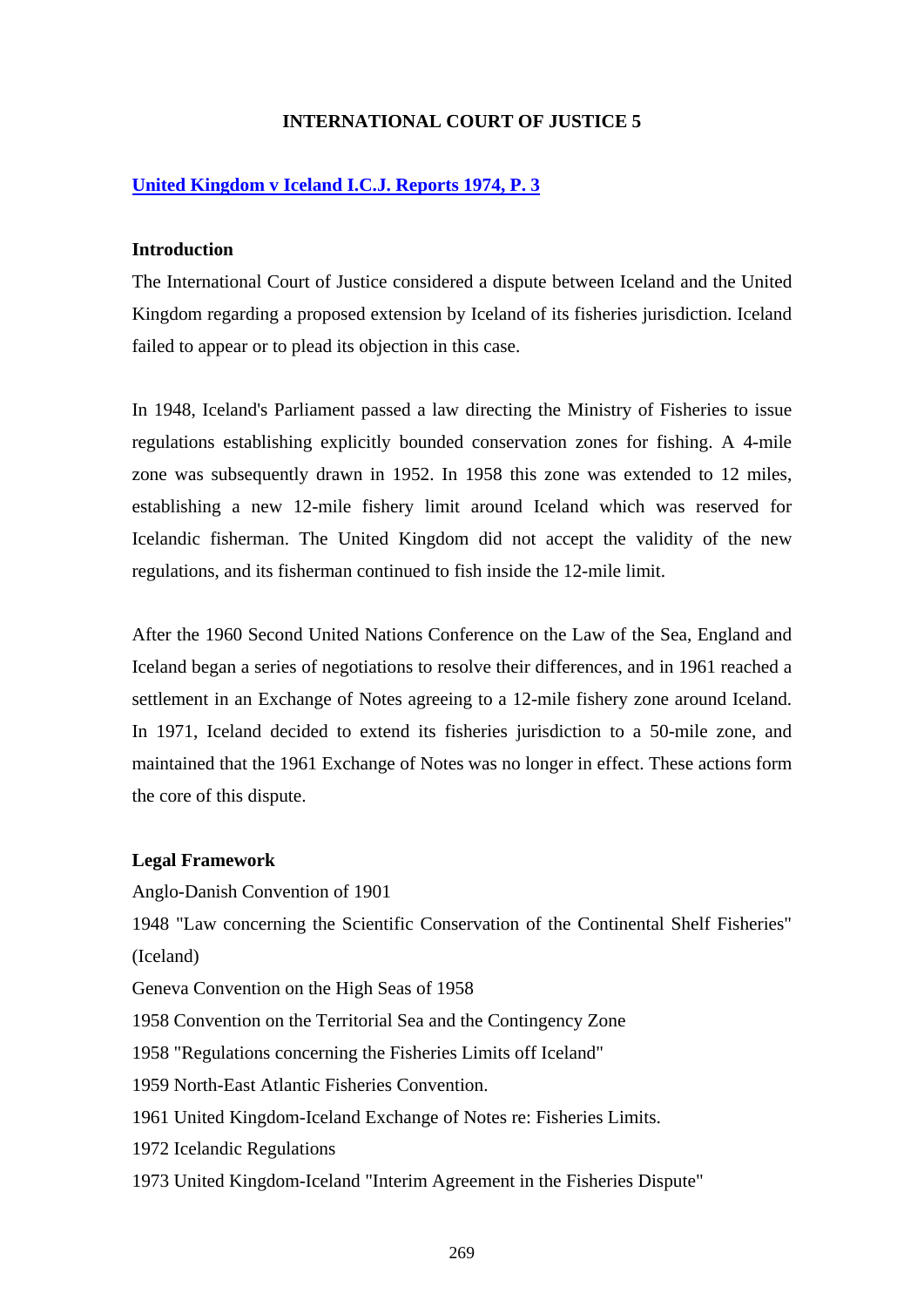## INTERNATIONAL COURT OF JUSTICE 5

**[United Kingdom v Iceland I.C.J. Reports 1974, P. 3]**

**Introduction**

The International Court of Justice considered a dispute between Iceland and the United Kingdom regarding a proposed extension by Iceland of its fisheries jurisdiction. Iceland failed to appear or to plead its objection in this case.

In 1948, Iceland's Parliament passed a law directing the Ministry of Fisheries to issue regulations establishing explicitly bounded conservation zones for fishing. A 4-mile zone was subsequently drawn in 1952. In 1958 this zone was extended to 12 miles, establishing a new 12-mile fishery limit around Iceland which was reserved for Icelandic fisherman. The United Kingdom did not accept the validity of the new regulations, and its fisherman continued to fish inside the 12-mile limit.

After the 1960 Second United Nations Conference on the Law of the Sea, England and Iceland began a series of negotiations to resolve their differences, and in 1961 reached a settlement in an Exchange of Notes agreeing to a 12-mile fishery zone around Iceland. In 1971, Iceland decided to extend its fisheries jurisdiction to a 50-mile zone, and maintained that the 1961 Exchange of Notes was no longer in effect. These actions form the core of this dispute.

**Legal Framework**

Anglo-Danish Convention of 1901
1948 "Law concerning the Scientific Conservation of the Continental Shelf Fisheries" (Iceland)
Geneva Convention on the High Seas of 1958
1958 Convention on the Territorial Sea and the Contingency Zone
1958 "Regulations concerning the Fisheries Limits off Iceland"
1959 North-East Atlantic Fisheries Convention.
1961 United Kingdom-Iceland Exchange of Notes re: Fisheries Limits.
1972 Icelandic Regulations
1973 United Kingdom-Iceland "Interim Agreement in the Fisheries Dispute"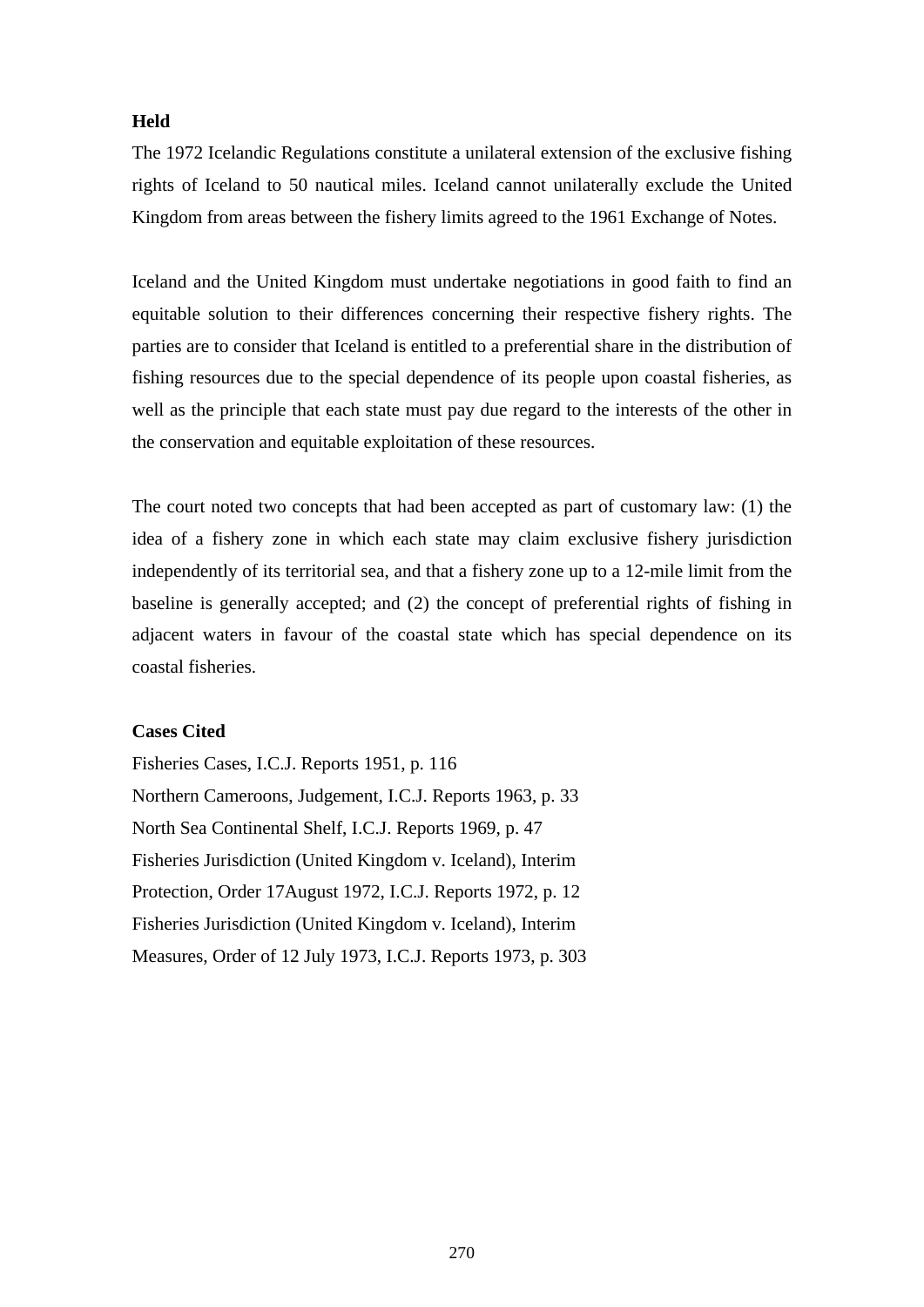**Held**

The 1972 Icelandic Regulations constitute a unilateral extension of the exclusive fishing rights of Iceland to 50 nautical miles. Iceland cannot unilaterally exclude the United Kingdom from areas between the fishery limits agreed to the 1961 Exchange of Notes.

Iceland and the United Kingdom must undertake negotiations in good faith to find an equitable solution to their differences concerning their respective fishery rights. The parties are to consider that Iceland is entitled to a preferential share in the distribution of fishing resources due to the special dependence of its people upon coastal fisheries, as well as the principle that each state must pay due regard to the interests of the other in the conservation and equitable exploitation of these resources.

The court noted two concepts that had been accepted as part of customary law: (1) the idea of a fishery zone in which each state may claim exclusive fishery jurisdiction independently of its territorial sea, and that a fishery zone up to a 12-mile limit from the baseline is generally accepted; and (2) the concept of preferential rights of fishing in adjacent waters in favour of the coastal state which has special dependence on its coastal fisheries.

**Cases Cited**

Fisheries Cases, I.C.J. Reports 1951, p. 116
Northern Cameroons, Judgement, I.C.J. Reports 1963, p. 33
North Sea Continental Shelf, I.C.J. Reports 1969, p. 47
Fisheries Jurisdiction (United Kingdom v. Iceland), Interim Protection, Order 17August 1972, I.C.J. Reports 1972, p. 12
Fisheries Jurisdiction (United Kingdom v. Iceland), Interim Measures, Order of 12 July 1973, I.C.J. Reports 1973, p. 303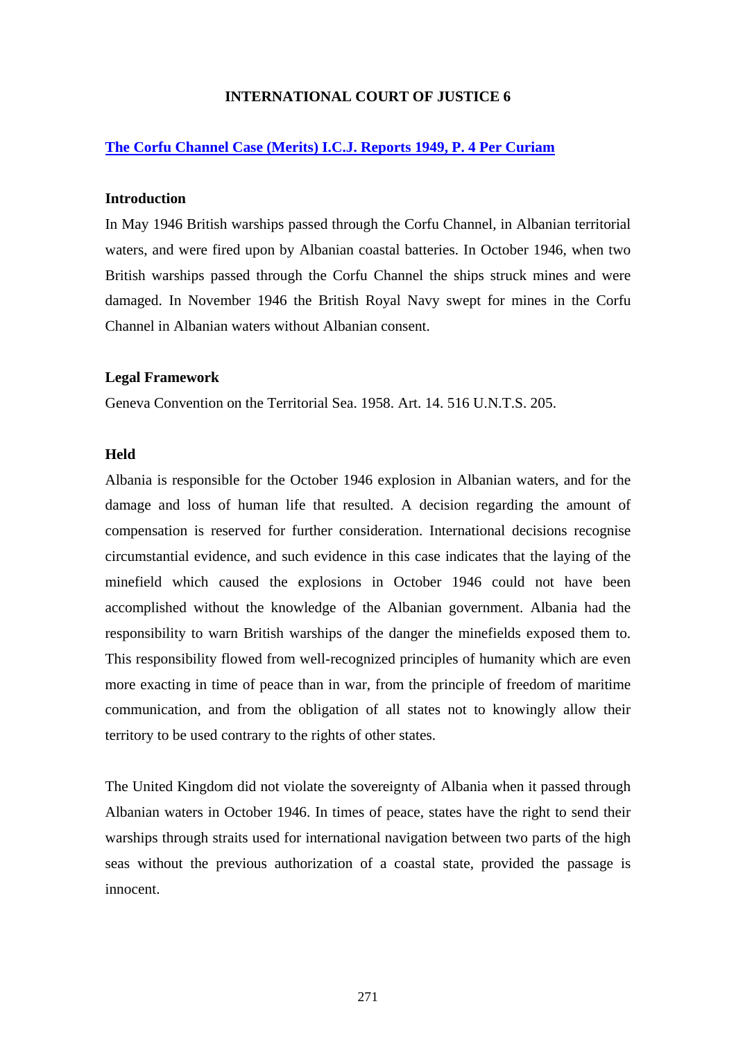**INTERNATIONAL COURT OF JUSTICE 6**

**The Corfu Channel Case (Merits) I.C.J. Reports 1949, P. 4 Per Curiam**

**Introduction**

In May 1946 British warships passed through the Corfu Channel, in Albanian territorial waters, and were fired upon by Albanian coastal batteries. In October 1946, when two British warships passed through the Corfu Channel the ships struck mines and were damaged. In November 1946 the British Royal Navy swept for mines in the Corfu Channel in Albanian waters without Albanian consent.

**Legal Framework**

Geneva Convention on the Territorial Sea. 1958. Art. 14. 516 U.N.T.S. 205.

**Held**

Albania is responsible for the October 1946 explosion in Albanian waters, and for the damage and loss of human life that resulted. A decision regarding the amount of compensation is reserved for further consideration. International decisions recognise circumstantial evidence, and such evidence in this case indicates that the laying of the minefield which caused the explosions in October 1946 could not have been accomplished without the knowledge of the Albanian government. Albania had the responsibility to warn British warships of the danger the minefields exposed them to. This responsibility flowed from well-recognized principles of humanity which are even more exacting in time of peace than in war, from the principle of freedom of maritime communication, and from the obligation of all states not to knowingly allow their territory to be used contrary to the rights of other states.

The United Kingdom did not violate the sovereignty of Albania when it passed through Albanian waters in October 1946. In times of peace, states have the right to send their warships through straits used for international navigation between two parts of the high seas without the previous authorization of a coastal state, provided the passage is innocent.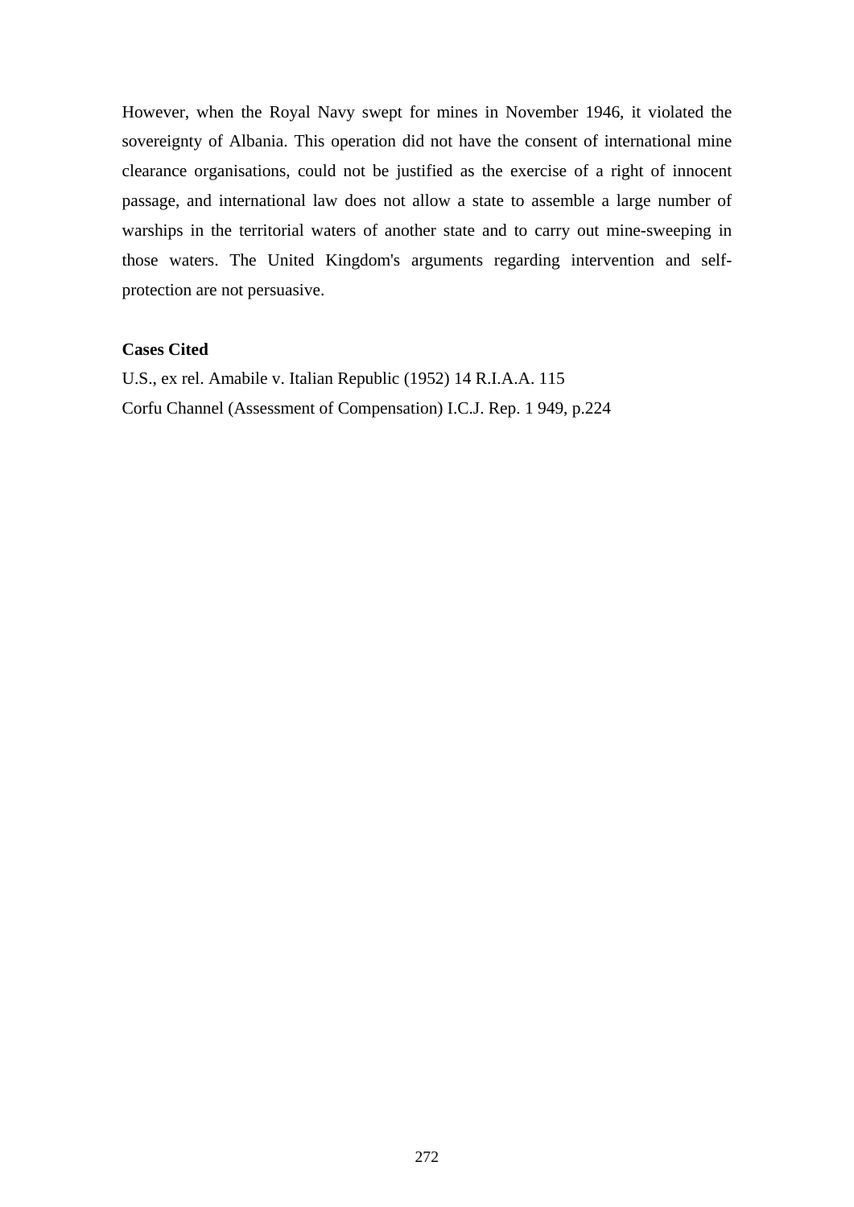However, when the Royal Navy swept for mines in November 1946, it violated the sovereignty of Albania. This operation did not have the consent of international mine clearance organisations, could not be justified as the exercise of a right of innocent passage, and international law does not allow a state to assemble a large number of warships in the territorial waters of another state and to carry out mine-sweeping in those waters. The United Kingdom's arguments regarding intervention and self-protection are not persuasive.

**Cases Cited**

U.S., ex rel. Amabile v. Italian Republic (1952) 14 R.I.A.A. 115
Corfu Channel (Assessment of Compensation) I.C.J. Rep. 1 949, p.224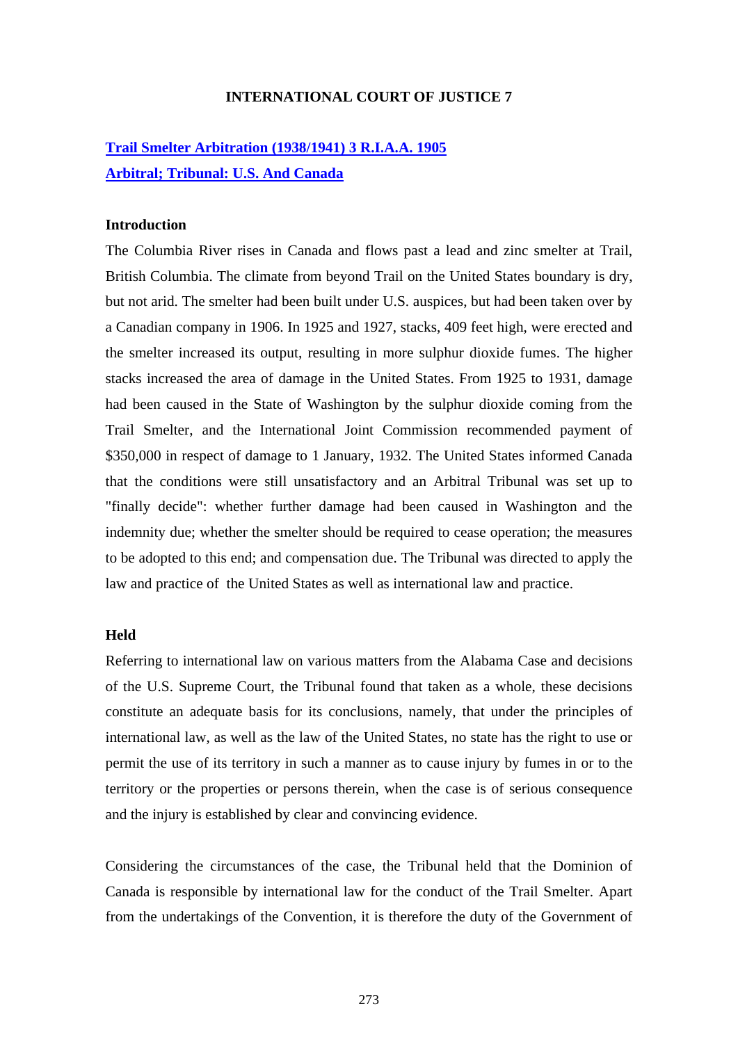**[Trail Smelter Arbitration (1938/1941) 3 R.I.A.A. 1905](#)**

**[Arbitral; Tribunal: U.S. And Canada](#)**

**Introduction**

The Columbia River rises in Canada and flows past a lead and zinc smelter at Trail, British Columbia. The climate from beyond Trail on the United States boundary is dry, but not arid. The smelter had been built under U.S. auspices, but had been taken over by a Canadian company in 1906. In 1925 and 1927, stacks, 409 feet high, were erected and the smelter increased its output, resulting in more sulphur dioxide fumes. The higher stacks increased the area of damage in the United States. From 1925 to 1931, damage had been caused in the State of Washington by the sulphur dioxide coming from the Trail Smelter, and the International Joint Commission recommended payment of $350,000 in respect of damage to 1 January, 1932. The United States informed Canada that the conditions were still unsatisfactory and an Arbitral Tribunal was set up to "finally decide": whether further damage had been caused in Washington and the indemnity due; whether the smelter should be required to cease operation; the measures to be adopted to this end; and compensation due. The Tribunal was directed to apply the law and practice of the United States as well as international law and practice.

**Held**

Referring to international law on various matters from the Alabama Case and decisions of the U.S. Supreme Court, the Tribunal found that taken as a whole, these decisions constitute an adequate basis for its conclusions, namely, that under the principles of international law, as well as the law of the United States, no state has the right to use or permit the use of its territory in such a manner as to cause injury by fumes in or to the territory or the properties or persons therein, when the case is of serious consequence and the injury is established by clear and convincing evidence.

Considering the circumstances of the case, the Tribunal held that the Dominion of Canada is responsible by international law for the conduct of the Trail Smelter. Apart from the undertakings of the Convention, it is therefore the duty of the Government of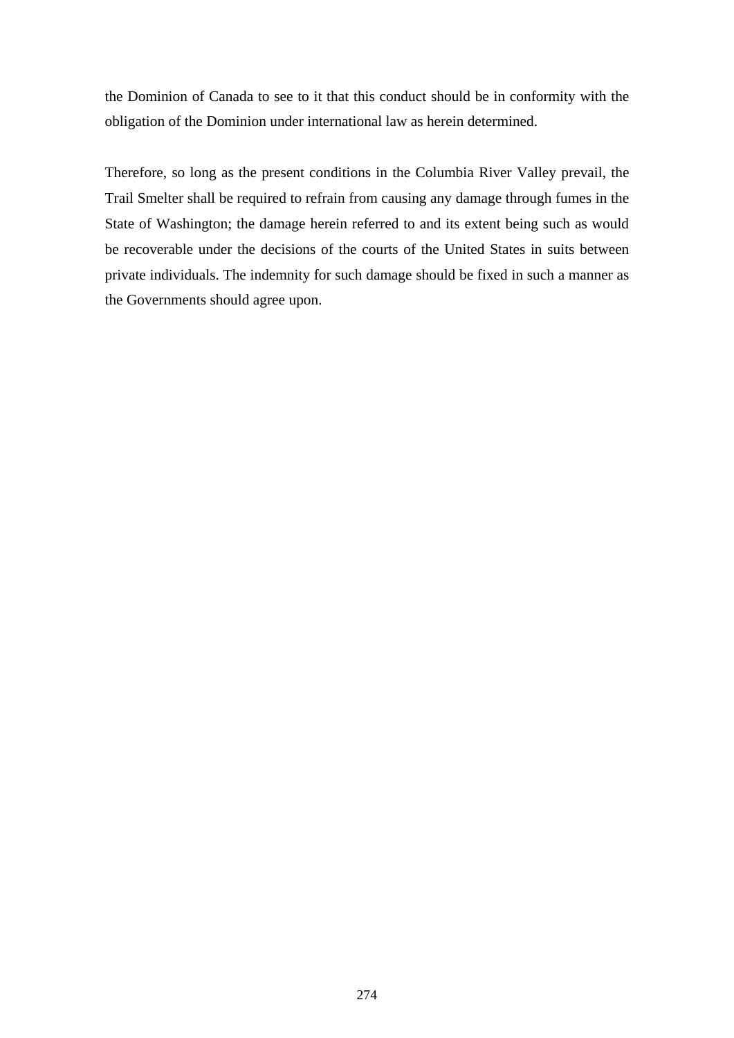the Dominion of Canada to see to it that this conduct should be in conformity with the obligation of the Dominion under international law as herein determined.

Therefore, so long as the present conditions in the Columbia River Valley prevail, the Trail Smelter shall be required to refrain from causing any damage through fumes in the State of Washington; the damage herein referred to and its extent being such as would be recoverable under the decisions of the courts of the United States in suits between private individuals. The indemnity for such damage should be fixed in such a manner as the Governments should agree upon.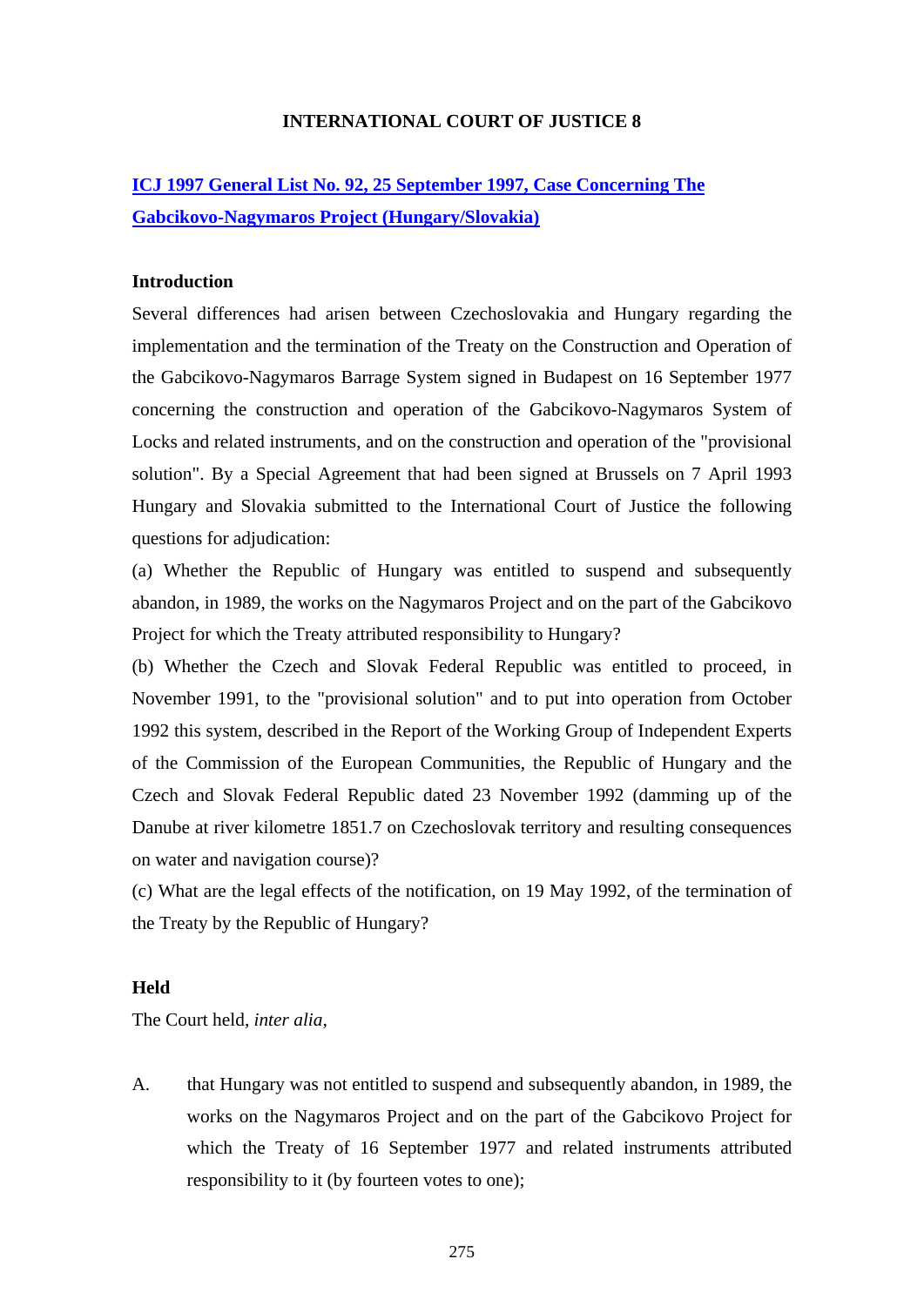## INTERNATIONAL COURT OF JUSTICE 8

### [ICJ 1997 General List No. 92, 25 September 1997, Case Concerning The Gabcikovo-Nagymaros Project (Hungary/Slovakia)]

**Introduction**

Several differences had arisen between Czechoslovakia and Hungary regarding the implementation and the termination of the Treaty on the Construction and Operation of the Gabcikovo-Nagymaros Barrage System signed in Budapest on 16 September 1977 concerning the construction and operation of the Gabcikovo-Nagymaros System of Locks and related instruments, and on the construction and operation of the "provisional solution". By a Special Agreement that had been signed at Brussels on 7 April 1993 Hungary and Slovakia submitted to the International Court of Justice the following questions for adjudication:

(a) Whether the Republic of Hungary was entitled to suspend and subsequently abandon, in 1989, the works on the Nagymaros Project and on the part of the Gabcikovo Project for which the Treaty attributed responsibility to Hungary?

(b) Whether the Czech and Slovak Federal Republic was entitled to proceed, in November 1991, to the "provisional solution" and to put into operation from October 1992 this system, described in the Report of the Working Group of Independent Experts of the Commission of the European Communities, the Republic of Hungary and the Czech and Slovak Federal Republic dated 23 November 1992 (damming up of the Danube at river kilometre 1851.7 on Czechoslovak territory and resulting consequences on water and navigation course)?

(c) What are the legal effects of the notification, on 19 May 1992, of the termination of the Treaty by the Republic of Hungary?

**Held**

The Court held, *inter alia,*

A. that Hungary was not entitled to suspend and subsequently abandon, in 1989, the works on the Nagymaros Project and on the part of the Gabcikovo Project for which the Treaty of 16 September 1977 and related instruments attributed responsibility to it (by fourteen votes to one);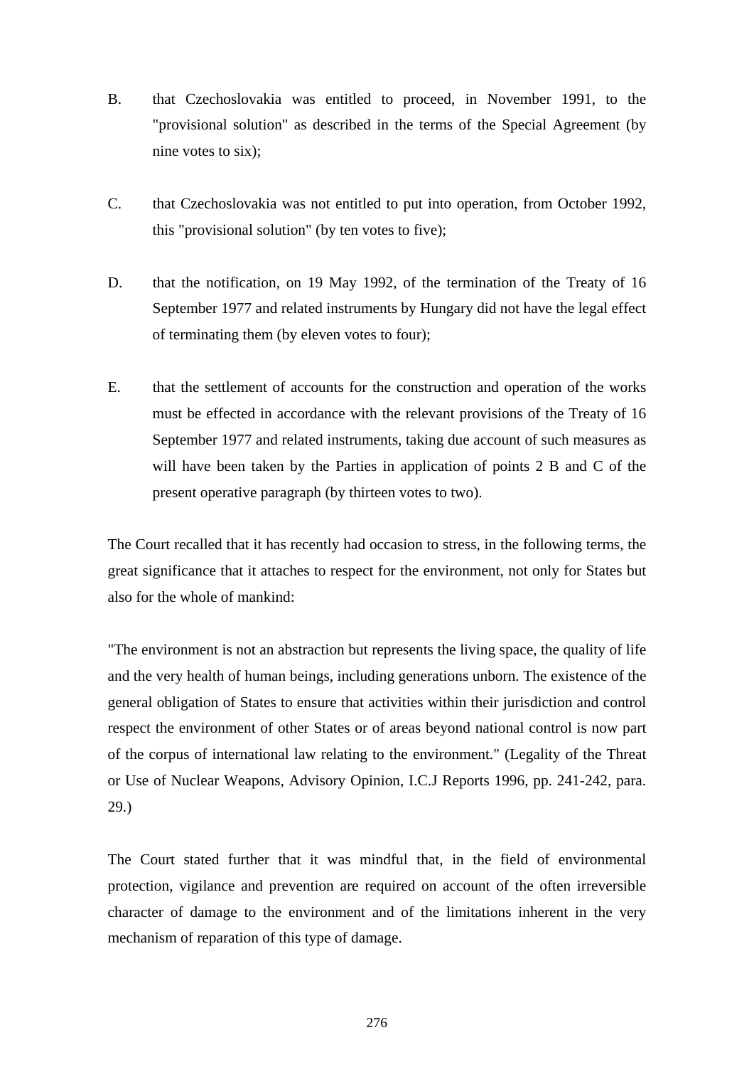B. that Czechoslovakia was entitled to proceed, in November 1991, to the "provisional solution" as described in the terms of the Special Agreement (by nine votes to six);

C. that Czechoslovakia was not entitled to put into operation, from October 1992, this "provisional solution" (by ten votes to five);

D. that the notification, on 19 May 1992, of the termination of the Treaty of 16 September 1977 and related instruments by Hungary did not have the legal effect of terminating them (by eleven votes to four);

E. that the settlement of accounts for the construction and operation of the works must be effected in accordance with the relevant provisions of the Treaty of 16 September 1977 and related instruments, taking due account of such measures as will have been taken by the Parties in application of points 2 B and C of the present operative paragraph (by thirteen votes to two).

The Court recalled that it has recently had occasion to stress, in the following terms, the great significance that it attaches to respect for the environment, not only for States but also for the whole of mankind:

"The environment is not an abstraction but represents the living space, the quality of life and the very health of human beings, including generations unborn. The existence of the general obligation of States to ensure that activities within their jurisdiction and control respect the environment of other States or of areas beyond national control is now part of the corpus of international law relating to the environment." (Legality of the Threat or Use of Nuclear Weapons, Advisory Opinion, I.C.J Reports 1996, pp. 241-242, para. 29.)

The Court stated further that it was mindful that, in the field of environmental protection, vigilance and prevention are required on account of the often irreversible character of damage to the environment and of the limitations inherent in the very mechanism of reparation of this type of damage.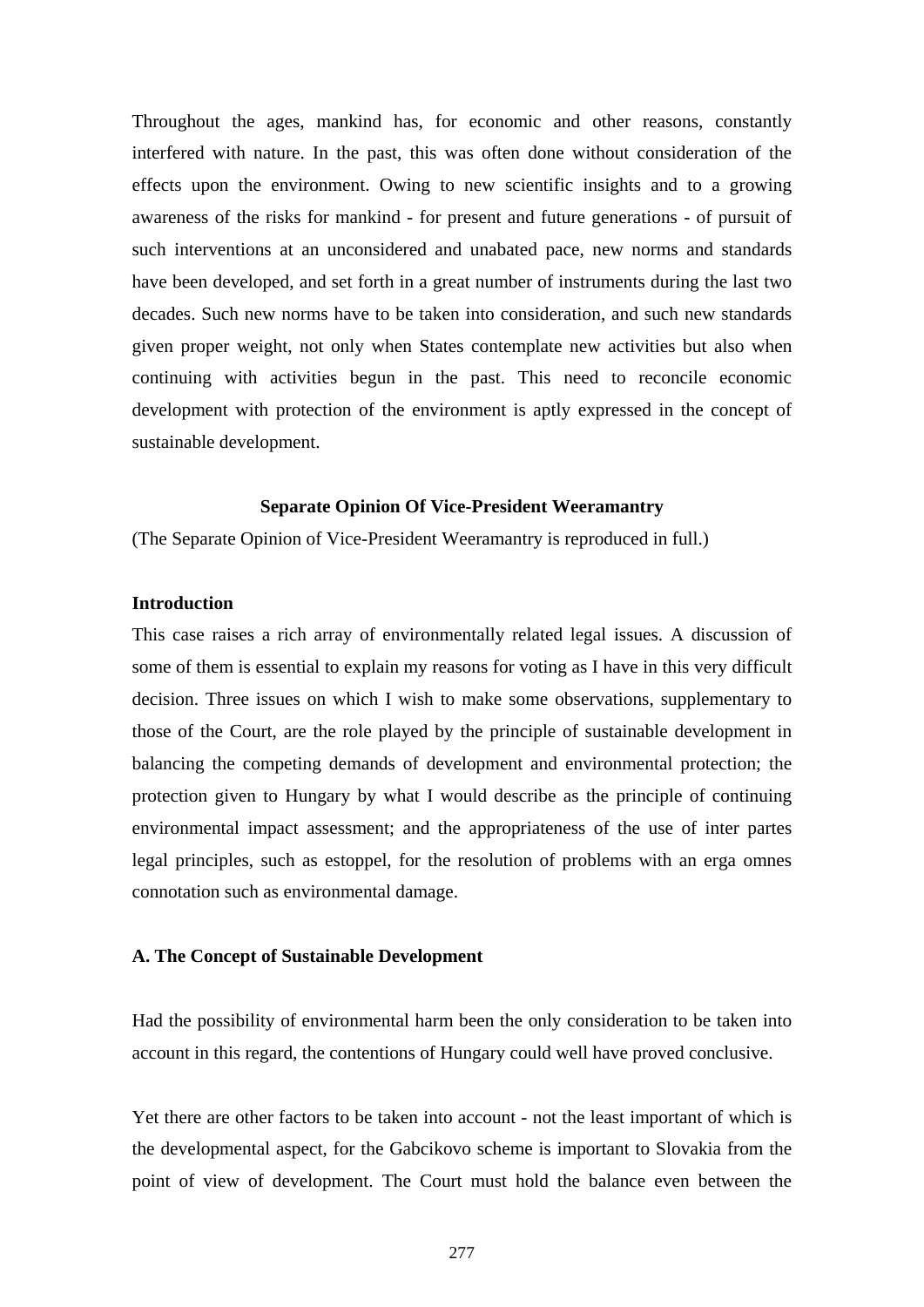Throughout the ages, mankind has, for economic and other reasons, constantly interfered with nature. In the past, this was often done without consideration of the effects upon the environment. Owing to new scientific insights and to a growing awareness of the risks for mankind - for present and future generations - of pursuit of such interventions at an unconsidered and unabated pace, new norms and standards have been developed, and set forth in a great number of instruments during the last two decades. Such new norms have to be taken into consideration, and such new standards given proper weight, not only when States contemplate new activities but also when continuing with activities begun in the past. This need to reconcile economic development with protection of the environment is aptly expressed in the concept of sustainable development.

## Separate Opinion Of Vice-President Weeramantry

(The Separate Opinion of Vice-President Weeramantry is reproduced in full.)

### Introduction

This case raises a rich array of environmentally related legal issues. A discussion of some of them is essential to explain my reasons for voting as I have in this very difficult decision. Three issues on which I wish to make some observations, supplementary to those of the Court, are the role played by the principle of sustainable development in balancing the competing demands of development and environmental protection; the protection given to Hungary by what I would describe as the principle of continuing environmental impact assessment; and the appropriateness of the use of inter partes legal principles, such as estoppel, for the resolution of problems with an erga omnes connotation such as environmental damage.

### A. The Concept of Sustainable Development

Had the possibility of environmental harm been the only consideration to be taken into account in this regard, the contentions of Hungary could well have proved conclusive.

Yet there are other factors to be taken into account - not the least important of which is the developmental aspect, for the Gabcikovo scheme is important to Slovakia from the point of view of development. The Court must hold the balance even between the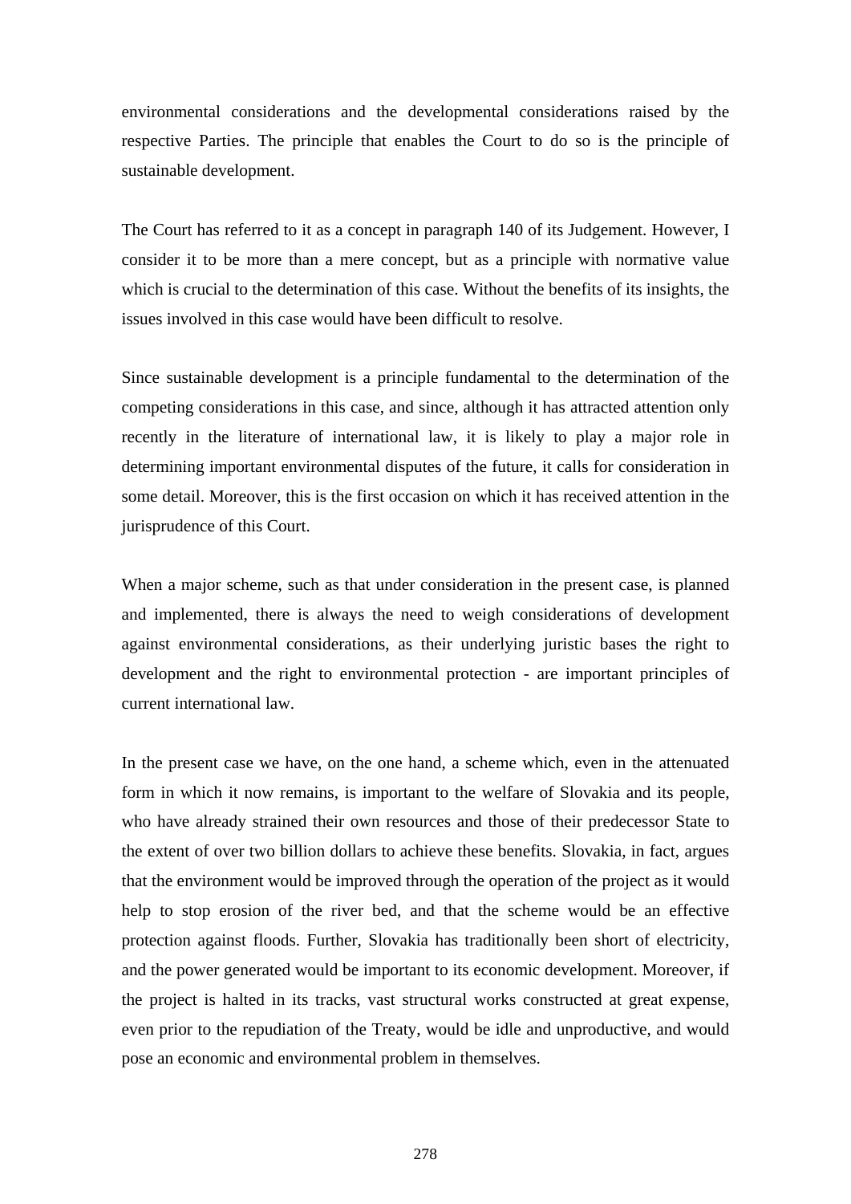environmental considerations and the developmental considerations raised by the respective Parties. The principle that enables the Court to do so is the principle of sustainable development.

The Court has referred to it as a concept in paragraph 140 of its Judgement. However, I consider it to be more than a mere concept, but as a principle with normative value which is crucial to the determination of this case. Without the benefits of its insights, the issues involved in this case would have been difficult to resolve.

Since sustainable development is a principle fundamental to the determination of the competing considerations in this case, and since, although it has attracted attention only recently in the literature of international law, it is likely to play a major role in determining important environmental disputes of the future, it calls for consideration in some detail. Moreover, this is the first occasion on which it has received attention in the jurisprudence of this Court.

When a major scheme, such as that under consideration in the present case, is planned and implemented, there is always the need to weigh considerations of development against environmental considerations, as their underlying juristic bases the right to development and the right to environmental protection - are important principles of current international law.

In the present case we have, on the one hand, a scheme which, even in the attenuated form in which it now remains, is important to the welfare of Slovakia and its people, who have already strained their own resources and those of their predecessor State to the extent of over two billion dollars to achieve these benefits. Slovakia, in fact, argues that the environment would be improved through the operation of the project as it would help to stop erosion of the river bed, and that the scheme would be an effective protection against floods. Further, Slovakia has traditionally been short of electricity, and the power generated would be important to its economic development. Moreover, if the project is halted in its tracks, vast structural works constructed at great expense, even prior to the repudiation of the Treaty, would be idle and unproductive, and would pose an economic and environmental problem in themselves.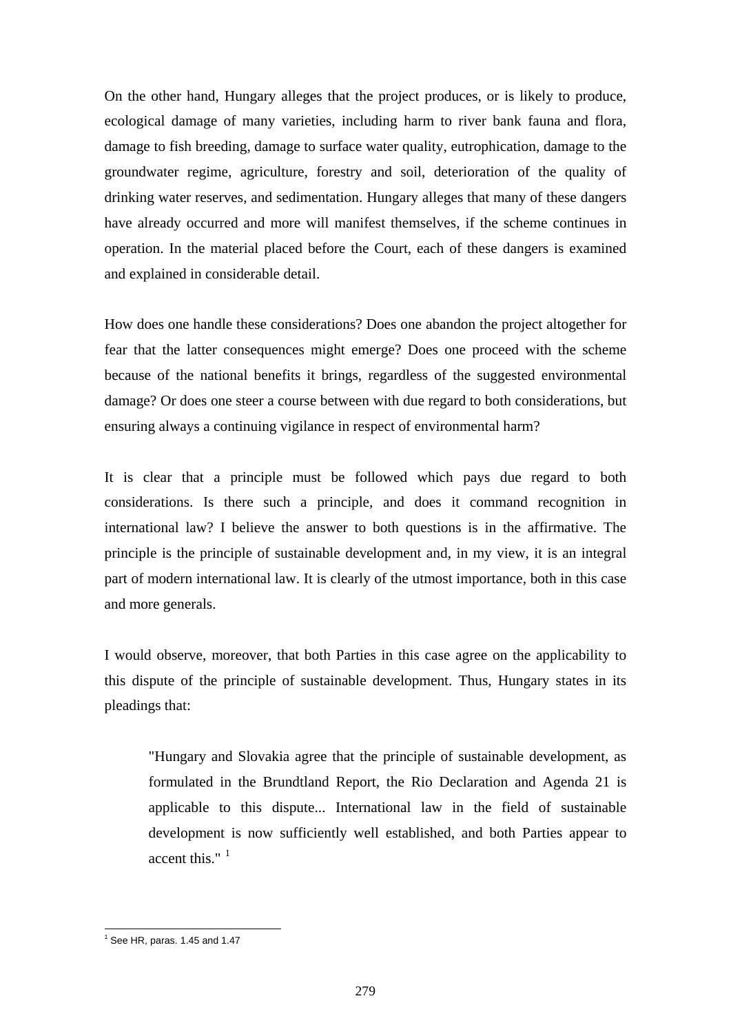On the other hand, Hungary alleges that the project produces, or is likely to produce, ecological damage of many varieties, including harm to river bank fauna and flora, damage to fish breeding, damage to surface water quality, eutrophication, damage to the groundwater regime, agriculture, forestry and soil, deterioration of the quality of drinking water reserves, and sedimentation. Hungary alleges that many of these dangers have already occurred and more will manifest themselves, if the scheme continues in operation. In the material placed before the Court, each of these dangers is examined and explained in considerable detail.

How does one handle these considerations? Does one abandon the project altogether for fear that the latter consequences might emerge? Does one proceed with the scheme because of the national benefits it brings, regardless of the suggested environmental damage? Or does one steer a course between with due regard to both considerations, but ensuring always a continuing vigilance in respect of environmental harm?

It is clear that a principle must be followed which pays due regard to both considerations. Is there such a principle, and does it command recognition in international law? I believe the answer to both questions is in the affirmative. The principle is the principle of sustainable development and, in my view, it is an integral part of modern international law. It is clearly of the utmost importance, both in this case and more generals.

I would observe, moreover, that both Parties in this case agree on the applicability to this dispute of the principle of sustainable development. Thus, Hungary states in its pleadings that:

> "Hungary and Slovakia agree that the principle of sustainable development, as formulated in the Brundtland Report, the Rio Declaration and Agenda 21 is applicable to this dispute... International law in the field of sustainable development is now sufficiently well established, and both Parties appear to accent this." [1]

---

[1] See HR, paras. 1.45 and 1.47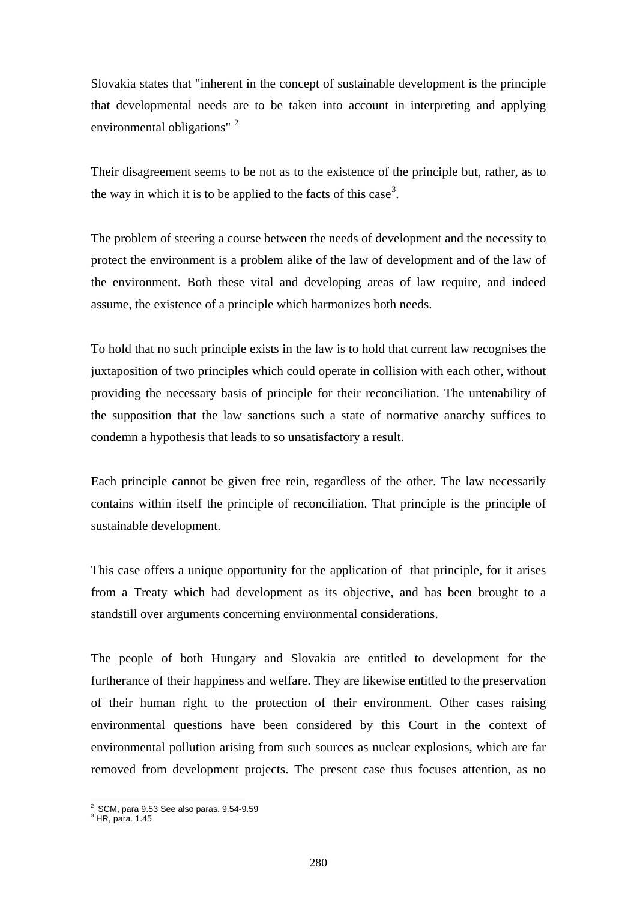Slovakia states that "inherent in the concept of sustainable development is the principle that developmental needs are to be taken into account in interpreting and applying environmental obligations" [2]

Their disagreement seems to be not as to the existence of the principle but, rather, as to the way in which it is to be applied to the facts of this case[3].

The problem of steering a course between the needs of development and the necessity to protect the environment is a problem alike of the law of development and of the law of the environment. Both these vital and developing areas of law require, and indeed assume, the existence of a principle which harmonizes both needs.

To hold that no such principle exists in the law is to hold that current law recognises the juxtaposition of two principles which could operate in collision with each other, without providing the necessary basis of principle for their reconciliation. The untenability of the supposition that the law sanctions such a state of normative anarchy suffices to condemn a hypothesis that leads to so unsatisfactory a result.

Each principle cannot be given free rein, regardless of the other. The law necessarily contains within itself the principle of reconciliation. That principle is the principle of sustainable development.

This case offers a unique opportunity for the application of that principle, for it arises from a Treaty which had development as its objective, and has been brought to a standstill over arguments concerning environmental considerations.

The people of both Hungary and Slovakia are entitled to development for the furtherance of their happiness and welfare. They are likewise entitled to the preservation of their human right to the protection of their environment. Other cases raising environmental questions have been considered by this Court in the context of environmental pollution arising from such sources as nuclear explosions, which are far removed from development projects. The present case thus focuses attention, as no

---

[2] SCM, para 9.53 See also paras. 9.54-9.59

[3] HR, para. 1.45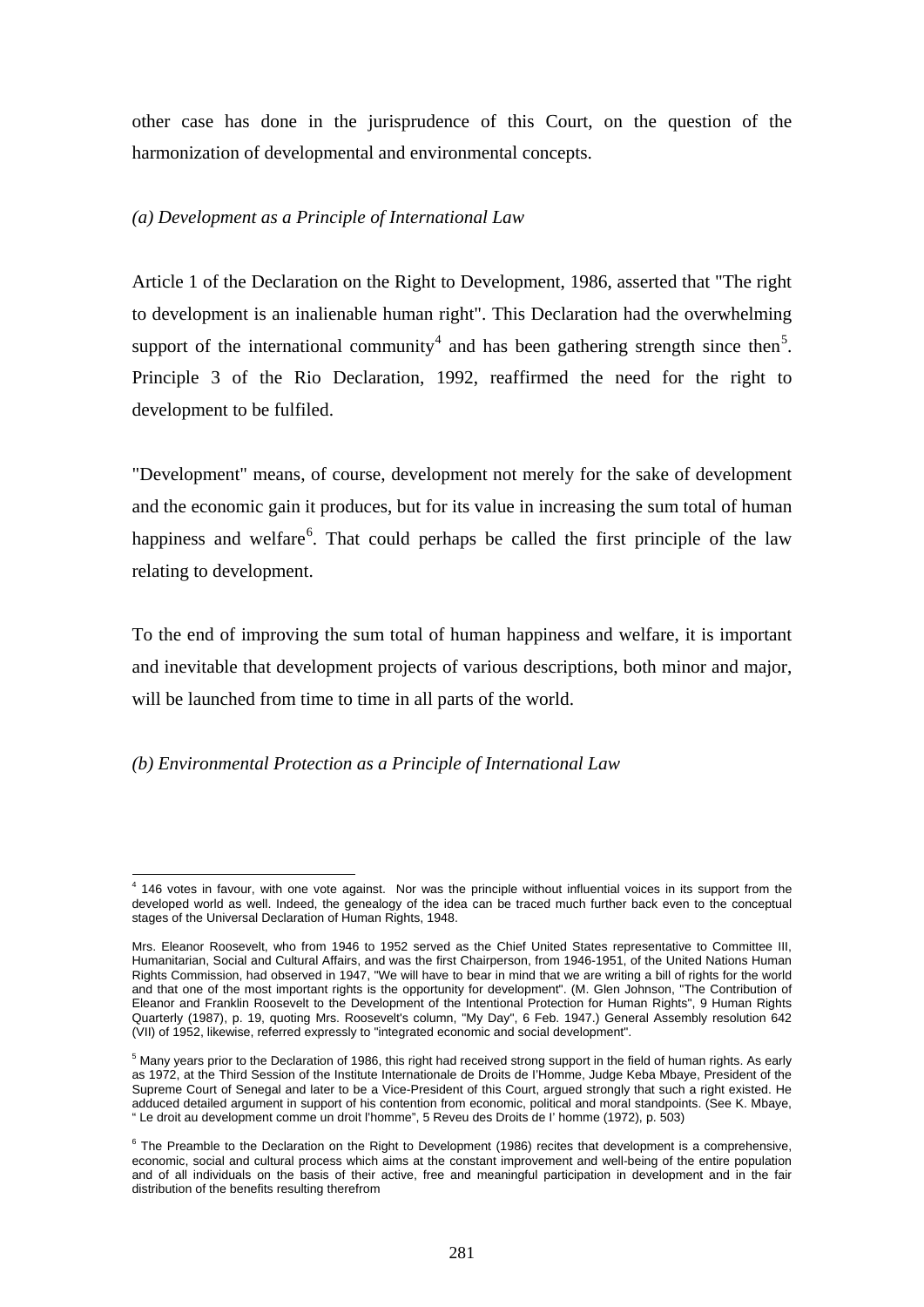other case has done in the jurisprudence of this Court, on the question of the harmonization of developmental and environmental concepts.

*(a) Development as a Principle of International Law*

Article 1 of the Declaration on the Right to Development, 1986, asserted that "The right to development is an inalienable human right". This Declaration had the overwhelming support of the international community[4] and has been gathering strength since then[5]. Principle 3 of the Rio Declaration, 1992, reaffirmed the need for the right to development to be fulfiled.

"Development" means, of course, development not merely for the sake of development and the economic gain it produces, but for its value in increasing the sum total of human happiness and welfare[6]. That could perhaps be called the first principle of the law relating to development.

To the end of improving the sum total of human happiness and welfare, it is important and inevitable that development projects of various descriptions, both minor and major, will be launched from time to time in all parts of the world.

*(b) Environmental Protection as a Principle of International Law*

---

[4] 146 votes in favour, with one vote against. Nor was the principle without influential voices in its support from the developed world as well. Indeed, the genealogy of the idea can be traced much further back even to the conceptual stages of the Universal Declaration of Human Rights, 1948.

Mrs. Eleanor Roosevelt, who from 1946 to 1952 served as the Chief United States representative to Committee III, Humanitarian, Social and Cultural Affairs, and was the first Chairperson, from 1946-1951, of the United Nations Human Rights Commission, had observed in 1947, "We will have to bear in mind that we are writing a bill of rights for the world and that one of the most important rights is the opportunity for development". (M. Glen Johnson, "The Contribution of Eleanor and Franklin Roosevelt to the Development of the Intentional Protection for Human Rights", 9 Human Rights Quarterly (1987), p. 19, quoting Mrs. Roosevelt's column, "My Day", 6 Feb. 1947.) General Assembly resolution 642 (VII) of 1952, likewise, referred expressly to "integrated economic and social development".

[5] Many years prior to the Declaration of 1986, this right had received strong support in the field of human rights. As early as 1972, at the Third Session of the Institute Internationale de Droits de l'Homme, Judge Keba Mbaye, President of the Supreme Court of Senegal and later to be a Vice-President of this Court, argued strongly that such a right existed. He adduced detailed argument in support of his contention from economic, political and moral standpoints. (See K. Mbaye, " Le droit au development comme un droit l'homme", 5 Reveu des Droits de l' homme (1972), p. 503)

[6] The Preamble to the Declaration on the Right to Development (1986) recites that development is a comprehensive, economic, social and cultural process which aims at the constant improvement and well-being of the entire population and of all individuals on the basis of their active, free and meaningful participation in development and in the fair distribution of the benefits resulting therefrom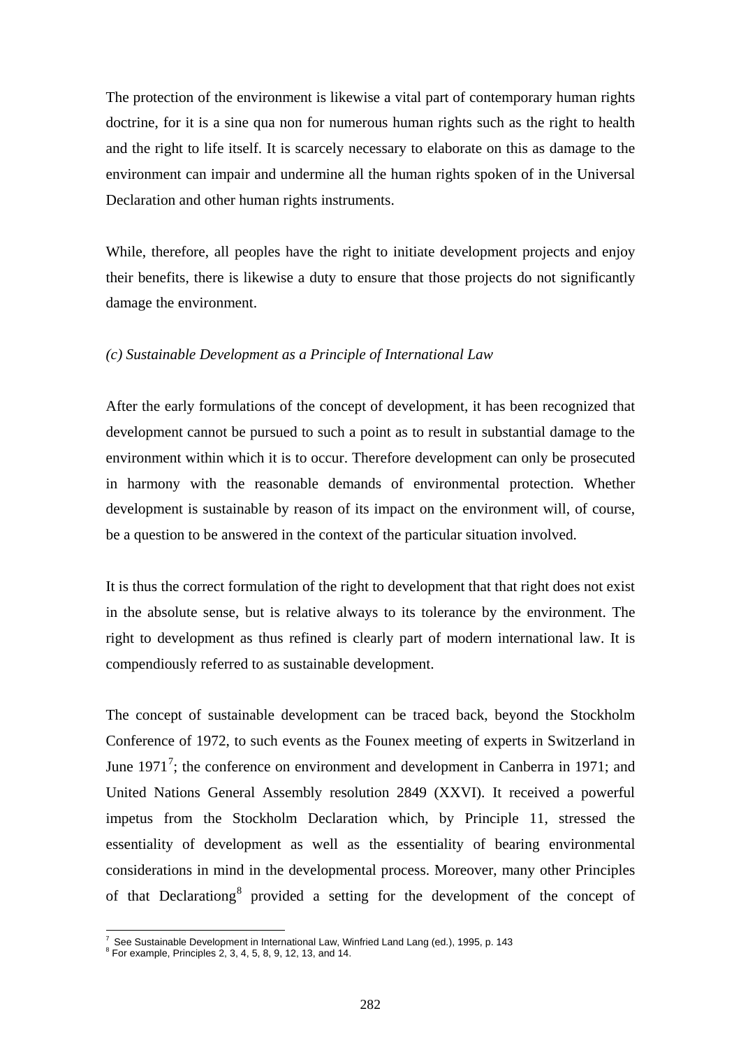The protection of the environment is likewise a vital part of contemporary human rights doctrine, for it is a sine qua non for numerous human rights such as the right to health and the right to life itself. It is scarcely necessary to elaborate on this as damage to the environment can impair and undermine all the human rights spoken of in the Universal Declaration and other human rights instruments.

While, therefore, all peoples have the right to initiate development projects and enjoy their benefits, there is likewise a duty to ensure that those projects do not significantly damage the environment.

*(c) Sustainable Development as a Principle of International Law*

After the early formulations of the concept of development, it has been recognized that development cannot be pursued to such a point as to result in substantial damage to the environment within which it is to occur. Therefore development can only be prosecuted in harmony with the reasonable demands of environmental protection. Whether development is sustainable by reason of its impact on the environment will, of course, be a question to be answered in the context of the particular situation involved.

It is thus the correct formulation of the right to development that that right does not exist in the absolute sense, but is relative always to its tolerance by the environment. The right to development as thus refined is clearly part of modern international law. It is compendiously referred to as sustainable development.

The concept of sustainable development can be traced back, beyond the Stockholm Conference of 1972, to such events as the Founex meeting of experts in Switzerland in June 1971[7]; the conference on environment and development in Canberra in 1971; and United Nations General Assembly resolution 2849 (XXVI). It received a powerful impetus from the Stockholm Declaration which, by Principle 11, stressed the essentiality of development as well as the essentiality of bearing environmental considerations in mind in the developmental process. Moreover, many other Principles of that Declarationg[8] provided a setting for the development of the concept of

[7] See Sustainable Development in International Law, Winfried Land Lang (ed.), 1995, p. 143

[8] For example, Principles 2, 3, 4, 5, 8, 9, 12, 13, and 14.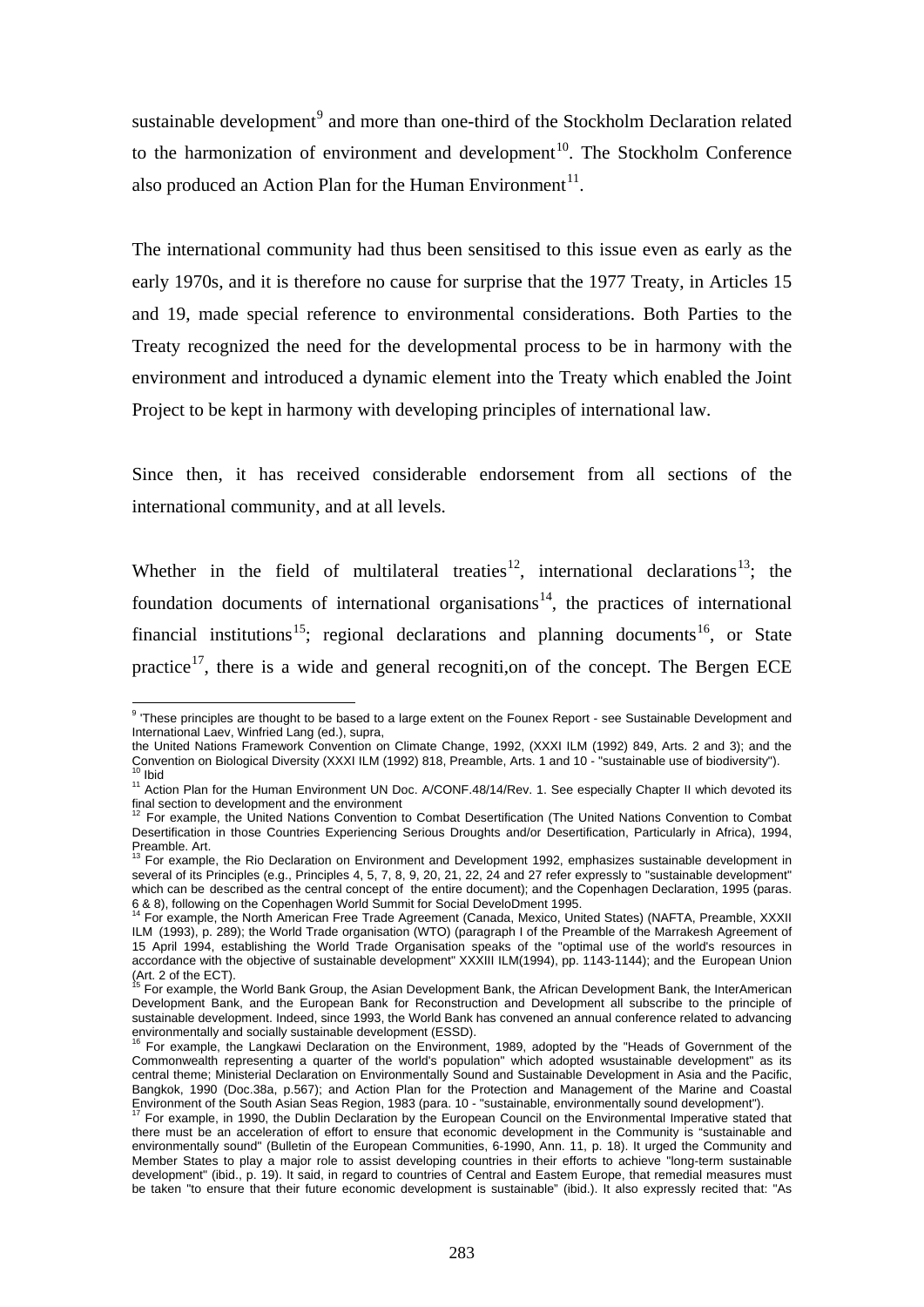sustainable development[9] and more than one-third of the Stockholm Declaration related to the harmonization of environment and development[10]. The Stockholm Conference also produced an Action Plan for the Human Environment[11].

The international community had thus been sensitised to this issue even as early as the early 1970s, and it is therefore no cause for surprise that the 1977 Treaty, in Articles 15 and 19, made special reference to environmental considerations. Both Parties to the Treaty recognized the need for the developmental process to be in harmony with the environment and introduced a dynamic element into the Treaty which enabled the Joint Project to be kept in harmony with developing principles of international law.

Since then, it has received considerable endorsement from all sections of the international community, and at all levels.

Whether in the field of multilateral treaties[12], international declarations[13]; the foundation documents of international organisations[14], the practices of international financial institutions[15]; regional declarations and planning documents[16], or State practice[17], there is a wide and general recogniti,on of the concept. The Bergen ECE

---

[9] 'These principles are thought to be based to a large extent on the Founex Report - see Sustainable Development and International Laev, Winfried Lang (ed.), supra,

the United Nations Framework Convention on Climate Change, 1992, (XXXI ILM (1992) 849, Arts. 2 and 3); and the Convention on Biological Diversity (XXXI ILM (1992) 818, Preamble, Arts. 1 and 10 - "sustainable use of biodiversity").

[10] Ibid

[11] Action Plan for the Human Environment UN Doc. A/CONF.48/14/Rev. 1. See especially Chapter II which devoted its final section to development and the environment

[12] For example, the United Nations Convention to Combat Desertification (The United Nations Convention to Combat Desertification in those Countries Experiencing Serious Droughts and/or Desertification, Particularly in Africa), 1994, Preamble. Art.

[13] For example, the Rio Declaration on Environment and Development 1992, emphasizes sustainable development in several of its Principles (e.g., Principles 4, 5, 7, 8, 9, 20, 21, 22, 24 and 27 refer expressly to "sustainable development" which can be described as the central concept of the entire document); and the Copenhagen Declaration, 1995 (paras. 6 & 8), following on the Copenhagen World Summit for Social DeveloDment 1995.

[14] For example, the North American Free Trade Agreement (Canada, Mexico, United States) (NAFTA, Preamble, XXXII ILM (1993), p. 289); the World Trade organisation (WTO) (paragraph I of the Preamble of the Marrakesh Agreement of 15 April 1994, establishing the World Trade Organisation speaks of the "optimal use of the world's resources in accordance with the objective of sustainable development" XXXIII ILM(1994), pp. 1143-1144); and the European Union (Art. 2 of the ECT).

[15] For example, the World Bank Group, the Asian Development Bank, the African Development Bank, the InterAmerican Development Bank, and the European Bank for Reconstruction and Development all subscribe to the principle of sustainable development. Indeed, since 1993, the World Bank has convened an annual conference related to advancing environmentally and socially sustainable development (ESSD).

[16] For example, the Langkawi Declaration on the Environment, 1989, adopted by the "Heads of Government of the Commonwealth representing a quarter of the world's population" which adopted wsustainable development" as its central theme; Ministerial Declaration on Environmentally Sound and Sustainable Development in Asia and the Pacific, Bangkok, 1990 (Doc.38a, p.567); and Action Plan for the Protection and Management of the Marine and Coastal Environment of the South Asian Seas Region, 1983 (para. 10 - "sustainable, environmentally sound development").

[17] For example, in 1990, the Dublin Declaration by the European Council on the Environmental Imperative stated that there must be an acceleration of effort to ensure that economic development in the Community is "sustainable and environmentally sound" (Bulletin of the European Communities, 6-1990, Ann. 11, p. 18). It urged the Community and Member States to play a major role to assist developing countries in their efforts to achieve "long-term sustainable development" (ibid., p. 19). It said, in regard to countries of Central and Eastem Europe, that remedial measures must be taken "to ensure that their future economic development is sustainable" (ibid.). It also expressly recited that: "As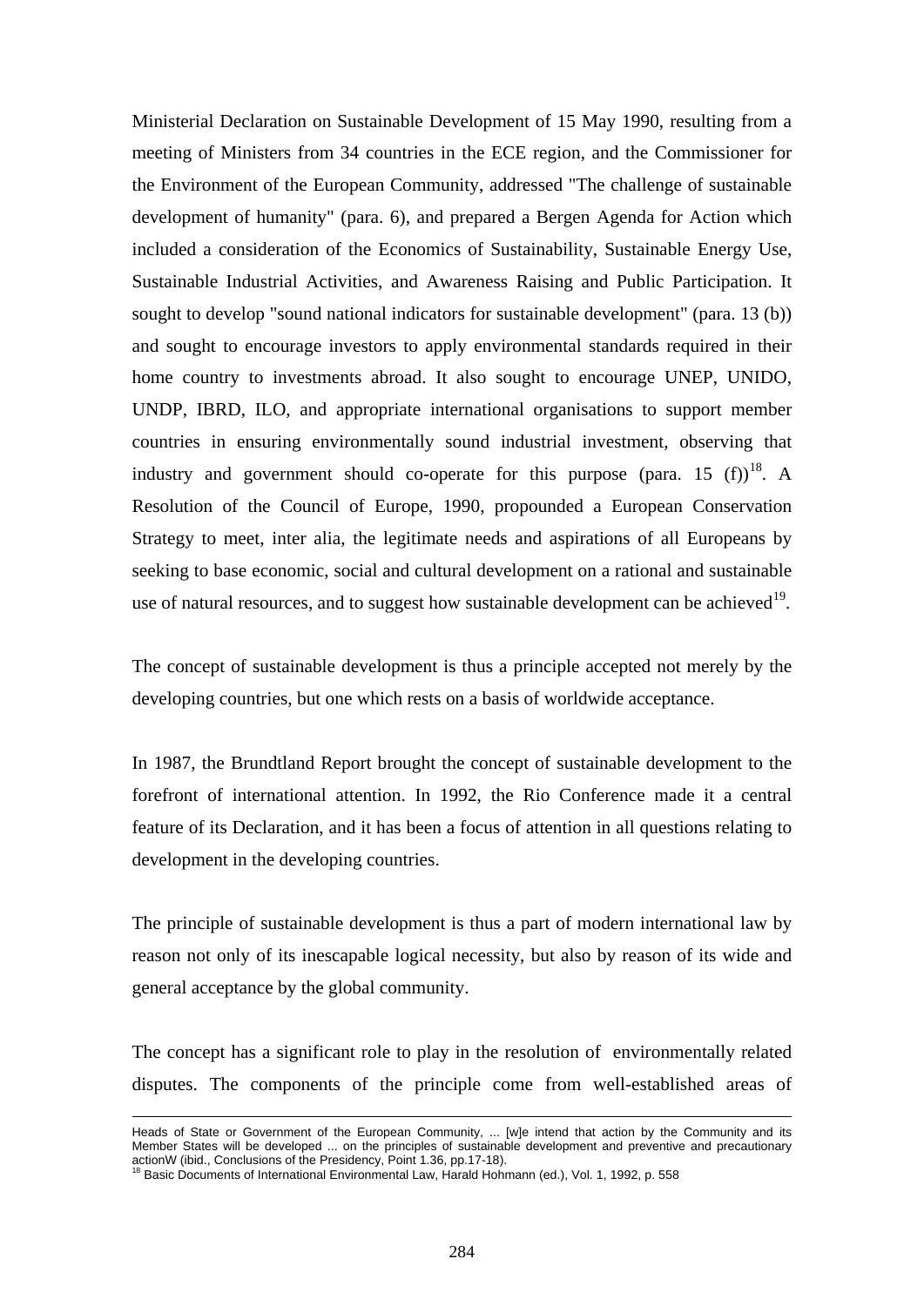Ministerial Declaration on Sustainable Development of 15 May 1990, resulting from a meeting of Ministers from 34 countries in the ECE region, and the Commissioner for the Environment of the European Community, addressed "The challenge of sustainable development of humanity" (para. 6), and prepared a Bergen Agenda for Action which included a consideration of the Economics of Sustainability, Sustainable Energy Use, Sustainable Industrial Activities, and Awareness Raising and Public Participation. It sought to develop "sound national indicators for sustainable development" (para. 13 (b)) and sought to encourage investors to apply environmental standards required in their home country to investments abroad. It also sought to encourage UNEP, UNIDO, UNDP, IBRD, ILO, and appropriate international organisations to support member countries in ensuring environmentally sound industrial investment, observing that industry and government should co-operate for this purpose (para. 15 (f))[18]. A Resolution of the Council of Europe, 1990, propounded a European Conservation Strategy to meet, inter alia, the legitimate needs and aspirations of all Europeans by seeking to base economic, social and cultural development on a rational and sustainable use of natural resources, and to suggest how sustainable development can be achieved[19].

The concept of sustainable development is thus a principle accepted not merely by the developing countries, but one which rests on a basis of worldwide acceptance.

In 1987, the Brundtland Report brought the concept of sustainable development to the forefront of international attention. In 1992, the Rio Conference made it a central feature of its Declaration, and it has been a focus of attention in all questions relating to development in the developing countries.

The principle of sustainable development is thus a part of modern international law by reason not only of its inescapable logical necessity, but also by reason of its wide and general acceptance by the global community.

The concept has a significant role to play in the resolution of environmentally related disputes. The components of the principle come from well-established areas of

---

Heads of State or Government of the European Community, ... [w]e intend that action by the Community and its Member States will be developed ... on the principles of sustainable development and preventive and precautionary actionW (ibid., Conclusions of the Presidency, Point 1.36, pp.17-18).

[18] Basic Documents of International Environmental Law, Harald Hohmann (ed.), Vol. 1, 1992, p. 558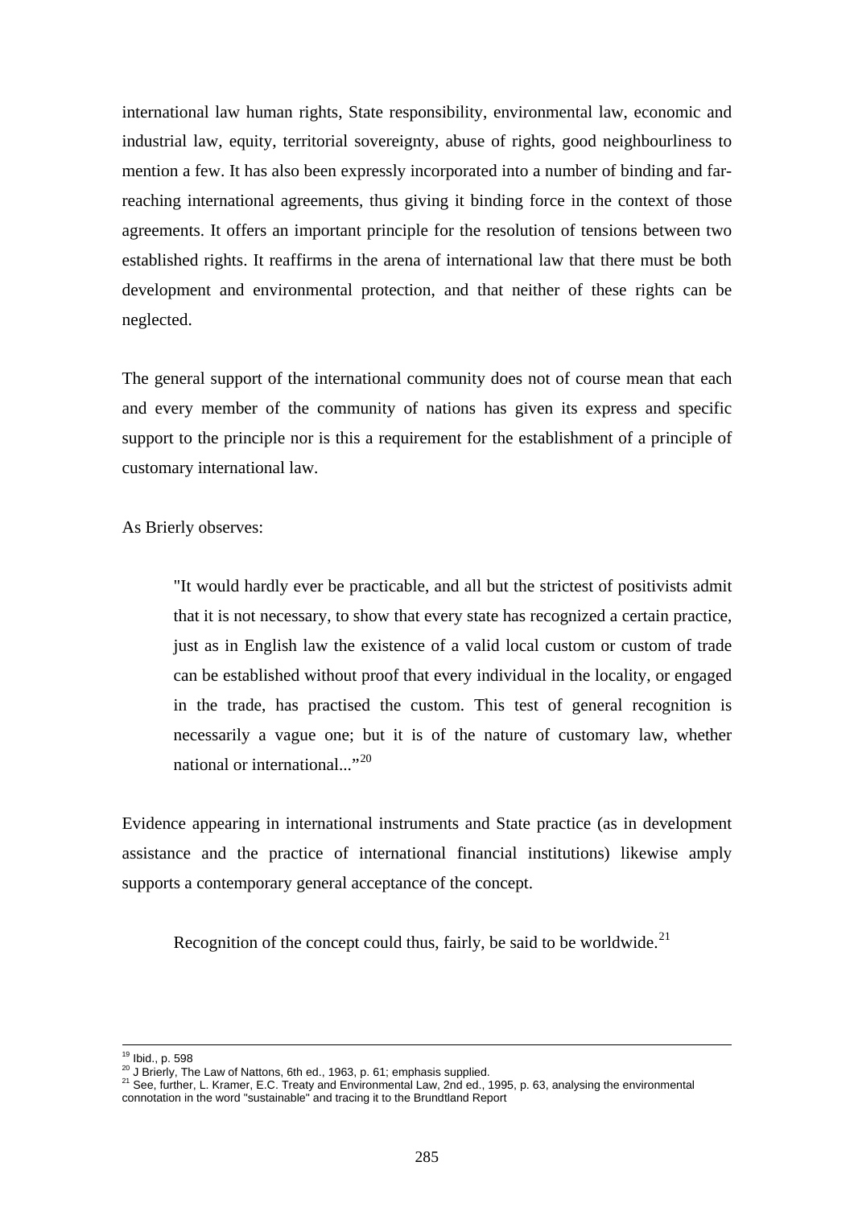international law human rights, State responsibility, environmental law, economic and industrial law, equity, territorial sovereignty, abuse of rights, good neighbourliness to mention a few. It has also been expressly incorporated into a number of binding and far-reaching international agreements, thus giving it binding force in the context of those agreements. It offers an important principle for the resolution of tensions between two established rights. It reaffirms in the arena of international law that there must be both development and environmental protection, and that neither of these rights can be neglected.

The general support of the international community does not of course mean that each and every member of the community of nations has given its express and specific support to the principle nor is this a requirement for the establishment of a principle of customary international law.

As Brierly observes:

> "It would hardly ever be practicable, and all but the strictest of positivists admit that it is not necessary, to show that every state has recognized a certain practice, just as in English law the existence of a valid local custom or custom of trade can be established without proof that every individual in the locality, or engaged in the trade, has practised the custom. This test of general recognition is necessarily a vague one; but it is of the nature of customary law, whether national or international..."[20]

Evidence appearing in international instruments and State practice (as in development assistance and the practice of international financial institutions) likewise amply supports a contemporary general acceptance of the concept.

> Recognition of the concept could thus, fairly, be said to be worldwide.[21]

---

[19] Ibid., p. 598

[20] J Brierly, The Law of Nattons, 6th ed., 1963, p. 61; emphasis supplied.

[21] See, further, L. Kramer, E.C. Treaty and Environmental Law, 2nd ed., 1995, p. 63, analysing the environmental connotation in the word "sustainable" and tracing it to the Brundtland Report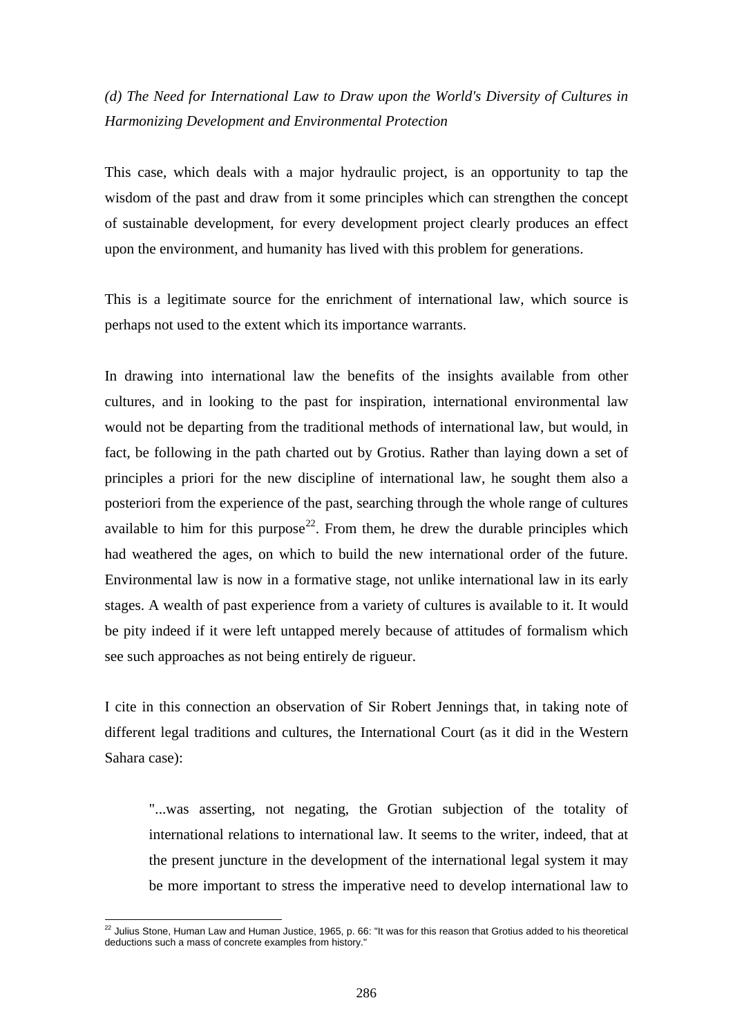*(d) The Need for International Law to Draw upon the World's Diversity of Cultures in Harmonizing Development and Environmental Protection*

This case, which deals with a major hydraulic project, is an opportunity to tap the wisdom of the past and draw from it some principles which can strengthen the concept of sustainable development, for every development project clearly produces an effect upon the environment, and humanity has lived with this problem for generations.

This is a legitimate source for the enrichment of international law, which source is perhaps not used to the extent which its importance warrants.

In drawing into international law the benefits of the insights available from other cultures, and in looking to the past for inspiration, international environmental law would not be departing from the traditional methods of international law, but would, in fact, be following in the path charted out by Grotius. Rather than laying down a set of principles a priori for the new discipline of international law, he sought them also a posteriori from the experience of the past, searching through the whole range of cultures available to him for this purpose[22]. From them, he drew the durable principles which had weathered the ages, on which to build the new international order of the future. Environmental law is now in a formative stage, not unlike international law in its early stages. A wealth of past experience from a variety of cultures is available to it. It would be pity indeed if it were left untapped merely because of attitudes of formalism which see such approaches as not being entirely de rigueur.

I cite in this connection an observation of Sir Robert Jennings that, in taking note of different legal traditions and cultures, the International Court (as it did in the Western Sahara case):

> "...was asserting, not negating, the Grotian subjection of the totality of international relations to international law. It seems to the writer, indeed, that at the present juncture in the development of the international legal system it may be more important to stress the imperative need to develop international law to

---

[22] Julius Stone, Human Law and Human Justice, 1965, p. 66: "It was for this reason that Grotius added to his theoretical deductions such a mass of concrete examples from history."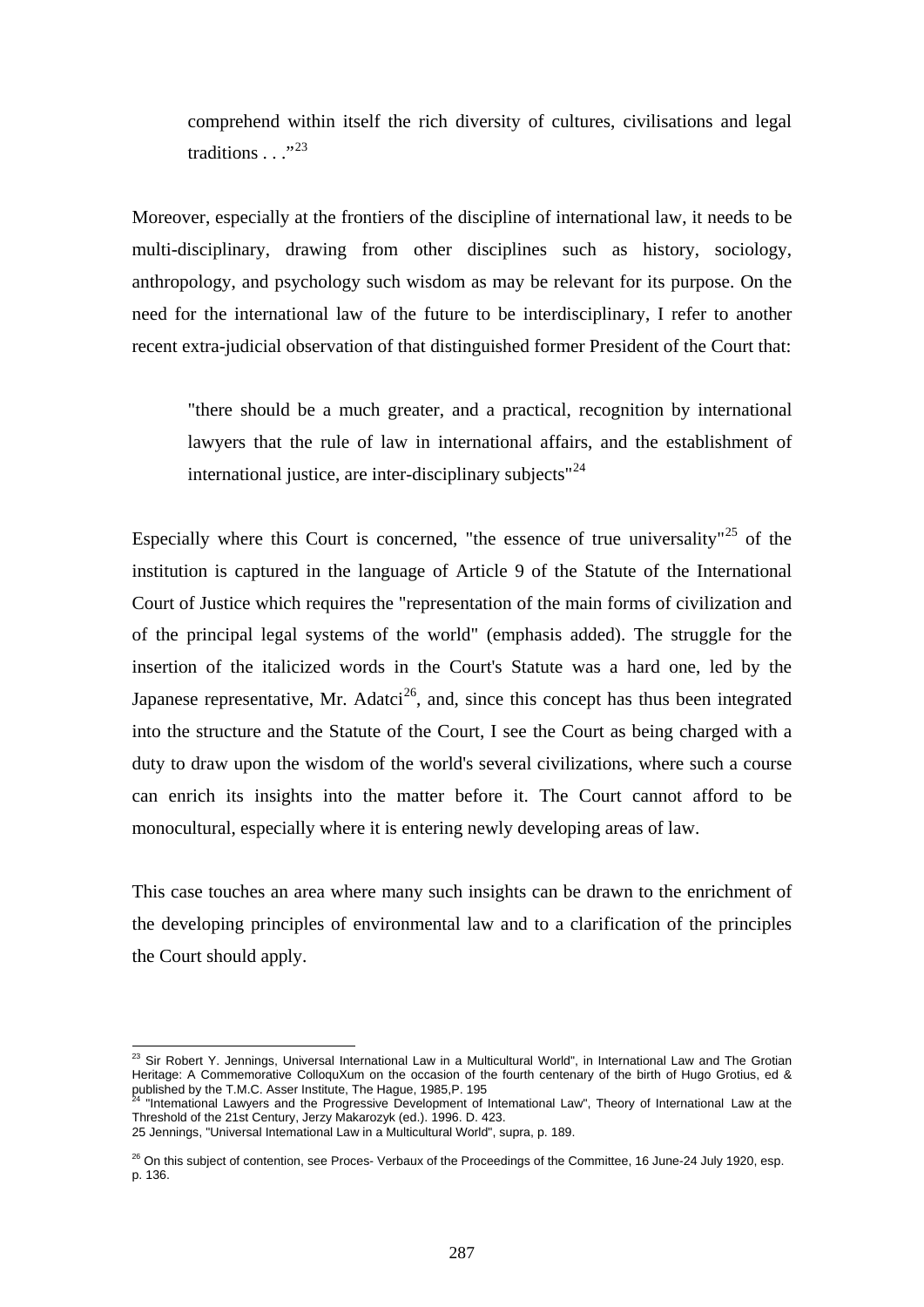> comprehend within itself the rich diversity of cultures, civilisations and legal traditions . . ."[23]

Moreover, especially at the frontiers of the discipline of international law, it needs to be multi-disciplinary, drawing from other disciplines such as history, sociology, anthropology, and psychology such wisdom as may be relevant for its purpose. On the need for the international law of the future to be interdisciplinary, I refer to another recent extra-judicial observation of that distinguished former President of the Court that:

> "there should be a much greater, and a practical, recognition by international lawyers that the rule of law in international affairs, and the establishment of international justice, are inter-disciplinary subjects"[24]

Especially where this Court is concerned, "the essence of true universality"[25] of the institution is captured in the language of Article 9 of the Statute of the International Court of Justice which requires the "representation of the main forms of civilization and of the principal legal systems of the world" (emphasis added). The struggle for the insertion of the italicized words in the Court's Statute was a hard one, led by the Japanese representative, Mr. Adatci[26], and, since this concept has thus been integrated into the structure and the Statute of the Court, I see the Court as being charged with a duty to draw upon the wisdom of the world's several civilizations, where such a course can enrich its insights into the matter before it. The Court cannot afford to be monocultural, especially where it is entering newly developing areas of law.

This case touches an area where many such insights can be drawn to the enrichment of the developing principles of environmental law and to a clarification of the principles the Court should apply.

---

[23] Sir Robert Y. Jennings, Universal International Law in a Multicultural World", in International Law and The Grotian Heritage: A Commemorative ColloquXum on the occasion of the fourth centenary of the birth of Hugo Grotius, ed & published by the T.M.C. Asser Institute, The Hague, 1985,P. 195

[24] "Intemational Lawyers and the Progressive Development of Intemational Law", Theory of International Law at the Threshold of the 21st Century, Jerzy Makarozyk (ed.). 1996. D. 423.

25 Jennings, "Universal Intemational Law in a Multicultural World", supra, p. 189.

[26] On this subject of contention, see Proces- Verbaux of the Proceedings of the Committee, 16 June-24 July 1920, esp. p. 136.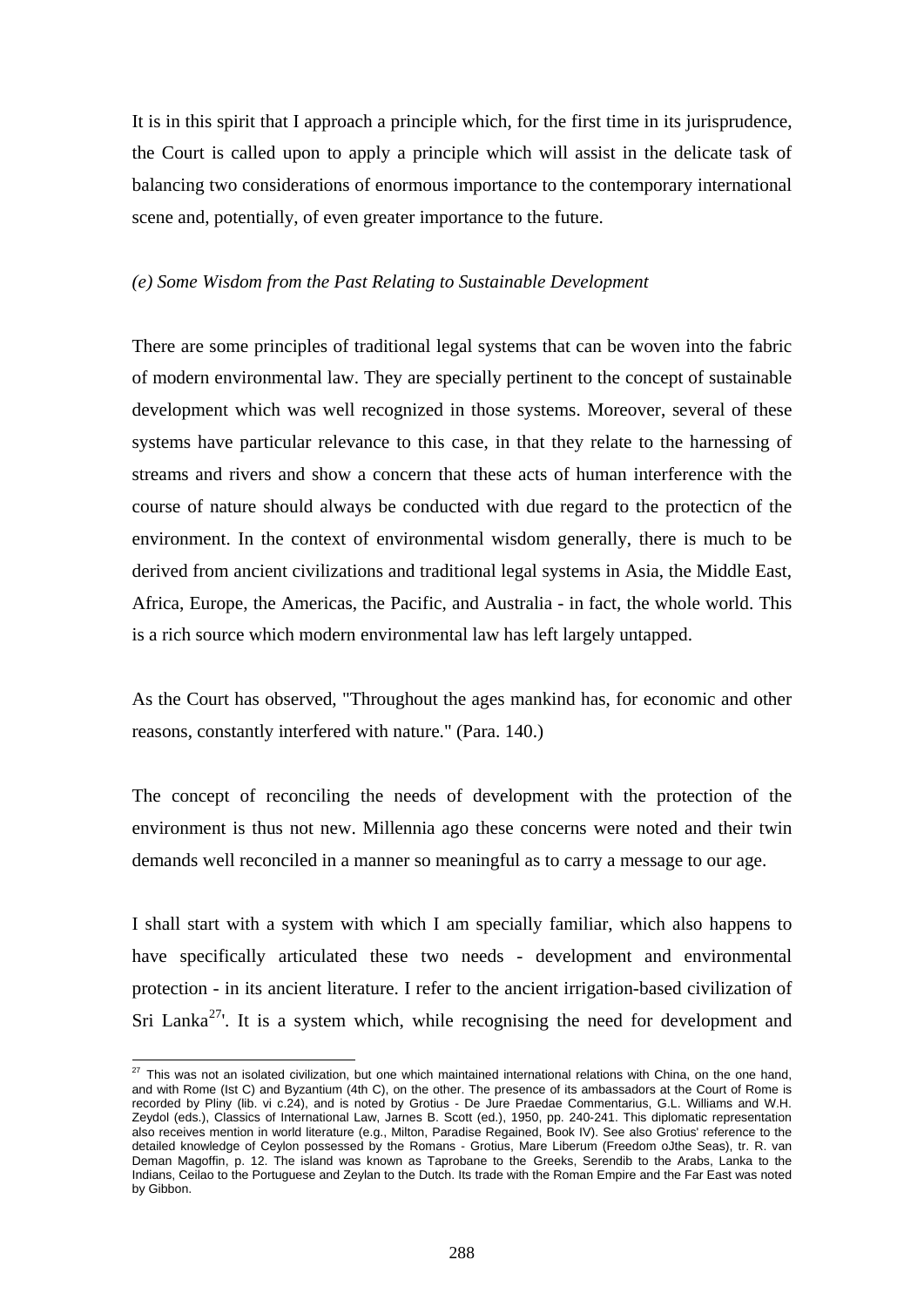It is in this spirit that I approach a principle which, for the first time in its jurisprudence, the Court is called upon to apply a principle which will assist in the delicate task of balancing two considerations of enormous importance to the contemporary international scene and, potentially, of even greater importance to the future.

*(e) Some Wisdom from the Past Relating to Sustainable Development*

There are some principles of traditional legal systems that can be woven into the fabric of modern environmental law. They are specially pertinent to the concept of sustainable development which was well recognized in those systems. Moreover, several of these systems have particular relevance to this case, in that they relate to the harnessing of streams and rivers and show a concern that these acts of human interference with the course of nature should always be conducted with due regard to the protecticn of the environment. In the context of environmental wisdom generally, there is much to be derived from ancient civilizations and traditional legal systems in Asia, the Middle East, Africa, Europe, the Americas, the Pacific, and Australia - in fact, the whole world. This is a rich source which modern environmental law has left largely untapped.

As the Court has observed, "Throughout the ages mankind has, for economic and other reasons, constantly interfered with nature." (Para. 140.)

The concept of reconciling the needs of development with the protection of the environment is thus not new. Millennia ago these concerns were noted and their twin demands well reconciled in a manner so meaningful as to carry a message to our age.

I shall start with a system with which I am specially familiar, which also happens to have specifically articulated these two needs - development and environmental protection - in its ancient literature. I refer to the ancient irrigation-based civilization of Sri Lanka[27]'. It is a system which, while recognising the need for development and

[27] This was not an isolated civilization, but one which maintained international relations with China, on the one hand, and with Rome (Ist C) and Byzantium (4th C), on the other. The presence of its ambassadors at the Court of Rome is recorded by Pliny (lib. vi c.24), and is noted by Grotius - De Jure Praedae Commentarius, G.L. Williams and W.H. Zeydol (eds.), Classics of International Law, Jarnes B. Scott (ed.), 1950, pp. 240-241. This diplomatic representation also receives mention in world literature (e.g., Milton, Paradise Regained, Book IV). See also Grotius' reference to the detailed knowledge of Ceylon possessed by the Romans - Grotius, Mare Liberum (Freedom oJthe Seas), tr. R. van Deman Magoffin, p. 12. The island was known as Taprobane to the Greeks, Serendib to the Arabs, Lanka to the Indians, Ceilao to the Portuguese and Zeylan to the Dutch. Its trade with the Roman Empire and the Far East was noted by Gibbon.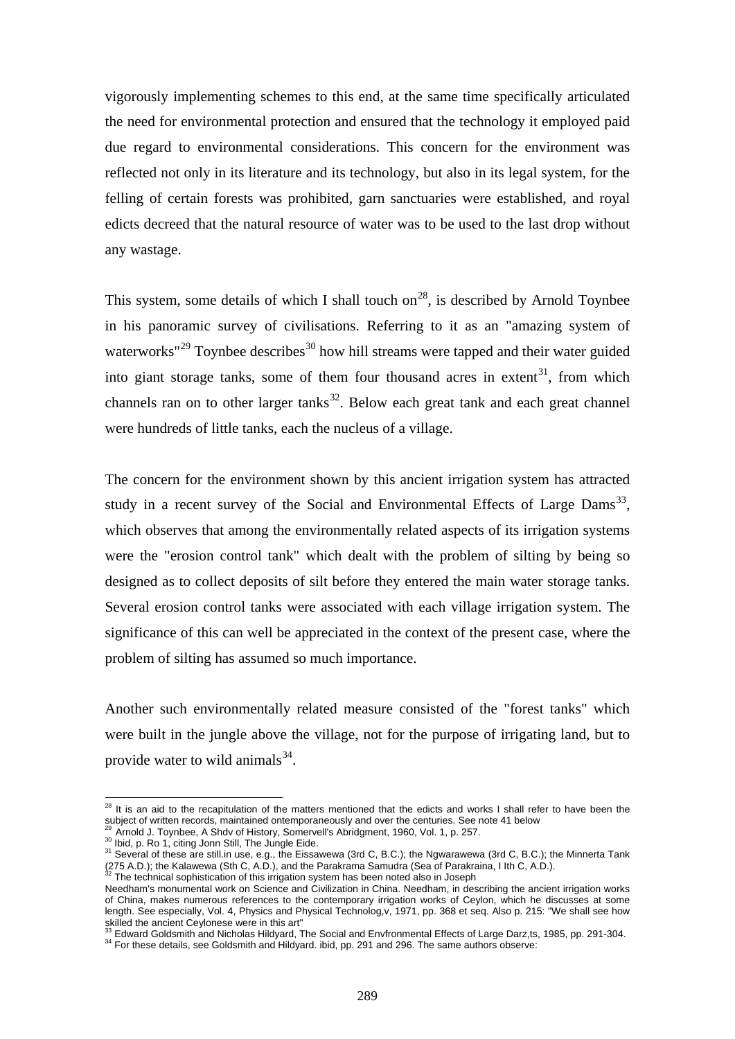vigorously implementing schemes to this end, at the same time specifically articulated the need for environmental protection and ensured that the technology it employed paid due regard to environmental considerations. This concern for the environment was reflected not only in its literature and its technology, but also in its legal system, for the felling of certain forests was prohibited, garn sanctuaries were established, and royal edicts decreed that the natural resource of water was to be used to the last drop without any wastage.

This system, some details of which I shall touch on[28], is described by Arnold Toynbee in his panoramic survey of civilisations. Referring to it as an "amazing system of waterworks"[29] Toynbee describes[30] how hill streams were tapped and their water guided into giant storage tanks, some of them four thousand acres in extent[31], from which channels ran on to other larger tanks[32]. Below each great tank and each great channel were hundreds of little tanks, each the nucleus of a village.

The concern for the environment shown by this ancient irrigation system has attracted study in a recent survey of the Social and Environmental Effects of Large Dams[33], which observes that among the environmentally related aspects of its irrigation systems were the "erosion control tank" which dealt with the problem of silting by being so designed as to collect deposits of silt before they entered the main water storage tanks. Several erosion control tanks were associated with each village irrigation system. The significance of this can well be appreciated in the context of the present case, where the problem of silting has assumed so much importance.

Another such environmentally related measure consisted of the "forest tanks" which were built in the jungle above the village, not for the purpose of irrigating land, but to provide water to wild animals[34].

---

[28] It is an aid to the recapitulation of the matters mentioned that the edicts and works I shall refer to have been the subject of written records, maintained ontemporaneously and over the centuries. See note 41 below

[29] Arnold J. Toynbee, A Shdv of History, Somervell's Abridgment, 1960, Vol. 1, p. 257.

[30] Ibid, p. Ro 1, citing Jonn Still, The Jungle Eide.

[31] Several of these are still.in use, e.g., the Eissawewa (3rd C, B.C.); the Ngwarawewa (3rd C, B.C.); the Minnerta Tank (275 A.D.); the Kalawewa (Sth C, A.D.), and the Parakrama Samudra (Sea of Parakraina, I Ith C, A.D.).

[32] The technical sophistication of this irrigation system has been noted also in Joseph Needham's monumental work on Science and Civilization in China. Needham, in describing the ancient irrigation works of China, makes numerous references to the contemporary irrigation works of Ceylon, which he discusses at some length. See especially, Vol. 4, Physics and Physical Technolog,v, 1971, pp. 368 et seq. Also p. 215: "We shall see how skilled the ancient Ceylonese were in this art"

[33] Edward Goldsmith and Nicholas Hildyard, The Social and Envfronmental Effects of Large Darz,ts, 1985, pp. 291-304.

[34] For these details, see Goldsmith and Hildyard. ibid, pp. 291 and 296. The same authors observe: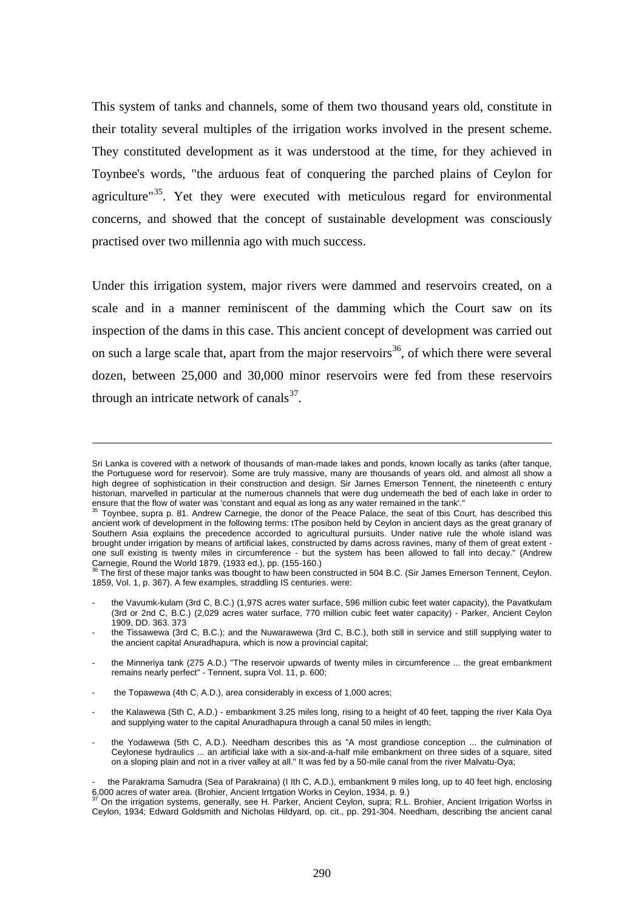This system of tanks and channels, some of them two thousand years old, constitute in their totality several multiples of the irrigation works involved in the present scheme. They constituted development as it was understood at the time, for they achieved in Toynbee's words, "the arduous feat of conquering the parched plains of Ceylon for agriculture"[35]. Yet they were executed with meticulous regard for environmental concerns, and showed that the concept of sustainable development was consciously practised over two millennia ago with much success.

Under this irrigation system, major rivers were dammed and reservoirs created, on a scale and in a manner reminiscent of the damming which the Court saw on its inspection of the dams in this case. This ancient concept of development was carried out on such a large scale that, apart from the major reservoirs[36], of which there were several dozen, between 25,000 and 30,000 minor reservoirs were fed from these reservoirs through an intricate network of canals[37].

---

Sri Lanka is covered with a network of thousands of man-made lakes and ponds, known locally as tanks (after tanque, the Portuguese word for reservoir). Some are truly massive, many are thousands of years old, and almost all show a high degree of sophistication in their construction and design. Sir Jarnes Emerson Tennent, the nineteenth c entury historian, marvelled in particular at the numerous channels that were dug undemeath the bed of each lake in order to ensure that the flow of water was 'constant and equal as long as any water remained in the tank'."

[35] Toynbee, supra p. 81. Andrew Carnegie, the donor of the Peace Palace, the seat of tbis Court, has described this ancient work of development in the following terms: tThe posibon held by Ceylon in ancient days as the great granary of Southern Asia explains the precedence accorded to agricultural pursuits. Under native rule the whole island was brought under irrigation by means of artificial lakes, constructed by dams across ravines, many of them of great extent - one sull existing is twenty miles in circumference - but the system has been allowed to fall into decay." (Andrew Carnegie, Round the World 1879, (1933 ed.), pp. (155-160.)

[36] The first of these major tanks was tbought to haw been constructed in 504 B.C. (Sir James Emerson Tennent, Ceylon. 1859, Vol. 1, p. 367). A few examples, straddling IS centuries. were:

- the Vavumk-kulam (3rd C, B.C.) (1,97S acres water surface, 596 million cubic feet water capacity), the Pavatkulam (3rd or 2nd C, B.C.) (2,029 acres water surface, 770 million cubic feet water capacity) - Parker, Ancient Ceylon 1909, DD. 363. 373
- the Tissawewa (3rd C, B.C.); and the Nuwarawewa (3rd C, B.C.), both still in service and still supplying water to the ancient capital Anuradhapura, which is now a provincial capital;
- the Minneriya tank (275 A.D.) "The reservoir upwards of twenty miles in circumference ... the great embankment remains nearly perfect" - Tennent, supra Vol. 11, p. 600;
- the Topawewa (4th C, A.D.), area considerably in excess of 1,000 acres;
- the Kalawewa (Sth C, A.D.) - embankment 3.25 miles long, rising to a height of 40 feet, tapping the river Kala Oya and supplying water to the capital Anuradhapura through a canal 50 miles in length;
- the Yodawewa (5th C, A.D.). Needham describes this as "A most grandiose conception ... the culmination of Ceylonese hydraulics ... an artificial lake with a six-and-a-half mile embankment on three sides of a square, sited on a sloping plain and not in a river valley at all." It was fed by a 50-mile canal from the river Malvatu-Oya;
- the Parakrama Samudra (Sea of Parakraina) (I Ith C, A.D.), embankment 9 miles long, up to 40 feet high, enclosing 6,000 acres of water area. (Brohier, Ancient Irrtgation Works in Ceylon, 1934, p. 9.)

[37] On the irrigation systems, generally, see H. Parker, Ancient Ceylon, supra; R.L. Brohier, Ancient Irrigation Worlss in Ceylon, 1934; Edward Goldsmith and Nicholas Hildyard, op. cit., pp. 291-304. Needham, describing the ancient canal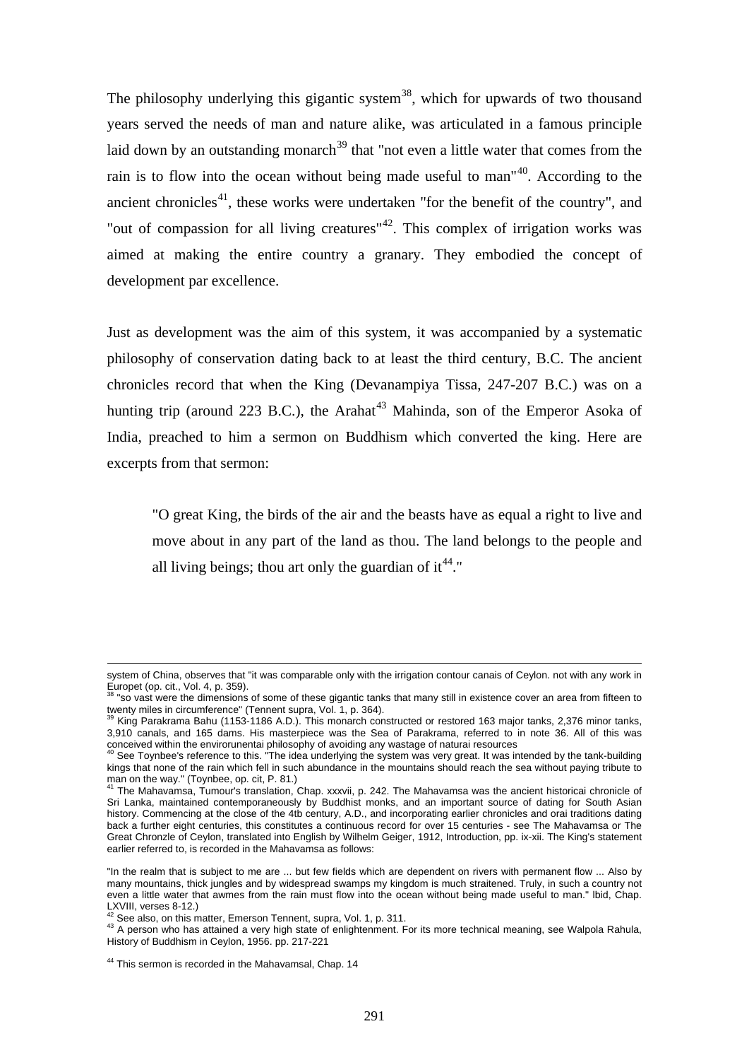The philosophy underlying this gigantic system[38], which for upwards of two thousand years served the needs of man and nature alike, was articulated in a famous principle laid down by an outstanding monarch[39] that "not even a little water that comes from the rain is to flow into the ocean without being made useful to man"[40]. According to the ancient chronicles[41], these works were undertaken "for the benefit of the country", and "out of compassion for all living creatures"[42]. This complex of irrigation works was aimed at making the entire country a granary. They embodied the concept of development par excellence.

Just as development was the aim of this system, it was accompanied by a systematic philosophy of conservation dating back to at least the third century, B.C. The ancient chronicles record that when the King (Devanampiya Tissa, 247-207 B.C.) was on a hunting trip (around 223 B.C.), the Arahat[43] Mahinda, son of the Emperor Asoka of India, preached to him a sermon on Buddhism which converted the king. Here are excerpts from that sermon:

> "O great King, the birds of the air and the beasts have as equal a right to live and move about in any part of the land as thou. The land belongs to the people and all living beings; thou art only the guardian of it[44]."

---

system of China, observes that "it was comparable only with the irrigation contour canais of Ceylon. not with any work in Europet (op. cit., Vol. 4, p. 359).

[38] "so vast were the dimensions of some of these gigantic tanks that many still in existence cover an area from fifteen to twenty miles in circumference" (Tennent supra, Vol. 1, p. 364).

[39] King Parakrama Bahu (1153-1186 A.D.). This monarch constructed or restored 163 major tanks, 2,376 minor tanks, 3,910 canals, and 165 dams. His masterpiece was the Sea of Parakrama, referred to in note 36. All of this was conceived within the envirorunentai philosophy of avoiding any wastage of naturai resources

[40] See Toynbee's reference to this. "The idea underlying the system was very great. It was intended by the tank-building kings that none of the rain which fell in such abundance in the mountains should reach the sea without paying tribute to man on the way." (Toynbee, op. cit, P. 81.)

[41] The Mahavamsa, Tumour's translation, Chap. xxxvii, p. 242. The Mahavamsa was the ancient historicai chronicle of Sri Lanka, maintained contemporaneously by Buddhist monks, and an important source of dating for South Asian history. Commencing at the close of the 4tb century, A.D., and incorporating earlier chronicles and orai traditions dating back a further eight centuries, this constitutes a continuous record for over 15 centuries - see The Mahavamsa or The Great Chronzle of Ceylon, translated into English by Wilhelm Geiger, 1912, Introduction, pp. ix-xii. The King's statement earlier referred to, is recorded in the Mahavamsa as follows:

"In the realm that is subject to me are ... but few fields which are dependent on rivers with permanent flow ... Also by many mountains, thick jungles and by widespread swamps my kingdom is much straitened. Truly, in such a country not even a little water that awmes from the rain must flow into the ocean without being made useful to man." lbid, Chap. LXVIII, verses 8-12.)

[42] See also, on this matter, Emerson Tennent, supra, Vol. 1, p. 311.

[43] A person who has attained a very high state of enlightenment. For its more technical meaning, see Walpola Rahula, History of Buddhism in Ceylon, 1956. pp. 217-221

[44] This sermon is recorded in the Mahavamsal, Chap. 14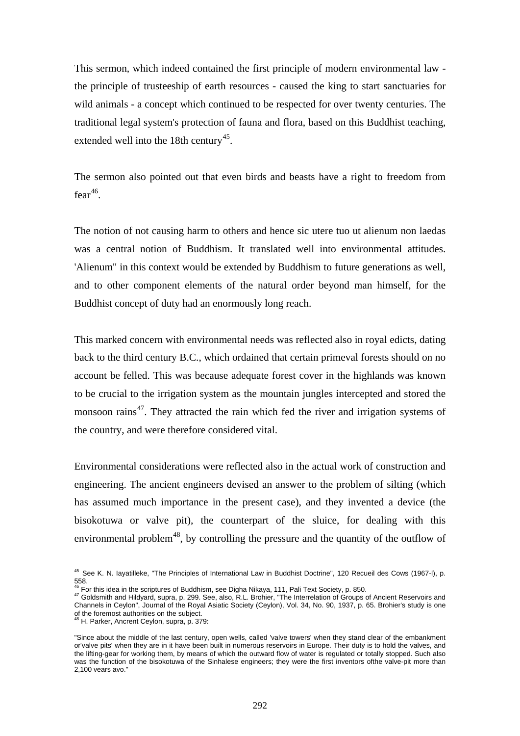This sermon, which indeed contained the first principle of modern environmental law - the principle of trusteeship of earth resources - caused the king to start sanctuaries for wild animals - a concept which continued to be respected for over twenty centuries. The traditional legal system's protection of fauna and flora, based on this Buddhist teaching, extended well into the 18th century[45].

The sermon also pointed out that even birds and beasts have a right to freedom from fear[46].

The notion of not causing harm to others and hence sic utere tuo ut alienum non laedas was a central notion of Buddhism. It translated well into environmental attitudes. 'Alienum" in this context would be extended by Buddhism to future generations as well, and to other component elements of the natural order beyond man himself, for the Buddhist concept of duty had an enormously long reach.

This marked concern with environmental needs was reflected also in royal edicts, dating back to the third century B.C., which ordained that certain primeval forests should on no account be felled. This was because adequate forest cover in the highlands was known to be crucial to the irrigation system as the mountain jungles intercepted and stored the monsoon rains[47]. They attracted the rain which fed the river and irrigation systems of the country, and were therefore considered vital.

Environmental considerations were reflected also in the actual work of construction and engineering. The ancient engineers devised an answer to the problem of silting (which has assumed much importance in the present case), and they invented a device (the bisokotuwa or valve pit), the counterpart of the sluice, for dealing with this environmental problem[48], by controlling the pressure and the quantity of the outflow of

---

[45] See K. N. Iayatilleke, "The Principles of International Law in Buddhist Doctrine", 120 Recueil des Cows (1967-l), p. 558.

[46] For this idea in the scriptures of Buddhism, see Digha Nikaya, 111, Pali Text Society, p. 850.

[47] Goldsmith and Hildyard, supra, p. 299. See, also, R.L. Brohier, "The Interrelation of Groups of Ancient Reservoirs and Channels in Ceylon", Journal of the Royal Asiatic Society (Ceylon), Vol. 34, No. 90, 1937, p. 65. Brohier's study is one of the foremost authorities on the subject.

[48] H. Parker, Ancrent Ceylon, supra, p. 379:

"Since about the middle of the last century, open wells, called 'valve towers' when they stand clear of the embankment or'valve pits' when they are in it have been built in numerous reservoirs in Europe. Their duty is to hold the valves, and the lifting-gear for working them, by means of which the outward flow of water is regulated or totally stopped. Such also was the function of the bisokotuwa of the Sinhalese engineers; they were the first inventors ofthe valve-pit more than 2,100 vears avo."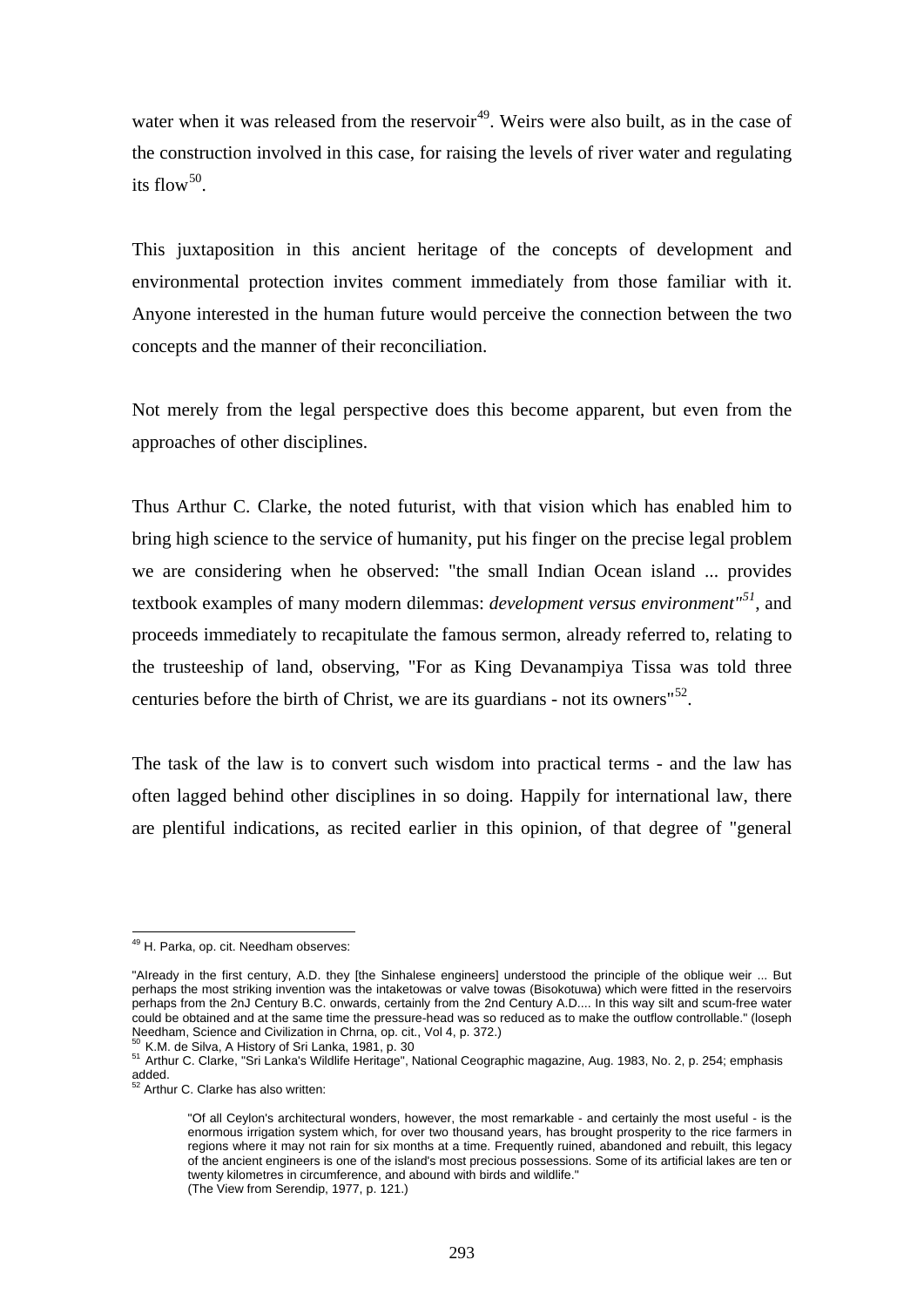water when it was released from the reservoir[49]. Weirs were also built, as in the case of the construction involved in this case, for raising the levels of river water and regulating its flow[50].

This juxtaposition in this ancient heritage of the concepts of development and environmental protection invites comment immediately from those familiar with it. Anyone interested in the human future would perceive the connection between the two concepts and the manner of their reconciliation.

Not merely from the legal perspective does this become apparent, but even from the approaches of other disciplines.

Thus Arthur C. Clarke, the noted futurist, with that vision which has enabled him to bring high science to the service of humanity, put his finger on the precise legal problem we are considering when he observed: "the small Indian Ocean island ... provides textbook examples of many modern dilemmas: *development versus environment"*[51], and proceeds immediately to recapitulate the famous sermon, already referred to, relating to the trusteeship of land, observing, "For as King Devanampiya Tissa was told three centuries before the birth of Christ, we are its guardians - not its owners"[52].

The task of the law is to convert such wisdom into practical terms - and the law has often lagged behind other disciplines in so doing. Happily for international law, there are plentiful indications, as recited earlier in this opinion, of that degree of "general

---

[49] H. Parka, op. cit. Needham observes:

"AIready in the first century, A.D. they [the Sinhalese engineers] understood the principle of the oblique weir ... But perhaps the most striking invention was the intaketowas or valve towas (Bisokotuwa) which were fitted in the reservoirs perhaps from the 2nJ Century B.C. onwards, certainly from the 2nd Century A.D.... In this way silt and scum-free water could be obtained and at the same time the pressure-head was so reduced as to make the outflow controllable." (loseph Needham, Science and Civilization in Chrna, op. cit., Vol 4, p. 372.)

[50] K.M. de Silva, A History of Sri Lanka, 1981, p. 30

[51] Arthur C. Clarke, "Sri Lanka's Wildlife Heritage", National Ceographic magazine, Aug. 1983, No. 2, p. 254; emphasis added.

[52] Arthur C. Clarke has also written:

> "Of all Ceylon's architectural wonders, however, the most remarkable - and certainly the most useful - is the enormous irrigation system which, for over two thousand years, has brought prosperity to the rice farmers in regions where it may not rain for six months at a time. Frequently ruined, abandoned and rebuilt, this legacy of the ancient engineers is one of the island's most precious possessions. Some of its artificial lakes are ten or twenty kilometres in circumference, and abound with birds and wildlife."
> (The View from Serendip, 1977, p. 121.)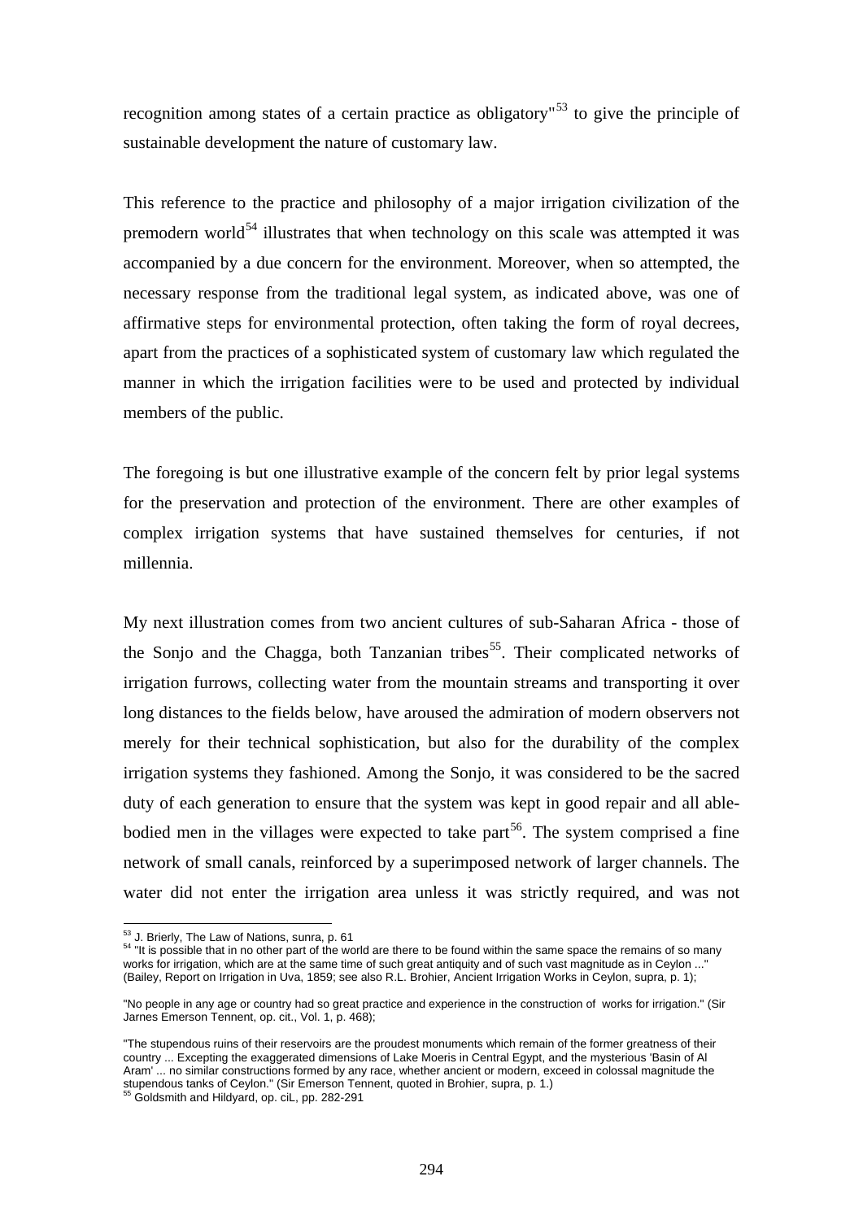recognition among states of a certain practice as obligatory"[53] to give the principle of sustainable development the nature of customary law.

This reference to the practice and philosophy of a major irrigation civilization of the premodern world[54] illustrates that when technology on this scale was attempted it was accompanied by a due concern for the environment. Moreover, when so attempted, the necessary response from the traditional legal system, as indicated above, was one of affirmative steps for environmental protection, often taking the form of royal decrees, apart from the practices of a sophisticated system of customary law which regulated the manner in which the irrigation facilities were to be used and protected by individual members of the public.

The foregoing is but one illustrative example of the concern felt by prior legal systems for the preservation and protection of the environment. There are other examples of complex irrigation systems that have sustained themselves for centuries, if not millennia.

My next illustration comes from two ancient cultures of sub-Saharan Africa - those of the Sonjo and the Chagga, both Tanzanian tribes[55]. Their complicated networks of irrigation furrows, collecting water from the mountain streams and transporting it over long distances to the fields below, have aroused the admiration of modern observers not merely for their technical sophistication, but also for the durability of the complex irrigation systems they fashioned. Among the Sonjo, it was considered to be the sacred duty of each generation to ensure that the system was kept in good repair and all able-bodied men in the villages were expected to take part[56]. The system comprised a fine network of small canals, reinforced by a superimposed network of larger channels. The water did not enter the irrigation area unless it was strictly required, and was not

---

[53] J. Brierly, The Law of Nations, sunra, p. 61

[54] "It is possible that in no other part of the world are there to be found within the same space the remains of so many works for irrigation, which are at the same time of such great antiquity and of such vast magnitude as in Ceylon ..." (Bailey, Report on Irrigation in Uva, 1859; see also R.L. Brohier, Ancient Irrigation Works in Ceylon, supra, p. 1);

"No people in any age or country had so great practice and experience in the construction of works for irrigation." (Sir Jarnes Emerson Tennent, op. cit., Vol. 1, p. 468);

"The stupendous ruins of their reservoirs are the proudest monuments which remain of the former greatness of their country ... Excepting the exaggerated dimensions of Lake Moeris in Central Egypt, and the mysterious 'Basin of Al Aram' ... no similar constructions formed by any race, whether ancient or modern, exceed in colossal magnitude the stupendous tanks of Ceylon." (Sir Emerson Tennent, quoted in Brohier, supra, p. 1.)

[55] Goldsmith and Hildyard, op. ciL, pp. 282-291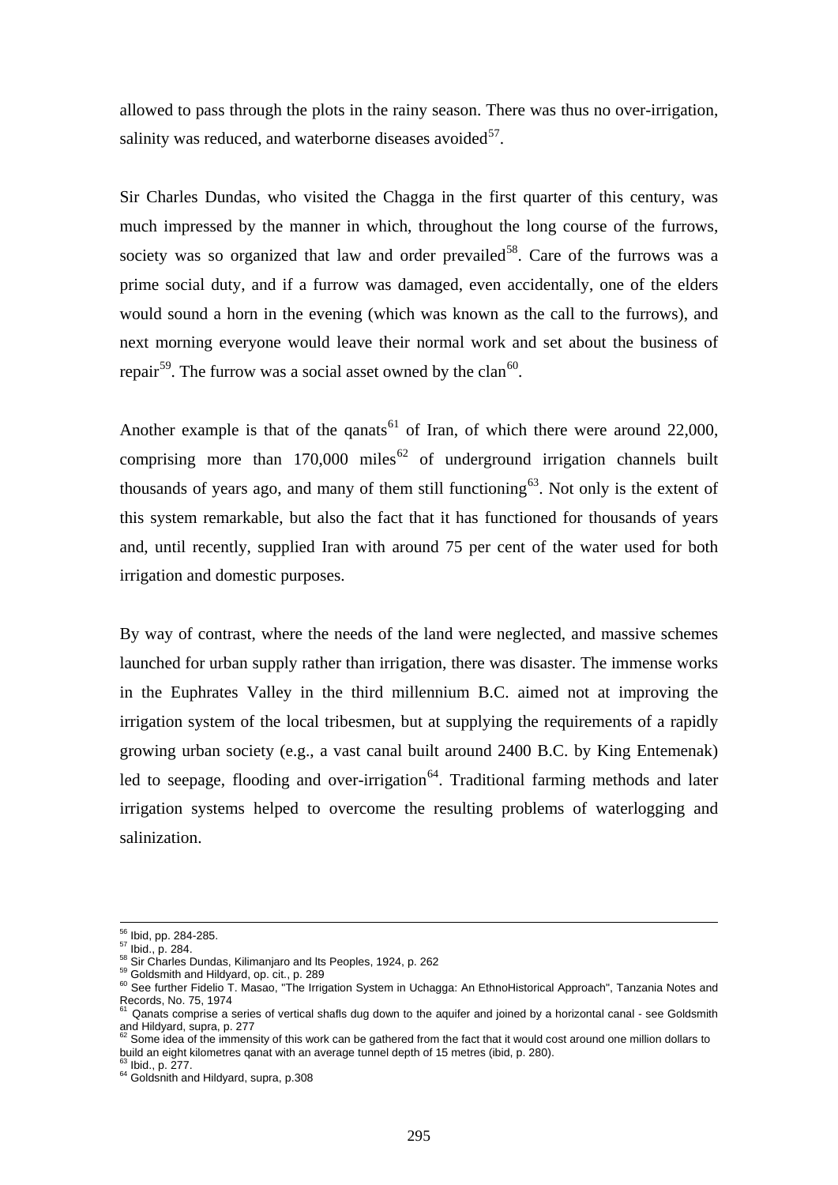allowed to pass through the plots in the rainy season. There was thus no over-irrigation, salinity was reduced, and waterborne diseases avoided[57].

Sir Charles Dundas, who visited the Chagga in the first quarter of this century, was much impressed by the manner in which, throughout the long course of the furrows, society was so organized that law and order prevailed[58]. Care of the furrows was a prime social duty, and if a furrow was damaged, even accidentally, one of the elders would sound a horn in the evening (which was known as the call to the furrows), and next morning everyone would leave their normal work and set about the business of repair[59]. The furrow was a social asset owned by the clan[60].

Another example is that of the qanats[61] of Iran, of which there were around 22,000, comprising more than 170,000 miles[62] of underground irrigation channels built thousands of years ago, and many of them still functioning[63]. Not only is the extent of this system remarkable, but also the fact that it has functioned for thousands of years and, until recently, supplied Iran with around 75 per cent of the water used for both irrigation and domestic purposes.

By way of contrast, where the needs of the land were neglected, and massive schemes launched for urban supply rather than irrigation, there was disaster. The immense works in the Euphrates Valley in the third millennium B.C. aimed not at improving the irrigation system of the local tribesmen, but at supplying the requirements of a rapidly growing urban society (e.g., a vast canal built around 2400 B.C. by King Entemenak) led to seepage, flooding and over-irrigation[64]. Traditional farming methods and later irrigation systems helped to overcome the resulting problems of waterlogging and salinization.

---

[56] Ibid, pp. 284-285.
[57] Ibid., p. 284.
[58] Sir Charles Dundas, Kilimanjaro and Its Peoples, 1924, p. 262
[59] Goldsmith and Hildyard, op. cit., p. 289
[60] See further Fidelio T. Masao, "The Irrigation System in Uchagga: An EthnoHistorical Approach", Tanzania Notes and Records, No. 75, 1974
[61] Qanats comprise a series of vertical shafls dug down to the aquifer and joined by a horizontal canal - see Goldsmith and Hildyard, supra, p. 277
[62] Some idea of the immensity of this work can be gathered from the fact that it would cost around one million dollars to build an eight kilometres qanat with an average tunnel depth of 15 metres (ibid, p. 280).
[63] Ibid., p. 277.
[64] Goldsnith and Hildyard, supra, p.308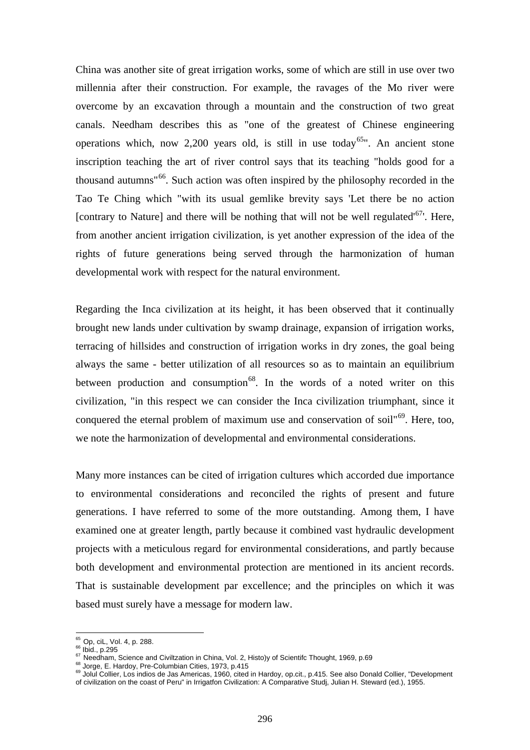China was another site of great irrigation works, some of which are still in use over two millennia after their construction. For example, the ravages of the Mo river were overcome by an excavation through a mountain and the construction of two great canals. Needham describes this as "one of the greatest of Chinese engineering operations which, now 2,200 years old, is still in use today[65]". An ancient stone inscription teaching the art of river control says that its teaching "holds good for a thousand autumns"[66]. Such action was often inspired by the philosophy recorded in the Tao Te Ching which "with its usual gemlike brevity says 'Let there be no action [contrary to Nature] and there will be nothing that will not be well regulated'[67]'. Here, from another ancient irrigation civilization, is yet another expression of the idea of the rights of future generations being served through the harmonization of human developmental work with respect for the natural environment.

Regarding the Inca civilization at its height, it has been observed that it continually brought new lands under cultivation by swamp drainage, expansion of irrigation works, terracing of hillsides and construction of irrigation works in dry zones, the goal being always the same - better utilization of all resources so as to maintain an equilibrium between production and consumption[68]. In the words of a noted writer on this civilization, "in this respect we can consider the Inca civilization triumphant, since it conquered the eternal problem of maximum use and conservation of soil"[69]. Here, too, we note the harmonization of developmental and environmental considerations.

Many more instances can be cited of irrigation cultures which accorded due importance to environmental considerations and reconciled the rights of present and future generations. I have referred to some of the more outstanding. Among them, I have examined one at greater length, partly because it combined vast hydraulic development projects with a meticulous regard for environmental considerations, and partly because both development and environmental protection are mentioned in its ancient records. That is sustainable development par excellence; and the principles on which it was based must surely have a message for modern law.

---

[65] Op, ciL, Vol. 4, p. 288.
[66] Ibid., p.295
[67] Needham, Science and Civiltzation in China, Vol. 2, Histo)y of Scientifc Thought, 1969, p.69
[68] Jorge, E. Hardoy, Pre-Columbian Cities, 1973, p.415
[69] Jolul Collier, Los indios de Jas Americas, 1960, cited in Hardoy, op.cit., p.415. See also Donald Collier, "Development of civilization on the coast of Peru" in Irrigatfon Civilization: A Comparative Studj, Julian H. Steward (ed.), 1955.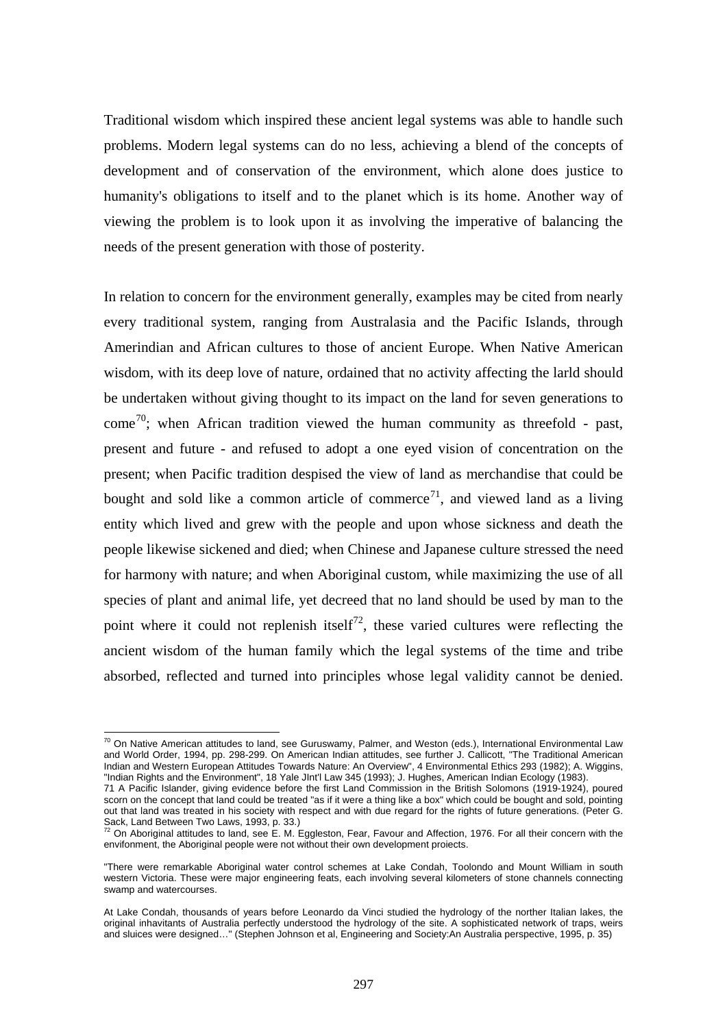Traditional wisdom which inspired these ancient legal systems was able to handle such problems. Modern legal systems can do no less, achieving a blend of the concepts of development and of conservation of the environment, which alone does justice to humanity's obligations to itself and to the planet which is its home. Another way of viewing the problem is to look upon it as involving the imperative of balancing the needs of the present generation with those of posterity.

In relation to concern for the environment generally, examples may be cited from nearly every traditional system, ranging from Australasia and the Pacific Islands, through Amerindian and African cultures to those of ancient Europe. When Native American wisdom, with its deep love of nature, ordained that no activity affecting the larld should be undertaken without giving thought to its impact on the land for seven generations to come[70]; when African tradition viewed the human community as threefold - past, present and future - and refused to adopt a one eyed vision of concentration on the present; when Pacific tradition despised the view of land as merchandise that could be bought and sold like a common article of commerce[71], and viewed land as a living entity which lived and grew with the people and upon whose sickness and death the people likewise sickened and died; when Chinese and Japanese culture stressed the need for harmony with nature; and when Aboriginal custom, while maximizing the use of all species of plant and animal life, yet decreed that no land should be used by man to the point where it could not replenish itself[72], these varied cultures were reflecting the ancient wisdom of the human family which the legal systems of the time and tribe absorbed, reflected and turned into principles whose legal validity cannot be denied.

---

[70] On Native American attitudes to land, see Guruswamy, Palmer, and Weston (eds.), International Environmental Law and World Order, 1994, pp. 298-299. On American Indian attitudes, see further J. Callicott, "The Traditional American Indian and Western European Attitudes Towards Nature: An Overview", 4 Environmental Ethics 293 (1982); A. Wiggins, "Indian Rights and the Environment", 18 Yale JInt'l Law 345 (1993); J. Hughes, American Indian Ecology (1983).

71 A Pacific Islander, giving evidence before the first Land Commission in the British Solomons (1919-1924), poured scorn on the concept that land could be treated "as if it were a thing like a box" which could be bought and sold, pointing out that land was treated in his society with respect and with due regard for the rights of future generations. (Peter G. Sack, Land Between Two Laws, 1993, p. 33.)

[72] On Aboriginal attitudes to land, see E. M. Eggleston, Fear, Favour and Affection, 1976. For all their concern with the envifonment, the Aboriginal people were not without their own development proiects.

"There were remarkable Aboriginal water control schemes at Lake Condah, Toolondo and Mount William in south western Victoria. These were major engineering feats, each involving several kilometers of stone channels connecting swamp and watercourses.

At Lake Condah, thousands of years before Leonardo da Vinci studied the hydrology of the norther Italian lakes, the original inhavitants of Australia perfectly understood the hydrology of the site. A sophisticated network of traps, weirs and sluices were designed…" (Stephen Johnson et al, Engineering and Society:An Australia perspective, 1995, p. 35)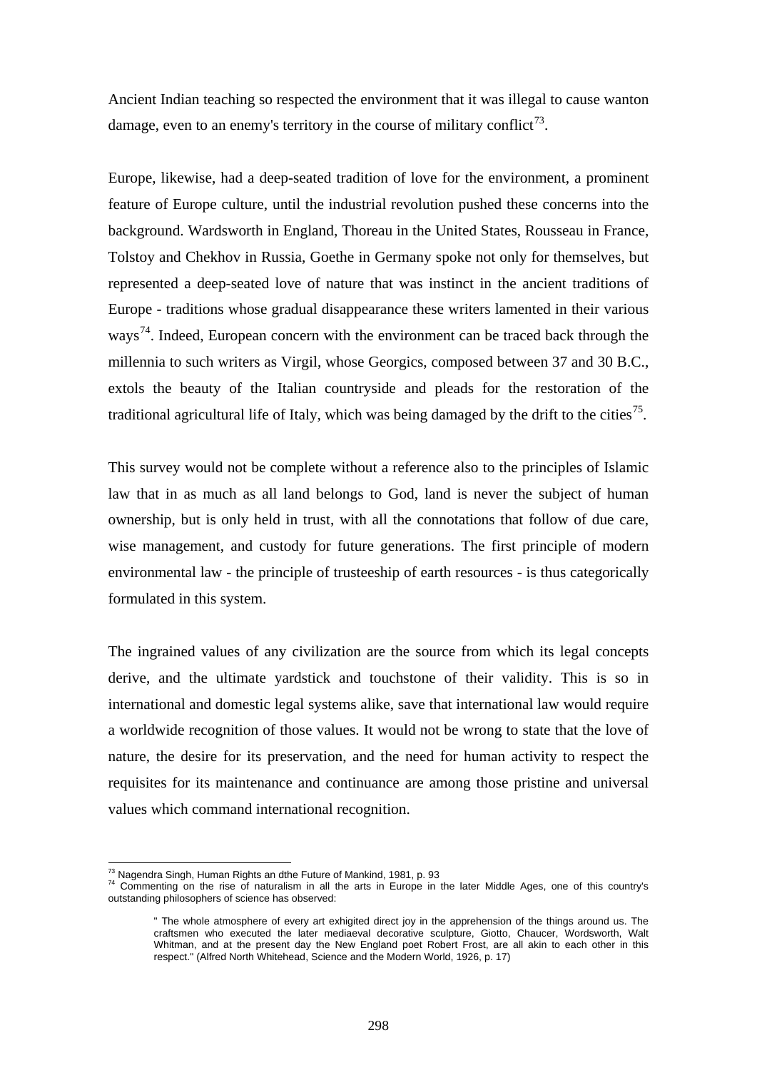Ancient Indian teaching so respected the environment that it was illegal to cause wanton damage, even to an enemy's territory in the course of military conflict[73].

Europe, likewise, had a deep-seated tradition of love for the environment, a prominent feature of Europe culture, until the industrial revolution pushed these concerns into the background. Wardsworth in England, Thoreau in the United States, Rousseau in France, Tolstoy and Chekhov in Russia, Goethe in Germany spoke not only for themselves, but represented a deep-seated love of nature that was instinct in the ancient traditions of Europe - traditions whose gradual disappearance these writers lamented in their various ways[74]. Indeed, European concern with the environment can be traced back through the millennia to such writers as Virgil, whose Georgics, composed between 37 and 30 B.C., extols the beauty of the Italian countryside and pleads for the restoration of the traditional agricultural life of Italy, which was being damaged by the drift to the cities[75].

This survey would not be complete without a reference also to the principles of Islamic law that in as much as all land belongs to God, land is never the subject of human ownership, but is only held in trust, with all the connotations that follow of due care, wise management, and custody for future generations. The first principle of modern environmental law - the principle of trusteeship of earth resources - is thus categorically formulated in this system.

The ingrained values of any civilization are the source from which its legal concepts derive, and the ultimate yardstick and touchstone of their validity. This is so in international and domestic legal systems alike, save that international law would require a worldwide recognition of those values. It would not be wrong to state that the love of nature, the desire for its preservation, and the need for human activity to respect the requisites for its maintenance and continuance are among those pristine and universal values which command international recognition.

---

[73] Nagendra Singh, Human Rights an dthe Future of Mankind, 1981, p. 93

[74] Commenting on the rise of naturalism in all the arts in Europe in the later Middle Ages, one of this country's outstanding philosophers of science has observed:

> " The whole atmosphere of every art exhigited direct joy in the apprehension of the things around us. The craftsmen who executed the later mediaeval decorative sculpture, Giotto, Chaucer, Wordsworth, Walt Whitman, and at the present day the New England poet Robert Frost, are all akin to each other in this respect." (Alfred North Whitehead, Science and the Modern World, 1926, p. 17)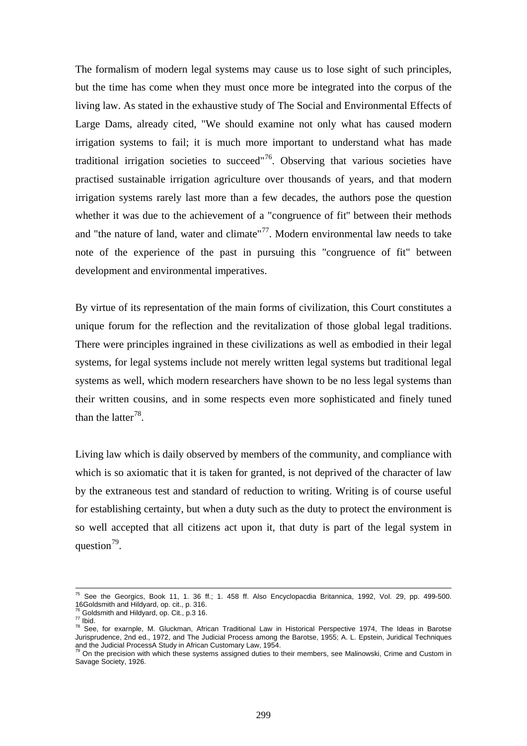The formalism of modern legal systems may cause us to lose sight of such principles, but the time has come when they must once more be integrated into the corpus of the living law. As stated in the exhaustive study of The Social and Environmental Effects of Large Dams, already cited, "We should examine not only what has caused modern irrigation systems to fail; it is much more important to understand what has made traditional irrigation societies to succeed"[76]. Observing that various societies have practised sustainable irrigation agriculture over thousands of years, and that modern irrigation systems rarely last more than a few decades, the authors pose the question whether it was due to the achievement of a "congruence of fit" between their methods and "the nature of land, water and climate"[77]. Modern environmental law needs to take note of the experience of the past in pursuing this "congruence of fit" between development and environmental imperatives.

By virtue of its representation of the main forms of civilization, this Court constitutes a unique forum for the reflection and the revitalization of those global legal traditions. There were principles ingrained in these civilizations as well as embodied in their legal systems, for legal systems include not merely written legal systems but traditional legal systems as well, which modern researchers have shown to be no less legal systems than their written cousins, and in some respects even more sophisticated and finely tuned than the latter[78].

Living law which is daily observed by members of the community, and compliance with which is so axiomatic that it is taken for granted, is not deprived of the character of law by the extraneous test and standard of reduction to writing. Writing is of course useful for establishing certainty, but when a duty such as the duty to protect the environment is so well accepted that all citizens act upon it, that duty is part of the legal system in question[79].

---

[75] See the Georgics, Book 11, 1. 36 ff.; 1. 458 ff. Also Encyclopacdia Britannica, 1992, Vol. 29, pp. 499-500. 16Goldsmith and Hildyard, op. cit., p. 316.

[76] Goldsmith and Hildyard, op. Cit., p.3 16.

[77] Ibid.

[78] See, for exarnple, M. Gluckman, African Traditional Law in Historical Perspective 1974, The Ideas in Barotse Jurisprudence, 2nd ed., 1972, and The Judicial Process among the Barotse, 1955; A. L. Epstein, Juridical Techniques and the Judicial ProcessA Study in African Customary Law, 1954.

[79] On the precision with which these systems assigned duties to their members, see Malinowski, Crime and Custom in Savage Society, 1926.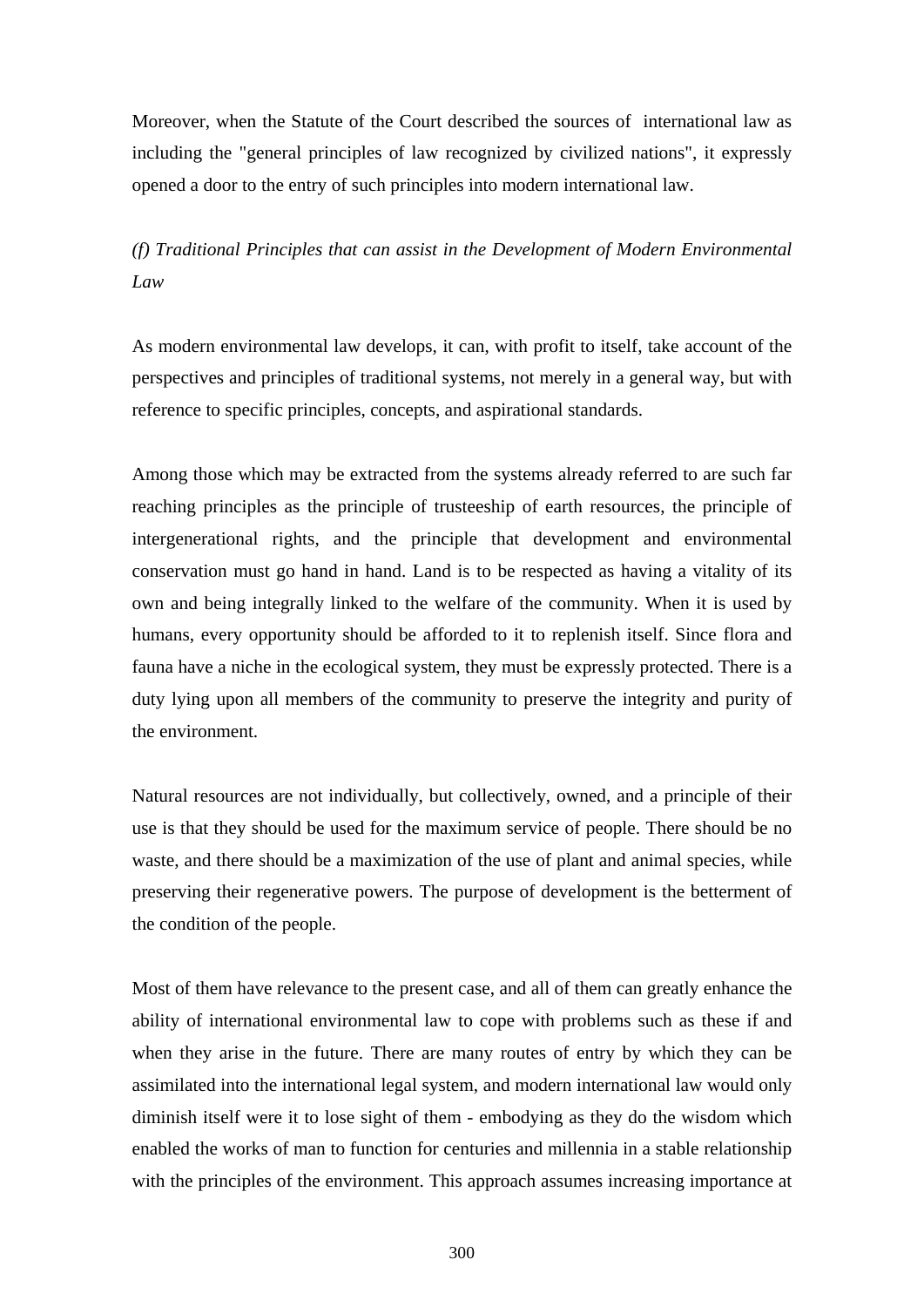Moreover, when the Statute of the Court described the sources of international law as including the "general principles of law recognized by civilized nations", it expressly opened a door to the entry of such principles into modern international law.

### *(f) Traditional Principles that can assist in the Development of Modern Environmental Law*

As modern environmental law develops, it can, with profit to itself, take account of the perspectives and principles of traditional systems, not merely in a general way, but with reference to specific principles, concepts, and aspirational standards.

Among those which may be extracted from the systems already referred to are such far reaching principles as the principle of trusteeship of earth resources, the principle of intergenerational rights, and the principle that development and environmental conservation must go hand in hand. Land is to be respected as having a vitality of its own and being integrally linked to the welfare of the community. When it is used by humans, every opportunity should be afforded to it to replenish itself. Since flora and fauna have a niche in the ecological system, they must be expressly protected. There is a duty lying upon all members of the community to preserve the integrity and purity of the environment.

Natural resources are not individually, but collectively, owned, and a principle of their use is that they should be used for the maximum service of people. There should be no waste, and there should be a maximization of the use of plant and animal species, while preserving their regenerative powers. The purpose of development is the betterment of the condition of the people.

Most of them have relevance to the present case, and all of them can greatly enhance the ability of international environmental law to cope with problems such as these if and when they arise in the future. There are many routes of entry by which they can be assimilated into the international legal system, and modern international law would only diminish itself were it to lose sight of them - embodying as they do the wisdom which enabled the works of man to function for centuries and millennia in a stable relationship with the principles of the environment. This approach assumes increasing importance at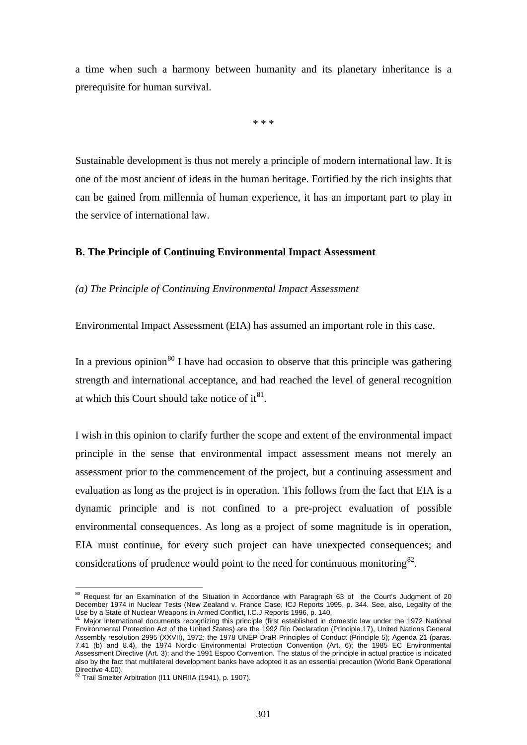a time when such a harmony between humanity and its planetary inheritance is a prerequisite for human survival.

\* \* \*

Sustainable development is thus not merely a principle of modern international law. It is one of the most ancient of ideas in the human heritage. Fortified by the rich insights that can be gained from millennia of human experience, it has an important part to play in the service of international law.

**B. The Principle of Continuing Environmental Impact Assessment**

*(a) The Principle of Continuing Environmental Impact Assessment*

Environmental Impact Assessment (EIA) has assumed an important role in this case.

In a previous opinion[80] I have had occasion to observe that this principle was gathering strength and international acceptance, and had reached the level of general recognition at which this Court should take notice of it[81].

I wish in this opinion to clarify further the scope and extent of the environmental impact principle in the sense that environmental impact assessment means not merely an assessment prior to the commencement of the project, but a continuing assessment and evaluation as long as the project is in operation. This follows from the fact that EIA is a dynamic principle and is not confined to a pre-project evaluation of possible environmental consequences. As long as a project of some magnitude is in operation, EIA must continue, for every such project can have unexpected consequences; and considerations of prudence would point to the need for continuous monitoring[82].

---

[80] Request for an Examination of the Situation in Accordance with Paragraph 63 of the Court's Judgment of 20 December 1974 in Nuclear Tests (New Zealand v. France Case, ICJ Reports 1995, p. 344. See, also, Legality of the Use by a State of Nuclear Weapons in Armed Conflict, I.C.J Reports 1996, p. 140.

[81] Major international documents recognizing this principle (first established in domestic law under the 1972 National Environmental Protection Act of the United States) are the 1992 Rio Declaration (Principle 17), United Nations General Assembly resolution 2995 (XXVII), 1972; the 1978 UNEP DraR Principles of Conduct (Principle 5); Agenda 21 (paras. 7.41 (b) and 8.4), the 1974 Nordic Environmental Protection Convention (Art. 6); the 1985 EC Environmental Assessment Directive (Art. 3); and the 1991 Espoo Convention. The status of the principle in actual practice is indicated also by the fact that multilateral development banks have adopted it as an essential precaution (World Bank Operational Directive 4.00).

[82] Trail Smelter Arbitration (I11 UNRIIA (1941), p. 1907).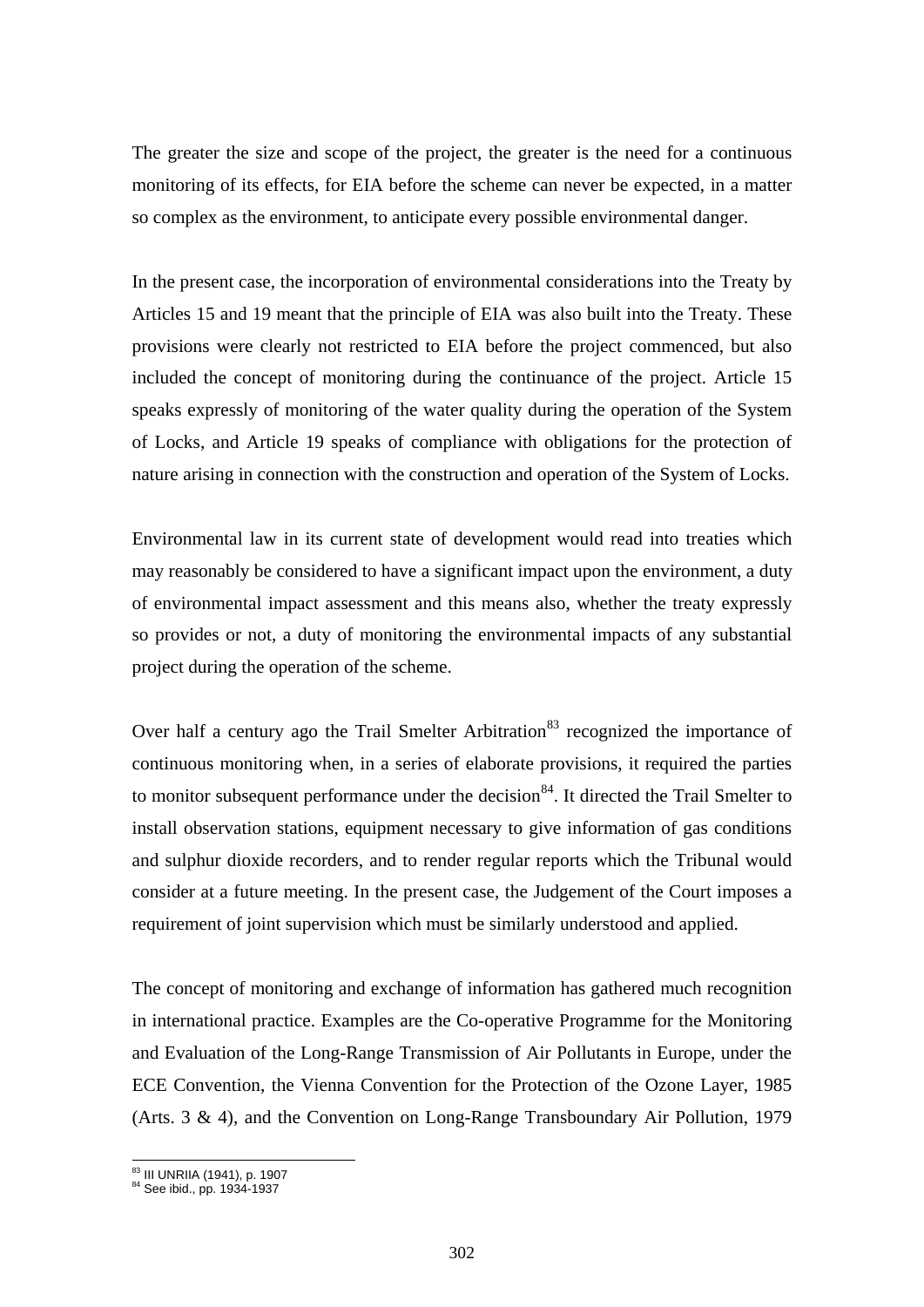The greater the size and scope of the project, the greater is the need for a continuous monitoring of its effects, for EIA before the scheme can never be expected, in a matter so complex as the environment, to anticipate every possible environmental danger.

In the present case, the incorporation of environmental considerations into the Treaty by Articles 15 and 19 meant that the principle of EIA was also built into the Treaty. These provisions were clearly not restricted to EIA before the project commenced, but also included the concept of monitoring during the continuance of the project. Article 15 speaks expressly of monitoring of the water quality during the operation of the System of Locks, and Article 19 speaks of compliance with obligations for the protection of nature arising in connection with the construction and operation of the System of Locks.

Environmental law in its current state of development would read into treaties which may reasonably be considered to have a significant impact upon the environment, a duty of environmental impact assessment and this means also, whether the treaty expressly so provides or not, a duty of monitoring the environmental impacts of any substantial project during the operation of the scheme.

Over half a century ago the Trail Smelter Arbitration[83] recognized the importance of continuous monitoring when, in a series of elaborate provisions, it required the parties to monitor subsequent performance under the decision[84]. It directed the Trail Smelter to install observation stations, equipment necessary to give information of gas conditions and sulphur dioxide recorders, and to render regular reports which the Tribunal would consider at a future meeting. In the present case, the Judgement of the Court imposes a requirement of joint supervision which must be similarly understood and applied.

The concept of monitoring and exchange of information has gathered much recognition in international practice. Examples are the Co-operative Programme for the Monitoring and Evaluation of the Long-Range Transmission of Air Pollutants in Europe, under the ECE Convention, the Vienna Convention for the Protection of the Ozone Layer, 1985 (Arts. 3 & 4), and the Convention on Long-Range Transboundary Air Pollution, 1979

[83] III UNRIIA (1941), p. 1907
[84] See ibid., pp. 1934-1937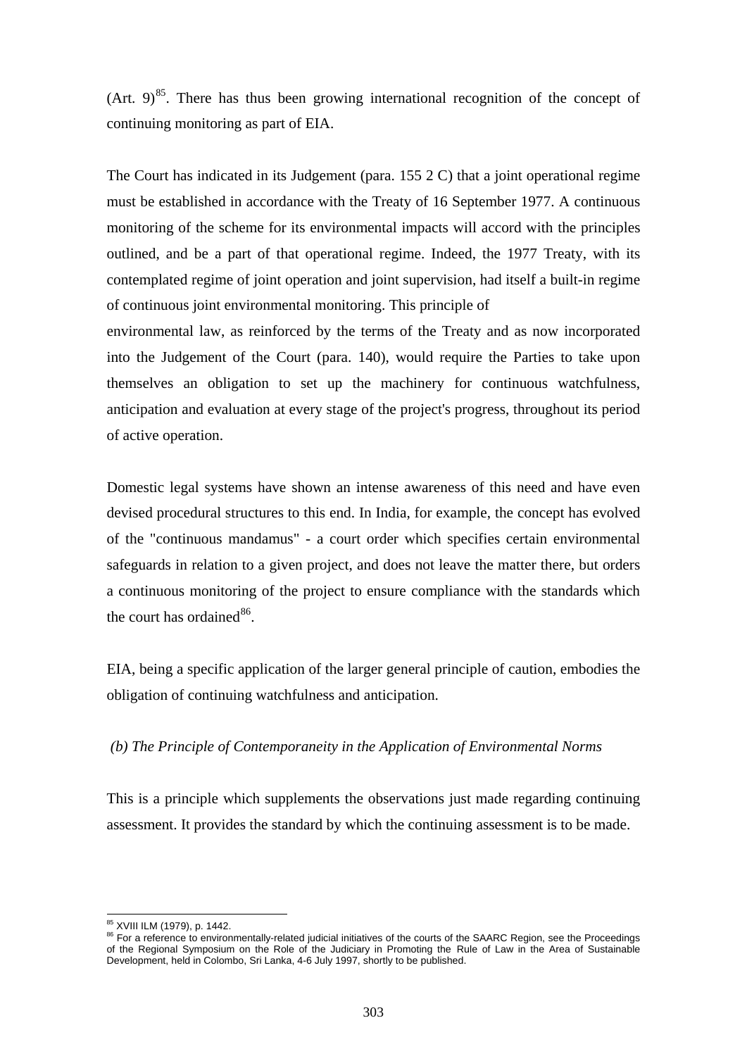(Art. 9)[85]. There has thus been growing international recognition of the concept of continuing monitoring as part of EIA.

The Court has indicated in its Judgement (para. 155 2 C) that a joint operational regime must be established in accordance with the Treaty of 16 September 1977. A continuous monitoring of the scheme for its environmental impacts will accord with the principles outlined, and be a part of that operational regime. Indeed, the 1977 Treaty, with its contemplated regime of joint operation and joint supervision, had itself a built-in regime of continuous joint environmental monitoring. This principle of environmental law, as reinforced by the terms of the Treaty and as now incorporated into the Judgement of the Court (para. 140), would require the Parties to take upon themselves an obligation to set up the machinery for continuous watchfulness, anticipation and evaluation at every stage of the project's progress, throughout its period of active operation.

Domestic legal systems have shown an intense awareness of this need and have even devised procedural structures to this end. In India, for example, the concept has evolved of the "continuous mandamus" - a court order which specifies certain environmental safeguards in relation to a given project, and does not leave the matter there, but orders a continuous monitoring of the project to ensure compliance with the standards which the court has ordained[86].

EIA, being a specific application of the larger general principle of caution, embodies the obligation of continuing watchfulness and anticipation.

*(b) The Principle of Contemporaneity in the Application of Environmental Norms*

This is a principle which supplements the observations just made regarding continuing assessment. It provides the standard by which the continuing assessment is to be made.

---

[85] XVIII ILM (1979), p. 1442.

[86] For a reference to environmentally-related judicial initiatives of the courts of the SAARC Region, see the Proceedings of the Regional Symposium on the Role of the Judiciary in Promoting the Rule of Law in the Area of Sustainable Development, held in Colombo, Sri Lanka, 4-6 July 1997, shortly to be published.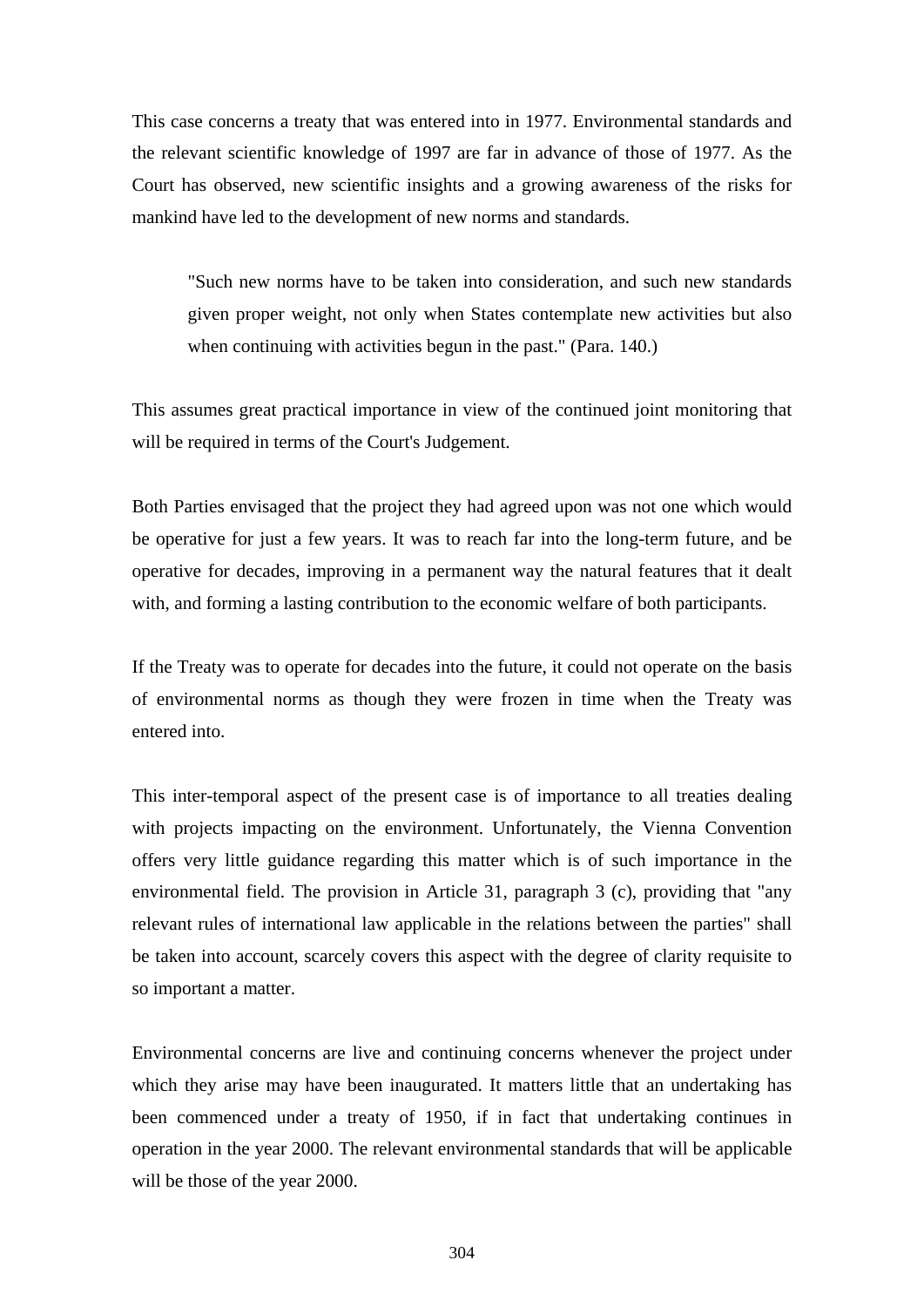This case concerns a treaty that was entered into in 1977. Environmental standards and the relevant scientific knowledge of 1997 are far in advance of those of 1977. As the Court has observed, new scientific insights and a growing awareness of the risks for mankind have led to the development of new norms and standards.

> "Such new norms have to be taken into consideration, and such new standards given proper weight, not only when States contemplate new activities but also when continuing with activities begun in the past." (Para. 140.)

This assumes great practical importance in view of the continued joint monitoring that will be required in terms of the Court's Judgement.

Both Parties envisaged that the project they had agreed upon was not one which would be operative for just a few years. It was to reach far into the long-term future, and be operative for decades, improving in a permanent way the natural features that it dealt with, and forming a lasting contribution to the economic welfare of both participants.

If the Treaty was to operate for decades into the future, it could not operate on the basis of environmental norms as though they were frozen in time when the Treaty was entered into.

This inter-temporal aspect of the present case is of importance to all treaties dealing with projects impacting on the environment. Unfortunately, the Vienna Convention offers very little guidance regarding this matter which is of such importance in the environmental field. The provision in Article 31, paragraph 3 (c), providing that "any relevant rules of international law applicable in the relations between the parties" shall be taken into account, scarcely covers this aspect with the degree of clarity requisite to so important a matter.

Environmental concerns are live and continuing concerns whenever the project under which they arise may have been inaugurated. It matters little that an undertaking has been commenced under a treaty of 1950, if in fact that undertaking continues in operation in the year 2000. The relevant environmental standards that will be applicable will be those of the year 2000.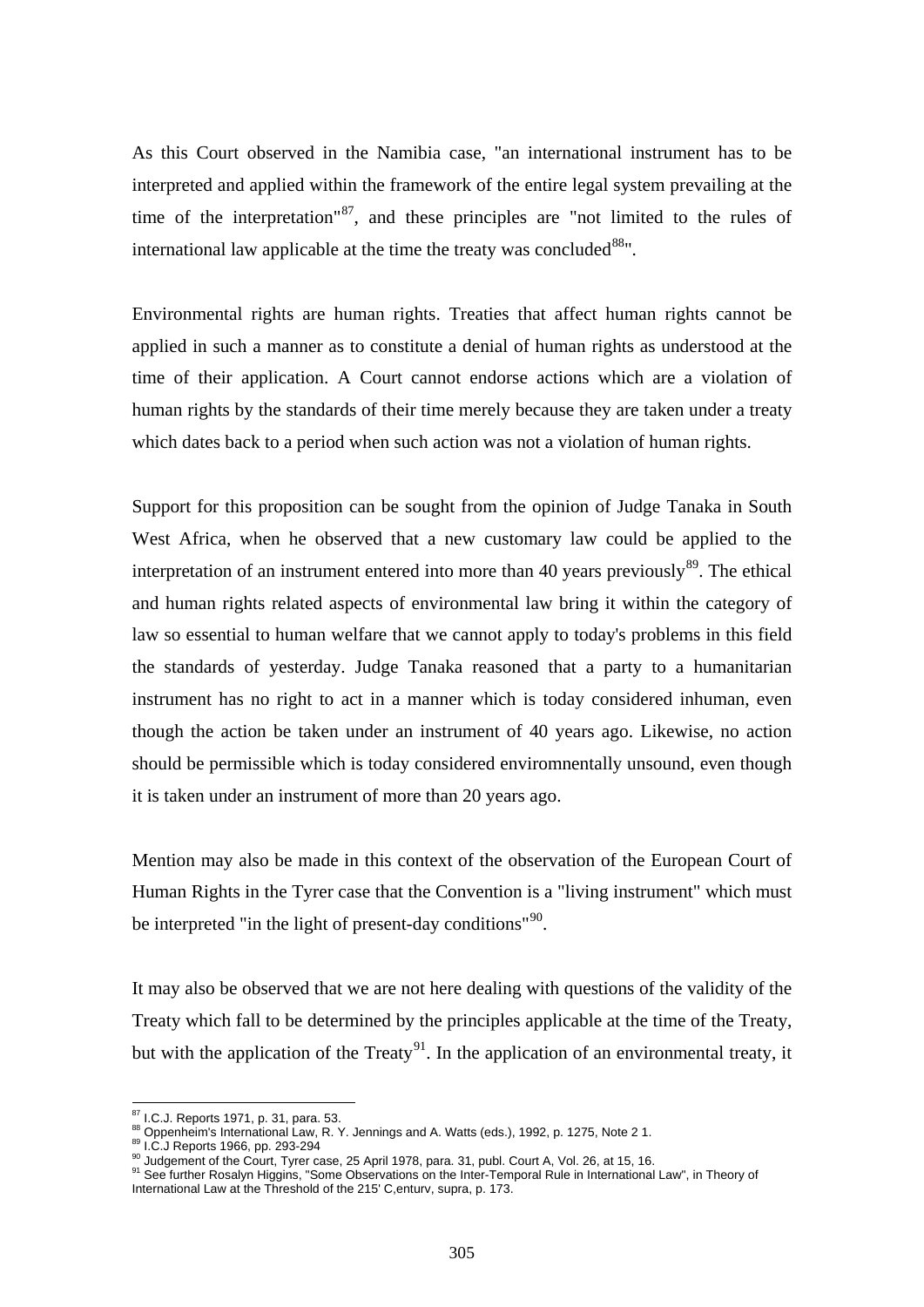As this Court observed in the Namibia case, "an international instrument has to be interpreted and applied within the framework of the entire legal system prevailing at the time of the interpretation"[87], and these principles are "not limited to the rules of international law applicable at the time the treaty was concluded[88]".

Environmental rights are human rights. Treaties that affect human rights cannot be applied in such a manner as to constitute a denial of human rights as understood at the time of their application. A Court cannot endorse actions which are a violation of human rights by the standards of their time merely because they are taken under a treaty which dates back to a period when such action was not a violation of human rights.

Support for this proposition can be sought from the opinion of Judge Tanaka in South West Africa, when he observed that a new customary law could be applied to the interpretation of an instrument entered into more than 40 years previously[89]. The ethical and human rights related aspects of environmental law bring it within the category of law so essential to human welfare that we cannot apply to today's problems in this field the standards of yesterday. Judge Tanaka reasoned that a party to a humanitarian instrument has no right to act in a manner which is today considered inhuman, even though the action be taken under an instrument of 40 years ago. Likewise, no action should be permissible which is today considered enviromnentally unsound, even though it is taken under an instrument of more than 20 years ago.

Mention may also be made in this context of the observation of the European Court of Human Rights in the Tyrer case that the Convention is a "living instrument" which must be interpreted "in the light of present-day conditions"[90].

It may also be observed that we are not here dealing with questions of the validity of the Treaty which fall to be determined by the principles applicable at the time of the Treaty, but with the application of the Treaty[91]. In the application of an environmental treaty, it

---

[87] I.C.J. Reports 1971, p. 31, para. 53.

[88] Oppenheim's International Law, R. Y. Jennings and A. Watts (eds.), 1992, p. 1275, Note 2 1.

[89] I.C.J Reports 1966, pp. 293-294

[90] Judgement of the Court, Tyrer case, 25 April 1978, para. 31, publ. Court A, Vol. 26, at 15, 16.

[91] See further Rosalyn Higgins, "Some Observations on the Inter-Temporal Rule in International Law", in Theory of International Law at the Threshold of the 215' C,enturv, supra, p. 173.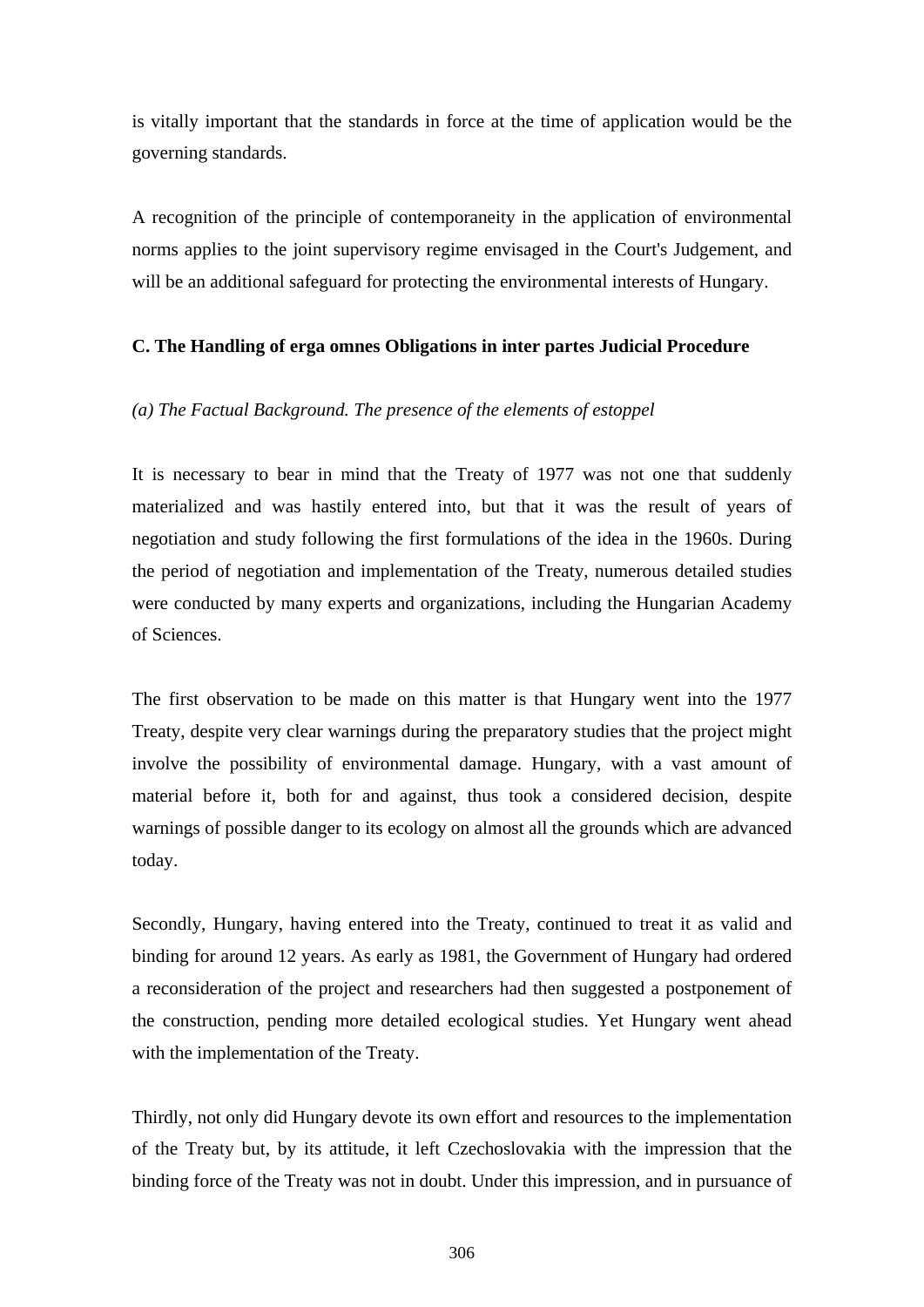is vitally important that the standards in force at the time of application would be the governing standards.

A recognition of the principle of contemporaneity in the application of environmental norms applies to the joint supervisory regime envisaged in the Court's Judgement, and will be an additional safeguard for protecting the environmental interests of Hungary.

### C. The Handling of erga omnes Obligations in inter partes Judicial Procedure

*(a) The Factual Background. The presence of the elements of estoppel*

It is necessary to bear in mind that the Treaty of 1977 was not one that suddenly materialized and was hastily entered into, but that it was the result of years of negotiation and study following the first formulations of the idea in the 1960s. During the period of negotiation and implementation of the Treaty, numerous detailed studies were conducted by many experts and organizations, including the Hungarian Academy of Sciences.

The first observation to be made on this matter is that Hungary went into the 1977 Treaty, despite very clear warnings during the preparatory studies that the project might involve the possibility of environmental damage. Hungary, with a vast amount of material before it, both for and against, thus took a considered decision, despite warnings of possible danger to its ecology on almost all the grounds which are advanced today.

Secondly, Hungary, having entered into the Treaty, continued to treat it as valid and binding for around 12 years. As early as 1981, the Government of Hungary had ordered a reconsideration of the project and researchers had then suggested a postponement of the construction, pending more detailed ecological studies. Yet Hungary went ahead with the implementation of the Treaty.

Thirdly, not only did Hungary devote its own effort and resources to the implementation of the Treaty but, by its attitude, it left Czechoslovakia with the impression that the binding force of the Treaty was not in doubt. Under this impression, and in pursuance of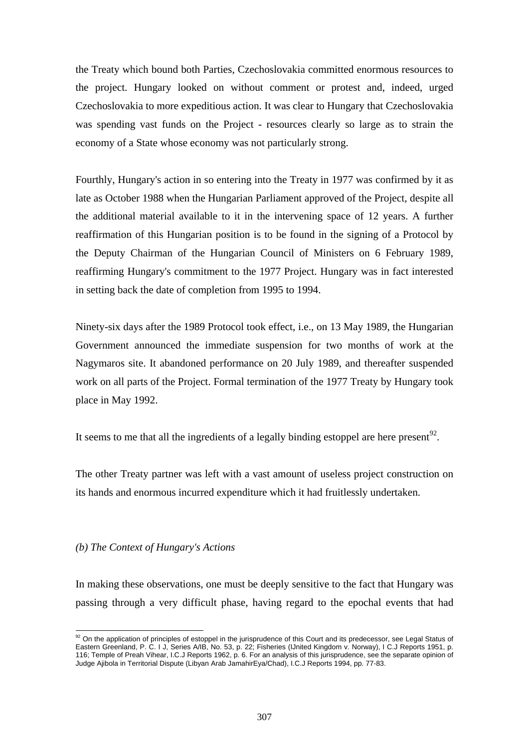the Treaty which bound both Parties, Czechoslovakia committed enormous resources to the project. Hungary looked on without comment or protest and, indeed, urged Czechoslovakia to more expeditious action. It was clear to Hungary that Czechoslovakia was spending vast funds on the Project - resources clearly so large as to strain the economy of a State whose economy was not particularly strong.

Fourthly, Hungary's action in so entering into the Treaty in 1977 was confirmed by it as late as October 1988 when the Hungarian Parliament approved of the Project, despite all the additional material available to it in the intervening space of 12 years. A further reaffirmation of this Hungarian position is to be found in the signing of a Protocol by the Deputy Chairman of the Hungarian Council of Ministers on 6 February 1989, reaffirming Hungary's commitment to the 1977 Project. Hungary was in fact interested in setting back the date of completion from 1995 to 1994.

Ninety-six days after the 1989 Protocol took effect, i.e., on 13 May 1989, the Hungarian Government announced the immediate suspension for two months of work at the Nagymaros site. It abandoned performance on 20 July 1989, and thereafter suspended work on all parts of the Project. Formal termination of the 1977 Treaty by Hungary took place in May 1992.

It seems to me that all the ingredients of a legally binding estoppel are here present[92].

The other Treaty partner was left with a vast amount of useless project construction on its hands and enormous incurred expenditure which it had fruitlessly undertaken.

*(b) The Context of Hungary's Actions*

In making these observations, one must be deeply sensitive to the fact that Hungary was passing through a very difficult phase, having regard to the epochal events that had

[92] On the application of principles of estoppel in the jurisprudence of this Court and its predecessor, see Legal Status of Eastern Greenland, P. C. I J, Series A/IB, No. 53, p. 22; Fisheries (IJnited Kingdom v. Norway), I C.J Reports 1951, p. 116; Temple of Preah Vihear, I.C.J Reports 1962, p. 6. For an analysis of this jurisprudence, see the separate opinion of Judge Ajibola in Territorial Dispute (Libyan Arab JamahirEya/Chad), I.C.J Reports 1994, pp. 77-83.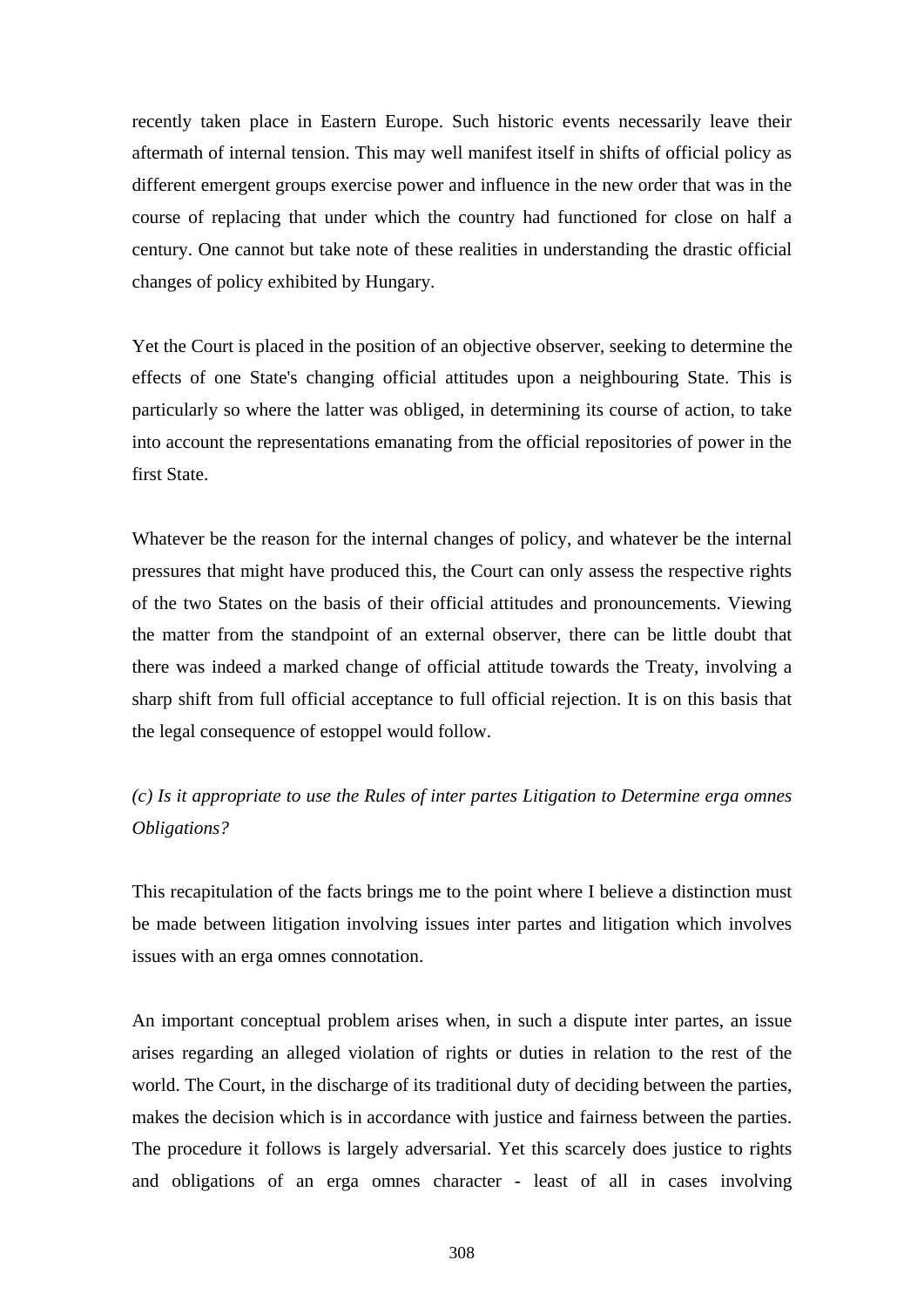recently taken place in Eastern Europe. Such historic events necessarily leave their aftermath of internal tension. This may well manifest itself in shifts of official policy as different emergent groups exercise power and influence in the new order that was in the course of replacing that under which the country had functioned for close on half a century. One cannot but take note of these realities in understanding the drastic official changes of policy exhibited by Hungary.

Yet the Court is placed in the position of an objective observer, seeking to determine the effects of one State's changing official attitudes upon a neighbouring State. This is particularly so where the latter was obliged, in determining its course of action, to take into account the representations emanating from the official repositories of power in the first State.

Whatever be the reason for the internal changes of policy, and whatever be the internal pressures that might have produced this, the Court can only assess the respective rights of the two States on the basis of their official attitudes and pronouncements. Viewing the matter from the standpoint of an external observer, there can be little doubt that there was indeed a marked change of official attitude towards the Treaty, involving a sharp shift from full official acceptance to full official rejection. It is on this basis that the legal consequence of estoppel would follow.

*(c) Is it appropriate to use the Rules of inter partes Litigation to Determine erga omnes Obligations?*

This recapitulation of the facts brings me to the point where I believe a distinction must be made between litigation involving issues inter partes and litigation which involves issues with an erga omnes connotation.

An important conceptual problem arises when, in such a dispute inter partes, an issue arises regarding an alleged violation of rights or duties in relation to the rest of the world. The Court, in the discharge of its traditional duty of deciding between the parties, makes the decision which is in accordance with justice and fairness between the parties. The procedure it follows is largely adversarial. Yet this scarcely does justice to rights and obligations of an erga omnes character - least of all in cases involving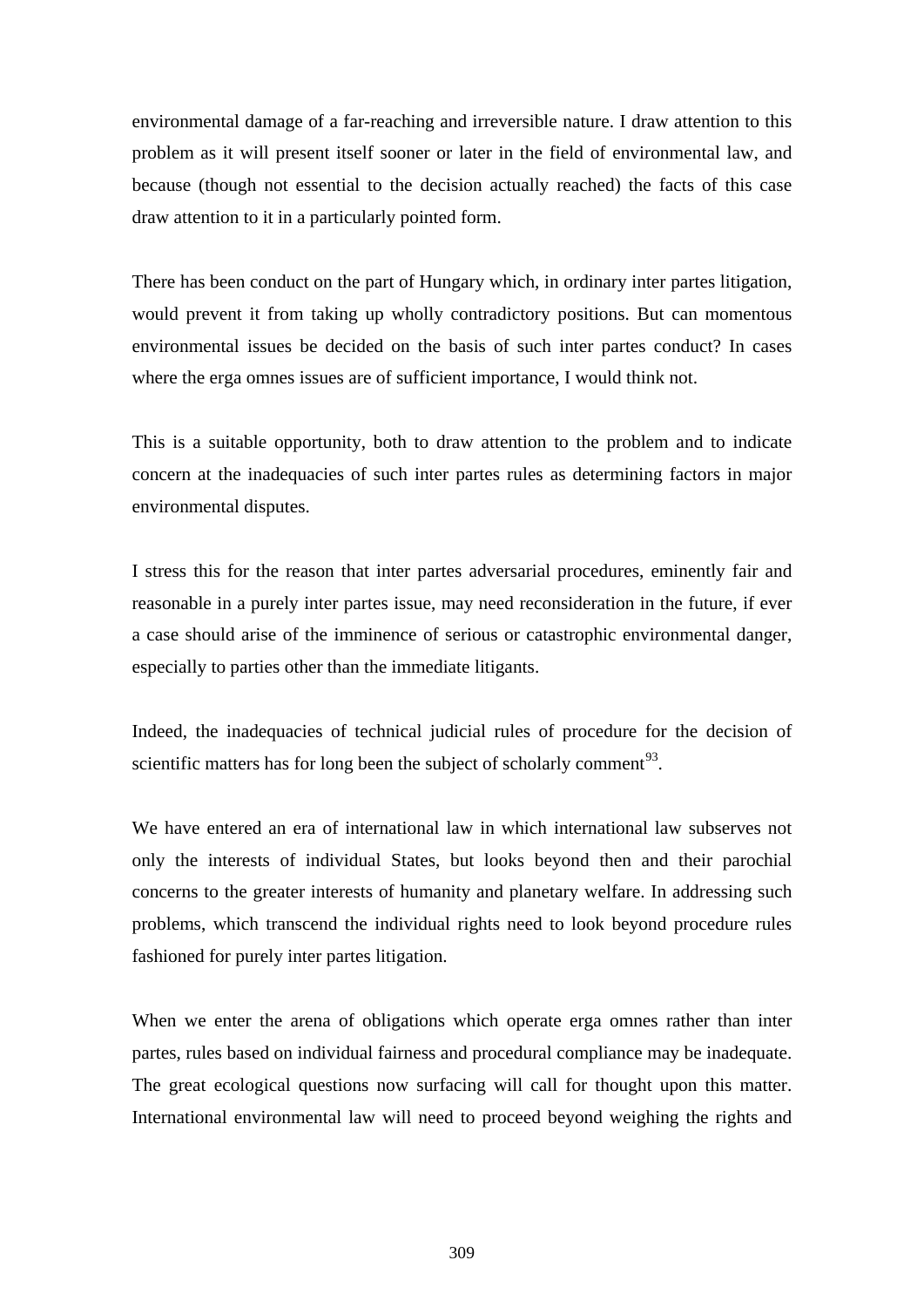environmental damage of a far-reaching and irreversible nature. I draw attention to this problem as it will present itself sooner or later in the field of environmental law, and because (though not essential to the decision actually reached) the facts of this case draw attention to it in a particularly pointed form.

There has been conduct on the part of Hungary which, in ordinary inter partes litigation, would prevent it from taking up wholly contradictory positions. But can momentous environmental issues be decided on the basis of such inter partes conduct? In cases where the erga omnes issues are of sufficient importance, I would think not.

This is a suitable opportunity, both to draw attention to the problem and to indicate concern at the inadequacies of such inter partes rules as determining factors in major environmental disputes.

I stress this for the reason that inter partes adversarial procedures, eminently fair and reasonable in a purely inter partes issue, may need reconsideration in the future, if ever a case should arise of the imminence of serious or catastrophic environmental danger, especially to parties other than the immediate litigants.

Indeed, the inadequacies of technical judicial rules of procedure for the decision of scientific matters has for long been the subject of scholarly comment[93].

We have entered an era of international law in which international law subserves not only the interests of individual States, but looks beyond then and their parochial concerns to the greater interests of humanity and planetary welfare. In addressing such problems, which transcend the individual rights need to look beyond procedure rules fashioned for purely inter partes litigation.

When we enter the arena of obligations which operate erga omnes rather than inter partes, rules based on individual fairness and procedural compliance may be inadequate. The great ecological questions now surfacing will call for thought upon this matter. International environmental law will need to proceed beyond weighing the rights and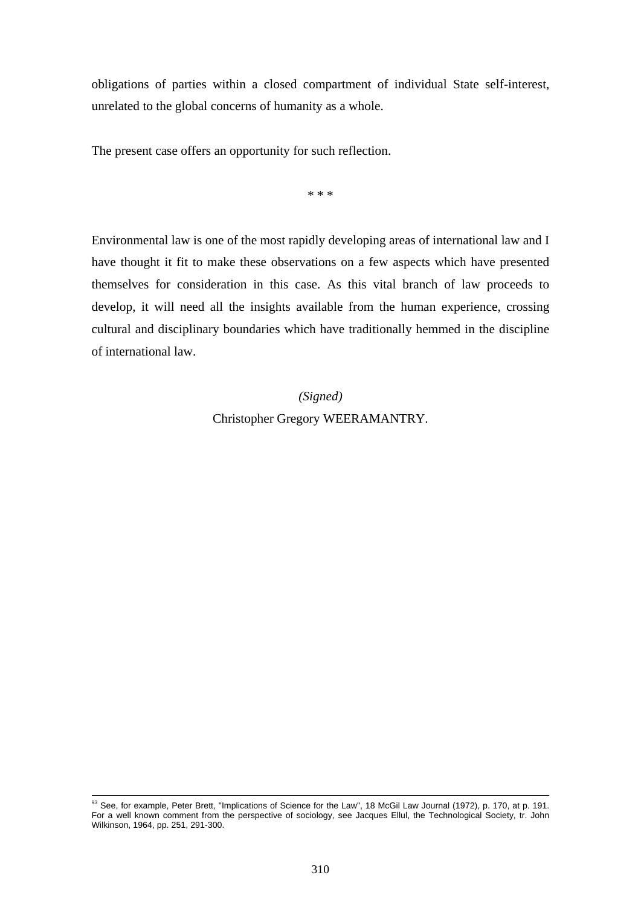obligations of parties within a closed compartment of individual State self-interest, unrelated to the global concerns of humanity as a whole.

The present case offers an opportunity for such reflection.

* * *

Environmental law is one of the most rapidly developing areas of international law and I have thought it fit to make these observations on a few aspects which have presented themselves for consideration in this case. As this vital branch of law proceeds to develop, it will need all the insights available from the human experience, crossing cultural and disciplinary boundaries which have traditionally hemmed in the discipline of international law.

*(Signed)*

Christopher Gregory WEERAMANTRY.

---

[93] See, for example, Peter Brett, "Implications of Science for the Law", 18 McGil Law Journal (1972), p. 170, at p. 191. For a well known comment from the perspective of sociology, see Jacques Ellul, the Technological Society, tr. John Wilkinson, 1964, pp. 251, 291-300.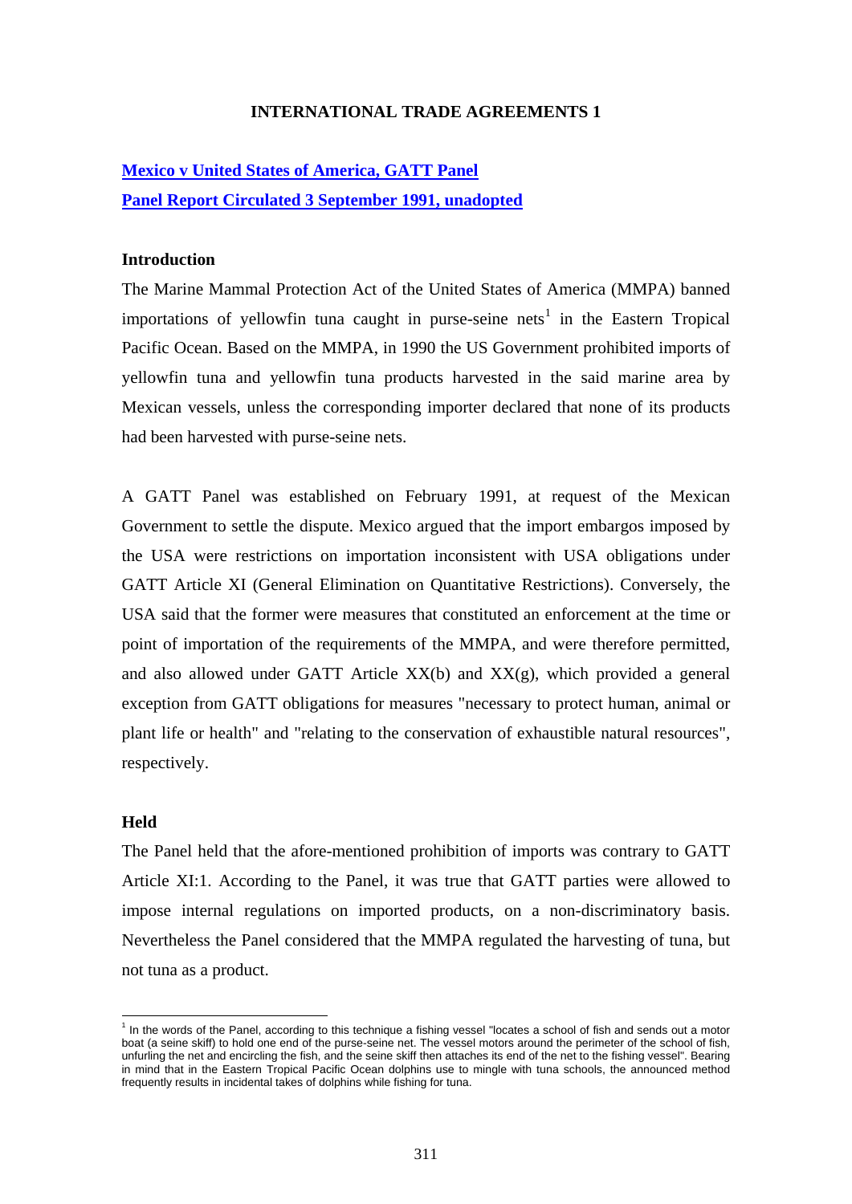**INTERNATIONAL TRADE AGREEMENTS 1**

**Mexico v United States of America, GATT Panel**

**Panel Report Circulated 3 September 1991, unadopted**

**Introduction**

The Marine Mammal Protection Act of the United States of America (MMPA) banned importations of yellowfin tuna caught in purse-seine nets[1] in the Eastern Tropical Pacific Ocean. Based on the MMPA, in 1990 the US Government prohibited imports of yellowfin tuna and yellowfin tuna products harvested in the said marine area by Mexican vessels, unless the corresponding importer declared that none of its products had been harvested with purse-seine nets.

A GATT Panel was established on February 1991, at request of the Mexican Government to settle the dispute. Mexico argued that the import embargos imposed by the USA were restrictions on importation inconsistent with USA obligations under GATT Article XI (General Elimination on Quantitative Restrictions). Conversely, the USA said that the former were measures that constituted an enforcement at the time or point of importation of the requirements of the MMPA, and were therefore permitted, and also allowed under GATT Article XX(b) and XX(g), which provided a general exception from GATT obligations for measures "necessary to protect human, animal or plant life or health" and "relating to the conservation of exhaustible natural resources", respectively.

**Held**

The Panel held that the afore-mentioned prohibition of imports was contrary to GATT Article XI:1. According to the Panel, it was true that GATT parties were allowed to impose internal regulations on imported products, on a non-discriminatory basis. Nevertheless the Panel considered that the MMPA regulated the harvesting of tuna, but not tuna as a product.

---

[1] In the words of the Panel, according to this technique a fishing vessel "locates a school of fish and sends out a motor boat (a seine skiff) to hold one end of the purse-seine net. The vessel motors around the perimeter of the school of fish, unfurling the net and encircling the fish, and the seine skiff then attaches its end of the net to the fishing vessel". Bearing in mind that in the Eastern Tropical Pacific Ocean dolphins use to mingle with tuna schools, the announced method frequently results in incidental takes of dolphins while fishing for tuna.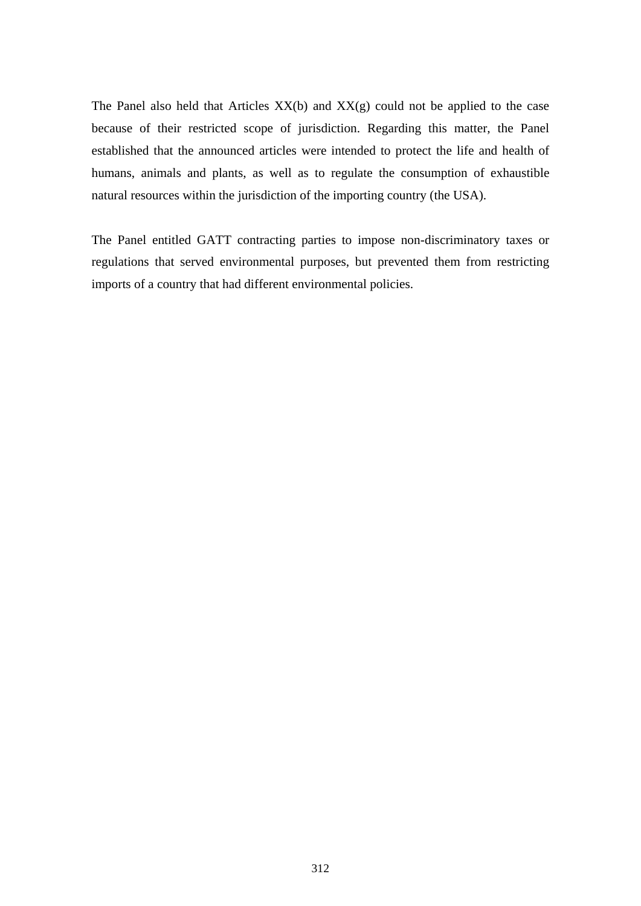The Panel also held that Articles XX(b) and XX(g) could not be applied to the case because of their restricted scope of jurisdiction. Regarding this matter, the Panel established that the announced articles were intended to protect the life and health of humans, animals and plants, as well as to regulate the consumption of exhaustible natural resources within the jurisdiction of the importing country (the USA).

The Panel entitled GATT contracting parties to impose non-discriminatory taxes or regulations that served environmental purposes, but prevented them from restricting imports of a country that had different environmental policies.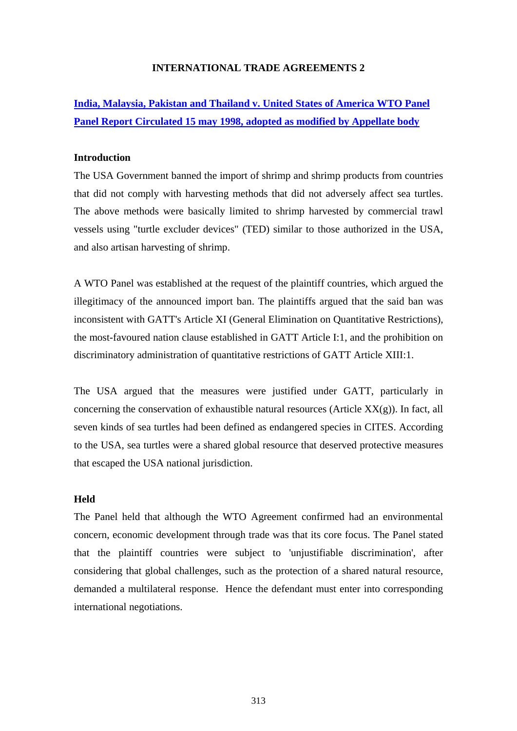# INTERNATIONAL TRADE AGREEMENTS 2

**India, Malaysia, Pakistan and Thailand v. United States of America WTO Panel Panel Report Circulated 15 may 1998, adopted as modified by Appellate body**

### Introduction

The USA Government banned the import of shrimp and shrimp products from countries that did not comply with harvesting methods that did not adversely affect sea turtles. The above methods were basically limited to shrimp harvested by commercial trawl vessels using "turtle excluder devices" (TED) similar to those authorized in the USA, and also artisan harvesting of shrimp.

A WTO Panel was established at the request of the plaintiff countries, which argued the illegitimacy of the announced import ban. The plaintiffs argued that the said ban was inconsistent with GATT's Article XI (General Elimination on Quantitative Restrictions), the most-favoured nation clause established in GATT Article I:1, and the prohibition on discriminatory administration of quantitative restrictions of GATT Article XIII:1.

The USA argued that the measures were justified under GATT, particularly in concerning the conservation of exhaustible natural resources (Article XX(g)). In fact, all seven kinds of sea turtles had been defined as endangered species in CITES. According to the USA, sea turtles were a shared global resource that deserved protective measures that escaped the USA national jurisdiction.

### Held

The Panel held that although the WTO Agreement confirmed had an environmental concern, economic development through trade was that its core focus. The Panel stated that the plaintiff countries were subject to 'unjustifiable discrimination', after considering that global challenges, such as the protection of a shared natural resource, demanded a multilateral response. Hence the defendant must enter into corresponding international negotiations.